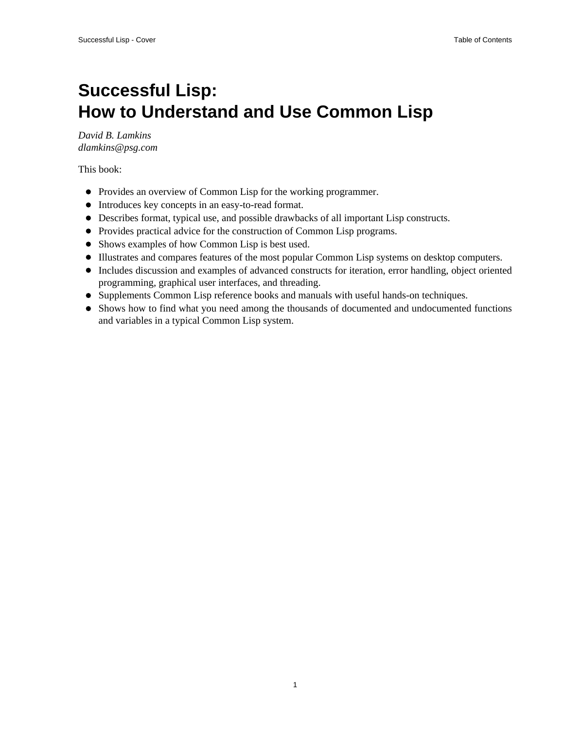# Successful Lisp:
# How to Understand and Use Common Lisp

*David B. Lamkins*
*dlamkins@psg.com*

This book:

- Provides an overview of Common Lisp for the working programmer.
- Introduces key concepts in an easy-to-read format.
- Describes format, typical use, and possible drawbacks of all important Lisp constructs.
- Provides practical advice for the construction of Common Lisp programs.
- Shows examples of how Common Lisp is best used.
- Illustrates and compares features of the most popular Common Lisp systems on desktop computers.
- Includes discussion and examples of advanced constructs for iteration, error handling, object oriented programming, graphical user interfaces, and threading.
- Supplements Common Lisp reference books and manuals with useful hands-on techniques.
- Shows how to find what you need among the thousands of documented and undocumented functions and variables in a typical Common Lisp system.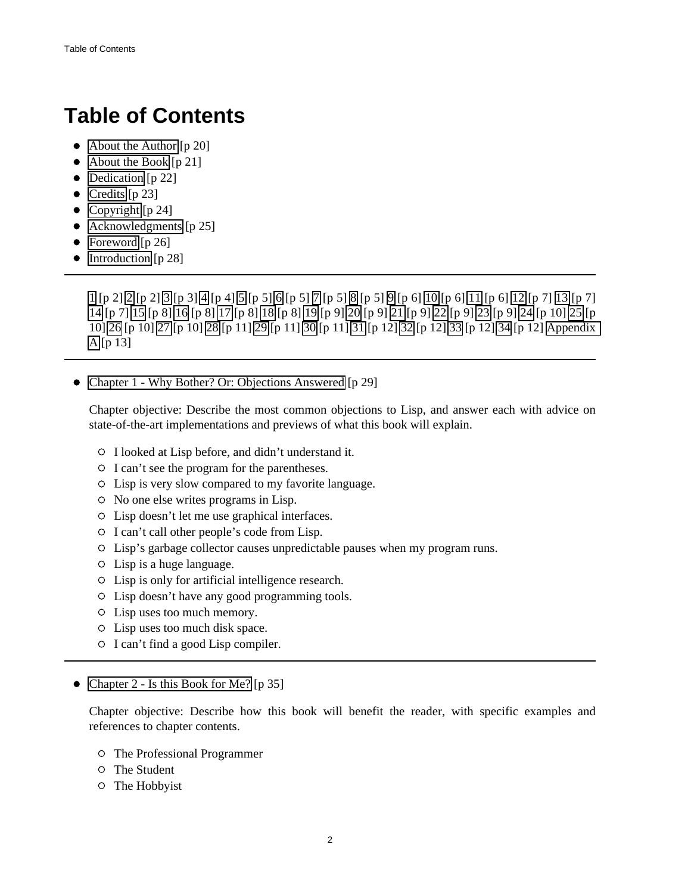# Table of Contents

- About the Author [p 20]
- About the Book [p 21]
- Dedication [p 22]
- Credits [p 23]
- Copyright [p 24]
- Acknowledgments [p 25]
- Foreword [p 26]
- Introduction [p 28]

---

1 [p 2] 2 [p 2] 3 [p 3] 4 [p 4] 5 [p 5] 6 [p 5] 7 [p 5] 8 [p 5] 9 [p 6] 10 [p 6] 11 [p 6] 12 [p 7] 13 [p 7] 14 [p 7] 15 [p 8] 16 [p 8] 17 [p 8] 18 [p 8] 19 [p 9] 20 [p 9] 21 [p 9] 22 [p 9] 23 [p 9] 24 [p 10] 25 [p 10] 26 [p 10] 27 [p 10] 28 [p 11] 29 [p 11] 30 [p 11] 31 [p 12] 32 [p 12] 33 [p 12] 34 [p 12] Appendix A [p 13]

---

- Chapter 1 - Why Bother? Or: Objections Answered [p 29]

  Chapter objective: Describe the most common objections to Lisp, and answer each with advice on state-of-the-art implementations and previews of what this book will explain.

  - I looked at Lisp before, and didn't understand it.
  - I can't see the program for the parentheses.
  - Lisp is very slow compared to my favorite language.
  - No one else writes programs in Lisp.
  - Lisp doesn't let me use graphical interfaces.
  - I can't call other people's code from Lisp.
  - Lisp's garbage collector causes unpredictable pauses when my program runs.
  - Lisp is a huge language.
  - Lisp is only for artificial intelligence research.
  - Lisp doesn't have any good programming tools.
  - Lisp uses too much memory.
  - Lisp uses too much disk space.
  - I can't find a good Lisp compiler.

---

- Chapter 2 - Is this Book for Me? [p 35]

  Chapter objective: Describe how this book will benefit the reader, with specific examples and references to chapter contents.

  - The Professional Programmer
  - The Student
  - The Hobbyist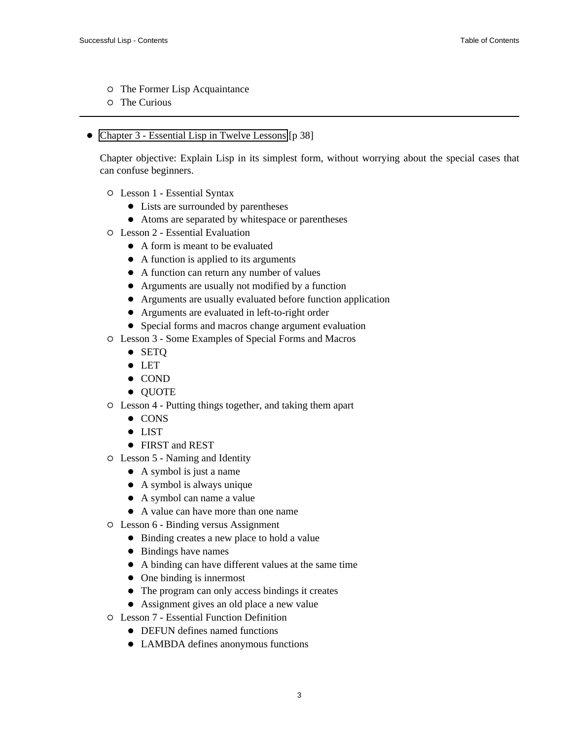- The Former Lisp Acquaintance
- The Curious

---

- Chapter 3 - Essential Lisp in Twelve Lessons [p 38]

  Chapter objective: Explain Lisp in its simplest form, without worrying about the special cases that can confuse beginners.

  - Lesson 1 - Essential Syntax
    - Lists are surrounded by parentheses
    - Atoms are separated by whitespace or parentheses
  - Lesson 2 - Essential Evaluation
    - A form is meant to be evaluated
    - A function is applied to its arguments
    - A function can return any number of values
    - Arguments are usually not modified by a function
    - Arguments are usually evaluated before function application
    - Arguments are evaluated in left-to-right order
    - Special forms and macros change argument evaluation
  - Lesson 3 - Some Examples of Special Forms and Macros
    - SETQ
    - LET
    - COND
    - QUOTE
  - Lesson 4 - Putting things together, and taking them apart
    - CONS
    - LIST
    - FIRST and REST
  - Lesson 5 - Naming and Identity
    - A symbol is just a name
    - A symbol is always unique
    - A symbol can name a value
    - A value can have more than one name
  - Lesson 6 - Binding versus Assignment
    - Binding creates a new place to hold a value
    - Bindings have names
    - A binding can have different values at the same time
    - One binding is innermost
    - The program can only access bindings it creates
    - Assignment gives an old place a new value
  - Lesson 7 - Essential Function Definition
    - DEFUN defines named functions
    - LAMBDA defines anonymous functions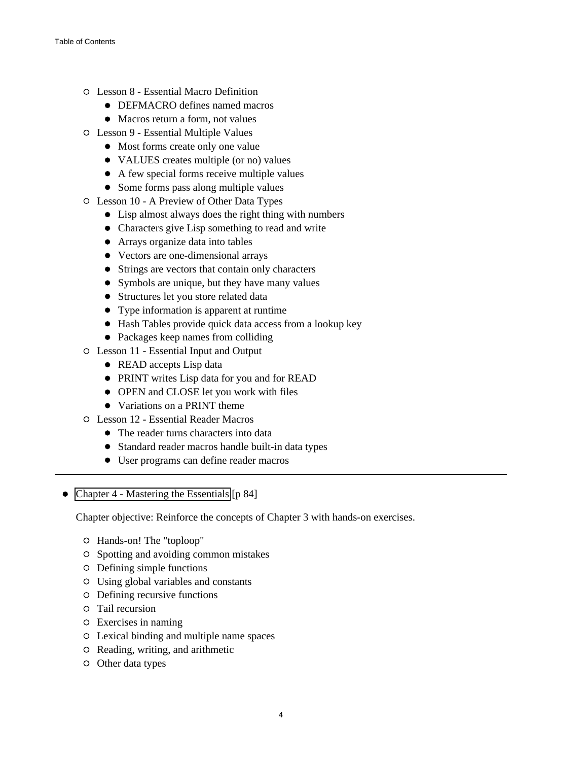- Lesson 8 - Essential Macro Definition
    - DEFMACRO defines named macros
    - Macros return a form, not values
- Lesson 9 - Essential Multiple Values
    - Most forms create only one value
    - VALUES creates multiple (or no) values
    - A few special forms receive multiple values
    - Some forms pass along multiple values
- Lesson 10 - A Preview of Other Data Types
    - Lisp almost always does the right thing with numbers
    - Characters give Lisp something to read and write
    - Arrays organize data into tables
    - Vectors are one-dimensional arrays
    - Strings are vectors that contain only characters
    - Symbols are unique, but they have many values
    - Structures let you store related data
    - Type information is apparent at runtime
    - Hash Tables provide quick data access from a lookup key
    - Packages keep names from colliding
- Lesson 11 - Essential Input and Output
    - READ accepts Lisp data
    - PRINT writes Lisp data for you and for READ
    - OPEN and CLOSE let you work with files
    - Variations on a PRINT theme
- Lesson 12 - Essential Reader Macros
    - The reader turns characters into data
    - Standard reader macros handle built-in data types
    - User programs can define reader macros

---

- Chapter 4 - Mastering the Essentials [p 84]

  Chapter objective: Reinforce the concepts of Chapter 3 with hands-on exercises.

    - Hands-on! The "toploop"
    - Spotting and avoiding common mistakes
    - Defining simple functions
    - Using global variables and constants
    - Defining recursive functions
    - Tail recursion
    - Exercises in naming
    - Lexical binding and multiple name spaces
    - Reading, writing, and arithmetic
    - Other data types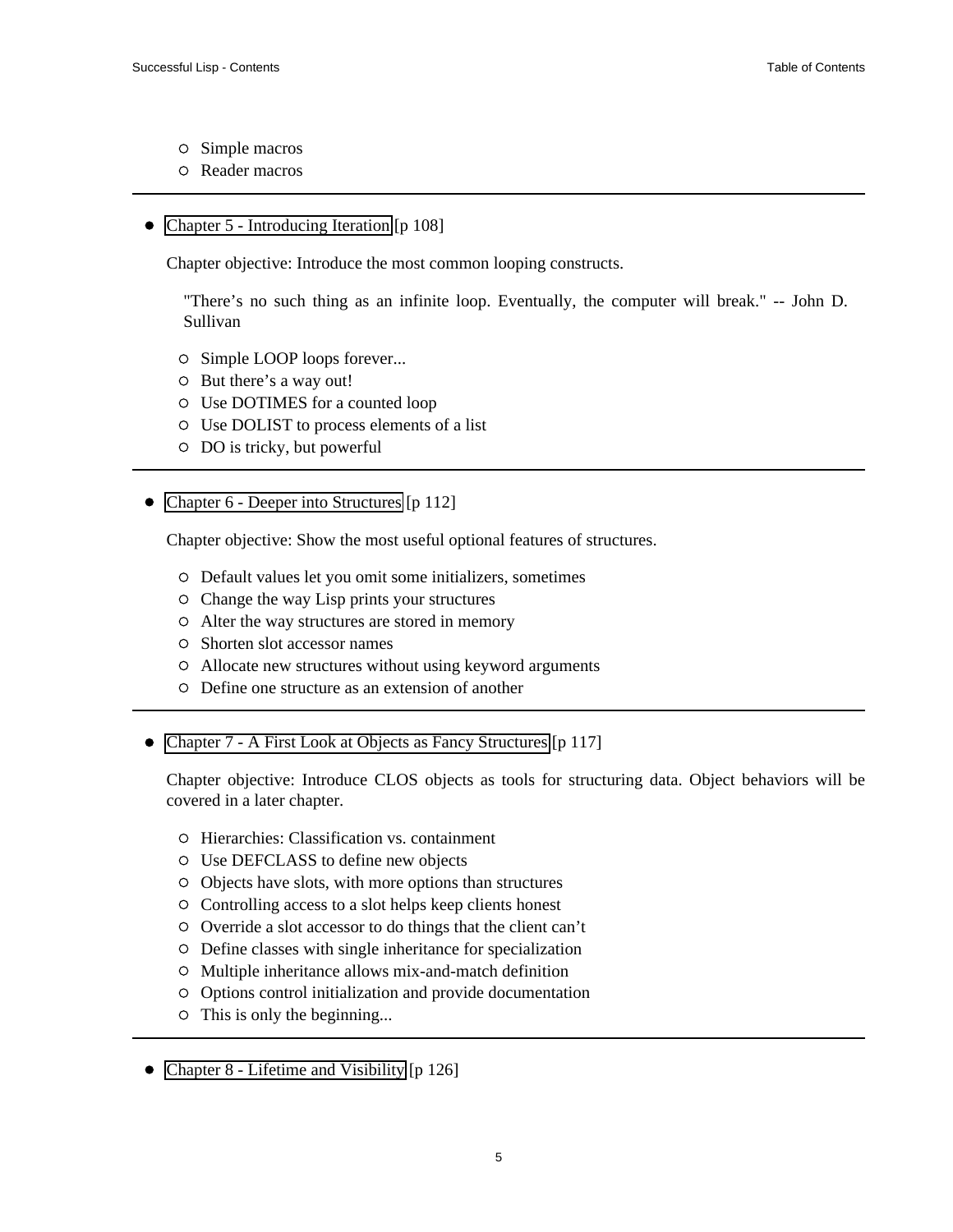- Simple macros
- Reader macros

---

- Chapter 5 - Introducing Iteration [p 108]

  Chapter objective: Introduce the most common looping constructs.

  > "There's no such thing as an infinite loop. Eventually, the computer will break." -- John D. Sullivan

  - Simple LOOP loops forever...
  - But there's a way out!
  - Use DOTIMES for a counted loop
  - Use DOLIST to process elements of a list
  - DO is tricky, but powerful

---

- Chapter 6 - Deeper into Structures [p 112]

  Chapter objective: Show the most useful optional features of structures.

  - Default values let you omit some initializers, sometimes
  - Change the way Lisp prints your structures
  - Alter the way structures are stored in memory
  - Shorten slot accessor names
  - Allocate new structures without using keyword arguments
  - Define one structure as an extension of another

---

- Chapter 7 - A First Look at Objects as Fancy Structures [p 117]

  Chapter objective: Introduce CLOS objects as tools for structuring data. Object behaviors will be covered in a later chapter.

  - Hierarchies: Classification vs. containment
  - Use DEFCLASS to define new objects
  - Objects have slots, with more options than structures
  - Controlling access to a slot helps keep clients honest
  - Override a slot accessor to do things that the client can't
  - Define classes with single inheritance for specialization
  - Multiple inheritance allows mix-and-match definition
  - Options control initialization and provide documentation
  - This is only the beginning...

---

- Chapter 8 - Lifetime and Visibility [p 126]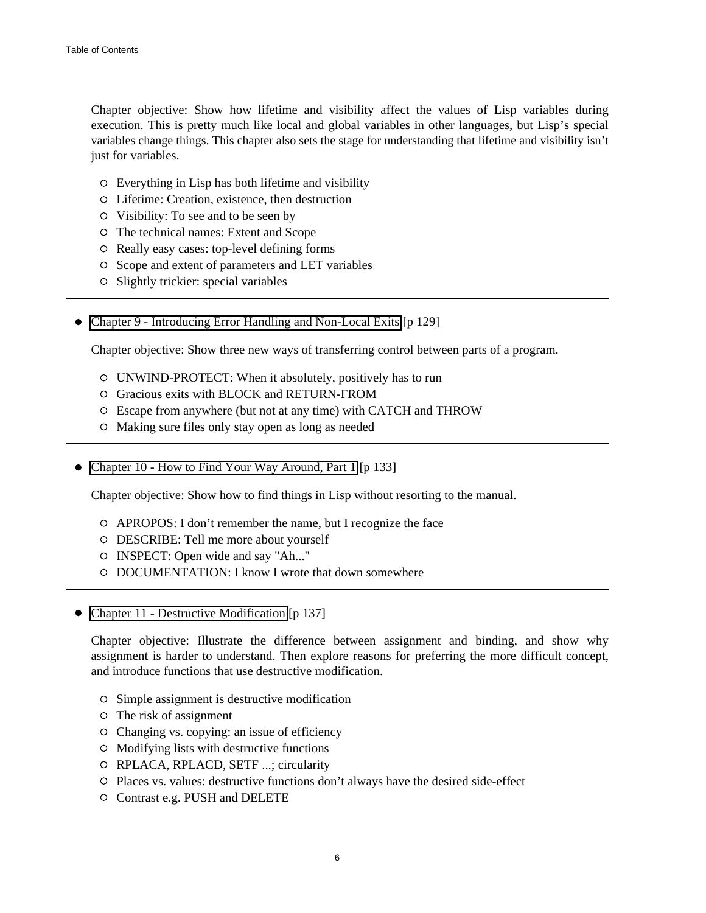Chapter objective: Show how lifetime and visibility affect the values of Lisp variables during execution. This is pretty much like local and global variables in other languages, but Lisp's special variables change things. This chapter also sets the stage for understanding that lifetime and visibility isn't just for variables.

- Everything in Lisp has both lifetime and visibility
- Lifetime: Creation, existence, then destruction
- Visibility: To see and to be seen by
- The technical names: Extent and Scope
- Really easy cases: top-level defining forms
- Scope and extent of parameters and LET variables
- Slightly trickier: special variables

---

- Chapter 9 - Introducing Error Handling and Non-Local Exits [p 129]

Chapter objective: Show three new ways of transferring control between parts of a program.

- UNWIND-PROTECT: When it absolutely, positively has to run
- Gracious exits with BLOCK and RETURN-FROM
- Escape from anywhere (but not at any time) with CATCH and THROW
- Making sure files only stay open as long as needed

---

- Chapter 10 - How to Find Your Way Around, Part 1 [p 133]

Chapter objective: Show how to find things in Lisp without resorting to the manual.

- APROPOS: I don't remember the name, but I recognize the face
- DESCRIBE: Tell me more about yourself
- INSPECT: Open wide and say "Ah..."
- DOCUMENTATION: I know I wrote that down somewhere

---

- Chapter 11 - Destructive Modification [p 137]

Chapter objective: Illustrate the difference between assignment and binding, and show why assignment is harder to understand. Then explore reasons for preferring the more difficult concept, and introduce functions that use destructive modification.

- Simple assignment is destructive modification
- The risk of assignment
- Changing vs. copying: an issue of efficiency
- Modifying lists with destructive functions
- RPLACA, RPLACD, SETF ...; circularity
- Places vs. values: destructive functions don't always have the desired side-effect
- Contrast e.g. PUSH and DELETE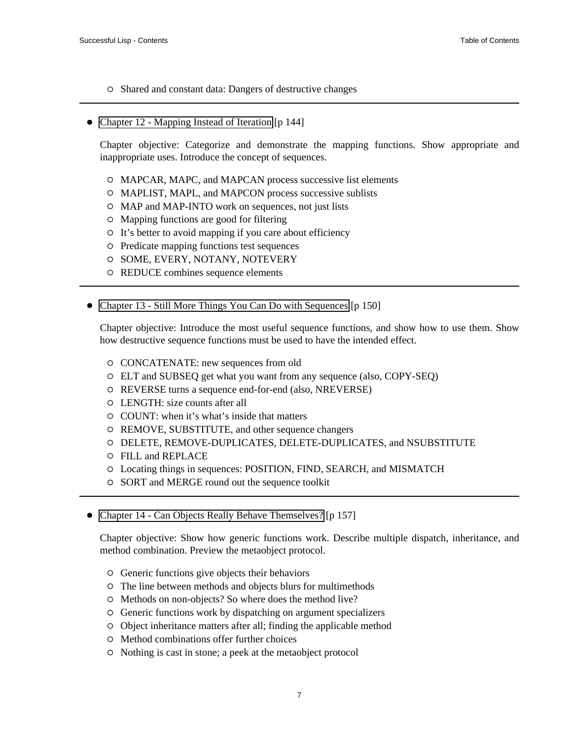- Shared and constant data: Dangers of destructive changes

---

- Chapter 12 - Mapping Instead of Iteration [p 144]

  Chapter objective: Categorize and demonstrate the mapping functions. Show appropriate and inappropriate uses. Introduce the concept of sequences.

  - MAPCAR, MAPC, and MAPCAN process successive list elements
  - MAPLIST, MAPL, and MAPCON process successive sublists
  - MAP and MAP-INTO work on sequences, not just lists
  - Mapping functions are good for filtering
  - It's better to avoid mapping if you care about efficiency
  - Predicate mapping functions test sequences
  - SOME, EVERY, NOTANY, NOTEVERY
  - REDUCE combines sequence elements

---

- Chapter 13 - Still More Things You Can Do with Sequences [p 150]

  Chapter objective: Introduce the most useful sequence functions, and show how to use them. Show how destructive sequence functions must be used to have the intended effect.

  - CONCATENATE: new sequences from old
  - ELT and SUBSEQ get what you want from any sequence (also, COPY-SEQ)
  - REVERSE turns a sequence end-for-end (also, NREVERSE)
  - LENGTH: size counts after all
  - COUNT: when it's what's inside that matters
  - REMOVE, SUBSTITUTE, and other sequence changers
  - DELETE, REMOVE-DUPLICATES, DELETE-DUPLICATES, and NSUBSTITUTE
  - FILL and REPLACE
  - Locating things in sequences: POSITION, FIND, SEARCH, and MISMATCH
  - SORT and MERGE round out the sequence toolkit

---

- Chapter 14 - Can Objects Really Behave Themselves? [p 157]

  Chapter objective: Show how generic functions work. Describe multiple dispatch, inheritance, and method combination. Preview the metaobject protocol.

  - Generic functions give objects their behaviors
  - The line between methods and objects blurs for multimethods
  - Methods on non-objects? So where does the method live?
  - Generic functions work by dispatching on argument specializers
  - Object inheritance matters after all; finding the applicable method
  - Method combinations offer further choices
  - Nothing is cast in stone; a peek at the metaobject protocol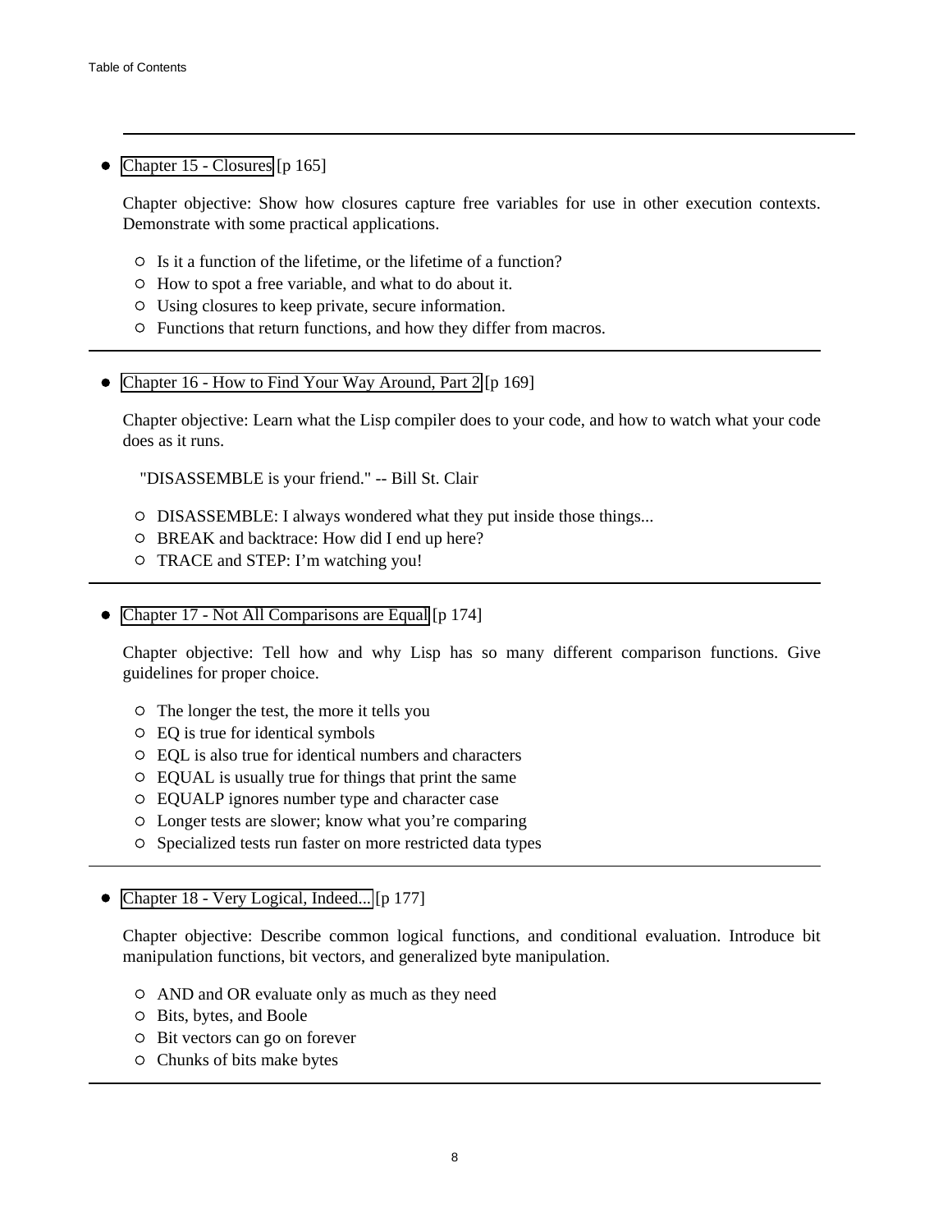---

- Chapter 15 - Closures [p 165]

  Chapter objective: Show how closures capture free variables for use in other execution contexts. Demonstrate with some practical applications.

  - Is it a function of the lifetime, or the lifetime of a function?
  - How to spot a free variable, and what to do about it.
  - Using closures to keep private, secure information.
  - Functions that return functions, and how they differ from macros.

---

- Chapter 16 - How to Find Your Way Around, Part 2 [p 169]

  Chapter objective: Learn what the Lisp compiler does to your code, and how to watch what your code does as it runs.

  "DISASSEMBLE is your friend." -- Bill St. Clair

  - DISASSEMBLE: I always wondered what they put inside those things...
  - BREAK and backtrace: How did I end up here?
  - TRACE and STEP: I'm watching you!

---

- Chapter 17 - Not All Comparisons are Equal [p 174]

  Chapter objective: Tell how and why Lisp has so many different comparison functions. Give guidelines for proper choice.

  - The longer the test, the more it tells you
  - EQ is true for identical symbols
  - EQL is also true for identical numbers and characters
  - EQUAL is usually true for things that print the same
  - EQUALP ignores number type and character case
  - Longer tests are slower; know what you're comparing
  - Specialized tests run faster on more restricted data types

---

- Chapter 18 - Very Logical, Indeed... [p 177]

  Chapter objective: Describe common logical functions, and conditional evaluation. Introduce bit manipulation functions, bit vectors, and generalized byte manipulation.

  - AND and OR evaluate only as much as they need
  - Bits, bytes, and Boole
  - Bit vectors can go on forever
  - Chunks of bits make bytes

---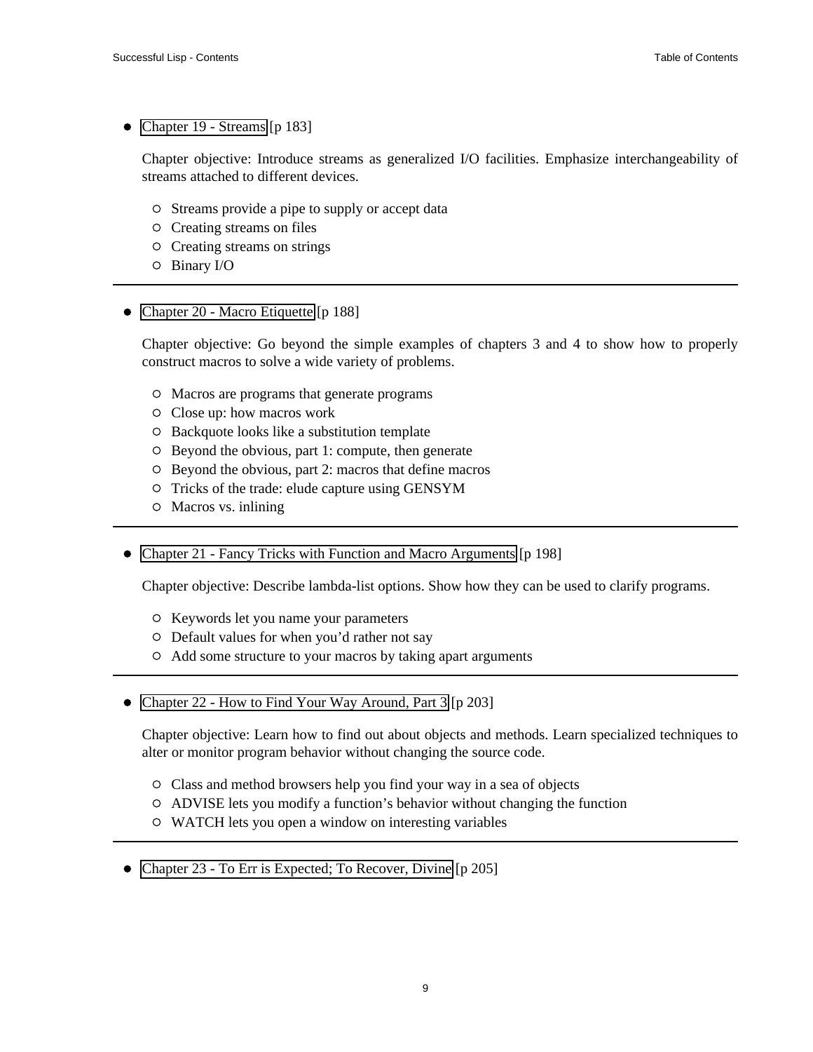- Chapter 19 - Streams [p 183]

  Chapter objective: Introduce streams as generalized I/O facilities. Emphasize interchangeability of streams attached to different devices.

  - Streams provide a pipe to supply or accept data
  - Creating streams on files
  - Creating streams on strings
  - Binary I/O

---

- Chapter 20 - Macro Etiquette [p 188]

  Chapter objective: Go beyond the simple examples of chapters 3 and 4 to show how to properly construct macros to solve a wide variety of problems.

  - Macros are programs that generate programs
  - Close up: how macros work
  - Backquote looks like a substitution template
  - Beyond the obvious, part 1: compute, then generate
  - Beyond the obvious, part 2: macros that define macros
  - Tricks of the trade: elude capture using GENSYM
  - Macros vs. inlining

---

- Chapter 21 - Fancy Tricks with Function and Macro Arguments [p 198]

  Chapter objective: Describe lambda-list options. Show how they can be used to clarify programs.

  - Keywords let you name your parameters
  - Default values for when you'd rather not say
  - Add some structure to your macros by taking apart arguments

---

- Chapter 22 - How to Find Your Way Around, Part 3 [p 203]

  Chapter objective: Learn how to find out about objects and methods. Learn specialized techniques to alter or monitor program behavior without changing the source code.

  - Class and method browsers help you find your way in a sea of objects
  - ADVISE lets you modify a function's behavior without changing the function
  - WATCH lets you open a window on interesting variables

---

- Chapter 23 - To Err is Expected; To Recover, Divine [p 205]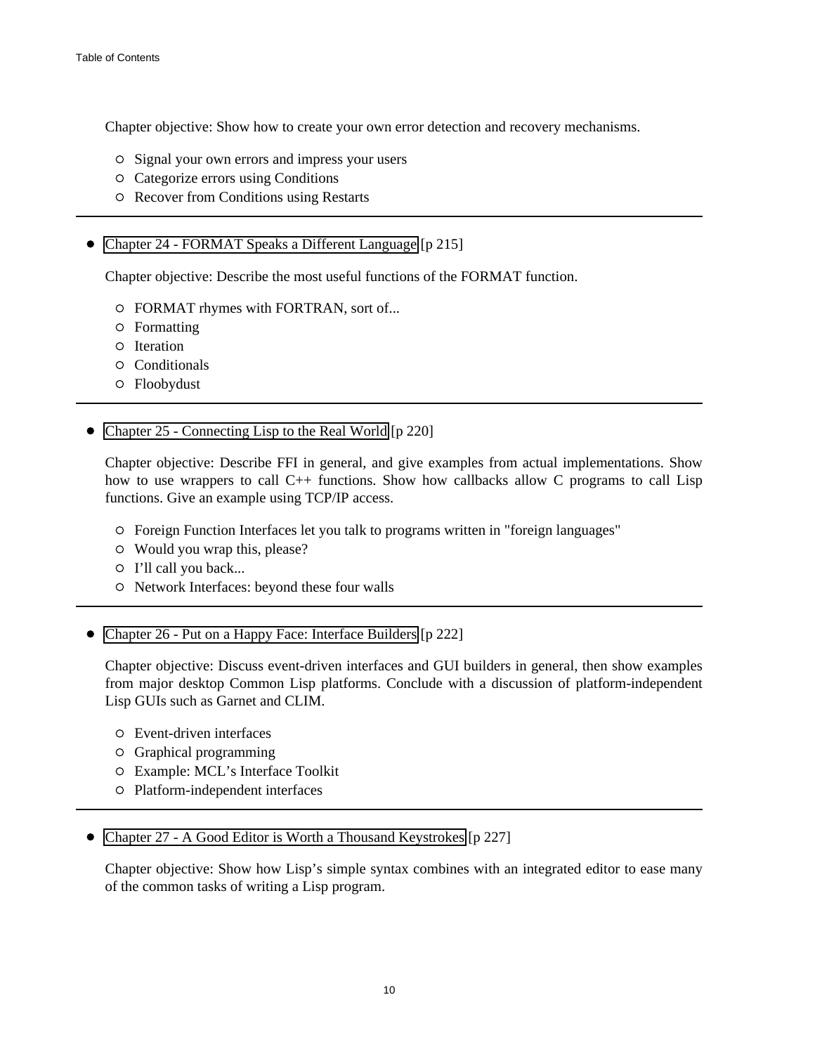Chapter objective: Show how to create your own error detection and recovery mechanisms.

- Signal your own errors and impress your users
- Categorize errors using Conditions
- Recover from Conditions using Restarts

---

- Chapter 24 - FORMAT Speaks a Different Language [p 215]

  Chapter objective: Describe the most useful functions of the FORMAT function.

  - FORMAT rhymes with FORTRAN, sort of...
  - Formatting
  - Iteration
  - Conditionals
  - Floobydust

---

- Chapter 25 - Connecting Lisp to the Real World [p 220]

  Chapter objective: Describe FFI in general, and give examples from actual implementations. Show how to use wrappers to call C++ functions. Show how callbacks allow C programs to call Lisp functions. Give an example using TCP/IP access.

  - Foreign Function Interfaces let you talk to programs written in "foreign languages"
  - Would you wrap this, please?
  - I'll call you back...
  - Network Interfaces: beyond these four walls

---

- Chapter 26 - Put on a Happy Face: Interface Builders [p 222]

  Chapter objective: Discuss event-driven interfaces and GUI builders in general, then show examples from major desktop Common Lisp platforms. Conclude with a discussion of platform-independent Lisp GUIs such as Garnet and CLIM.

  - Event-driven interfaces
  - Graphical programming
  - Example: MCL's Interface Toolkit
  - Platform-independent interfaces

---

- Chapter 27 - A Good Editor is Worth a Thousand Keystrokes [p 227]

  Chapter objective: Show how Lisp's simple syntax combines with an integrated editor to ease many of the common tasks of writing a Lisp program.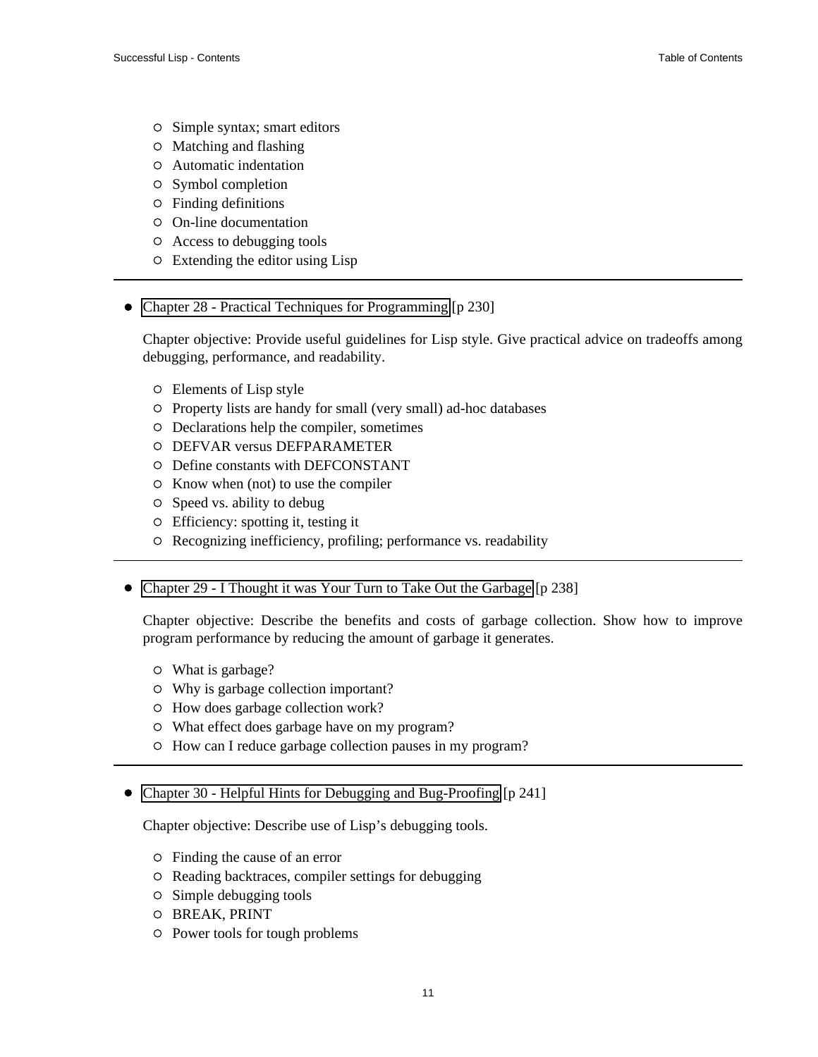- Simple syntax; smart editors
- Matching and flashing
- Automatic indentation
- Symbol completion
- Finding definitions
- On-line documentation
- Access to debugging tools
- Extending the editor using Lisp

---

- Chapter 28 - Practical Techniques for Programming [p 230]

  Chapter objective: Provide useful guidelines for Lisp style. Give practical advice on tradeoffs among debugging, performance, and readability.

  - Elements of Lisp style
  - Property lists are handy for small (very small) ad-hoc databases
  - Declarations help the compiler, sometimes
  - DEFVAR versus DEFPARAMETER
  - Define constants with DEFCONSTANT
  - Know when (not) to use the compiler
  - Speed vs. ability to debug
  - Efficiency: spotting it, testing it
  - Recognizing inefficiency, profiling; performance vs. readability

---

- Chapter 29 - I Thought it was Your Turn to Take Out the Garbage [p 238]

  Chapter objective: Describe the benefits and costs of garbage collection. Show how to improve program performance by reducing the amount of garbage it generates.

  - What is garbage?
  - Why is garbage collection important?
  - How does garbage collection work?
  - What effect does garbage have on my program?
  - How can I reduce garbage collection pauses in my program?

---

- Chapter 30 - Helpful Hints for Debugging and Bug-Proofing [p 241]

  Chapter objective: Describe use of Lisp's debugging tools.

  - Finding the cause of an error
  - Reading backtraces, compiler settings for debugging
  - Simple debugging tools
  - BREAK, PRINT
  - Power tools for tough problems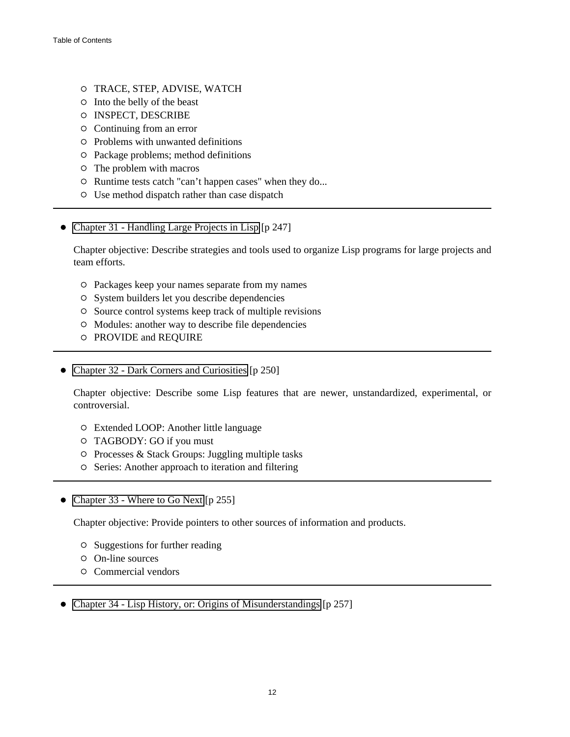- TRACE, STEP, ADVISE, WATCH
- Into the belly of the beast
- INSPECT, DESCRIBE
- Continuing from an error
- Problems with unwanted definitions
- Package problems; method definitions
- The problem with macros
- Runtime tests catch "can't happen cases" when they do...
- Use method dispatch rather than case dispatch

---

- Chapter 31 - Handling Large Projects in Lisp [p 247]

  Chapter objective: Describe strategies and tools used to organize Lisp programs for large projects and team efforts.

  - Packages keep your names separate from my names
  - System builders let you describe dependencies
  - Source control systems keep track of multiple revisions
  - Modules: another way to describe file dependencies
  - PROVIDE and REQUIRE

---

- Chapter 32 - Dark Corners and Curiosities [p 250]

  Chapter objective: Describe some Lisp features that are newer, unstandardized, experimental, or controversial.

  - Extended LOOP: Another little language
  - TAGBODY: GO if you must
  - Processes & Stack Groups: Juggling multiple tasks
  - Series: Another approach to iteration and filtering

---

- Chapter 33 - Where to Go Next [p 255]

  Chapter objective: Provide pointers to other sources of information and products.

  - Suggestions for further reading
  - On-line sources
  - Commercial vendors

---

- Chapter 34 - Lisp History, or: Origins of Misunderstandings [p 257]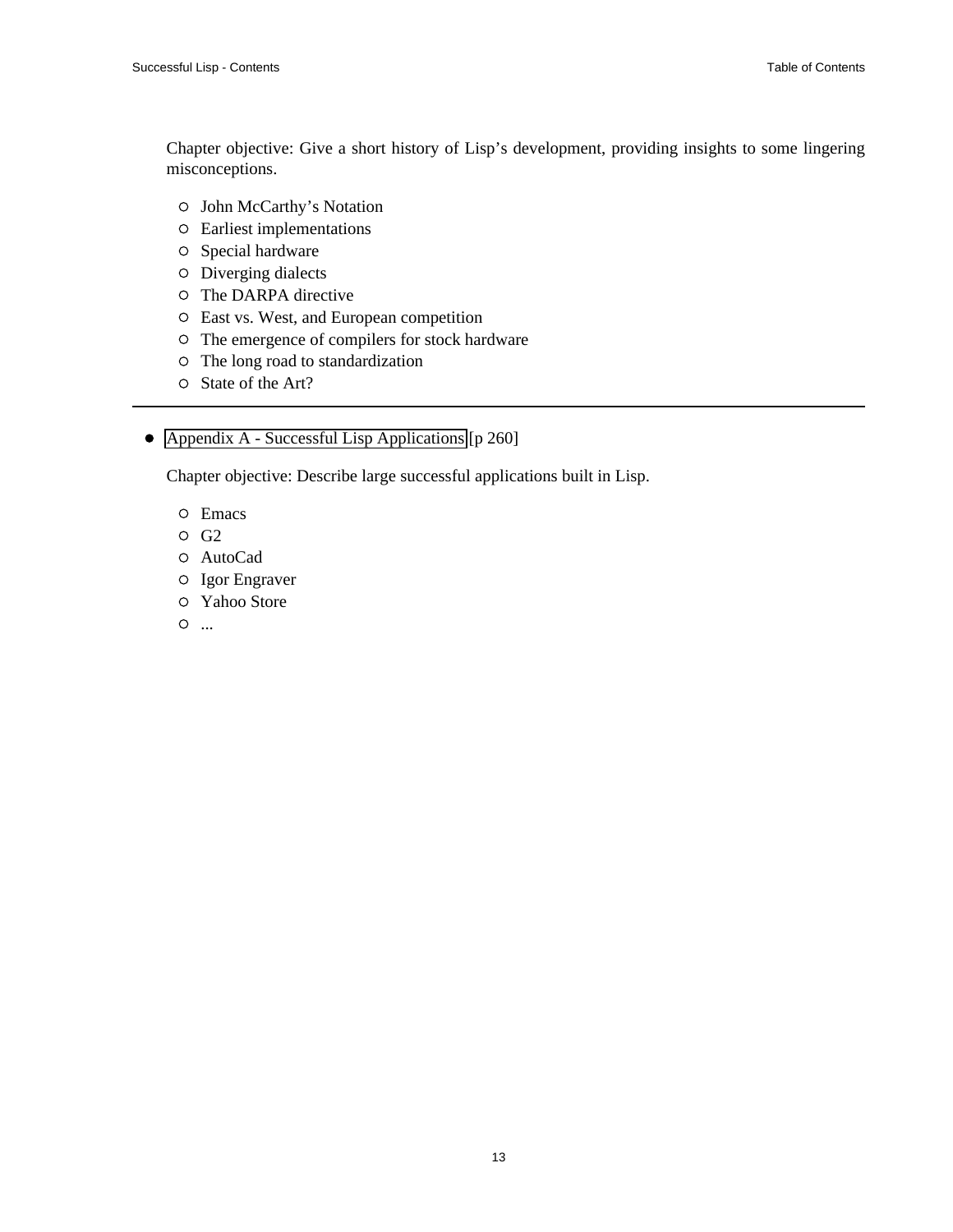Chapter objective: Give a short history of Lisp's development, providing insights to some lingering misconceptions.

- John McCarthy's Notation
- Earliest implementations
- Special hardware
- Diverging dialects
- The DARPA directive
- East vs. West, and European competition
- The emergence of compilers for stock hardware
- The long road to standardization
- State of the Art?

---

- Appendix A - Successful Lisp Applications [p 260]

  Chapter objective: Describe large successful applications built in Lisp.

  - Emacs
  - G2
  - AutoCad
  - Igor Engraver
  - Yahoo Store
  - ...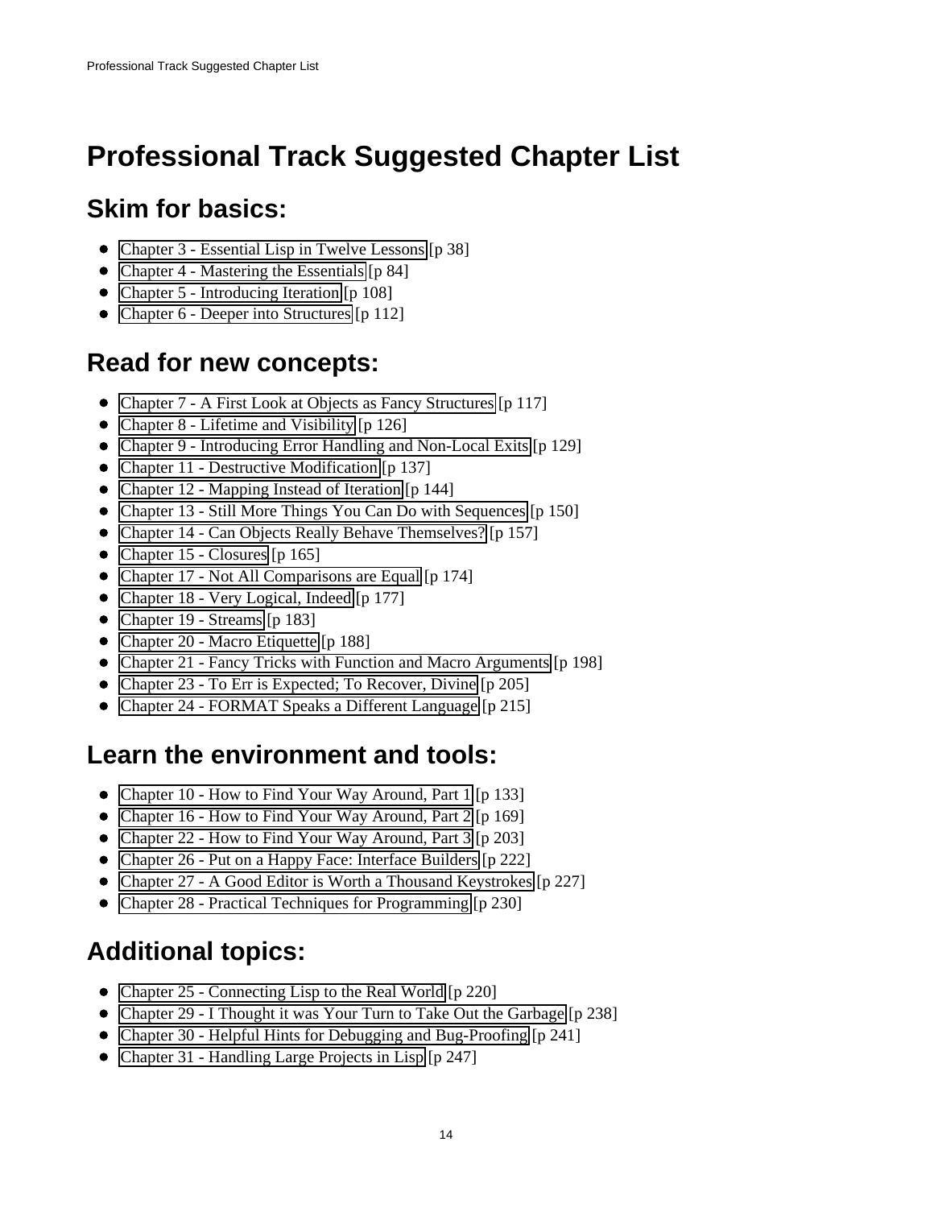# Professional Track Suggested Chapter List

## Skim for basics:

- Chapter 3 - Essential Lisp in Twelve Lessons [p 38]
- Chapter 4 - Mastering the Essentials [p 84]
- Chapter 5 - Introducing Iteration [p 108]
- Chapter 6 - Deeper into Structures [p 112]

## Read for new concepts:

- Chapter 7 - A First Look at Objects as Fancy Structures [p 117]
- Chapter 8 - Lifetime and Visibility [p 126]
- Chapter 9 - Introducing Error Handling and Non-Local Exits [p 129]
- Chapter 11 - Destructive Modification [p 137]
- Chapter 12 - Mapping Instead of Iteration [p 144]
- Chapter 13 - Still More Things You Can Do with Sequences [p 150]
- Chapter 14 - Can Objects Really Behave Themselves? [p 157]
- Chapter 15 - Closures [p 165]
- Chapter 17 - Not All Comparisons are Equal [p 174]
- Chapter 18 - Very Logical, Indeed [p 177]
- Chapter 19 - Streams [p 183]
- Chapter 20 - Macro Etiquette [p 188]
- Chapter 21 - Fancy Tricks with Function and Macro Arguments [p 198]
- Chapter 23 - To Err is Expected; To Recover, Divine [p 205]
- Chapter 24 - FORMAT Speaks a Different Language [p 215]

## Learn the environment and tools:

- Chapter 10 - How to Find Your Way Around, Part 1 [p 133]
- Chapter 16 - How to Find Your Way Around, Part 2 [p 169]
- Chapter 22 - How to Find Your Way Around, Part 3 [p 203]
- Chapter 26 - Put on a Happy Face: Interface Builders [p 222]
- Chapter 27 - A Good Editor is Worth a Thousand Keystrokes [p 227]
- Chapter 28 - Practical Techniques for Programming [p 230]

## Additional topics:

- Chapter 25 - Connecting Lisp to the Real World [p 220]
- Chapter 29 - I Thought it was Your Turn to Take Out the Garbage [p 238]
- Chapter 30 - Helpful Hints for Debugging and Bug-Proofing [p 241]
- Chapter 31 - Handling Large Projects in Lisp [p 247]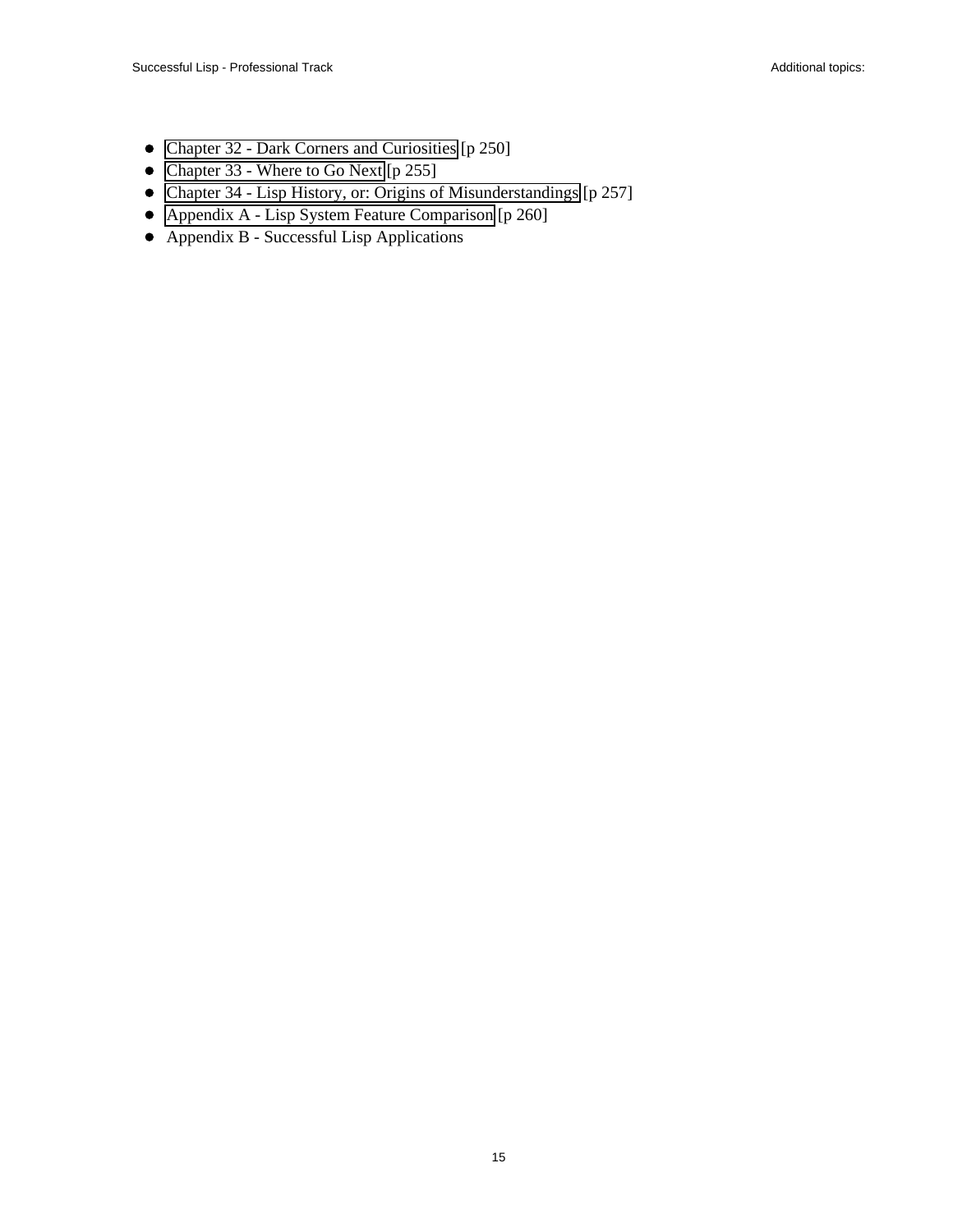- Chapter 32 - Dark Corners and Curiosities [p 250]
- Chapter 33 - Where to Go Next [p 255]
- Chapter 34 - Lisp History, or: Origins of Misunderstandings [p 257]
- Appendix A - Lisp System Feature Comparison [p 260]
- Appendix B - Successful Lisp Applications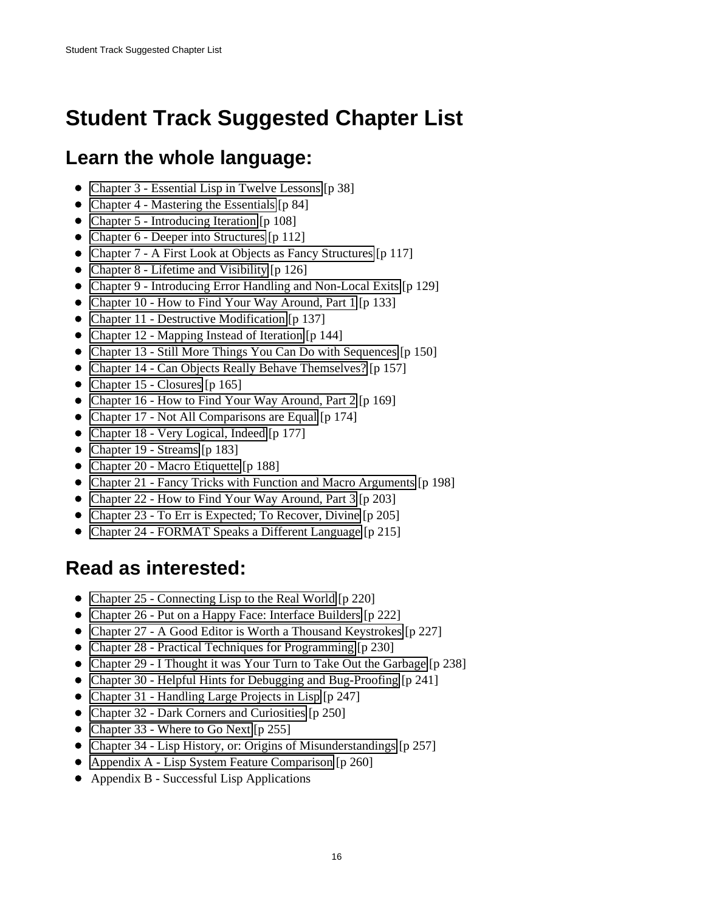# Student Track Suggested Chapter List

## Learn the whole language:

- Chapter 3 - Essential Lisp in Twelve Lessons [p 38]
- Chapter 4 - Mastering the Essentials [p 84]
- Chapter 5 - Introducing Iteration [p 108]
- Chapter 6 - Deeper into Structures [p 112]
- Chapter 7 - A First Look at Objects as Fancy Structures [p 117]
- Chapter 8 - Lifetime and Visibility [p 126]
- Chapter 9 - Introducing Error Handling and Non-Local Exits [p 129]
- Chapter 10 - How to Find Your Way Around, Part 1 [p 133]
- Chapter 11 - Destructive Modification [p 137]
- Chapter 12 - Mapping Instead of Iteration [p 144]
- Chapter 13 - Still More Things You Can Do with Sequences [p 150]
- Chapter 14 - Can Objects Really Behave Themselves? [p 157]
- Chapter 15 - Closures [p 165]
- Chapter 16 - How to Find Your Way Around, Part 2 [p 169]
- Chapter 17 - Not All Comparisons are Equal [p 174]
- Chapter 18 - Very Logical, Indeed [p 177]
- Chapter 19 - Streams [p 183]
- Chapter 20 - Macro Etiquette [p 188]
- Chapter 21 - Fancy Tricks with Function and Macro Arguments [p 198]
- Chapter 22 - How to Find Your Way Around, Part 3 [p 203]
- Chapter 23 - To Err is Expected; To Recover, Divine [p 205]
- Chapter 24 - FORMAT Speaks a Different Language [p 215]

## Read as interested:

- Chapter 25 - Connecting Lisp to the Real World [p 220]
- Chapter 26 - Put on a Happy Face: Interface Builders [p 222]
- Chapter 27 - A Good Editor is Worth a Thousand Keystrokes [p 227]
- Chapter 28 - Practical Techniques for Programming [p 230]
- Chapter 29 - I Thought it was Your Turn to Take Out the Garbage [p 238]
- Chapter 30 - Helpful Hints for Debugging and Bug-Proofing [p 241]
- Chapter 31 - Handling Large Projects in Lisp [p 247]
- Chapter 32 - Dark Corners and Curiosities [p 250]
- Chapter 33 - Where to Go Next [p 255]
- Chapter 34 - Lisp History, or: Origins of Misunderstandings [p 257]
- Appendix A - Lisp System Feature Comparison [p 260]
- Appendix B - Successful Lisp Applications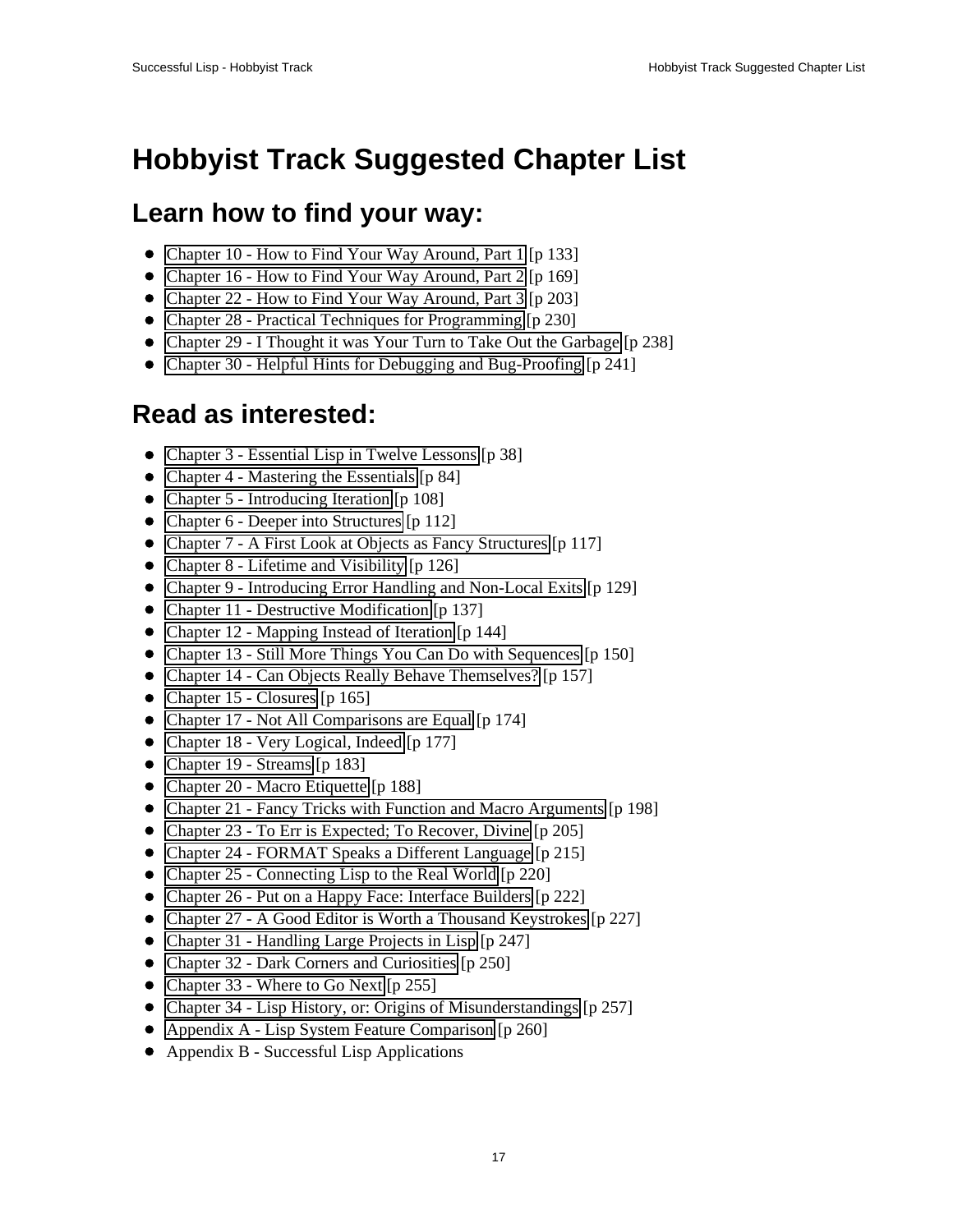# Hobbyist Track Suggested Chapter List

## Learn how to find your way:

- Chapter 10 - How to Find Your Way Around, Part 1 [p 133]
- Chapter 16 - How to Find Your Way Around, Part 2 [p 169]
- Chapter 22 - How to Find Your Way Around, Part 3 [p 203]
- Chapter 28 - Practical Techniques for Programming [p 230]
- Chapter 29 - I Thought it was Your Turn to Take Out the Garbage [p 238]
- Chapter 30 - Helpful Hints for Debugging and Bug-Proofing [p 241]

## Read as interested:

- Chapter 3 - Essential Lisp in Twelve Lessons [p 38]
- Chapter 4 - Mastering the Essentials [p 84]
- Chapter 5 - Introducing Iteration [p 108]
- Chapter 6 - Deeper into Structures [p 112]
- Chapter 7 - A First Look at Objects as Fancy Structures [p 117]
- Chapter 8 - Lifetime and Visibility [p 126]
- Chapter 9 - Introducing Error Handling and Non-Local Exits [p 129]
- Chapter 11 - Destructive Modification [p 137]
- Chapter 12 - Mapping Instead of Iteration [p 144]
- Chapter 13 - Still More Things You Can Do with Sequences [p 150]
- Chapter 14 - Can Objects Really Behave Themselves? [p 157]
- Chapter 15 - Closures [p 165]
- Chapter 17 - Not All Comparisons are Equal [p 174]
- Chapter 18 - Very Logical, Indeed [p 177]
- Chapter 19 - Streams [p 183]
- Chapter 20 - Macro Etiquette [p 188]
- Chapter 21 - Fancy Tricks with Function and Macro Arguments [p 198]
- Chapter 23 - To Err is Expected; To Recover, Divine [p 205]
- Chapter 24 - FORMAT Speaks a Different Language [p 215]
- Chapter 25 - Connecting Lisp to the Real World [p 220]
- Chapter 26 - Put on a Happy Face: Interface Builders [p 222]
- Chapter 27 - A Good Editor is Worth a Thousand Keystrokes [p 227]
- Chapter 31 - Handling Large Projects in Lisp [p 247]
- Chapter 32 - Dark Corners and Curiosities [p 250]
- Chapter 33 - Where to Go Next [p 255]
- Chapter 34 - Lisp History, or: Origins of Misunderstandings [p 257]
- Appendix A - Lisp System Feature Comparison [p 260]
- Appendix B - Successful Lisp Applications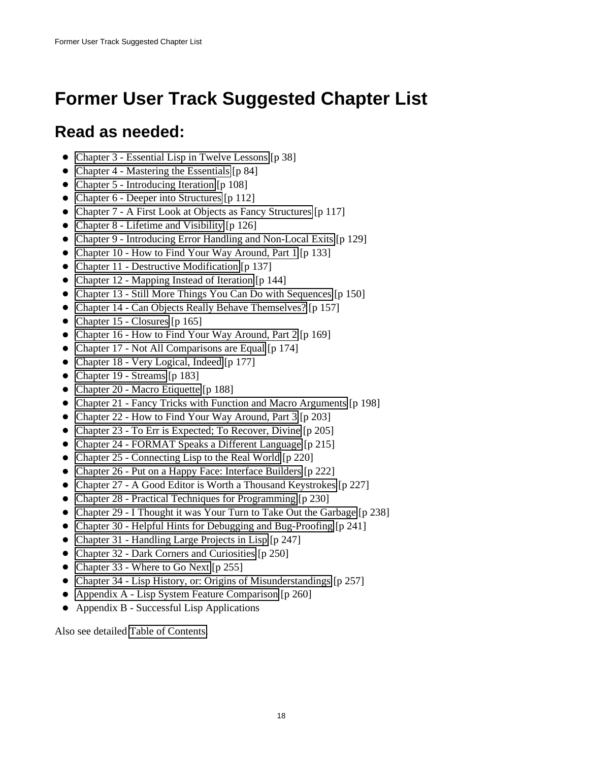# Former User Track Suggested Chapter List

## Read as needed:

- Chapter 3 - Essential Lisp in Twelve Lessons [p 38]
- Chapter 4 - Mastering the Essentials [p 84]
- Chapter 5 - Introducing Iteration [p 108]
- Chapter 6 - Deeper into Structures [p 112]
- Chapter 7 - A First Look at Objects as Fancy Structures [p 117]
- Chapter 8 - Lifetime and Visibility [p 126]
- Chapter 9 - Introducing Error Handling and Non-Local Exits [p 129]
- Chapter 10 - How to Find Your Way Around, Part 1 [p 133]
- Chapter 11 - Destructive Modification [p 137]
- Chapter 12 - Mapping Instead of Iteration [p 144]
- Chapter 13 - Still More Things You Can Do with Sequences [p 150]
- Chapter 14 - Can Objects Really Behave Themselves? [p 157]
- Chapter 15 - Closures [p 165]
- Chapter 16 - How to Find Your Way Around, Part 2 [p 169]
- Chapter 17 - Not All Comparisons are Equal [p 174]
- Chapter 18 - Very Logical, Indeed [p 177]
- Chapter 19 - Streams [p 183]
- Chapter 20 - Macro Etiquette [p 188]
- Chapter 21 - Fancy Tricks with Function and Macro Arguments [p 198]
- Chapter 22 - How to Find Your Way Around, Part 3 [p 203]
- Chapter 23 - To Err is Expected; To Recover, Divine [p 205]
- Chapter 24 - FORMAT Speaks a Different Language [p 215]
- Chapter 25 - Connecting Lisp to the Real World [p 220]
- Chapter 26 - Put on a Happy Face: Interface Builders [p 222]
- Chapter 27 - A Good Editor is Worth a Thousand Keystrokes [p 227]
- Chapter 28 - Practical Techniques for Programming [p 230]
- Chapter 29 - I Thought it was Your Turn to Take Out the Garbage [p 238]
- Chapter 30 - Helpful Hints for Debugging and Bug-Proofing [p 241]
- Chapter 31 - Handling Large Projects in Lisp [p 247]
- Chapter 32 - Dark Corners and Curiosities [p 250]
- Chapter 33 - Where to Go Next [p 255]
- Chapter 34 - Lisp History, or: Origins of Misunderstandings [p 257]
- Appendix A - Lisp System Feature Comparison [p 260]
- Appendix B - Successful Lisp Applications

Also see detailed Table of Contents.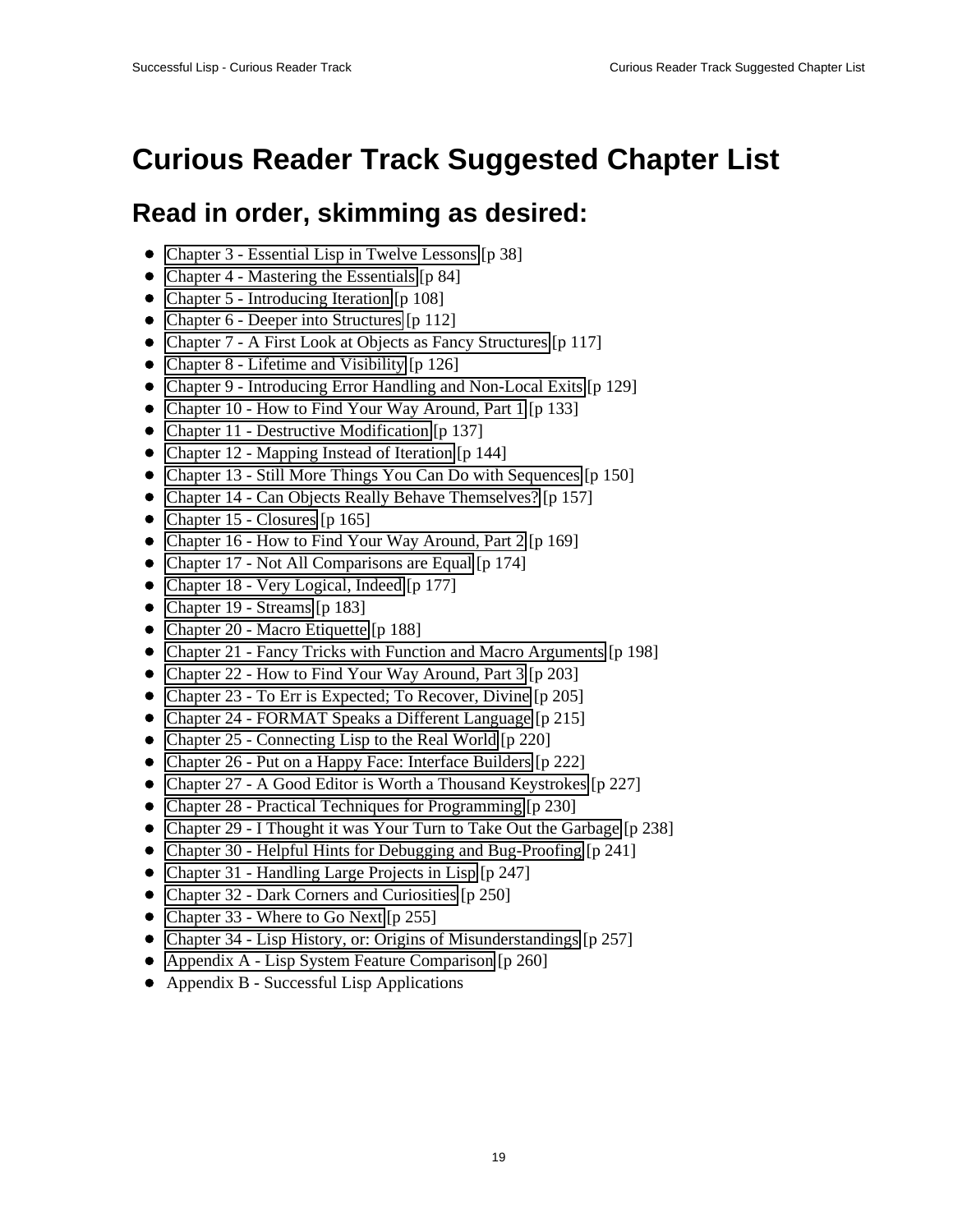# Curious Reader Track Suggested Chapter List

## Read in order, skimming as desired:

- Chapter 3 - Essential Lisp in Twelve Lessons [p 38]
- Chapter 4 - Mastering the Essentials [p 84]
- Chapter 5 - Introducing Iteration [p 108]
- Chapter 6 - Deeper into Structures [p 112]
- Chapter 7 - A First Look at Objects as Fancy Structures [p 117]
- Chapter 8 - Lifetime and Visibility [p 126]
- Chapter 9 - Introducing Error Handling and Non-Local Exits [p 129]
- Chapter 10 - How to Find Your Way Around, Part 1 [p 133]
- Chapter 11 - Destructive Modification [p 137]
- Chapter 12 - Mapping Instead of Iteration [p 144]
- Chapter 13 - Still More Things You Can Do with Sequences [p 150]
- Chapter 14 - Can Objects Really Behave Themselves? [p 157]
- Chapter 15 - Closures [p 165]
- Chapter 16 - How to Find Your Way Around, Part 2 [p 169]
- Chapter 17 - Not All Comparisons are Equal [p 174]
- Chapter 18 - Very Logical, Indeed [p 177]
- Chapter 19 - Streams [p 183]
- Chapter 20 - Macro Etiquette [p 188]
- Chapter 21 - Fancy Tricks with Function and Macro Arguments [p 198]
- Chapter 22 - How to Find Your Way Around, Part 3 [p 203]
- Chapter 23 - To Err is Expected; To Recover, Divine [p 205]
- Chapter 24 - FORMAT Speaks a Different Language [p 215]
- Chapter 25 - Connecting Lisp to the Real World [p 220]
- Chapter 26 - Put on a Happy Face: Interface Builders [p 222]
- Chapter 27 - A Good Editor is Worth a Thousand Keystrokes [p 227]
- Chapter 28 - Practical Techniques for Programming [p 230]
- Chapter 29 - I Thought it was Your Turn to Take Out the Garbage [p 238]
- Chapter 30 - Helpful Hints for Debugging and Bug-Proofing [p 241]
- Chapter 31 - Handling Large Projects in Lisp [p 247]
- Chapter 32 - Dark Corners and Curiosities [p 250]
- Chapter 33 - Where to Go Next [p 255]
- Chapter 34 - Lisp History, or: Origins of Misunderstandings [p 257]
- Appendix A - Lisp System Feature Comparison [p 260]
- Appendix B - Successful Lisp Applications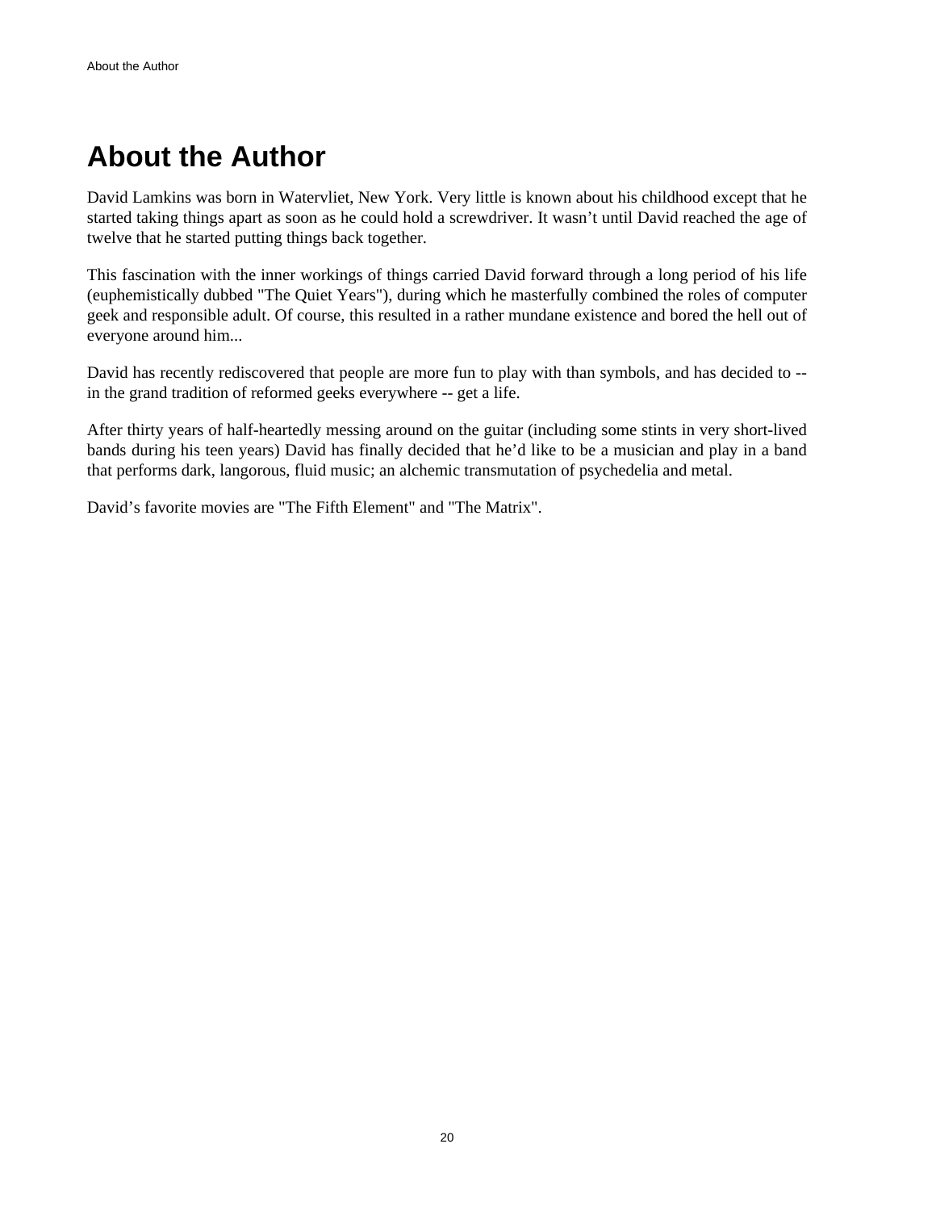# About the Author

David Lamkins was born in Watervliet, New York. Very little is known about his childhood except that he started taking things apart as soon as he could hold a screwdriver. It wasn't until David reached the age of twelve that he started putting things back together.

This fascination with the inner workings of things carried David forward through a long period of his life (euphemistically dubbed "The Quiet Years"), during which he masterfully combined the roles of computer geek and responsible adult. Of course, this resulted in a rather mundane existence and bored the hell out of everyone around him...

David has recently rediscovered that people are more fun to play with than symbols, and has decided to -- in the grand tradition of reformed geeks everywhere -- get a life.

After thirty years of half-heartedly messing around on the guitar (including some stints in very short-lived bands during his teen years) David has finally decided that he'd like to be a musician and play in a band that performs dark, langorous, fluid music; an alchemic transmutation of psychedelia and metal.

David's favorite movies are "The Fifth Element" and "The Matrix".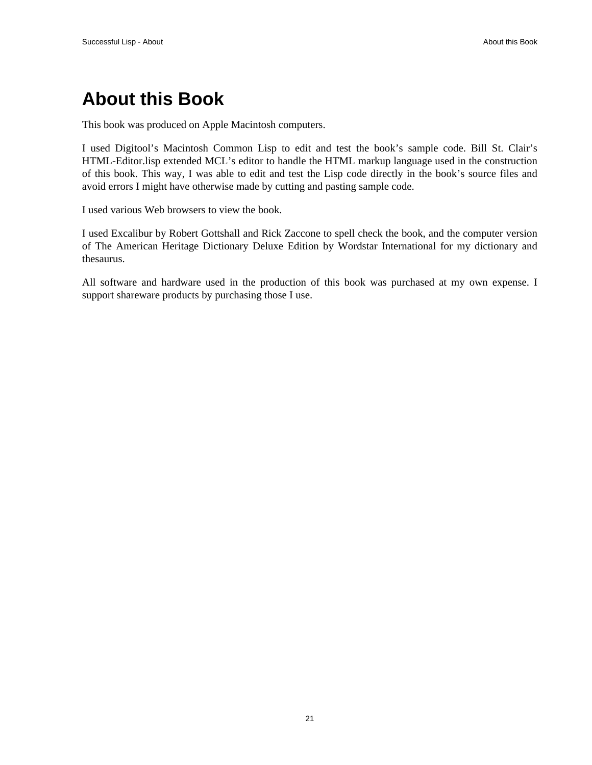# About this Book

This book was produced on Apple Macintosh computers.

I used Digitool’s Macintosh Common Lisp to edit and test the book’s sample code. Bill St. Clair’s HTML-Editor.lisp extended MCL’s editor to handle the HTML markup language used in the construction of this book. This way, I was able to edit and test the Lisp code directly in the book’s source files and avoid errors I might have otherwise made by cutting and pasting sample code.

I used various Web browsers to view the book.

I used Excalibur by Robert Gottshall and Rick Zaccone to spell check the book, and the computer version of The American Heritage Dictionary Deluxe Edition by Wordstar International for my dictionary and thesaurus.

All software and hardware used in the production of this book was purchased at my own expense. I support shareware products by purchasing those I use.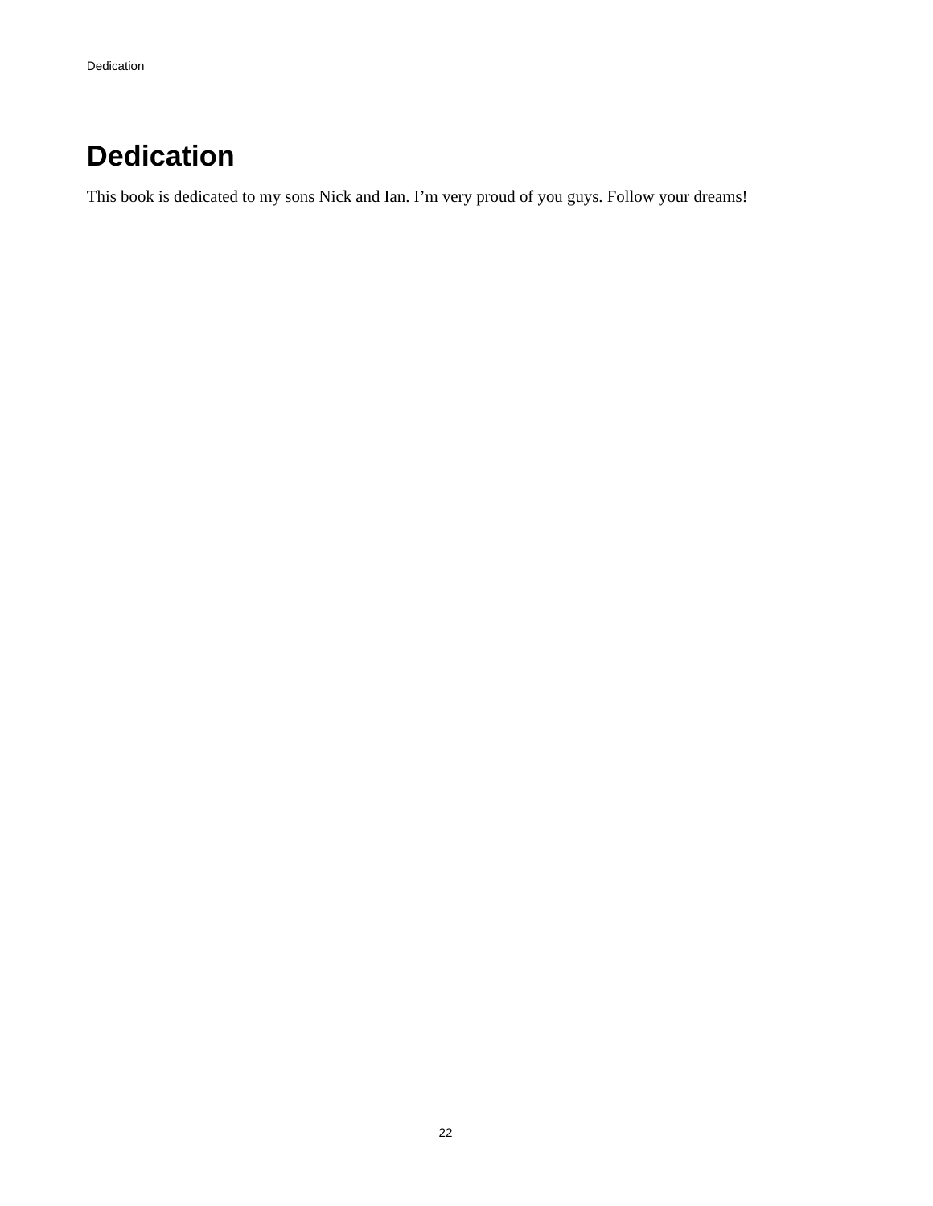# Dedication

This book is dedicated to my sons Nick and Ian. I’m very proud of you guys. Follow your dreams!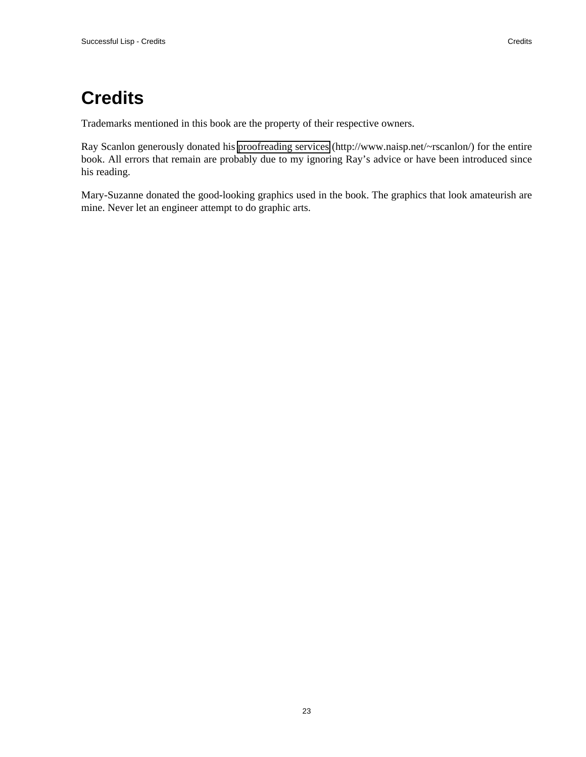# Credits

Trademarks mentioned in this book are the property of their respective owners.

Ray Scanlon generously donated his proofreading services (http://www.naisp.net/~rscanlon/) for the entire book. All errors that remain are probably due to my ignoring Ray's advice or have been introduced since his reading.

Mary-Suzanne donated the good-looking graphics used in the book. The graphics that look amateurish are mine. Never let an engineer attempt to do graphic arts.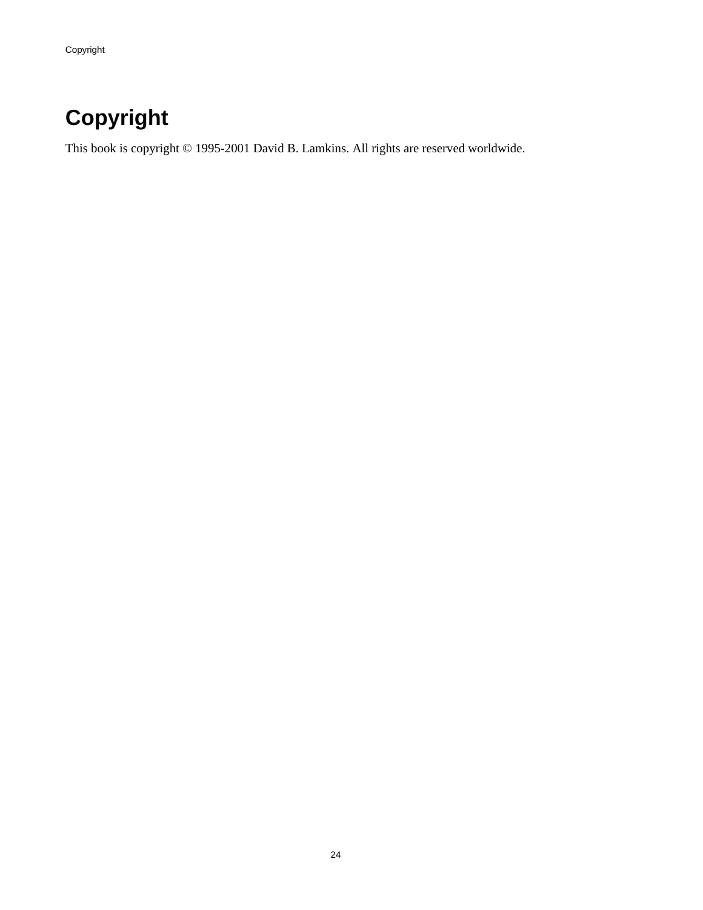# Copyright

This book is copyright © 1995-2001 David B. Lamkins. All rights are reserved worldwide.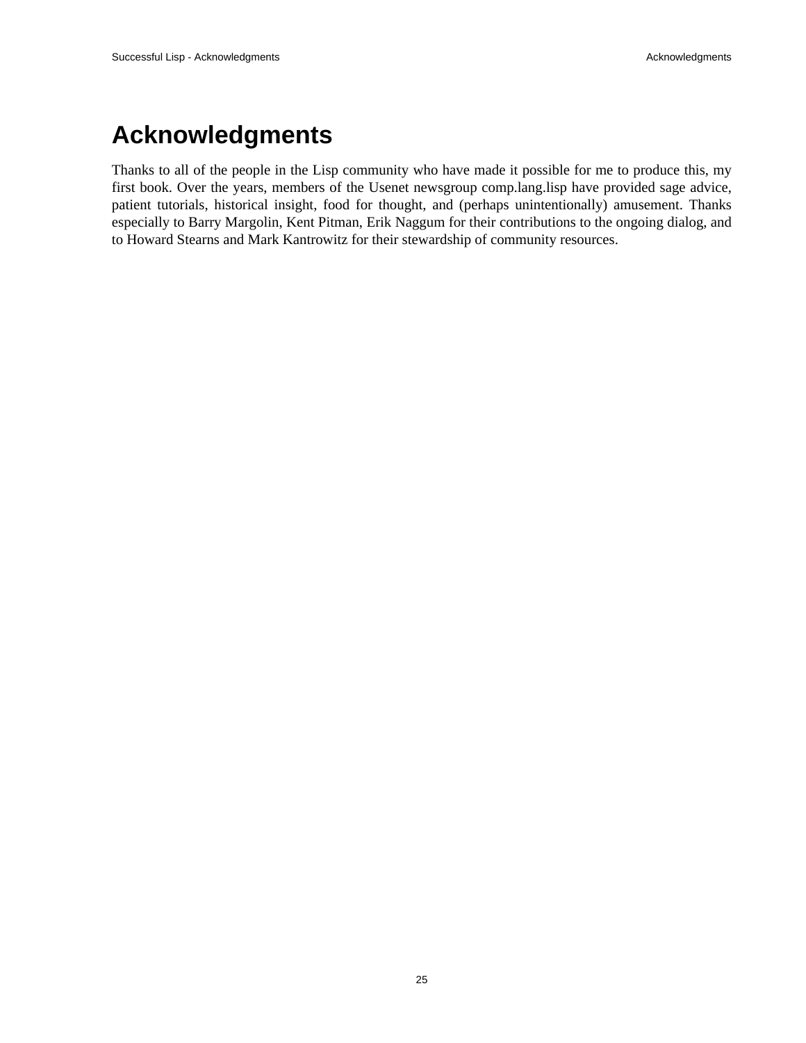# Acknowledgments

Thanks to all of the people in the Lisp community who have made it possible for me to produce this, my first book. Over the years, members of the Usenet newsgroup comp.lang.lisp have provided sage advice, patient tutorials, historical insight, food for thought, and (perhaps unintentionally) amusement. Thanks especially to Barry Margolin, Kent Pitman, Erik Naggum for their contributions to the ongoing dialog, and to Howard Stearns and Mark Kantrowitz for their stewardship of community resources.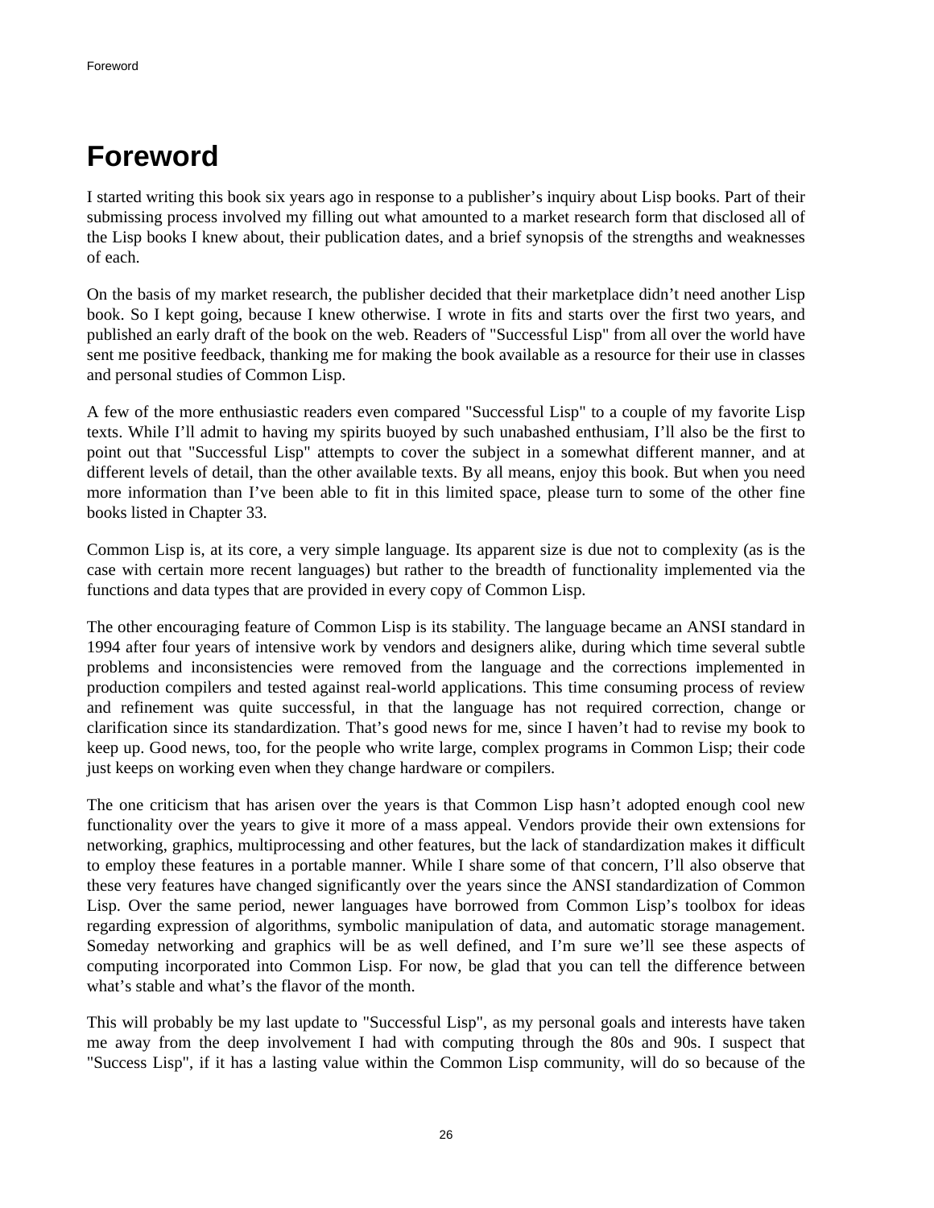# Foreword

I started writing this book six years ago in response to a publisher's inquiry about Lisp books. Part of their submissing process involved my filling out what amounted to a market research form that disclosed all of the Lisp books I knew about, their publication dates, and a brief synopsis of the strengths and weaknesses of each.

On the basis of my market research, the publisher decided that their marketplace didn't need another Lisp book. So I kept going, because I knew otherwise. I wrote in fits and starts over the first two years, and published an early draft of the book on the web. Readers of "Successful Lisp" from all over the world have sent me positive feedback, thanking me for making the book available as a resource for their use in classes and personal studies of Common Lisp.

A few of the more enthusiastic readers even compared "Successful Lisp" to a couple of my favorite Lisp texts. While I'll admit to having my spirits buoyed by such unabashed enthusiam, I'll also be the first to point out that "Successful Lisp" attempts to cover the subject in a somewhat different manner, and at different levels of detail, than the other available texts. By all means, enjoy this book. But when you need more information than I've been able to fit in this limited space, please turn to some of the other fine books listed in Chapter 33.

Common Lisp is, at its core, a very simple language. Its apparent size is due not to complexity (as is the case with certain more recent languages) but rather to the breadth of functionality implemented via the functions and data types that are provided in every copy of Common Lisp.

The other encouraging feature of Common Lisp is its stability. The language became an ANSI standard in 1994 after four years of intensive work by vendors and designers alike, during which time several subtle problems and inconsistencies were removed from the language and the corrections implemented in production compilers and tested against real-world applications. This time consuming process of review and refinement was quite successful, in that the language has not required correction, change or clarification since its standardization. That's good news for me, since I haven't had to revise my book to keep up. Good news, too, for the people who write large, complex programs in Common Lisp; their code just keeps on working even when they change hardware or compilers.

The one criticism that has arisen over the years is that Common Lisp hasn't adopted enough cool new functionality over the years to give it more of a mass appeal. Vendors provide their own extensions for networking, graphics, multiprocessing and other features, but the lack of standardization makes it difficult to employ these features in a portable manner. While I share some of that concern, I'll also observe that these very features have changed significantly over the years since the ANSI standardization of Common Lisp. Over the same period, newer languages have borrowed from Common Lisp's toolbox for ideas regarding expression of algorithms, symbolic manipulation of data, and automatic storage management. Someday networking and graphics will be as well defined, and I'm sure we'll see these aspects of computing incorporated into Common Lisp. For now, be glad that you can tell the difference between what's stable and what's the flavor of the month.

This will probably be my last update to "Successful Lisp", as my personal goals and interests have taken me away from the deep involvement I had with computing through the 80s and 90s. I suspect that "Success Lisp", if it has a lasting value within the Common Lisp community, will do so because of the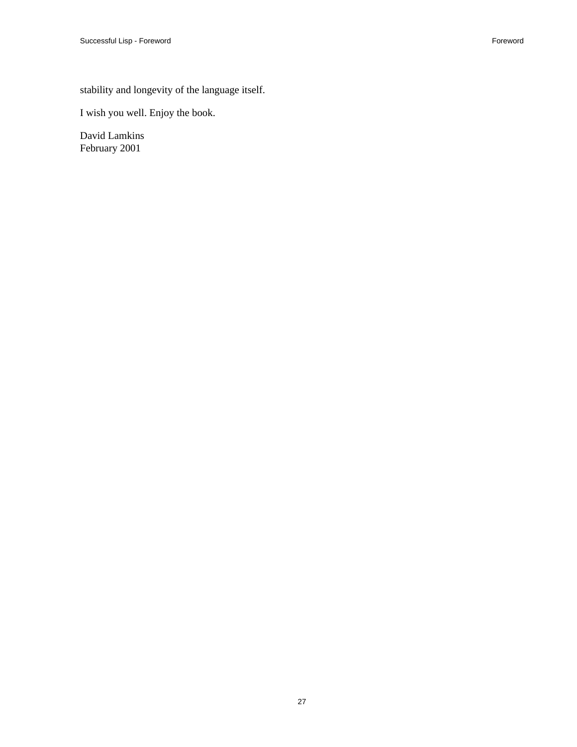stability and longevity of the language itself.

I wish you well. Enjoy the book.

David Lamkins  
February 2001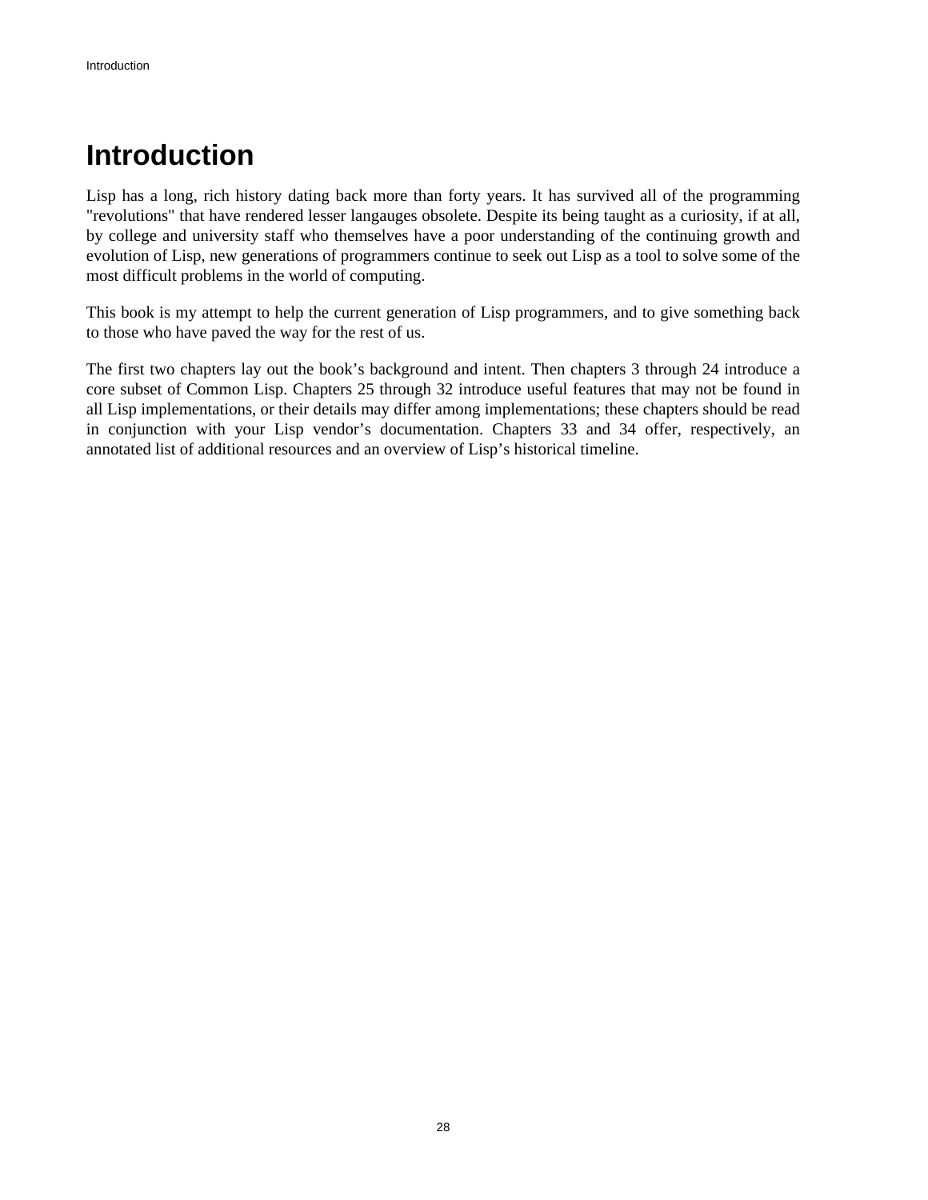# Introduction

Lisp has a long, rich history dating back more than forty years. It has survived all of the programming "revolutions" that have rendered lesser langauges obsolete. Despite its being taught as a curiosity, if at all, by college and university staff who themselves have a poor understanding of the continuing growth and evolution of Lisp, new generations of programmers continue to seek out Lisp as a tool to solve some of the most difficult problems in the world of computing.

This book is my attempt to help the current generation of Lisp programmers, and to give something back to those who have paved the way for the rest of us.

The first two chapters lay out the book's background and intent. Then chapters 3 through 24 introduce a core subset of Common Lisp. Chapters 25 through 32 introduce useful features that may not be found in all Lisp implementations, or their details may differ among implementations; these chapters should be read in conjunction with your Lisp vendor's documentation. Chapters 33 and 34 offer, respectively, an annotated list of additional resources and an overview of Lisp's historical timeline.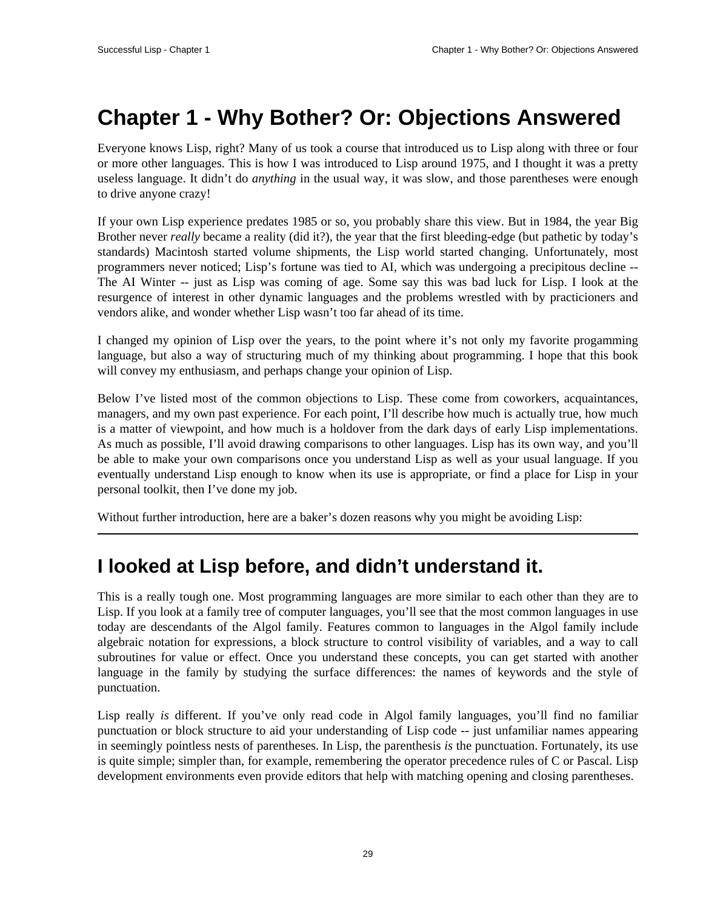# Chapter 1 - Why Bother? Or: Objections Answered

Everyone knows Lisp, right? Many of us took a course that introduced us to Lisp along with three or four or more other languages. This is how I was introduced to Lisp around 1975, and I thought it was a pretty useless language. It didn't do *anything* in the usual way, it was slow, and those parentheses were enough to drive anyone crazy!

If your own Lisp experience predates 1985 or so, you probably share this view. But in 1984, the year Big Brother never *really* became a reality (did it?), the year that the first bleeding-edge (but pathetic by today's standards) Macintosh started volume shipments, the Lisp world started changing. Unfortunately, most programmers never noticed; Lisp's fortune was tied to AI, which was undergoing a precipitous decline -- The AI Winter -- just as Lisp was coming of age. Some say this was bad luck for Lisp. I look at the resurgence of interest in other dynamic languages and the problems wrestled with by practicioners and vendors alike, and wonder whether Lisp wasn't too far ahead of its time.

I changed my opinion of Lisp over the years, to the point where it's not only my favorite progamming language, but also a way of structuring much of my thinking about programming. I hope that this book will convey my enthusiasm, and perhaps change your opinion of Lisp.

Below I've listed most of the common objections to Lisp. These come from coworkers, acquaintances, managers, and my own past experience. For each point, I'll describe how much is actually true, how much is a matter of viewpoint, and how much is a holdover from the dark days of early Lisp implementations. As much as possible, I'll avoid drawing comparisons to other languages. Lisp has its own way, and you'll be able to make your own comparisons once you understand Lisp as well as your usual language. If you eventually understand Lisp enough to know when its use is appropriate, or find a place for Lisp in your personal toolkit, then I've done my job.

Without further introduction, here are a baker's dozen reasons why you might be avoiding Lisp:

---

## I looked at Lisp before, and didn't understand it.

This is a really tough one. Most programming languages are more similar to each other than they are to Lisp. If you look at a family tree of computer languages, you'll see that the most common languages in use today are descendants of the Algol family. Features common to languages in the Algol family include algebraic notation for expressions, a block structure to control visibility of variables, and a way to call subroutines for value or effect. Once you understand these concepts, you can get started with another language in the family by studying the surface differences: the names of keywords and the style of punctuation.

Lisp really *is* different. If you've only read code in Algol family languages, you'll find no familiar punctuation or block structure to aid your understanding of Lisp code -- just unfamiliar names appearing in seemingly pointless nests of parentheses. In Lisp, the parenthesis *is* the punctuation. Fortunately, its use is quite simple; simpler than, for example, remembering the operator precedence rules of C or Pascal. Lisp development environments even provide editors that help with matching opening and closing parentheses.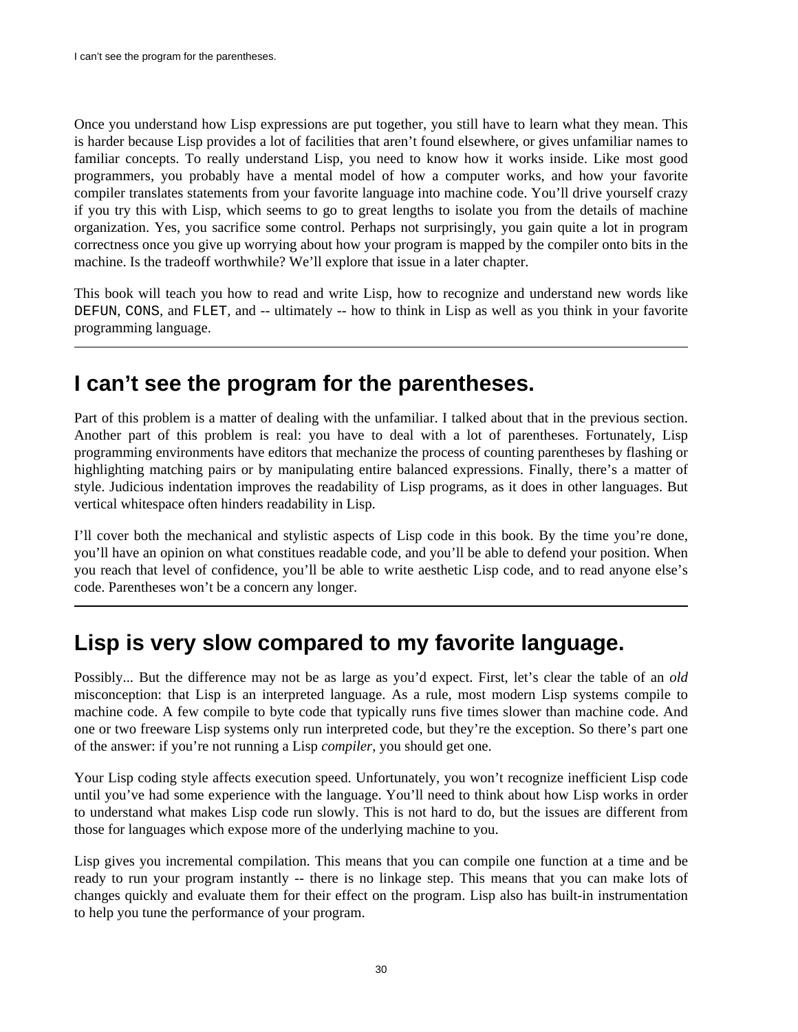Once you understand how Lisp expressions are put together, you still have to learn what they mean. This is harder because Lisp provides a lot of facilities that aren't found elsewhere, or gives unfamiliar names to familiar concepts. To really understand Lisp, you need to know how it works inside. Like most good programmers, you probably have a mental model of how a computer works, and how your favorite compiler translates statements from your favorite language into machine code. You'll drive yourself crazy if you try this with Lisp, which seems to go to great lengths to isolate you from the details of machine organization. Yes, you sacrifice some control. Perhaps not surprisingly, you gain quite a lot in program correctness once you give up worrying about how your program is mapped by the compiler onto bits in the machine. Is the tradeoff worthwhile? We'll explore that issue in a later chapter.

This book will teach you how to read and write Lisp, how to recognize and understand new words like `DEFUN`, `CONS`, and `FLET`, and -- ultimately -- how to think in Lisp as well as you think in your favorite programming language.

---

## I can't see the program for the parentheses.

Part of this problem is a matter of dealing with the unfamiliar. I talked about that in the previous section. Another part of this problem is real: you have to deal with a lot of parentheses. Fortunately, Lisp programming environments have editors that mechanize the process of counting parentheses by flashing or highlighting matching pairs or by manipulating entire balanced expressions. Finally, there's a matter of style. Judicious indentation improves the readability of Lisp programs, as it does in other languages. But vertical whitespace often hinders readability in Lisp.

I'll cover both the mechanical and stylistic aspects of Lisp code in this book. By the time you're done, you'll have an opinion on what constitues readable code, and you'll be able to defend your position. When you reach that level of confidence, you'll be able to write aesthetic Lisp code, and to read anyone else's code. Parentheses won't be a concern any longer.

---

## Lisp is very slow compared to my favorite language.

Possibly... But the difference may not be as large as you'd expect. First, let's clear the table of an *old* misconception: that Lisp is an interpreted language. As a rule, most modern Lisp systems compile to machine code. A few compile to byte code that typically runs five times slower than machine code. And one or two freeware Lisp systems only run interpreted code, but they're the exception. So there's part one of the answer: if you're not running a Lisp *compiler*, you should get one.

Your Lisp coding style affects execution speed. Unfortunately, you won't recognize inefficient Lisp code until you've had some experience with the language. You'll need to think about how Lisp works in order to understand what makes Lisp code run slowly. This is not hard to do, but the issues are different from those for languages which expose more of the underlying machine to you.

Lisp gives you incremental compilation. This means that you can compile one function at a time and be ready to run your program instantly -- there is no linkage step. This means that you can make lots of changes quickly and evaluate them for their effect on the program. Lisp also has built-in instrumentation to help you tune the performance of your program.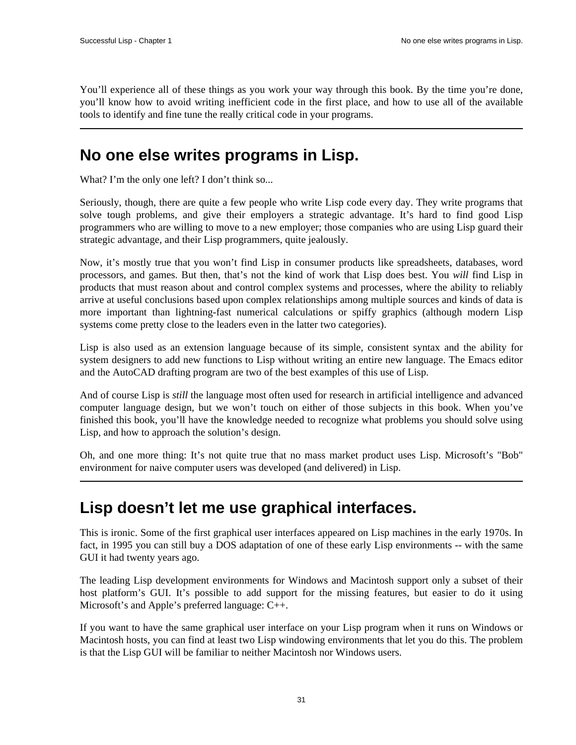You'll experience all of these things as you work your way through this book. By the time you're done, you'll know how to avoid writing inefficient code in the first place, and how to use all of the available tools to identify and fine tune the really critical code in your programs.

---

## No one else writes programs in Lisp.

What? I'm the only one left? I don't think so...

Seriously, though, there are quite a few people who write Lisp code every day. They write programs that solve tough problems, and give their employers a strategic advantage. It's hard to find good Lisp programmers who are willing to move to a new employer; those companies who are using Lisp guard their strategic advantage, and their Lisp programmers, quite jealously.

Now, it's mostly true that you won't find Lisp in consumer products like spreadsheets, databases, word processors, and games. But then, that's not the kind of work that Lisp does best. You *will* find Lisp in products that must reason about and control complex systems and processes, where the ability to reliably arrive at useful conclusions based upon complex relationships among multiple sources and kinds of data is more important than lightning-fast numerical calculations or spiffy graphics (although modern Lisp systems come pretty close to the leaders even in the latter two categories).

Lisp is also used as an extension language because of its simple, consistent syntax and the ability for system designers to add new functions to Lisp without writing an entire new language. The Emacs editor and the AutoCAD drafting program are two of the best examples of this use of Lisp.

And of course Lisp is *still* the language most often used for research in artificial intelligence and advanced computer language design, but we won't touch on either of those subjects in this book. When you've finished this book, you'll have the knowledge needed to recognize what problems you should solve using Lisp, and how to approach the solution's design.

Oh, and one more thing: It's not quite true that no mass market product uses Lisp. Microsoft's "Bob" environment for naive computer users was developed (and delivered) in Lisp.

---

## Lisp doesn't let me use graphical interfaces.

This is ironic. Some of the first graphical user interfaces appeared on Lisp machines in the early 1970s. In fact, in 1995 you can still buy a DOS adaptation of one of these early Lisp environments -- with the same GUI it had twenty years ago.

The leading Lisp development environments for Windows and Macintosh support only a subset of their host platform's GUI. It's possible to add support for the missing features, but easier to do it using Microsoft's and Apple's preferred language: C++.

If you want to have the same graphical user interface on your Lisp program when it runs on Windows or Macintosh hosts, you can find at least two Lisp windowing environments that let you do this. The problem is that the Lisp GUI will be familiar to neither Macintosh nor Windows users.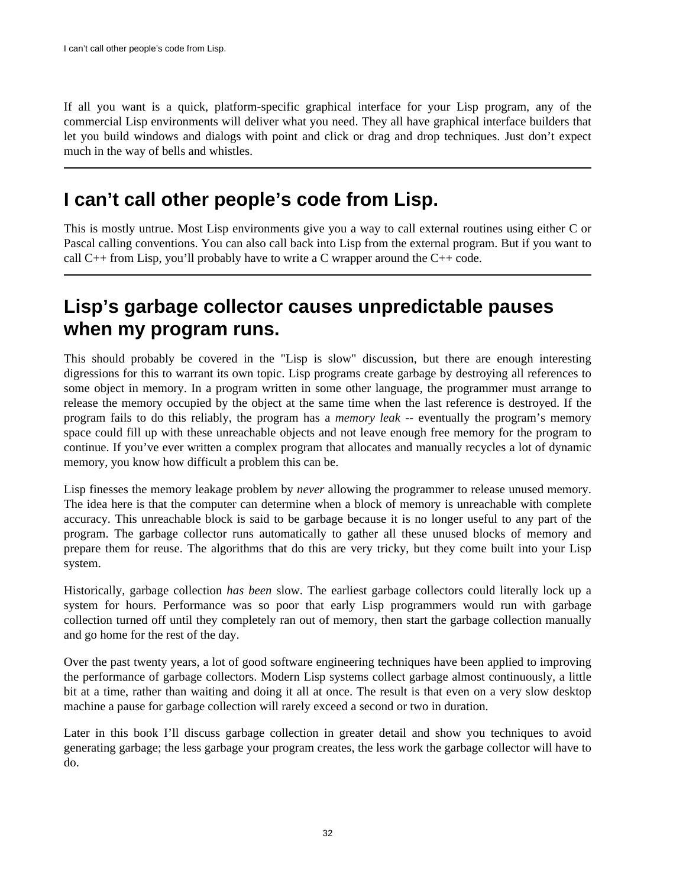If all you want is a quick, platform-specific graphical interface for your Lisp program, any of the commercial Lisp environments will deliver what you need. They all have graphical interface builders that let you build windows and dialogs with point and click or drag and drop techniques. Just don't expect much in the way of bells and whistles.

---

## I can't call other people's code from Lisp.

This is mostly untrue. Most Lisp environments give you a way to call external routines using either C or Pascal calling conventions. You can also call back into Lisp from the external program. But if you want to call C++ from Lisp, you'll probably have to write a C wrapper around the C++ code.

---

## Lisp's garbage collector causes unpredictable pauses when my program runs.

This should probably be covered in the "Lisp is slow" discussion, but there are enough interesting digressions for this to warrant its own topic. Lisp programs create garbage by destroying all references to some object in memory. In a program written in some other language, the programmer must arrange to release the memory occupied by the object at the same time when the last reference is destroyed. If the program fails to do this reliably, the program has a *memory leak* -- eventually the program's memory space could fill up with these unreachable objects and not leave enough free memory for the program to continue. If you've ever written a complex program that allocates and manually recycles a lot of dynamic memory, you know how difficult a problem this can be.

Lisp finesses the memory leakage problem by *never* allowing the programmer to release unused memory. The idea here is that the computer can determine when a block of memory is unreachable with complete accuracy. This unreachable block is said to be garbage because it is no longer useful to any part of the program. The garbage collector runs automatically to gather all these unused blocks of memory and prepare them for reuse. The algorithms that do this are very tricky, but they come built into your Lisp system.

Historically, garbage collection *has been* slow. The earliest garbage collectors could literally lock up a system for hours. Performance was so poor that early Lisp programmers would run with garbage collection turned off until they completely ran out of memory, then start the garbage collection manually and go home for the rest of the day.

Over the past twenty years, a lot of good software engineering techniques have been applied to improving the performance of garbage collectors. Modern Lisp systems collect garbage almost continuously, a little bit at a time, rather than waiting and doing it all at once. The result is that even on a very slow desktop machine a pause for garbage collection will rarely exceed a second or two in duration.

Later in this book I'll discuss garbage collection in greater detail and show you techniques to avoid generating garbage; the less garbage your program creates, the less work the garbage collector will have to do.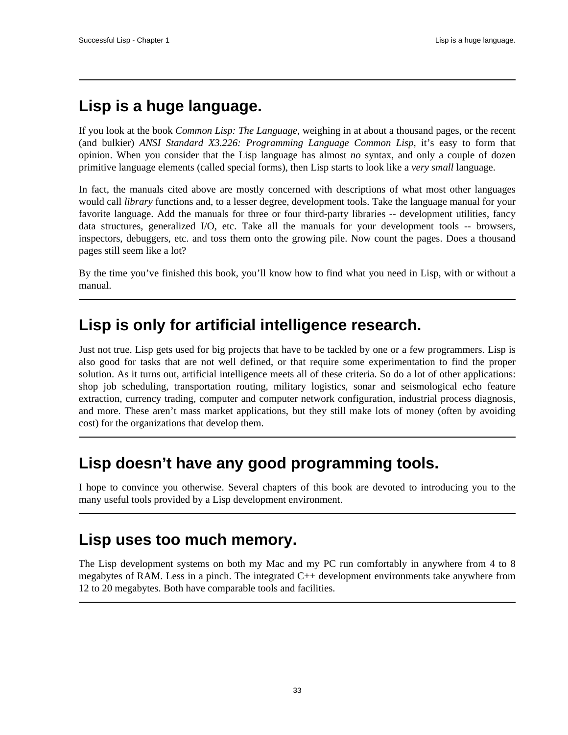---

## Lisp is a huge language.

If you look at the book *Common Lisp: The Language*, weighing in at about a thousand pages, or the recent (and bulkier) *ANSI Standard X3.226: Programming Language Common Lisp*, it's easy to form that opinion. When you consider that the Lisp language has almost *no* syntax, and only a couple of dozen primitive language elements (called special forms), then Lisp starts to look like a *very small* language.

In fact, the manuals cited above are mostly concerned with descriptions of what most other languages would call *library* functions and, to a lesser degree, development tools. Take the language manual for your favorite language. Add the manuals for three or four third-party libraries -- development utilities, fancy data structures, generalized I/O, etc. Take all the manuals for your development tools -- browsers, inspectors, debuggers, etc. and toss them onto the growing pile. Now count the pages. Does a thousand pages still seem like a lot?

By the time you've finished this book, you'll know how to find what you need in Lisp, with or without a manual.

---

## Lisp is only for artificial intelligence research.

Just not true. Lisp gets used for big projects that have to be tackled by one or a few programmers. Lisp is also good for tasks that are not well defined, or that require some experimentation to find the proper solution. As it turns out, artificial intelligence meets all of these criteria. So do a lot of other applications: shop job scheduling, transportation routing, military logistics, sonar and seismological echo feature extraction, currency trading, computer and computer network configuration, industrial process diagnosis, and more. These aren't mass market applications, but they still make lots of money (often by avoiding cost) for the organizations that develop them.

---

## Lisp doesn't have any good programming tools.

I hope to convince you otherwise. Several chapters of this book are devoted to introducing you to the many useful tools provided by a Lisp development environment.

---

## Lisp uses too much memory.

The Lisp development systems on both my Mac and my PC run comfortably in anywhere from 4 to 8 megabytes of RAM. Less in a pinch. The integrated C++ development environments take anywhere from 12 to 20 megabytes. Both have comparable tools and facilities.

---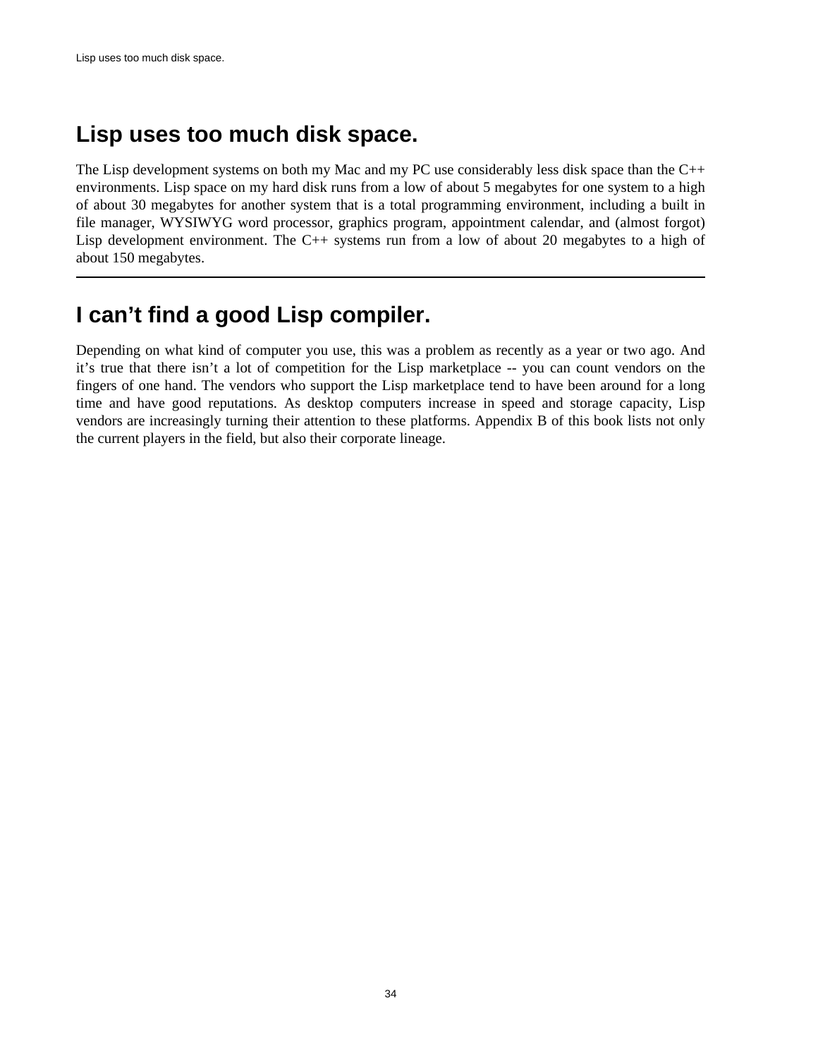## Lisp uses too much disk space.

The Lisp development systems on both my Mac and my PC use considerably less disk space than the C++ environments. Lisp space on my hard disk runs from a low of about 5 megabytes for one system to a high of about 30 megabytes for another system that is a total programming environment, including a built in file manager, WYSIWYG word processor, graphics program, appointment calendar, and (almost forgot) Lisp development environment. The C++ systems run from a low of about 20 megabytes to a high of about 150 megabytes.

---

## I can’t find a good Lisp compiler.

Depending on what kind of computer you use, this was a problem as recently as a year or two ago. And it’s true that there isn’t a lot of competition for the Lisp marketplace -- you can count vendors on the fingers of one hand. The vendors who support the Lisp marketplace tend to have been around for a long time and have good reputations. As desktop computers increase in speed and storage capacity, Lisp vendors are increasingly turning their attention to these platforms. Appendix B of this book lists not only the current players in the field, but also their corporate lineage.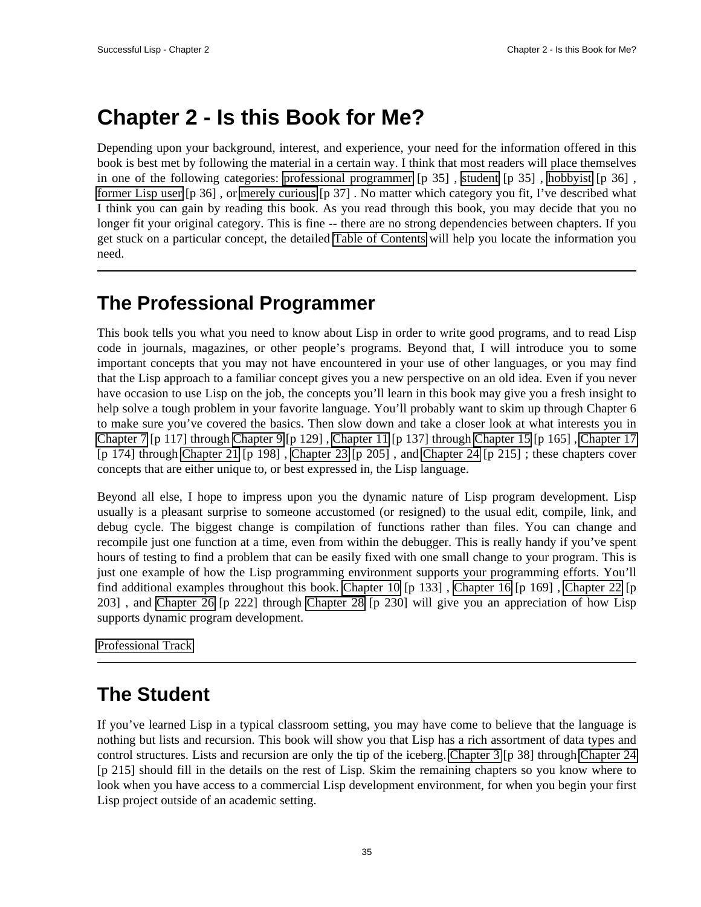# Chapter 2 - Is this Book for Me?

Depending upon your background, interest, and experience, your need for the information offered in this book is best met by following the material in a certain way. I think that most readers will place themselves in one of the following categories: professional programmer [p 35] , student [p 35] , hobbyist [p 36] , former Lisp user [p 36] , or merely curious [p 37] . No matter which category you fit, I've described what I think you can gain by reading this book. As you read through this book, you may decide that you no longer fit your original category. This is fine -- there are no strong dependencies between chapters. If you get stuck on a particular concept, the detailed Table of Contents will help you locate the information you need.

---

## The Professional Programmer

This book tells you what you need to know about Lisp in order to write good programs, and to read Lisp code in journals, magazines, or other people's programs. Beyond that, I will introduce you to some important concepts that you may not have encountered in your use of other languages, or you may find that the Lisp approach to a familiar concept gives you a new perspective on an old idea. Even if you never have occasion to use Lisp on the job, the concepts you'll learn in this book may give you a fresh insight to help solve a tough problem in your favorite language. You'll probably want to skim up through Chapter 6 to make sure you've covered the basics. Then slow down and take a closer look at what interests you in Chapter 7 [p 117] through Chapter 9 [p 129] , Chapter 11 [p 137] through Chapter 15 [p 165] , Chapter 17 [p 174] through Chapter 21 [p 198] , Chapter 23 [p 205] , and Chapter 24 [p 215] ; these chapters cover concepts that are either unique to, or best expressed in, the Lisp language.

Beyond all else, I hope to impress upon you the dynamic nature of Lisp program development. Lisp usually is a pleasant surprise to someone accustomed (or resigned) to the usual edit, compile, link, and debug cycle. The biggest change is compilation of functions rather than files. You can change and recompile just one function at a time, even from within the debugger. This is really handy if you've spent hours of testing to find a problem that can be easily fixed with one small change to your program. This is just one example of how the Lisp programming environment supports your programming efforts. You'll find additional examples throughout this book. Chapter 10 [p 133] , Chapter 16 [p 169] , Chapter 22 [p 203] , and Chapter 26 [p 222] through Chapter 28 [p 230] will give you an appreciation of how Lisp supports dynamic program development.

Professional Track

---

## The Student

If you've learned Lisp in a typical classroom setting, you may have come to believe that the language is nothing but lists and recursion. This book will show you that Lisp has a rich assortment of data types and control structures. Lists and recursion are only the tip of the iceberg. Chapter 3 [p 38] through Chapter 24 [p 215] should fill in the details on the rest of Lisp. Skim the remaining chapters so you know where to look when you have access to a commercial Lisp development environment, for when you begin your first Lisp project outside of an academic setting.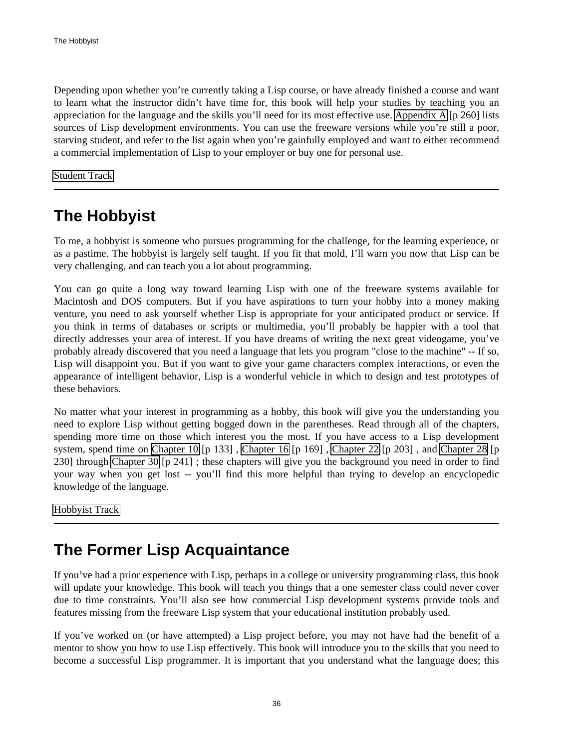Depending upon whether you're currently taking a Lisp course, or have already finished a course and want to learn what the instructor didn't have time for, this book will help your studies by teaching you an appreciation for the language and the skills you'll need for its most effective use. Appendix A [p 260] lists sources of Lisp development environments. You can use the freeware versions while you're still a poor, starving student, and refer to the list again when you're gainfully employed and want to either recommend a commercial implementation of Lisp to your employer or buy one for personal use.

Student Track

---

## The Hobbyist

To me, a hobbyist is someone who pursues programming for the challenge, for the learning experience, or as a pastime. The hobbyist is largely self taught. If you fit that mold, I'll warn you now that Lisp can be very challenging, and can teach you a lot about programming.

You can go quite a long way toward learning Lisp with one of the freeware systems available for Macintosh and DOS computers. But if you have aspirations to turn your hobby into a money making venture, you need to ask yourself whether Lisp is appropriate for your anticipated product or service. If you think in terms of databases or scripts or multimedia, you'll probably be happier with a tool that directly addresses your area of interest. If you have dreams of writing the next great videogame, you've probably already discovered that you need a language that lets you program "close to the machine" -- If so, Lisp will disappoint you. But if you want to give your game characters complex interactions, or even the appearance of intelligent behavior, Lisp is a wonderful vehicle in which to design and test prototypes of these behaviors.

No matter what your interest in programming as a hobby, this book will give you the understanding you need to explore Lisp without getting bogged down in the parentheses. Read through all of the chapters, spending more time on those which interest you the most. If you have access to a Lisp development system, spend time on Chapter 10 [p 133] , Chapter 16 [p 169] , Chapter 22 [p 203] , and Chapter 28 [p 230] through Chapter 30 [p 241] ; these chapters will give you the background you need in order to find your way when you get lost -- you'll find this more helpful than trying to develop an encyclopedic knowledge of the language.

Hobbyist Track

---

## The Former Lisp Acquaintance

If you've had a prior experience with Lisp, perhaps in a college or university programming class, this book will update your knowledge. This book will teach you things that a one semester class could never cover due to time constraints. You'll also see how commercial Lisp development systems provide tools and features missing from the freeware Lisp system that your educational institution probably used.

If you've worked on (or have attempted) a Lisp project before, you may not have had the benefit of a mentor to show you how to use Lisp effectively. This book will introduce you to the skills that you need to become a successful Lisp programmer. It is important that you understand what the language does; this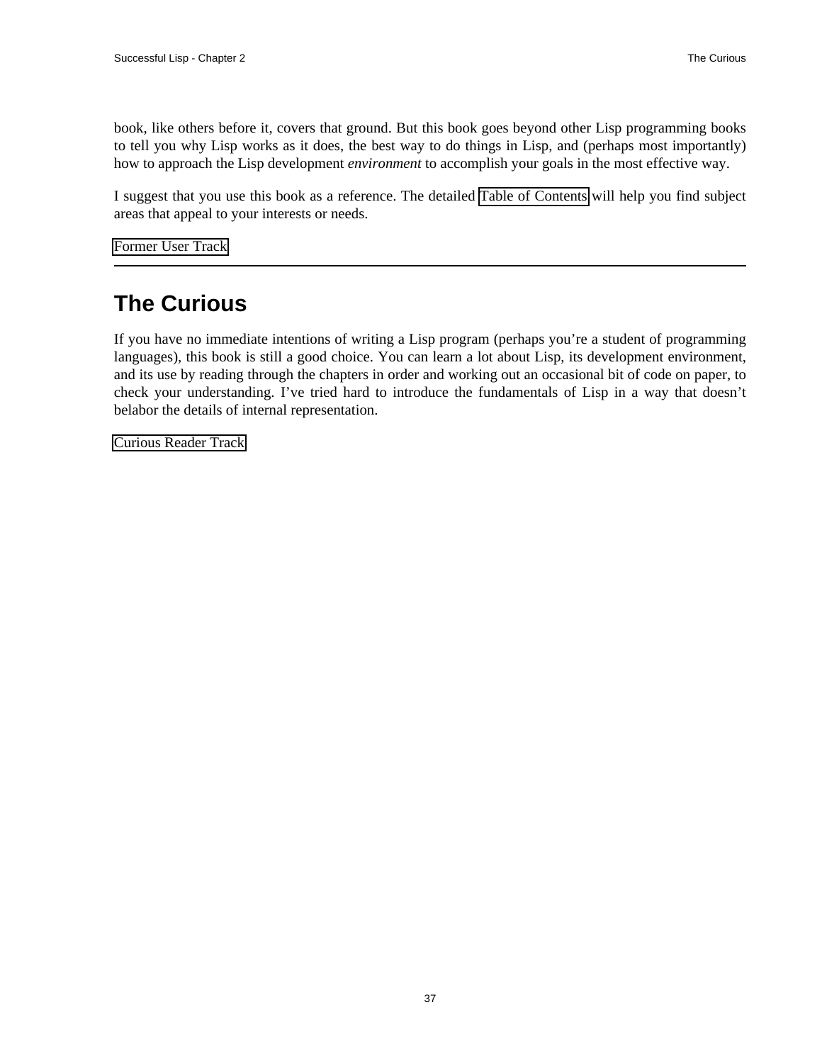book, like others before it, covers that ground. But this book goes beyond other Lisp programming books to tell you why Lisp works as it does, the best way to do things in Lisp, and (perhaps most importantly) how to approach the Lisp development *environment* to accomplish your goals in the most effective way.

I suggest that you use this book as a reference. The detailed Table of Contents will help you find subject areas that appeal to your interests or needs.

Former User Track

---

## The Curious

If you have no immediate intentions of writing a Lisp program (perhaps you're a student of programming languages), this book is still a good choice. You can learn a lot about Lisp, its development environment, and its use by reading through the chapters in order and working out an occasional bit of code on paper, to check your understanding. I've tried hard to introduce the fundamentals of Lisp in a way that doesn't belabor the details of internal representation.

Curious Reader Track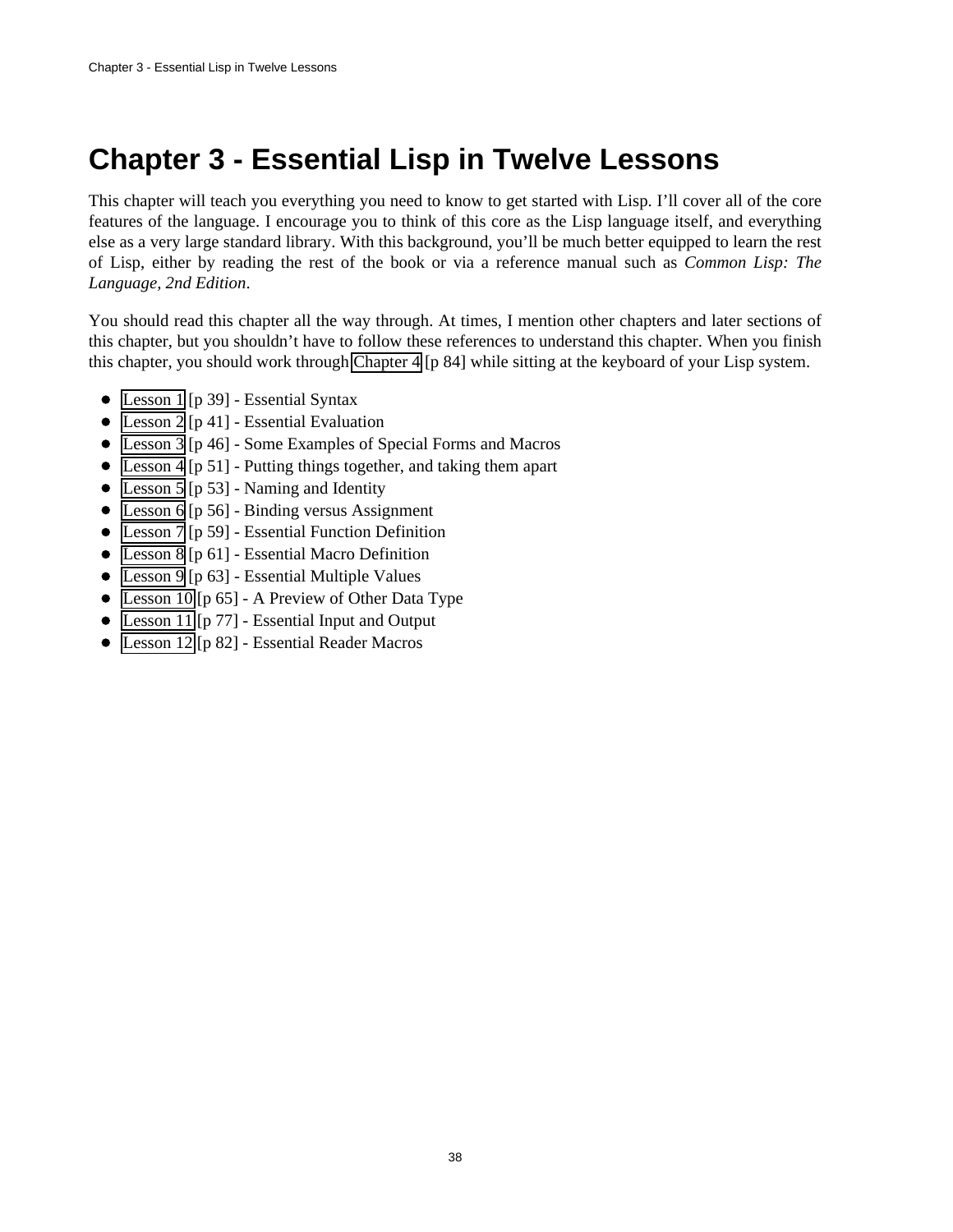# Chapter 3 - Essential Lisp in Twelve Lessons

This chapter will teach you everything you need to know to get started with Lisp. I'll cover all of the core features of the language. I encourage you to think of this core as the Lisp language itself, and everything else as a very large standard library. With this background, you'll be much better equipped to learn the rest of Lisp, either by reading the rest of the book or via a reference manual such as *Common Lisp: The Language, 2nd Edition*.

You should read this chapter all the way through. At times, I mention other chapters and later sections of this chapter, but you shouldn't have to follow these references to understand this chapter. When you finish this chapter, you should work through Chapter 4 [p 84] while sitting at the keyboard of your Lisp system.

- Lesson 1 [p 39] - Essential Syntax
- Lesson 2 [p 41] - Essential Evaluation
- Lesson 3 [p 46] - Some Examples of Special Forms and Macros
- Lesson 4 [p 51] - Putting things together, and taking them apart
- Lesson 5 [p 53] - Naming and Identity
- Lesson 6 [p 56] - Binding versus Assignment
- Lesson 7 [p 59] - Essential Function Definition
- Lesson 8 [p 61] - Essential Macro Definition
- Lesson 9 [p 63] - Essential Multiple Values
- Lesson 10 [p 65] - A Preview of Other Data Type
- Lesson 11 [p 77] - Essential Input and Output
- Lesson 12 [p 82] - Essential Reader Macros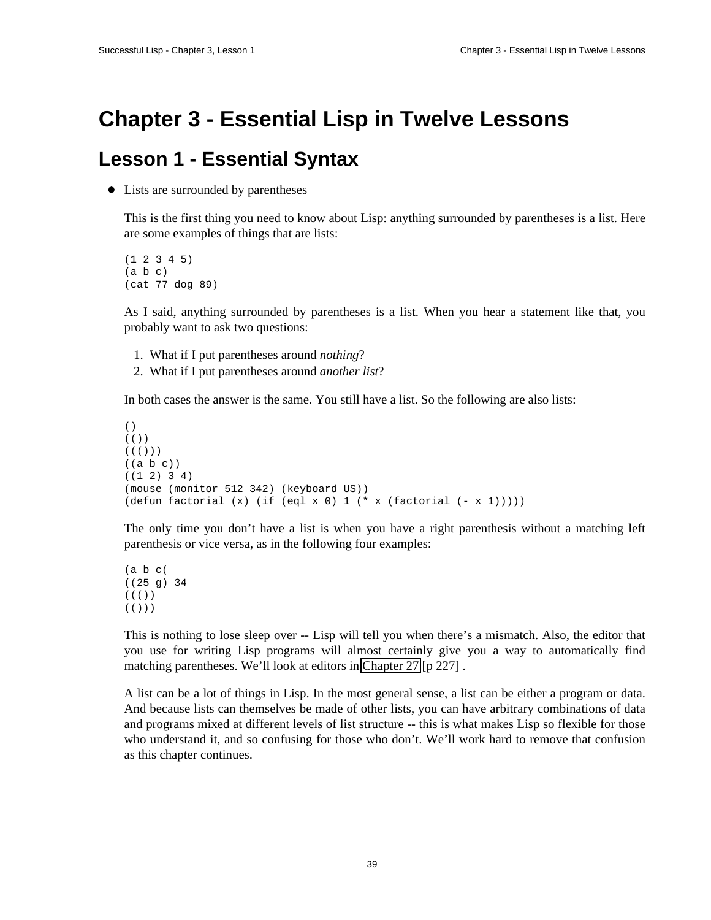# Chapter 3 - Essential Lisp in Twelve Lessons

## Lesson 1 - Essential Syntax

- Lists are surrounded by parentheses

  This is the first thing you need to know about Lisp: anything surrounded by parentheses is a list. Here are some examples of things that are lists:

  ```
  (1 2 3 4 5)
  (a b c)
  (cat 77 dog 89)
  ```

  As I said, anything surrounded by parentheses is a list. When you hear a statement like that, you probably want to ask two questions:

  1. What if I put parentheses around *nothing*?
  2. What if I put parentheses around *another list*?

  In both cases the answer is the same. You still have a list. So the following are also lists:

  ```
  ()
  (())
  ((()))
  ((a b c))
  ((1 2) 3 4)
  (mouse (monitor 512 342) (keyboard US))
  (defun factorial (x) (if (eql x 0) 1 (* x (factorial (- x 1)))))
  ```

  The only time you don't have a list is when you have a right parenthesis without a matching left parenthesis or vice versa, as in the following four examples:

  ```
  (a b c(
  ((25 g) 34
  ((())
  (()))
  ```

  This is nothing to lose sleep over -- Lisp will tell you when there's a mismatch. Also, the editor that you use for writing Lisp programs will almost certainly give you a way to automatically find matching parentheses. We'll look at editors in Chapter 27 [p 227] .

  A list can be a lot of things in Lisp. In the most general sense, a list can be either a program or data. And because lists can themselves be made of other lists, you can have arbitrary combinations of data and programs mixed at different levels of list structure -- this is what makes Lisp so flexible for those who understand it, and so confusing for those who don't. We'll work hard to remove that confusion as this chapter continues.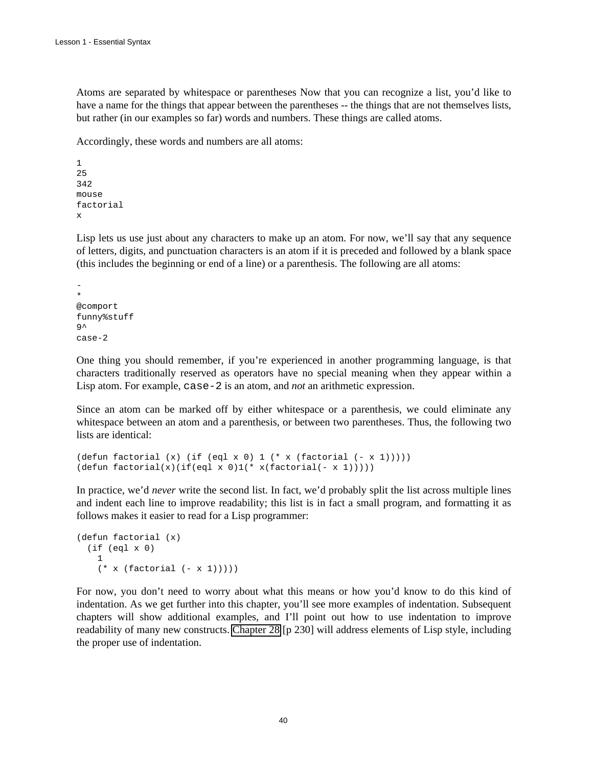Atoms are separated by whitespace or parentheses Now that you can recognize a list, you'd like to have a name for the things that appear between the parentheses -- the things that are not themselves lists, but rather (in our examples so far) words and numbers. These things are called atoms.

Accordingly, these words and numbers are all atoms:

```
1
25
342
mouse
factorial
x
```

Lisp lets us use just about any characters to make up an atom. For now, we'll say that any sequence of letters, digits, and punctuation characters is an atom if it is preceded and followed by a blank space (this includes the beginning or end of a line) or a parenthesis. The following are all atoms:

```
-
*
@comport
funny%stuff
9^
case-2
```

One thing you should remember, if you're experienced in another programming language, is that characters traditionally reserved as operators have no special meaning when they appear within a Lisp atom. For example, `case-2` is an atom, and *not* an arithmetic expression.

Since an atom can be marked off by either whitespace or a parenthesis, we could eliminate any whitespace between an atom and a parenthesis, or between two parentheses. Thus, the following two lists are identical:

```
(defun factorial (x) (if (eql x 0) 1 (* x (factorial (- x 1)))))
(defun factorial(x)(if(eql x 0)1(* x(factorial(- x 1)))))
```

In practice, we'd *never* write the second list. In fact, we'd probably split the list across multiple lines and indent each line to improve readability; this list is in fact a small program, and formatting it as follows makes it easier to read for a Lisp programmer:

```
(defun factorial (x)
  (if (eql x 0)
    1
    (* x (factorial (- x 1)))))
```

For now, you don't need to worry about what this means or how you'd know to do this kind of indentation. As we get further into this chapter, you'll see more examples of indentation. Subsequent chapters will show additional examples, and I'll point out how to use indentation to improve readability of many new constructs. Chapter 28 [p 230] will address elements of Lisp style, including the proper use of indentation.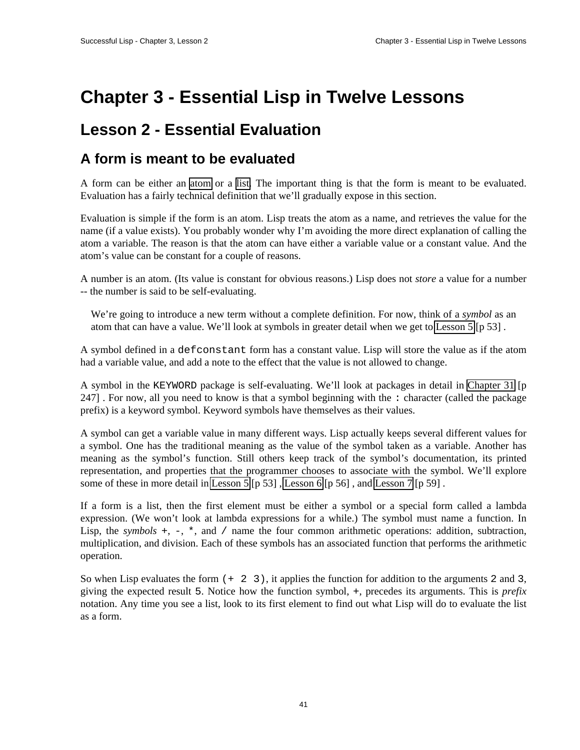# Chapter 3 - Essential Lisp in Twelve Lessons

## Lesson 2 - Essential Evaluation

### A form is meant to be evaluated

A form can be either an atom or a list. The important thing is that the form is meant to be evaluated. Evaluation has a fairly technical definition that we'll gradually expose in this section.

Evaluation is simple if the form is an atom. Lisp treats the atom as a name, and retrieves the value for the name (if a value exists). You probably wonder why I'm avoiding the more direct explanation of calling the atom a variable. The reason is that the atom can have either a variable value or a constant value. And the atom's value can be constant for a couple of reasons.

A number is an atom. (Its value is constant for obvious reasons.) Lisp does not *store* a value for a number -- the number is said to be self-evaluating.

> We're going to introduce a new term without a complete definition. For now, think of a *symbol* as an atom that can have a value. We'll look at symbols in greater detail when we get to Lesson 5 [p 53] .

A symbol defined in a `defconstant` form has a constant value. Lisp will store the value as if the atom had a variable value, and add a note to the effect that the value is not allowed to change.

A symbol in the `KEYWORD` package is self-evaluating. We'll look at packages in detail in Chapter 31 [p 247] . For now, all you need to know is that a symbol beginning with the `:` character (called the package prefix) is a keyword symbol. Keyword symbols have themselves as their values.

A symbol can get a variable value in many different ways. Lisp actually keeps several different values for a symbol. One has the traditional meaning as the value of the symbol taken as a variable. Another has meaning as the symbol's function. Still others keep track of the symbol's documentation, its printed representation, and properties that the programmer chooses to associate with the symbol. We'll explore some of these in more detail in Lesson 5 [p 53] , Lesson 6 [p 56] , and Lesson 7 [p 59] .

If a form is a list, then the first element must be either a symbol or a special form called a lambda expression. (We won't look at lambda expressions for a while.) The symbol must name a function. In Lisp, the *symbols* `+`, `-`, `*`, and `/` name the four common arithmetic operations: addition, subtraction, multiplication, and division. Each of these symbols has an associated function that performs the arithmetic operation.

So when Lisp evaluates the form `(+ 2 3)`, it applies the function for addition to the arguments `2` and `3`, giving the expected result `5`. Notice how the function symbol, `+`, precedes its arguments. This is *prefix* notation. Any time you see a list, look to its first element to find out what Lisp will do to evaluate the list as a form.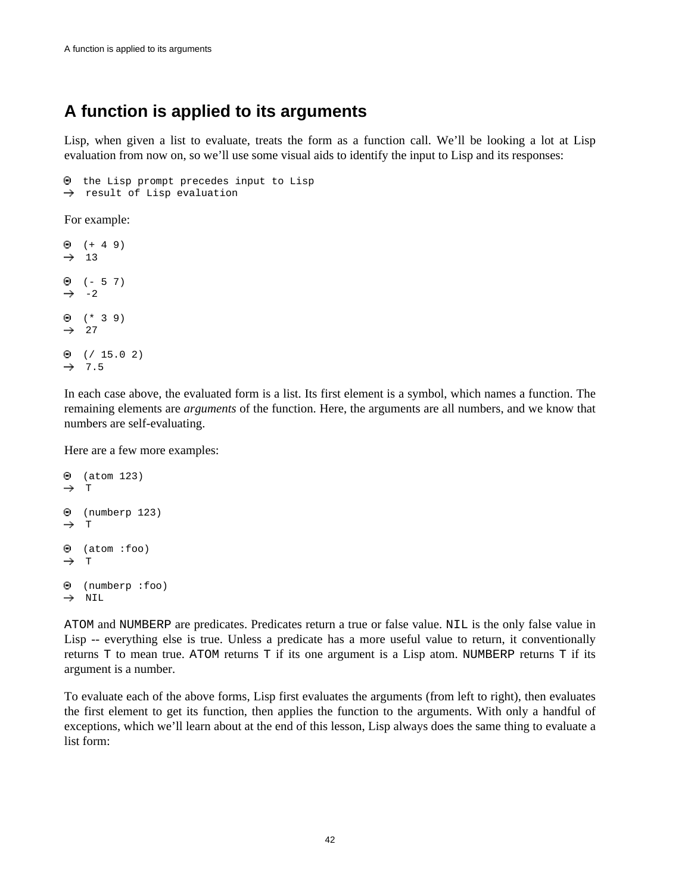# A function is applied to its arguments

Lisp, when given a list to evaluate, treats the form as a function call. We'll be looking a lot at Lisp evaluation from now on, so we'll use some visual aids to identify the input to Lisp and its responses:

```
⊙  the Lisp prompt precedes input to Lisp
→  result of Lisp evaluation
```

For example:

```
⊙  (+ 4 9)
→  13

⊙  (- 5 7)
→  -2

⊙  (* 3 9)
→  27

⊙  (/ 15.0 2)
→  7.5
```

In each case above, the evaluated form is a list. Its first element is a symbol, which names a function. The remaining elements are *arguments* of the function. Here, the arguments are all numbers, and we know that numbers are self-evaluating.

Here are a few more examples:

```
⊙  (atom 123)
→  T

⊙  (numberp 123)
→  T

⊙  (atom :foo)
→  T

⊙  (numberp :foo)
→  NIL
```

`ATOM` and `NUMBERP` are predicates. Predicates return a true or false value. `NIL` is the only false value in Lisp -- everything else is true. Unless a predicate has a more useful value to return, it conventionally returns `T` to mean true. `ATOM` returns `T` if its one argument is a Lisp atom. `NUMBERP` returns `T` if its argument is a number.

To evaluate each of the above forms, Lisp first evaluates the arguments (from left to right), then evaluates the first element to get its function, then applies the function to the arguments. With only a handful of exceptions, which we'll learn about at the end of this lesson, Lisp always does the same thing to evaluate a list form: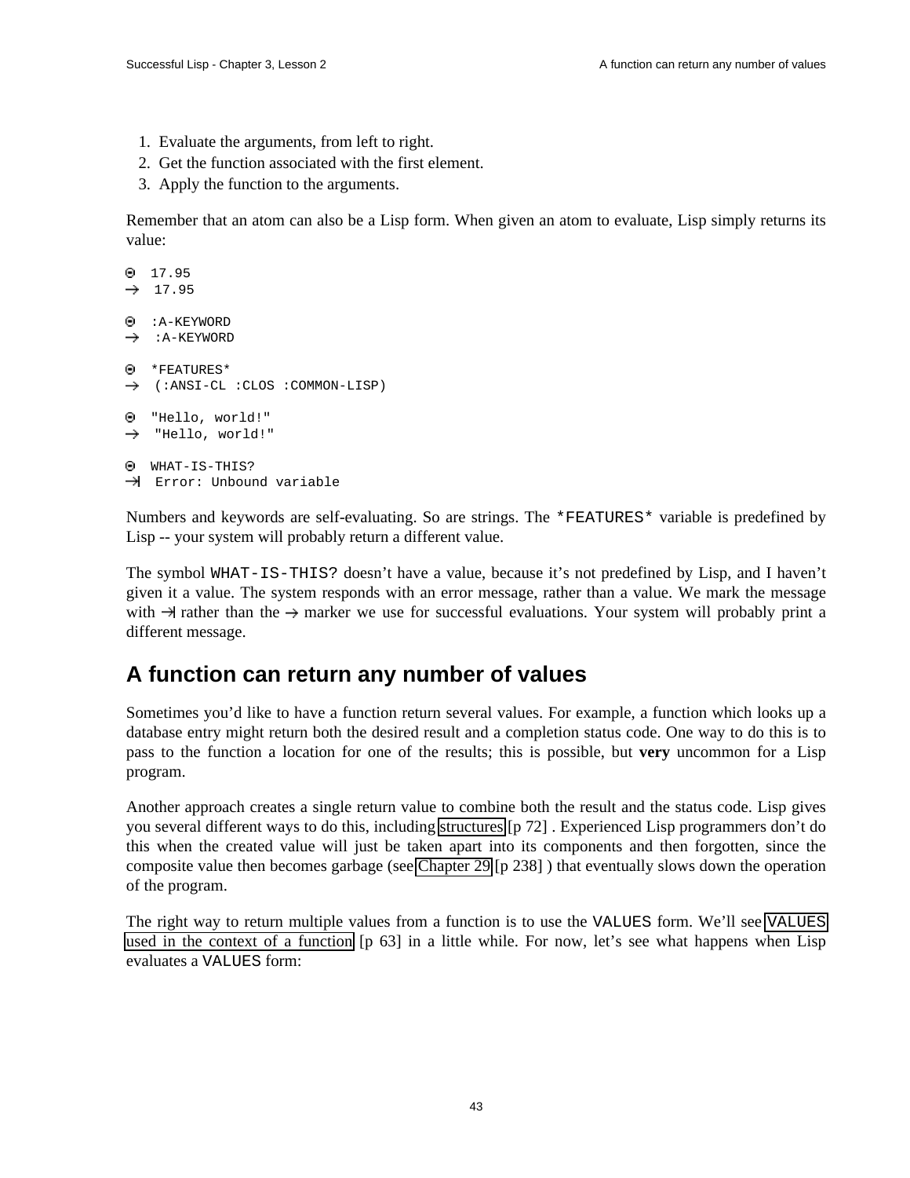1. Evaluate the arguments, from left to right.
2. Get the function associated with the first element.
3. Apply the function to the arguments.

Remember that an atom can also be a Lisp form. When given an atom to evaluate, Lisp simply returns its value:

```
⊙ 17.95
→ 17.95

⊙ :A-KEYWORD
→ :A-KEYWORD

⊙ *FEATURES*
→ (:ANSI-CL :CLOS :COMMON-LISP)

⊙ "Hello, world!"
→ "Hello, world!"

⊙ WHAT-IS-THIS?
→| Error: Unbound variable
```

Numbers and keywords are self-evaluating. So are strings. The `*FEATURES*` variable is predefined by Lisp -- your system will probably return a different value.

The symbol `WHAT-IS-THIS?` doesn't have a value, because it's not predefined by Lisp, and I haven't given it a value. The system responds with an error message, rather than a value. We mark the message with →| rather than the → marker we use for successful evaluations. Your system will probably print a different message.

## A function can return any number of values

Sometimes you'd like to have a function return several values. For example, a function which looks up a database entry might return both the desired result and a completion status code. One way to do this is to pass to the function a location for one of the results; this is possible, but **very** uncommon for a Lisp program.

Another approach creates a single return value to combine both the result and the status code. Lisp gives you several different ways to do this, including structures [p 72] . Experienced Lisp programmers don't do this when the created value will just be taken apart into its components and then forgotten, since the composite value then becomes garbage (see Chapter 29 [p 238] ) that eventually slows down the operation of the program.

The right way to return multiple values from a function is to use the `VALUES` form. We'll see `VALUES` used in the context of a function [p 63] in a little while. For now, let's see what happens when Lisp evaluates a `VALUES` form: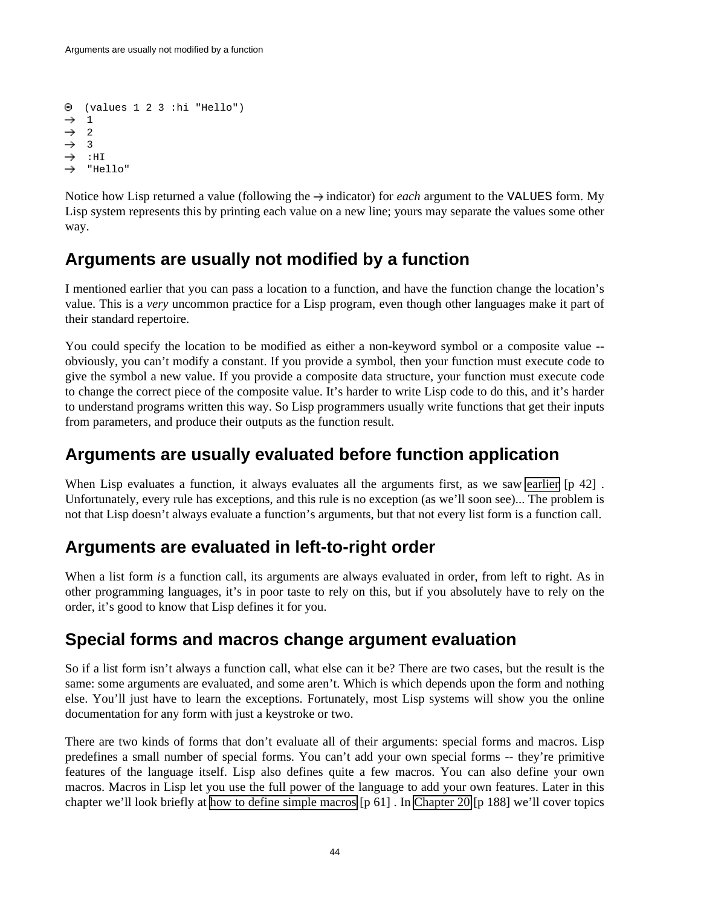```
⊙ (values 1 2 3 :hi "Hello")
→ 1
→ 2
→ 3
→ :HI
→ "Hello"
```

Notice how Lisp returned a value (following the → indicator) for *each* argument to the `VALUES` form. My Lisp system represents this by printing each value on a new line; yours may separate the values some other way.

## Arguments are usually not modified by a function

I mentioned earlier that you can pass a location to a function, and have the function change the location's value. This is a *very* uncommon practice for a Lisp program, even though other languages make it part of their standard repertoire.

You could specify the location to be modified as either a non-keyword symbol or a composite value -- obviously, you can't modify a constant. If you provide a symbol, then your function must execute code to give the symbol a new value. If you provide a composite data structure, your function must execute code to change the correct piece of the composite value. It's harder to write Lisp code to do this, and it's harder to understand programs written this way. So Lisp programmers usually write functions that get their inputs from parameters, and produce their outputs as the function result.

## Arguments are usually evaluated before function application

When Lisp evaluates a function, it always evaluates all the arguments first, as we saw earlier [p 42] . Unfortunately, every rule has exceptions, and this rule is no exception (as we'll soon see)... The problem is not that Lisp doesn't always evaluate a function's arguments, but that not every list form is a function call.

## Arguments are evaluated in left-to-right order

When a list form *is* a function call, its arguments are always evaluated in order, from left to right. As in other programming languages, it's in poor taste to rely on this, but if you absolutely have to rely on the order, it's good to know that Lisp defines it for you.

## Special forms and macros change argument evaluation

So if a list form isn't always a function call, what else can it be? There are two cases, but the result is the same: some arguments are evaluated, and some aren't. Which is which depends upon the form and nothing else. You'll just have to learn the exceptions. Fortunately, most Lisp systems will show you the online documentation for any form with just a keystroke or two.

There are two kinds of forms that don't evaluate all of their arguments: special forms and macros. Lisp predefines a small number of special forms. You can't add your own special forms -- they're primitive features of the language itself. Lisp also defines quite a few macros. You can also define your own macros. Macros in Lisp let you use the full power of the language to add your own features. Later in this chapter we'll look briefly at how to define simple macros [p 61] . In Chapter 20 [p 188] we'll cover topics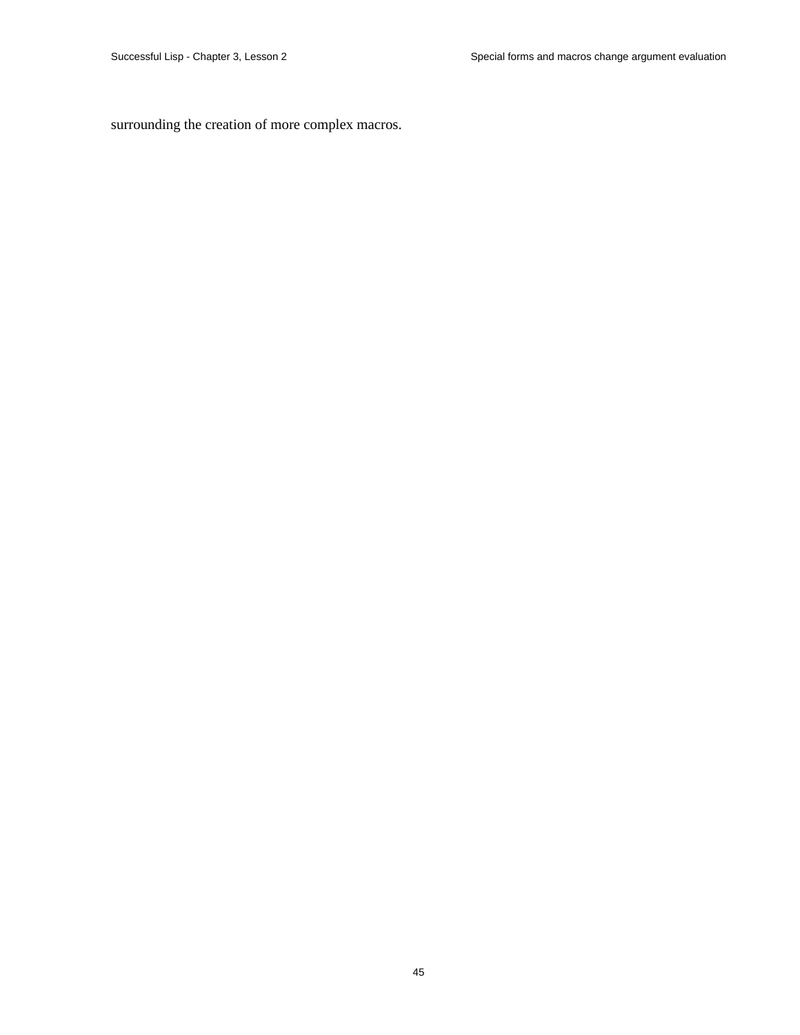surrounding the creation of more complex macros.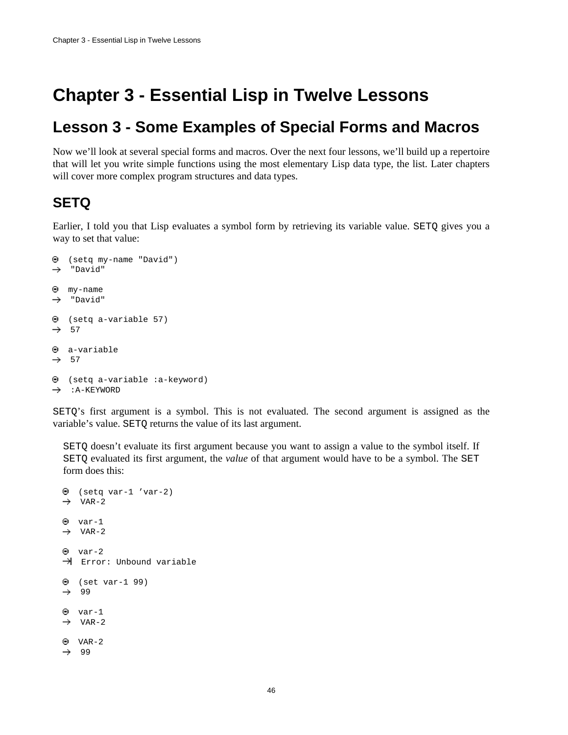# Chapter 3 - Essential Lisp in Twelve Lessons

## Lesson 3 - Some Examples of Special Forms and Macros

Now we'll look at several special forms and macros. Over the next four lessons, we'll build up a repertoire that will let you write simple functions using the most elementary Lisp data type, the list. Later chapters will cover more complex program structures and data types.

### SETQ

Earlier, I told you that Lisp evaluates a symbol form by retrieving its variable value. `SETQ` gives you a way to set that value:

```
⊙ (setq my-name "David")
→ "David"

⊙ my-name
→ "David"

⊙ (setq a-variable 57)
→ 57

⊙ a-variable
→ 57

⊙ (setq a-variable :a-keyword)
→ :A-KEYWORD
```

`SETQ`'s first argument is a symbol. This is not evaluated. The second argument is assigned as the variable's value. `SETQ` returns the value of its last argument.

> `SETQ` doesn't evaluate its first argument because you want to assign a value to the symbol itself. If `SETQ` evaluated its first argument, the *value* of that argument would have to be a symbol. The `SET` form does this:
>
> ```
> ⊙ (setq var-1 'var-2)
> → VAR-2
>
> ⊙ var-1
> → VAR-2
>
> ⊙ var-2
> →| Error: Unbound variable
>
> ⊙ (set var-1 99)
> → 99
>
> ⊙ var-1
> → VAR-2
>
> ⊙ VAR-2
> → 99
> ```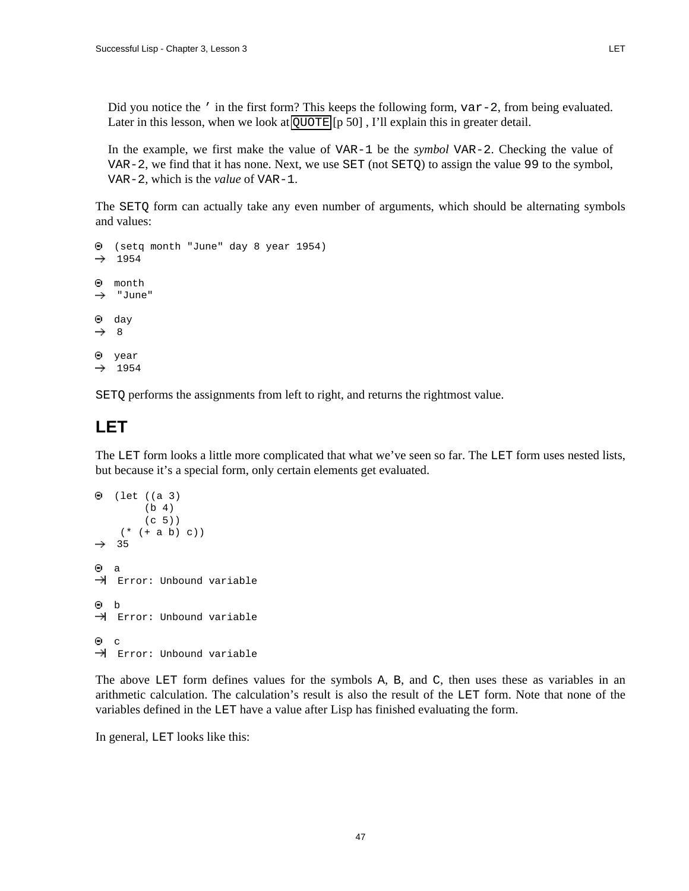Did you notice the `'` in the first form? This keeps the following form, `var-2`, from being evaluated. Later in this lesson, when we look at `QUOTE` [p 50] , I'll explain this in greater detail.

In the example, we first make the value of `VAR-1` be the *symbol* `VAR-2`. Checking the value of `VAR-2`, we find that it has none. Next, we use `SET` (not `SETQ`) to assign the value `99` to the symbol, `VAR-2`, which is the *value* of `VAR-1`.

The `SETQ` form can actually take any even number of arguments, which should be alternating symbols and values:

```
⊙ (setq month "June" day 8 year 1954)
→ 1954

⊙ month
→ "June"

⊙ day
→ 8

⊙ year
→ 1954
```

`SETQ` performs the assignments from left to right, and returns the rightmost value.

## LET

The `LET` form looks a little more complicated that what we've seen so far. The `LET` form uses nested lists, but because it's a special form, only certain elements get evaluated.

```
⊙ (let ((a 3)
        (b 4)
        (c 5))
    (* (+ a b) c))
→ 35

⊙ a
→| Error: Unbound variable

⊙ b
→| Error: Unbound variable

⊙ c
→| Error: Unbound variable
```

The above `LET` form defines values for the symbols `A`, `B`, and `C`, then uses these as variables in an arithmetic calculation. The calculation's result is also the result of the `LET` form. Note that none of the variables defined in the `LET` have a value after Lisp has finished evaluating the form.

In general, `LET` looks like this: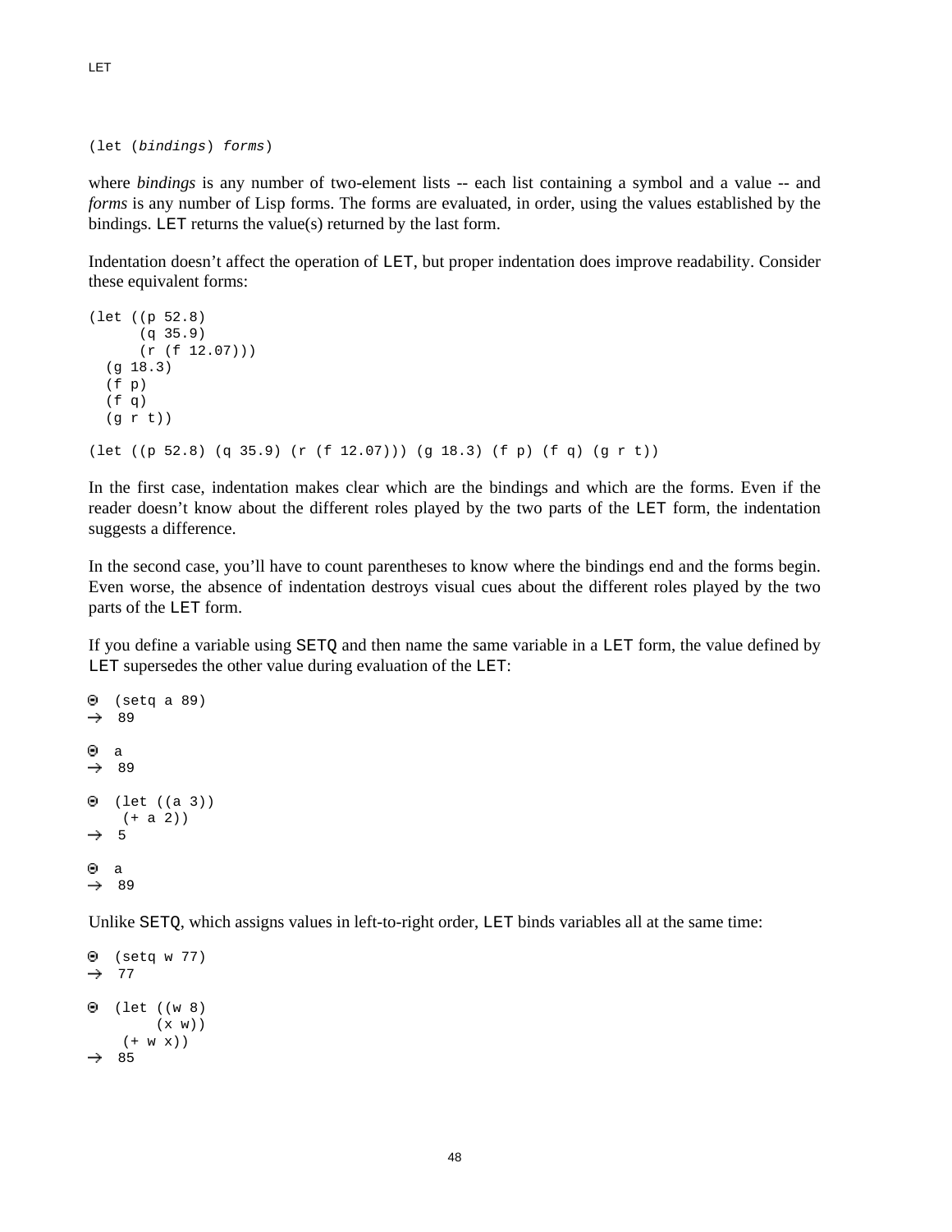LET

```
(let (bindings) forms)
```

where *bindings* is any number of two-element lists -- each list containing a symbol and a value -- and *forms* is any number of Lisp forms. The forms are evaluated, in order, using the values established by the bindings. LET returns the value(s) returned by the last form.

Indentation doesn't affect the operation of LET, but proper indentation does improve readability. Consider these equivalent forms:

```
(let ((p 52.8)
      (q 35.9)
      (r (f 12.07)))
  (g 18.3)
  (f p)
  (f q)
  (g r t))

(let ((p 52.8) (q 35.9) (r (f 12.07))) (g 18.3) (f p) (f q) (g r t))
```

In the first case, indentation makes clear which are the bindings and which are the forms. Even if the reader doesn't know about the different roles played by the two parts of the LET form, the indentation suggests a difference.

In the second case, you'll have to count parentheses to know where the bindings end and the forms begin. Even worse, the absence of indentation destroys visual cues about the different roles played by the two parts of the LET form.

If you define a variable using SETQ and then name the same variable in a LET form, the value defined by LET supersedes the other value during evaluation of the LET:

```
⊙ (setq a 89)
→ 89

⊙ a
→ 89

⊙ (let ((a 3))
    (+ a 2))
→ 5

⊙ a
→ 89
```

Unlike SETQ, which assigns values in left-to-right order, LET binds variables all at the same time:

```
⊙ (setq w 77)
→ 77

⊙ (let ((w 8)
        (x w))
    (+ w x))
→ 85
```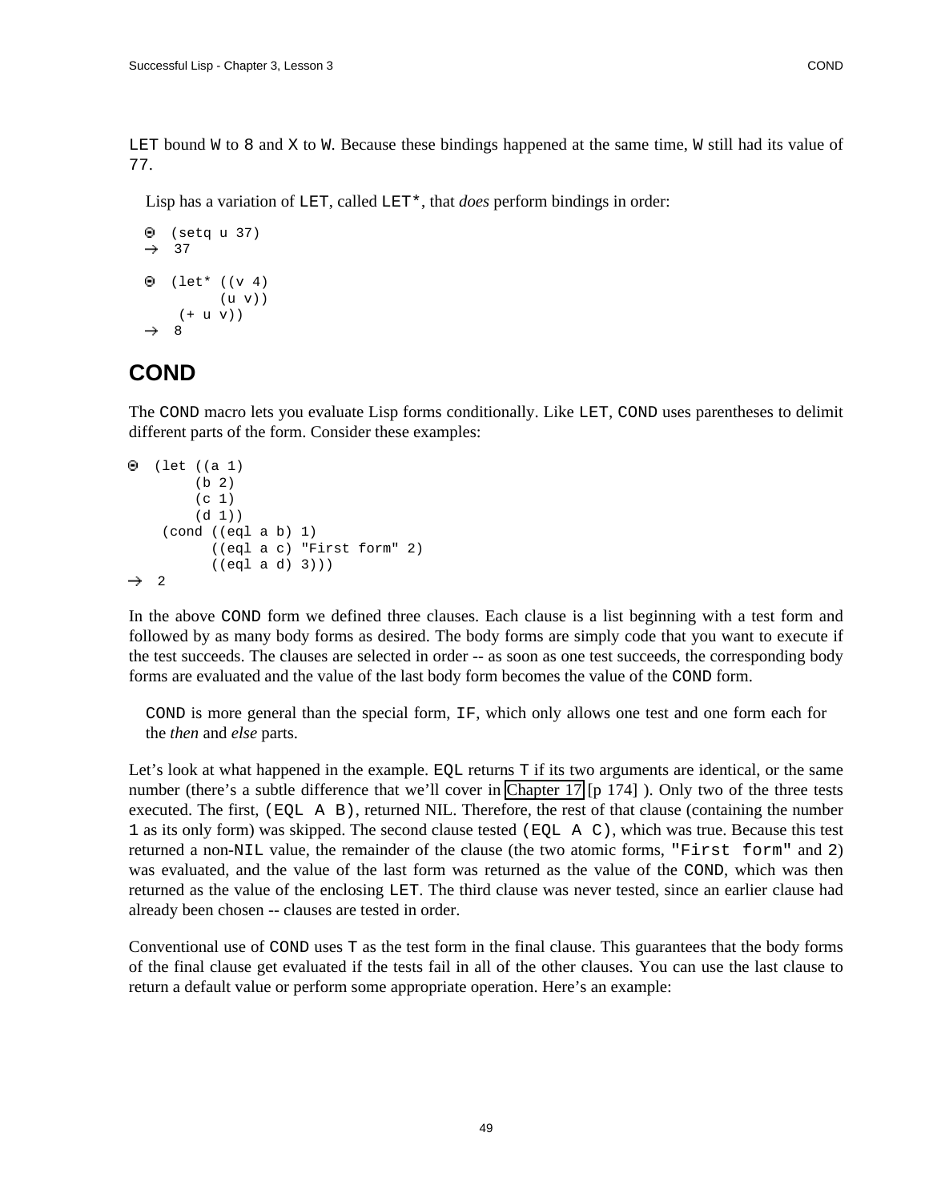LET bound W to 8 and X to W. Because these bindings happened at the same time, W still had its value of 77.

Lisp has a variation of LET, called LET*, that *does* perform bindings in order:

```
⊙ (setq u 37)
→ 37

⊙ (let* ((v 4)
         (u v))
    (+ u v))
→ 8
```

## COND

The COND macro lets you evaluate Lisp forms conditionally. Like LET, COND uses parentheses to delimit different parts of the form. Consider these examples:

```
⊙ (let ((a 1)
        (b 2)
        (c 1)
        (d 1))
    (cond ((eql a b) 1)
          ((eql a c) "First form" 2)
          ((eql a d) 3)))
→ 2
```

In the above COND form we defined three clauses. Each clause is a list beginning with a test form and followed by as many body forms as desired. The body forms are simply code that you want to execute if the test succeeds. The clauses are selected in order -- as soon as one test succeeds, the corresponding body forms are evaluated and the value of the last body form becomes the value of the COND form.

> COND is more general than the special form, IF, which only allows one test and one form each for the *then* and *else* parts.

Let's look at what happened in the example. EQL returns T if its two arguments are identical, or the same number (there's a subtle difference that we'll cover in Chapter 17 [p 174] ). Only two of the three tests executed. The first, (EQL A B), returned NIL. Therefore, the rest of that clause (containing the number 1 as its only form) was skipped. The second clause tested (EQL A C), which was true. Because this test returned a non-NIL value, the remainder of the clause (the two atomic forms, "First form" and 2) was evaluated, and the value of the last form was returned as the value of the COND, which was then returned as the value of the enclosing LET. The third clause was never tested, since an earlier clause had already been chosen -- clauses are tested in order.

Conventional use of COND uses T as the test form in the final clause. This guarantees that the body forms of the final clause get evaluated if the tests fail in all of the other clauses. You can use the last clause to return a default value or perform some appropriate operation. Here's an example: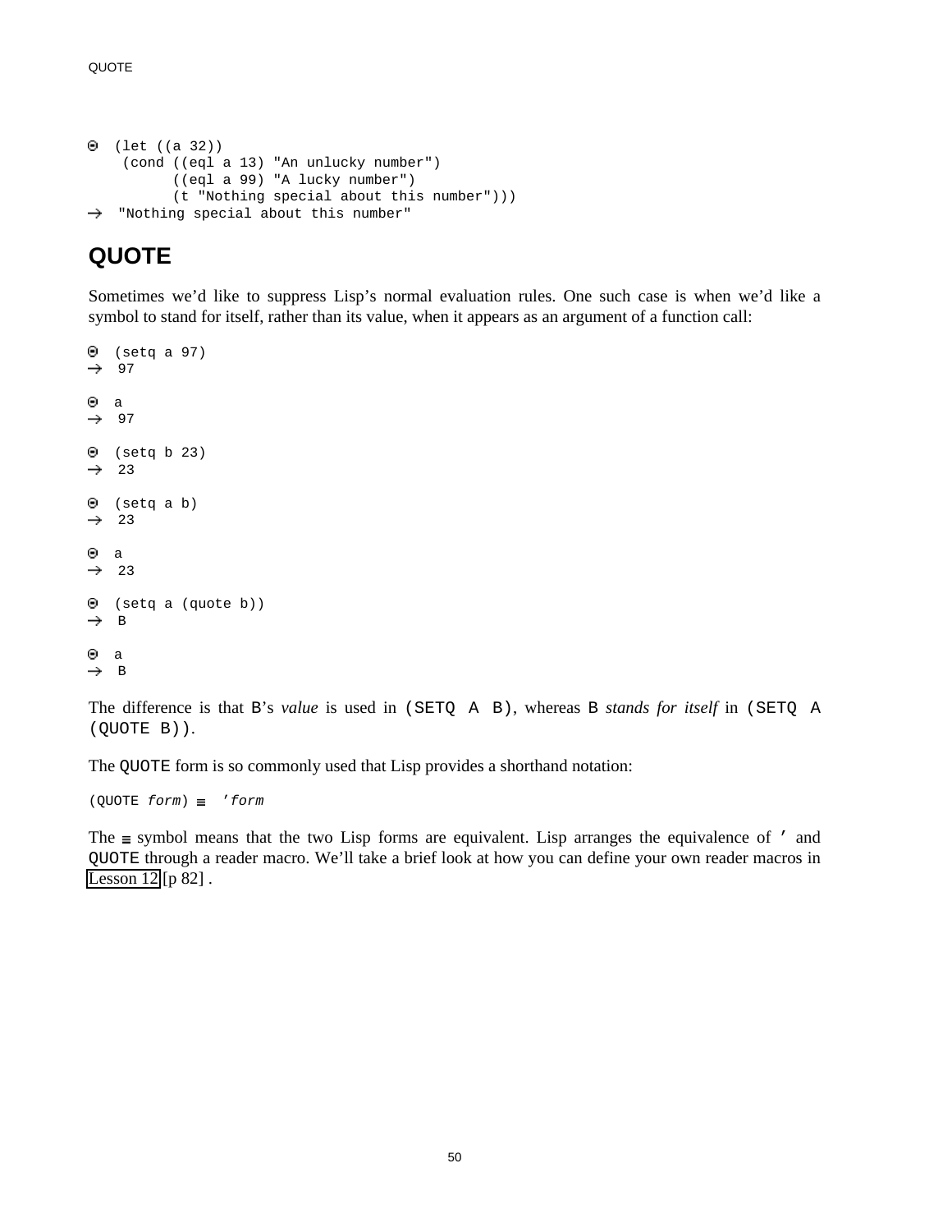```
⊙ (let ((a 32))
   (cond ((eql a 13) "An unlucky number")
         ((eql a 99) "A lucky number")
         (t "Nothing special about this number")))
→ "Nothing special about this number"
```

## QUOTE

Sometimes we'd like to suppress Lisp's normal evaluation rules. One such case is when we'd like a symbol to stand for itself, rather than its value, when it appears as an argument of a function call:

```
⊙ (setq a 97)
→ 97

⊙ a
→ 97

⊙ (setq b 23)
→ 23

⊙ (setq a b)
→ 23

⊙ a
→ 23

⊙ (setq a (quote b))
→ B

⊙ a
→ B
```

The difference is that `B`'s *value* is used in `(SETQ A B)`, whereas `B` *stands for itself* in `(SETQ A (QUOTE B))`.

The `QUOTE` form is so commonly used that Lisp provides a shorthand notation:

`(QUOTE` *`form`*`)` ≡ `'`*`form`*

The ≡ symbol means that the two Lisp forms are equivalent. Lisp arranges the equivalence of `'` and `QUOTE` through a reader macro. We'll take a brief look at how you can define your own reader macros in Lesson 12 [p 82] .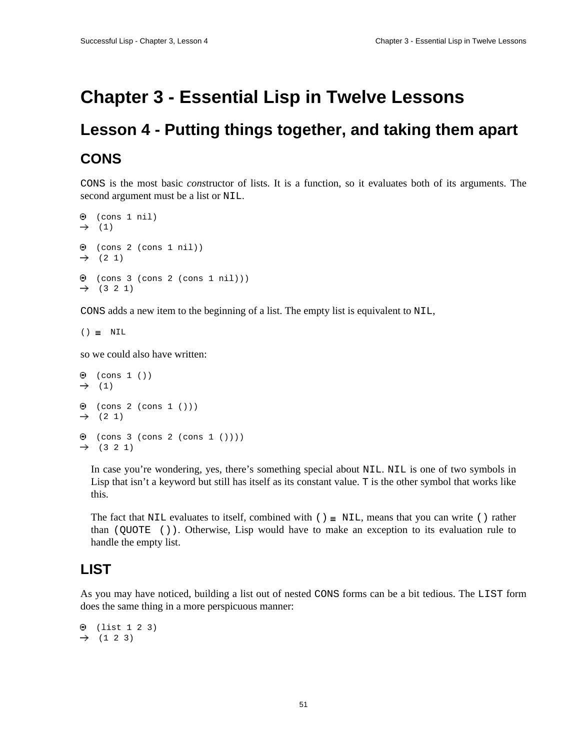# Chapter 3 - Essential Lisp in Twelve Lessons

## Lesson 4 - Putting things together, and taking them apart

### CONS

CONS is the most basic *cons*tructor of lists. It is a function, so it evaluates both of its arguments. The second argument must be a list or NIL.

```
⊙ (cons 1 nil)
→ (1)

⊙ (cons 2 (cons 1 nil))
→ (2 1)

⊙ (cons 3 (cons 2 (cons 1 nil)))
→ (3 2 1)
```

CONS adds a new item to the beginning of a list. The empty list is equivalent to NIL,

```
() ≡ NIL
```

so we could also have written:

```
⊙ (cons 1 ())
→ (1)

⊙ (cons 2 (cons 1 ()))
→ (2 1)

⊙ (cons 3 (cons 2 (cons 1 ())))
→ (3 2 1)
```

In case you're wondering, yes, there's something special about NIL. NIL is one of two symbols in Lisp that isn't a keyword but still has itself as its constant value. T is the other symbol that works like this.

The fact that NIL evaluates to itself, combined with () ≡ NIL, means that you can write () rather than (QUOTE ()). Otherwise, Lisp would have to make an exception to its evaluation rule to handle the empty list.

### LIST

As you may have noticed, building a list out of nested CONS forms can be a bit tedious. The LIST form does the same thing in a more perspicuous manner:

```
⊙ (list 1 2 3)
→ (1 2 3)
```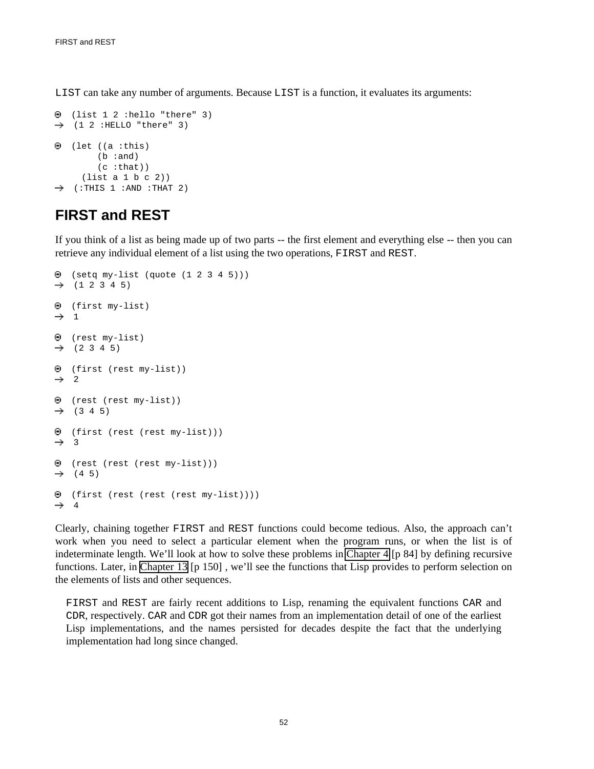`LIST` can take any number of arguments. Because `LIST` is a function, it evaluates its arguments:

```
⊙ (list 1 2 :hello "there" 3)
→ (1 2 :HELLO "there" 3)

⊙ (let ((a :this)
        (b :and)
        (c :that))
     (list a 1 b c 2))
→ (:THIS 1 :AND :THAT 2)
```

## FIRST and REST

If you think of a list as being made up of two parts -- the first element and everything else -- then you can retrieve any individual element of a list using the two operations, `FIRST` and `REST`.

```
⊙ (setq my-list (quote (1 2 3 4 5)))
→ (1 2 3 4 5)

⊙ (first my-list)
→ 1

⊙ (rest my-list)
→ (2 3 4 5)

⊙ (first (rest my-list))
→ 2

⊙ (rest (rest my-list))
→ (3 4 5)

⊙ (first (rest (rest my-list)))
→ 3

⊙ (rest (rest (rest my-list)))
→ (4 5)

⊙ (first (rest (rest (rest my-list))))
→ 4
```

Clearly, chaining together `FIRST` and `REST` functions could become tedious. Also, the approach can't work when you need to select a particular element when the program runs, or when the list is of indeterminate length. We'll look at how to solve these problems in Chapter 4 [p 84] by defining recursive functions. Later, in Chapter 13 [p 150] , we'll see the functions that Lisp provides to perform selection on the elements of lists and other sequences.

> `FIRST` and `REST` are fairly recent additions to Lisp, renaming the equivalent functions `CAR` and `CDR`, respectively. `CAR` and `CDR` got their names from an implementation detail of one of the earliest Lisp implementations, and the names persisted for decades despite the fact that the underlying implementation had long since changed.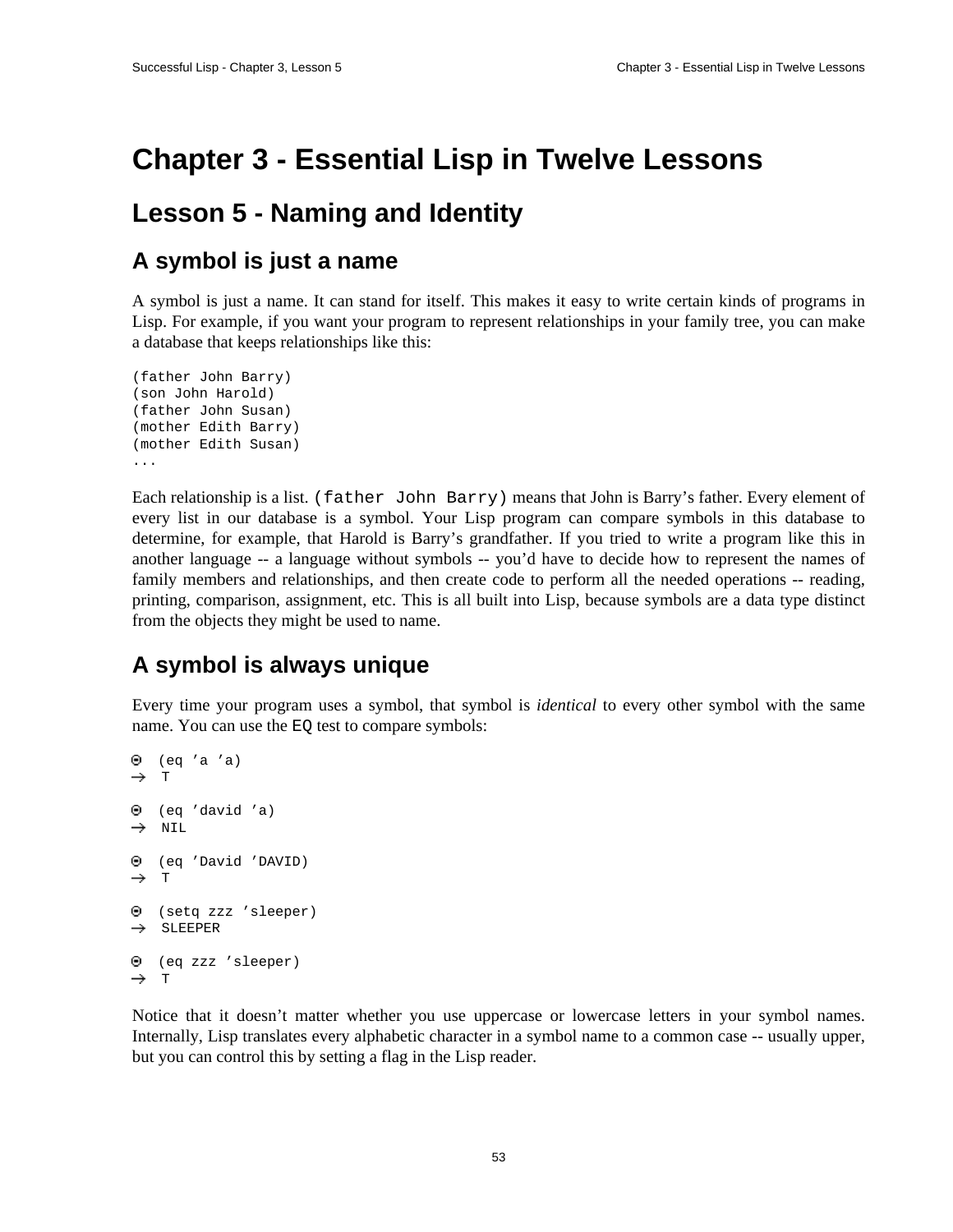# Chapter 3 - Essential Lisp in Twelve Lessons

## Lesson 5 - Naming and Identity

### A symbol is just a name

A symbol is just a name. It can stand for itself. This makes it easy to write certain kinds of programs in Lisp. For example, if you want your program to represent relationships in your family tree, you can make a database that keeps relationships like this:

```
(father John Barry)
(son John Harold)
(father John Susan)
(mother Edith Barry)
(mother Edith Susan)
...
```

Each relationship is a list. `(father John Barry)` means that John is Barry's father. Every element of every list in our database is a symbol. Your Lisp program can compare symbols in this database to determine, for example, that Harold is Barry's grandfather. If you tried to write a program like this in another language -- a language without symbols -- you'd have to decide how to represent the names of family members and relationships, and then create code to perform all the needed operations -- reading, printing, comparison, assignment, etc. This is all built into Lisp, because symbols are a data type distinct from the objects they might be used to name.

### A symbol is always unique

Every time your program uses a symbol, that symbol is *identical* to every other symbol with the same name. You can use the `EQ` test to compare symbols:

```
⊙ (eq 'a 'a)
→ T

⊙ (eq 'david 'a)
→ NIL

⊙ (eq 'David 'DAVID)
→ T

⊙ (setq zzz 'sleeper)
→ SLEEPER

⊙ (eq zzz 'sleeper)
→ T
```

Notice that it doesn't matter whether you use uppercase or lowercase letters in your symbol names. Internally, Lisp translates every alphabetic character in a symbol name to a common case -- usually upper, but you can control this by setting a flag in the Lisp reader.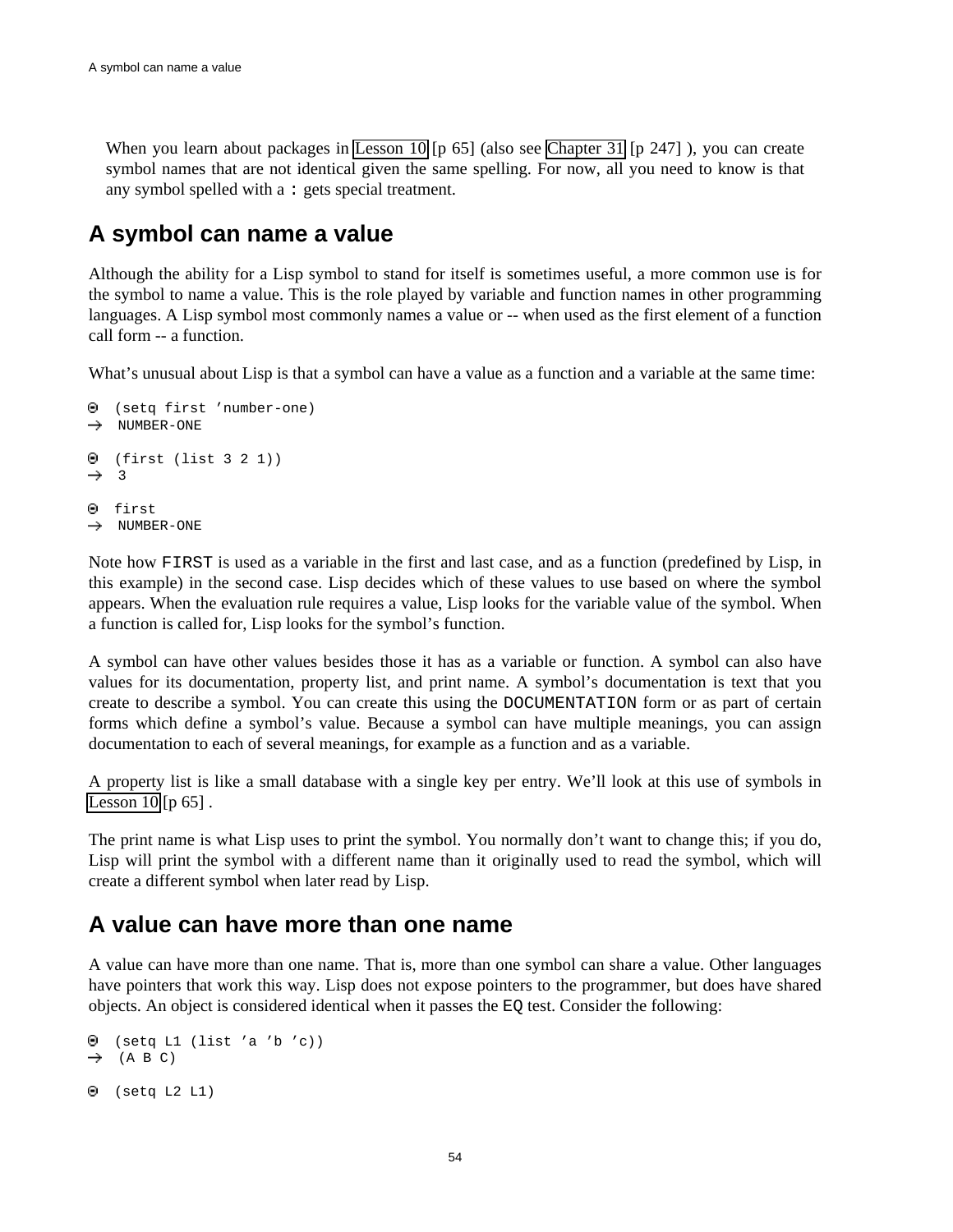When you learn about packages in Lesson 10 [p 65] (also see Chapter 31 [p 247] ), you can create symbol names that are not identical given the same spelling. For now, all you need to know is that any symbol spelled with a `:` gets special treatment.

## A symbol can name a value

Although the ability for a Lisp symbol to stand for itself is sometimes useful, a more common use is for the symbol to name a value. This is the role played by variable and function names in other programming languages. A Lisp symbol most commonly names a value or -- when used as the first element of a function call form -- a function.

What's unusual about Lisp is that a symbol can have a value as a function and a variable at the same time:

```
⊙ (setq first 'number-one)
→ NUMBER-ONE

⊙ (first (list 3 2 1))
→ 3

⊙ first
→ NUMBER-ONE
```

Note how `FIRST` is used as a variable in the first and last case, and as a function (predefined by Lisp, in this example) in the second case. Lisp decides which of these values to use based on where the symbol appears. When the evaluation rule requires a value, Lisp looks for the variable value of the symbol. When a function is called for, Lisp looks for the symbol's function.

A symbol can have other values besides those it has as a variable or function. A symbol can also have values for its documentation, property list, and print name. A symbol's documentation is text that you create to describe a symbol. You can create this using the `DOCUMENTATION` form or as part of certain forms which define a symbol's value. Because a symbol can have multiple meanings, you can assign documentation to each of several meanings, for example as a function and as a variable.

A property list is like a small database with a single key per entry. We'll look at this use of symbols in Lesson 10 [p 65] .

The print name is what Lisp uses to print the symbol. You normally don't want to change this; if you do, Lisp will print the symbol with a different name than it originally used to read the symbol, which will create a different symbol when later read by Lisp.

## A value can have more than one name

A value can have more than one name. That is, more than one symbol can share a value. Other languages have pointers that work this way. Lisp does not expose pointers to the programmer, but does have shared objects. An object is considered identical when it passes the `EQ` test. Consider the following:

```
⊙ (setq L1 (list 'a 'b 'c))
→ (A B C)

⊙ (setq L2 L1)
```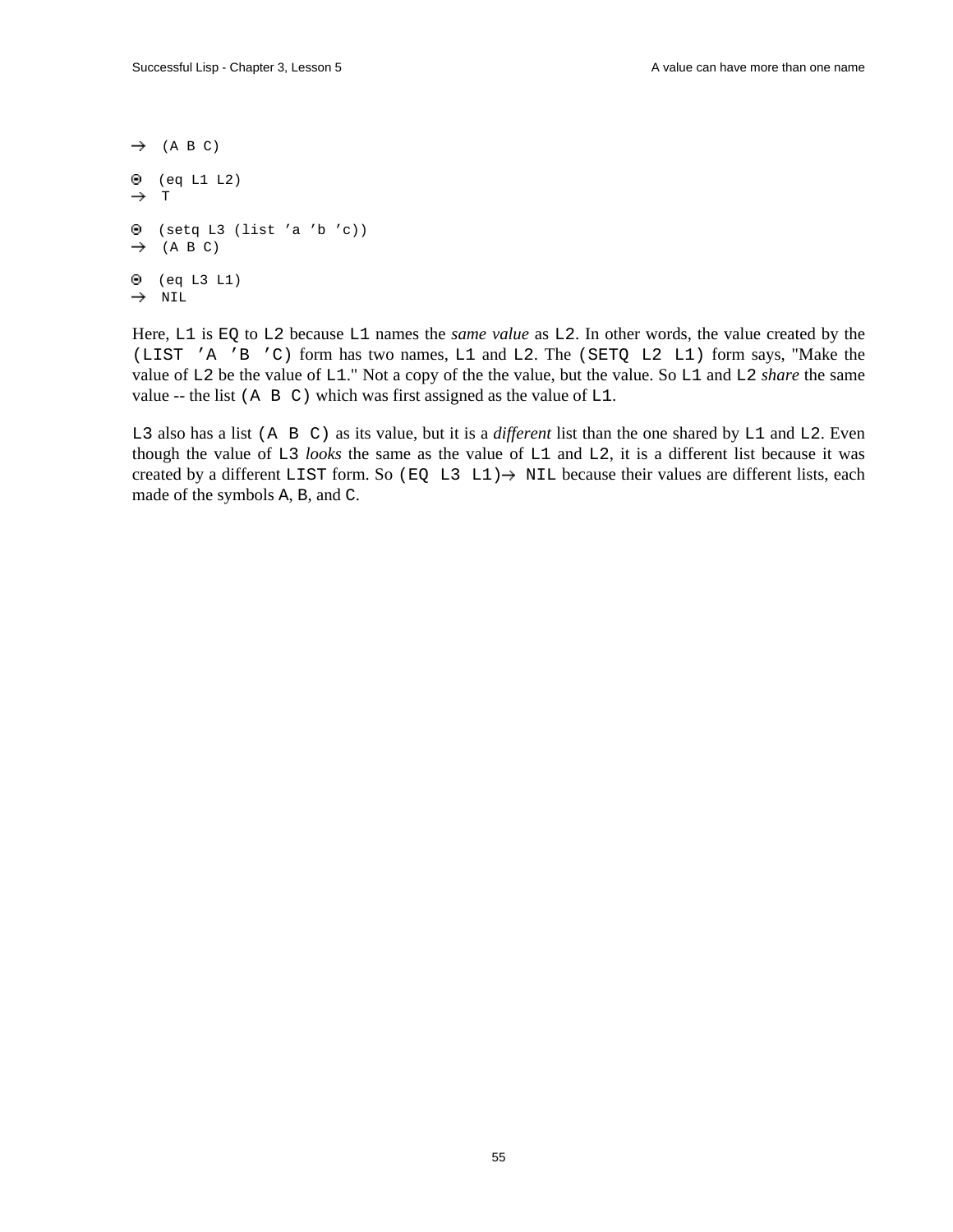```
→  (A B C)

⊙  (eq L1 L2)
→  T

⊙  (setq L3 (list ’a ’b ’c))
→  (A B C)

⊙  (eq L3 L1)
→  NIL
```

Here, `L1` is `EQ` to `L2` because `L1` names the *same value* as `L2`. In other words, the value created by the `(LIST ’A ’B ’C)` form has two names, `L1` and `L2`. The `(SETQ L2 L1)` form says, "Make the value of `L2` be the value of `L1`." Not a copy of the the value, but the value. So `L1` and `L2` *share* the same value -- the list `(A B C)` which was first assigned as the value of `L1`.

`L3` also has a list `(A B C)` as its value, but it is a *different* list than the one shared by `L1` and `L2`. Even though the value of `L3` *looks* the same as the value of `L1` and `L2`, it is a different list because it was created by a different `LIST` form. So `(EQ L3 L1)`→ `NIL` because their values are different lists, each made of the symbols `A`, `B`, and `C`.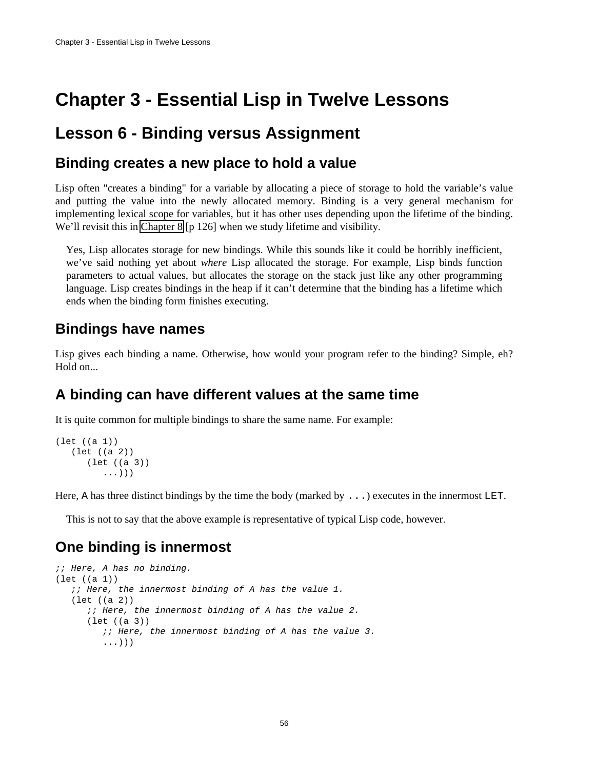# Chapter 3 - Essential Lisp in Twelve Lessons

## Lesson 6 - Binding versus Assignment

### Binding creates a new place to hold a value

Lisp often "creates a binding" for a variable by allocating a piece of storage to hold the variable's value and putting the value into the newly allocated memory. Binding is a very general mechanism for implementing lexical scope for variables, but it has other uses depending upon the lifetime of the binding. We'll revisit this in Chapter 8 [p 126] when we study lifetime and visibility.

> Yes, Lisp allocates storage for new bindings. While this sounds like it could be horribly inefficient, we've said nothing yet about *where* Lisp allocated the storage. For example, Lisp binds function parameters to actual values, but allocates the storage on the stack just like any other programming language. Lisp creates bindings in the heap if it can't determine that the binding has a lifetime which ends when the binding form finishes executing.

### Bindings have names

Lisp gives each binding a name. Otherwise, how would your program refer to the binding? Simple, eh? Hold on...

### A binding can have different values at the same time

It is quite common for multiple bindings to share the same name. For example:

```
(let ((a 1))
   (let ((a 2))
      (let ((a 3))
         ...)))
```

Here, `A` has three distinct bindings by the time the body (marked by `...`) executes in the innermost `LET`.

> This is not to say that the above example is representative of typical Lisp code, however.

### One binding is innermost

```
;; Here, A has no binding.
(let ((a 1))
   ;; Here, the innermost binding of A has the value 1.
   (let ((a 2))
      ;; Here, the innermost binding of A has the value 2.
      (let ((a 3))
         ;; Here, the innermost binding of A has the value 3.
         ...)))
```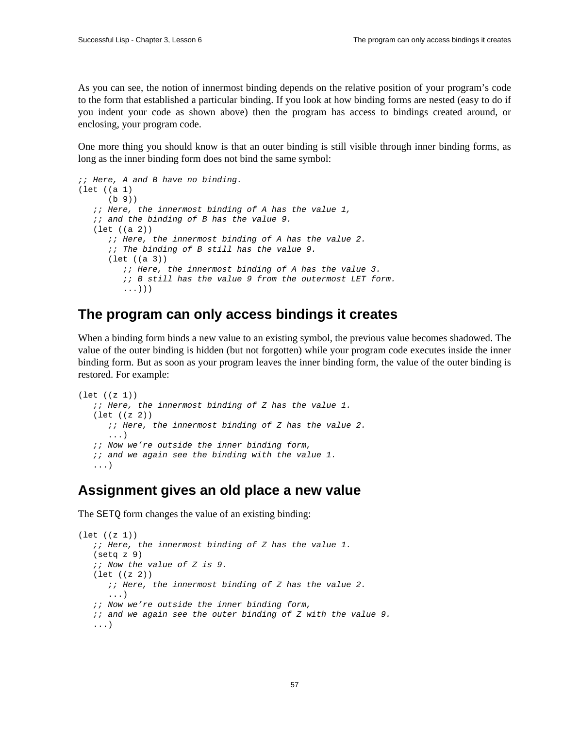As you can see, the notion of innermost binding depends on the relative position of your program's code to the form that established a particular binding. If you look at how binding forms are nested (easy to do if you indent your code as shown above) then the program has access to bindings created around, or enclosing, your program code.

One more thing you should know is that an outer binding is still visible through inner binding forms, as long as the inner binding form does not bind the same symbol:

```
;; Here, A and B have no binding.
(let ((a 1)
      (b 9))
   ;; Here, the innermost binding of A has the value 1,
   ;; and the binding of B has the value 9.
   (let ((a 2))
      ;; Here, the innermost binding of A has the value 2.
      ;; The binding of B still has the value 9.
      (let ((a 3))
         ;; Here, the innermost binding of A has the value 3.
         ;; B still has the value 9 from the outermost LET form.
         ...)))
```

## The program can only access bindings it creates

When a binding form binds a new value to an existing symbol, the previous value becomes shadowed. The value of the outer binding is hidden (but not forgotten) while your program code executes inside the inner binding form. But as soon as your program leaves the inner binding form, the value of the outer binding is restored. For example:

```
(let ((z 1))
   ;; Here, the innermost binding of Z has the value 1.
   (let ((z 2))
      ;; Here, the innermost binding of Z has the value 2.
      ...)
   ;; Now we're outside the inner binding form,
   ;; and we again see the binding with the value 1.
   ...)
```

## Assignment gives an old place a new value

The `SETQ` form changes the value of an existing binding:

```
(let ((z 1))
   ;; Here, the innermost binding of Z has the value 1.
   (setq z 9)
   ;; Now the value of Z is 9.
   (let ((z 2))
      ;; Here, the innermost binding of Z has the value 2.
      ...)
   ;; Now we're outside the inner binding form,
   ;; and we again see the outer binding of Z with the value 9.
   ...)
```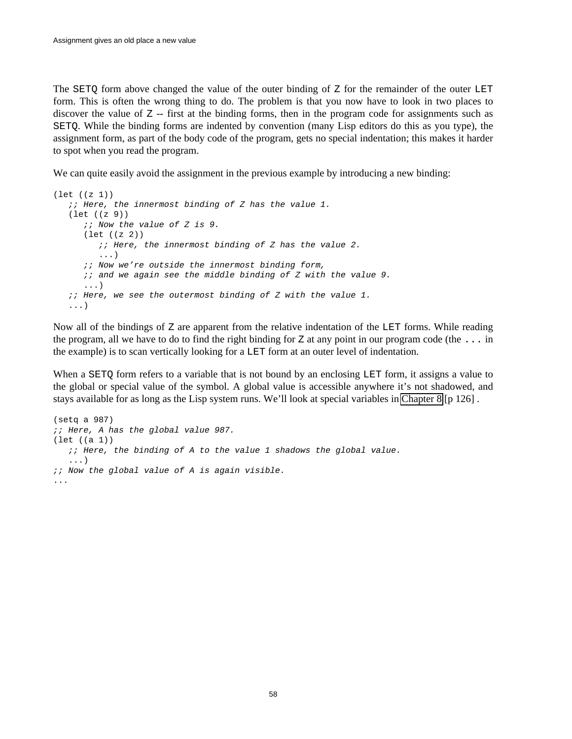The SETQ form above changed the value of the outer binding of Z for the remainder of the outer LET form. This is often the wrong thing to do. The problem is that you now have to look in two places to discover the value of Z -- first at the binding forms, then in the program code for assignments such as SETQ. While the binding forms are indented by convention (many Lisp editors do this as you type), the assignment form, as part of the body code of the program, gets no special indentation; this makes it harder to spot when you read the program.

We can quite easily avoid the assignment in the previous example by introducing a new binding:

```
(let ((z 1))
   ;; Here, the innermost binding of Z has the value 1.
   (let ((z 9))
      ;; Now the value of Z is 9.
      (let ((z 2))
         ;; Here, the innermost binding of Z has the value 2.
         ...)
      ;; Now we're outside the innermost binding form,
      ;; and we again see the middle binding of Z with the value 9.
      ...)
   ;; Here, we see the outermost binding of Z with the value 1.
   ...)
```

Now all of the bindings of Z are apparent from the relative indentation of the LET forms. While reading the program, all we have to do to find the right binding for Z at any point in our program code (the ... in the example) is to scan vertically looking for a LET form at an outer level of indentation.

When a SETQ form refers to a variable that is not bound by an enclosing LET form, it assigns a value to the global or special value of the symbol. A global value is accessible anywhere it's not shadowed, and stays available for as long as the Lisp system runs. We'll look at special variables in Chapter 8 [p 126] .

```
(setq a 987)
;; Here, A has the global value 987.
(let ((a 1))
   ;; Here, the binding of A to the value 1 shadows the global value.
   ...)
;; Now the global value of A is again visible.
...
```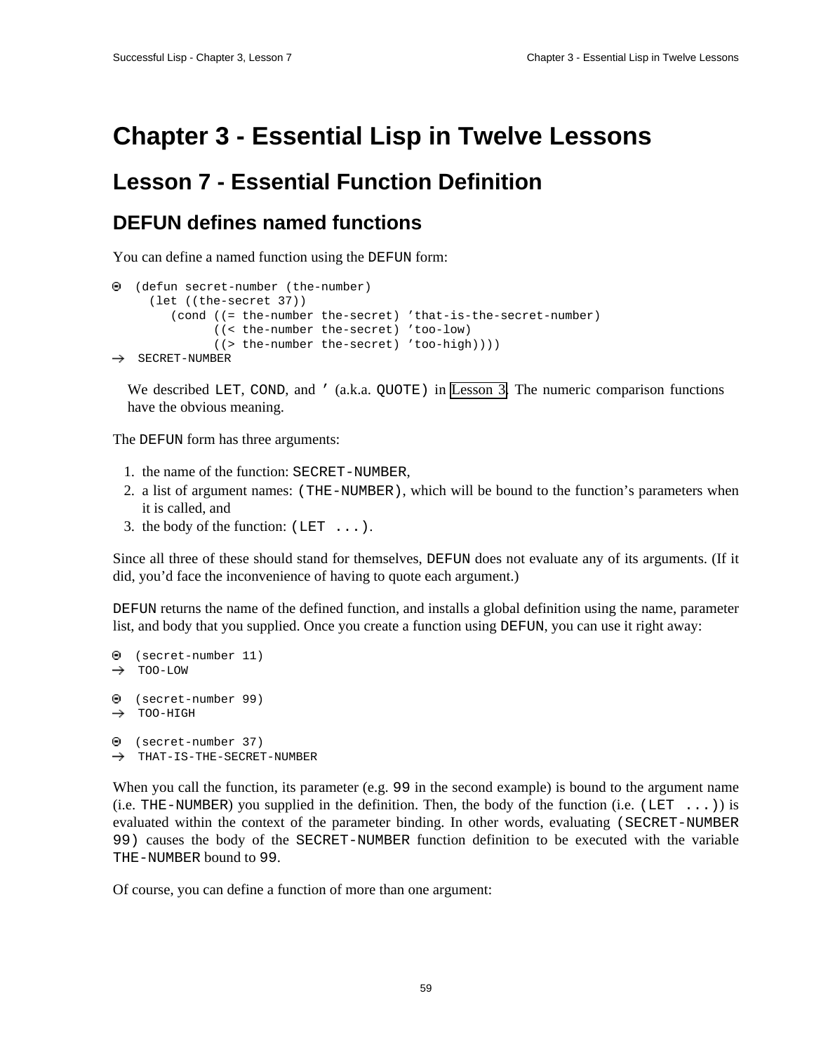# Chapter 3 - Essential Lisp in Twelve Lessons

## Lesson 7 - Essential Function Definition

### DEFUN defines named functions

You can define a named function using the `DEFUN` form:

```
⊙ (defun secret-number (the-number)
    (let ((the-secret 37))
      (cond ((= the-number the-secret) 'that-is-the-secret-number)
            ((< the-number the-secret) 'too-low)
            ((> the-number the-secret) 'too-high))))
→ SECRET-NUMBER
```

> We described `LET`, `COND`, and `'` (a.k.a. `QUOTE)` in Lesson 3. The numeric comparison functions have the obvious meaning.

The `DEFUN` form has three arguments:

1. the name of the function: `SECRET-NUMBER`,
2. a list of argument names: `(THE-NUMBER)`, which will be bound to the function's parameters when it is called, and
3. the body of the function: `(LET ...)`.

Since all three of these should stand for themselves, `DEFUN` does not evaluate any of its arguments. (If it did, you'd face the inconvenience of having to quote each argument.)

`DEFUN` returns the name of the defined function, and installs a global definition using the name, parameter list, and body that you supplied. Once you create a function using `DEFUN`, you can use it right away:

```
⊙ (secret-number 11)
→ TOO-LOW

⊙ (secret-number 99)
→ TOO-HIGH

⊙ (secret-number 37)
→ THAT-IS-THE-SECRET-NUMBER
```

When you call the function, its parameter (e.g. `99` in the second example) is bound to the argument name (i.e. `THE-NUMBER`) you supplied in the definition. Then, the body of the function (i.e. `(LET ...)`) is evaluated within the context of the parameter binding. In other words, evaluating `(SECRET-NUMBER 99)` causes the body of the `SECRET-NUMBER` function definition to be executed with the variable `THE-NUMBER` bound to `99`.

Of course, you can define a function of more than one argument: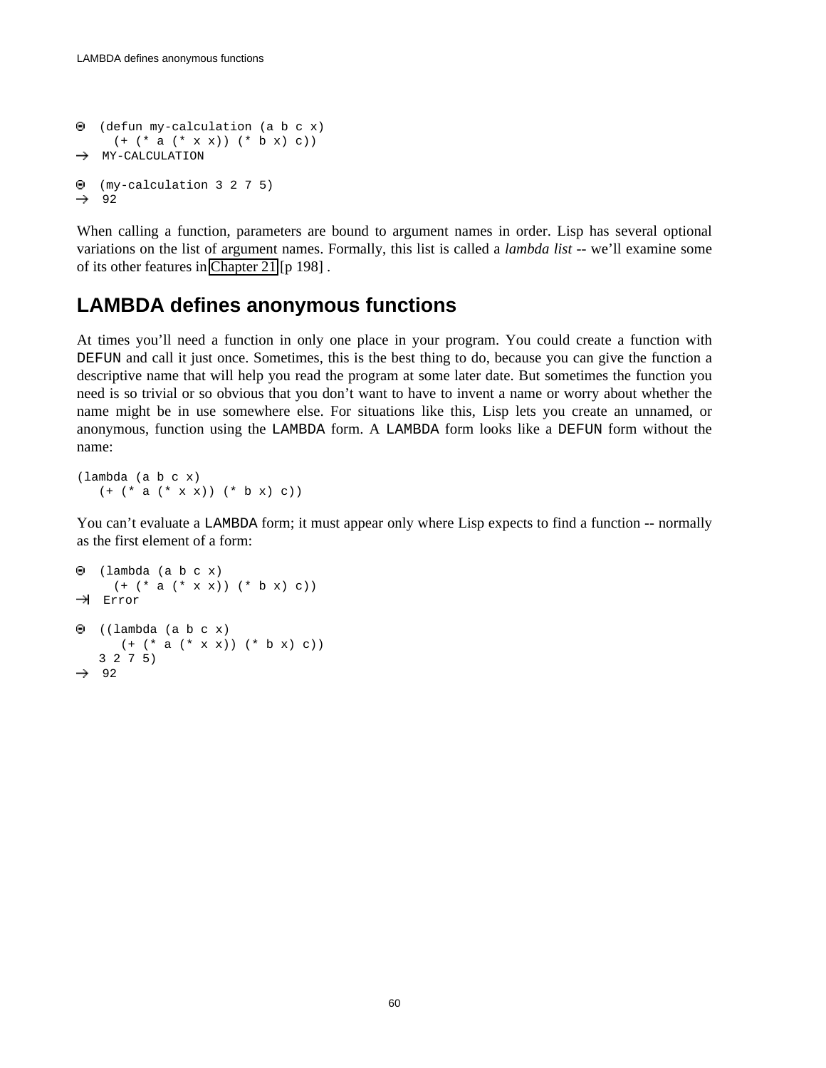```
⊙ (defun my-calculation (a b c x)
     (+ (* a (* x x)) (* b x) c))
→ MY-CALCULATION

⊙ (my-calculation 3 2 7 5)
→ 92
```

When calling a function, parameters are bound to argument names in order. Lisp has several optional variations on the list of argument names. Formally, this list is called a *lambda list* -- we'll examine some of its other features in Chapter 21 [p 198] .

## LAMBDA defines anonymous functions

At times you'll need a function in only one place in your program. You could create a function with DEFUN and call it just once. Sometimes, this is the best thing to do, because you can give the function a descriptive name that will help you read the program at some later date. But sometimes the function you need is so trivial or so obvious that you don't want to have to invent a name or worry about whether the name might be in use somewhere else. For situations like this, Lisp lets you create an unnamed, or anonymous, function using the LAMBDA form. A LAMBDA form looks like a DEFUN form without the name:

```
(lambda (a b c x)
   (+ (* a (* x x)) (* b x) c))
```

You can't evaluate a LAMBDA form; it must appear only where Lisp expects to find a function -- normally as the first element of a form:

```
⊙ (lambda (a b c x)
     (+ (* a (* x x)) (* b x) c))
⇥ Error

⊙ ((lambda (a b c x)
      (+ (* a (* x x)) (* b x) c))
   3 2 7 5)
→ 92
```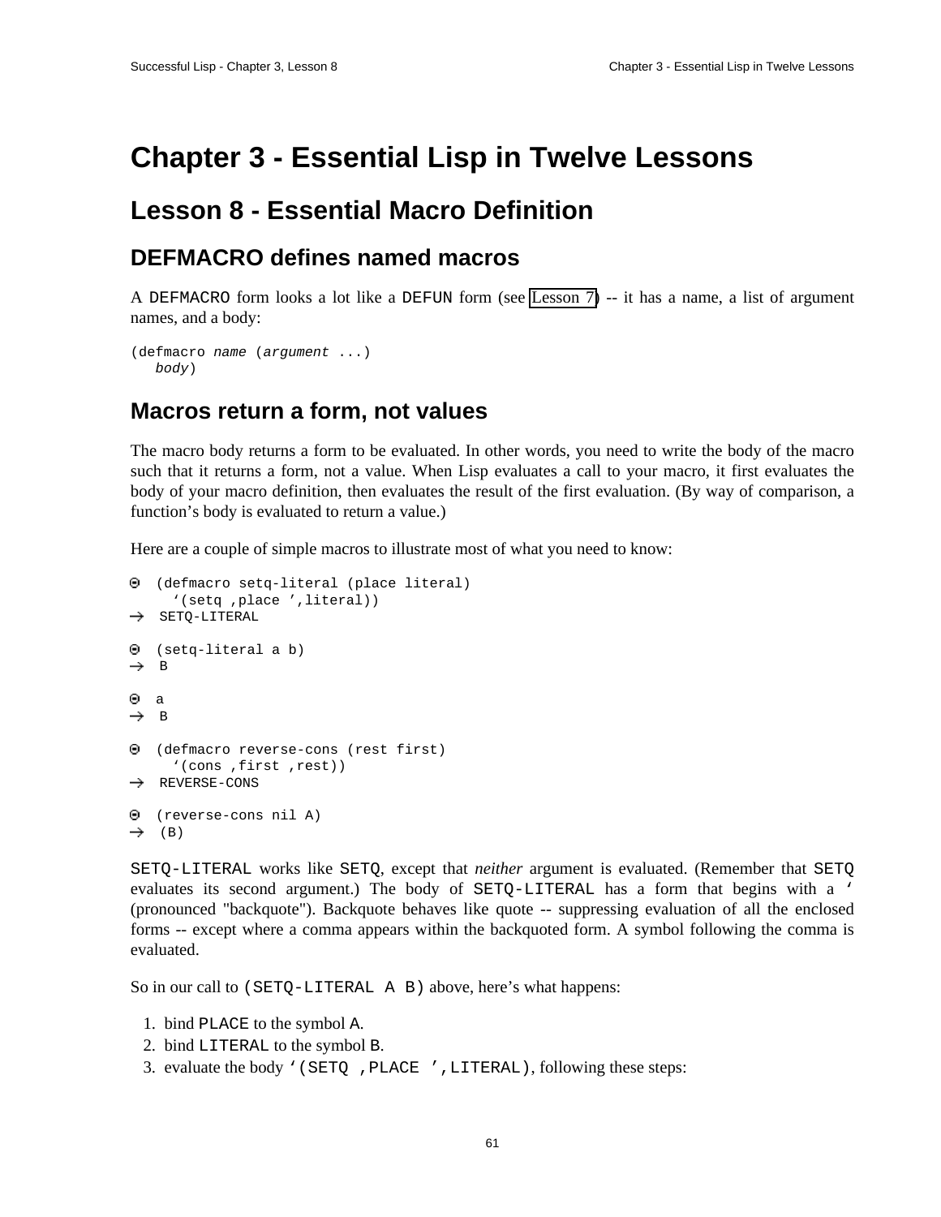# Chapter 3 - Essential Lisp in Twelve Lessons

## Lesson 8 - Essential Macro Definition

### DEFMACRO defines named macros

A `DEFMACRO` form looks a lot like a `DEFUN` form (see Lesson 7) -- it has a name, a list of argument names, and a body:

```
(defmacro name (argument ...)
   body)
```

### Macros return a form, not values

The macro body returns a form to be evaluated. In other words, you need to write the body of the macro such that it returns a form, not a value. When Lisp evaluates a call to your macro, it first evaluates the body of your macro definition, then evaluates the result of the first evaluation. (By way of comparison, a function's body is evaluated to return a value.)

Here are a couple of simple macros to illustrate most of what you need to know:

```
⊙  (defmacro setq-literal (place literal)
     ‘(setq ,place ’,literal))
→  SETQ-LITERAL

⊙  (setq-literal a b)
→  B

⊙  a
→  B

⊙  (defmacro reverse-cons (rest first)
     ‘(cons ,first ,rest))
→  REVERSE-CONS

⊙  (reverse-cons nil A)
→  (B)
```

`SETQ-LITERAL` works like `SETQ`, except that *neither* argument is evaluated. (Remember that `SETQ` evaluates its second argument.) The body of `SETQ-LITERAL` has a form that begins with a `‘` (pronounced "backquote"). Backquote behaves like quote -- suppressing evaluation of all the enclosed forms -- except where a comma appears within the backquoted form. A symbol following the comma is evaluated.

So in our call to `(SETQ-LITERAL A B)` above, here's what happens:

1. bind `PLACE` to the symbol `A`.
2. bind `LITERAL` to the symbol `B`.
3. evaluate the body `‘(SETQ ,PLACE ’,LITERAL)`, following these steps: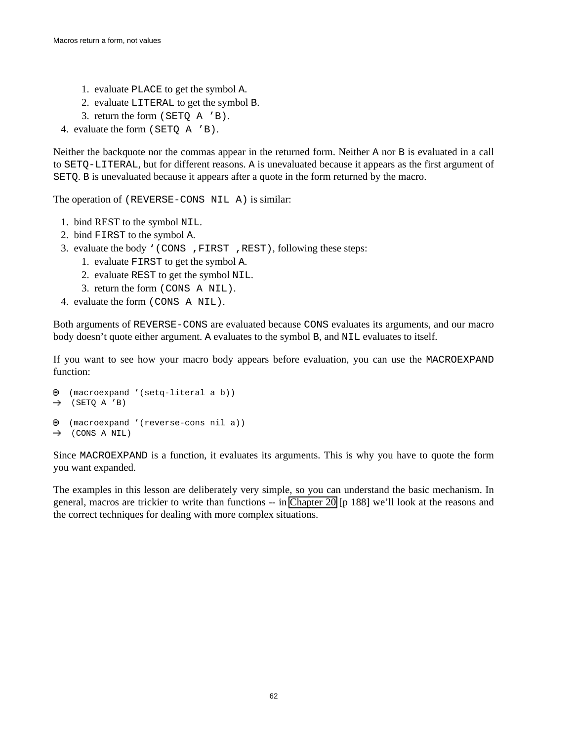1. evaluate `PLACE` to get the symbol `A`.
   2. evaluate `LITERAL` to get the symbol `B`.
   3. return the form `(SETQ A 'B)`.
4. evaluate the form `(SETQ A 'B)`.

Neither the backquote nor the commas appear in the returned form. Neither `A` nor `B` is evaluated in a call to `SETQ-LITERAL`, but for different reasons. `A` is unevaluated because it appears as the first argument of `SETQ`. `B` is unevaluated because it appears after a quote in the form returned by the macro.

The operation of `(REVERSE-CONS NIL A)` is similar:

1. bind REST to the symbol `NIL`.
2. bind `FIRST` to the symbol `A`.
3. evaluate the body `` `(CONS ,FIRST ,REST) ``, following these steps:
   1. evaluate `FIRST` to get the symbol `A`.
   2. evaluate `REST` to get the symbol `NIL`.
   3. return the form `(CONS A NIL)`.
4. evaluate the form `(CONS A NIL)`.

Both arguments of `REVERSE-CONS` are evaluated because `CONS` evaluates its arguments, and our macro body doesn't quote either argument. `A` evaluates to the symbol `B`, and `NIL` evaluates to itself.

If you want to see how your macro body appears before evaluation, you can use the `MACROEXPAND` function:

```
⊙ (macroexpand '(setq-literal a b))
→ (SETQ A 'B)

⊙ (macroexpand '(reverse-cons nil a))
→ (CONS A NIL)
```

Since `MACROEXPAND` is a function, it evaluates its arguments. This is why you have to quote the form you want expanded.

The examples in this lesson are deliberately very simple, so you can understand the basic mechanism. In general, macros are trickier to write than functions -- in Chapter 20 [p 188] we'll look at the reasons and the correct techniques for dealing with more complex situations.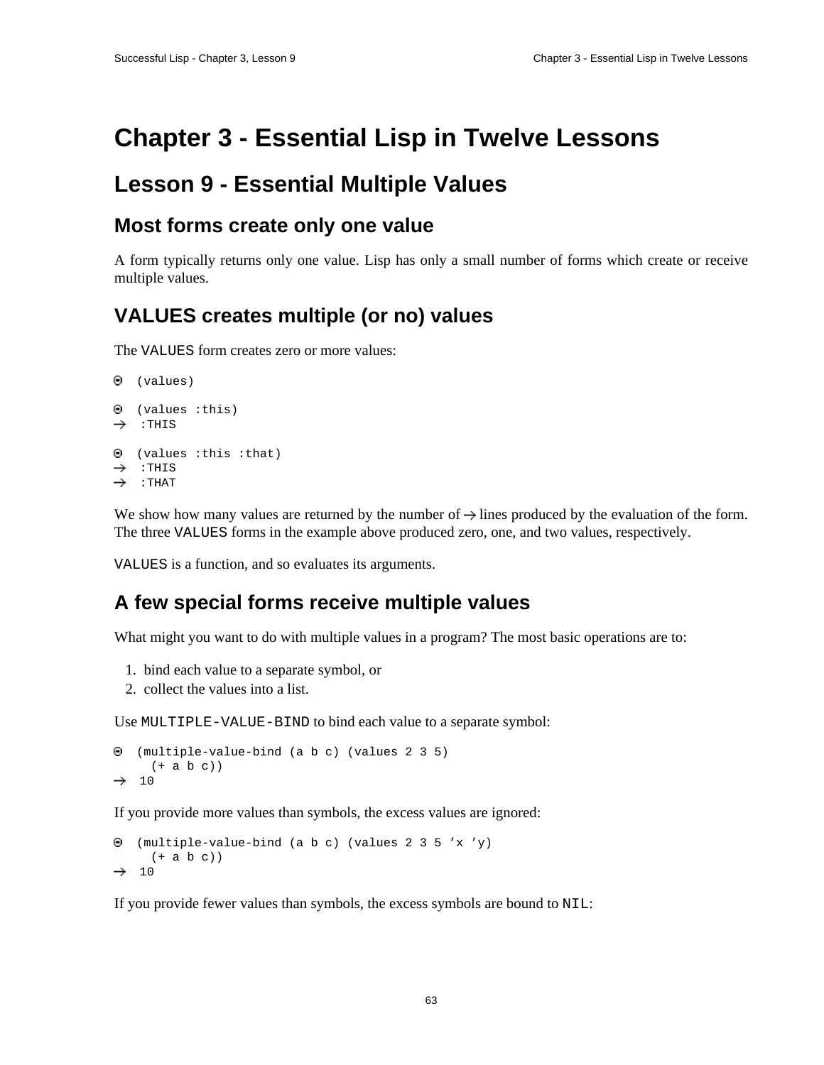# Chapter 3 - Essential Lisp in Twelve Lessons

## Lesson 9 - Essential Multiple Values

### Most forms create only one value

A form typically returns only one value. Lisp has only a small number of forms which create or receive multiple values.

### VALUES creates multiple (or no) values

The VALUES form creates zero or more values:

```
⊙  (values)

⊙  (values :this)
→  :THIS

⊙  (values :this :that)
→  :THIS
→  :THAT
```

We show how many values are returned by the number of → lines produced by the evaluation of the form. The three VALUES forms in the example above produced zero, one, and two values, respectively.

VALUES is a function, and so evaluates its arguments.

### A few special forms receive multiple values

What might you want to do with multiple values in a program? The most basic operations are to:

1. bind each value to a separate symbol, or
2. collect the values into a list.

Use MULTIPLE-VALUE-BIND to bind each value to a separate symbol:

```
⊙  (multiple-value-bind (a b c) (values 2 3 5)
     (+ a b c))
→  10
```

If you provide more values than symbols, the excess values are ignored:

```
⊙  (multiple-value-bind (a b c) (values 2 3 5 'x 'y)
     (+ a b c))
→  10
```

If you provide fewer values than symbols, the excess symbols are bound to NIL: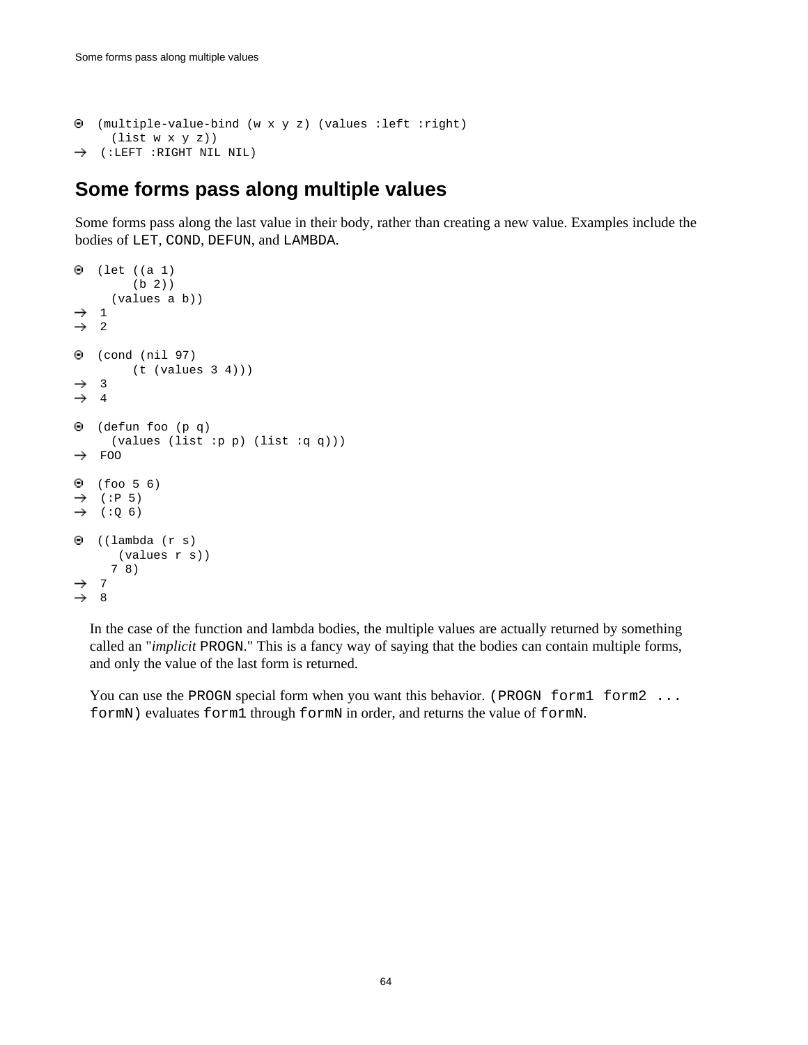```
⊙ (multiple-value-bind (w x y z) (values :left :right)
    (list w x y z))
→ (:LEFT :RIGHT NIL NIL)
```

## Some forms pass along multiple values

Some forms pass along the last value in their body, rather than creating a new value. Examples include the bodies of LET, COND, DEFUN, and LAMBDA.

```
⊙ (let ((a 1)
        (b 2))
    (values a b))
→ 1
→ 2

⊙ (cond (nil 97)
        (t (values 3 4)))
→ 3
→ 4

⊙ (defun foo (p q)
    (values (list :p p) (list :q q)))
→ FOO

⊙ (foo 5 6)
→ (:P 5)
→ (:Q 6)

⊙ ((lambda (r s)
     (values r s))
    7 8)
→ 7
→ 8
```

In the case of the function and lambda bodies, the multiple values are actually returned by something called an "*implicit* PROGN." This is a fancy way of saying that the bodies can contain multiple forms, and only the value of the last form is returned.

You can use the PROGN special form when you want this behavior. `(PROGN form1 form2 ... formN)` evaluates `form1` through `formN` in order, and returns the value of `formN`.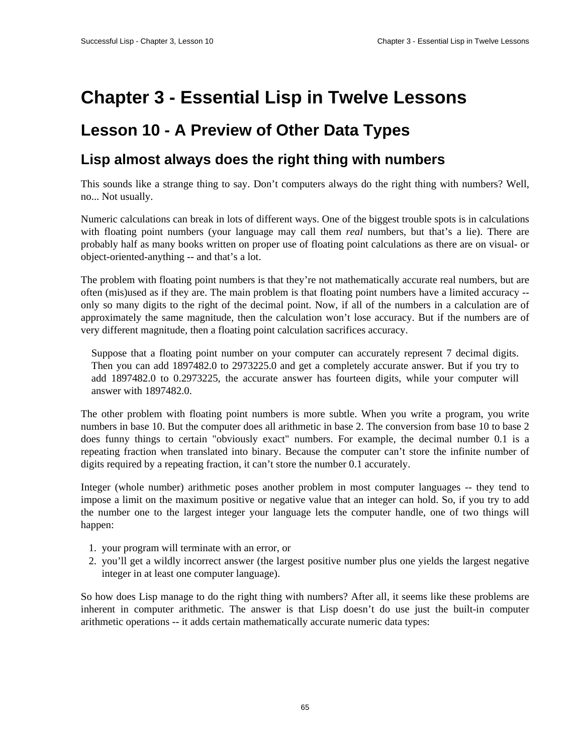# Chapter 3 - Essential Lisp in Twelve Lessons

## Lesson 10 - A Preview of Other Data Types

### Lisp almost always does the right thing with numbers

This sounds like a strange thing to say. Don't computers always do the right thing with numbers? Well, no... Not usually.

Numeric calculations can break in lots of different ways. One of the biggest trouble spots is in calculations with floating point numbers (your language may call them *real* numbers, but that's a lie). There are probably half as many books written on proper use of floating point calculations as there are on visual- or object-oriented-anything -- and that's a lot.

The problem with floating point numbers is that they're not mathematically accurate real numbers, but are often (mis)used as if they are. The main problem is that floating point numbers have a limited accuracy -- only so many digits to the right of the decimal point. Now, if all of the numbers in a calculation are of approximately the same magnitude, then the calculation won't lose accuracy. But if the numbers are of very different magnitude, then a floating point calculation sacrifices accuracy.

> Suppose that a floating point number on your computer can accurately represent 7 decimal digits. Then you can add 1897482.0 to 2973225.0 and get a completely accurate answer. But if you try to add 1897482.0 to 0.2973225, the accurate answer has fourteen digits, while your computer will answer with 1897482.0.

The other problem with floating point numbers is more subtle. When you write a program, you write numbers in base 10. But the computer does all arithmetic in base 2. The conversion from base 10 to base 2 does funny things to certain "obviously exact" numbers. For example, the decimal number 0.1 is a repeating fraction when translated into binary. Because the computer can't store the infinite number of digits required by a repeating fraction, it can't store the number 0.1 accurately.

Integer (whole number) arithmetic poses another problem in most computer languages -- they tend to impose a limit on the maximum positive or negative value that an integer can hold. So, if you try to add the number one to the largest integer your language lets the computer handle, one of two things will happen:

1. your program will terminate with an error, or
2. you'll get a wildly incorrect answer (the largest positive number plus one yields the largest negative integer in at least one computer language).

So how does Lisp manage to do the right thing with numbers? After all, it seems like these problems are inherent in computer arithmetic. The answer is that Lisp doesn't do use just the built-in computer arithmetic operations -- it adds certain mathematically accurate numeric data types: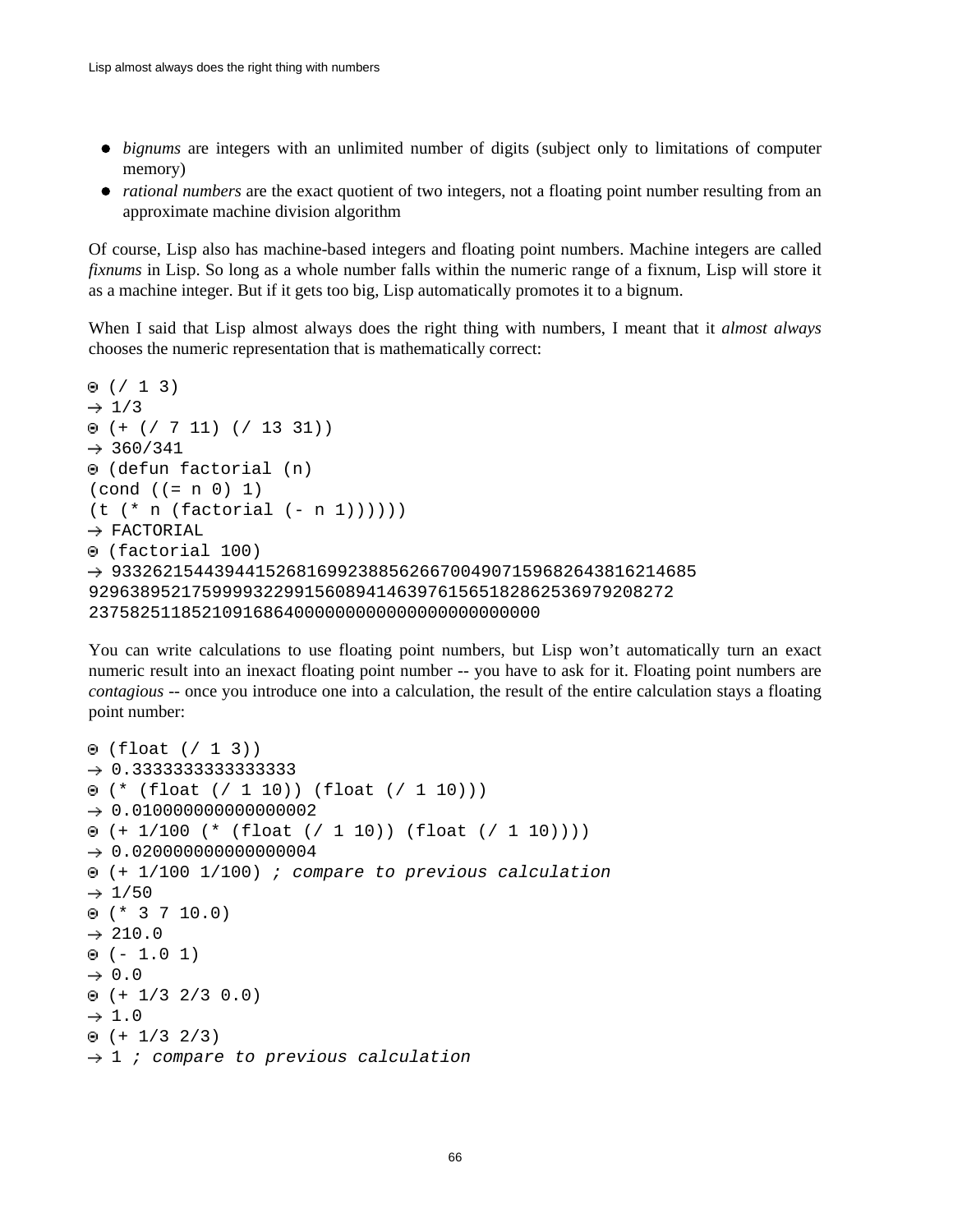- *bignums* are integers with an unlimited number of digits (subject only to limitations of computer memory)
- *rational numbers* are the exact quotient of two integers, not a floating point number resulting from an approximate machine division algorithm

Of course, Lisp also has machine-based integers and floating point numbers. Machine integers are called *fixnums* in Lisp. So long as a whole number falls within the numeric range of a fixnum, Lisp will store it as a machine integer. But if it gets too big, Lisp automatically promotes it to a bignum.

When I said that Lisp almost always does the right thing with numbers, I meant that it *almost always* chooses the numeric representation that is mathematically correct:

```
⊙ (/ 1 3)
→ 1/3
⊙ (+ (/ 7 11) (/ 13 31))
→ 360/341
⊙ (defun factorial (n)
(cond ((= n 0) 1)
(t (* n (factorial (- n 1))))))
→ FACTORIAL
⊙ (factorial 100)
→ 933262154439441526816992388562667004907159682643816214685
929638952175999932299156089414639761565182862536979208272
23758251185210916864000000000000000000000000
```

You can write calculations to use floating point numbers, but Lisp won't automatically turn an exact numeric result into an inexact floating point number -- you have to ask for it. Floating point numbers are *contagious* -- once you introduce one into a calculation, the result of the entire calculation stays a floating point number:

```
⊙ (float (/ 1 3))
→ 0.3333333333333333
⊙ (* (float (/ 1 10)) (float (/ 1 10)))
→ 0.010000000000000002
⊙ (+ 1/100 (* (float (/ 1 10)) (float (/ 1 10))))
→ 0.020000000000000004
⊙ (+ 1/100 1/100) ; compare to previous calculation
→ 1/50
⊙ (* 3 7 10.0)
→ 210.0
⊙ (- 1.0 1)
→ 0.0
⊙ (+ 1/3 2/3 0.0)
→ 1.0
⊙ (+ 1/3 2/3)
→ 1 ; compare to previous calculation
```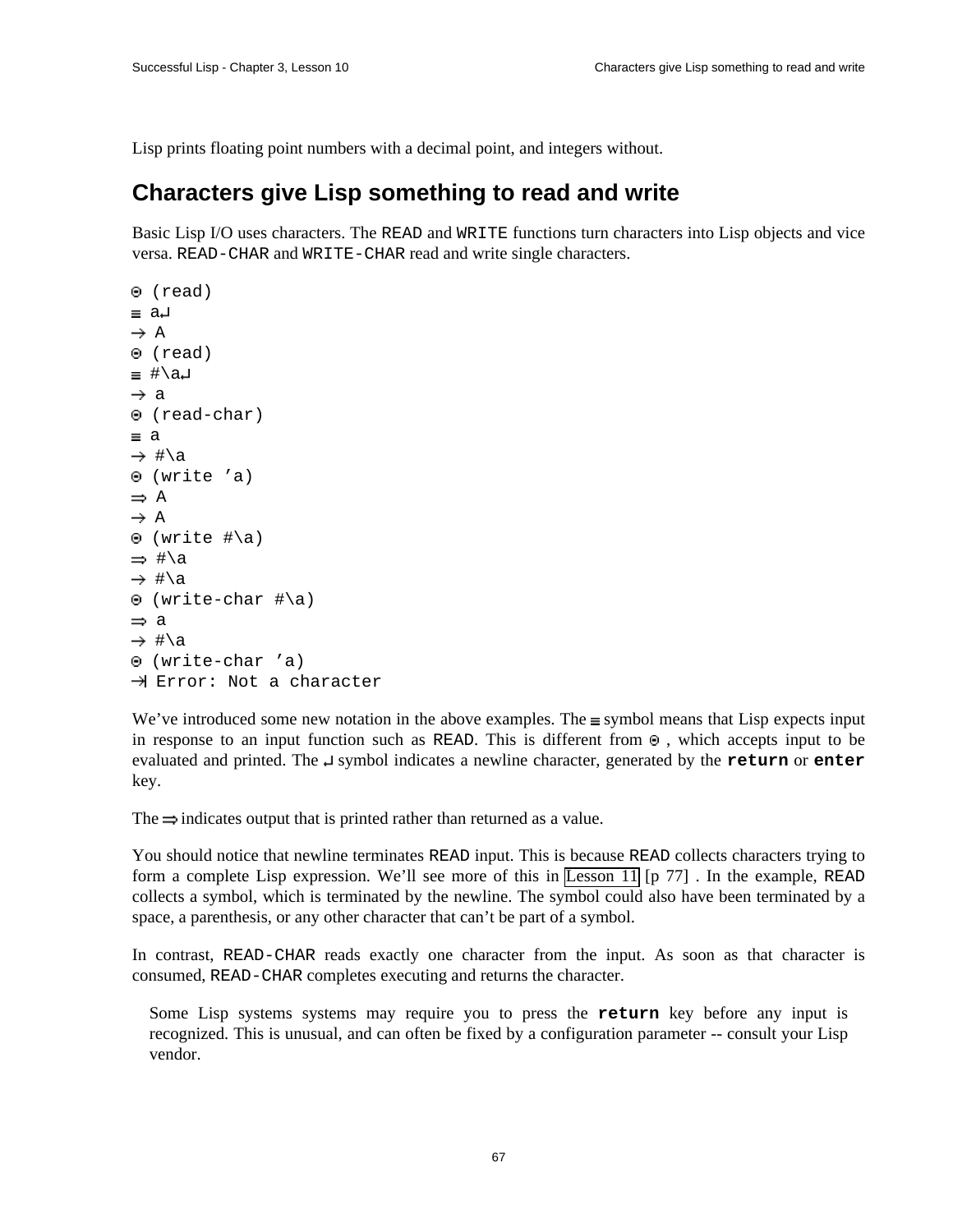Lisp prints floating point numbers with a decimal point, and integers without.

## Characters give Lisp something to read and write

Basic Lisp I/O uses characters. The `READ` and `WRITE` functions turn characters into Lisp objects and vice versa. `READ-CHAR` and `WRITE-CHAR` read and write single characters.

```
⊙ (read)
≡ a↵
→ A
⊙ (read)
≡ #\a↵
→ a
⊙ (read-char)
≡ a
→ #\a
⊙ (write 'a)
⇒ A
→ A
⊙ (write #\a)
⇒ #\a
→ #\a
⊙ (write-char #\a)
⇒ a
→ #\a
⊙ (write-char 'a)
→| Error: Not a character
```

We've introduced some new notation in the above examples. The ≡ symbol means that Lisp expects input in response to an input function such as `READ`. This is different from ⊙ , which accepts input to be evaluated and printed. The ↵ symbol indicates a newline character, generated by the **`return`** or **`enter`** key.

The ⇒ indicates output that is printed rather than returned as a value.

You should notice that newline terminates `READ` input. This is because `READ` collects characters trying to form a complete Lisp expression. We'll see more of this in Lesson 11 [p 77] . In the example, `READ` collects a symbol, which is terminated by the newline. The symbol could also have been terminated by a space, a parenthesis, or any other character that can't be part of a symbol.

In contrast, `READ-CHAR` reads exactly one character from the input. As soon as that character is consumed, `READ-CHAR` completes executing and returns the character.

> Some Lisp systems systems may require you to press the **`return`** key before any input is recognized. This is unusual, and can often be fixed by a configuration parameter -- consult your Lisp vendor.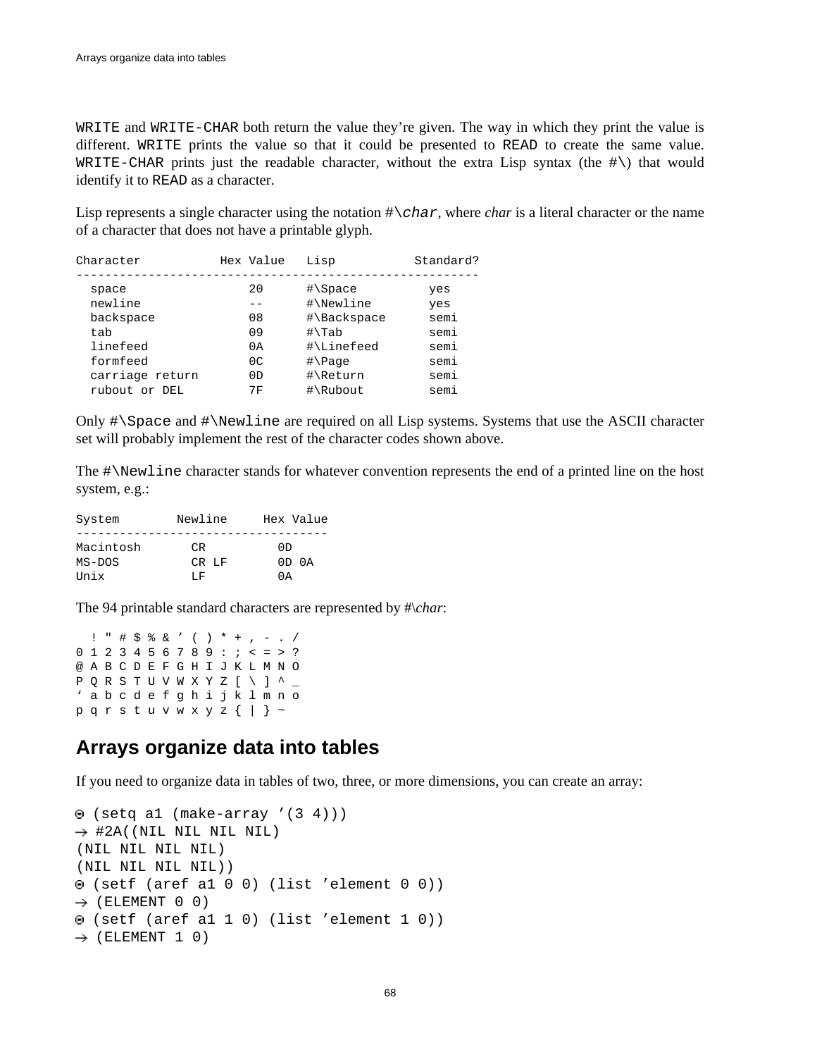WRITE and WRITE-CHAR both return the value they're given. The way in which they print the value is different. WRITE prints the value so that it could be presented to READ to create the same value. WRITE-CHAR prints just the readable character, without the extra Lisp syntax (the #\) that would identify it to READ as a character.

Lisp represents a single character using the notation #\*char*, where *char* is a literal character or the name of a character that does not have a printable glyph.

```
Character           Hex Value   Lisp           Standard?
--------------------------------------------------------
  space                 20      #\Space          yes
  newline               --      #\Newline        yes
  backspace             08      #\Backspace      semi
  tab                   09      #\Tab            semi
  linefeed              0A      #\Linefeed       semi
  formfeed              0C      #\Page           semi
  carriage return       0D      #\Return         semi
  rubout or DEL         7F      #\Rubout         semi
```

Only #\Space and #\Newline are required on all Lisp systems. Systems that use the ASCII character set will probably implement the rest of the character codes shown above.

The #\Newline character stands for whatever convention represents the end of a printed line on the host system, e.g.:

```
System        Newline     Hex Value
-----------------------------------
Macintosh       CR          0D
MS-DOS          CR LF       0D 0A
Unix            LF          0A
```

The 94 printable standard characters are represented by #\*char*:

```
  ! " # $ % & ' ( ) * + , - . /
0 1 2 3 4 5 6 7 8 9 : ; < = > ?
@ A B C D E F G H I J K L M N O
P Q R S T U V W X Y Z [ \ ] ^ _
` a b c d e f g h i j k l m n o
p q r s t u v w x y z { | } ~
```

## Arrays organize data into tables

If you need to organize data in tables of two, three, or more dimensions, you can create an array:

```
⊙ (setq a1 (make-array '(3 4)))
→ #2A((NIL NIL NIL NIL)
(NIL NIL NIL NIL)
(NIL NIL NIL NIL))
⊙ (setf (aref a1 0 0) (list 'element 0 0))
→ (ELEMENT 0 0)
⊙ (setf (aref a1 1 0) (list 'element 1 0))
→ (ELEMENT 1 0)
```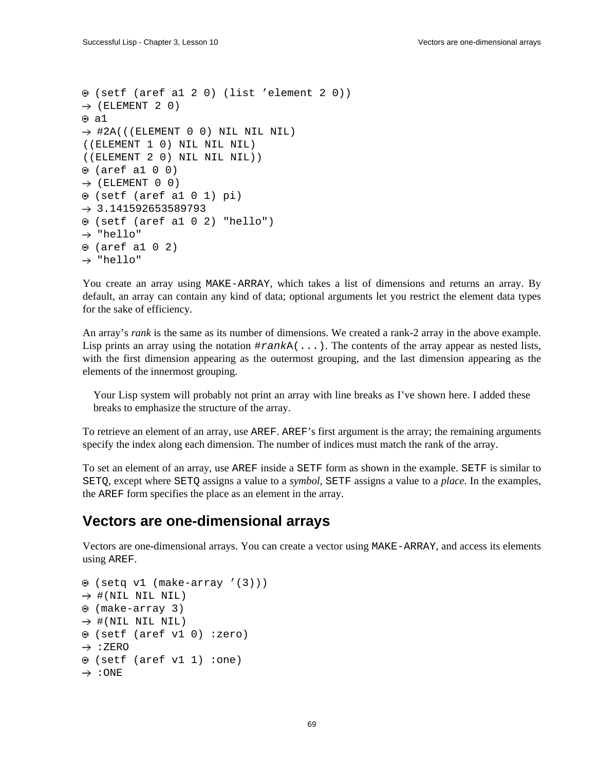```
⊜ (setf (aref a1 2 0) (list ’element 2 0))
→ (ELEMENT 2 0)
⊜ a1
→ #2A(((ELEMENT 0 0) NIL NIL NIL)
((ELEMENT 1 0) NIL NIL NIL)
((ELEMENT 2 0) NIL NIL NIL))
⊜ (aref a1 0 0)
→ (ELEMENT 0 0)
⊜ (setf (aref a1 0 1) pi)
→ 3.141592653589793
⊜ (setf (aref a1 0 2) "hello")
→ "hello"
⊜ (aref a1 0 2)
→ "hello"
```

You create an array using `MAKE-ARRAY`, which takes a list of dimensions and returns an array. By default, an array can contain any kind of data; optional arguments let you restrict the element data types for the sake of efficiency.

An array’s *rank* is the same as its number of dimensions. We created a rank-2 array in the above example. Lisp prints an array using the notation `#`*`rank`*`A(...)`. The contents of the array appear as nested lists, with the first dimension appearing as the outermost grouping, and the last dimension appearing as the elements of the innermost grouping.

> Your Lisp system will probably not print an array with line breaks as I’ve shown here. I added these breaks to emphasize the structure of the array.

To retrieve an element of an array, use `AREF`. `AREF`’s first argument is the array; the remaining arguments specify the index along each dimension. The number of indices must match the rank of the array.

To set an element of an array, use `AREF` inside a `SETF` form as shown in the example. `SETF` is similar to `SETQ`, except where `SETQ` assigns a value to a *symbol*, `SETF` assigns a value to a *place*. In the examples, the `AREF` form specifies the place as an element in the array.

## Vectors are one-dimensional arrays

Vectors are one-dimensional arrays. You can create a vector using `MAKE-ARRAY`, and access its elements using `AREF`.

```
⊜ (setq v1 (make-array ’(3)))
→ #(NIL NIL NIL)
⊜ (make-array 3)
→ #(NIL NIL NIL)
⊜ (setf (aref v1 0) :zero)
→ :ZERO
⊜ (setf (aref v1 1) :one)
→ :ONE
```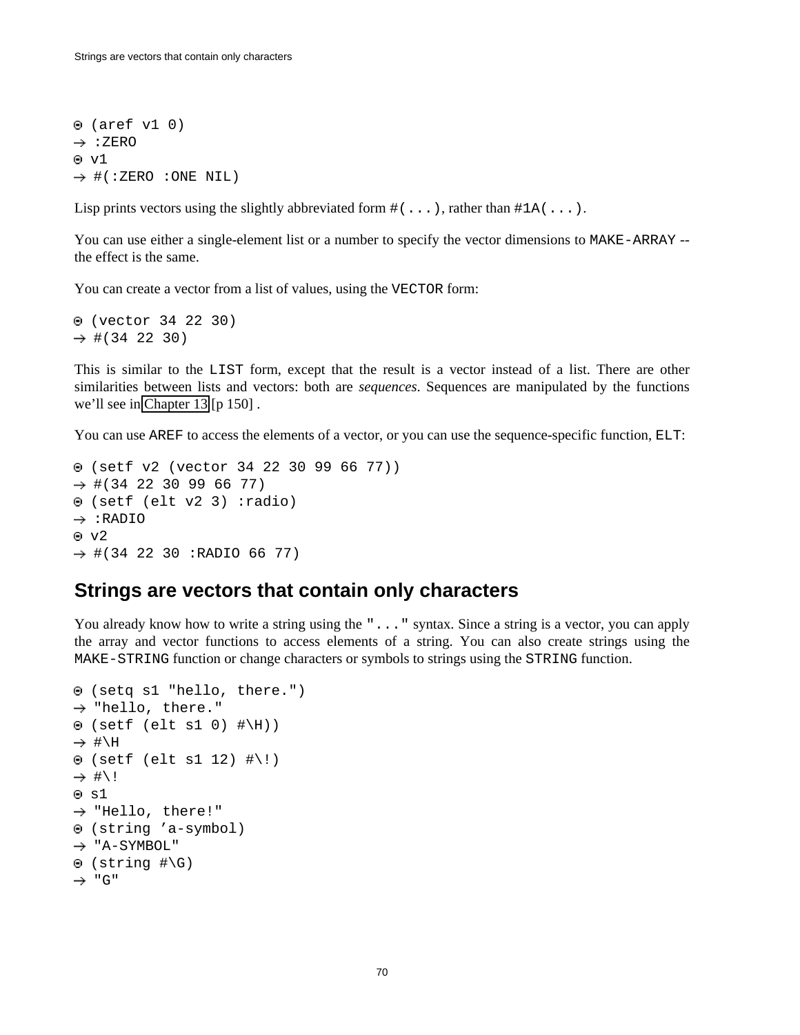```
⊙ (aref v1 0)
→ :ZERO
⊙ v1
→ #(:ZERO :ONE NIL)
```

Lisp prints vectors using the slightly abbreviated form `#(...)`, rather than `#1A(...)`.

You can use either a single-element list or a number to specify the vector dimensions to `MAKE-ARRAY` -- the effect is the same.

You can create a vector from a list of values, using the `VECTOR` form:

```
⊙ (vector 34 22 30)
→ #(34 22 30)
```

This is similar to the `LIST` form, except that the result is a vector instead of a list. There are other similarities between lists and vectors: both are *sequences*. Sequences are manipulated by the functions we'll see in Chapter 13 [p 150] .

You can use `AREF` to access the elements of a vector, or you can use the sequence-specific function, `ELT`:

```
⊙ (setf v2 (vector 34 22 30 99 66 77))
→ #(34 22 30 99 66 77)
⊙ (setf (elt v2 3) :radio)
→ :RADIO
⊙ v2
→ #(34 22 30 :RADIO 66 77)
```

## Strings are vectors that contain only characters

You already know how to write a string using the `"..."` syntax. Since a string is a vector, you can apply the array and vector functions to access elements of a string. You can also create strings using the `MAKE-STRING` function or change characters or symbols to strings using the `STRING` function.

```
⊙ (setq s1 "hello, there.")
→ "hello, there."
⊙ (setf (elt s1 0) #\H))
→ #\H
⊙ (setf (elt s1 12) #\!)
→ #\!
⊙ s1
→ "Hello, there!"
⊙ (string 'a-symbol)
→ "A-SYMBOL"
⊙ (string #\G)
→ "G"
```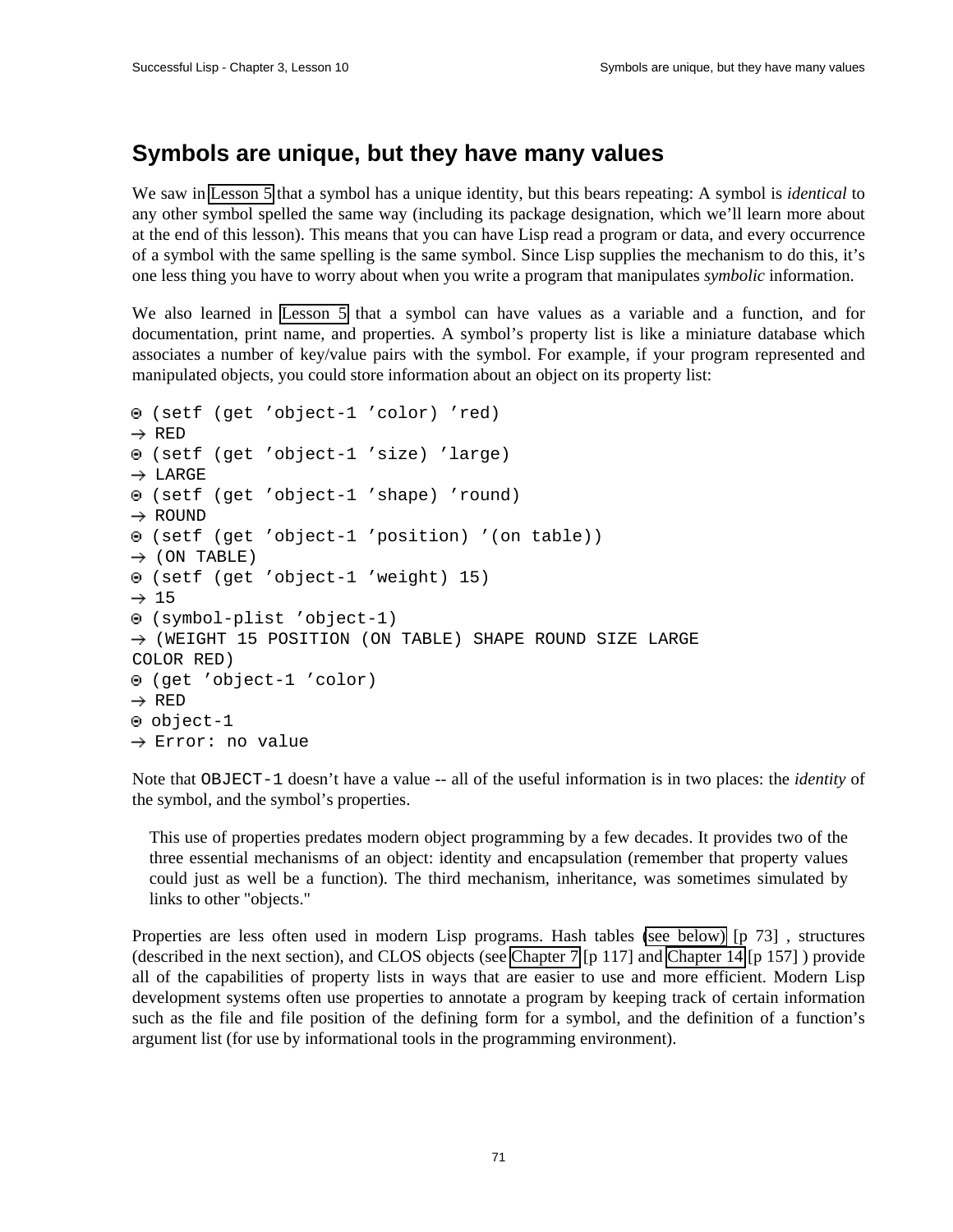# Symbols are unique, but they have many values

We saw in Lesson 5 that a symbol has a unique identity, but this bears repeating: A symbol is *identical* to any other symbol spelled the same way (including its package designation, which we'll learn more about at the end of this lesson). This means that you can have Lisp read a program or data, and every occurrence of a symbol with the same spelling is the same symbol. Since Lisp supplies the mechanism to do this, it's one less thing you have to worry about when you write a program that manipulates *symbolic* information.

We also learned in Lesson 5 that a symbol can have values as a variable and a function, and for documentation, print name, and properties. A symbol's property list is like a miniature database which associates a number of key/value pairs with the symbol. For example, if your program represented and manipulated objects, you could store information about an object on its property list:

```
⊙ (setf (get 'object-1 'color) 'red)
→ RED
⊙ (setf (get 'object-1 'size) 'large)
→ LARGE
⊙ (setf (get 'object-1 'shape) 'round)
→ ROUND
⊙ (setf (get 'object-1 'position) '(on table))
→ (ON TABLE)
⊙ (setf (get 'object-1 'weight) 15)
→ 15
⊙ (symbol-plist 'object-1)
→ (WEIGHT 15 POSITION (ON TABLE) SHAPE ROUND SIZE LARGE
COLOR RED)
⊙ (get 'object-1 'color)
→ RED
⊙ object-1
→ Error: no value
```

Note that `OBJECT-1` doesn't have a value -- all of the useful information is in two places: the *identity* of the symbol, and the symbol's properties.

> This use of properties predates modern object programming by a few decades. It provides two of the three essential mechanisms of an object: identity and encapsulation (remember that property values could just as well be a function). The third mechanism, inheritance, was sometimes simulated by links to other "objects."

Properties are less often used in modern Lisp programs. Hash tables (see below) [p 73] , structures (described in the next section), and CLOS objects (see Chapter 7 [p 117] and Chapter 14 [p 157] ) provide all of the capabilities of property lists in ways that are easier to use and more efficient. Modern Lisp development systems often use properties to annotate a program by keeping track of certain information such as the file and file position of the defining form for a symbol, and the definition of a function's argument list (for use by informational tools in the programming environment).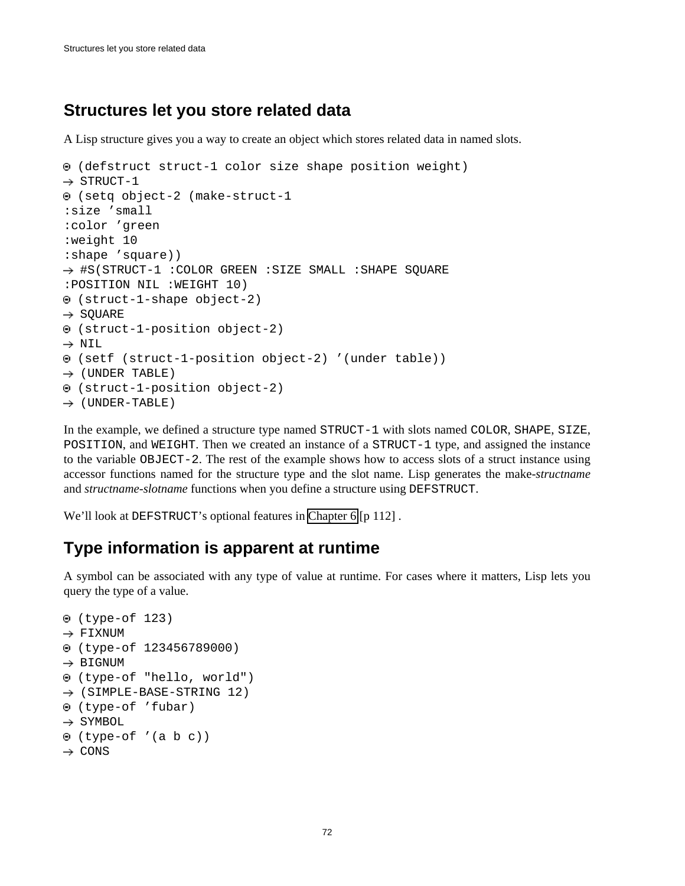## Structures let you store related data

A Lisp structure gives you a way to create an object which stores related data in named slots.

```
⊙ (defstruct struct-1 color size shape position weight)
→ STRUCT-1
⊙ (setq object-2 (make-struct-1
:size 'small
:color 'green
:weight 10
:shape 'square))
→ #S(STRUCT-1 :COLOR GREEN :SIZE SMALL :SHAPE SQUARE
:POSITION NIL :WEIGHT 10)
⊙ (struct-1-shape object-2)
→ SQUARE
⊙ (struct-1-position object-2)
→ NIL
⊙ (setf (struct-1-position object-2) '(under table))
→ (UNDER TABLE)
⊙ (struct-1-position object-2)
→ (UNDER-TABLE)
```

In the example, we defined a structure type named `STRUCT-1` with slots named `COLOR`, `SHAPE`, `SIZE`, `POSITION`, and `WEIGHT`. Then we created an instance of a `STRUCT-1` type, and assigned the instance to the variable `OBJECT-2`. The rest of the example shows how to access slots of a struct instance using accessor functions named for the structure type and the slot name. Lisp generates the make-*structname* and *structname-slotname* functions when you define a structure using `DEFSTRUCT`.

We'll look at `DEFSTRUCT`'s optional features in Chapter 6 [p 112] .

## Type information is apparent at runtime

A symbol can be associated with any type of value at runtime. For cases where it matters, Lisp lets you query the type of a value.

```
⊙ (type-of 123)
→ FIXNUM
⊙ (type-of 123456789000)
→ BIGNUM
⊙ (type-of "hello, world")
→ (SIMPLE-BASE-STRING 12)
⊙ (type-of 'fubar)
→ SYMBOL
⊙ (type-of '(a b c))
→ CONS
```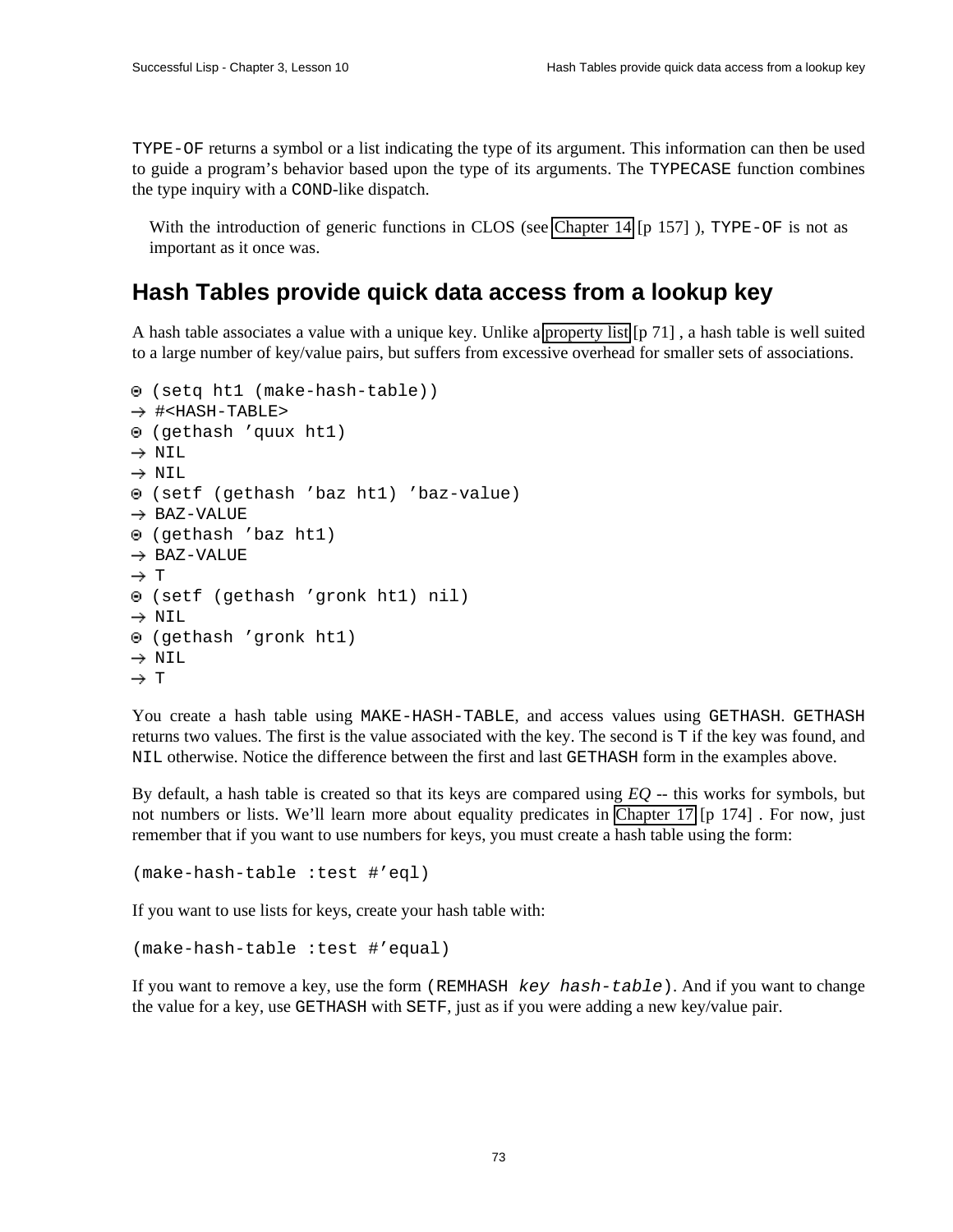TYPE-OF returns a symbol or a list indicating the type of its argument. This information can then be used to guide a program's behavior based upon the type of its arguments. The TYPECASE function combines the type inquiry with a COND-like dispatch.

> With the introduction of generic functions in CLOS (see Chapter 14 [p 157] ), TYPE-OF is not as important as it once was.

## Hash Tables provide quick data access from a lookup key

A hash table associates a value with a unique key. Unlike a property list [p 71] , a hash table is well suited to a large number of key/value pairs, but suffers from excessive overhead for smaller sets of associations.

```
⊙ (setq ht1 (make-hash-table))
→ #<HASH-TABLE>
⊙ (gethash 'quux ht1)
→ NIL
→ NIL
⊙ (setf (gethash 'baz ht1) 'baz-value)
→ BAZ-VALUE
⊙ (gethash 'baz ht1)
→ BAZ-VALUE
→ T
⊙ (setf (gethash 'gronk ht1) nil)
→ NIL
⊙ (gethash 'gronk ht1)
→ NIL
→ T
```

You create a hash table using MAKE-HASH-TABLE, and access values using GETHASH. GETHASH returns two values. The first is the value associated with the key. The second is T if the key was found, and NIL otherwise. Notice the difference between the first and last GETHASH form in the examples above.

By default, a hash table is created so that its keys are compared using *EQ* -- this works for symbols, but not numbers or lists. We'll learn more about equality predicates in Chapter 17 [p 174] . For now, just remember that if you want to use numbers for keys, you must create a hash table using the form:

```
(make-hash-table :test #'eql)
```

If you want to use lists for keys, create your hash table with:

```
(make-hash-table :test #'equal)
```

If you want to remove a key, use the form (REMHASH *key hash-table*). And if you want to change the value for a key, use GETHASH with SETF, just as if you were adding a new key/value pair.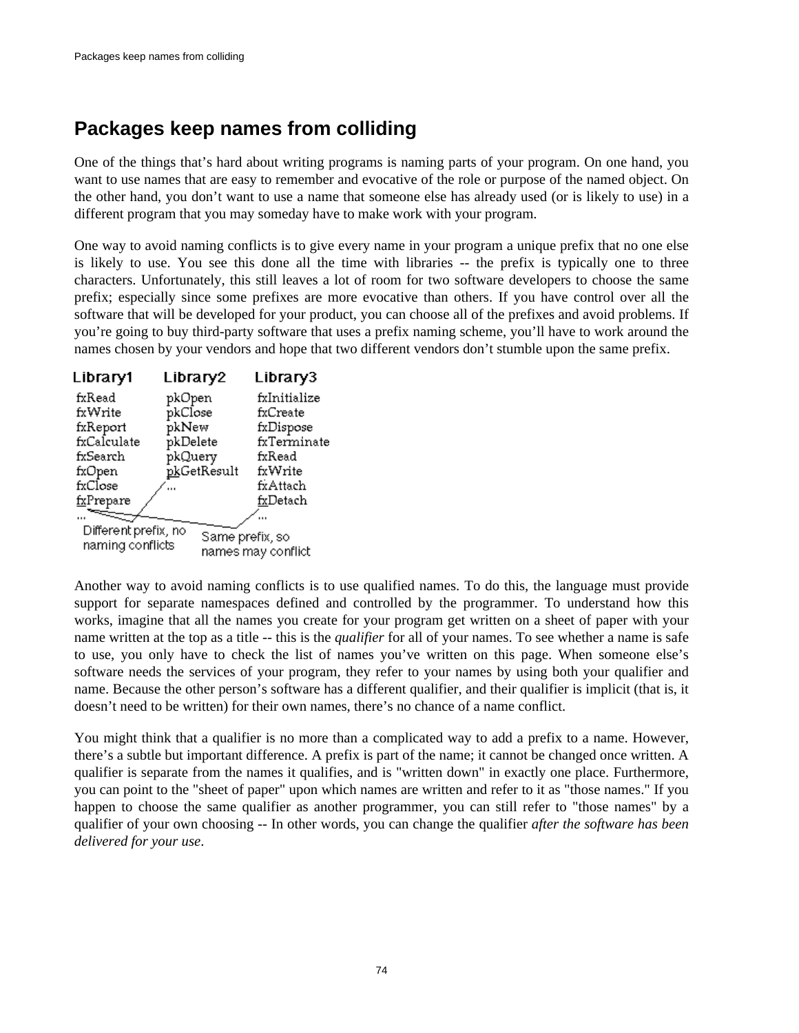# Packages keep names from colliding

One of the things that's hard about writing programs is naming parts of your program. On one hand, you want to use names that are easy to remember and evocative of the role or purpose of the named object. On the other hand, you don't want to use a name that someone else has already used (or is likely to use) in a different program that you may someday have to make work with your program.

One way to avoid naming conflicts is to give every name in your program a unique prefix that no one else is likely to use. You see this done all the time with libraries -- the prefix is typically one to three characters. Unfortunately, this still leaves a lot of room for two software developers to choose the same prefix; especially since some prefixes are more evocative than others. If you have control over all the software that will be developed for your product, you can choose all of the prefixes and avoid problems. If you're going to buy third-party software that uses a prefix naming scheme, you'll have to work around the names chosen by your vendors and hope that two different vendors don't stumble upon the same prefix.

| Library1 | Library2 | Library3 |
|---|---|---|
| fxRead | pkOpen | fxInitialize |
| fxWrite | pkClose | fxCreate |
| fxReport | pkNew | fxDispose |
| fxCalculate | pkDelete | fxTerminate |
| fxSearch | pkQuery | fxRead |
| fxOpen | pkGetResult | fxWrite |
| fxClose | ... | fxAttach |
| fxPrepare | | fxDetach |
| ... | | ... |

Different prefix, no naming conflicts

Same prefix, so names may conflict

Another way to avoid naming conflicts is to use qualified names. To do this, the language must provide support for separate namespaces defined and controlled by the programmer. To understand how this works, imagine that all the names you create for your program get written on a sheet of paper with your name written at the top as a title -- this is the *qualifier* for all of your names. To see whether a name is safe to use, you only have to check the list of names you've written on this page. When someone else's software needs the services of your program, they refer to your names by using both your qualifier and name. Because the other person's software has a different qualifier, and their qualifier is implicit (that is, it doesn't need to be written) for their own names, there's no chance of a name conflict.

You might think that a qualifier is no more than a complicated way to add a prefix to a name. However, there's a subtle but important difference. A prefix is part of the name; it cannot be changed once written. A qualifier is separate from the names it qualifies, and is "written down" in exactly one place. Furthermore, you can point to the "sheet of paper" upon which names are written and refer to it as "those names." If you happen to choose the same qualifier as another programmer, you can still refer to "those names" by a qualifier of your own choosing -- In other words, you can change the qualifier *after the software has been delivered for your use*.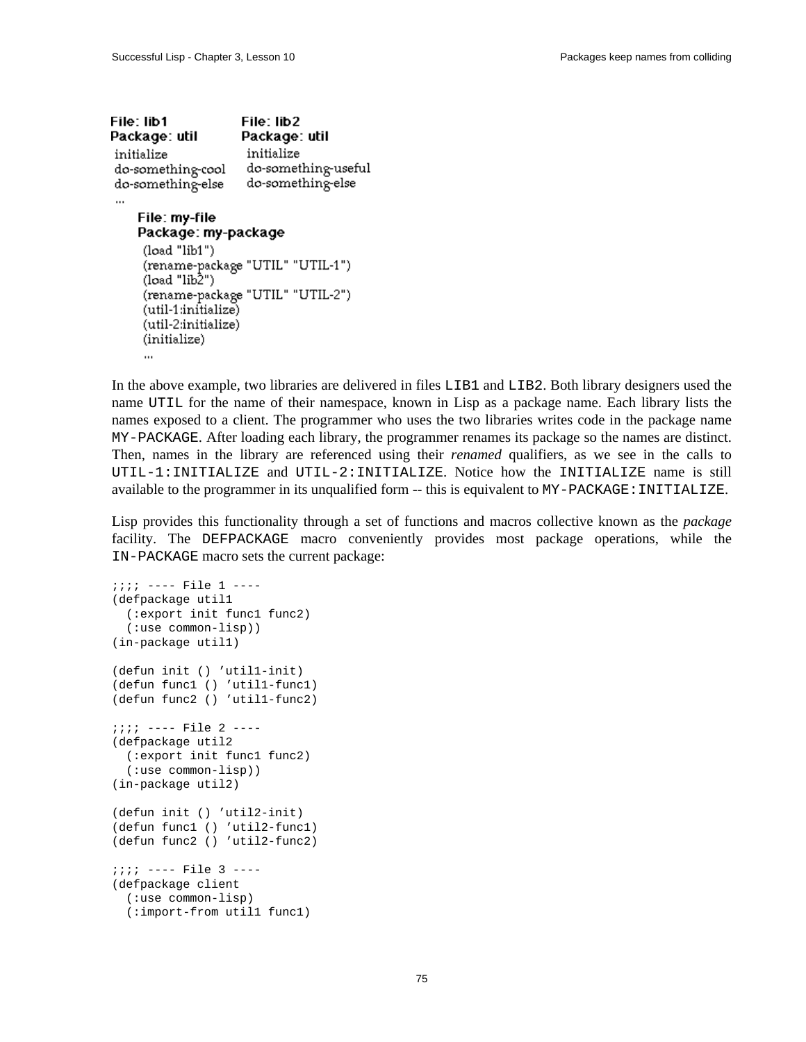File: lib1
Package: util

```
initialize
do-something-cool
do-something-else
...
```

File: lib2
Package: util

```
initialize
do-something-useful
do-something-else
```

File: my-file
Package: my-package

```
(load "lib1")
(rename-package "UTIL" "UTIL-1")
(load "lib2")
(rename-package "UTIL" "UTIL-2")
(util-1:initialize)
(util-2:initialize)
(initialize)
...
```

In the above example, two libraries are delivered in files `LIB1` and `LIB2`. Both library designers used the name `UTIL` for the name of their namespace, known in Lisp as a package name. Each library lists the names exposed to a client. The programmer who uses the two libraries writes code in the package name `MY-PACKAGE`. After loading each library, the programmer renames its package so the names are distinct. Then, names in the library are referenced using their *renamed* qualifiers, as we see in the calls to `UTIL-1:INITIALIZE` and `UTIL-2:INITIALIZE`. Notice how the `INITIALIZE` name is still available to the programmer in its unqualified form -- this is equivalent to `MY-PACKAGE:INITIALIZE`.

Lisp provides this functionality through a set of functions and macros collective known as the *package* facility. The `DEFPACKAGE` macro conveniently provides most package operations, while the `IN-PACKAGE` macro sets the current package:

```
;;;; ---- File 1 ----
(defpackage util1
  (:export init func1 func2)
  (:use common-lisp))
(in-package util1)

(defun init () 'util1-init)
(defun func1 () 'util1-func1)
(defun func2 () 'util1-func2)

;;;; ---- File 2 ----
(defpackage util2
  (:export init func1 func2)
  (:use common-lisp))
(in-package util2)

(defun init () 'util2-init)
(defun func1 () 'util2-func1)
(defun func2 () 'util2-func2)

;;;; ---- File 3 ----
(defpackage client
  (:use common-lisp)
  (:import-from util1 func1)
```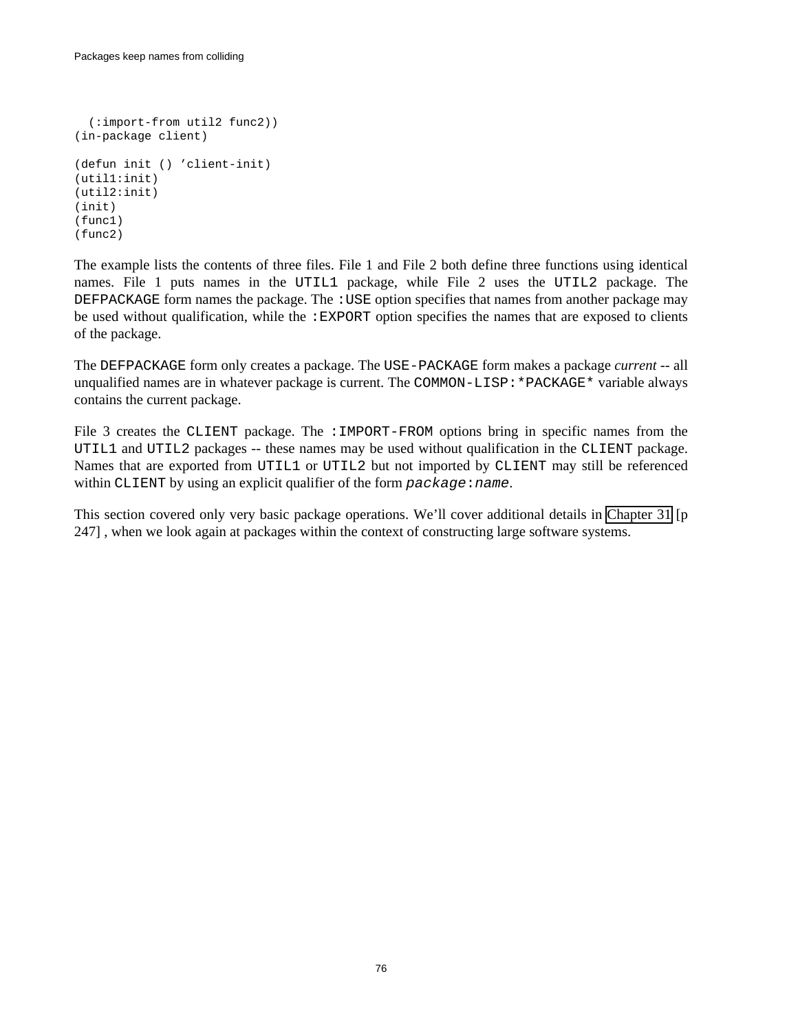```
  (:import-from util2 func2))
(in-package client)

(defun init () 'client-init)
(util1:init)
(util2:init)
(init)
(func1)
(func2)
```

The example lists the contents of three files. File 1 and File 2 both define three functions using identical names. File 1 puts names in the `UTIL1` package, while File 2 uses the `UTIL2` package. The `DEFPACKAGE` form names the package. The `:USE` option specifies that names from another package may be used without qualification, while the `:EXPORT` option specifies the names that are exposed to clients of the package.

The `DEFPACKAGE` form only creates a package. The `USE-PACKAGE` form makes a package *current* -- all unqualified names are in whatever package is current. The `COMMON-LISP:*PACKAGE*` variable always contains the current package.

File 3 creates the `CLIENT` package. The `:IMPORT-FROM` options bring in specific names from the `UTIL1` and `UTIL2` packages -- these names may be used without qualification in the `CLIENT` package. Names that are exported from `UTIL1` or `UTIL2` but not imported by `CLIENT` may still be referenced within `CLIENT` by using an explicit qualifier of the form *`package`*`:`*`name`*.

This section covered only very basic package operations. We'll cover additional details in Chapter 31 [p 247] , when we look again at packages within the context of constructing large software systems.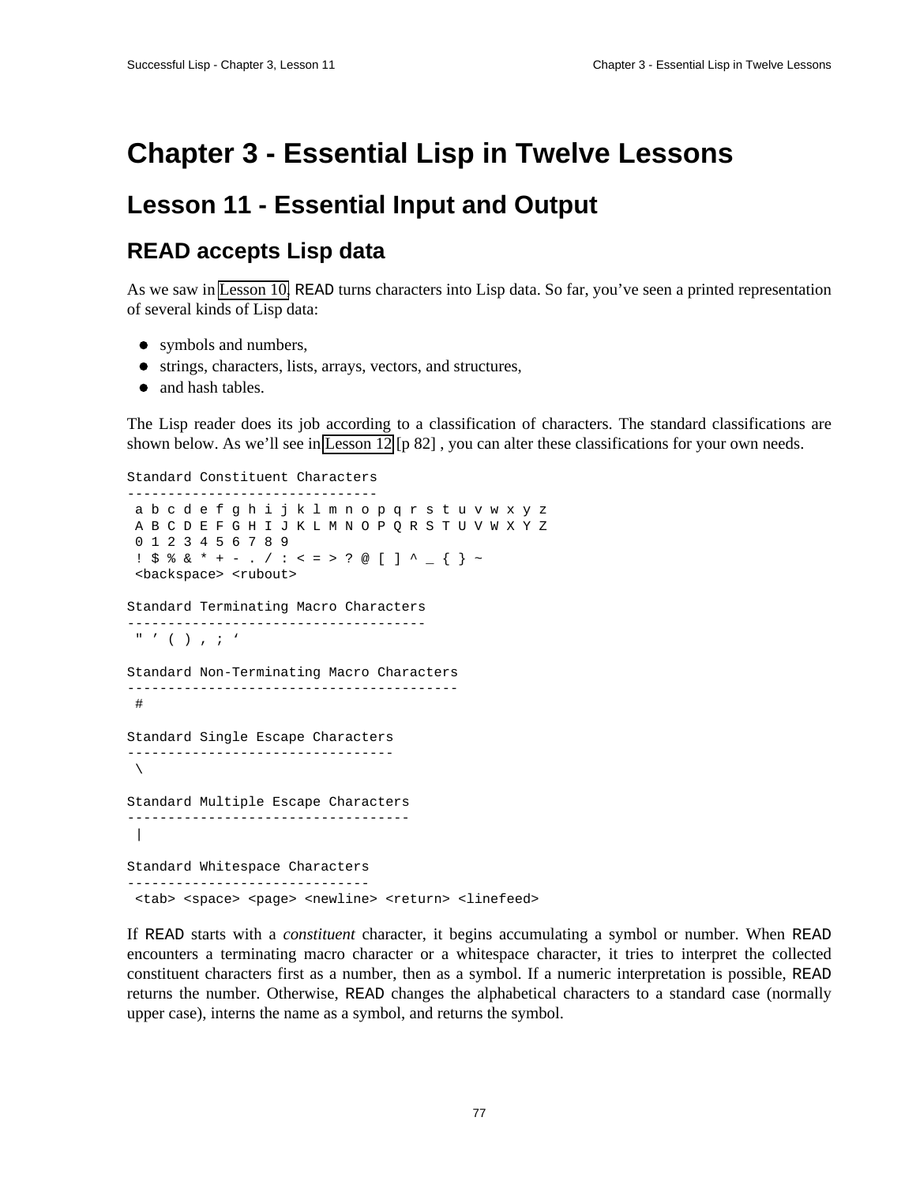# Chapter 3 - Essential Lisp in Twelve Lessons

## Lesson 11 - Essential Input and Output

### READ accepts Lisp data

As we saw in Lesson 10, READ turns characters into Lisp data. So far, you've seen a printed representation of several kinds of Lisp data:

- symbols and numbers,
- strings, characters, lists, arrays, vectors, and structures,
- and hash tables.

The Lisp reader does its job according to a classification of characters. The standard classifications are shown below. As we'll see in Lesson 12 [p 82] , you can alter these classifications for your own needs.

```
Standard Constituent Characters
-------------------------------
 a b c d e f g h i j k l m n o p q r s t u v w x y z
 A B C D E F G H I J K L M N O P Q R S T U V W X Y Z
 0 1 2 3 4 5 6 7 8 9
 ! $ % & * + - . / : < = > ? @ [ ] ^ _ { } ~
 <backspace> <rubout>

Standard Terminating Macro Characters
-------------------------------------
 " ' ( ) , ; `

Standard Non-Terminating Macro Characters
-----------------------------------------
 #

Standard Single Escape Characters
---------------------------------
 \

Standard Multiple Escape Characters
-----------------------------------
 |

Standard Whitespace Characters
------------------------------
 <tab> <space> <page> <newline> <return> <linefeed>
```

If READ starts with a *constituent* character, it begins accumulating a symbol or number. When READ encounters a terminating macro character or a whitespace character, it tries to interpret the collected constituent characters first as a number, then as a symbol. If a numeric interpretation is possible, READ returns the number. Otherwise, READ changes the alphabetical characters to a standard case (normally upper case), interns the name as a symbol, and returns the symbol.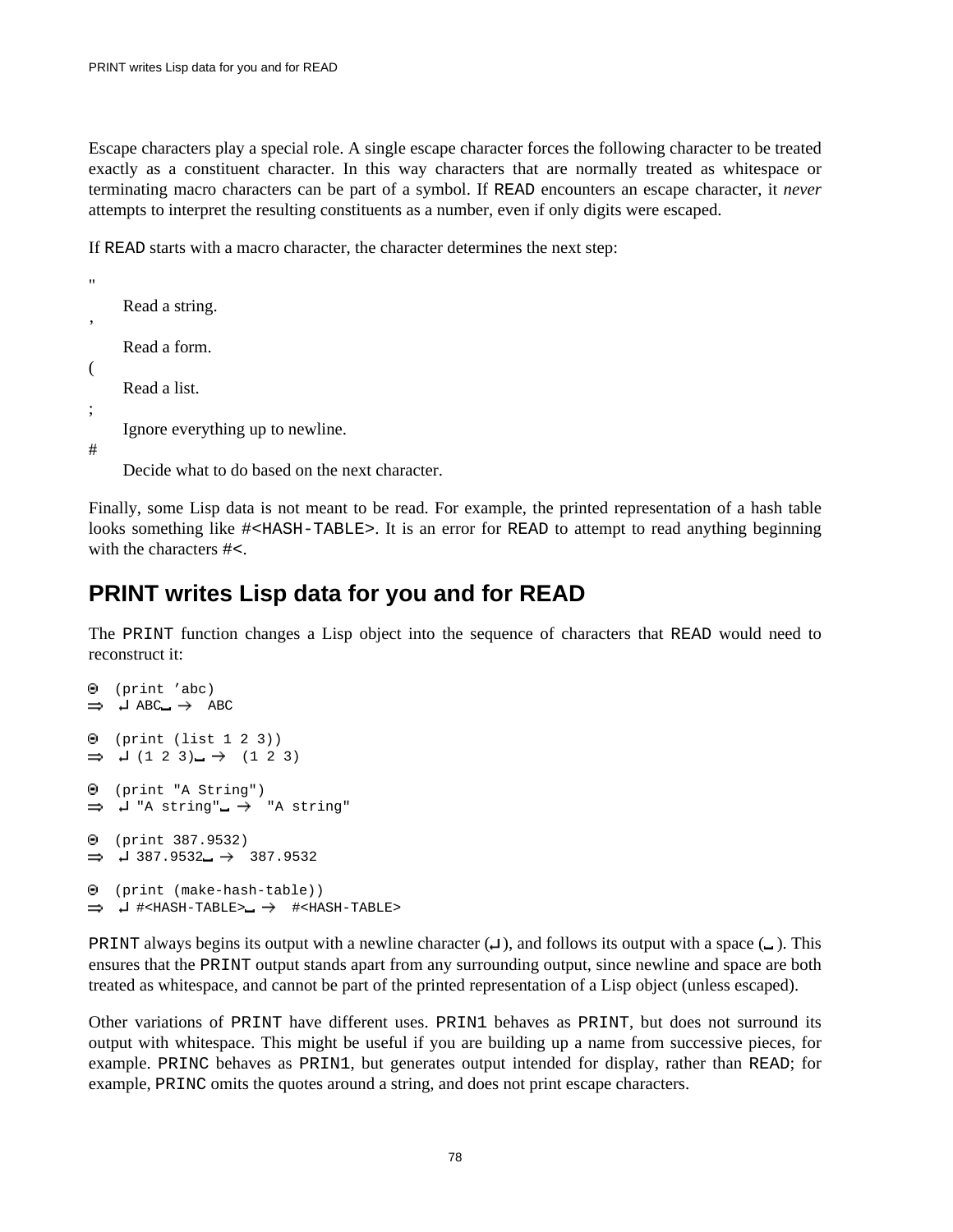Escape characters play a special role. A single escape character forces the following character to be treated exactly as a constituent character. In this way characters that are normally treated as whitespace or terminating macro characters can be part of a symbol. If `READ` encounters an escape character, it *never* attempts to interpret the resulting constituents as a number, even if only digits were escaped.

If `READ` starts with a macro character, the character determines the next step:

"
: Read a string.

'
: Read a form.

(
: Read a list.

;
: Ignore everything up to newline.

#
: Decide what to do based on the next character.

Finally, some Lisp data is not meant to be read. For example, the printed representation of a hash table looks something like `#<HASH-TABLE>`. It is an error for `READ` to attempt to read anything beginning with the characters `#<`.

## PRINT writes Lisp data for you and for READ

The `PRINT` function changes a Lisp object into the sequence of characters that `READ` would need to reconstruct it:

```
⊙ (print 'abc)
⇒  ↵ ABC␣ →  ABC

⊙ (print (list 1 2 3))
⇒  ↵ (1 2 3)␣ →  (1 2 3)

⊙ (print "A String")
⇒  ↵ "A string"␣ →  "A string"

⊙ (print 387.9532)
⇒  ↵ 387.9532␣ →  387.9532

⊙ (print (make-hash-table))
⇒  ↵ #<HASH-TABLE>␣ →  #<HASH-TABLE>
```

`PRINT` always begins its output with a newline character (↵), and follows its output with a space (␣). This ensures that the `PRINT` output stands apart from any surrounding output, since newline and space are both treated as whitespace, and cannot be part of the printed representation of a Lisp object (unless escaped).

Other variations of `PRINT` have different uses. `PRIN1` behaves as `PRINT`, but does not surround its output with whitespace. This might be useful if you are building up a name from successive pieces, for example. `PRINC` behaves as `PRIN1`, but generates output intended for display, rather than `READ`; for example, `PRINC` omits the quotes around a string, and does not print escape characters.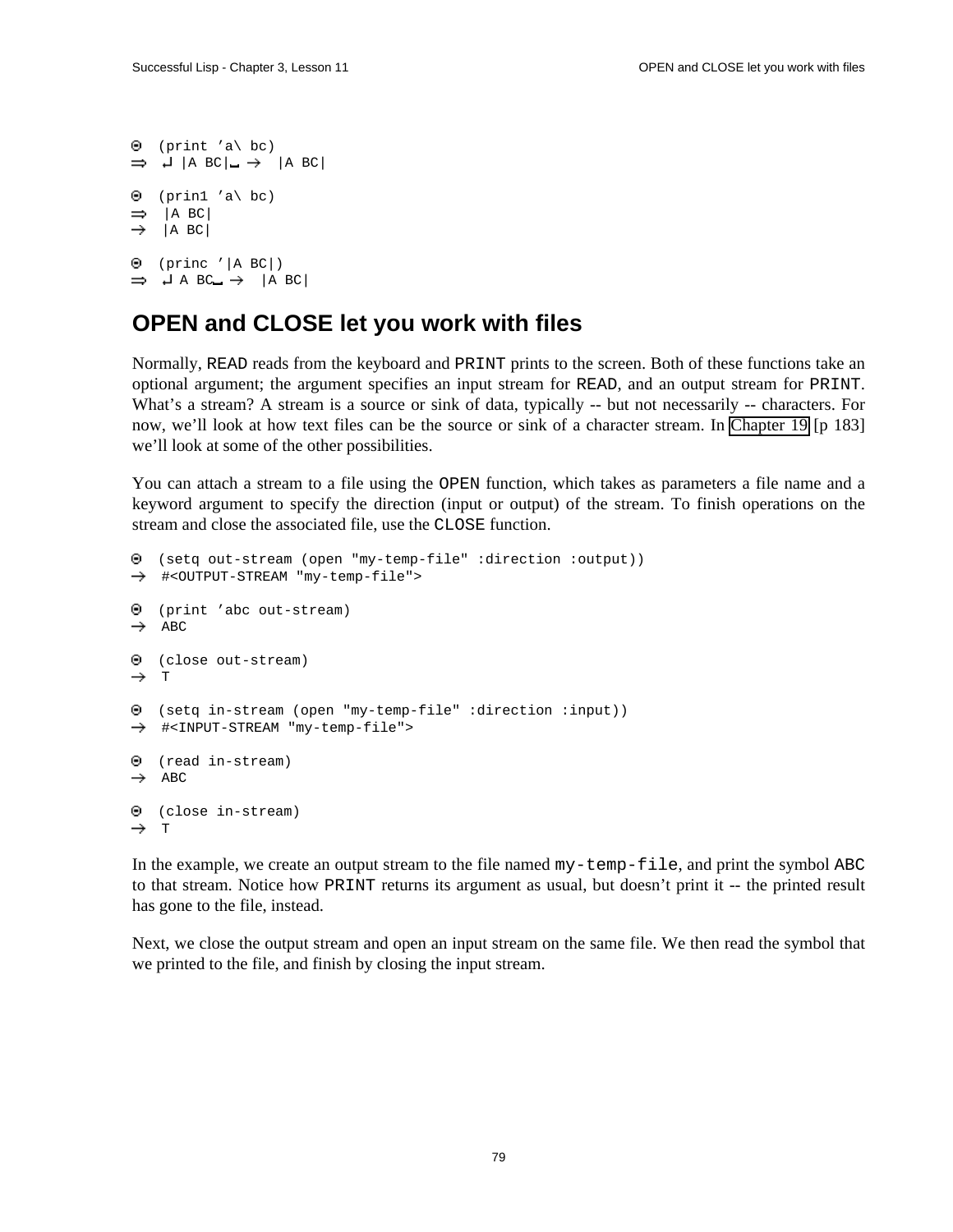```
? (print 'a\ bc)
⇒ ↵ |A BC|␣ → |A BC|

? (prin1 'a\ bc)
⇒ |A BC|
→ |A BC|

? (princ '|A BC|)
⇒ ↵ A BC␣ → |A BC|
```

## OPEN and CLOSE let you work with files

Normally, READ reads from the keyboard and PRINT prints to the screen. Both of these functions take an optional argument; the argument specifies an input stream for READ, and an output stream for PRINT. What's a stream? A stream is a source or sink of data, typically -- but not necessarily -- characters. For now, we'll look at how text files can be the source or sink of a character stream. In Chapter 19 [p 183] we'll look at some of the other possibilities.

You can attach a stream to a file using the OPEN function, which takes as parameters a file name and a keyword argument to specify the direction (input or output) of the stream. To finish operations on the stream and close the associated file, use the CLOSE function.

```
? (setq out-stream (open "my-temp-file" :direction :output))
→ #<OUTPUT-STREAM "my-temp-file">

? (print 'abc out-stream)
→ ABC

? (close out-stream)
→ T

? (setq in-stream (open "my-temp-file" :direction :input))
→ #<INPUT-STREAM "my-temp-file">

? (read in-stream)
→ ABC

? (close in-stream)
→ T
```

In the example, we create an output stream to the file named my-temp-file, and print the symbol ABC to that stream. Notice how PRINT returns its argument as usual, but doesn't print it -- the printed result has gone to the file, instead.

Next, we close the output stream and open an input stream on the same file. We then read the symbol that we printed to the file, and finish by closing the input stream.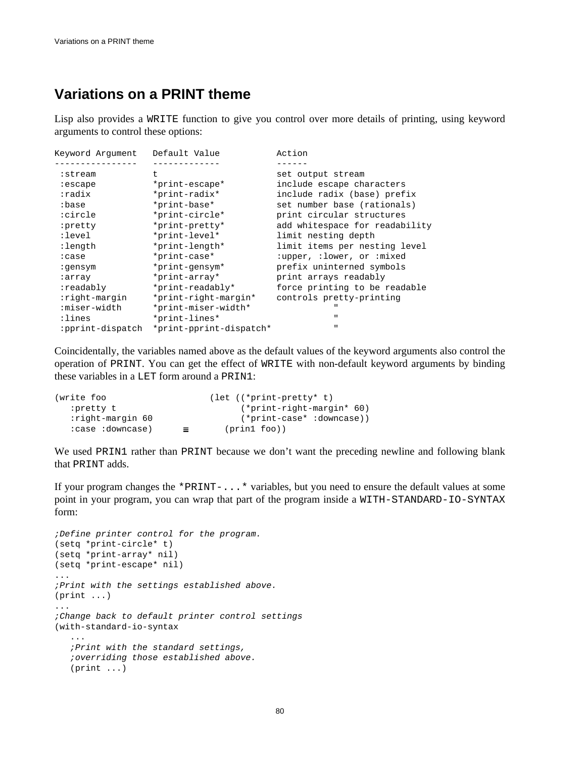# Variations on a PRINT theme

Lisp also provides a WRITE function to give you control over more details of printing, using keyword arguments to control these options:

```
Keyword Argument   Default Value           Action
----------------   -------------           ------
 :stream           t                       set output stream
 :escape           *print-escape*          include escape characters
 :radix            *print-radix*           include radix (base) prefix
 :base             *print-base*            set number base (rationals)
 :circle           *print-circle*          print circular structures
 :pretty           *print-pretty*          add whitespace for readability
 :level            *print-level*           limit nesting depth
 :length           *print-length*          limit items per nesting level
 :case             *print-case*            :upper, :lower, or :mixed
 :gensym           *print-gensym*          prefix uninterned symbols
 :array            *print-array*           print arrays readably
 :readably         *print-readably*        force printing to be readable
 :right-margin     *print-right-margin*    controls pretty-printing
 :miser-width      *print-miser-width*               "
 :lines            *print-lines*                     "
 :pprint-dispatch  *print-pprint-dispatch*           "
```

Coincidentally, the variables named above as the default values of the keyword arguments also control the operation of PRINT. You can get the effect of WRITE with non-default keyword arguments by binding these variables in a LET form around a PRIN1:

```
(write foo                  (let ((*print-pretty* t)
   :pretty t                      (*print-right-margin* 60)
   :right-margin 60               (*print-case* :downcase))
   :case :downcase)     ≡      (prin1 foo))
```

We used PRIN1 rather than PRINT because we don't want the preceding newline and following blank that PRINT adds.

If your program changes the *PRINT-...* variables, but you need to ensure the default values at some point in your program, you can wrap that part of the program inside a WITH-STANDARD-IO-SYNTAX form:

```
;Define printer control for the program.
(setq *print-circle* t)
(setq *print-array* nil)
(setq *print-escape* nil)
...
;Print with the settings established above.
(print ...)
...
;Change back to default printer control settings
(with-standard-io-syntax
   ...
   ;Print with the standard settings,
   ;overriding those established above.
   (print ...)
```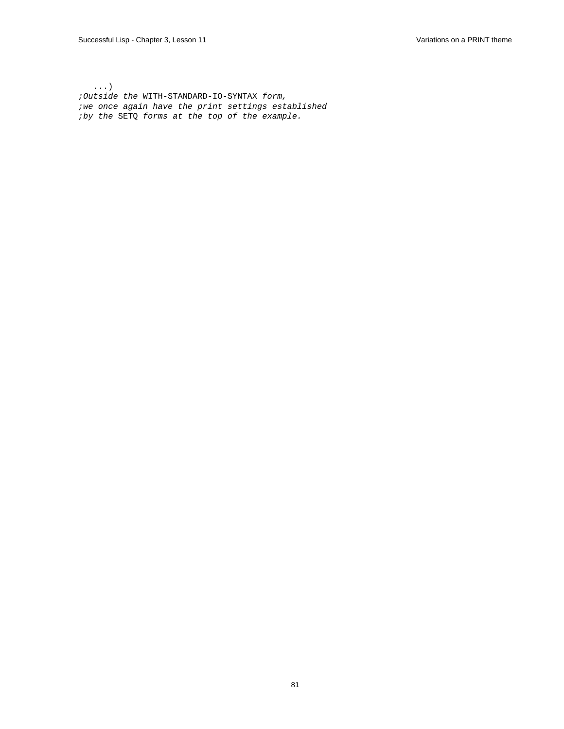```
   ...)
;Outside the WITH-STANDARD-IO-SYNTAX form,
;we once again have the print settings established
;by the SETQ forms at the top of the example.
```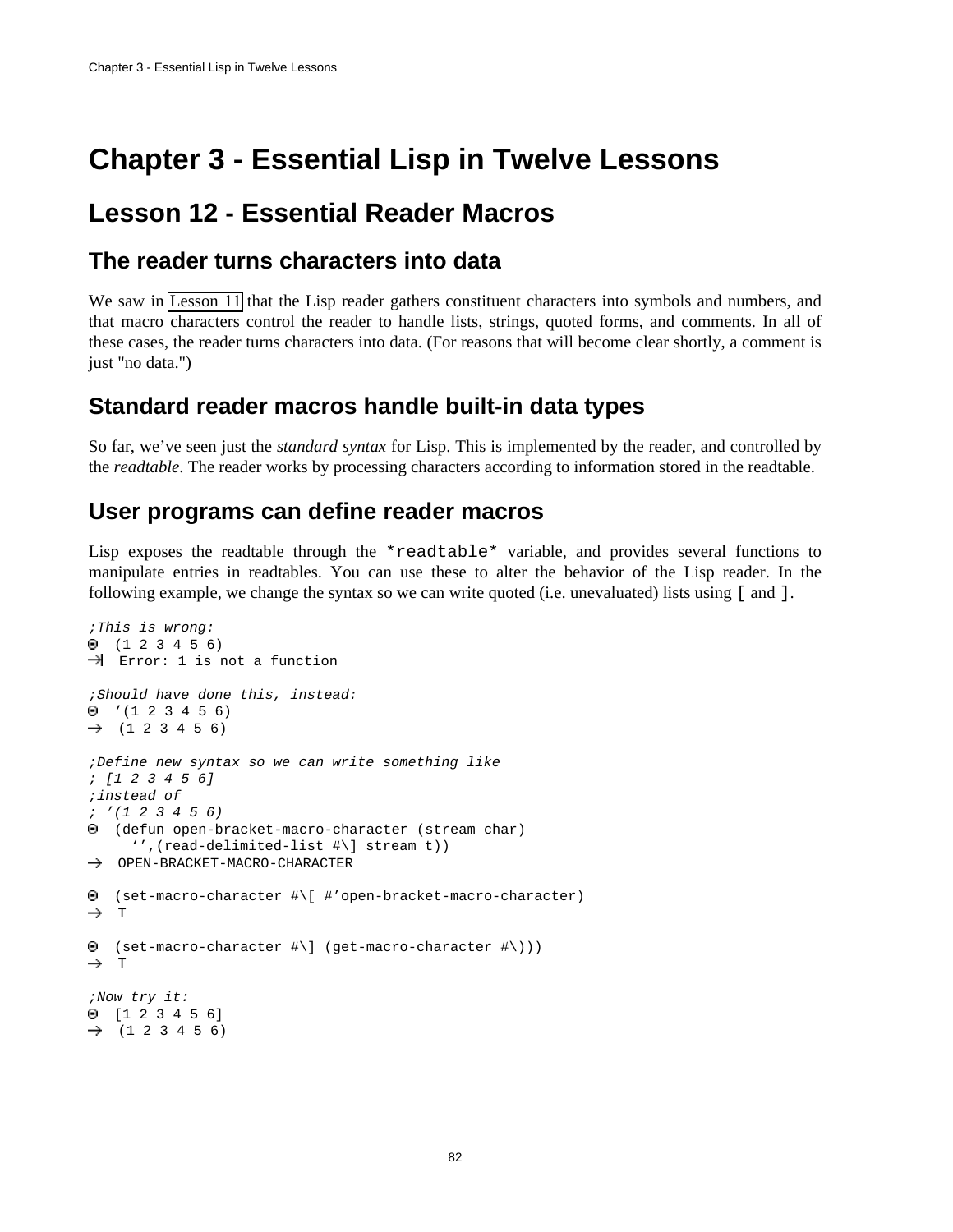# Chapter 3 - Essential Lisp in Twelve Lessons

## Lesson 12 - Essential Reader Macros

### The reader turns characters into data

We saw in Lesson 11 that the Lisp reader gathers constituent characters into symbols and numbers, and that macro characters control the reader to handle lists, strings, quoted forms, and comments. In all of these cases, the reader turns characters into data. (For reasons that will become clear shortly, a comment is just "no data.")

### Standard reader macros handle built-in data types

So far, we've seen just the *standard syntax* for Lisp. This is implemented by the reader, and controlled by the *readtable*. The reader works by processing characters according to information stored in the readtable.

### User programs can define reader macros

Lisp exposes the readtable through the `*readtable*` variable, and provides several functions to manipulate entries in readtables. You can use these to alter the behavior of the Lisp reader. In the following example, we change the syntax so we can write quoted (i.e. unevaluated) lists using `[` and `]`.

```
;This is wrong:
⊙ (1 2 3 4 5 6)
→| Error: 1 is not a function

;Should have done this, instead:
⊙ '(1 2 3 4 5 6)
→ (1 2 3 4 5 6)

;Define new syntax so we can write something like
; [1 2 3 4 5 6]
;instead of
; '(1 2 3 4 5 6)
⊙ (defun open-bracket-macro-character (stream char)
    `',(read-delimited-list #\] stream t))
→ OPEN-BRACKET-MACRO-CHARACTER

⊙ (set-macro-character #\[ #'open-bracket-macro-character)
→ T

⊙ (set-macro-character #\] (get-macro-character #\)))
→ T

;Now try it:
⊙ [1 2 3 4 5 6]
→ (1 2 3 4 5 6)
```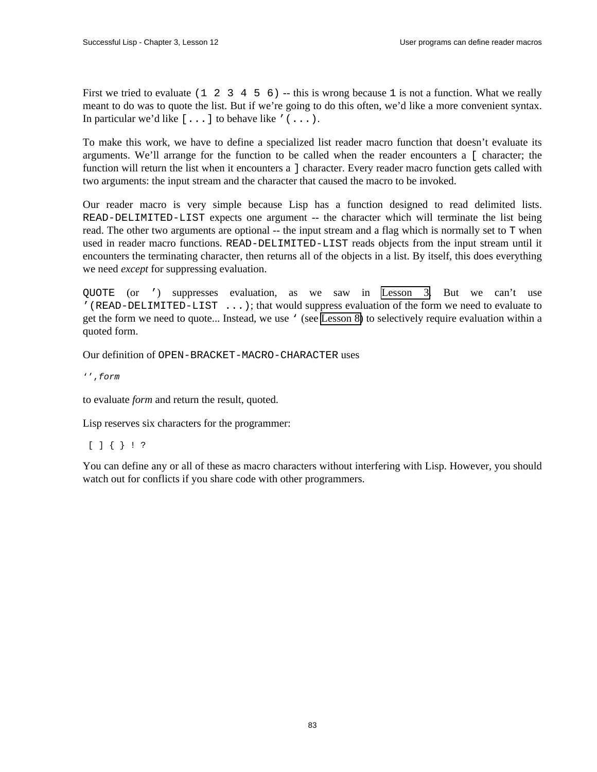First we tried to evaluate `(1 2 3 4 5 6)` -- this is wrong because `1` is not a function. What we really meant to do was to quote the list. But if we're going to do this often, we'd like a more convenient syntax. In particular we'd like `[...]` to behave like `'(...)`.

To make this work, we have to define a specialized list reader macro function that doesn't evaluate its arguments. We'll arrange for the function to be called when the reader encounters a `[` character; the function will return the list when it encounters a `]` character. Every reader macro function gets called with two arguments: the input stream and the character that caused the macro to be invoked.

Our reader macro is very simple because Lisp has a function designed to read delimited lists. `READ-DELIMITED-LIST` expects one argument -- the character which will terminate the list being read. The other two arguments are optional -- the input stream and a flag which is normally set to `T` when used in reader macro functions. `READ-DELIMITED-LIST` reads objects from the input stream until it encounters the terminating character, then returns all of the objects in a list. By itself, this does everything we need *except* for suppressing evaluation.

`QUOTE` (or `'`) suppresses evaluation, as we saw in Lesson 3. But we can't use `'(READ-DELIMITED-LIST ...)`; that would suppress evaluation of the form we need to evaluate to get the form we need to quote... Instead, we use `` ` `` (see Lesson 8) to selectively require evaluation within a quoted form.

Our definition of `OPEN-BRACKET-MACRO-CHARACTER` uses

```
`',form
```

to evaluate *form* and return the result, quoted.

Lisp reserves six characters for the programmer:

```
 [ ] { } ! ?
```

You can define any or all of these as macro characters without interfering with Lisp. However, you should watch out for conflicts if you share code with other programmers.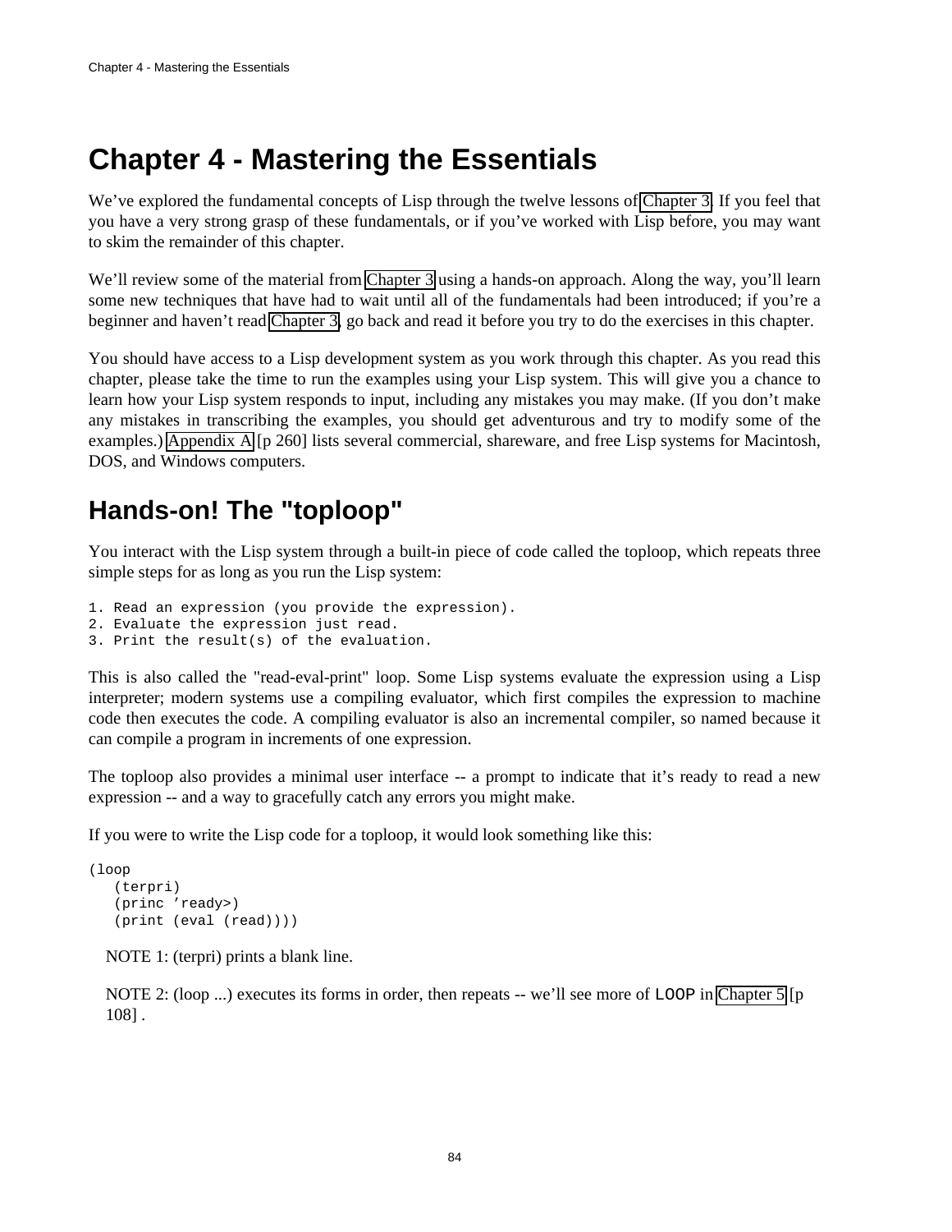# Chapter 4 - Mastering the Essentials

We've explored the fundamental concepts of Lisp through the twelve lessons of Chapter 3. If you feel that you have a very strong grasp of these fundamentals, or if you've worked with Lisp before, you may want to skim the remainder of this chapter.

We'll review some of the material from Chapter 3 using a hands-on approach. Along the way, you'll learn some new techniques that have had to wait until all of the fundamentals had been introduced; if you're a beginner and haven't read Chapter 3, go back and read it before you try to do the exercises in this chapter.

You should have access to a Lisp development system as you work through this chapter. As you read this chapter, please take the time to run the examples using your Lisp system. This will give you a chance to learn how your Lisp system responds to input, including any mistakes you may make. (If you don't make any mistakes in transcribing the examples, you should get adventurous and try to modify some of the examples.) Appendix A [p 260] lists several commercial, shareware, and free Lisp systems for Macintosh, DOS, and Windows computers.

## Hands-on! The "toploop"

You interact with the Lisp system through a built-in piece of code called the toploop, which repeats three simple steps for as long as you run the Lisp system:

```
1. Read an expression (you provide the expression).
2. Evaluate the expression just read.
3. Print the result(s) of the evaluation.
```

This is also called the "read-eval-print" loop. Some Lisp systems evaluate the expression using a Lisp interpreter; modern systems use a compiling evaluator, which first compiles the expression to machine code then executes the code. A compiling evaluator is also an incremental compiler, so named because it can compile a program in increments of one expression.

The toploop also provides a minimal user interface -- a prompt to indicate that it's ready to read a new expression -- and a way to gracefully catch any errors you might make.

If you were to write the Lisp code for a toploop, it would look something like this:

```
(loop
   (terpri)
   (princ 'ready>)
   (print (eval (read))))
```

NOTE 1: (terpri) prints a blank line.

NOTE 2: (loop ...) executes its forms in order, then repeats -- we'll see more of `LOOP` in Chapter 5 [p 108] .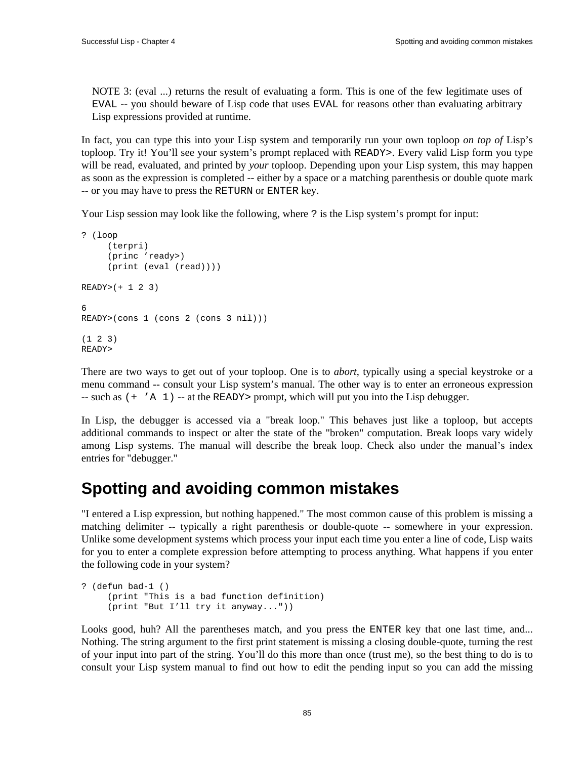> NOTE 3: (eval ...) returns the result of evaluating a form. This is one of the few legitimate uses of `EVAL` -- you should beware of Lisp code that uses `EVAL` for reasons other than evaluating arbitrary Lisp expressions provided at runtime.

In fact, you can type this into your Lisp system and temporarily run your own toploop *on top of* Lisp's toploop. Try it! You'll see your system's prompt replaced with `READY>`. Every valid Lisp form you type will be read, evaluated, and printed by *your* toploop. Depending upon your Lisp system, this may happen as soon as the expression is completed -- either by a space or a matching parenthesis or double quote mark -- or you may have to press the `RETURN` or `ENTER` key.

Your Lisp session may look like the following, where `?` is the Lisp system's prompt for input:

```
? (loop
     (terpri)
     (princ 'ready>)
     (print (eval (read))))

READY>(+ 1 2 3)

6
READY>(cons 1 (cons 2 (cons 3 nil)))

(1 2 3)
READY>
```

There are two ways to get out of your toploop. One is to *abort*, typically using a special keystroke or a menu command -- consult your Lisp system's manual. The other way is to enter an erroneous expression -- such as `(+ 'A 1)` -- at the `READY>` prompt, which will put you into the Lisp debugger.

In Lisp, the debugger is accessed via a "break loop." This behaves just like a toploop, but accepts additional commands to inspect or alter the state of the "broken" computation. Break loops vary widely among Lisp systems. The manual will describe the break loop. Check also under the manual's index entries for "debugger."

# Spotting and avoiding common mistakes

"I entered a Lisp expression, but nothing happened." The most common cause of this problem is missing a matching delimiter -- typically a right parenthesis or double-quote -- somewhere in your expression. Unlike some development systems which process your input each time you enter a line of code, Lisp waits for you to enter a complete expression before attempting to process anything. What happens if you enter the following code in your system?

```
? (defun bad-1 ()
     (print "This is a bad function definition)
     (print "But I'll try it anyway..."))
```

Looks good, huh? All the parentheses match, and you press the `ENTER` key that one last time, and... Nothing. The string argument to the first print statement is missing a closing double-quote, turning the rest of your input into part of the string. You'll do this more than once (trust me), so the best thing to do is to consult your Lisp system manual to find out how to edit the pending input so you can add the missing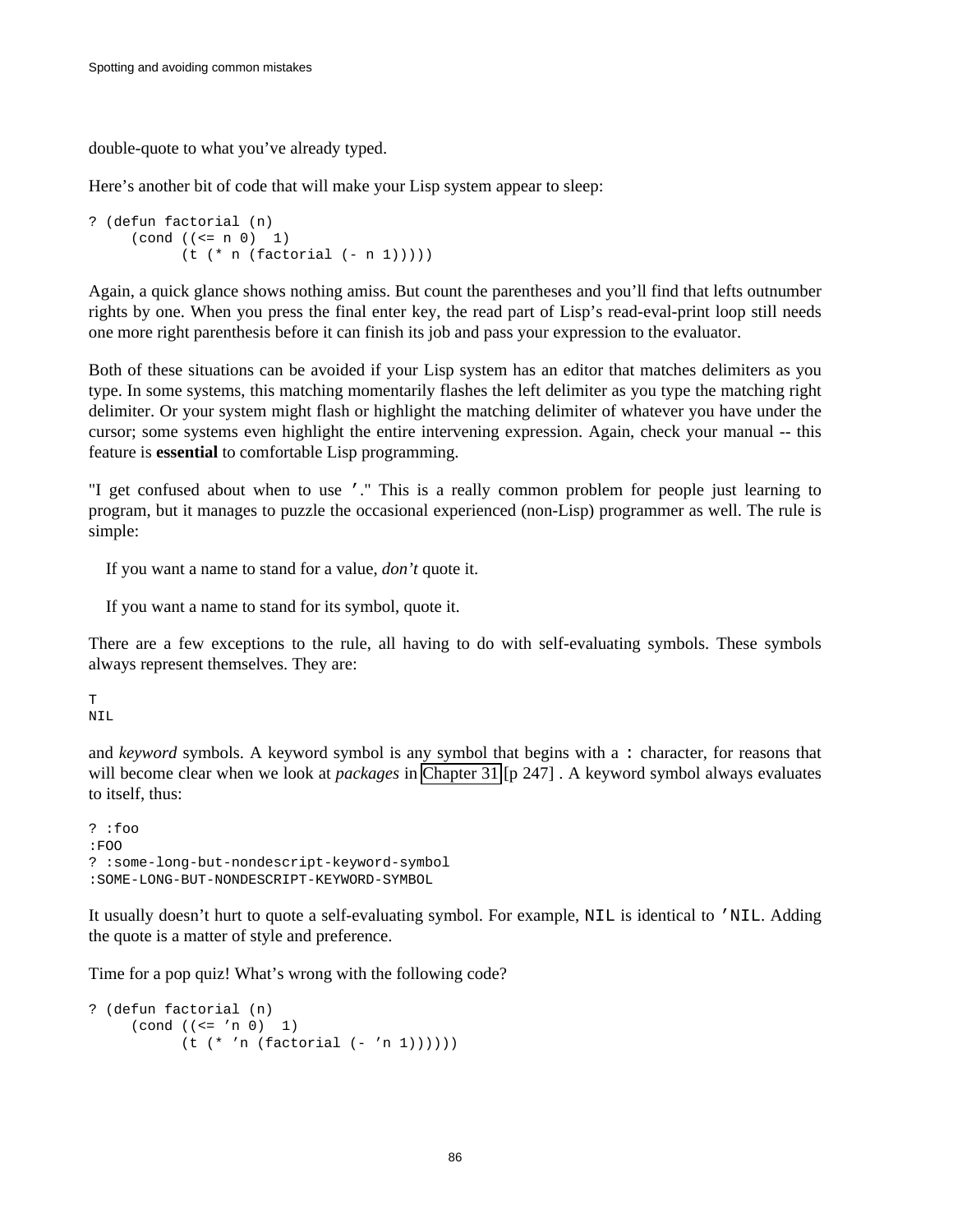double-quote to what you've already typed.

Here's another bit of code that will make your Lisp system appear to sleep:

```
? (defun factorial (n)
     (cond ((<= n 0)  1)
           (t (* n (factorial (- n 1)))))
```

Again, a quick glance shows nothing amiss. But count the parentheses and you'll find that lefts outnumber rights by one. When you press the final enter key, the read part of Lisp's read-eval-print loop still needs one more right parenthesis before it can finish its job and pass your expression to the evaluator.

Both of these situations can be avoided if your Lisp system has an editor that matches delimiters as you type. In some systems, this matching momentarily flashes the left delimiter as you type the matching right delimiter. Or your system might flash or highlight the matching delimiter of whatever you have under the cursor; some systems even highlight the entire intervening expression. Again, check your manual -- this feature is **essential** to comfortable Lisp programming.

"I get confused about when to use `'`." This is a really common problem for people just learning to program, but it manages to puzzle the occasional experienced (non-Lisp) programmer as well. The rule is simple:

If you want a name to stand for a value, *don't* quote it.

If you want a name to stand for its symbol, quote it.

There are a few exceptions to the rule, all having to do with self-evaluating symbols. These symbols always represent themselves. They are:

```
T
NIL
```

and *keyword* symbols. A keyword symbol is any symbol that begins with a `:` character, for reasons that will become clear when we look at *packages* in Chapter 31 [p 247] . A keyword symbol always evaluates to itself, thus:

```
? :foo
:FOO
? :some-long-but-nondescript-keyword-symbol
:SOME-LONG-BUT-NONDESCRIPT-KEYWORD-SYMBOL
```

It usually doesn't hurt to quote a self-evaluating symbol. For example, `NIL` is identical to `'NIL`. Adding the quote is a matter of style and preference.

Time for a pop quiz! What's wrong with the following code?

```
? (defun factorial (n)
     (cond ((<= 'n 0)  1)
           (t (* 'n (factorial (- 'n 1))))))
```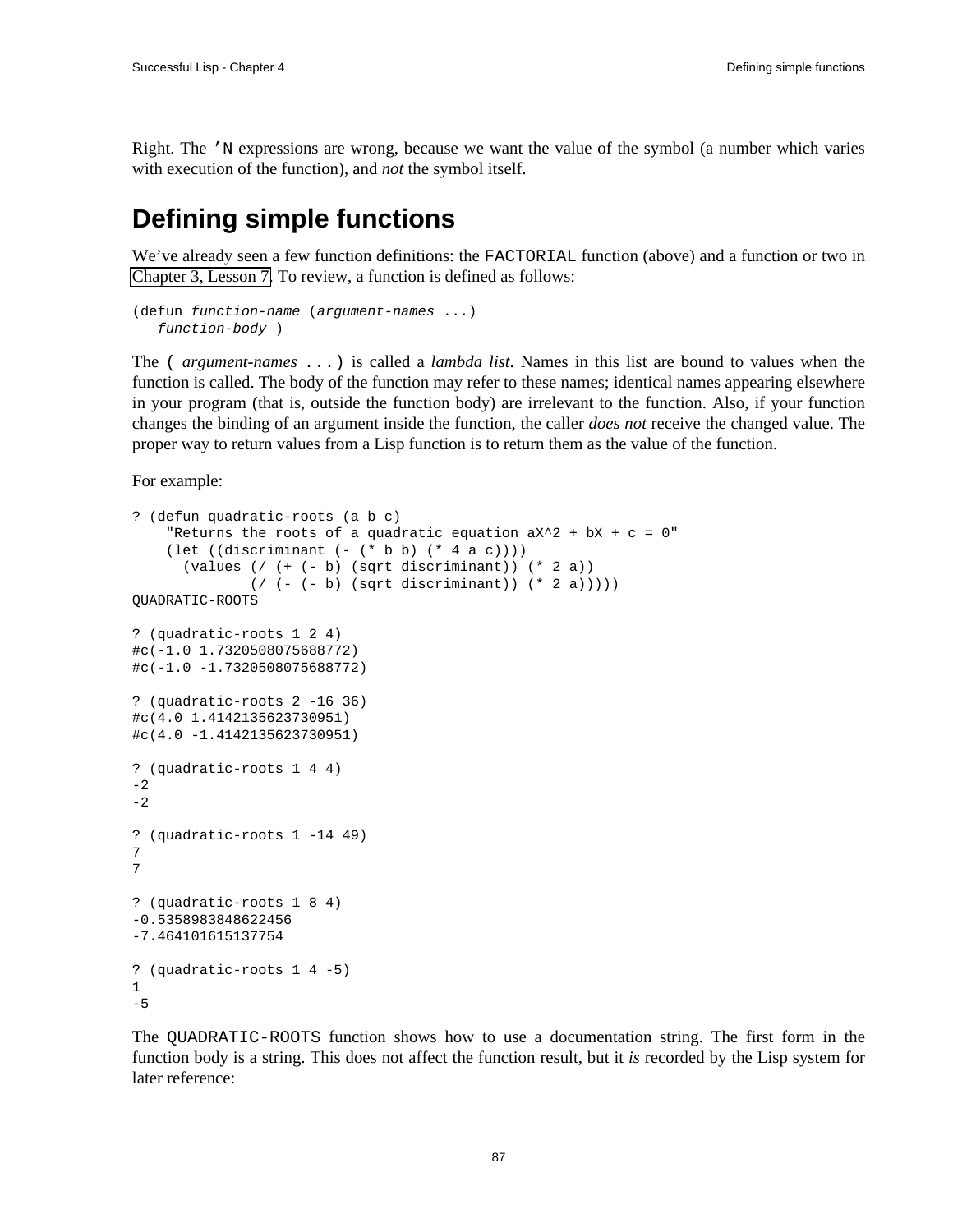Right. The `'N` expressions are wrong, because we want the value of the symbol (a number which varies with execution of the function), and *not* the symbol itself.

## Defining simple functions

We've already seen a few function definitions: the `FACTORIAL` function (above) and a function or two in Chapter 3, Lesson 7. To review, a function is defined as follows:

```
(defun function-name (argument-names ...)
   function-body )
```

The `(` *argument-names* `...)` is called a *lambda list*. Names in this list are bound to values when the function is called. The body of the function may refer to these names; identical names appearing elsewhere in your program (that is, outside the function body) are irrelevant to the function. Also, if your function changes the binding of an argument inside the function, the caller *does not* receive the changed value. The proper way to return values from a Lisp function is to return them as the value of the function.

For example:

```
? (defun quadratic-roots (a b c)
    "Returns the roots of a quadratic equation aX^2 + bX + c = 0"
    (let ((discriminant (- (* b b) (* 4 a c))))
      (values (/ (+ (- b) (sqrt discriminant)) (* 2 a))
              (/ (- (- b) (sqrt discriminant)) (* 2 a)))))
QUADRATIC-ROOTS

? (quadratic-roots 1 2 4)
#c(-1.0 1.7320508075688772)
#c(-1.0 -1.7320508075688772)

? (quadratic-roots 2 -16 36)
#c(4.0 1.4142135623730951)
#c(4.0 -1.4142135623730951)

? (quadratic-roots 1 4 4)
-2
-2

? (quadratic-roots 1 -14 49)
7
7

? (quadratic-roots 1 8 4)
-0.5358983848622456
-7.464101615137754

? (quadratic-roots 1 4 -5)
1
-5
```

The `QUADRATIC-ROOTS` function shows how to use a documentation string. The first form in the function body is a string. This does not affect the function result, but it *is* recorded by the Lisp system for later reference: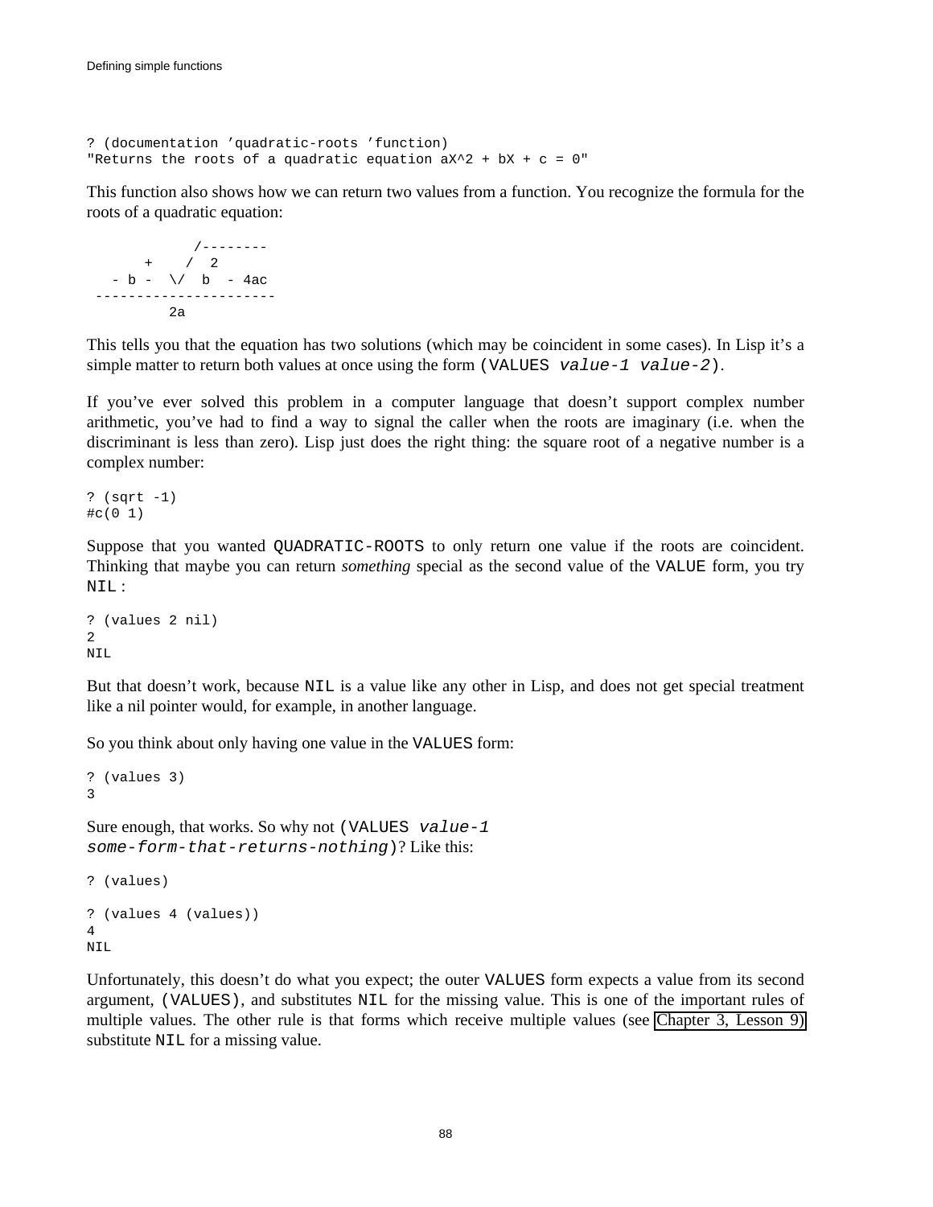```
? (documentation 'quadratic-roots 'function)
"Returns the roots of a quadratic equation aX^2 + bX + c = 0"
```

This function also shows how we can return two values from a function. You recognize the formula for the roots of a quadratic equation:

```
             /--------
       +    /  2
   - b -  \/  b  - 4ac
 ----------------------
          2a
```

This tells you that the equation has two solutions (which may be coincident in some cases). In Lisp it's a simple matter to return both values at once using the form `(VALUES value-1 value-2)`.

If you've ever solved this problem in a computer language that doesn't support complex number arithmetic, you've had to find a way to signal the caller when the roots are imaginary (i.e. when the discriminant is less than zero). Lisp just does the right thing: the square root of a negative number is a complex number:

```
? (sqrt -1)
#c(0 1)
```

Suppose that you wanted `QUADRATIC-ROOTS` to only return one value if the roots are coincident. Thinking that maybe you can return *something* special as the second value of the `VALUE` form, you try `NIL`:

```
? (values 2 nil)
2
NIL
```

But that doesn't work, because `NIL` is a value like any other in Lisp, and does not get special treatment like a nil pointer would, for example, in another language.

So you think about only having one value in the `VALUES` form:

```
? (values 3)
3
```

Sure enough, that works. So why not `(VALUES value-1 some-form-that-returns-nothing)`? Like this:

```
? (values)

? (values 4 (values))
4
NIL
```

Unfortunately, this doesn't do what you expect; the outer `VALUES` form expects a value from its second argument, `(VALUES)`, and substitutes `NIL` for the missing value. This is one of the important rules of multiple values. The other rule is that forms which receive multiple values (see Chapter 3, Lesson 9) substitute `NIL` for a missing value.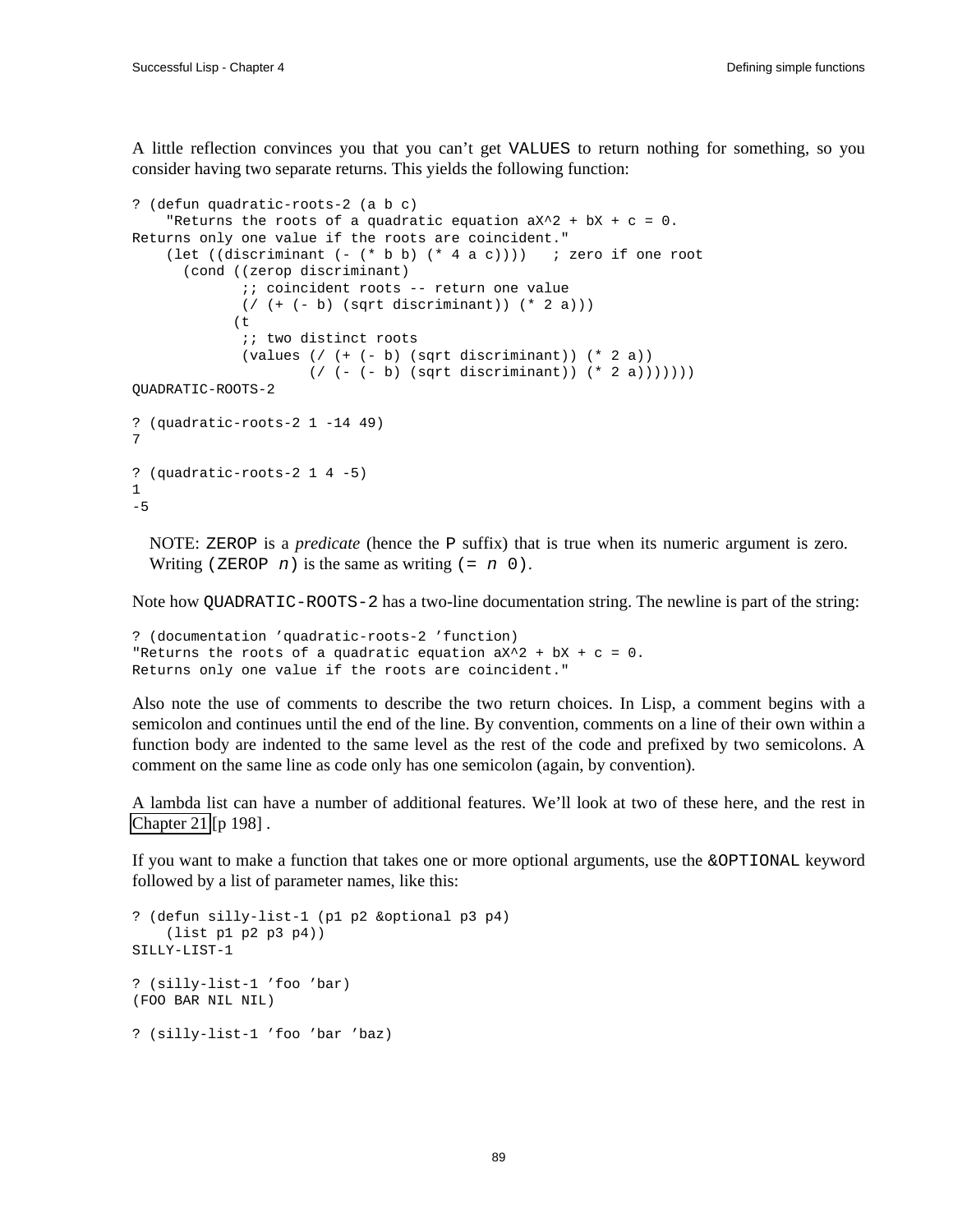A little reflection convinces you that you can't get VALUES to return nothing for something, so you consider having two separate returns. This yields the following function:

```
? (defun quadratic-roots-2 (a b c)
    "Returns the roots of a quadratic equation aX^2 + bX + c = 0.
Returns only one value if the roots are coincident."
    (let ((discriminant (- (* b b) (* 4 a c))))   ; zero if one root
      (cond ((zerop discriminant)
             ;; coincident roots -- return one value
             (/ (+ (- b) (sqrt discriminant)) (* 2 a)))
            (t
             ;; two distinct roots
             (values (/ (+ (- b) (sqrt discriminant)) (* 2 a))
                     (/ (- (- b) (sqrt discriminant)) (* 2 a)))))))
QUADRATIC-ROOTS-2

? (quadratic-roots-2 1 -14 49)
7

? (quadratic-roots-2 1 4 -5)
1
-5
```

NOTE: ZEROP is a *predicate* (hence the P suffix) that is true when its numeric argument is zero. Writing (ZEROP *n*) is the same as writing (= *n* 0).

Note how QUADRATIC-ROOTS-2 has a two-line documentation string. The newline is part of the string:

```
? (documentation 'quadratic-roots-2 'function)
"Returns the roots of a quadratic equation aX^2 + bX + c = 0.
Returns only one value if the roots are coincident."
```

Also note the use of comments to describe the two return choices. In Lisp, a comment begins with a semicolon and continues until the end of the line. By convention, comments on a line of their own within a function body are indented to the same level as the rest of the code and prefixed by two semicolons. A comment on the same line as code only has one semicolon (again, by convention).

A lambda list can have a number of additional features. We'll look at two of these here, and the rest in Chapter 21 [p 198] .

If you want to make a function that takes one or more optional arguments, use the &OPTIONAL keyword followed by a list of parameter names, like this:

```
? (defun silly-list-1 (p1 p2 &optional p3 p4)
    (list p1 p2 p3 p4))
SILLY-LIST-1

? (silly-list-1 'foo 'bar)
(FOO BAR NIL NIL)

? (silly-list-1 'foo 'bar 'baz)
```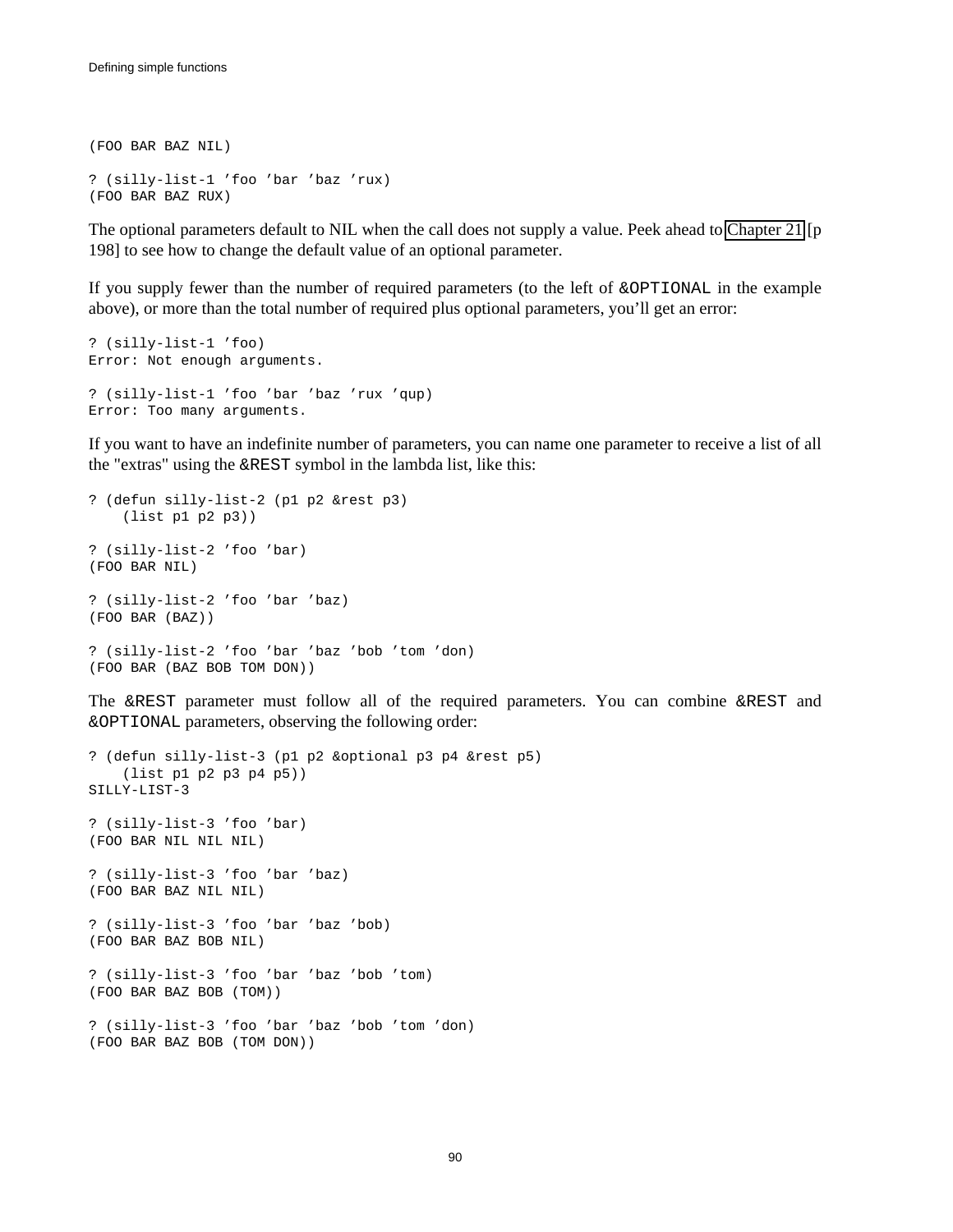```
(FOO BAR BAZ NIL)

? (silly-list-1 'foo 'bar 'baz 'rux)
(FOO BAR BAZ RUX)
```

The optional parameters default to NIL when the call does not supply a value. Peek ahead to Chapter 21 [p 198] to see how to change the default value of an optional parameter.

If you supply fewer than the number of required parameters (to the left of `&OPTIONAL` in the example above), or more than the total number of required plus optional parameters, you'll get an error:

```
? (silly-list-1 'foo)
Error: Not enough arguments.

? (silly-list-1 'foo 'bar 'baz 'rux 'qup)
Error: Too many arguments.
```

If you want to have an indefinite number of parameters, you can name one parameter to receive a list of all the "extras" using the `&REST` symbol in the lambda list, like this:

```
? (defun silly-list-2 (p1 p2 &rest p3)
    (list p1 p2 p3))

? (silly-list-2 'foo 'bar)
(FOO BAR NIL)

? (silly-list-2 'foo 'bar 'baz)
(FOO BAR (BAZ))

? (silly-list-2 'foo 'bar 'baz 'bob 'tom 'don)
(FOO BAR (BAZ BOB TOM DON))
```

The `&REST` parameter must follow all of the required parameters. You can combine `&REST` and `&OPTIONAL` parameters, observing the following order:

```
? (defun silly-list-3 (p1 p2 &optional p3 p4 &rest p5)
    (list p1 p2 p3 p4 p5))
SILLY-LIST-3

? (silly-list-3 'foo 'bar)
(FOO BAR NIL NIL NIL)

? (silly-list-3 'foo 'bar 'baz)
(FOO BAR BAZ NIL NIL)

? (silly-list-3 'foo 'bar 'baz 'bob)
(FOO BAR BAZ BOB NIL)

? (silly-list-3 'foo 'bar 'baz 'bob 'tom)
(FOO BAR BAZ BOB (TOM))

? (silly-list-3 'foo 'bar 'baz 'bob 'tom 'don)
(FOO BAR BAZ BOB (TOM DON))
```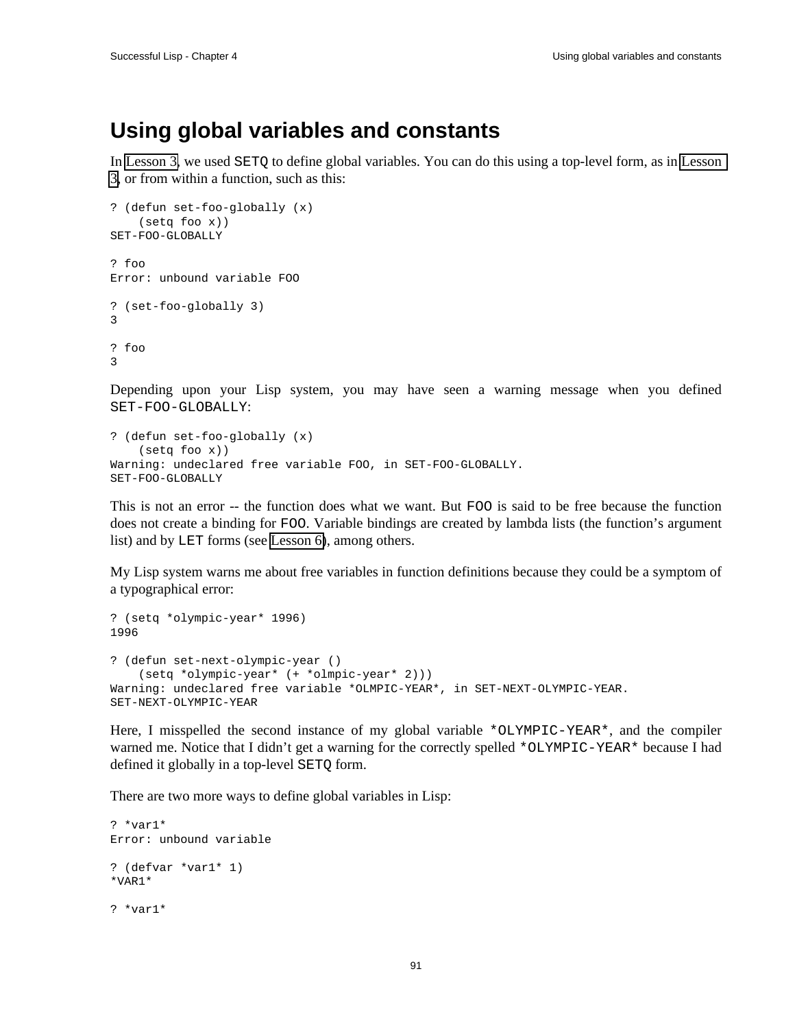# Using global variables and constants

In Lesson 3, we used `SETQ` to define global variables. You can do this using a top-level form, as in Lesson 3, or from within a function, such as this:

```
? (defun set-foo-globally (x)
    (setq foo x))
SET-FOO-GLOBALLY

? foo
Error: unbound variable FOO

? (set-foo-globally 3)
3

? foo
3
```

Depending upon your Lisp system, you may have seen a warning message when you defined `SET-FOO-GLOBALLY`:

```
? (defun set-foo-globally (x)
    (setq foo x))
Warning: undeclared free variable FOO, in SET-FOO-GLOBALLY.
SET-FOO-GLOBALLY
```

This is not an error -- the function does what we want. But `FOO` is said to be free because the function does not create a binding for `FOO`. Variable bindings are created by lambda lists (the function's argument list) and by `LET` forms (see Lesson 6), among others.

My Lisp system warns me about free variables in function definitions because they could be a symptom of a typographical error:

```
? (setq *olympic-year* 1996)
1996

? (defun set-next-olympic-year ()
    (setq *olympic-year* (+ *olmpic-year* 2)))
Warning: undeclared free variable *OLMPIC-YEAR*, in SET-NEXT-OLYMPIC-YEAR.
SET-NEXT-OLYMPIC-YEAR
```

Here, I misspelled the second instance of my global variable `*OLYMPIC-YEAR*`, and the compiler warned me. Notice that I didn't get a warning for the correctly spelled `*OLYMPIC-YEAR*` because I had defined it globally in a top-level `SETQ` form.

There are two more ways to define global variables in Lisp:

```
? *var1*
Error: unbound variable

? (defvar *var1* 1)
*VAR1*

? *var1*
```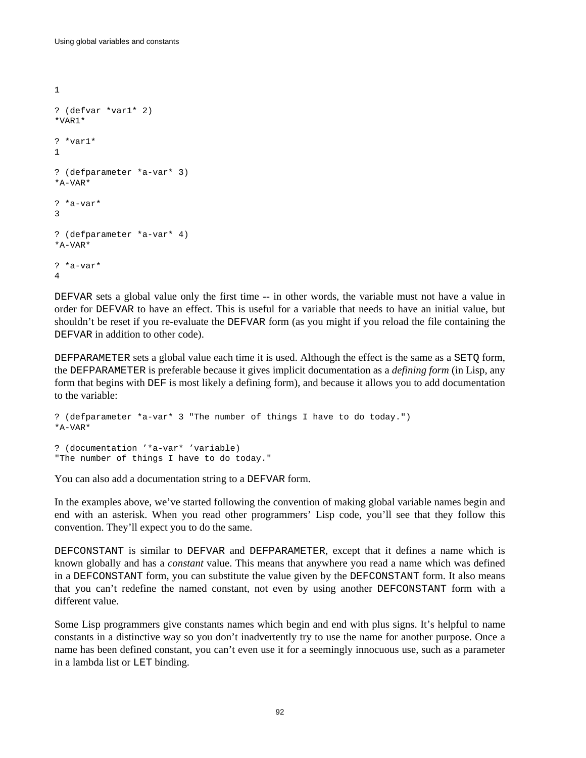```
1

? (defvar *var1* 2)
*VAR1*

? *var1*
1

? (defparameter *a-var* 3)
*A-VAR*

? *a-var*
3

? (defparameter *a-var* 4)
*A-VAR*

? *a-var*
4
```

DEFVAR sets a global value only the first time -- in other words, the variable must not have a value in order for DEFVAR to have an effect. This is useful for a variable that needs to have an initial value, but shouldn't be reset if you re-evaluate the DEFVAR form (as you might if you reload the file containing the DEFVAR in addition to other code).

DEFPARAMETER sets a global value each time it is used. Although the effect is the same as a SETQ form, the DEFPARAMETER is preferable because it gives implicit documentation as a *defining form* (in Lisp, any form that begins with DEF is most likely a defining form), and because it allows you to add documentation to the variable:

```
? (defparameter *a-var* 3 "The number of things I have to do today.")
*A-VAR*

? (documentation '*a-var* 'variable)
"The number of things I have to do today."
```

You can also add a documentation string to a DEFVAR form.

In the examples above, we've started following the convention of making global variable names begin and end with an asterisk. When you read other programmers' Lisp code, you'll see that they follow this convention. They'll expect you to do the same.

DEFCONSTANT is similar to DEFVAR and DEFPARAMETER, except that it defines a name which is known globally and has a *constant* value. This means that anywhere you read a name which was defined in a DEFCONSTANT form, you can substitute the value given by the DEFCONSTANT form. It also means that you can't redefine the named constant, not even by using another DEFCONSTANT form with a different value.

Some Lisp programmers give constants names which begin and end with plus signs. It's helpful to name constants in a distinctive way so you don't inadvertently try to use the name for another purpose. Once a name has been defined constant, you can't even use it for a seemingly innocuous use, such as a parameter in a lambda list or LET binding.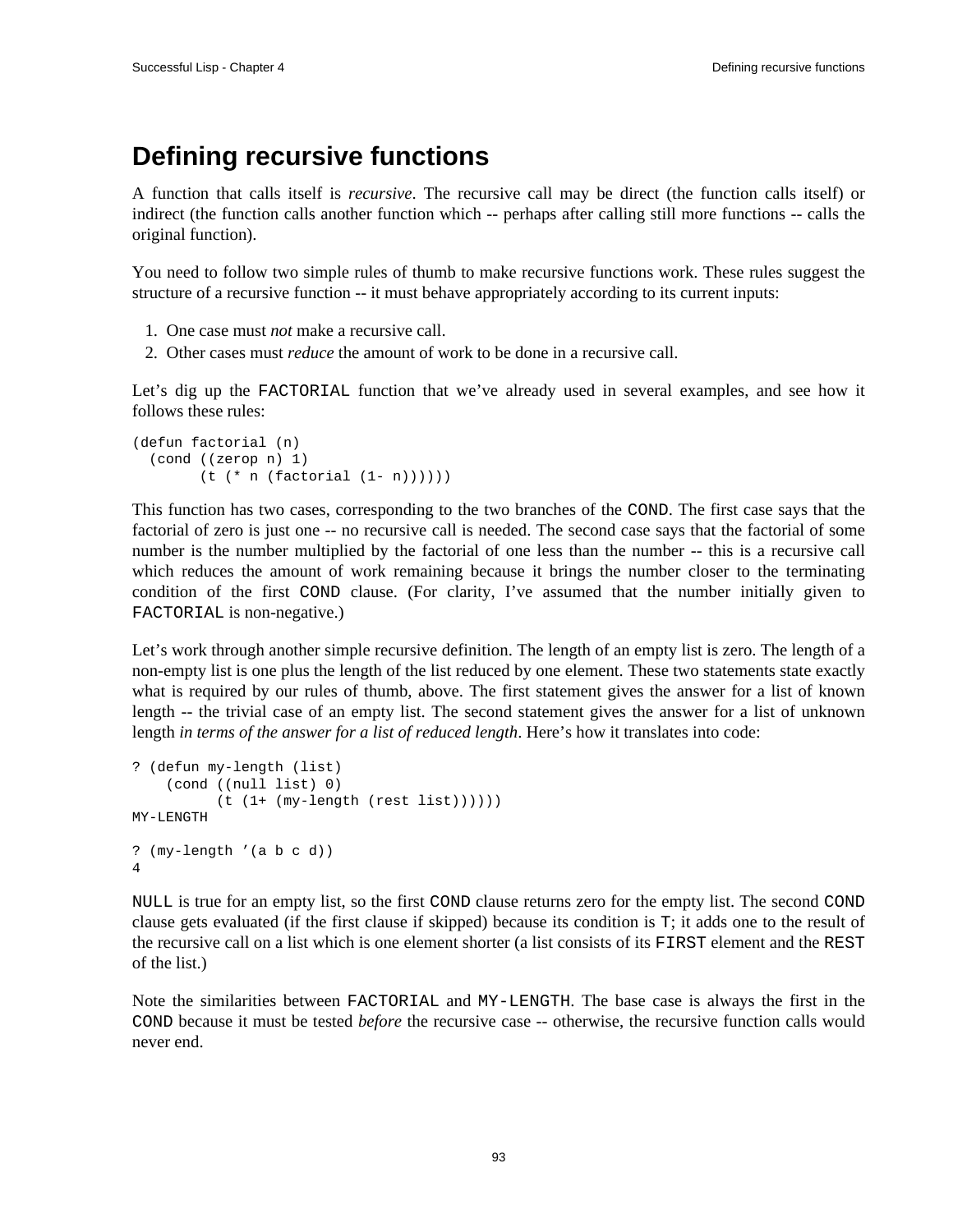# Defining recursive functions

A function that calls itself is *recursive*. The recursive call may be direct (the function calls itself) or indirect (the function calls another function which -- perhaps after calling still more functions -- calls the original function).

You need to follow two simple rules of thumb to make recursive functions work. These rules suggest the structure of a recursive function -- it must behave appropriately according to its current inputs:

1. One case must *not* make a recursive call.
2. Other cases must *reduce* the amount of work to be done in a recursive call.

Let's dig up the FACTORIAL function that we've already used in several examples, and see how it follows these rules:

```
(defun factorial (n)
  (cond ((zerop n) 1)
        (t (* n (factorial (1- n))))))
```

This function has two cases, corresponding to the two branches of the COND. The first case says that the factorial of zero is just one -- no recursive call is needed. The second case says that the factorial of some number is the number multiplied by the factorial of one less than the number -- this is a recursive call which reduces the amount of work remaining because it brings the number closer to the terminating condition of the first COND clause. (For clarity, I've assumed that the number initially given to FACTORIAL is non-negative.)

Let's work through another simple recursive definition. The length of an empty list is zero. The length of a non-empty list is one plus the length of the list reduced by one element. These two statements state exactly what is required by our rules of thumb, above. The first statement gives the answer for a list of known length -- the trivial case of an empty list. The second statement gives the answer for a list of unknown length *in terms of the answer for a list of reduced length*. Here's how it translates into code:

```
? (defun my-length (list)
    (cond ((null list) 0)
          (t (1+ (my-length (rest list))))))
MY-LENGTH

? (my-length '(a b c d))
4
```

NULL is true for an empty list, so the first COND clause returns zero for the empty list. The second COND clause gets evaluated (if the first clause if skipped) because its condition is T; it adds one to the result of the recursive call on a list which is one element shorter (a list consists of its FIRST element and the REST of the list.)

Note the similarities between FACTORIAL and MY-LENGTH. The base case is always the first in the COND because it must be tested *before* the recursive case -- otherwise, the recursive function calls would never end.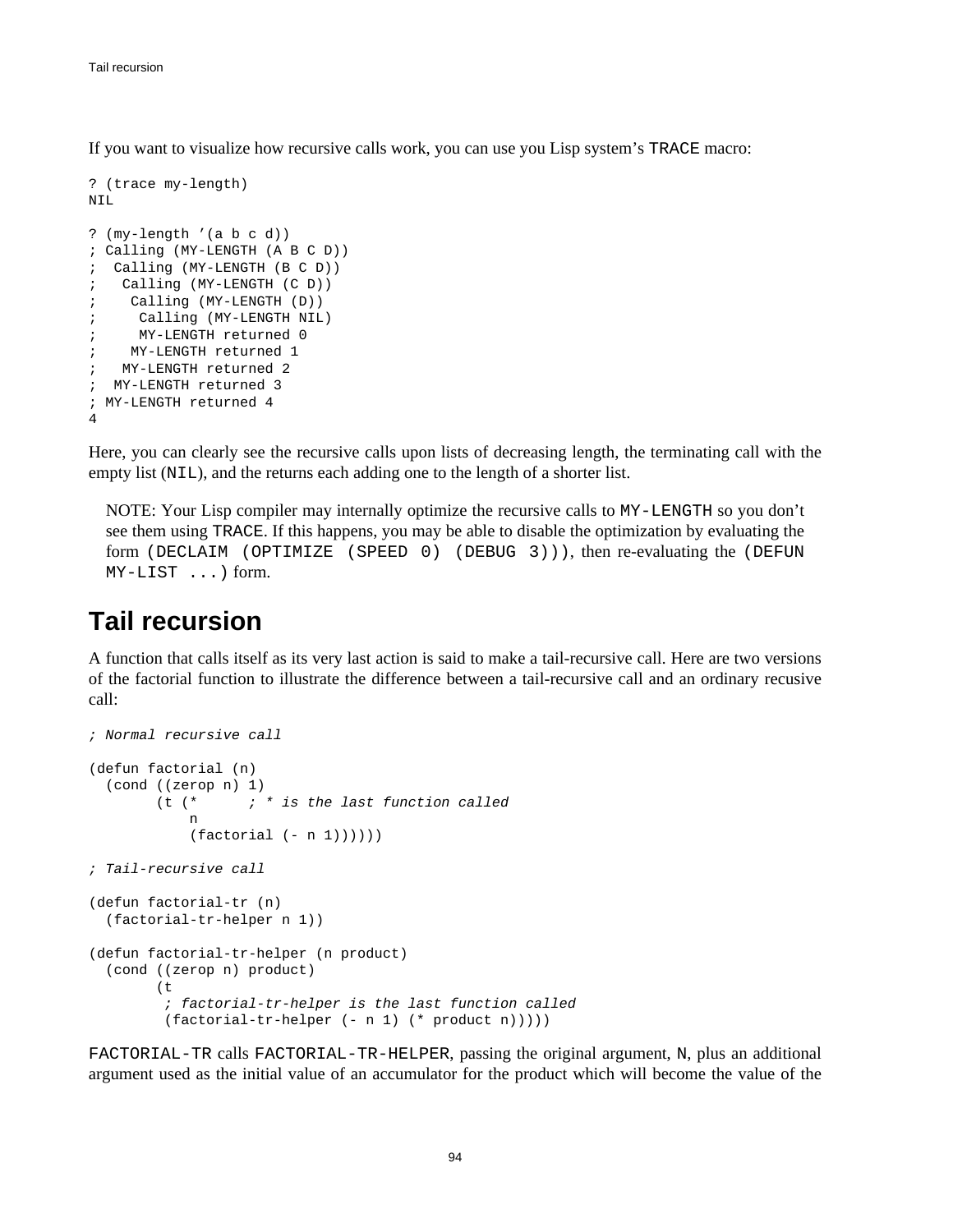If you want to visualize how recursive calls work, you can use you Lisp system's `TRACE` macro:

```
? (trace my-length)
NIL

? (my-length '(a b c d))
; Calling (MY-LENGTH (A B C D))
;  Calling (MY-LENGTH (B C D))
;   Calling (MY-LENGTH (C D))
;    Calling (MY-LENGTH (D))
;     Calling (MY-LENGTH NIL)
;     MY-LENGTH returned 0
;    MY-LENGTH returned 1
;   MY-LENGTH returned 2
;  MY-LENGTH returned 3
; MY-LENGTH returned 4
4
```

Here, you can clearly see the recursive calls upon lists of decreasing length, the terminating call with the empty list (`NIL`), and the returns each adding one to the length of a shorter list.

> NOTE: Your Lisp compiler may internally optimize the recursive calls to `MY-LENGTH` so you don't see them using `TRACE`. If this happens, you may be able to disable the optimization by evaluating the form `(DECLAIM (OPTIMIZE (SPEED 0) (DEBUG 3)))`, then re-evaluating the `(DEFUN MY-LIST ...)` form.

## Tail recursion

A function that calls itself as its very last action is said to make a tail-recursive call. Here are two versions of the factorial function to illustrate the difference between a tail-recursive call and an ordinary recusive call:

```
; Normal recursive call

(defun factorial (n)
  (cond ((zerop n) 1)
        (t (*      ; * is the last function called
             n
             (factorial (- n 1))))))

; Tail-recursive call

(defun factorial-tr (n)
  (factorial-tr-helper n 1))

(defun factorial-tr-helper (n product)
  (cond ((zerop n) product)
        (t
         ; factorial-tr-helper is the last function called
         (factorial-tr-helper (- n 1) (* product n)))))
```

`FACTORIAL-TR` calls `FACTORIAL-TR-HELPER`, passing the original argument, `N`, plus an additional argument used as the initial value of an accumulator for the product which will become the value of the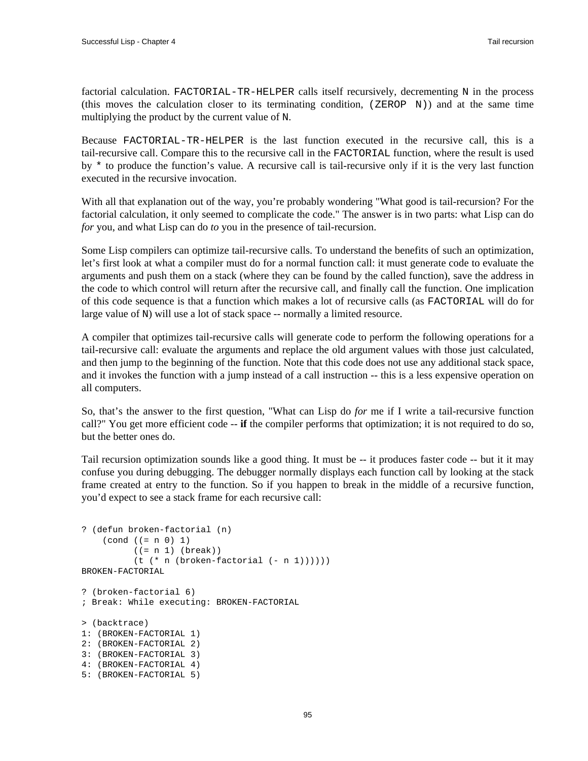factorial calculation. `FACTORIAL-TR-HELPER` calls itself recursively, decrementing `N` in the process (this moves the calculation closer to its terminating condition, `(ZEROP N)`) and at the same time multiplying the product by the current value of `N`.

Because `FACTORIAL-TR-HELPER` is the last function executed in the recursive call, this is a tail-recursive call. Compare this to the recursive call in the `FACTORIAL` function, where the result is used by `*` to produce the function's value. A recursive call is tail-recursive only if it is the very last function executed in the recursive invocation.

With all that explanation out of the way, you're probably wondering "What good is tail-recursion? For the factorial calculation, it only seemed to complicate the code." The answer is in two parts: what Lisp can do *for* you, and what Lisp can do *to* you in the presence of tail-recursion.

Some Lisp compilers can optimize tail-recursive calls. To understand the benefits of such an optimization, let's first look at what a compiler must do for a normal function call: it must generate code to evaluate the arguments and push them on a stack (where they can be found by the called function), save the address in the code to which control will return after the recursive call, and finally call the function. One implication of this code sequence is that a function which makes a lot of recursive calls (as `FACTORIAL` will do for large value of `N`) will use a lot of stack space -- normally a limited resource.

A compiler that optimizes tail-recursive calls will generate code to perform the following operations for a tail-recursive call: evaluate the arguments and replace the old argument values with those just calculated, and then jump to the beginning of the function. Note that this code does not use any additional stack space, and it invokes the function with a jump instead of a call instruction -- this is a less expensive operation on all computers.

So, that's the answer to the first question, "What can Lisp do *for* me if I write a tail-recursive function call?" You get more efficient code -- **if** the compiler performs that optimization; it is not required to do so, but the better ones do.

Tail recursion optimization sounds like a good thing. It must be -- it produces faster code -- but it it may confuse you during debugging. The debugger normally displays each function call by looking at the stack frame created at entry to the function. So if you happen to break in the middle of a recursive function, you'd expect to see a stack frame for each recursive call:

```
? (defun broken-factorial (n)
    (cond ((= n 0) 1)
          ((= n 1) (break))
          (t (* n (broken-factorial (- n 1))))))
BROKEN-FACTORIAL

? (broken-factorial 6)
; Break: While executing: BROKEN-FACTORIAL

> (backtrace)
1: (BROKEN-FACTORIAL 1)
2: (BROKEN-FACTORIAL 2)
3: (BROKEN-FACTORIAL 3)
4: (BROKEN-FACTORIAL 4)
5: (BROKEN-FACTORIAL 5)
```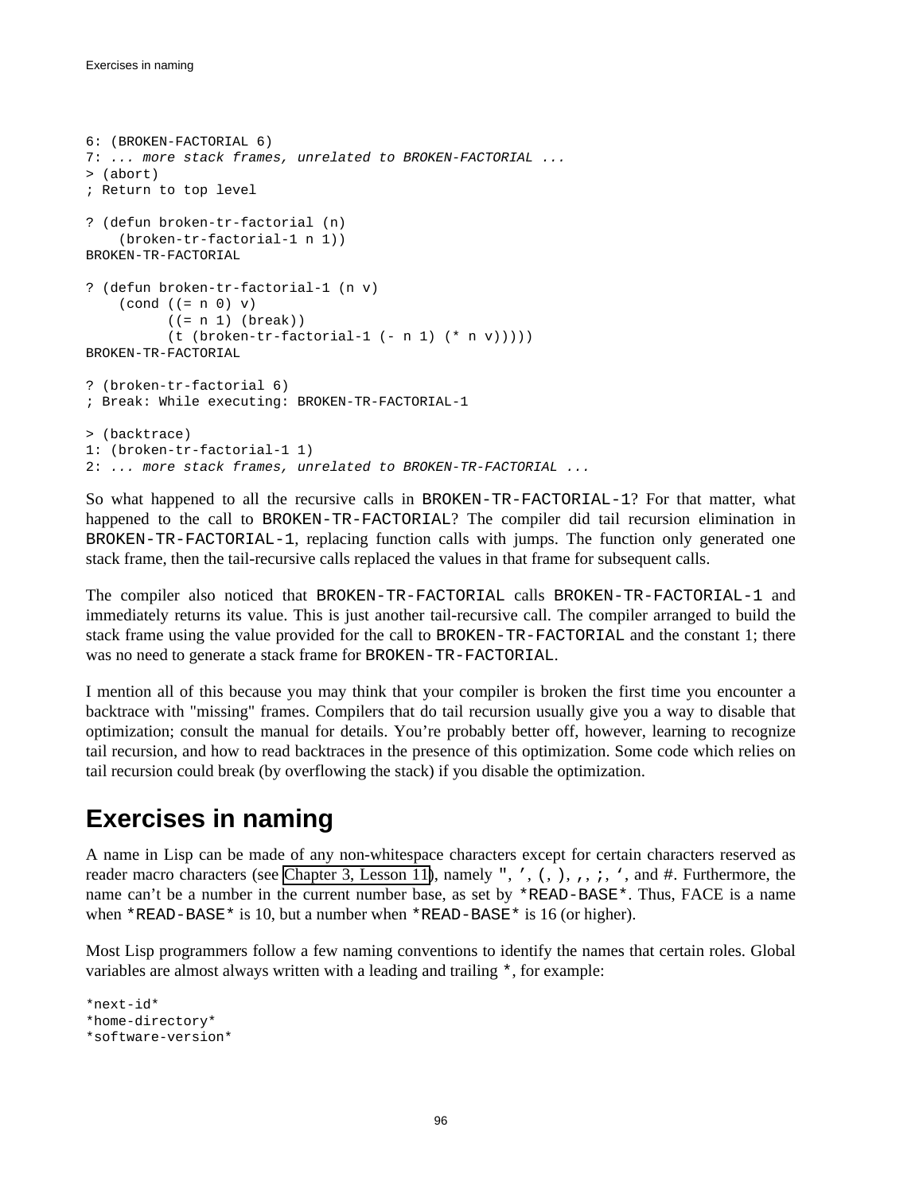```
6: (BROKEN-FACTORIAL 6)
7: ... more stack frames, unrelated to BROKEN-FACTORIAL ...
> (abort)
; Return to top level

? (defun broken-tr-factorial (n)
    (broken-tr-factorial-1 n 1))
BROKEN-TR-FACTORIAL

? (defun broken-tr-factorial-1 (n v)
    (cond ((= n 0) v)
          ((= n 1) (break))
          (t (broken-tr-factorial-1 (- n 1) (* n v)))))
BROKEN-TR-FACTORIAL

? (broken-tr-factorial 6)
; Break: While executing: BROKEN-TR-FACTORIAL-1

> (backtrace)
1: (broken-tr-factorial-1 1)
2: ... more stack frames, unrelated to BROKEN-TR-FACTORIAL ...
```

So what happened to all the recursive calls in `BROKEN-TR-FACTORIAL-1`? For that matter, what happened to the call to `BROKEN-TR-FACTORIAL`? The compiler did tail recursion elimination in `BROKEN-TR-FACTORIAL-1`, replacing function calls with jumps. The function only generated one stack frame, then the tail-recursive calls replaced the values in that frame for subsequent calls.

The compiler also noticed that `BROKEN-TR-FACTORIAL` calls `BROKEN-TR-FACTORIAL-1` and immediately returns its value. This is just another tail-recursive call. The compiler arranged to build the stack frame using the value provided for the call to `BROKEN-TR-FACTORIAL` and the constant 1; there was no need to generate a stack frame for `BROKEN-TR-FACTORIAL`.

I mention all of this because you may think that your compiler is broken the first time you encounter a backtrace with "missing" frames. Compilers that do tail recursion usually give you a way to disable that optimization; consult the manual for details. You're probably better off, however, learning to recognize tail recursion, and how to read backtraces in the presence of this optimization. Some code which relies on tail recursion could break (by overflowing the stack) if you disable the optimization.

# Exercises in naming

A name in Lisp can be made of any non-whitespace characters except for certain characters reserved as reader macro characters (see Chapter 3, Lesson 11), namely `"`, `'`, `(`, `)`, `,`, `;`, `` ` ``, and `#`. Furthermore, the name can't be a number in the current number base, as set by `*READ-BASE*`. Thus, FACE is a name when `*READ-BASE*` is 10, but a number when `*READ-BASE*` is 16 (or higher).

Most Lisp programmers follow a few naming conventions to identify the names that certain roles. Global variables are almost always written with a leading and trailing `*`, for example:

```
*next-id*
*home-directory*
*software-version*
```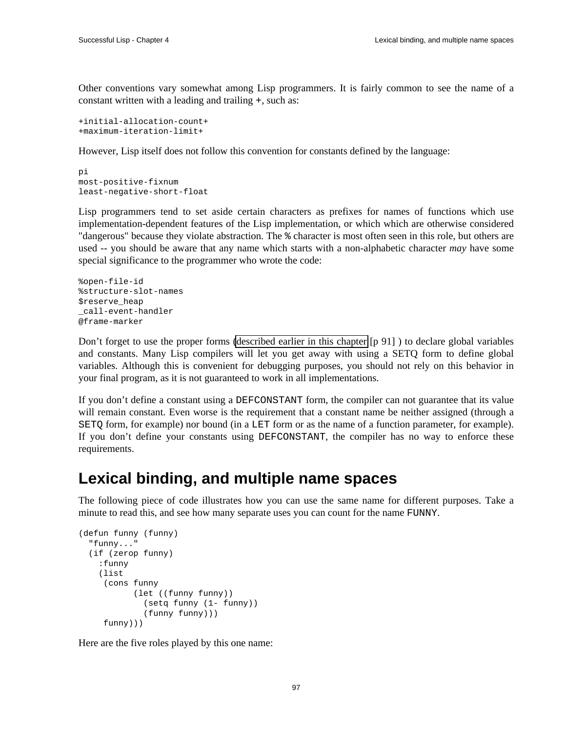Other conventions vary somewhat among Lisp programmers. It is fairly common to see the name of a constant written with a leading and trailing `+`, such as:

```
+initial-allocation-count+
+maximum-iteration-limit+
```

However, Lisp itself does not follow this convention for constants defined by the language:

```
pi
most-positive-fixnum
least-negative-short-float
```

Lisp programmers tend to set aside certain characters as prefixes for names of functions which use implementation-dependent features of the Lisp implementation, or which which are otherwise considered "dangerous" because they violate abstraction. The `%` character is most often seen in this role, but others are used -- you should be aware that any name which starts with a non-alphabetic character *may* have some special significance to the programmer who wrote the code:

```
%open-file-id
%structure-slot-names
$reserve_heap
_call-event-handler
@frame-marker
```

Don't forget to use the proper forms (described earlier in this chapter [p 91] ) to declare global variables and constants. Many Lisp compilers will let you get away with using a SETQ form to define global variables. Although this is convenient for debugging purposes, you should not rely on this behavior in your final program, as it is not guaranteed to work in all implementations.

If you don't define a constant using a `DEFCONSTANT` form, the compiler can not guarantee that its value will remain constant. Even worse is the requirement that a constant name be neither assigned (through a `SETQ` form, for example) nor bound (in a `LET` form or as the name of a function parameter, for example). If you don't define your constants using `DEFCONSTANT`, the compiler has no way to enforce these requirements.

## Lexical binding, and multiple name spaces

The following piece of code illustrates how you can use the same name for different purposes. Take a minute to read this, and see how many separate uses you can count for the name `FUNNY`.

```
(defun funny (funny)
  "funny..."
  (if (zerop funny)
    :funny
    (list
     (cons funny
           (let ((funny funny))
             (setq funny (1- funny))
             (funny funny)))
     funny)))
```

Here are the five roles played by this one name: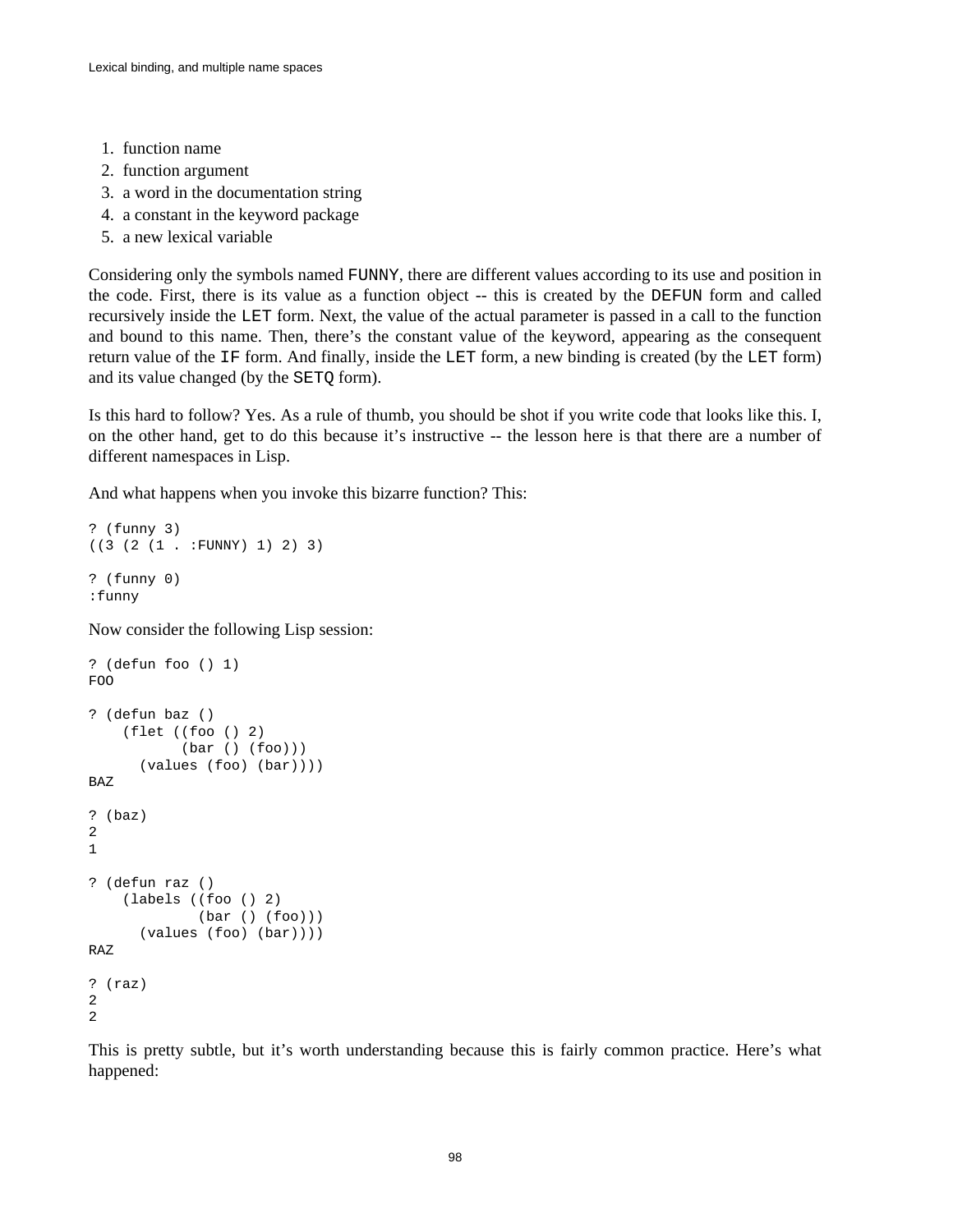1. function name
2. function argument
3. a word in the documentation string
4. a constant in the keyword package
5. a new lexical variable

Considering only the symbols named `FUNNY`, there are different values according to its use and position in the code. First, there is its value as a function object -- this is created by the `DEFUN` form and called recursively inside the `LET` form. Next, the value of the actual parameter is passed in a call to the function and bound to this name. Then, there's the constant value of the keyword, appearing as the consequent return value of the `IF` form. And finally, inside the `LET` form, a new binding is created (by the `LET` form) and its value changed (by the `SETQ` form).

Is this hard to follow? Yes. As a rule of thumb, you should be shot if you write code that looks like this. I, on the other hand, get to do this because it's instructive -- the lesson here is that there are a number of different namespaces in Lisp.

And what happens when you invoke this bizarre function? This:

```
? (funny 3)
((3 (2 (1 . :FUNNY) 1) 2) 3)

? (funny 0)
:funny
```

Now consider the following Lisp session:

```
? (defun foo () 1)
FOO

? (defun baz ()
    (flet ((foo () 2)
           (bar () (foo)))
      (values (foo) (bar))))
BAZ

? (baz)
2
1

? (defun raz ()
    (labels ((foo () 2)
             (bar () (foo)))
      (values (foo) (bar))))
RAZ

? (raz)
2
2
```

This is pretty subtle, but it's worth understanding because this is fairly common practice. Here's what happened: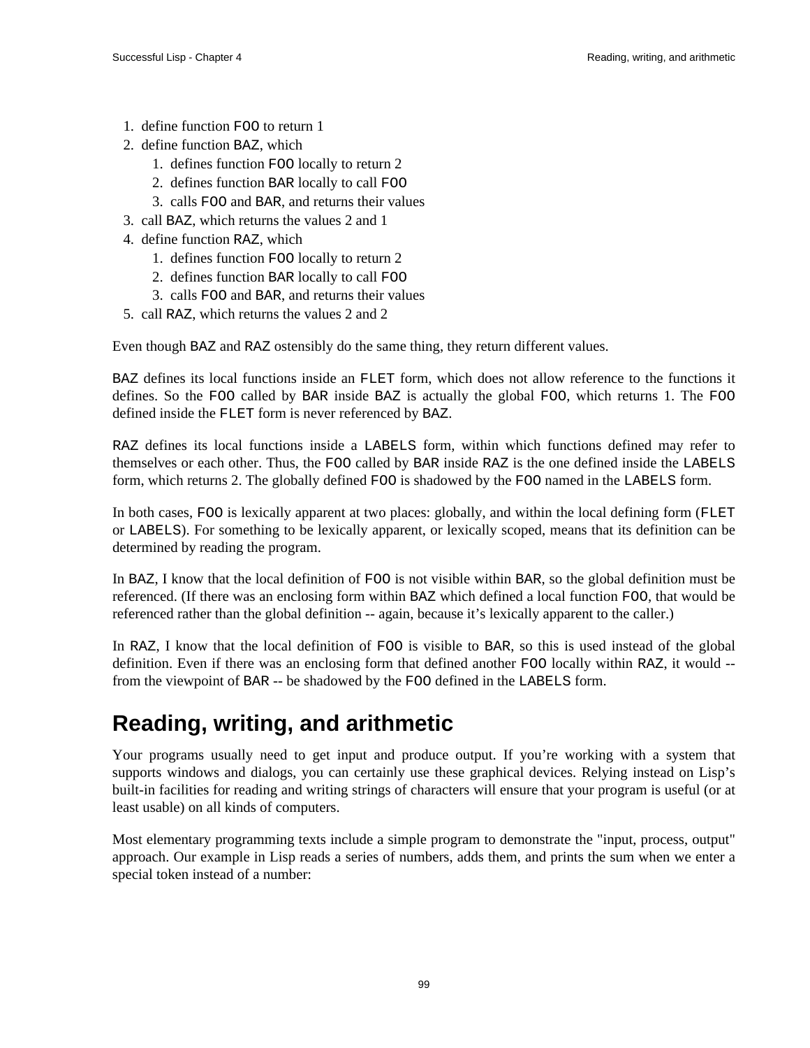1. define function `FOO` to return 1
2. define function `BAZ`, which
   1. defines function `FOO` locally to return 2
   2. defines function `BAR` locally to call `FOO`
   3. calls `FOO` and `BAR`, and returns their values
3. call `BAZ`, which returns the values 2 and 1
4. define function `RAZ`, which
   1. defines function `FOO` locally to return 2
   2. defines function `BAR` locally to call `FOO`
   3. calls `FOO` and `BAR`, and returns their values
5. call `RAZ`, which returns the values 2 and 2

Even though `BAZ` and `RAZ` ostensibly do the same thing, they return different values.

`BAZ` defines its local functions inside an `FLET` form, which does not allow reference to the functions it defines. So the `FOO` called by `BAR` inside `BAZ` is actually the global `FOO`, which returns 1. The `FOO` defined inside the `FLET` form is never referenced by `BAZ`.

`RAZ` defines its local functions inside a `LABELS` form, within which functions defined may refer to themselves or each other. Thus, the `FOO` called by `BAR` inside `RAZ` is the one defined inside the `LABELS` form, which returns 2. The globally defined `FOO` is shadowed by the `FOO` named in the `LABELS` form.

In both cases, `FOO` is lexically apparent at two places: globally, and within the local defining form (`FLET` or `LABELS`). For something to be lexically apparent, or lexically scoped, means that its definition can be determined by reading the program.

In `BAZ`, I know that the local definition of `FOO` is not visible within `BAR`, so the global definition must be referenced. (If there was an enclosing form within `BAZ` which defined a local function `FOO`, that would be referenced rather than the global definition -- again, because it's lexically apparent to the caller.)

In `RAZ`, I know that the local definition of `FOO` is visible to `BAR`, so this is used instead of the global definition. Even if there was an enclosing form that defined another `FOO` locally within `RAZ`, it would -- from the viewpoint of `BAR` -- be shadowed by the `FOO` defined in the `LABELS` form.

## Reading, writing, and arithmetic

Your programs usually need to get input and produce output. If you're working with a system that supports windows and dialogs, you can certainly use these graphical devices. Relying instead on Lisp's built-in facilities for reading and writing strings of characters will ensure that your program is useful (or at least usable) on all kinds of computers.

Most elementary programming texts include a simple program to demonstrate the "input, process, output" approach. Our example in Lisp reads a series of numbers, adds them, and prints the sum when we enter a special token instead of a number: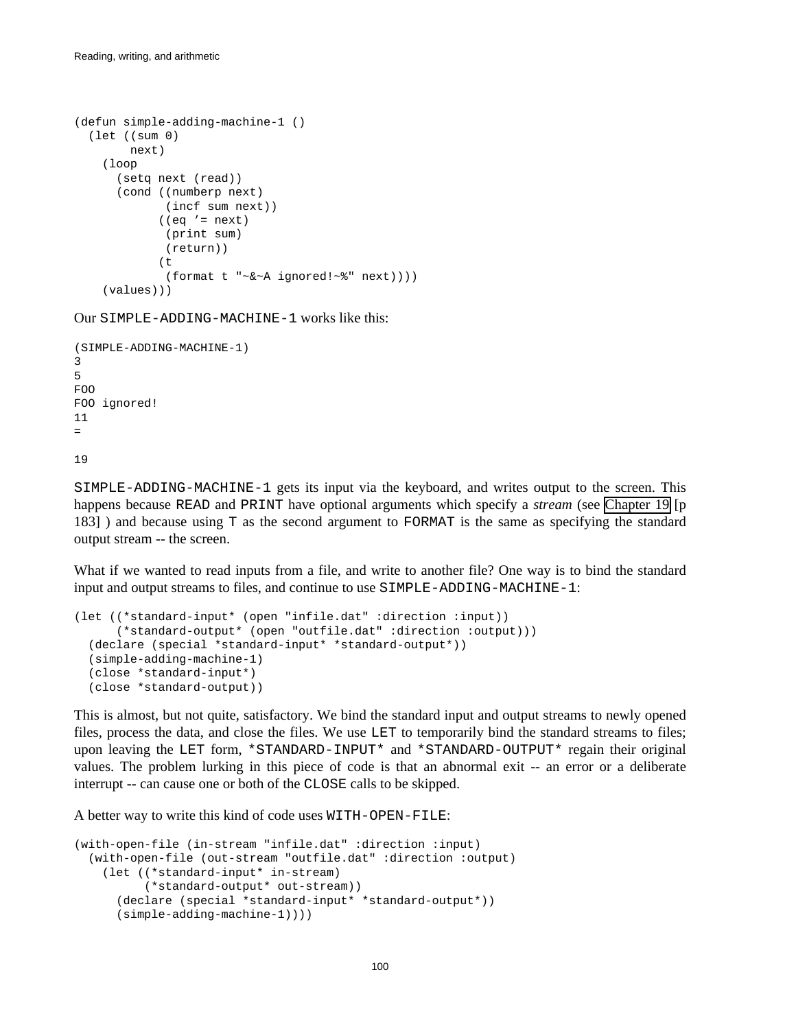```
(defun simple-adding-machine-1 ()
  (let ((sum 0)
        next)
    (loop
      (setq next (read))
      (cond ((numberp next)
             (incf sum next))
            ((eq '= next)
             (print sum)
             (return))
            (t
             (format t "~&~A ignored!~%" next))))
    (values)))
```

Our SIMPLE-ADDING-MACHINE-1 works like this:

```
(SIMPLE-ADDING-MACHINE-1)
3
5
FOO
FOO ignored!
11
=

19
```

SIMPLE-ADDING-MACHINE-1 gets its input via the keyboard, and writes output to the screen. This happens because READ and PRINT have optional arguments which specify a *stream* (see Chapter 19 [p 183] ) and because using T as the second argument to FORMAT is the same as specifying the standard output stream -- the screen.

What if we wanted to read inputs from a file, and write to another file? One way is to bind the standard input and output streams to files, and continue to use SIMPLE-ADDING-MACHINE-1:

```
(let ((*standard-input* (open "infile.dat" :direction :input))
      (*standard-output* (open "outfile.dat" :direction :output)))
  (declare (special *standard-input* *standard-output*))
  (simple-adding-machine-1)
  (close *standard-input*)
  (close *standard-output*))
```

This is almost, but not quite, satisfactory. We bind the standard input and output streams to newly opened files, process the data, and close the files. We use LET to temporarily bind the standard streams to files; upon leaving the LET form, *STANDARD-INPUT* and *STANDARD-OUTPUT* regain their original values. The problem lurking in this piece of code is that an abnormal exit -- an error or a deliberate interrupt -- can cause one or both of the CLOSE calls to be skipped.

A better way to write this kind of code uses WITH-OPEN-FILE:

```
(with-open-file (in-stream "infile.dat" :direction :input)
  (with-open-file (out-stream "outfile.dat" :direction :output)
    (let ((*standard-input* in-stream)
          (*standard-output* out-stream))
      (declare (special *standard-input* *standard-output*))
      (simple-adding-machine-1))))
```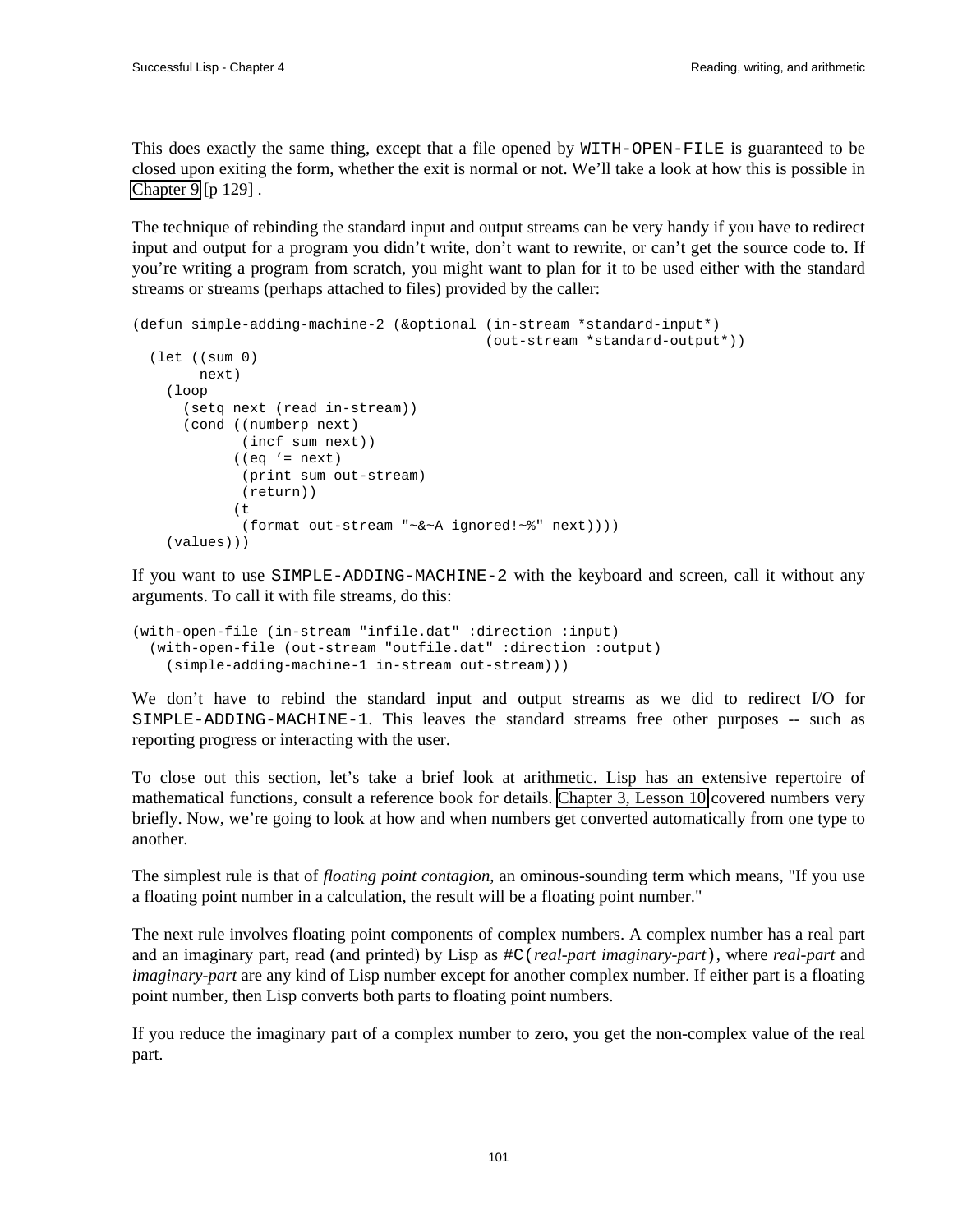This does exactly the same thing, except that a file opened by `WITH-OPEN-FILE` is guaranteed to be closed upon exiting the form, whether the exit is normal or not. We'll take a look at how this is possible in Chapter 9 [p 129] .

The technique of rebinding the standard input and output streams can be very handy if you have to redirect input and output for a program you didn't write, don't want to rewrite, or can't get the source code to. If you're writing a program from scratch, you might want to plan for it to be used either with the standard streams or streams (perhaps attached to files) provided by the caller:

```
(defun simple-adding-machine-2 (&optional (in-stream *standard-input*)
                                          (out-stream *standard-output*))
  (let ((sum 0)
        next)
    (loop
      (setq next (read in-stream))
      (cond ((numberp next)
             (incf sum next))
            ((eq '= next)
             (print sum out-stream)
             (return))
            (t
             (format out-stream "~&~A ignored!~%" next))))
    (values)))
```

If you want to use `SIMPLE-ADDING-MACHINE-2` with the keyboard and screen, call it without any arguments. To call it with file streams, do this:

```
(with-open-file (in-stream "infile.dat" :direction :input)
  (with-open-file (out-stream "outfile.dat" :direction :output)
    (simple-adding-machine-1 in-stream out-stream)))
```

We don't have to rebind the standard input and output streams as we did to redirect I/O for `SIMPLE-ADDING-MACHINE-1`. This leaves the standard streams free other purposes -- such as reporting progress or interacting with the user.

To close out this section, let's take a brief look at arithmetic. Lisp has an extensive repertoire of mathematical functions, consult a reference book for details. Chapter 3, Lesson 10 covered numbers very briefly. Now, we're going to look at how and when numbers get converted automatically from one type to another.

The simplest rule is that of *floating point contagion*, an ominous-sounding term which means, "If you use a floating point number in a calculation, the result will be a floating point number."

The next rule involves floating point components of complex numbers. A complex number has a real part and an imaginary part, read (and printed) by Lisp as `#C(`*real-part imaginary-part*`)`, where *real-part* and *imaginary-part* are any kind of Lisp number except for another complex number. If either part is a floating point number, then Lisp converts both parts to floating point numbers.

If you reduce the imaginary part of a complex number to zero, you get the non-complex value of the real part.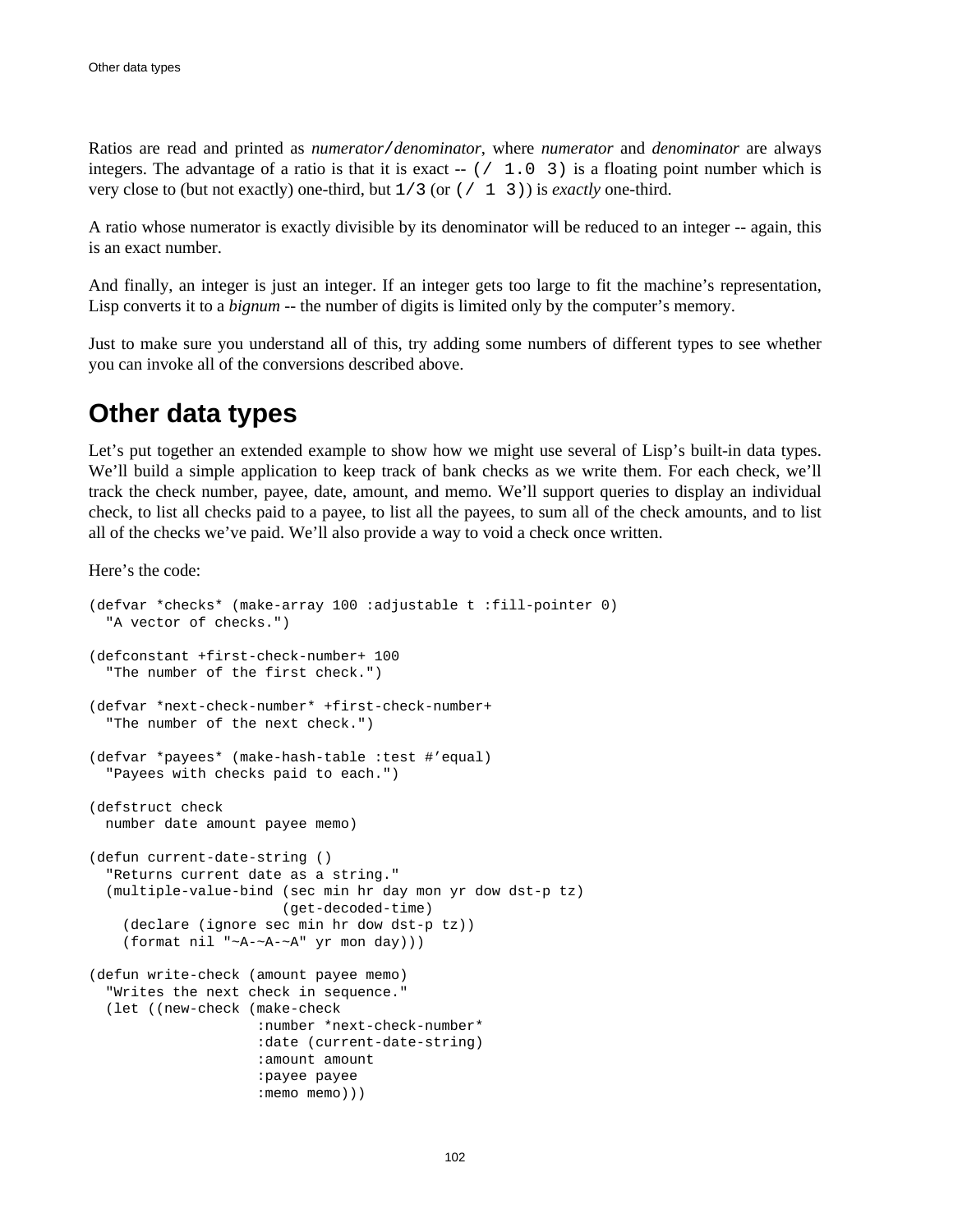Ratios are read and printed as *numerator*/*denominator*, where *numerator* and *denominator* are always integers. The advantage of a ratio is that it is exact -- `(/ 1.0 3)` is a floating point number which is very close to (but not exactly) one-third, but `1/3` (or `(/ 1 3)`) is *exactly* one-third.

A ratio whose numerator is exactly divisible by its denominator will be reduced to an integer -- again, this is an exact number.

And finally, an integer is just an integer. If an integer gets too large to fit the machine's representation, Lisp converts it to a *bignum* -- the number of digits is limited only by the computer's memory.

Just to make sure you understand all of this, try adding some numbers of different types to see whether you can invoke all of the conversions described above.

## Other data types

Let's put together an extended example to show how we might use several of Lisp's built-in data types. We'll build a simple application to keep track of bank checks as we write them. For each check, we'll track the check number, payee, date, amount, and memo. We'll support queries to display an individual check, to list all checks paid to a payee, to list all the payees, to sum all of the check amounts, and to list all of the checks we've paid. We'll also provide a way to void a check once written.

Here's the code:

```
(defvar *checks* (make-array 100 :adjustable t :fill-pointer 0)
  "A vector of checks.")

(defconstant +first-check-number+ 100
  "The number of the first check.")

(defvar *next-check-number* +first-check-number+
  "The number of the next check.")

(defvar *payees* (make-hash-table :test #'equal)
  "Payees with checks paid to each.")

(defstruct check
  number date amount payee memo)

(defun current-date-string ()
  "Returns current date as a string."
  (multiple-value-bind (sec min hr day mon yr dow dst-p tz)
                       (get-decoded-time)
    (declare (ignore sec min hr dow dst-p tz))
    (format nil "~A-~A-~A" yr mon day)))

(defun write-check (amount payee memo)
  "Writes the next check in sequence."
  (let ((new-check (make-check
                    :number *next-check-number*
                    :date (current-date-string)
                    :amount amount
                    :payee payee
                    :memo memo)))
```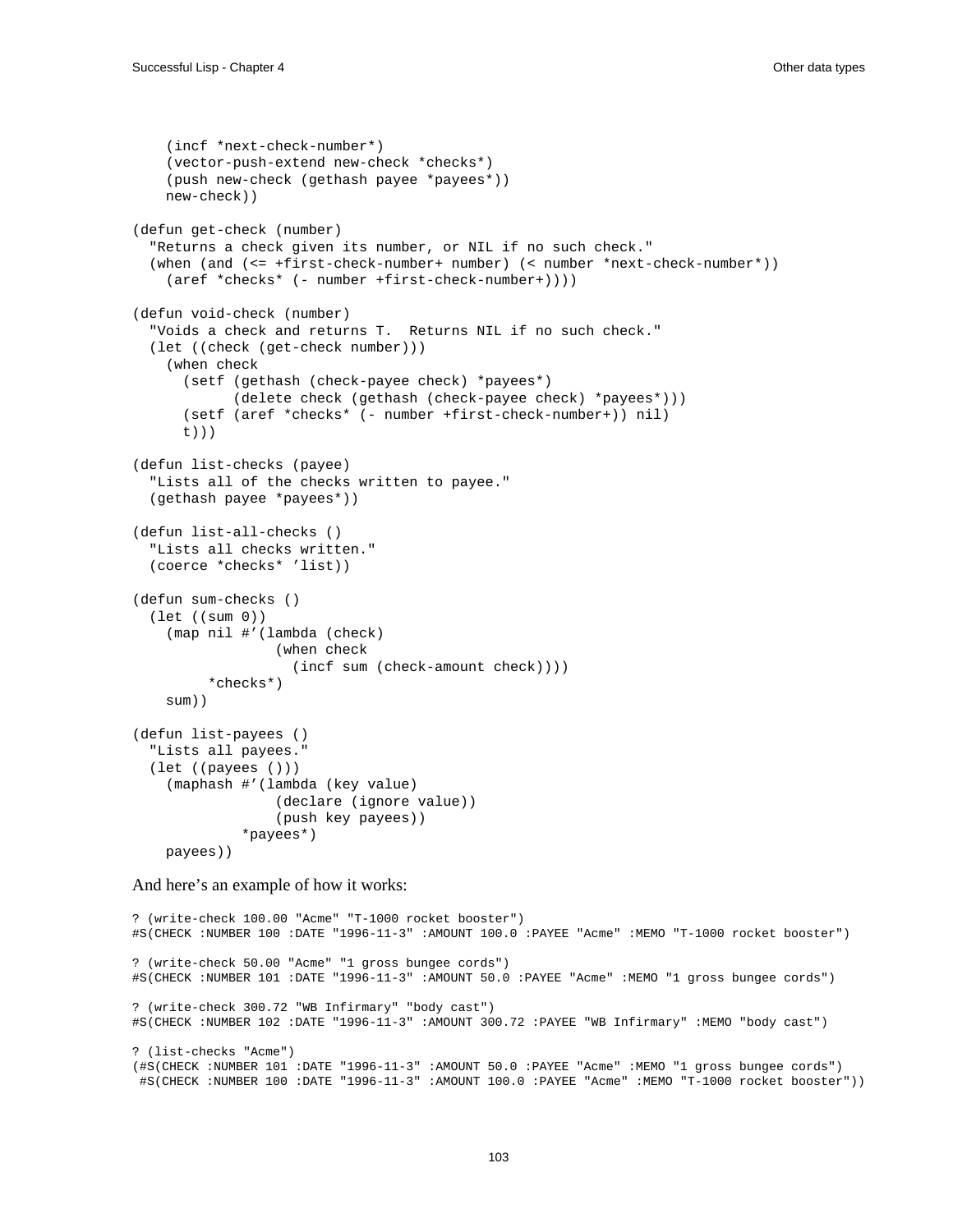```
    (incf *next-check-number*)
    (vector-push-extend new-check *checks*)
    (push new-check (gethash payee *payees*))
    new-check))

(defun get-check (number)
  "Returns a check given its number, or NIL if no such check."
  (when (and (<= +first-check-number+ number) (< number *next-check-number*))
    (aref *checks* (- number +first-check-number+))))

(defun void-check (number)
  "Voids a check and returns T.  Returns NIL if no such check."
  (let ((check (get-check number)))
    (when check
      (setf (gethash (check-payee check) *payees*)
            (delete check (gethash (check-payee check) *payees*)))
      (setf (aref *checks* (- number +first-check-number+)) nil)
      t)))

(defun list-checks (payee)
  "Lists all of the checks written to payee."
  (gethash payee *payees*))

(defun list-all-checks ()
  "Lists all checks written."
  (coerce *checks* 'list))

(defun sum-checks ()
  (let ((sum 0))
    (map nil #'(lambda (check)
                 (when check
                   (incf sum (check-amount check))))
         *checks*)
    sum))

(defun list-payees ()
  "Lists all payees."
  (let ((payees ()))
    (maphash #'(lambda (key value)
                 (declare (ignore value))
                 (push key payees))
             *payees*)
    payees))
```

And here's an example of how it works:

```
? (write-check 100.00 "Acme" "T-1000 rocket booster")
#S(CHECK :NUMBER 100 :DATE "1996-11-3" :AMOUNT 100.0 :PAYEE "Acme" :MEMO "T-1000 rocket booster")

? (write-check 50.00 "Acme" "1 gross bungee cords")
#S(CHECK :NUMBER 101 :DATE "1996-11-3" :AMOUNT 50.0 :PAYEE "Acme" :MEMO "1 gross bungee cords")

? (write-check 300.72 "WB Infirmary" "body cast")
#S(CHECK :NUMBER 102 :DATE "1996-11-3" :AMOUNT 300.72 :PAYEE "WB Infirmary" :MEMO "body cast")

? (list-checks "Acme")
(#S(CHECK :NUMBER 101 :DATE "1996-11-3" :AMOUNT 50.0 :PAYEE "Acme" :MEMO "1 gross bungee cords")
 #S(CHECK :NUMBER 100 :DATE "1996-11-3" :AMOUNT 100.0 :PAYEE "Acme" :MEMO "T-1000 rocket booster"))
```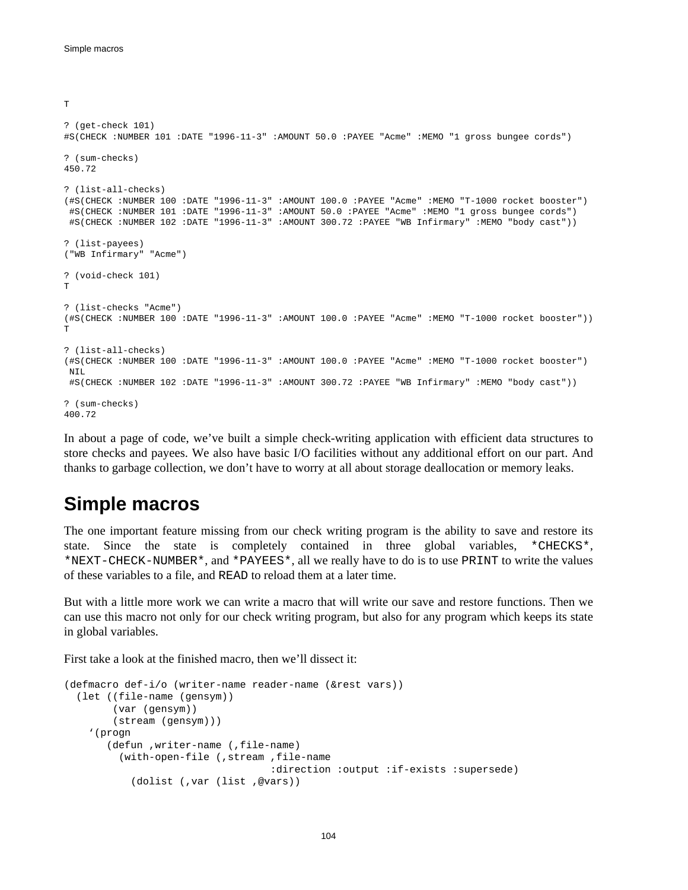```
T

? (get-check 101)
#S(CHECK :NUMBER 101 :DATE "1996-11-3" :AMOUNT 50.0 :PAYEE "Acme" :MEMO "1 gross bungee cords")

? (sum-checks)
450.72

? (list-all-checks)
(#S(CHECK :NUMBER 100 :DATE "1996-11-3" :AMOUNT 100.0 :PAYEE "Acme" :MEMO "T-1000 rocket booster")
 #S(CHECK :NUMBER 101 :DATE "1996-11-3" :AMOUNT 50.0 :PAYEE "Acme" :MEMO "1 gross bungee cords")
 #S(CHECK :NUMBER 102 :DATE "1996-11-3" :AMOUNT 300.72 :PAYEE "WB Infirmary" :MEMO "body cast"))

? (list-payees)
("WB Infirmary" "Acme")

? (void-check 101)
T

? (list-checks "Acme")
(#S(CHECK :NUMBER 100 :DATE "1996-11-3" :AMOUNT 100.0 :PAYEE "Acme" :MEMO "T-1000 rocket booster"))
T

? (list-all-checks)
(#S(CHECK :NUMBER 100 :DATE "1996-11-3" :AMOUNT 100.0 :PAYEE "Acme" :MEMO "T-1000 rocket booster")
 NIL
 #S(CHECK :NUMBER 102 :DATE "1996-11-3" :AMOUNT 300.72 :PAYEE "WB Infirmary" :MEMO "body cast"))

? (sum-checks)
400.72
```

In about a page of code, we've built a simple check-writing application with efficient data structures to store checks and payees. We also have basic I/O facilities without any additional effort on our part. And thanks to garbage collection, we don't have to worry at all about storage deallocation or memory leaks.

## Simple macros

The one important feature missing from our check writing program is the ability to save and restore its state. Since the state is completely contained in three global variables, `*CHECKS*`, `*NEXT-CHECK-NUMBER*`, and `*PAYEES*`, all we really have to do is to use `PRINT` to write the values of these variables to a file, and `READ` to reload them at a later time.

But with a little more work we can write a macro that will write our save and restore functions. Then we can use this macro not only for our check writing program, but also for any program which keeps its state in global variables.

First take a look at the finished macro, then we'll dissect it:

```
(defmacro def-i/o (writer-name reader-name (&rest vars))
  (let ((file-name (gensym))
        (var (gensym))
        (stream (gensym)))
    '(progn
       (defun ,writer-name (,file-name)
         (with-open-file (,stream ,file-name
                                  :direction :output :if-exists :supersede)
           (dolist (,var (list ,@vars))
```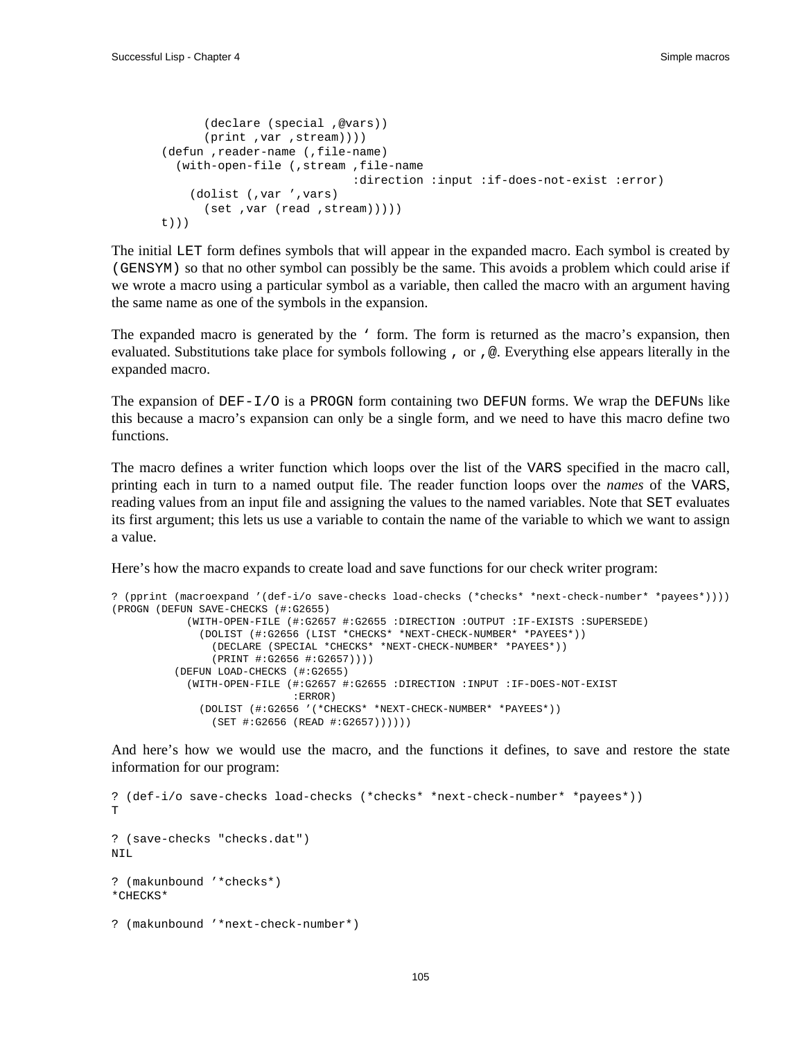```
             (declare (special ,@vars))
             (print ,var ,stream))))
       (defun ,reader-name (,file-name)
         (with-open-file (,stream ,file-name
                                  :direction :input :if-does-not-exist :error)
           (dolist (,var ',vars)
             (set ,var (read ,stream)))))
       t)))
```

The initial `LET` form defines symbols that will appear in the expanded macro. Each symbol is created by `(GENSYM)` so that no other symbol can possibly be the same. This avoids a problem which could arise if we wrote a macro using a particular symbol as a variable, then called the macro with an argument having the same name as one of the symbols in the expansion.

The expanded macro is generated by the `'` form. The form is returned as the macro's expansion, then evaluated. Substitutions take place for symbols following `,` or `,@`. Everything else appears literally in the expanded macro.

The expansion of `DEF-I/O` is a `PROGN` form containing two `DEFUN` forms. We wrap the `DEFUN`s like this because a macro's expansion can only be a single form, and we need to have this macro define two functions.

The macro defines a writer function which loops over the list of the `VARS` specified in the macro call, printing each in turn to a named output file. The reader function loops over the *names* of the `VARS`, reading values from an input file and assigning the values to the named variables. Note that `SET` evaluates its first argument; this lets us use a variable to contain the name of the variable to which we want to assign a value.

Here's how the macro expands to create load and save functions for our check writer program:

```
? (pprint (macroexpand '(def-i/o save-checks load-checks (*checks* *next-check-number* *payees*))))
(PROGN (DEFUN SAVE-CHECKS (#:G2655)
         (WITH-OPEN-FILE (#:G2657 #:G2655 :DIRECTION :OUTPUT :IF-EXISTS :SUPERSEDE)
           (DOLIST (#:G2656 (LIST *CHECKS* *NEXT-CHECK-NUMBER* *PAYEES*))
             (DECLARE (SPECIAL *CHECKS* *NEXT-CHECK-NUMBER* *PAYEES*))
             (PRINT #:G2656 #:G2657))))
       (DEFUN LOAD-CHECKS (#:G2655)
         (WITH-OPEN-FILE (#:G2657 #:G2655 :DIRECTION :INPUT :IF-DOES-NOT-EXIST
                          :ERROR)
           (DOLIST (#:G2656 '(*CHECKS* *NEXT-CHECK-NUMBER* *PAYEES*))
             (SET #:G2656 (READ #:G2657))))))
```

And here's how we would use the macro, and the functions it defines, to save and restore the state information for our program:

```
? (def-i/o save-checks load-checks (*checks* *next-check-number* *payees*))
T

? (save-checks "checks.dat")
NIL

? (makunbound '*checks*)
*CHECKS*

? (makunbound '*next-check-number*)
```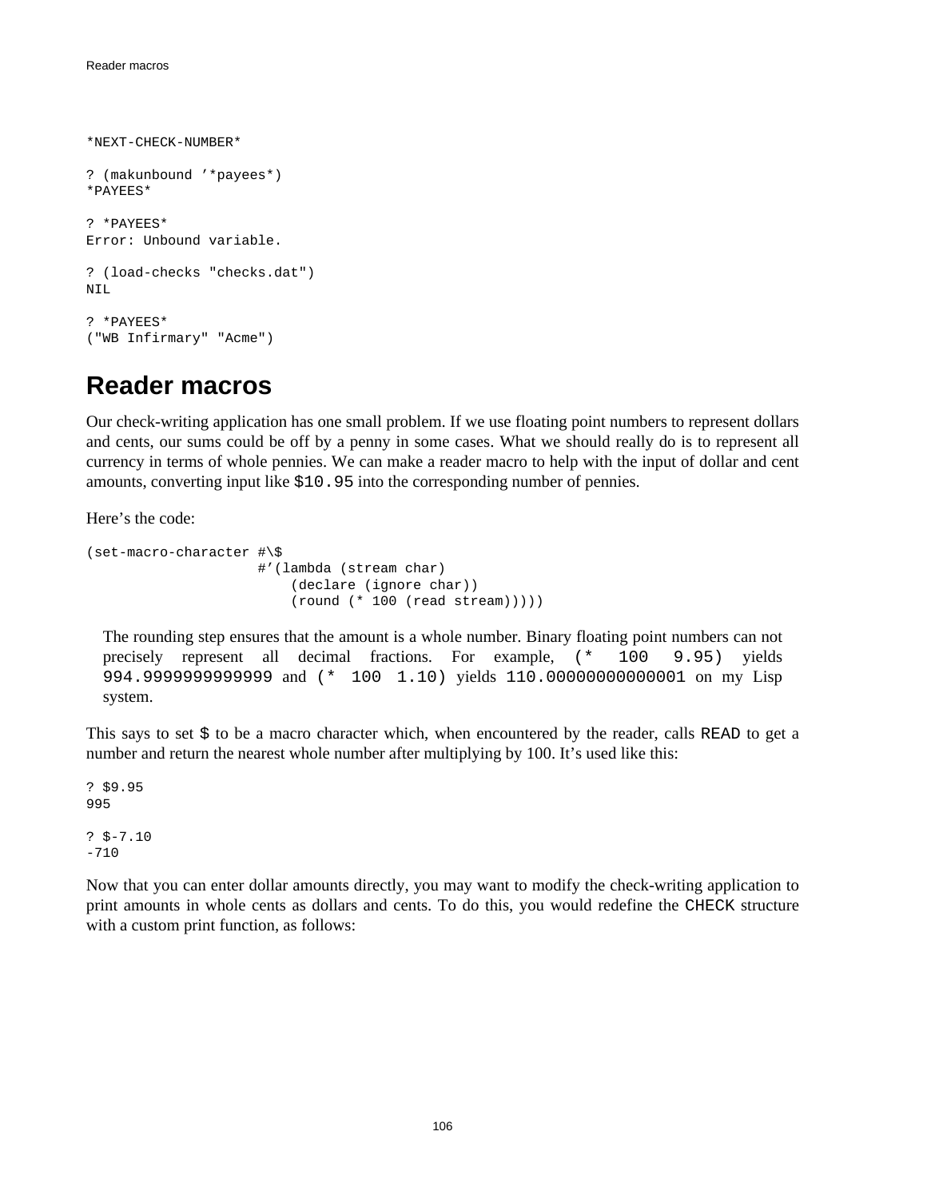```
*NEXT-CHECK-NUMBER*

? (makunbound '*payees*)
*PAYEES*

? *PAYEES*
Error: Unbound variable.

? (load-checks "checks.dat")
NIL

? *PAYEES*
("WB Infirmary" "Acme")
```

## Reader macros

Our check-writing application has one small problem. If we use floating point numbers to represent dollars and cents, our sums could be off by a penny in some cases. What we should really do is to represent all currency in terms of whole pennies. We can make a reader macro to help with the input of dollar and cent amounts, converting input like `$10.95` into the corresponding number of pennies.

Here's the code:

```
(set-macro-character #\$
                     #'(lambda (stream char)
                         (declare (ignore char))
                         (round (* 100 (read stream)))))
```

> The rounding step ensures that the amount is a whole number. Binary floating point numbers can not precisely represent all decimal fractions. For example, `(* 100 9.95)` yields `994.9999999999999` and `(* 100 1.10)` yields `110.00000000000001` on my Lisp system.

This says to set `$` to be a macro character which, when encountered by the reader, calls `READ` to get a number and return the nearest whole number after multiplying by 100. It's used like this:

```
? $9.95
995

? $-7.10
-710
```

Now that you can enter dollar amounts directly, you may want to modify the check-writing application to print amounts in whole cents as dollars and cents. To do this, you would redefine the `CHECK` structure with a custom print function, as follows: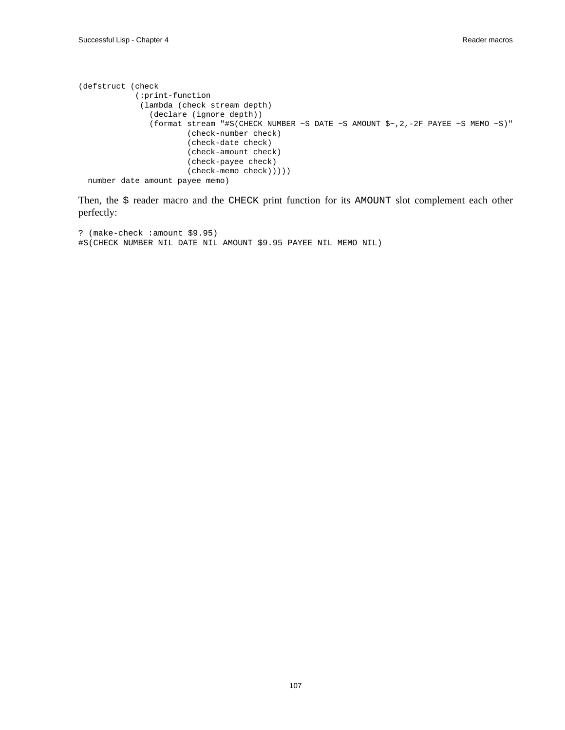```
(defstruct (check
            (:print-function
             (lambda (check stream depth)
               (declare (ignore depth))
               (format stream "#S(CHECK NUMBER ~S DATE ~S AMOUNT $~,2,-2F PAYEE ~S MEMO ~S)"
                       (check-number check)
                       (check-date check)
                       (check-amount check)
                       (check-payee check)
                       (check-memo check)))))
  number date amount payee memo)
```

Then, the `$` reader macro and the `CHECK` print function for its `AMOUNT` slot complement each other perfectly:

```
? (make-check :amount $9.95)
#S(CHECK NUMBER NIL DATE NIL AMOUNT $9.95 PAYEE NIL MEMO NIL)
```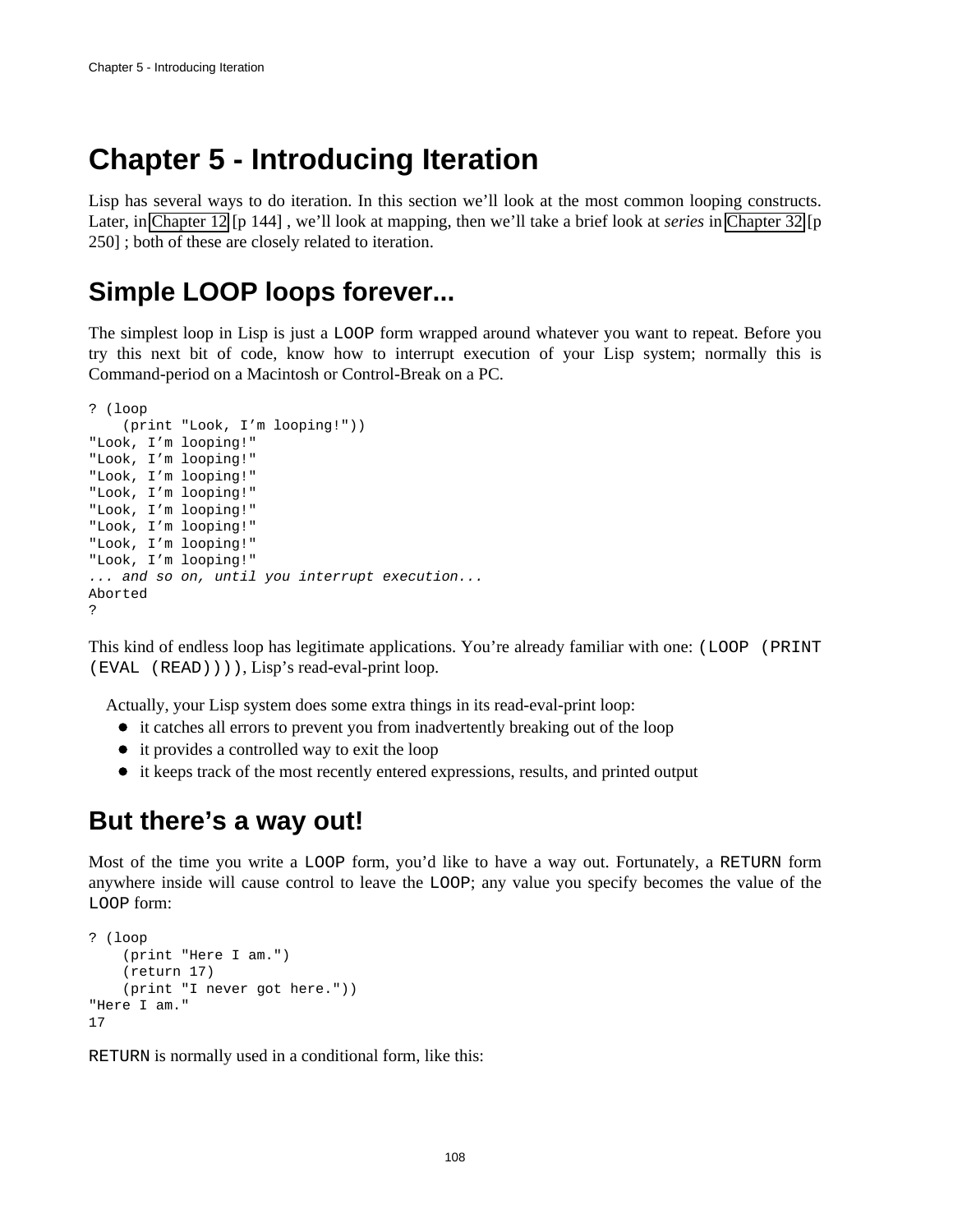# Chapter 5 - Introducing Iteration

Lisp has several ways to do iteration. In this section we'll look at the most common looping constructs. Later, in Chapter 12 [p 144] , we'll look at mapping, then we'll take a brief look at *series* in Chapter 32 [p 250] ; both of these are closely related to iteration.

## Simple LOOP loops forever...

The simplest loop in Lisp is just a `LOOP` form wrapped around whatever you want to repeat. Before you try this next bit of code, know how to interrupt execution of your Lisp system; normally this is Command-period on a Macintosh or Control-Break on a PC.

```
? (loop
    (print "Look, I'm looping!"))
"Look, I'm looping!"
"Look, I'm looping!"
"Look, I'm looping!"
"Look, I'm looping!"
"Look, I'm looping!"
"Look, I'm looping!"
"Look, I'm looping!"
"Look, I'm looping!"
... and so on, until you interrupt execution...
Aborted
?
```

This kind of endless loop has legitimate applications. You're already familiar with one: `(LOOP (PRINT (EVAL (READ))))`, Lisp's read-eval-print loop.

Actually, your Lisp system does some extra things in its read-eval-print loop:

- it catches all errors to prevent you from inadvertently breaking out of the loop
- it provides a controlled way to exit the loop
- it keeps track of the most recently entered expressions, results, and printed output

## But there's a way out!

Most of the time you write a `LOOP` form, you'd like to have a way out. Fortunately, a `RETURN` form anywhere inside will cause control to leave the `LOOP`; any value you specify becomes the value of the `LOOP` form:

```
? (loop
    (print "Here I am.")
    (return 17)
    (print "I never got here."))
"Here I am."
17
```

`RETURN` is normally used in a conditional form, like this: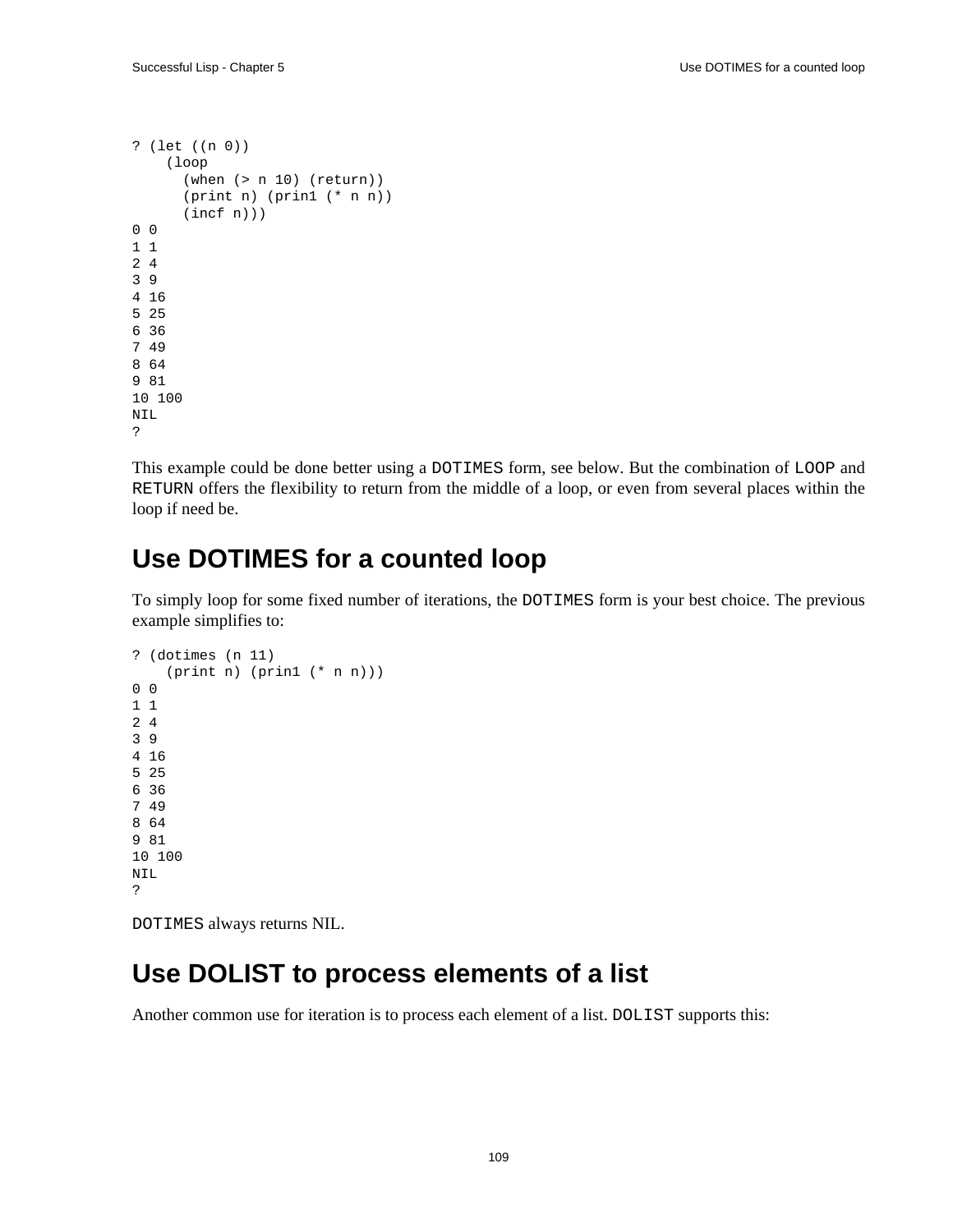```
? (let ((n 0))
    (loop
      (when (> n 10) (return))
      (print n) (prin1 (* n n))
      (incf n)))
0 0
1 1
2 4
3 9
4 16
5 25
6 36
7 49
8 64
9 81
10 100
NIL
?
```

This example could be done better using a `DOTIMES` form, see below. But the combination of `LOOP` and `RETURN` offers the flexibility to return from the middle of a loop, or even from several places within the loop if need be.

## Use DOTIMES for a counted loop

To simply loop for some fixed number of iterations, the `DOTIMES` form is your best choice. The previous example simplifies to:

```
? (dotimes (n 11)
    (print n) (prin1 (* n n)))
0 0
1 1
2 4
3 9
4 16
5 25
6 36
7 49
8 64
9 81
10 100
NIL
?
```

`DOTIMES` always returns NIL.

## Use DOLIST to process elements of a list

Another common use for iteration is to process each element of a list. `DOLIST` supports this: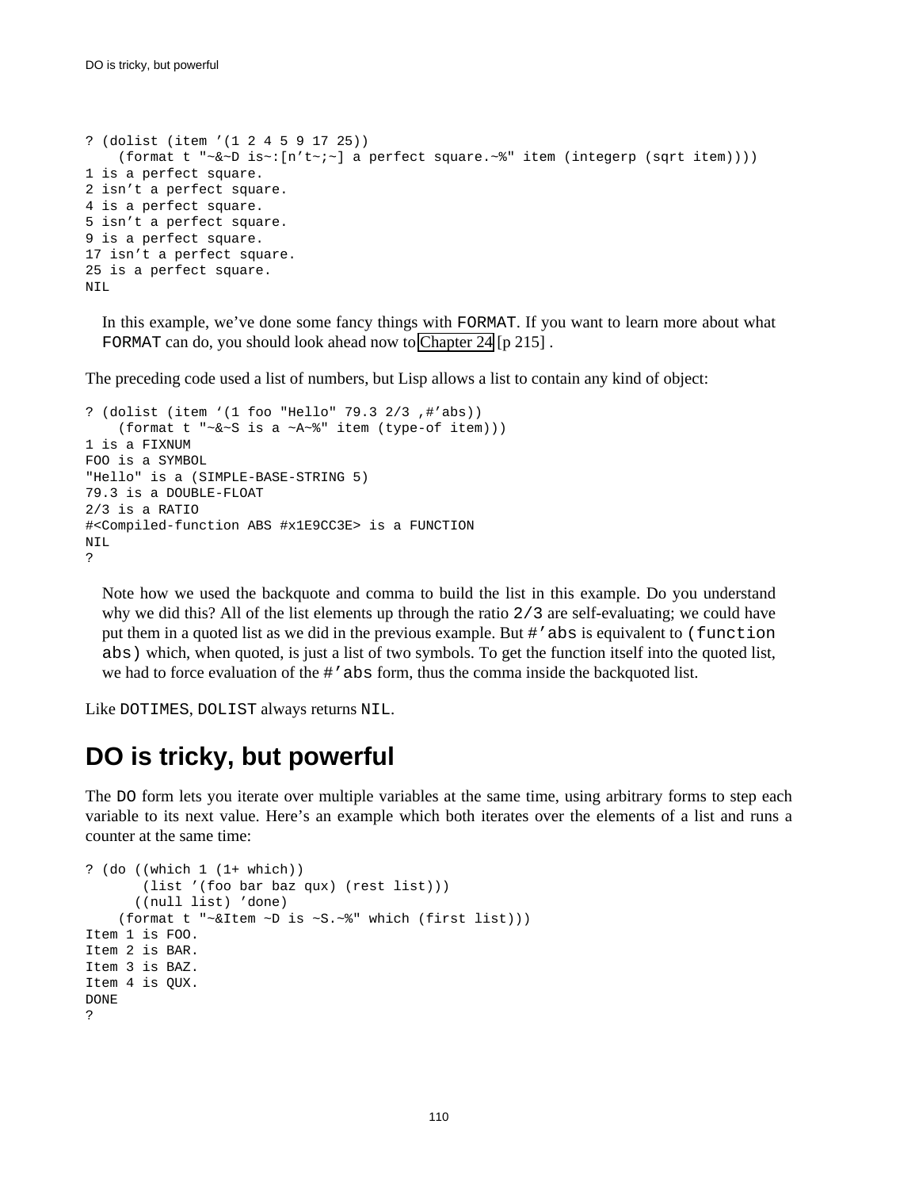```
? (dolist (item '(1 2 4 5 9 17 25))
    (format t "~&~D is~:[n't~;~] a perfect square.~%" item (integerp (sqrt item))))
1 is a perfect square.
2 isn't a perfect square.
4 is a perfect square.
5 isn't a perfect square.
9 is a perfect square.
17 isn't a perfect square.
25 is a perfect square.
NIL
```

In this example, we've done some fancy things with `FORMAT`. If you want to learn more about what `FORMAT` can do, you should look ahead now to Chapter 24 [p 215] .

The preceding code used a list of numbers, but Lisp allows a list to contain any kind of object:

```
? (dolist (item `(1 foo "Hello" 79.3 2/3 ,#'abs))
    (format t "~&~S is a ~A~%" item (type-of item)))
1 is a FIXNUM
FOO is a SYMBOL
"Hello" is a (SIMPLE-BASE-STRING 5)
79.3 is a DOUBLE-FLOAT
2/3 is a RATIO
#<Compiled-function ABS #x1E9CC3E> is a FUNCTION
NIL
?
```

Note how we used the backquote and comma to build the list in this example. Do you understand why we did this? All of the list elements up through the ratio `2/3` are self-evaluating; we could have put them in a quoted list as we did in the previous example. But `#'abs` is equivalent to `(function abs)` which, when quoted, is just a list of two symbols. To get the function itself into the quoted list, we had to force evaluation of the `#'abs` form, thus the comma inside the backquoted list.

Like `DOTIMES`, `DOLIST` always returns `NIL`.

## DO is tricky, but powerful

The `DO` form lets you iterate over multiple variables at the same time, using arbitrary forms to step each variable to its next value. Here's an example which both iterates over the elements of a list and runs a counter at the same time:

```
? (do ((which 1 (1+ which))
       (list '(foo bar baz qux) (rest list)))
      ((null list) 'done)
    (format t "~&Item ~D is ~S.~%" which (first list)))
Item 1 is FOO.
Item 2 is BAR.
Item 3 is BAZ.
Item 4 is QUX.
DONE
?
```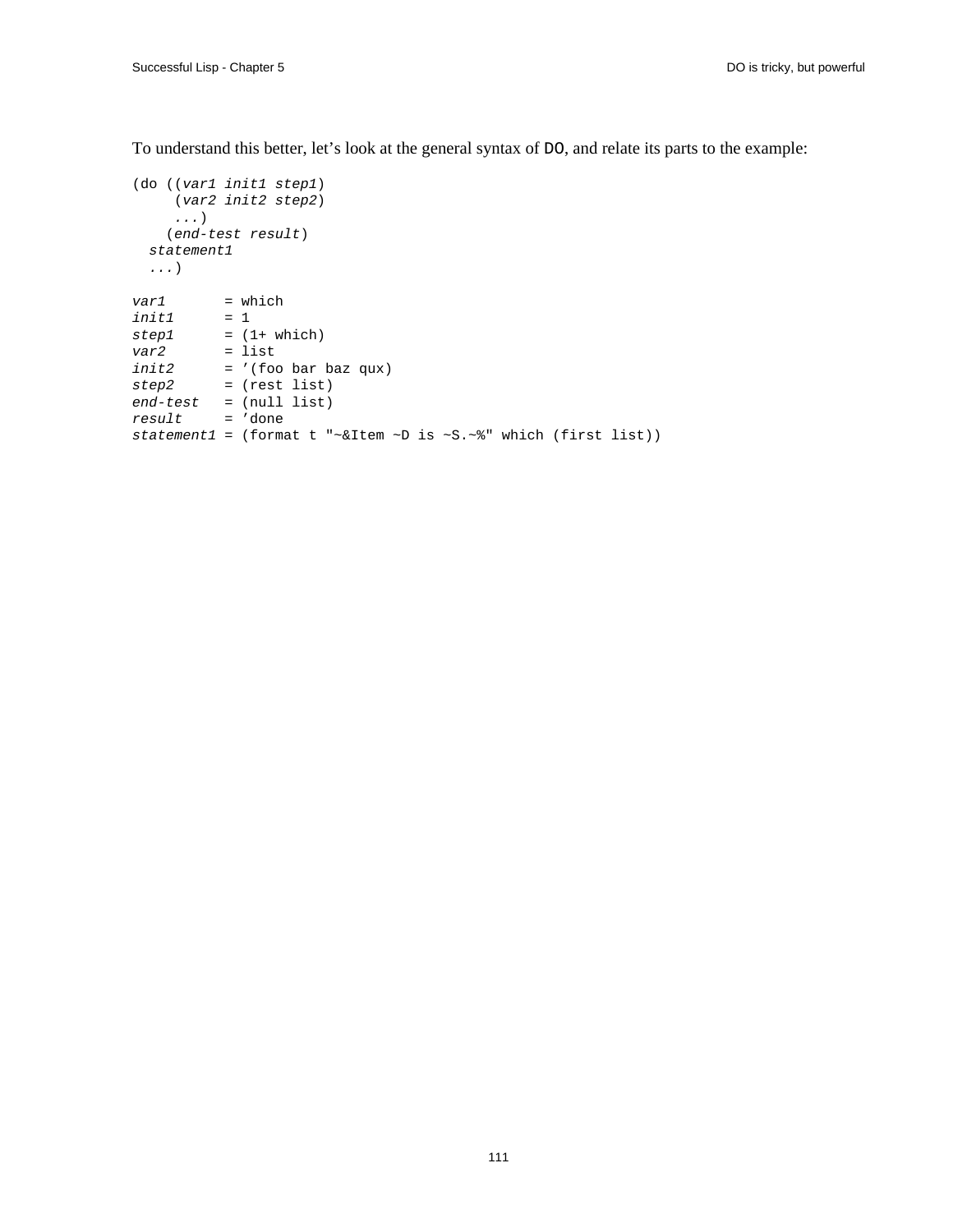To understand this better, let's look at the general syntax of DO, and relate its parts to the example:

```
(do ((var1 init1 step1)
     (var2 init2 step2)
     ...)
    (end-test result)
  statement1
  ...)

var1       = which
init1      = 1
step1      = (1+ which)
var2       = list
init2      = '(foo bar baz qux)
step2      = (rest list)
end-test   = (null list)
result     = 'done
statement1 = (format t "~&Item ~D is ~S.~%" which (first list))
```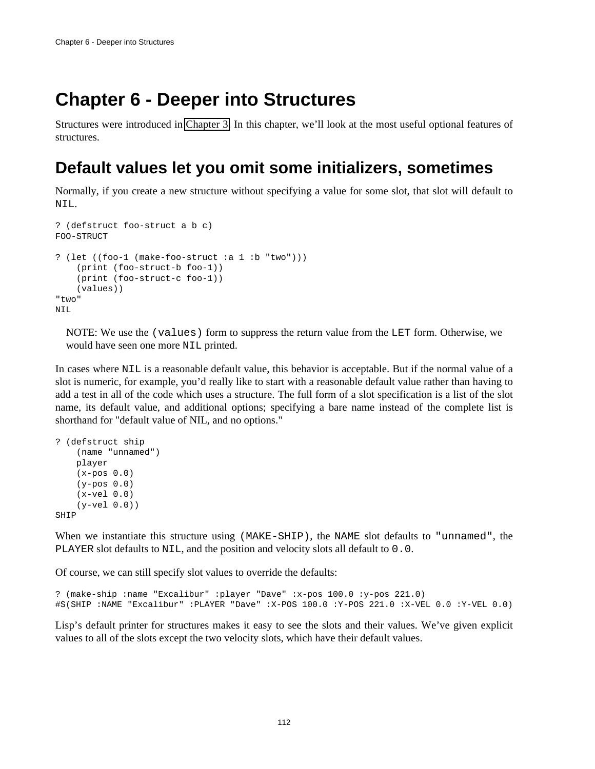# Chapter 6 - Deeper into Structures

Structures were introduced in Chapter 3. In this chapter, we'll look at the most useful optional features of structures.

## Default values let you omit some initializers, sometimes

Normally, if you create a new structure without specifying a value for some slot, that slot will default to `NIL`.

```
? (defstruct foo-struct a b c)
FOO-STRUCT

? (let ((foo-1 (make-foo-struct :a 1 :b "two")))
    (print (foo-struct-b foo-1))
    (print (foo-struct-c foo-1))
    (values))
"two"
NIL
```

> NOTE: We use the `(values)` form to suppress the return value from the `LET` form. Otherwise, we would have seen one more `NIL` printed.

In cases where `NIL` is a reasonable default value, this behavior is acceptable. But if the normal value of a slot is numeric, for example, you'd really like to start with a reasonable default value rather than having to add a test in all of the code which uses a structure. The full form of a slot specification is a list of the slot name, its default value, and additional options; specifying a bare name instead of the complete list is shorthand for "default value of NIL, and no options."

```
? (defstruct ship
    (name "unnamed")
    player
    (x-pos 0.0)
    (y-pos 0.0)
    (x-vel 0.0)
    (y-vel 0.0))
SHIP
```

When we instantiate this structure using `(MAKE-SHIP)`, the `NAME` slot defaults to `"unnamed"`, the `PLAYER` slot defaults to `NIL`, and the position and velocity slots all default to `0.0`.

Of course, we can still specify slot values to override the defaults:

```
? (make-ship :name "Excalibur" :player "Dave" :x-pos 100.0 :y-pos 221.0)
#S(SHIP :NAME "Excalibur" :PLAYER "Dave" :X-POS 100.0 :Y-POS 221.0 :X-VEL 0.0 :Y-VEL 0.0)
```

Lisp's default printer for structures makes it easy to see the slots and their values. We've given explicit values to all of the slots except the two velocity slots, which have their default values.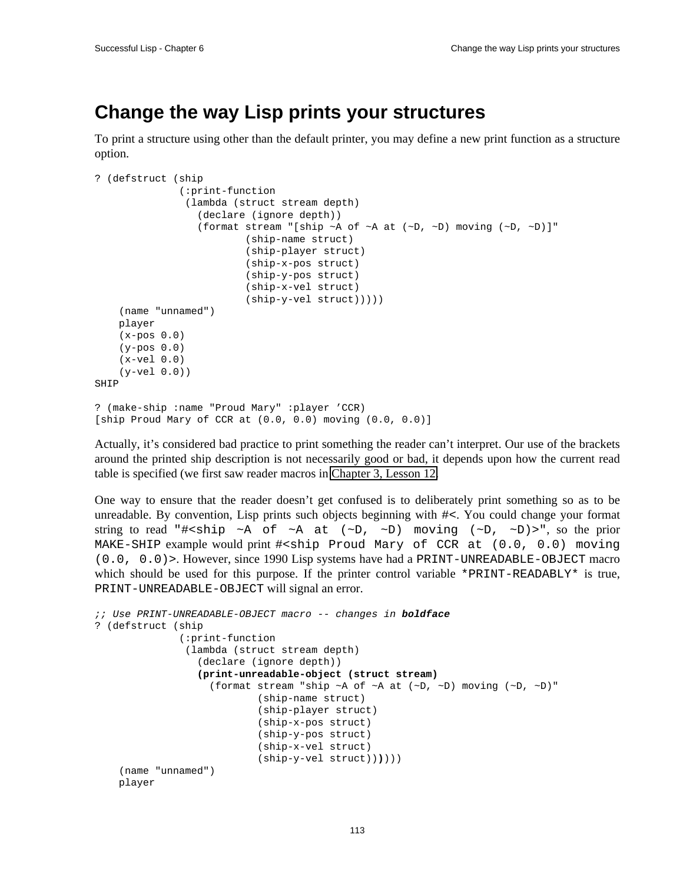# Change the way Lisp prints your structures

To print a structure using other than the default printer, you may define a new print function as a structure option.

```
? (defstruct (ship
              (:print-function
               (lambda (struct stream depth)
                 (declare (ignore depth))
                 (format stream "[ship ~A of ~A at (~D, ~D) moving (~D, ~D)]"
                         (ship-name struct)
                         (ship-player struct)
                         (ship-x-pos struct)
                         (ship-y-pos struct)
                         (ship-x-vel struct)
                         (ship-y-vel struct)))))
    (name "unnamed")
    player
    (x-pos 0.0)
    (y-pos 0.0)
    (x-vel 0.0)
    (y-vel 0.0))
SHIP

? (make-ship :name "Proud Mary" :player 'CCR)
[ship Proud Mary of CCR at (0.0, 0.0) moving (0.0, 0.0)]
```

Actually, it's considered bad practice to print something the reader can't interpret. Our use of the brackets around the printed ship description is not necessarily good or bad, it depends upon how the current read table is specified (we first saw reader macros in Chapter 3, Lesson 12.

One way to ensure that the reader doesn't get confused is to deliberately print something so as to be unreadable. By convention, Lisp prints such objects beginning with #<. You could change your format string to read `"#<ship ~A of ~A at (~D, ~D) moving (~D, ~D)>"`, so the prior `MAKE-SHIP` example would print `#<ship Proud Mary of CCR at (0.0, 0.0) moving (0.0, 0.0)>`. However, since 1990 Lisp systems have had a `PRINT-UNREADABLE-OBJECT` macro which should be used for this purpose. If the printer control variable `*PRINT-READABLY*` is true, `PRINT-UNREADABLE-OBJECT` will signal an error.

```
;; Use PRINT-UNREADABLE-OBJECT macro -- changes in boldface
? (defstruct (ship
              (:print-function
               (lambda (struct stream depth)
                 (declare (ignore depth))
                 (print-unreadable-object (struct stream)
                   (format stream "ship ~A of ~A at (~D, ~D) moving (~D, ~D)"
                           (ship-name struct)
                           (ship-player struct)
                           (ship-x-pos struct)
                           (ship-y-pos struct)
                           (ship-x-vel struct)
                           (ship-y-vel struct))))))
    (name "unnamed")
    player
```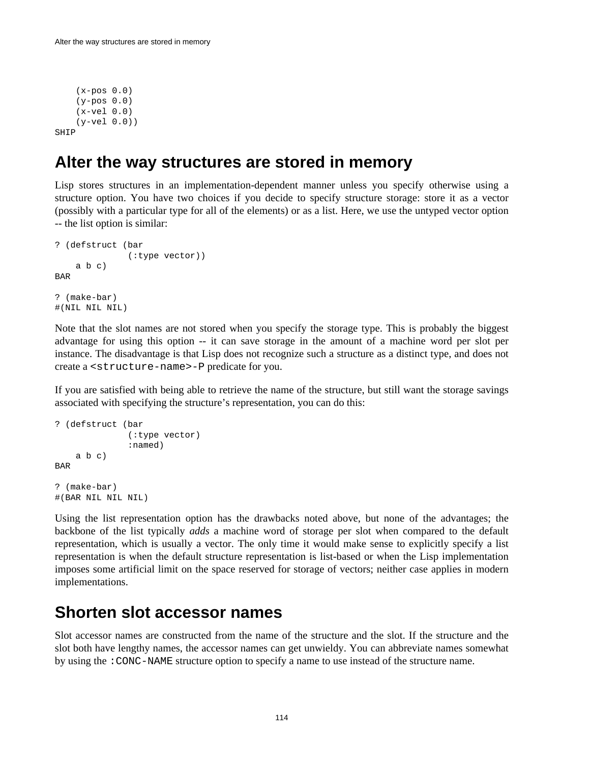```
    (x-pos 0.0)
    (y-pos 0.0)
    (x-vel 0.0)
    (y-vel 0.0))
SHIP
```

## Alter the way structures are stored in memory

Lisp stores structures in an implementation-dependent manner unless you specify otherwise using a structure option. You have two choices if you decide to specify structure storage: store it as a vector (possibly with a particular type for all of the elements) or as a list. Here, we use the untyped vector option -- the list option is similar:

```
? (defstruct (bar
              (:type vector))
    a b c)
BAR

? (make-bar)
#(NIL NIL NIL)
```

Note that the slot names are not stored when you specify the storage type. This is probably the biggest advantage for using this option -- it can save storage in the amount of a machine word per slot per instance. The disadvantage is that Lisp does not recognize such a structure as a distinct type, and does not create a `<structure-name>-P` predicate for you.

If you are satisfied with being able to retrieve the name of the structure, but still want the storage savings associated with specifying the structure's representation, you can do this:

```
? (defstruct (bar
              (:type vector)
              :named)
    a b c)
BAR

? (make-bar)
#(BAR NIL NIL NIL)
```

Using the list representation option has the drawbacks noted above, but none of the advantages; the backbone of the list typically *adds* a machine word of storage per slot when compared to the default representation, which is usually a vector. The only time it would make sense to explicitly specify a list representation is when the default structure representation is list-based or when the Lisp implementation imposes some artificial limit on the space reserved for storage of vectors; neither case applies in modern implementations.

## Shorten slot accessor names

Slot accessor names are constructed from the name of the structure and the slot. If the structure and the slot both have lengthy names, the accessor names can get unwieldy. You can abbreviate names somewhat by using the `:CONC-NAME` structure option to specify a name to use instead of the structure name.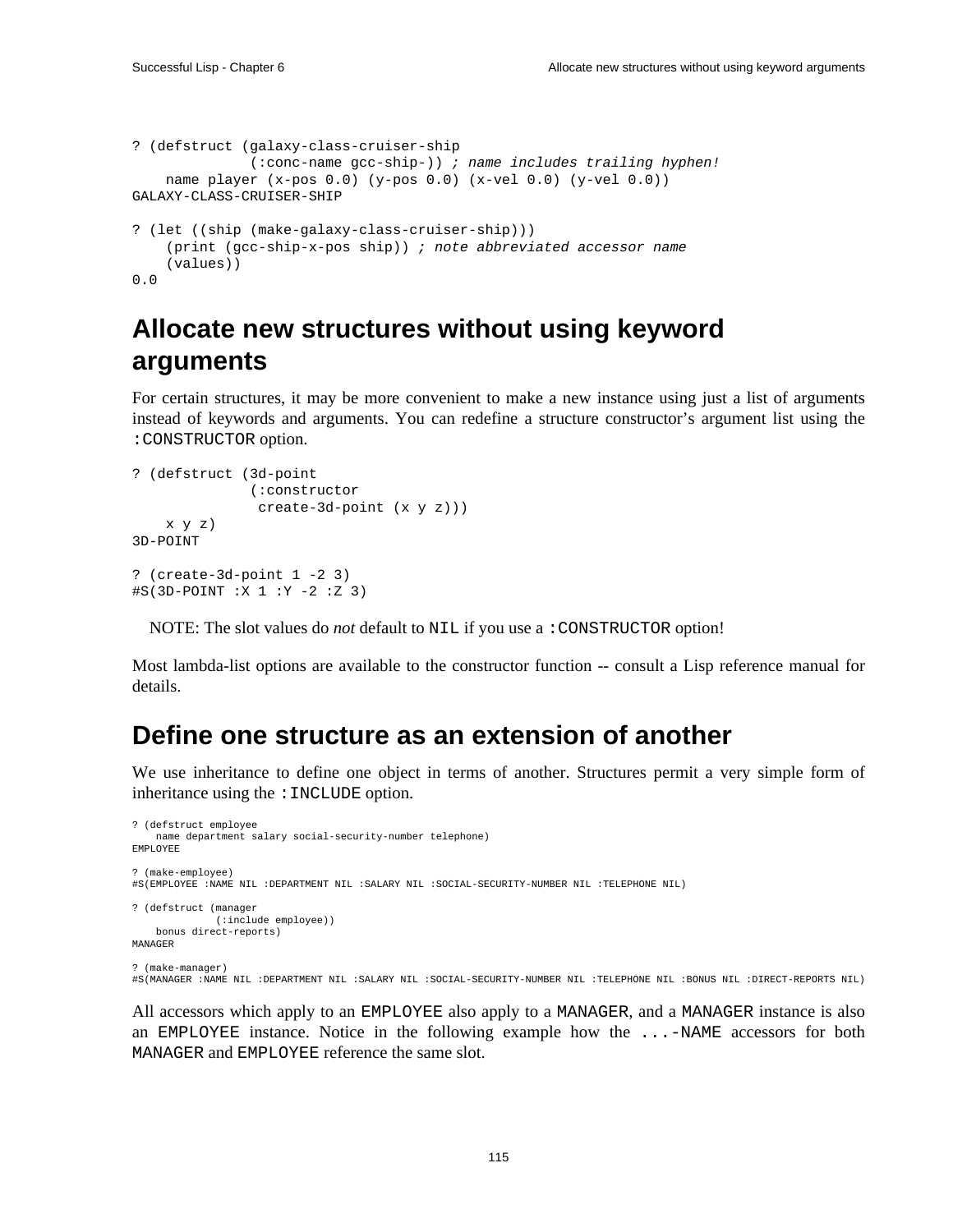```
? (defstruct (galaxy-class-cruiser-ship
              (:conc-name gcc-ship-)) ; name includes trailing hyphen!
    name player (x-pos 0.0) (y-pos 0.0) (x-vel 0.0) (y-vel 0.0))
GALAXY-CLASS-CRUISER-SHIP

? (let ((ship (make-galaxy-class-cruiser-ship)))
    (print (gcc-ship-x-pos ship)) ; note abbreviated accessor name
    (values))
0.0
```

## Allocate new structures without using keyword arguments

For certain structures, it may be more convenient to make a new instance using just a list of arguments instead of keywords and arguments. You can redefine a structure constructor's argument list using the `:CONSTRUCTOR` option.

```
? (defstruct (3d-point
              (:constructor
               create-3d-point (x y z)))
    x y z)
3D-POINT

? (create-3d-point 1 -2 3)
#S(3D-POINT :X 1 :Y -2 :Z 3)
```

NOTE: The slot values do *not* default to `NIL` if you use a `:CONSTRUCTOR` option!

Most lambda-list options are available to the constructor function -- consult a Lisp reference manual for details.

## Define one structure as an extension of another

We use inheritance to define one object in terms of another. Structures permit a very simple form of inheritance using the `:INCLUDE` option.

```
? (defstruct employee
    name department salary social-security-number telephone)
EMPLOYEE

? (make-employee)
#S(EMPLOYEE :NAME NIL :DEPARTMENT NIL :SALARY NIL :SOCIAL-SECURITY-NUMBER NIL :TELEPHONE NIL)

? (defstruct (manager
              (:include employee))
    bonus direct-reports)
MANAGER

? (make-manager)
#S(MANAGER :NAME NIL :DEPARTMENT NIL :SALARY NIL :SOCIAL-SECURITY-NUMBER NIL :TELEPHONE NIL :BONUS NIL :DIRECT-REPORTS NIL)
```

All accessors which apply to an `EMPLOYEE` also apply to a `MANAGER`, and a `MANAGER` instance is also an `EMPLOYEE` instance. Notice in the following example how the `...-NAME` accessors for both `MANAGER` and `EMPLOYEE` reference the same slot.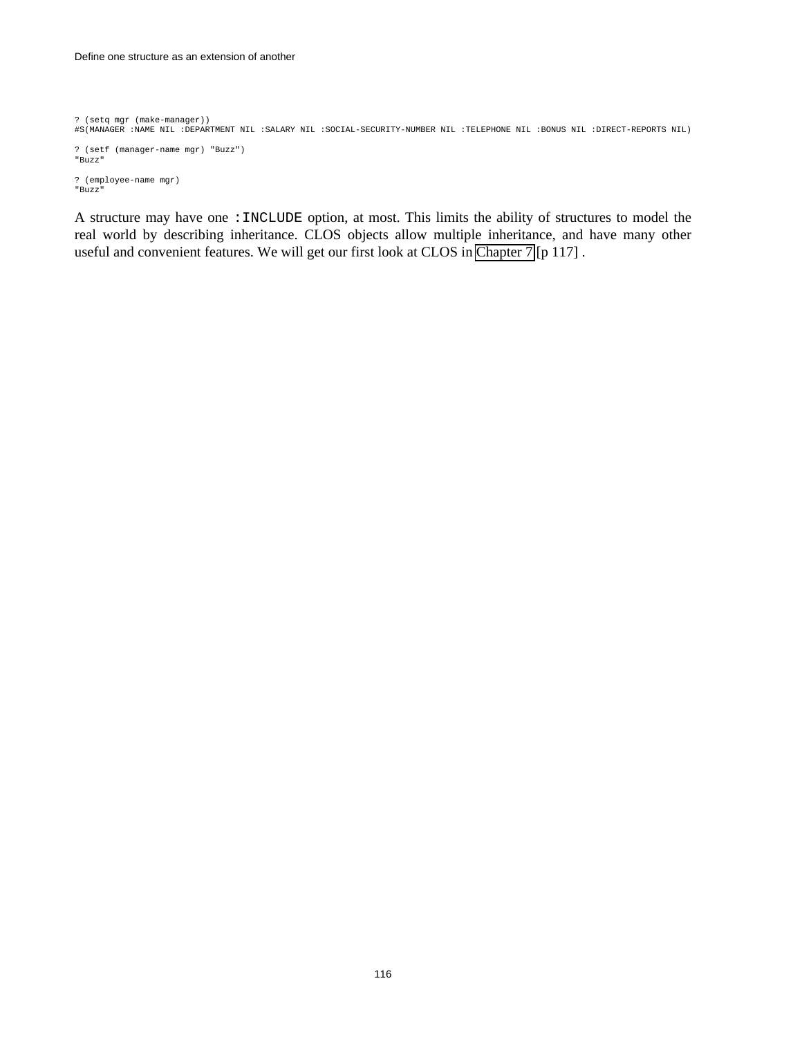```
? (setq mgr (make-manager))
#S(MANAGER :NAME NIL :DEPARTMENT NIL :SALARY NIL :SOCIAL-SECURITY-NUMBER NIL :TELEPHONE NIL :BONUS NIL :DIRECT-REPORTS NIL)

? (setf (manager-name mgr) "Buzz")
"Buzz"

? (employee-name mgr)
"Buzz"
```

A structure may have one `:INCLUDE` option, at most. This limits the ability of structures to model the real world by describing inheritance. CLOS objects allow multiple inheritance, and have many other useful and convenient features. We will get our first look at CLOS in Chapter 7 [p 117] .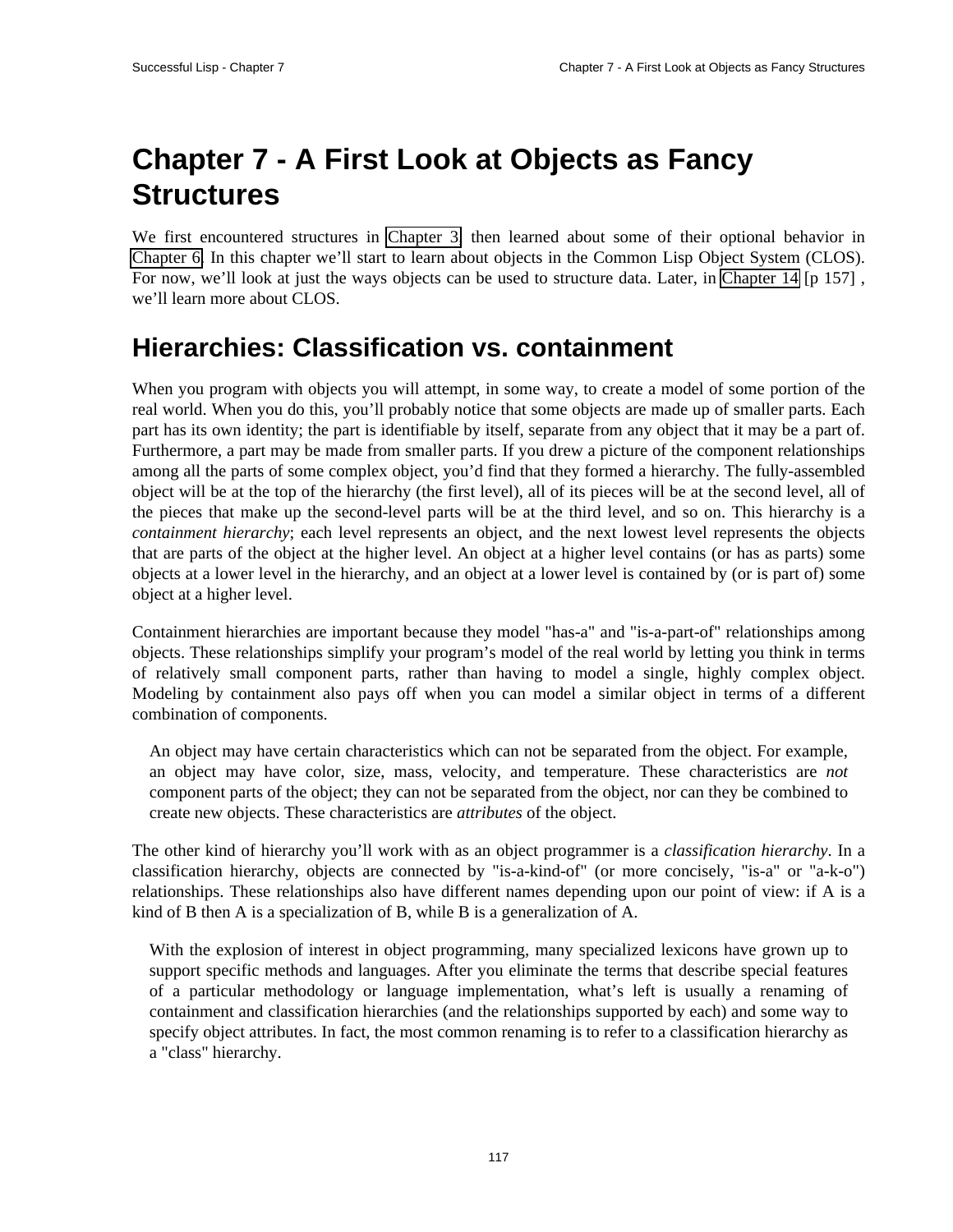# Chapter 7 - A First Look at Objects as Fancy Structures

We first encountered structures in Chapter 3, then learned about some of their optional behavior in Chapter 6. In this chapter we'll start to learn about objects in the Common Lisp Object System (CLOS). For now, we'll look at just the ways objects can be used to structure data. Later, in Chapter 14 [p 157] , we'll learn more about CLOS.

## Hierarchies: Classification vs. containment

When you program with objects you will attempt, in some way, to create a model of some portion of the real world. When you do this, you'll probably notice that some objects are made up of smaller parts. Each part has its own identity; the part is identifiable by itself, separate from any object that it may be a part of. Furthermore, a part may be made from smaller parts. If you drew a picture of the component relationships among all the parts of some complex object, you'd find that they formed a hierarchy. The fully-assembled object will be at the top of the hierarchy (the first level), all of its pieces will be at the second level, all of the pieces that make up the second-level parts will be at the third level, and so on. This hierarchy is a *containment hierarchy*; each level represents an object, and the next lowest level represents the objects that are parts of the object at the higher level. An object at a higher level contains (or has as parts) some objects at a lower level in the hierarchy, and an object at a lower level is contained by (or is part of) some object at a higher level.

Containment hierarchies are important because they model "has-a" and "is-a-part-of" relationships among objects. These relationships simplify your program's model of the real world by letting you think in terms of relatively small component parts, rather than having to model a single, highly complex object. Modeling by containment also pays off when you can model a similar object in terms of a different combination of components.

> An object may have certain characteristics which can not be separated from the object. For example, an object may have color, size, mass, velocity, and temperature. These characteristics are *not* component parts of the object; they can not be separated from the object, nor can they be combined to create new objects. These characteristics are *attributes* of the object.

The other kind of hierarchy you'll work with as an object programmer is a *classification hierarchy*. In a classification hierarchy, objects are connected by "is-a-kind-of" (or more concisely, "is-a" or "a-k-o") relationships. These relationships also have different names depending upon our point of view: if A is a kind of B then A is a specialization of B, while B is a generalization of A.

> With the explosion of interest in object programming, many specialized lexicons have grown up to support specific methods and languages. After you eliminate the terms that describe special features of a particular methodology or language implementation, what's left is usually a renaming of containment and classification hierarchies (and the relationships supported by each) and some way to specify object attributes. In fact, the most common renaming is to refer to a classification hierarchy as a "class" hierarchy.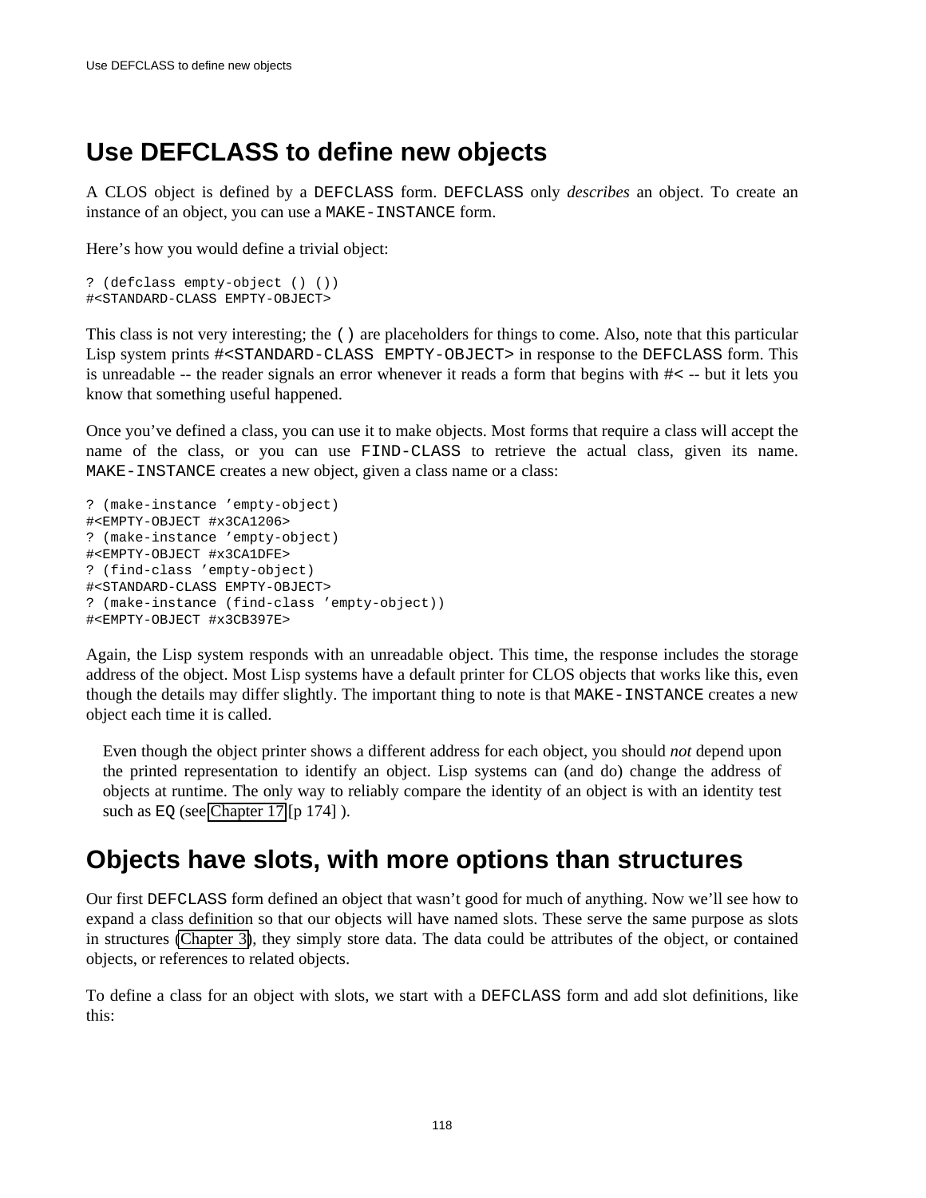# Use DEFCLASS to define new objects

A CLOS object is defined by a `DEFCLASS` form. `DEFCLASS` only *describes* an object. To create an instance of an object, you can use a `MAKE-INSTANCE` form.

Here's how you would define a trivial object:

```
? (defclass empty-object () ())
#<STANDARD-CLASS EMPTY-OBJECT>
```

This class is not very interesting; the `()` are placeholders for things to come. Also, note that this particular Lisp system prints `#<STANDARD-CLASS EMPTY-OBJECT>` in response to the `DEFCLASS` form. This is unreadable -- the reader signals an error whenever it reads a form that begins with `#<` -- but it lets you know that something useful happened.

Once you've defined a class, you can use it to make objects. Most forms that require a class will accept the name of the class, or you can use `FIND-CLASS` to retrieve the actual class, given its name. `MAKE-INSTANCE` creates a new object, given a class name or a class:

```
? (make-instance 'empty-object)
#<EMPTY-OBJECT #x3CA1206>
? (make-instance 'empty-object)
#<EMPTY-OBJECT #x3CA1DFE>
? (find-class 'empty-object)
#<STANDARD-CLASS EMPTY-OBJECT>
? (make-instance (find-class 'empty-object))
#<EMPTY-OBJECT #x3CB397E>
```

Again, the Lisp system responds with an unreadable object. This time, the response includes the storage address of the object. Most Lisp systems have a default printer for CLOS objects that works like this, even though the details may differ slightly. The important thing to note is that `MAKE-INSTANCE` creates a new object each time it is called.

> Even though the object printer shows a different address for each object, you should *not* depend upon the printed representation to identify an object. Lisp systems can (and do) change the address of objects at runtime. The only way to reliably compare the identity of an object is with an identity test such as `EQ` (see Chapter 17 [p 174] ).

# Objects have slots, with more options than structures

Our first `DEFCLASS` form defined an object that wasn't good for much of anything. Now we'll see how to expand a class definition so that our objects will have named slots. These serve the same purpose as slots in structures (Chapter 3), they simply store data. The data could be attributes of the object, or contained objects, or references to related objects.

To define a class for an object with slots, we start with a `DEFCLASS` form and add slot definitions, like this: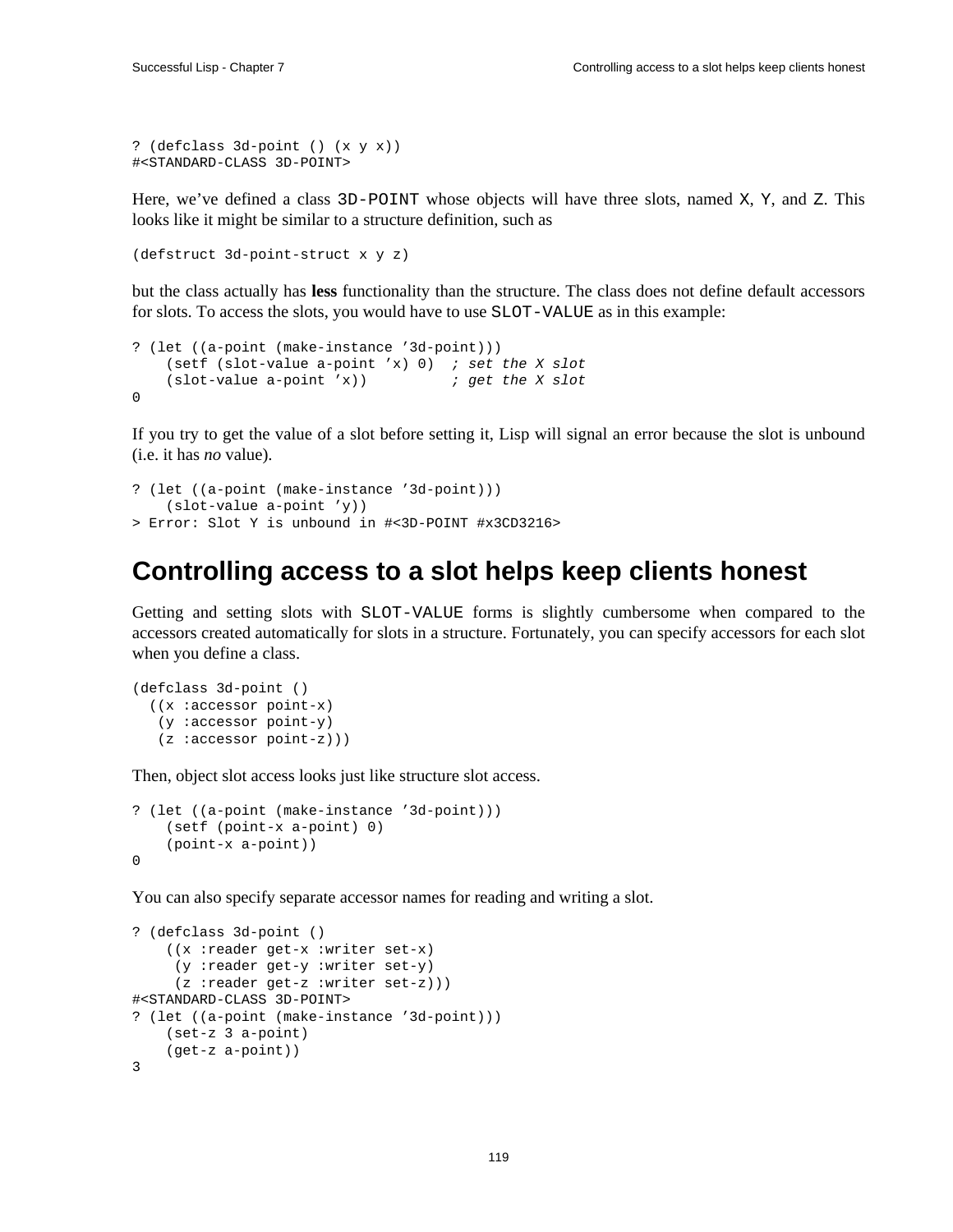```
? (defclass 3d-point () (x y x))
#<STANDARD-CLASS 3D-POINT>
```

Here, we've defined a class `3D-POINT` whose objects will have three slots, named `X`, `Y`, and `Z`. This looks like it might be similar to a structure definition, such as

```
(defstruct 3d-point-struct x y z)
```

but the class actually has **less** functionality than the structure. The class does not define default accessors for slots. To access the slots, you would have to use `SLOT-VALUE` as in this example:

```
? (let ((a-point (make-instance '3d-point)))
    (setf (slot-value a-point 'x) 0)  ; set the X slot
    (slot-value a-point 'x))          ; get the X slot
0
```

If you try to get the value of a slot before setting it, Lisp will signal an error because the slot is unbound (i.e. it has *no* value).

```
? (let ((a-point (make-instance '3d-point)))
    (slot-value a-point 'y))
> Error: Slot Y is unbound in #<3D-POINT #x3CD3216>
```

# Controlling access to a slot helps keep clients honest

Getting and setting slots with `SLOT-VALUE` forms is slightly cumbersome when compared to the accessors created automatically for slots in a structure. Fortunately, you can specify accessors for each slot when you define a class.

```
(defclass 3d-point ()
  ((x :accessor point-x)
   (y :accessor point-y)
   (z :accessor point-z)))
```

Then, object slot access looks just like structure slot access.

```
? (let ((a-point (make-instance '3d-point)))
    (setf (point-x a-point) 0)
    (point-x a-point))
0
```

You can also specify separate accessor names for reading and writing a slot.

```
? (defclass 3d-point ()
    ((x :reader get-x :writer set-x)
     (y :reader get-y :writer set-y)
     (z :reader get-z :writer set-z)))
#<STANDARD-CLASS 3D-POINT>
? (let ((a-point (make-instance '3d-point)))
    (set-z 3 a-point)
    (get-z a-point))
3
```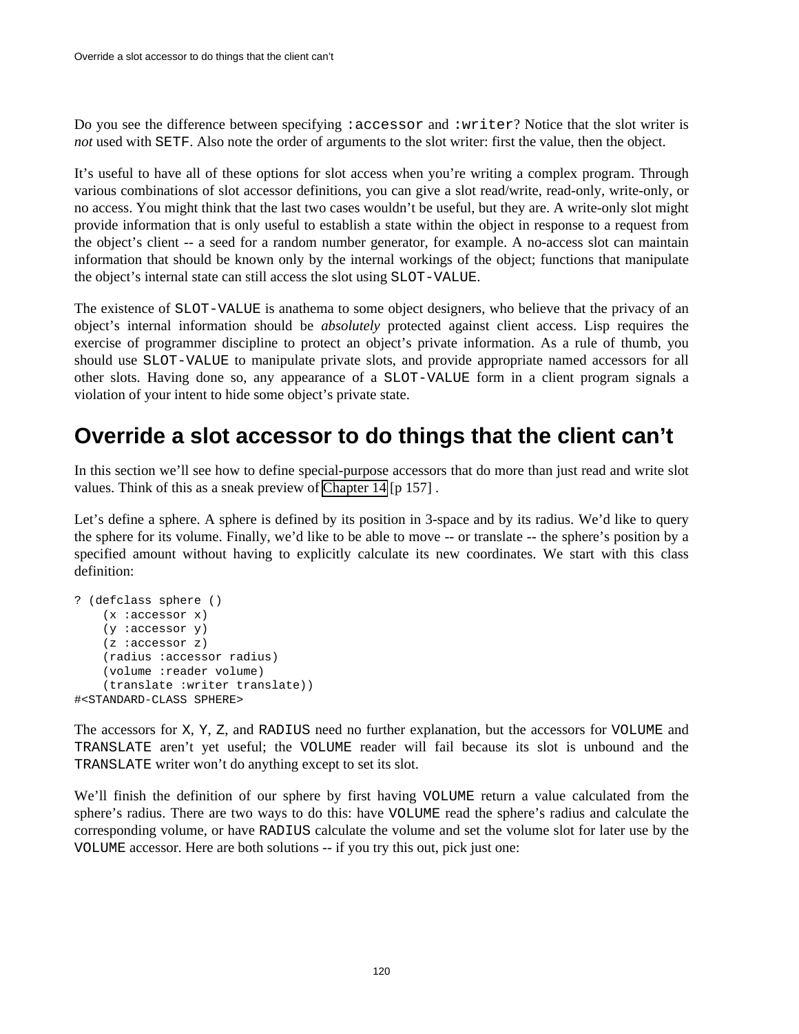Do you see the difference between specifying `:accessor` and `:writer`? Notice that the slot writer is *not* used with `SETF`. Also note the order of arguments to the slot writer: first the value, then the object.

It's useful to have all of these options for slot access when you're writing a complex program. Through various combinations of slot accessor definitions, you can give a slot read/write, read-only, write-only, or no access. You might think that the last two cases wouldn't be useful, but they are. A write-only slot might provide information that is only useful to establish a state within the object in response to a request from the object's client -- a seed for a random number generator, for example. A no-access slot can maintain information that should be known only by the internal workings of the object; functions that manipulate the object's internal state can still access the slot using `SLOT-VALUE`.

The existence of `SLOT-VALUE` is anathema to some object designers, who believe that the privacy of an object's internal information should be *absolutely* protected against client access. Lisp requires the exercise of programmer discipline to protect an object's private information. As a rule of thumb, you should use `SLOT-VALUE` to manipulate private slots, and provide appropriate named accessors for all other slots. Having done so, any appearance of a `SLOT-VALUE` form in a client program signals a violation of your intent to hide some object's private state.

## Override a slot accessor to do things that the client can't

In this section we'll see how to define special-purpose accessors that do more than just read and write slot values. Think of this as a sneak preview of Chapter 14 [p 157] .

Let's define a sphere. A sphere is defined by its position in 3-space and by its radius. We'd like to query the sphere for its volume. Finally, we'd like to be able to move -- or translate -- the sphere's position by a specified amount without having to explicitly calculate its new coordinates. We start with this class definition:

```
? (defclass sphere ()
    (x :accessor x)
    (y :accessor y)
    (z :accessor z)
    (radius :accessor radius)
    (volume :reader volume)
    (translate :writer translate))
#<STANDARD-CLASS SPHERE>
```

The accessors for `X`, `Y`, `Z`, and `RADIUS` need no further explanation, but the accessors for `VOLUME` and `TRANSLATE` aren't yet useful; the `VOLUME` reader will fail because its slot is unbound and the `TRANSLATE` writer won't do anything except to set its slot.

We'll finish the definition of our sphere by first having `VOLUME` return a value calculated from the sphere's radius. There are two ways to do this: have `VOLUME` read the sphere's radius and calculate the corresponding volume, or have `RADIUS` calculate the volume and set the volume slot for later use by the `VOLUME` accessor. Here are both solutions -- if you try this out, pick just one: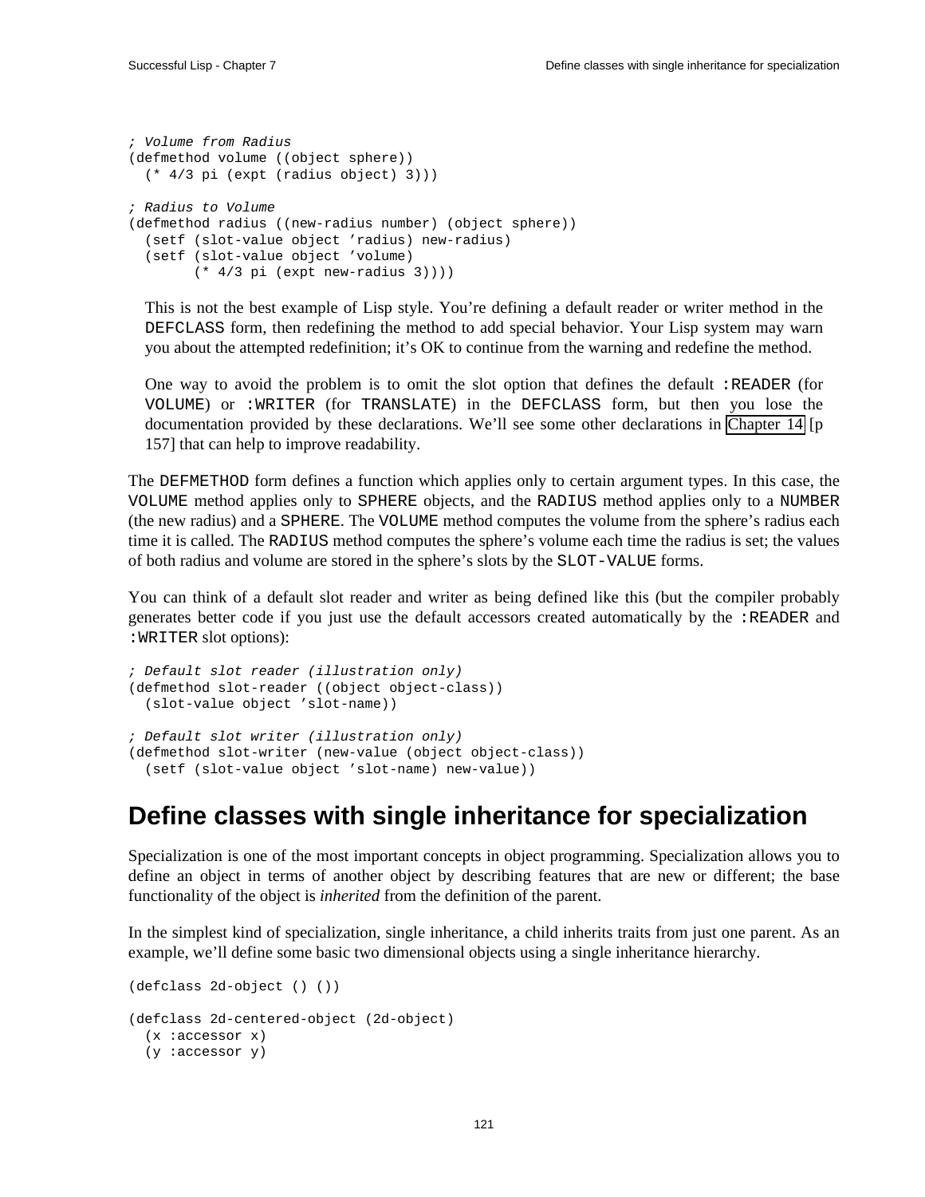```
; Volume from Radius
(defmethod volume ((object sphere))
  (* 4/3 pi (expt (radius object) 3)))

; Radius to Volume
(defmethod radius ((new-radius number) (object sphere))
  (setf (slot-value object 'radius) new-radius)
  (setf (slot-value object 'volume)
        (* 4/3 pi (expt new-radius 3))))
```

This is not the best example of Lisp style. You're defining a default reader or writer method in the DEFCLASS form, then redefining the method to add special behavior. Your Lisp system may warn you about the attempted redefinition; it's OK to continue from the warning and redefine the method.

One way to avoid the problem is to omit the slot option that defines the default :READER (for VOLUME) or :WRITER (for TRANSLATE) in the DEFCLASS form, but then you lose the documentation provided by these declarations. We'll see some other declarations in Chapter 14 [p 157] that can help to improve readability.

The DEFMETHOD form defines a function which applies only to certain argument types. In this case, the VOLUME method applies only to SPHERE objects, and the RADIUS method applies only to a NUMBER (the new radius) and a SPHERE. The VOLUME method computes the volume from the sphere's radius each time it is called. The RADIUS method computes the sphere's volume each time the radius is set; the values of both radius and volume are stored in the sphere's slots by the SLOT-VALUE forms.

You can think of a default slot reader and writer as being defined like this (but the compiler probably generates better code if you just use the default accessors created automatically by the :READER and :WRITER slot options):

```
; Default slot reader (illustration only)
(defmethod slot-reader ((object object-class))
  (slot-value object 'slot-name))

; Default slot writer (illustration only)
(defmethod slot-writer (new-value (object object-class))
  (setf (slot-value object 'slot-name) new-value))
```

## Define classes with single inheritance for specialization

Specialization is one of the most important concepts in object programming. Specialization allows you to define an object in terms of another object by describing features that are new or different; the base functionality of the object is *inherited* from the definition of the parent.

In the simplest kind of specialization, single inheritance, a child inherits traits from just one parent. As an example, we'll define some basic two dimensional objects using a single inheritance hierarchy.

```
(defclass 2d-object () ())

(defclass 2d-centered-object (2d-object)
  (x :accessor x)
  (y :accessor y)
```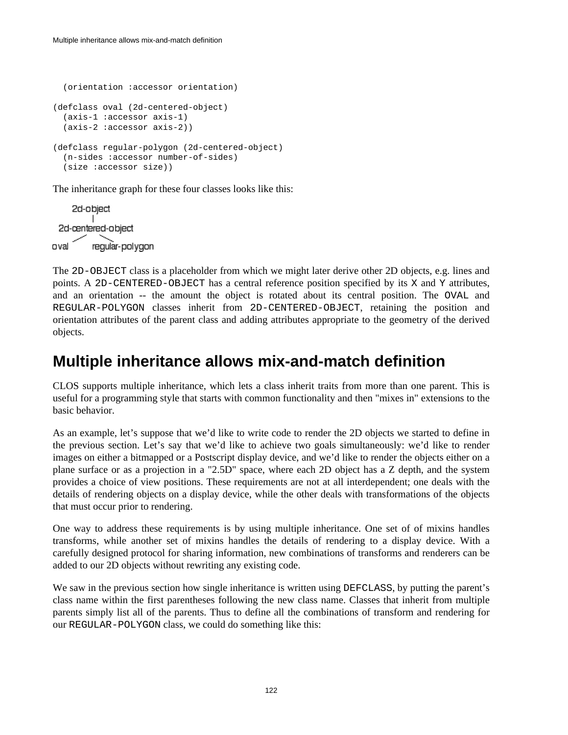```
  (orientation :accessor orientation)

(defclass oval (2d-centered-object)
  (axis-1 :accessor axis-1)
  (axis-2 :accessor axis-2))

(defclass regular-polygon (2d-centered-object)
  (n-sides :accessor number-of-sides)
  (size :accessor size))
```

The inheritance graph for these four classes looks like this:

2d-object

2d-centered-object

oval

regular-polygon

The `2D-OBJECT` class is a placeholder from which we might later derive other 2D objects, e.g. lines and points. A `2D-CENTERED-OBJECT` has a central reference position specified by its `X` and `Y` attributes, and an orientation -- the amount the object is rotated about its central position. The `OVAL` and `REGULAR-POLYGON` classes inherit from `2D-CENTERED-OBJECT`, retaining the position and orientation attributes of the parent class and adding attributes appropriate to the geometry of the derived objects.

## Multiple inheritance allows mix-and-match definition

CLOS supports multiple inheritance, which lets a class inherit traits from more than one parent. This is useful for a programming style that starts with common functionality and then "mixes in" extensions to the basic behavior.

As an example, let's suppose that we'd like to write code to render the 2D objects we started to define in the previous section. Let's say that we'd like to achieve two goals simultaneously: we'd like to render images on either a bitmapped or a Postscript display device, and we'd like to render the objects either on a plane surface or as a projection in a "2.5D" space, where each 2D object has a Z depth, and the system provides a choice of view positions. These requirements are not at all interdependent; one deals with the details of rendering objects on a display device, while the other deals with transformations of the objects that must occur prior to rendering.

One way to address these requirements is by using multiple inheritance. One set of of mixins handles transforms, while another set of mixins handles the details of rendering to a display device. With a carefully designed protocol for sharing information, new combinations of transforms and renderers can be added to our 2D objects without rewriting any existing code.

We saw in the previous section how single inheritance is written using `DEFCLASS`, by putting the parent's class name within the first parentheses following the new class name. Classes that inherit from multiple parents simply list all of the parents. Thus to define all the combinations of transform and rendering for our `REGULAR-POLYGON` class, we could do something like this: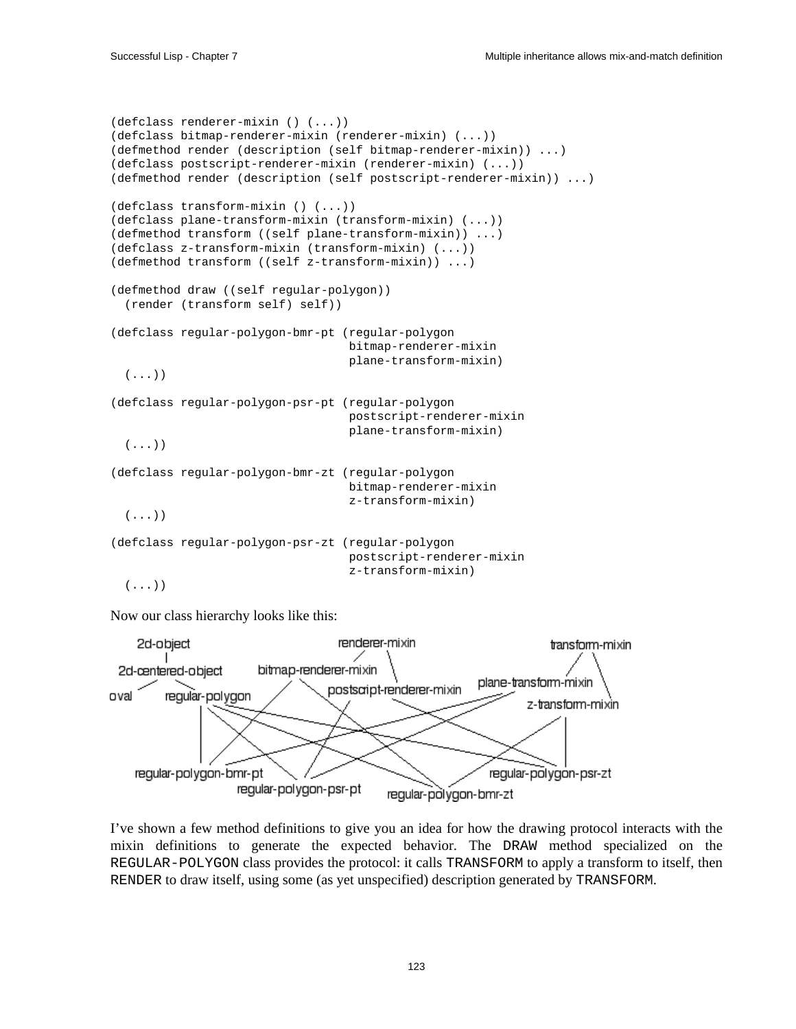```
(defclass renderer-mixin () (...))
(defclass bitmap-renderer-mixin (renderer-mixin) (...))
(defmethod render (description (self bitmap-renderer-mixin)) ...)
(defclass postscript-renderer-mixin (renderer-mixin) (...))
(defmethod render (description (self postscript-renderer-mixin)) ...)

(defclass transform-mixin () (...))
(defclass plane-transform-mixin (transform-mixin) (...))
(defmethod transform ((self plane-transform-mixin)) ...)
(defclass z-transform-mixin (transform-mixin) (...))
(defmethod transform ((self z-transform-mixin)) ...)

(defmethod draw ((self regular-polygon))
  (render (transform self) self))

(defclass regular-polygon-bmr-pt (regular-polygon
                                  bitmap-renderer-mixin
                                  plane-transform-mixin)
  (...))

(defclass regular-polygon-psr-pt (regular-polygon
                                  postscript-renderer-mixin
                                  plane-transform-mixin)
  (...))

(defclass regular-polygon-bmr-zt (regular-polygon
                                  bitmap-renderer-mixin
                                  z-transform-mixin)
  (...))

(defclass regular-polygon-psr-zt (regular-polygon
                                  postscript-renderer-mixin
                                  z-transform-mixin)
  (...))
```

Now our class hierarchy looks like this:

I've shown a few method definitions to give you an idea for how the drawing protocol interacts with the mixin definitions to generate the expected behavior. The `DRAW` method specialized on the `REGULAR-POLYGON` class provides the protocol: it calls `TRANSFORM` to apply a transform to itself, then `RENDER` to draw itself, using some (as yet unspecified) description generated by `TRANSFORM`.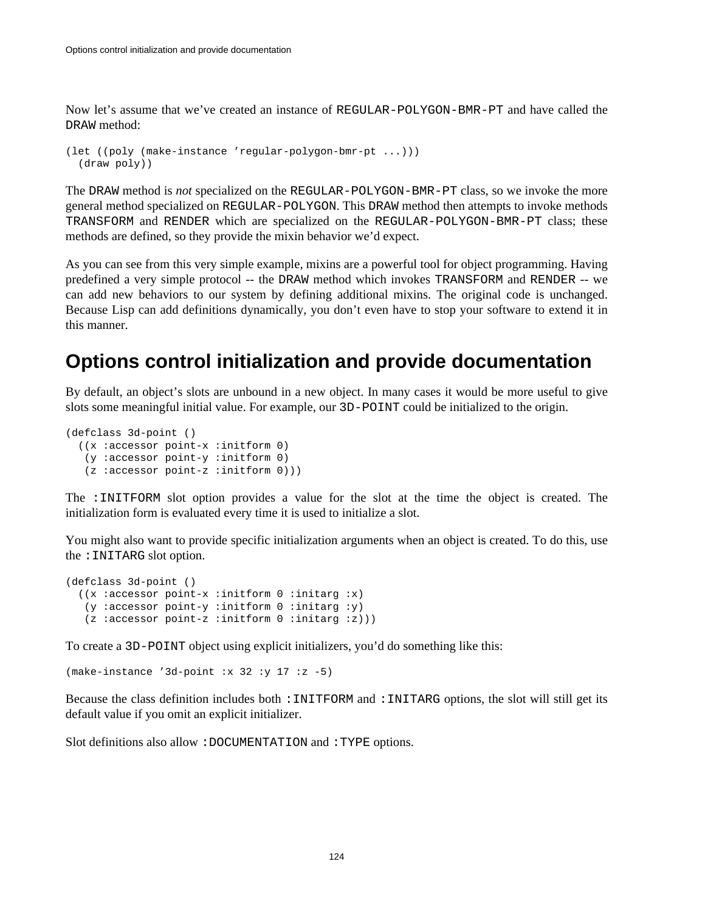Now let's assume that we've created an instance of REGULAR-POLYGON-BMR-PT and have called the DRAW method:

```
(let ((poly (make-instance 'regular-polygon-bmr-pt ...)))
  (draw poly))
```

The DRAW method is *not* specialized on the REGULAR-POLYGON-BMR-PT class, so we invoke the more general method specialized on REGULAR-POLYGON. This DRAW method then attempts to invoke methods TRANSFORM and RENDER which are specialized on the REGULAR-POLYGON-BMR-PT class; these methods are defined, so they provide the mixin behavior we'd expect.

As you can see from this very simple example, mixins are a powerful tool for object programming. Having predefined a very simple protocol -- the DRAW method which invokes TRANSFORM and RENDER -- we can add new behaviors to our system by defining additional mixins. The original code is unchanged. Because Lisp can add definitions dynamically, you don't even have to stop your software to extend it in this manner.

## Options control initialization and provide documentation

By default, an object's slots are unbound in a new object. In many cases it would be more useful to give slots some meaningful initial value. For example, our 3D-POINT could be initialized to the origin.

```
(defclass 3d-point ()
  ((x :accessor point-x :initform 0)
   (y :accessor point-y :initform 0)
   (z :accessor point-z :initform 0)))
```

The :INITFORM slot option provides a value for the slot at the time the object is created. The initialization form is evaluated every time it is used to initialize a slot.

You might also want to provide specific initialization arguments when an object is created. To do this, use the :INITARG slot option.

```
(defclass 3d-point ()
  ((x :accessor point-x :initform 0 :initarg :x)
   (y :accessor point-y :initform 0 :initarg :y)
   (z :accessor point-z :initform 0 :initarg :z)))
```

To create a 3D-POINT object using explicit initializers, you'd do something like this:

```
(make-instance '3d-point :x 32 :y 17 :z -5)
```

Because the class definition includes both :INITFORM and :INITARG options, the slot will still get its default value if you omit an explicit initializer.

Slot definitions also allow :DOCUMENTATION and :TYPE options.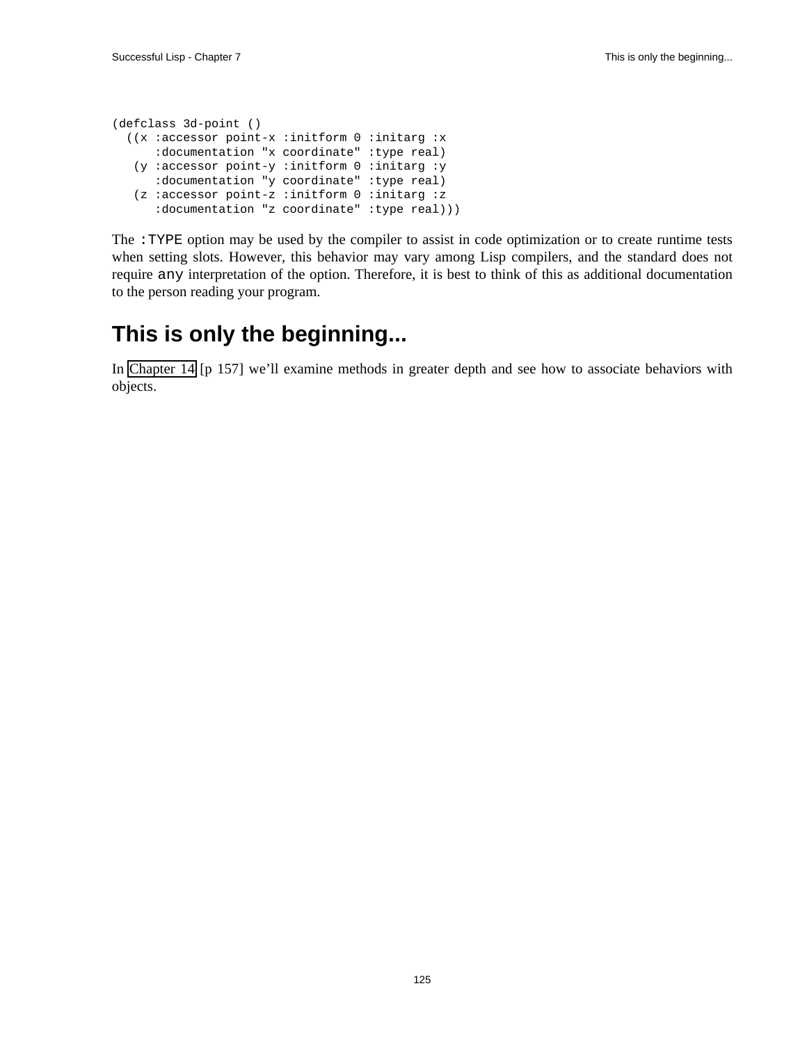```
(defclass 3d-point ()
  ((x :accessor point-x :initform 0 :initarg :x
      :documentation "x coordinate" :type real)
   (y :accessor point-y :initform 0 :initarg :y
      :documentation "y coordinate" :type real)
   (z :accessor point-z :initform 0 :initarg :z
      :documentation "z coordinate" :type real)))
```

The `:TYPE` option may be used by the compiler to assist in code optimization or to create runtime tests when setting slots. However, this behavior may vary among Lisp compilers, and the standard does not require `any` interpretation of the option. Therefore, it is best to think of this as additional documentation to the person reading your program.

## This is only the beginning...

In Chapter 14 [p 157] we'll examine methods in greater depth and see how to associate behaviors with objects.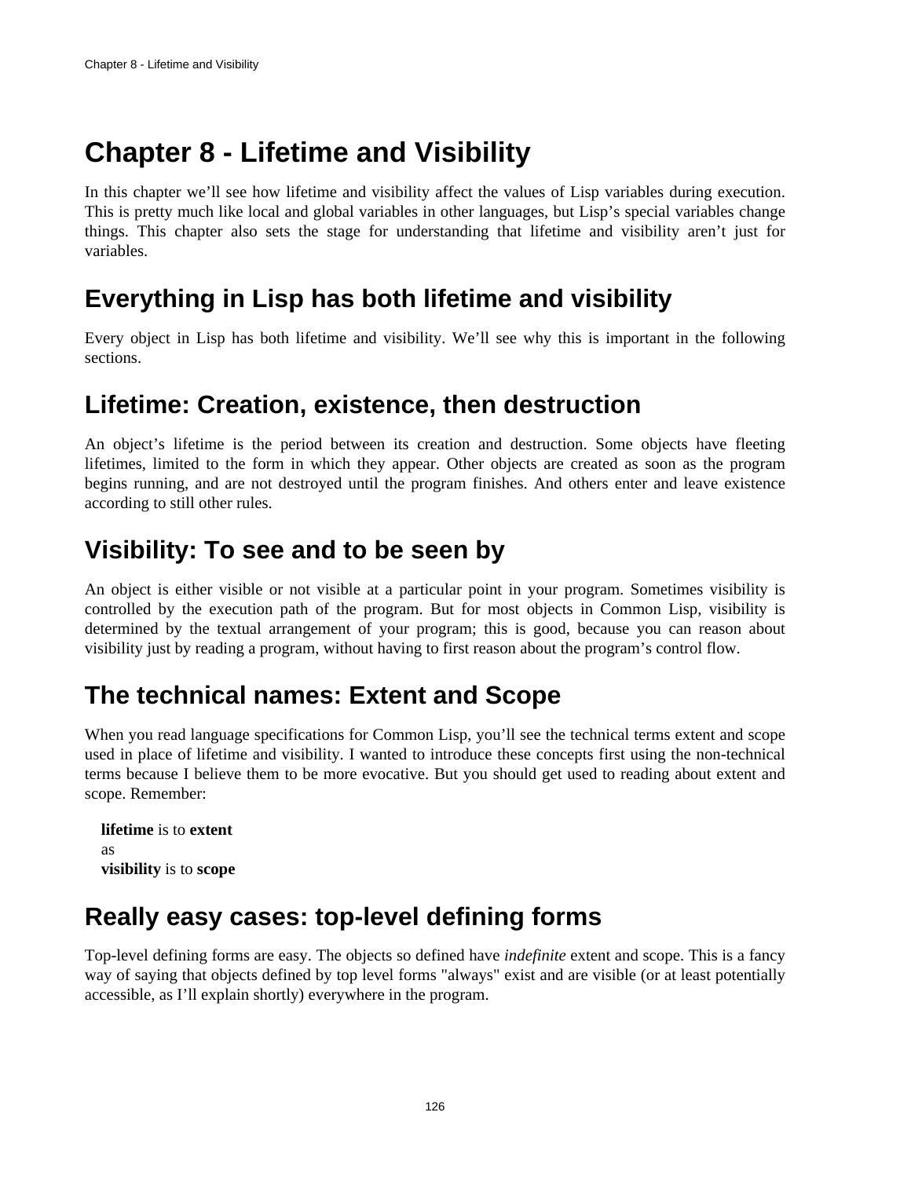# Chapter 8 - Lifetime and Visibility

In this chapter we’ll see how lifetime and visibility affect the values of Lisp variables during execution. This is pretty much like local and global variables in other languages, but Lisp’s special variables change things. This chapter also sets the stage for understanding that lifetime and visibility aren’t just for variables.

## Everything in Lisp has both lifetime and visibility

Every object in Lisp has both lifetime and visibility. We’ll see why this is important in the following sections.

## Lifetime: Creation, existence, then destruction

An object’s lifetime is the period between its creation and destruction. Some objects have fleeting lifetimes, limited to the form in which they appear. Other objects are created as soon as the program begins running, and are not destroyed until the program finishes. And others enter and leave existence according to still other rules.

## Visibility: To see and to be seen by

An object is either visible or not visible at a particular point in your program. Sometimes visibility is controlled by the execution path of the program. But for most objects in Common Lisp, visibility is determined by the textual arrangement of your program; this is good, because you can reason about visibility just by reading a program, without having to first reason about the program’s control flow.

## The technical names: Extent and Scope

When you read language specifications for Common Lisp, you’ll see the technical terms extent and scope used in place of lifetime and visibility. I wanted to introduce these concepts first using the non-technical terms because I believe them to be more evocative. But you should get used to reading about extent and scope. Remember:

> **lifetime** is to **extent**
> as
> **visibility** is to **scope**

## Really easy cases: top-level defining forms

Top-level defining forms are easy. The objects so defined have *indefinite* extent and scope. This is a fancy way of saying that objects defined by top level forms "always" exist and are visible (or at least potentially accessible, as I’ll explain shortly) everywhere in the program.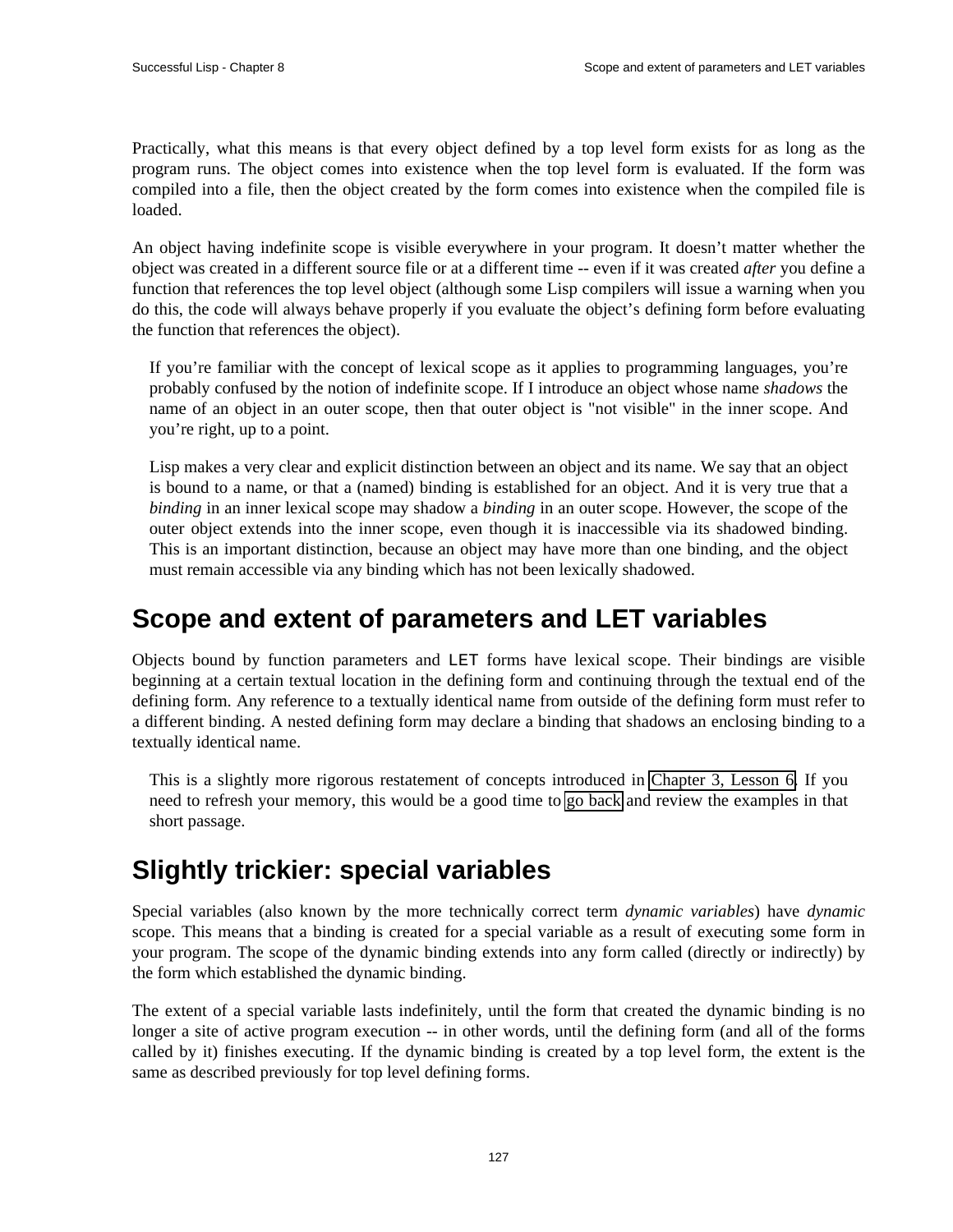Practically, what this means is that every object defined by a top level form exists for as long as the program runs. The object comes into existence when the top level form is evaluated. If the form was compiled into a file, then the object created by the form comes into existence when the compiled file is loaded.

An object having indefinite scope is visible everywhere in your program. It doesn't matter whether the object was created in a different source file or at a different time -- even if it was created *after* you define a function that references the top level object (although some Lisp compilers will issue a warning when you do this, the code will always behave properly if you evaluate the object's defining form before evaluating the function that references the object).

> If you're familiar with the concept of lexical scope as it applies to programming languages, you're probably confused by the notion of indefinite scope. If I introduce an object whose name *shadows* the name of an object in an outer scope, then that outer object is "not visible" in the inner scope. And you're right, up to a point.
>
> Lisp makes a very clear and explicit distinction between an object and its name. We say that an object is bound to a name, or that a (named) binding is established for an object. And it is very true that a *binding* in an inner lexical scope may shadow a *binding* in an outer scope. However, the scope of the outer object extends into the inner scope, even though it is inaccessible via its shadowed binding. This is an important distinction, because an object may have more than one binding, and the object must remain accessible via any binding which has not been lexically shadowed.

## Scope and extent of parameters and LET variables

Objects bound by function parameters and `LET` forms have lexical scope. Their bindings are visible beginning at a certain textual location in the defining form and continuing through the textual end of the defining form. Any reference to a textually identical name from outside of the defining form must refer to a different binding. A nested defining form may declare a binding that shadows an enclosing binding to a textually identical name.

> This is a slightly more rigorous restatement of concepts introduced in Chapter 3, Lesson 6. If you need to refresh your memory, this would be a good time to go back and review the examples in that short passage.

## Slightly trickier: special variables

Special variables (also known by the more technically correct term *dynamic variables*) have *dynamic* scope. This means that a binding is created for a special variable as a result of executing some form in your program. The scope of the dynamic binding extends into any form called (directly or indirectly) by the form which established the dynamic binding.

The extent of a special variable lasts indefinitely, until the form that created the dynamic binding is no longer a site of active program execution -- in other words, until the defining form (and all of the forms called by it) finishes executing. If the dynamic binding is created by a top level form, the extent is the same as described previously for top level defining forms.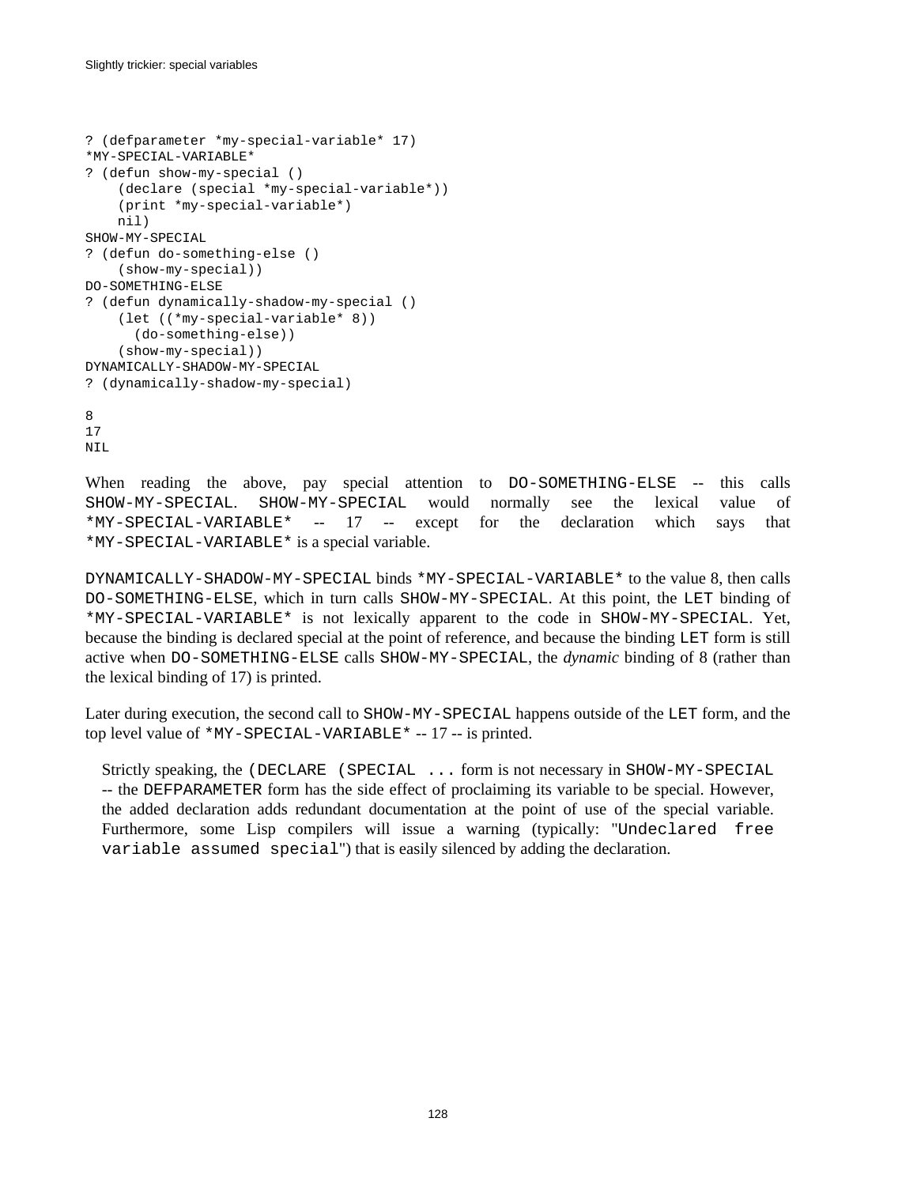```
? (defparameter *my-special-variable* 17)
*MY-SPECIAL-VARIABLE*
? (defun show-my-special ()
    (declare (special *my-special-variable*))
    (print *my-special-variable*)
    nil)
SHOW-MY-SPECIAL
? (defun do-something-else ()
    (show-my-special))
DO-SOMETHING-ELSE
? (defun dynamically-shadow-my-special ()
    (let ((*my-special-variable* 8))
      (do-something-else))
    (show-my-special))
DYNAMICALLY-SHADOW-MY-SPECIAL
? (dynamically-shadow-my-special)

8
17
NIL
```

When reading the above, pay special attention to `DO-SOMETHING-ELSE` -- this calls `SHOW-MY-SPECIAL`. `SHOW-MY-SPECIAL` would normally see the lexical value of `*MY-SPECIAL-VARIABLE*` -- 17 -- except for the declaration which says that `*MY-SPECIAL-VARIABLE*` is a special variable.

`DYNAMICALLY-SHADOW-MY-SPECIAL` binds `*MY-SPECIAL-VARIABLE*` to the value 8, then calls `DO-SOMETHING-ELSE`, which in turn calls `SHOW-MY-SPECIAL`. At this point, the `LET` binding of `*MY-SPECIAL-VARIABLE*` is not lexically apparent to the code in `SHOW-MY-SPECIAL`. Yet, because the binding is declared special at the point of reference, and because the binding `LET` form is still active when `DO-SOMETHING-ELSE` calls `SHOW-MY-SPECIAL`, the *dynamic* binding of 8 (rather than the lexical binding of 17) is printed.

Later during execution, the second call to `SHOW-MY-SPECIAL` happens outside of the `LET` form, and the top level value of `*MY-SPECIAL-VARIABLE*` -- 17 -- is printed.

> Strictly speaking, the `(DECLARE (SPECIAL ...` form is not necessary in `SHOW-MY-SPECIAL` -- the `DEFPARAMETER` form has the side effect of proclaiming its variable to be special. However, the added declaration adds redundant documentation at the point of use of the special variable. Furthermore, some Lisp compilers will issue a warning (typically: "`Undeclared free variable assumed special`") that is easily silenced by adding the declaration.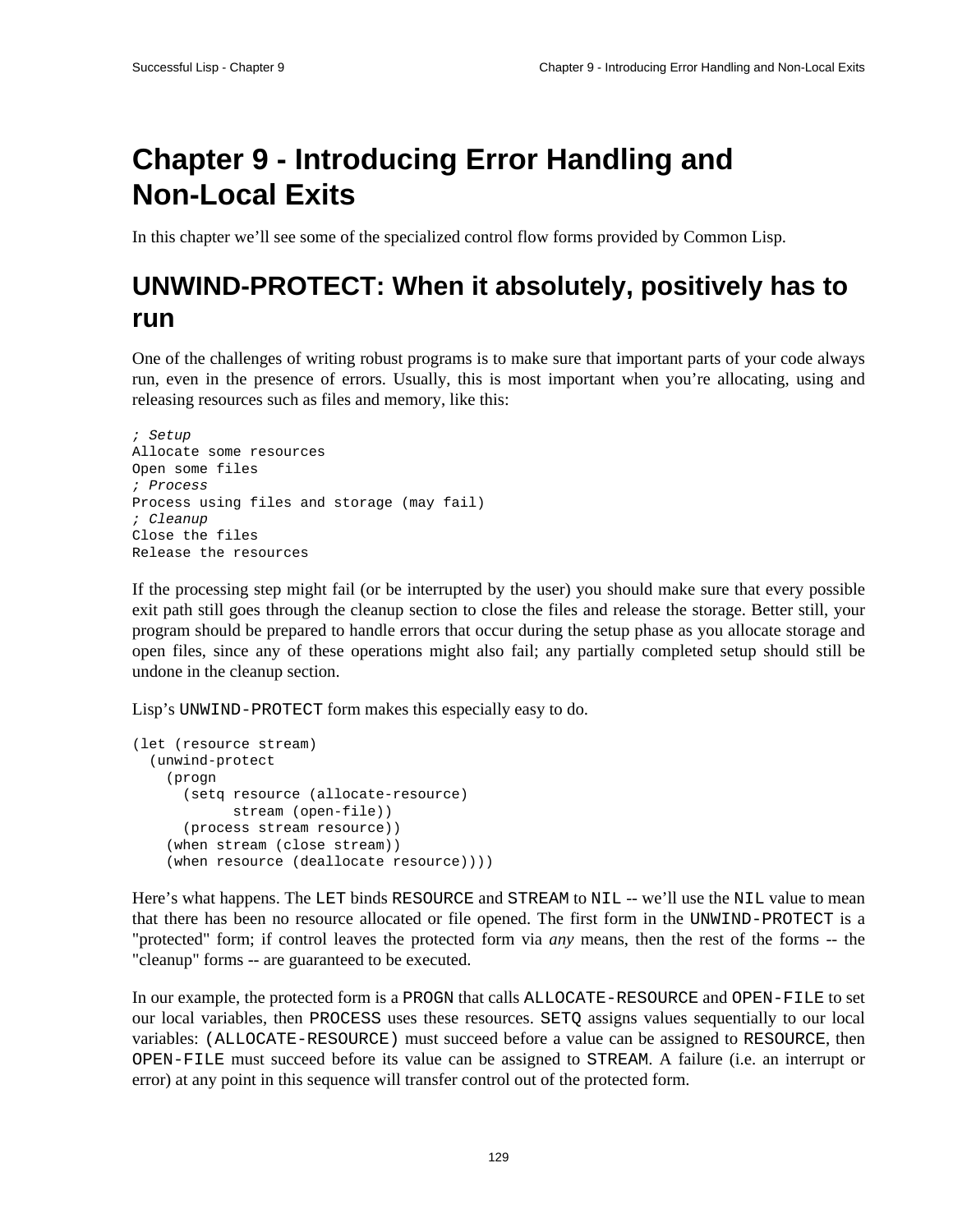# Chapter 9 - Introducing Error Handling and Non-Local Exits

In this chapter we'll see some of the specialized control flow forms provided by Common Lisp.

## UNWIND-PROTECT: When it absolutely, positively has to run

One of the challenges of writing robust programs is to make sure that important parts of your code always run, even in the presence of errors. Usually, this is most important when you're allocating, using and releasing resources such as files and memory, like this:

```
; Setup
Allocate some resources
Open some files
; Process
Process using files and storage (may fail)
; Cleanup
Close the files
Release the resources
```

If the processing step might fail (or be interrupted by the user) you should make sure that every possible exit path still goes through the cleanup section to close the files and release the storage. Better still, your program should be prepared to handle errors that occur during the setup phase as you allocate storage and open files, since any of these operations might also fail; any partially completed setup should still be undone in the cleanup section.

Lisp's `UNWIND-PROTECT` form makes this especially easy to do.

```
(let (resource stream)
  (unwind-protect
    (progn
      (setq resource (allocate-resource)
            stream (open-file))
      (process stream resource))
    (when stream (close stream))
    (when resource (deallocate resource))))
```

Here's what happens. The `LET` binds `RESOURCE` and `STREAM` to `NIL` -- we'll use the `NIL` value to mean that there has been no resource allocated or file opened. The first form in the `UNWIND-PROTECT` is a "protected" form; if control leaves the protected form via *any* means, then the rest of the forms -- the "cleanup" forms -- are guaranteed to be executed.

In our example, the protected form is a `PROGN` that calls `ALLOCATE-RESOURCE` and `OPEN-FILE` to set our local variables, then `PROCESS` uses these resources. `SETQ` assigns values sequentially to our local variables: `(ALLOCATE-RESOURCE)` must succeed before a value can be assigned to `RESOURCE`, then `OPEN-FILE` must succeed before its value can be assigned to `STREAM`. A failure (i.e. an interrupt or error) at any point in this sequence will transfer control out of the protected form.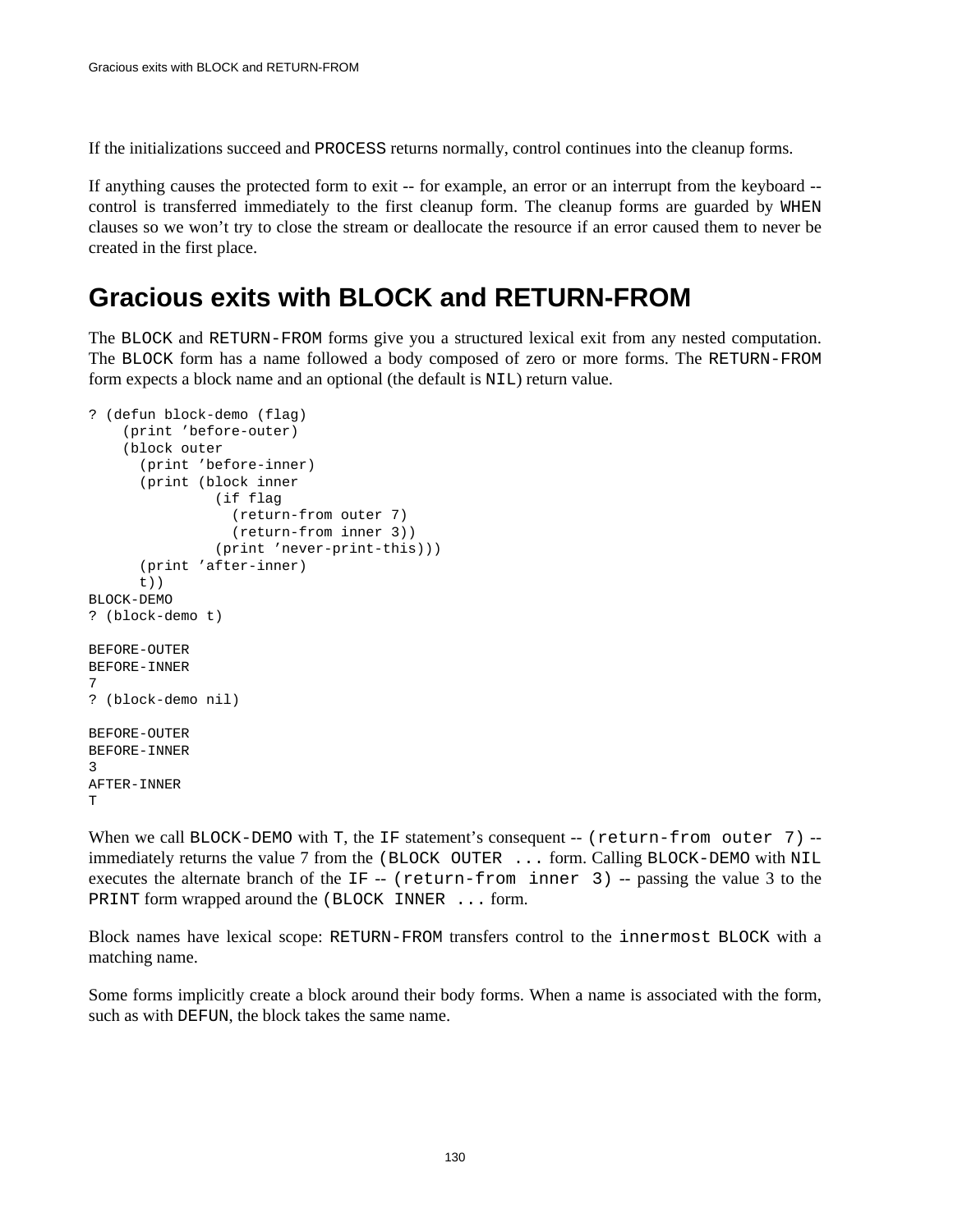If the initializations succeed and PROCESS returns normally, control continues into the cleanup forms.

If anything causes the protected form to exit -- for example, an error or an interrupt from the keyboard -- control is transferred immediately to the first cleanup form. The cleanup forms are guarded by WHEN clauses so we won't try to close the stream or deallocate the resource if an error caused them to never be created in the first place.

## Gracious exits with BLOCK and RETURN-FROM

The BLOCK and RETURN-FROM forms give you a structured lexical exit from any nested computation. The BLOCK form has a name followed a body composed of zero or more forms. The RETURN-FROM form expects a block name and an optional (the default is NIL) return value.

```
? (defun block-demo (flag)
    (print 'before-outer)
    (block outer
      (print 'before-inner)
      (print (block inner
               (if flag
                 (return-from outer 7)
                 (return-from inner 3))
               (print 'never-print-this)))
      (print 'after-inner)
      t))
BLOCK-DEMO
? (block-demo t)

BEFORE-OUTER
BEFORE-INNER
7
? (block-demo nil)

BEFORE-OUTER
BEFORE-INNER
3
AFTER-INNER
T
```

When we call BLOCK-DEMO with T, the IF statement's consequent -- (return-from outer 7) -- immediately returns the value 7 from the (BLOCK OUTER ... form. Calling BLOCK-DEMO with NIL executes the alternate branch of the IF -- (return-from inner 3) -- passing the value 3 to the PRINT form wrapped around the (BLOCK INNER ... form.

Block names have lexical scope: RETURN-FROM transfers control to the innermost BLOCK with a matching name.

Some forms implicitly create a block around their body forms. When a name is associated with the form, such as with DEFUN, the block takes the same name.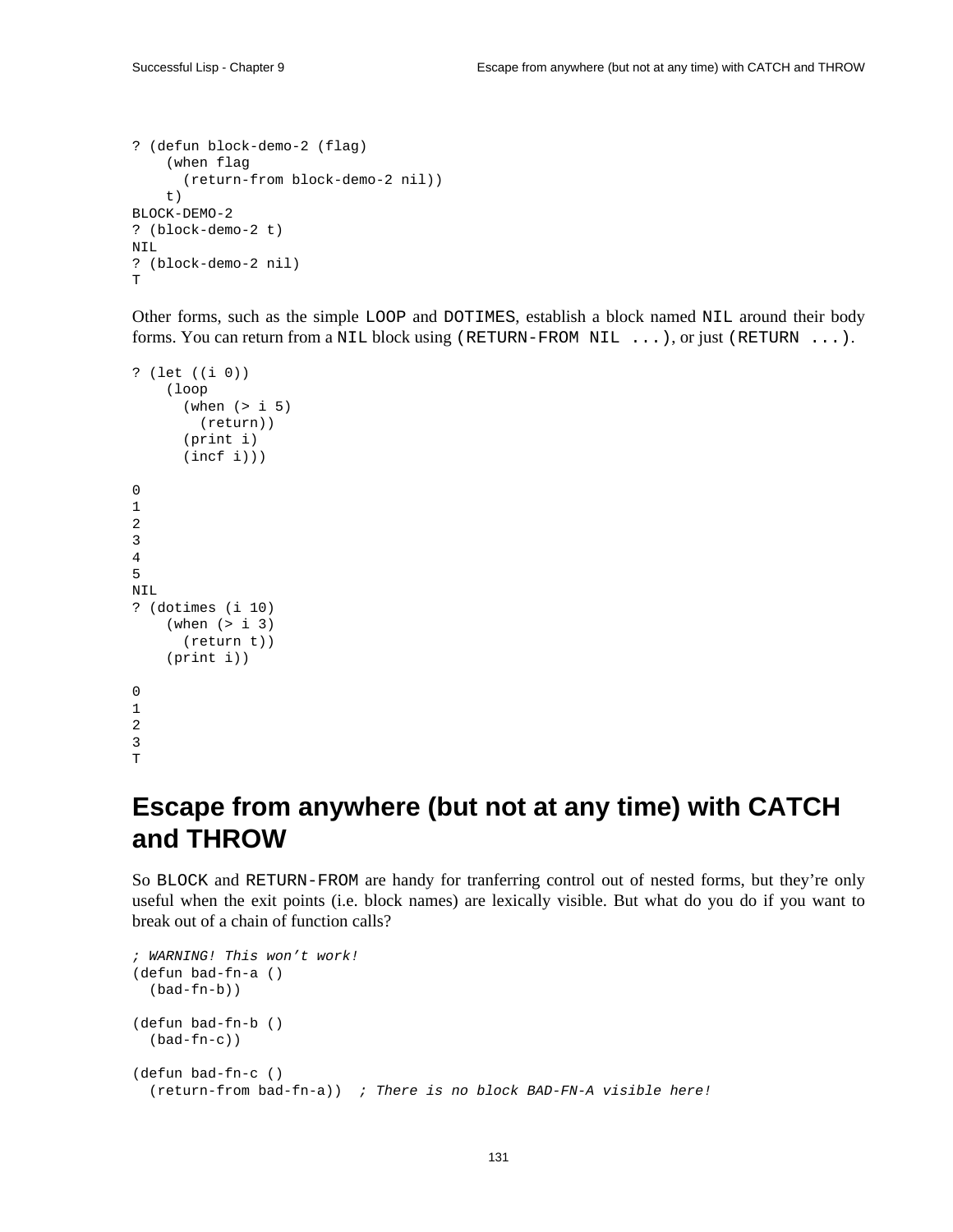```
? (defun block-demo-2 (flag)
    (when flag
      (return-from block-demo-2 nil))
    t)
BLOCK-DEMO-2
? (block-demo-2 t)
NIL
? (block-demo-2 nil)
T
```

Other forms, such as the simple `LOOP` and `DOTIMES`, establish a block named `NIL` around their body forms. You can return from a `NIL` block using `(RETURN-FROM NIL ...)`, or just `(RETURN ...)`.

```
? (let ((i 0))
    (loop
      (when (> i 5)
        (return))
      (print i)
      (incf i)))

0
1
2
3
4
5
NIL
? (dotimes (i 10)
    (when (> i 3)
      (return t))
    (print i))

0
1
2
3
T
```

## Escape from anywhere (but not at any time) with CATCH and THROW

So `BLOCK` and `RETURN-FROM` are handy for tranferring control out of nested forms, but they're only useful when the exit points (i.e. block names) are lexically visible. But what do you do if you want to break out of a chain of function calls?

```
; WARNING! This won't work!
(defun bad-fn-a ()
  (bad-fn-b))

(defun bad-fn-b ()
  (bad-fn-c))

(defun bad-fn-c ()
  (return-from bad-fn-a))  ; There is no block BAD-FN-A visible here!
```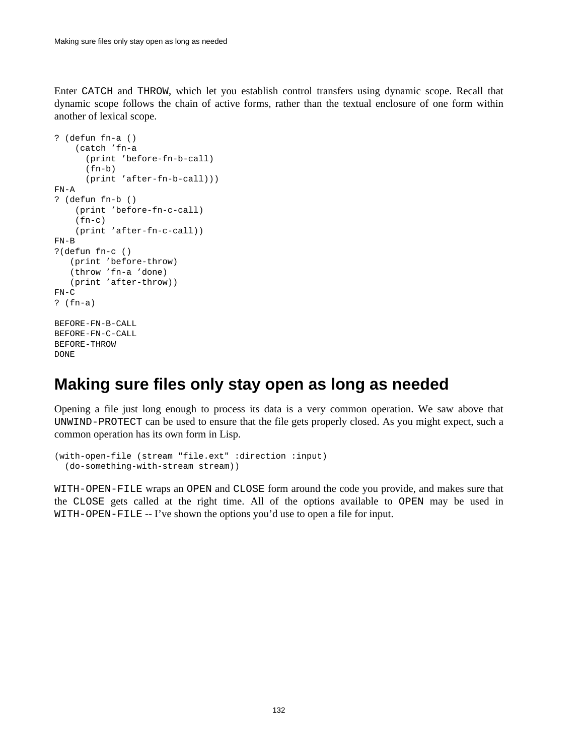Enter `CATCH` and `THROW`, which let you establish control transfers using dynamic scope. Recall that dynamic scope follows the chain of active forms, rather than the textual enclosure of one form within another of lexical scope.

```
? (defun fn-a ()
    (catch 'fn-a
      (print 'before-fn-b-call)
      (fn-b)
      (print 'after-fn-b-call)))
FN-A
? (defun fn-b ()
    (print 'before-fn-c-call)
    (fn-c)
    (print 'after-fn-c-call))
FN-B
?(defun fn-c ()
   (print 'before-throw)
   (throw 'fn-a 'done)
   (print 'after-throw))
FN-C
? (fn-a)

BEFORE-FN-B-CALL
BEFORE-FN-C-CALL
BEFORE-THROW
DONE
```

## Making sure files only stay open as long as needed

Opening a file just long enough to process its data is a very common operation. We saw above that `UNWIND-PROTECT` can be used to ensure that the file gets properly closed. As you might expect, such a common operation has its own form in Lisp.

```
(with-open-file (stream "file.ext" :direction :input)
  (do-something-with-stream stream))
```

`WITH-OPEN-FILE` wraps an `OPEN` and `CLOSE` form around the code you provide, and makes sure that the `CLOSE` gets called at the right time. All of the options available to `OPEN` may be used in `WITH-OPEN-FILE` -- I've shown the options you'd use to open a file for input.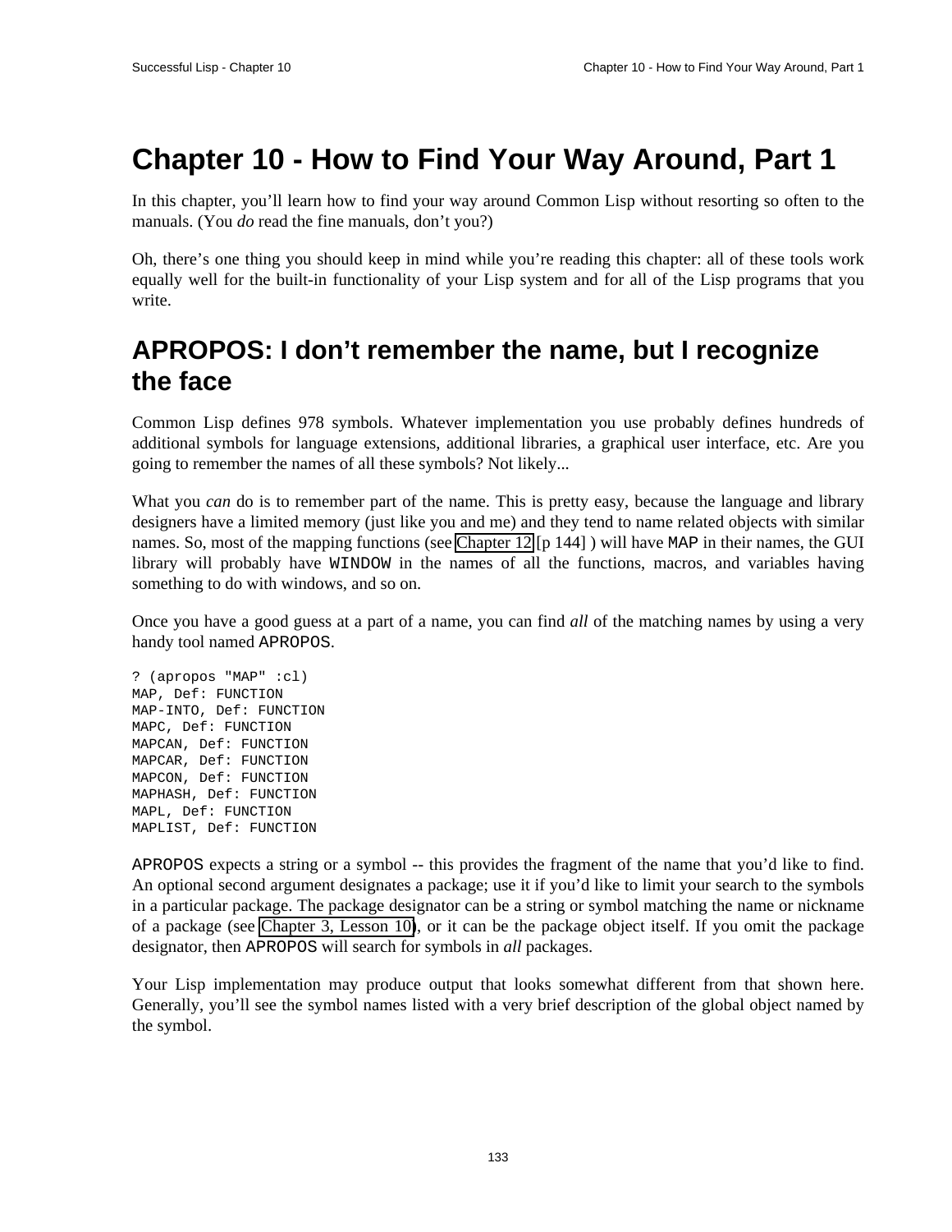# Chapter 10 - How to Find Your Way Around, Part 1

In this chapter, you'll learn how to find your way around Common Lisp without resorting so often to the manuals. (You *do* read the fine manuals, don't you?)

Oh, there's one thing you should keep in mind while you're reading this chapter: all of these tools work equally well for the built-in functionality of your Lisp system and for all of the Lisp programs that you write.

## APROPOS: I don't remember the name, but I recognize the face

Common Lisp defines 978 symbols. Whatever implementation you use probably defines hundreds of additional symbols for language extensions, additional libraries, a graphical user interface, etc. Are you going to remember the names of all these symbols? Not likely...

What you *can* do is to remember part of the name. This is pretty easy, because the language and library designers have a limited memory (just like you and me) and they tend to name related objects with similar names. So, most of the mapping functions (see Chapter 12 [p 144] ) will have `MAP` in their names, the GUI library will probably have `WINDOW` in the names of all the functions, macros, and variables having something to do with windows, and so on.

Once you have a good guess at a part of a name, you can find *all* of the matching names by using a very handy tool named `APROPOS`.

```
? (apropos "MAP" :cl)
MAP, Def: FUNCTION
MAP-INTO, Def: FUNCTION
MAPC, Def: FUNCTION
MAPCAN, Def: FUNCTION
MAPCAR, Def: FUNCTION
MAPCON, Def: FUNCTION
MAPHASH, Def: FUNCTION
MAPL, Def: FUNCTION
MAPLIST, Def: FUNCTION
```

`APROPOS` expects a string or a symbol -- this provides the fragment of the name that you'd like to find. An optional second argument designates a package; use it if you'd like to limit your search to the symbols in a particular package. The package designator can be a string or symbol matching the name or nickname of a package (see Chapter 3, Lesson 10), or it can be the package object itself. If you omit the package designator, then `APROPOS` will search for symbols in *all* packages.

Your Lisp implementation may produce output that looks somewhat different from that shown here. Generally, you'll see the symbol names listed with a very brief description of the global object named by the symbol.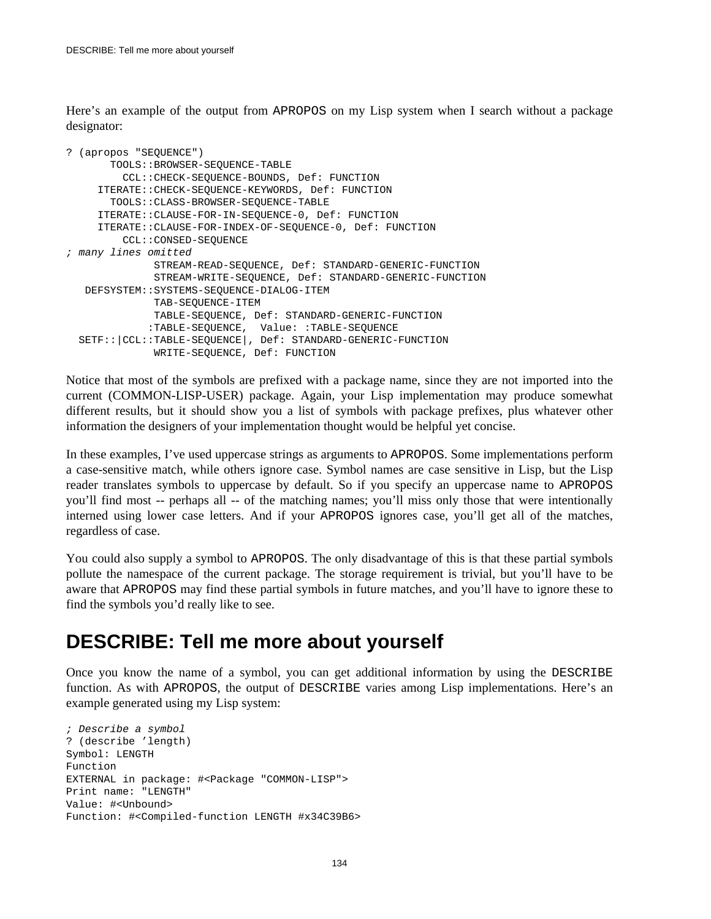Here's an example of the output from APROPOS on my Lisp system when I search without a package designator:

```
? (apropos "SEQUENCE")
       TOOLS::BROWSER-SEQUENCE-TABLE
         CCL::CHECK-SEQUENCE-BOUNDS, Def: FUNCTION
     ITERATE::CHECK-SEQUENCE-KEYWORDS, Def: FUNCTION
       TOOLS::CLASS-BROWSER-SEQUENCE-TABLE
     ITERATE::CLAUSE-FOR-IN-SEQUENCE-0, Def: FUNCTION
     ITERATE::CLAUSE-FOR-INDEX-OF-SEQUENCE-0, Def: FUNCTION
         CCL::CONSED-SEQUENCE
; many lines omitted
              STREAM-READ-SEQUENCE, Def: STANDARD-GENERIC-FUNCTION
              STREAM-WRITE-SEQUENCE, Def: STANDARD-GENERIC-FUNCTION
   DEFSYSTEM::SYSTEMS-SEQUENCE-DIALOG-ITEM
              TAB-SEQUENCE-ITEM
              TABLE-SEQUENCE, Def: STANDARD-GENERIC-FUNCTION
             :TABLE-SEQUENCE,  Value: :TABLE-SEQUENCE
  SETF::|CCL::TABLE-SEQUENCE|, Def: STANDARD-GENERIC-FUNCTION
              WRITE-SEQUENCE, Def: FUNCTION
```

Notice that most of the symbols are prefixed with a package name, since they are not imported into the current (COMMON-LISP-USER) package. Again, your Lisp implementation may produce somewhat different results, but it should show you a list of symbols with package prefixes, plus whatever other information the designers of your implementation thought would be helpful yet concise.

In these examples, I've used uppercase strings as arguments to APROPOS. Some implementations perform a case-sensitive match, while others ignore case. Symbol names are case sensitive in Lisp, but the Lisp reader translates symbols to uppercase by default. So if you specify an uppercase name to APROPOS you'll find most -- perhaps all -- of the matching names; you'll miss only those that were intentionally interned using lower case letters. And if your APROPOS ignores case, you'll get all of the matches, regardless of case.

You could also supply a symbol to APROPOS. The only disadvantage of this is that these partial symbols pollute the namespace of the current package. The storage requirement is trivial, but you'll have to be aware that APROPOS may find these partial symbols in future matches, and you'll have to ignore these to find the symbols you'd really like to see.

## DESCRIBE: Tell me more about yourself

Once you know the name of a symbol, you can get additional information by using the DESCRIBE function. As with APROPOS, the output of DESCRIBE varies among Lisp implementations. Here's an example generated using my Lisp system:

```
; Describe a symbol
? (describe 'length)
Symbol: LENGTH
Function
EXTERNAL in package: #<Package "COMMON-LISP">
Print name: "LENGTH"
Value: #<Unbound>
Function: #<Compiled-function LENGTH #x34C39B6>
```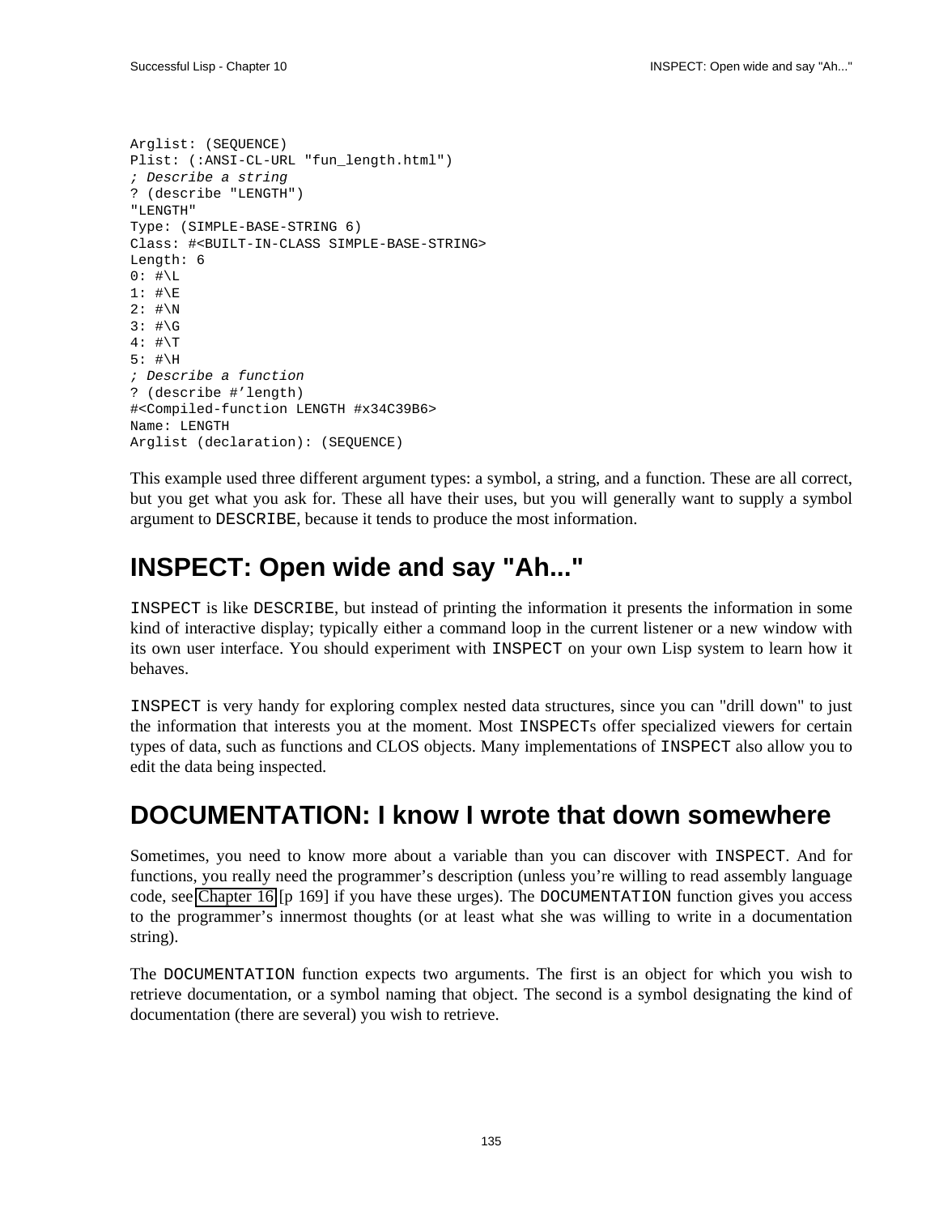```
Arglist: (SEQUENCE)
Plist: (:ANSI-CL-URL "fun_length.html")
; Describe a string
? (describe "LENGTH")
"LENGTH"
Type: (SIMPLE-BASE-STRING 6)
Class: #<BUILT-IN-CLASS SIMPLE-BASE-STRING>
Length: 6
0: #\L
1: #\E
2: #\N
3: #\G
4: #\T
5: #\H
; Describe a function
? (describe #'length)
#<Compiled-function LENGTH #x34C39B6>
Name: LENGTH
Arglist (declaration): (SEQUENCE)
```

This example used three different argument types: a symbol, a string, and a function. These are all correct, but you get what you ask for. These all have their uses, but you will generally want to supply a symbol argument to `DESCRIBE`, because it tends to produce the most information.

## INSPECT: Open wide and say "Ah..."

`INSPECT` is like `DESCRIBE`, but instead of printing the information it presents the information in some kind of interactive display; typically either a command loop in the current listener or a new window with its own user interface. You should experiment with `INSPECT` on your own Lisp system to learn how it behaves.

`INSPECT` is very handy for exploring complex nested data structures, since you can "drill down" to just the information that interests you at the moment. Most `INSPECT`s offer specialized viewers for certain types of data, such as functions and CLOS objects. Many implementations of `INSPECT` also allow you to edit the data being inspected.

## DOCUMENTATION: I know I wrote that down somewhere

Sometimes, you need to know more about a variable than you can discover with `INSPECT`. And for functions, you really need the programmer's description (unless you're willing to read assembly language code, see Chapter 16 [p 169] if you have these urges). The `DOCUMENTATION` function gives you access to the programmer's innermost thoughts (or at least what she was willing to write in a documentation string).

The `DOCUMENTATION` function expects two arguments. The first is an object for which you wish to retrieve documentation, or a symbol naming that object. The second is a symbol designating the kind of documentation (there are several) you wish to retrieve.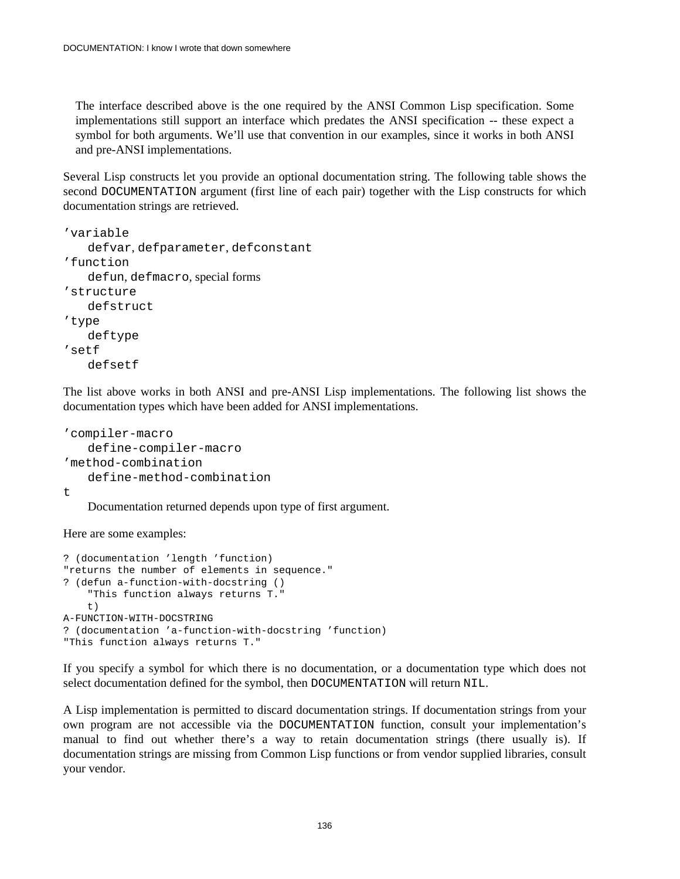> The interface described above is the one required by the ANSI Common Lisp specification. Some implementations still support an interface which predates the ANSI specification -- these expect a symbol for both arguments. We'll use that convention in our examples, since it works in both ANSI and pre-ANSI implementations.

Several Lisp constructs let you provide an optional documentation string. The following table shows the second `DOCUMENTATION` argument (first line of each pair) together with the Lisp constructs for which documentation strings are retrieved.

`'variable`
: `defvar`, `defparameter`, `defconstant`

`'function`
: `defun`, `defmacro`, special forms

`'structure`
: `defstruct`

`'type`
: `deftype`

`'setf`
: `defsetf`

The list above works in both ANSI and pre-ANSI Lisp implementations. The following list shows the documentation types which have been added for ANSI implementations.

`'compiler-macro`
: `define-compiler-macro`

`'method-combination`
: `define-method-combination`

`t`
: Documentation returned depends upon type of first argument.

Here are some examples:

```
? (documentation 'length 'function)
"returns the number of elements in sequence."
? (defun a-function-with-docstring ()
    "This function always returns T."
    t)
A-FUNCTION-WITH-DOCSTRING
? (documentation 'a-function-with-docstring 'function)
"This function always returns T."
```

If you specify a symbol for which there is no documentation, or a documentation type which does not select documentation defined for the symbol, then `DOCUMENTATION` will return `NIL`.

A Lisp implementation is permitted to discard documentation strings. If documentation strings from your own program are not accessible via the `DOCUMENTATION` function, consult your implementation's manual to find out whether there's a way to retain documentation strings (there usually is). If documentation strings are missing from Common Lisp functions or from vendor supplied libraries, consult your vendor.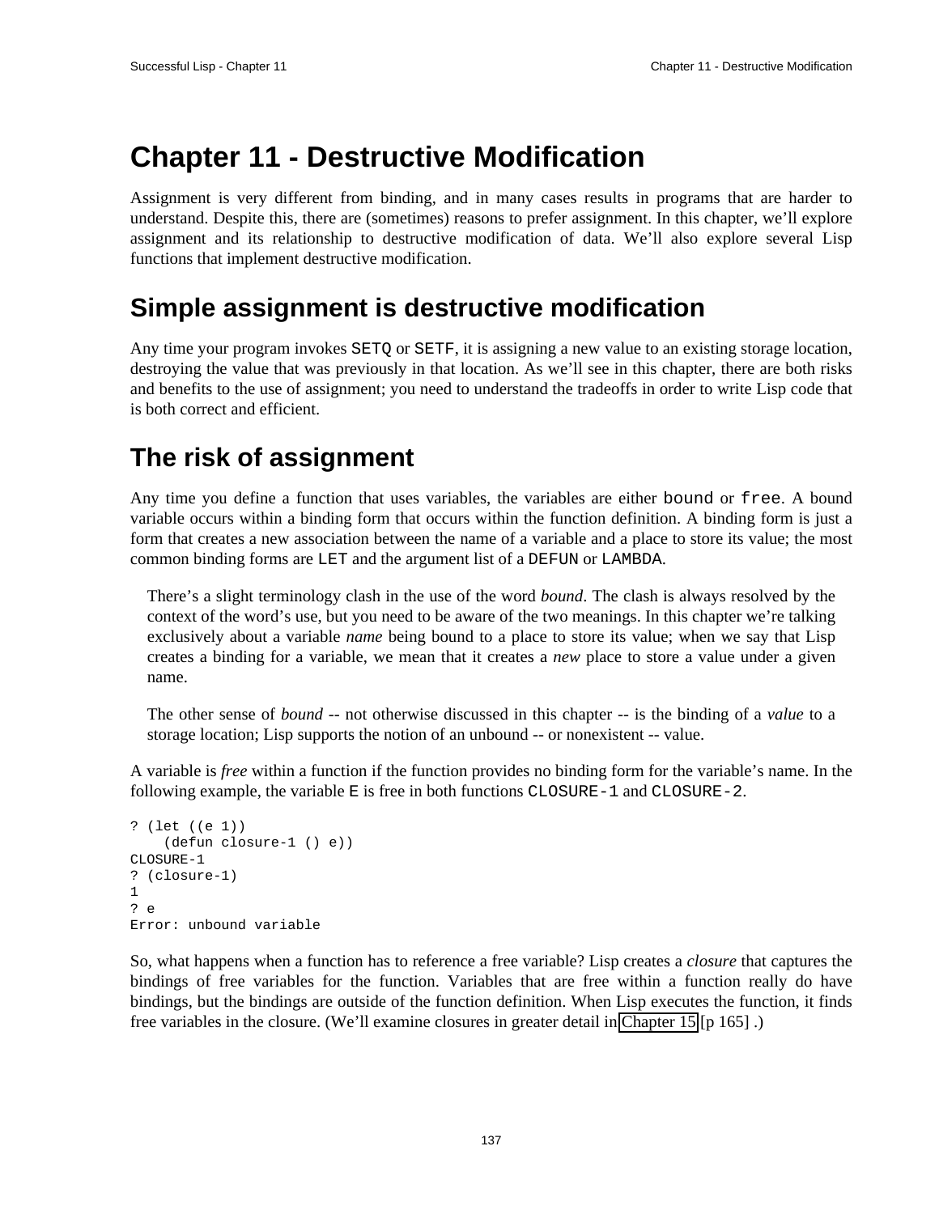# Chapter 11 - Destructive Modification

Assignment is very different from binding, and in many cases results in programs that are harder to understand. Despite this, there are (sometimes) reasons to prefer assignment. In this chapter, we'll explore assignment and its relationship to destructive modification of data. We'll also explore several Lisp functions that implement destructive modification.

## Simple assignment is destructive modification

Any time your program invokes `SETQ` or `SETF`, it is assigning a new value to an existing storage location, destroying the value that was previously in that location. As we'll see in this chapter, there are both risks and benefits to the use of assignment; you need to understand the tradeoffs in order to write Lisp code that is both correct and efficient.

## The risk of assignment

Any time you define a function that uses variables, the variables are either `bound` or `free`. A bound variable occurs within a binding form that occurs within the function definition. A binding form is just a form that creates a new association between the name of a variable and a place to store its value; the most common binding forms are `LET` and the argument list of a `DEFUN` or `LAMBDA`.

> There's a slight terminology clash in the use of the word *bound*. The clash is always resolved by the context of the word's use, but you need to be aware of the two meanings. In this chapter we're talking exclusively about a variable *name* being bound to a place to store its value; when we say that Lisp creates a binding for a variable, we mean that it creates a *new* place to store a value under a given name.
>
> The other sense of *bound* -- not otherwise discussed in this chapter -- is the binding of a *value* to a storage location; Lisp supports the notion of an unbound -- or nonexistent -- value.

A variable is *free* within a function if the function provides no binding form for the variable's name. In the following example, the variable `E` is free in both functions `CLOSURE-1` and `CLOSURE-2`.

```
? (let ((e 1))
    (defun closure-1 () e))
CLOSURE-1
? (closure-1)
1
? e
Error: unbound variable
```

So, what happens when a function has to reference a free variable? Lisp creates a *closure* that captures the bindings of free variables for the function. Variables that are free within a function really do have bindings, but the bindings are outside of the function definition. When Lisp executes the function, it finds free variables in the closure. (We'll examine closures in greater detail in Chapter 15 [p 165] .)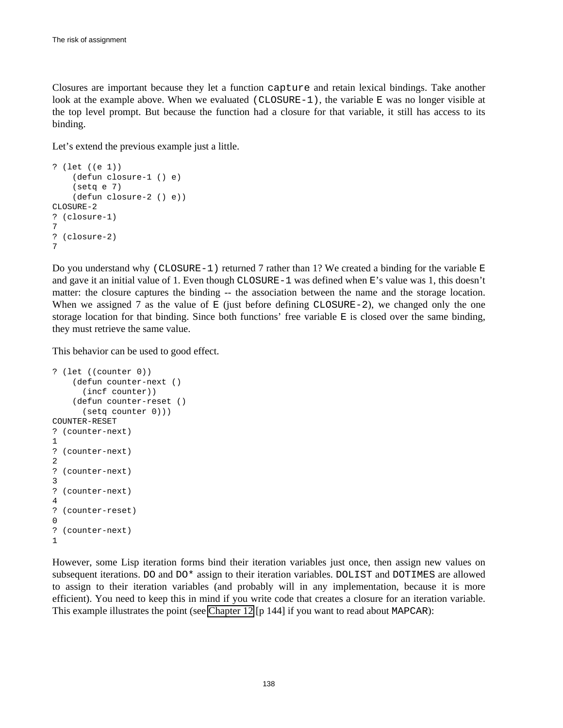Closures are important because they let a function `capture` and retain lexical bindings. Take another look at the example above. When we evaluated `(CLOSURE-1)`, the variable `E` was no longer visible at the top level prompt. But because the function had a closure for that variable, it still has access to its binding.

Let's extend the previous example just a little.

```
? (let ((e 1))
    (defun closure-1 () e)
    (setq e 7)
    (defun closure-2 () e))
CLOSURE-2
? (closure-1)
7
? (closure-2)
7
```

Do you understand why `(CLOSURE-1)` returned 7 rather than 1? We created a binding for the variable `E` and gave it an initial value of 1. Even though `CLOSURE-1` was defined when `E`'s value was 1, this doesn't matter: the closure captures the binding -- the association between the name and the storage location. When we assigned 7 as the value of `E` (just before defining `CLOSURE-2`), we changed only the one storage location for that binding. Since both functions' free variable `E` is closed over the same binding, they must retrieve the same value.

This behavior can be used to good effect.

```
? (let ((counter 0))
    (defun counter-next ()
      (incf counter))
    (defun counter-reset ()
      (setq counter 0)))
COUNTER-RESET
? (counter-next)
1
? (counter-next)
2
? (counter-next)
3
? (counter-next)
4
? (counter-reset)
0
? (counter-next)
1
```

However, some Lisp iteration forms bind their iteration variables just once, then assign new values on subsequent iterations. `DO` and `DO*` assign to their iteration variables. `DOLIST` and `DOTIMES` are allowed to assign to their iteration variables (and probably will in any implementation, because it is more efficient). You need to keep this in mind if you write code that creates a closure for an iteration variable. This example illustrates the point (see Chapter 12 [p 144] if you want to read about `MAPCAR`):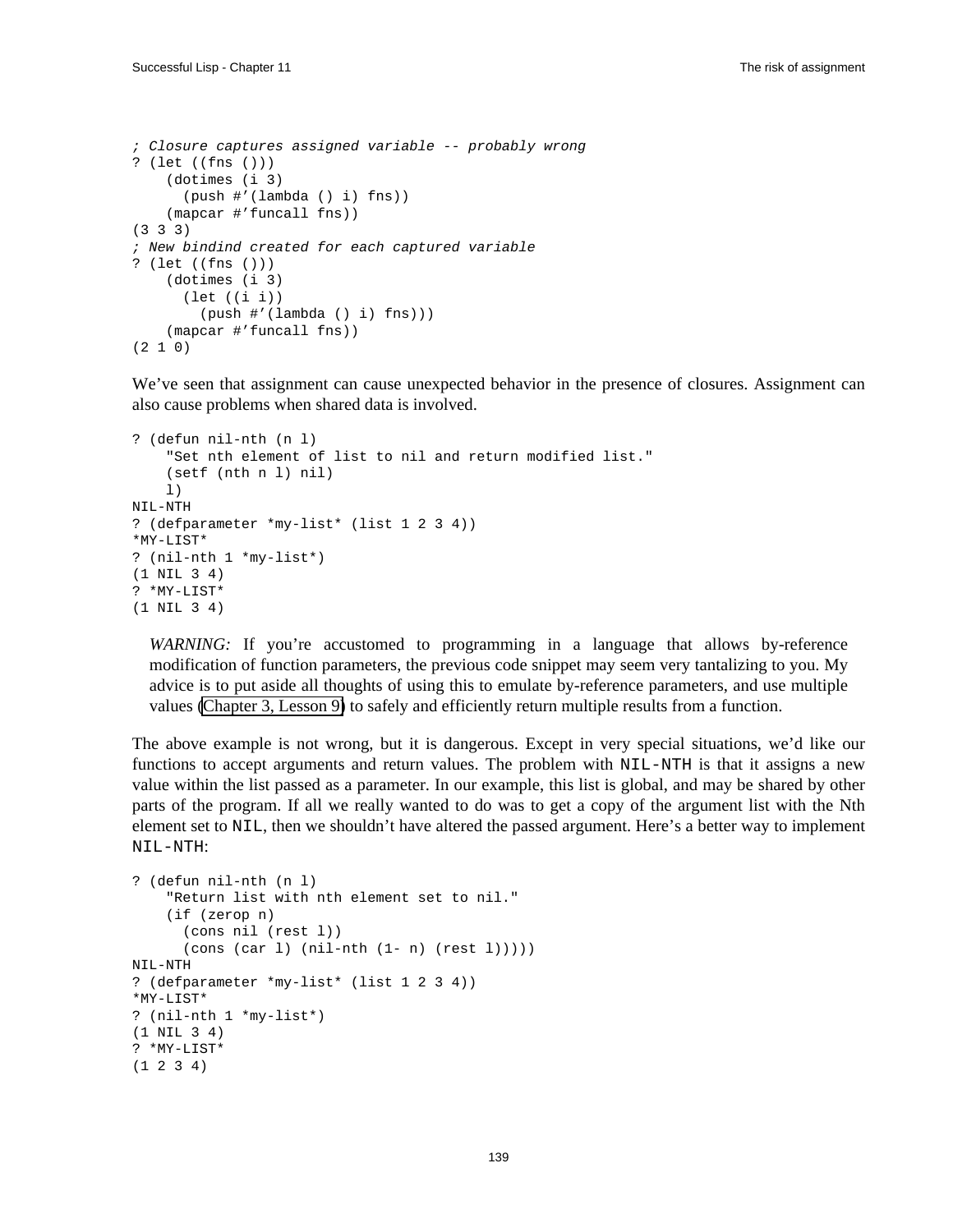```
; Closure captures assigned variable -- probably wrong
? (let ((fns ()))
    (dotimes (i 3)
      (push #'(lambda () i) fns))
    (mapcar #'funcall fns))
(3 3 3)
; New bindind created for each captured variable
? (let ((fns ()))
    (dotimes (i 3)
      (let ((i i))
        (push #'(lambda () i) fns)))
    (mapcar #'funcall fns))
(2 1 0)
```

We've seen that assignment can cause unexpected behavior in the presence of closures. Assignment can also cause problems when shared data is involved.

```
? (defun nil-nth (n l)
    "Set nth element of list to nil and return modified list."
    (setf (nth n l) nil)
    l)
NIL-NTH
? (defparameter *my-list* (list 1 2 3 4))
*MY-LIST*
? (nil-nth 1 *my-list*)
(1 NIL 3 4)
? *MY-LIST*
(1 NIL 3 4)
```

> *WARNING:* If you're accustomed to programming in a language that allows by-reference modification of function parameters, the previous code snippet may seem very tantalizing to you. My advice is to put aside all thoughts of using this to emulate by-reference parameters, and use multiple values (Chapter 3, Lesson 9) to safely and efficiently return multiple results from a function.

The above example is not wrong, but it is dangerous. Except in very special situations, we'd like our functions to accept arguments and return values. The problem with `NIL-NTH` is that it assigns a new value within the list passed as a parameter. In our example, this list is global, and may be shared by other parts of the program. If all we really wanted to do was to get a copy of the argument list with the Nth element set to `NIL`, then we shouldn't have altered the passed argument. Here's a better way to implement `NIL-NTH`:

```
? (defun nil-nth (n l)
    "Return list with nth element set to nil."
    (if (zerop n)
      (cons nil (rest l))
      (cons (car l) (nil-nth (1- n) (rest l)))))
NIL-NTH
? (defparameter *my-list* (list 1 2 3 4))
*MY-LIST*
? (nil-nth 1 *my-list*)
(1 NIL 3 4)
? *MY-LIST*
(1 2 3 4)
```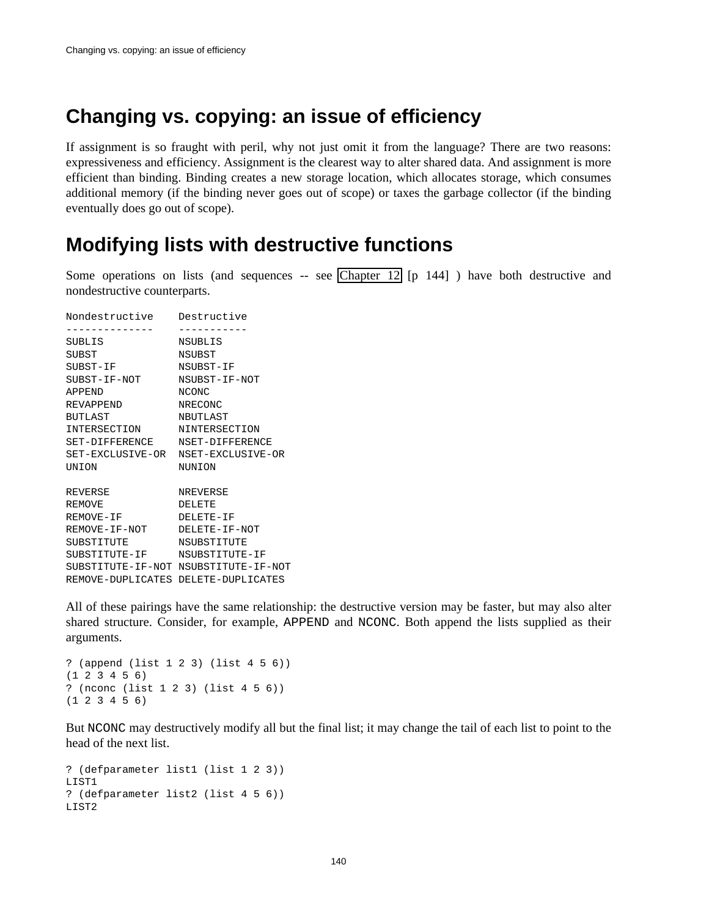## Changing vs. copying: an issue of efficiency

If assignment is so fraught with peril, why not just omit it from the language? There are two reasons: expressiveness and efficiency. Assignment is the clearest way to alter shared data. And assignment is more efficient than binding. Binding creates a new storage location, which allocates storage, which consumes additional memory (if the binding never goes out of scope) or taxes the garbage collector (if the binding eventually does go out of scope).

## Modifying lists with destructive functions

Some operations on lists (and sequences -- see Chapter 12 [p 144] ) have both destructive and nondestructive counterparts.

```
Nondestructive    Destructive
--------------    -----------
SUBLIS            NSUBLIS
SUBST             NSUBST
SUBST-IF          NSUBST-IF
SUBST-IF-NOT      NSUBST-IF-NOT
APPEND            NCONC
REVAPPEND         NRECONC
BUTLAST           NBUTLAST
INTERSECTION      NINTERSECTION
SET-DIFFERENCE    NSET-DIFFERENCE
SET-EXCLUSIVE-OR  NSET-EXCLUSIVE-OR
UNION             NUNION

REVERSE           NREVERSE
REMOVE            DELETE
REMOVE-IF         DELETE-IF
REMOVE-IF-NOT     DELETE-IF-NOT
SUBSTITUTE        NSUBSTITUTE
SUBSTITUTE-IF     NSUBSTITUTE-IF
SUBSTITUTE-IF-NOT NSUBSTITUTE-IF-NOT
REMOVE-DUPLICATES DELETE-DUPLICATES
```

All of these pairings have the same relationship: the destructive version may be faster, but may also alter shared structure. Consider, for example, `APPEND` and `NCONC`. Both append the lists supplied as their arguments.

```
? (append (list 1 2 3) (list 4 5 6))
(1 2 3 4 5 6)
? (nconc (list 1 2 3) (list 4 5 6))
(1 2 3 4 5 6)
```

But `NCONC` may destructively modify all but the final list; it may change the tail of each list to point to the head of the next list.

```
? (defparameter list1 (list 1 2 3))
LIST1
? (defparameter list2 (list 4 5 6))
LIST2
```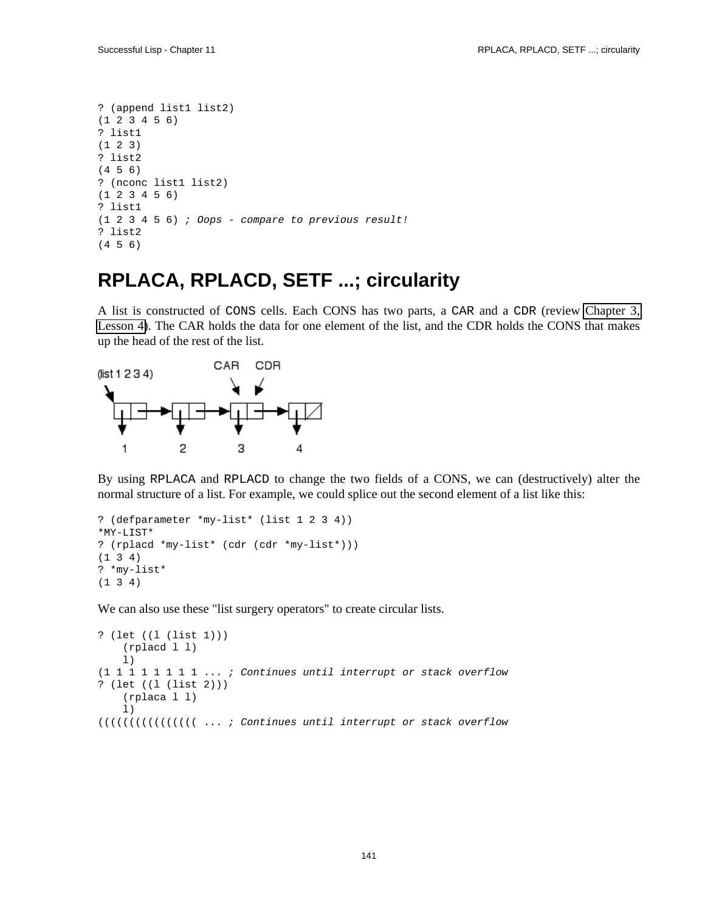```
? (append list1 list2)
(1 2 3 4 5 6)
? list1
(1 2 3)
? list2
(4 5 6)
? (nconc list1 list2)
(1 2 3 4 5 6)
? list1
(1 2 3 4 5 6) ; Oops - compare to previous result!
? list2
(4 5 6)
```

# RPLACA, RPLACD, SETF ...; circularity

A list is constructed of CONS cells. Each CONS has two parts, a CAR and a CDR (review Chapter 3, Lesson 4). The CAR holds the data for one element of the list, and the CDR holds the CONS that makes up the head of the rest of the list.

By using RPLACA and RPLACD to change the two fields of a CONS, we can (destructively) alter the normal structure of a list. For example, we could splice out the second element of a list like this:

```
? (defparameter *my-list* (list 1 2 3 4))
*MY-LIST*
? (rplacd *my-list* (cdr (cdr *my-list*)))
(1 3 4)
? *my-list*
(1 3 4)
```

We can also use these "list surgery operators" to create circular lists.

```
? (let ((l (list 1)))
    (rplacd l l)
    l)
(1 1 1 1 1 1 1 1 ... ; Continues until interrupt or stack overflow
? (let ((l (list 2)))
    (rplaca l l)
    l)
((((((((((((((( ... ; Continues until interrupt or stack overflow
```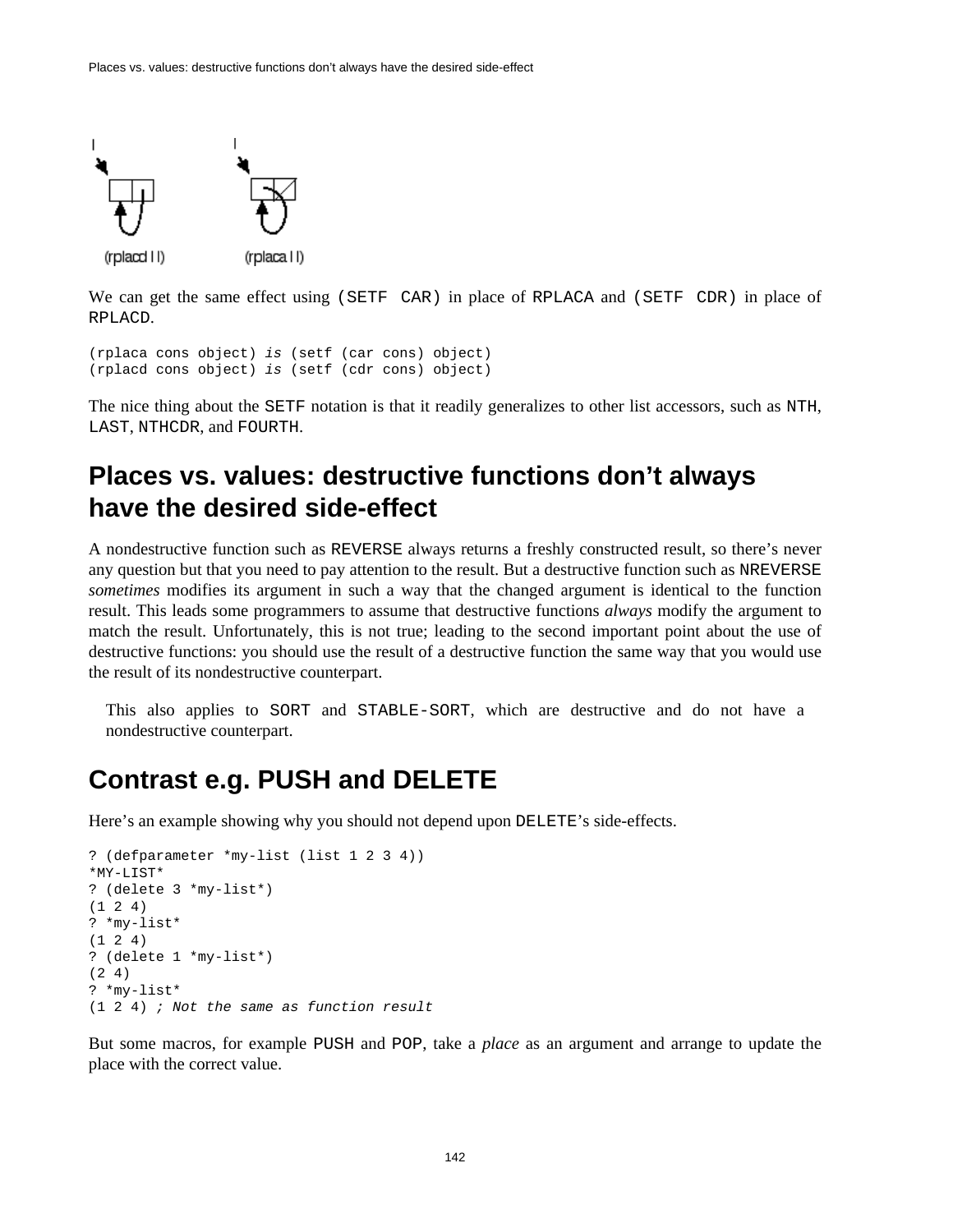We can get the same effect using (SETF CAR) in place of RPLACA and (SETF CDR) in place of RPLACD.

```
(rplaca cons object) is (setf (car cons) object)
(rplacd cons object) is (setf (cdr cons) object)
```

The nice thing about the SETF notation is that it readily generalizes to other list accessors, such as NTH, LAST, NTHCDR, and FOURTH.

## Places vs. values: destructive functions don't always have the desired side-effect

A nondestructive function such as REVERSE always returns a freshly constructed result, so there's never any question but that you need to pay attention to the result. But a destructive function such as NREVERSE *sometimes* modifies its argument in such a way that the changed argument is identical to the function result. This leads some programmers to assume that destructive functions *always* modify the argument to match the result. Unfortunately, this is not true; leading to the second important point about the use of destructive functions: you should use the result of a destructive function the same way that you would use the result of its nondestructive counterpart.

> This also applies to SORT and STABLE-SORT, which are destructive and do not have a nondestructive counterpart.

## Contrast e.g. PUSH and DELETE

Here's an example showing why you should not depend upon DELETE's side-effects.

```
? (defparameter *my-list (list 1 2 3 4))
*MY-LIST*
? (delete 3 *my-list*)
(1 2 4)
? *my-list*
(1 2 4)
? (delete 1 *my-list*)
(2 4)
? *my-list*
(1 2 4) ; Not the same as function result
```

But some macros, for example PUSH and POP, take a *place* as an argument and arrange to update the place with the correct value.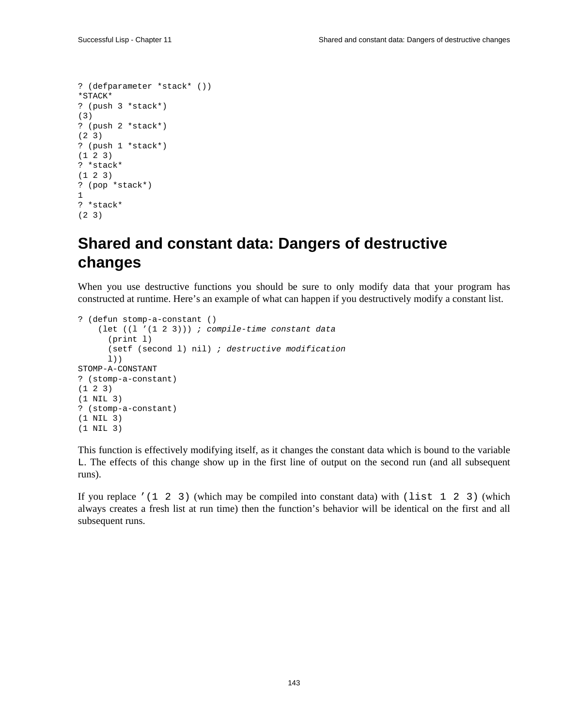```
? (defparameter *stack* ())
*STACK*
? (push 3 *stack*)
(3)
? (push 2 *stack*)
(2 3)
? (push 1 *stack*)
(1 2 3)
? *stack*
(1 2 3)
? (pop *stack*)
1
? *stack*
(2 3)
```

## Shared and constant data: Dangers of destructive changes

When you use destructive functions you should be sure to only modify data that your program has constructed at runtime. Here's an example of what can happen if you destructively modify a constant list.

```
? (defun stomp-a-constant ()
    (let ((l '(1 2 3))) ; compile-time constant data
      (print l)
      (setf (second l) nil) ; destructive modification
      l))
STOMP-A-CONSTANT
? (stomp-a-constant)
(1 2 3)
(1 NIL 3)
? (stomp-a-constant)
(1 NIL 3)
(1 NIL 3)
```

This function is effectively modifying itself, as it changes the constant data which is bound to the variable `L`. The effects of this change show up in the first line of output on the second run (and all subsequent runs).

If you replace `'(1 2 3)` (which may be compiled into constant data) with `(list 1 2 3)` (which always creates a fresh list at run time) then the function's behavior will be identical on the first and all subsequent runs.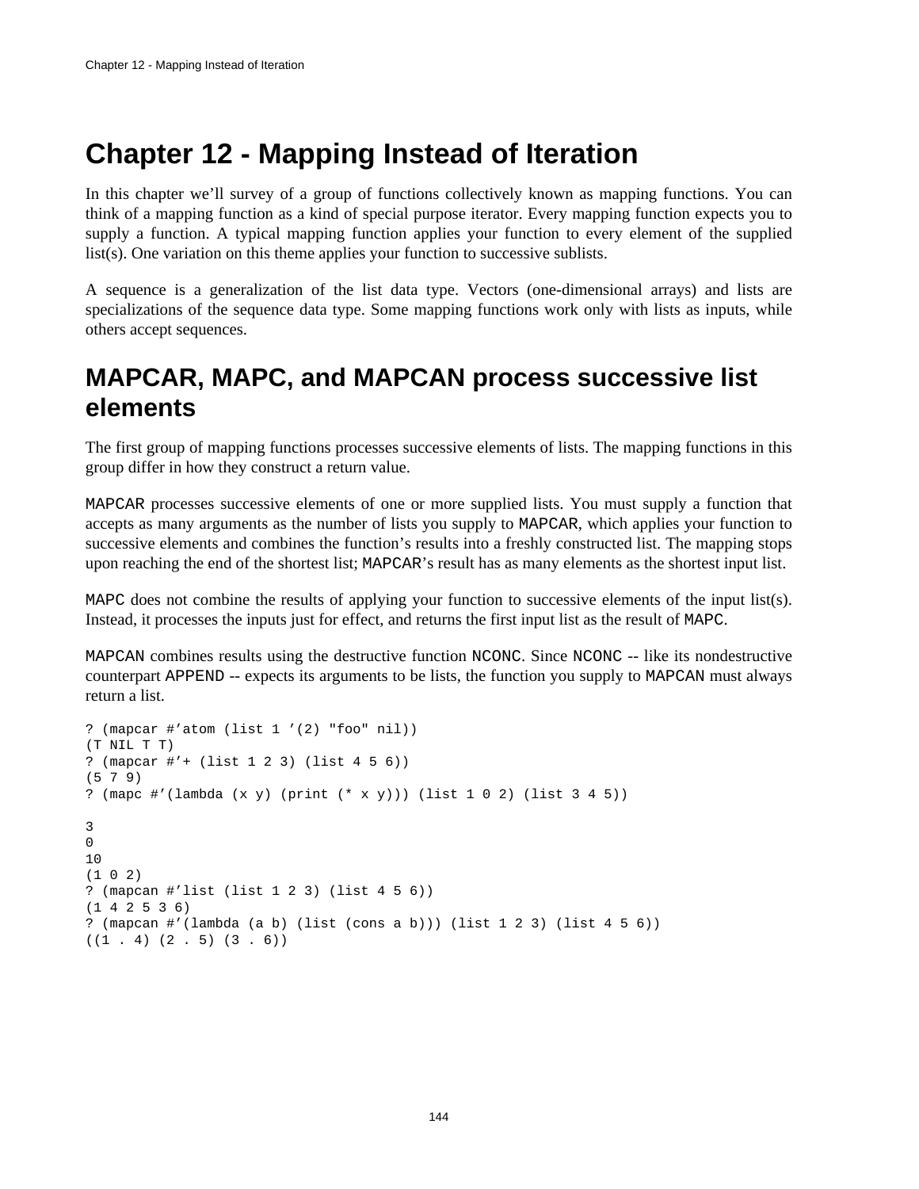# Chapter 12 - Mapping Instead of Iteration

In this chapter we'll survey of a group of functions collectively known as mapping functions. You can think of a mapping function as a kind of special purpose iterator. Every mapping function expects you to supply a function. A typical mapping function applies your function to every element of the supplied list(s). One variation on this theme applies your function to successive sublists.

A sequence is a generalization of the list data type. Vectors (one-dimensional arrays) and lists are specializations of the sequence data type. Some mapping functions work only with lists as inputs, while others accept sequences.

## MAPCAR, MAPC, and MAPCAN process successive list elements

The first group of mapping functions processes successive elements of lists. The mapping functions in this group differ in how they construct a return value.

`MAPCAR` processes successive elements of one or more supplied lists. You must supply a function that accepts as many arguments as the number of lists you supply to `MAPCAR`, which applies your function to successive elements and combines the function's results into a freshly constructed list. The mapping stops upon reaching the end of the shortest list; `MAPCAR`'s result has as many elements as the shortest input list.

`MAPC` does not combine the results of applying your function to successive elements of the input list(s). Instead, it processes the inputs just for effect, and returns the first input list as the result of `MAPC`.

`MAPCAN` combines results using the destructive function `NCONC`. Since `NCONC` -- like its nondestructive counterpart `APPEND` -- expects its arguments to be lists, the function you supply to `MAPCAN` must always return a list.

```
? (mapcar #'atom (list 1 '(2) "foo" nil))
(T NIL T T)
? (mapcar #'+ (list 1 2 3) (list 4 5 6))
(5 7 9)
? (mapc #'(lambda (x y) (print (* x y))) (list 1 0 2) (list 3 4 5))

3
0
10
(1 0 2)
? (mapcan #'list (list 1 2 3) (list 4 5 6))
(1 4 2 5 3 6)
? (mapcan #'(lambda (a b) (list (cons a b))) (list 1 2 3) (list 4 5 6))
((1 . 4) (2 . 5) (3 . 6))
```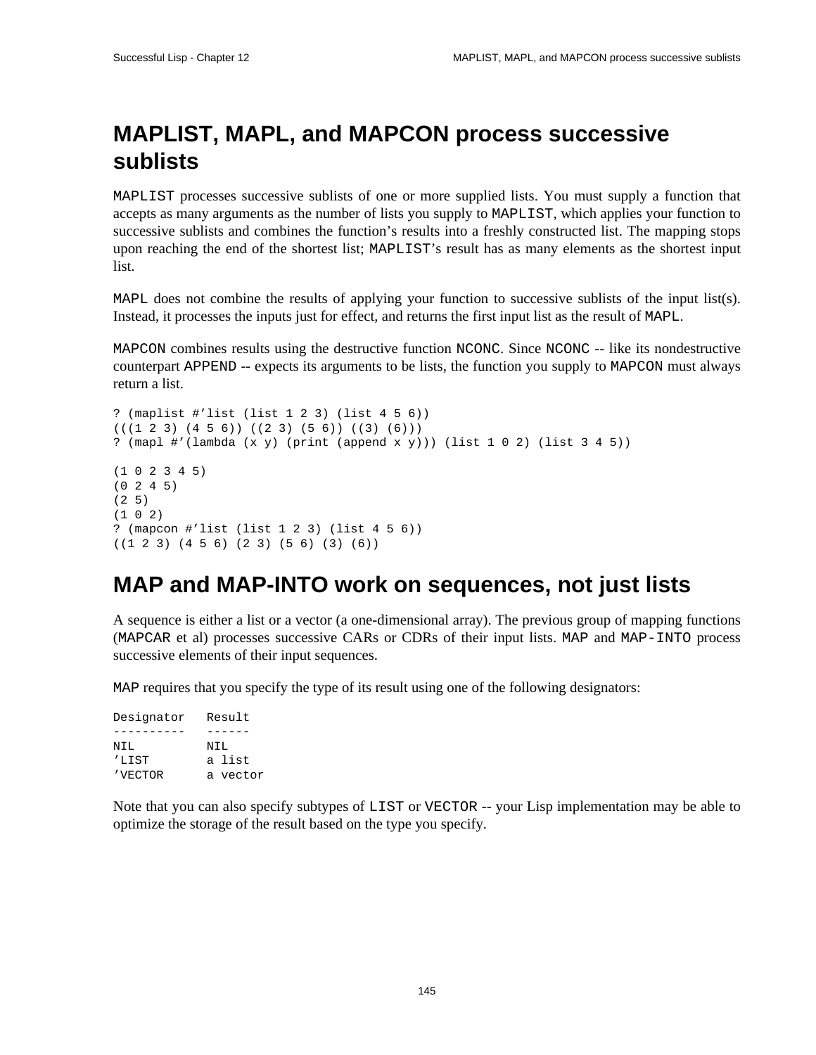## MAPLIST, MAPL, and MAPCON process successive sublists

`MAPLIST` processes successive sublists of one or more supplied lists. You must supply a function that accepts as many arguments as the number of lists you supply to `MAPLIST`, which applies your function to successive sublists and combines the function's results into a freshly constructed list. The mapping stops upon reaching the end of the shortest list; `MAPLIST`'s result has as many elements as the shortest input list.

`MAPL` does not combine the results of applying your function to successive sublists of the input list(s). Instead, it processes the inputs just for effect, and returns the first input list as the result of `MAPL`.

`MAPCON` combines results using the destructive function `NCONC`. Since `NCONC` -- like its nondestructive counterpart `APPEND` -- expects its arguments to be lists, the function you supply to `MAPCON` must always return a list.

```
? (maplist #'list (list 1 2 3) (list 4 5 6))
(((1 2 3) (4 5 6)) ((2 3) (5 6)) ((3) (6)))
? (mapl #'(lambda (x y) (print (append x y))) (list 1 0 2) (list 3 4 5))

(1 0 2 3 4 5)
(0 2 4 5)
(2 5)
(1 0 2)
? (mapcon #'list (list 1 2 3) (list 4 5 6))
((1 2 3) (4 5 6) (2 3) (5 6) (3) (6))
```

## MAP and MAP-INTO work on sequences, not just lists

A sequence is either a list or a vector (a one-dimensional array). The previous group of mapping functions (`MAPCAR` et al) processes successive CARs or CDRs of their input lists. `MAP` and `MAP-INTO` process successive elements of their input sequences.

`MAP` requires that you specify the type of its result using one of the following designators:

```
Designator   Result
----------   ------
NIL          NIL
'LIST        a list
'VECTOR      a vector
```

Note that you can also specify subtypes of `LIST` or `VECTOR` -- your Lisp implementation may be able to optimize the storage of the result based on the type you specify.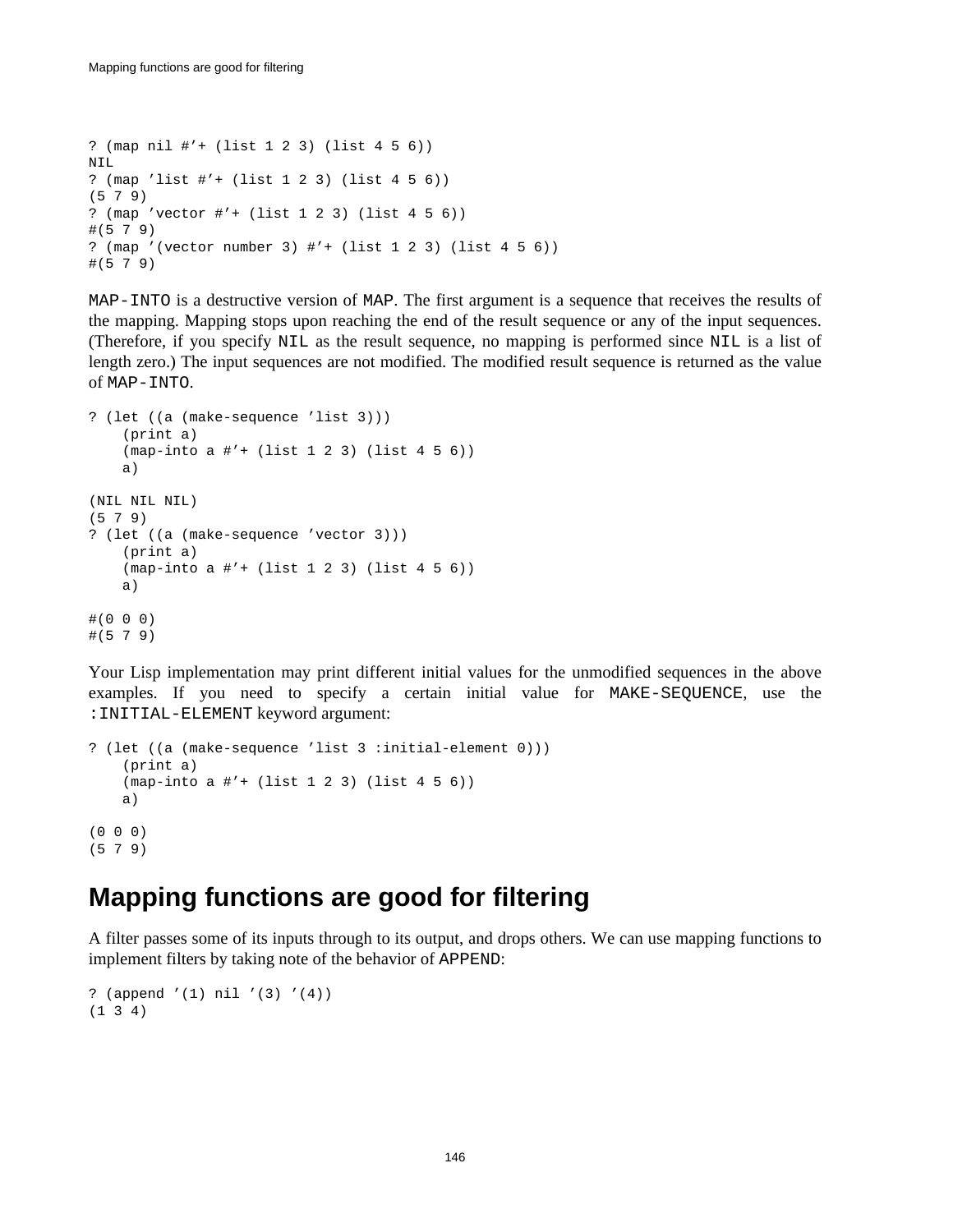```
? (map nil #'+ (list 1 2 3) (list 4 5 6))
NIL
? (map 'list #'+ (list 1 2 3) (list 4 5 6))
(5 7 9)
? (map 'vector #'+ (list 1 2 3) (list 4 5 6))
#(5 7 9)
? (map '(vector number 3) #'+ (list 1 2 3) (list 4 5 6))
#(5 7 9)
```

`MAP-INTO` is a destructive version of `MAP`. The first argument is a sequence that receives the results of the mapping. Mapping stops upon reaching the end of the result sequence or any of the input sequences. (Therefore, if you specify `NIL` as the result sequence, no mapping is performed since `NIL` is a list of length zero.) The input sequences are not modified. The modified result sequence is returned as the value of `MAP-INTO`.

```
? (let ((a (make-sequence 'list 3)))
    (print a)
    (map-into a #'+ (list 1 2 3) (list 4 5 6))
    a)

(NIL NIL NIL)
(5 7 9)
? (let ((a (make-sequence 'vector 3)))
    (print a)
    (map-into a #'+ (list 1 2 3) (list 4 5 6))
    a)

#(0 0 0)
#(5 7 9)
```

Your Lisp implementation may print different initial values for the unmodified sequences in the above examples. If you need to specify a certain initial value for `MAKE-SEQUENCE`, use the `:INITIAL-ELEMENT` keyword argument:

```
? (let ((a (make-sequence 'list 3 :initial-element 0)))
    (print a)
    (map-into a #'+ (list 1 2 3) (list 4 5 6))
    a)

(0 0 0)
(5 7 9)
```

## Mapping functions are good for filtering

A filter passes some of its inputs through to its output, and drops others. We can use mapping functions to implement filters by taking note of the behavior of `APPEND`:

```
? (append '(1) nil '(3) '(4))
(1 3 4)
```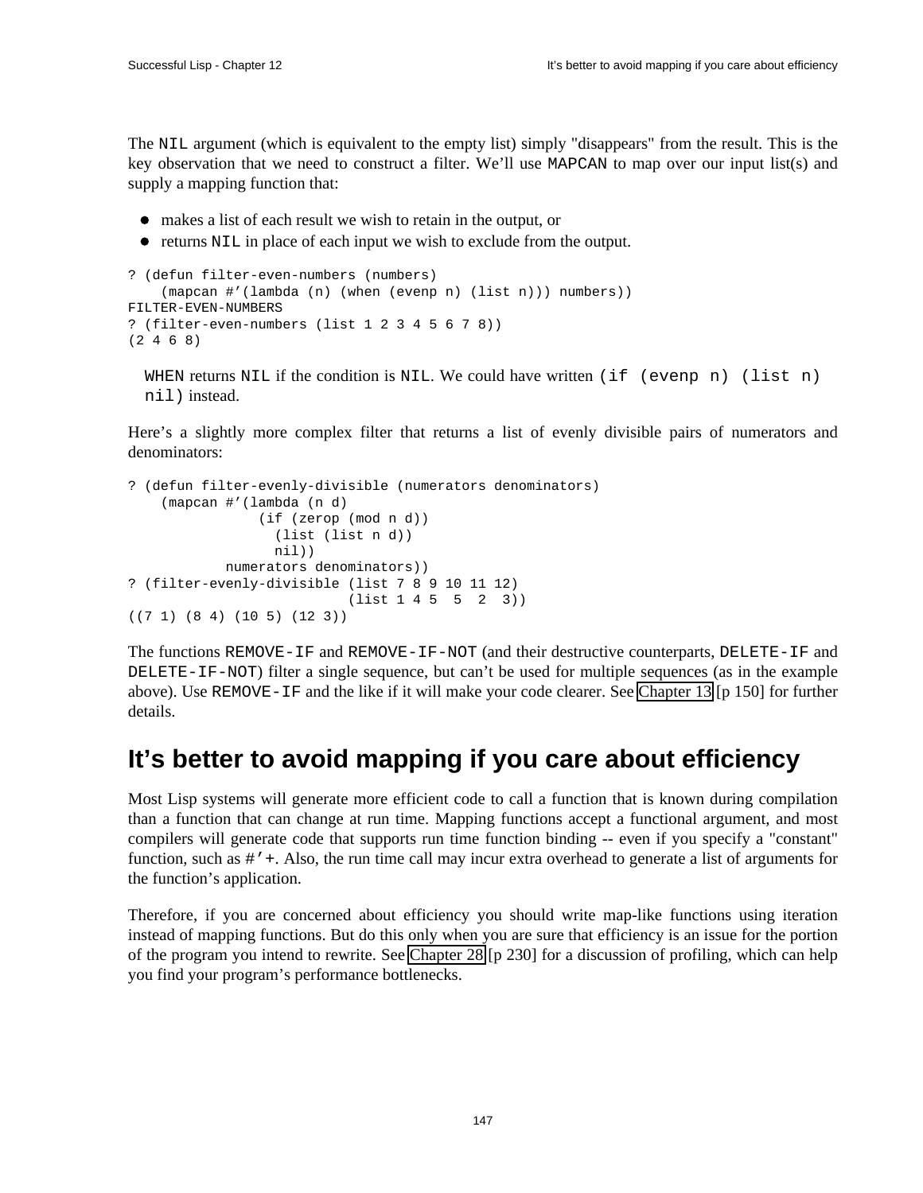The NIL argument (which is equivalent to the empty list) simply "disappears" from the result. This is the key observation that we need to construct a filter. We'll use MAPCAN to map over our input list(s) and supply a mapping function that:

- makes a list of each result we wish to retain in the output, or
- returns NIL in place of each input we wish to exclude from the output.

```
? (defun filter-even-numbers (numbers)
    (mapcan #'(lambda (n) (when (evenp n) (list n))) numbers))
FILTER-EVEN-NUMBERS
? (filter-even-numbers (list 1 2 3 4 5 6 7 8))
(2 4 6 8)
```

WHEN returns NIL if the condition is NIL. We could have written (if (evenp n) (list n) nil) instead.

Here's a slightly more complex filter that returns a list of evenly divisible pairs of numerators and denominators:

```
? (defun filter-evenly-divisible (numerators denominators)
    (mapcan #'(lambda (n d)
                (if (zerop (mod n d))
                  (list (list n d))
                  nil))
            numerators denominators))
? (filter-evenly-divisible (list 7 8 9 10 11 12)
                           (list 1 4 5  5  2  3))
((7 1) (8 4) (10 5) (12 3))
```

The functions REMOVE-IF and REMOVE-IF-NOT (and their destructive counterparts, DELETE-IF and DELETE-IF-NOT) filter a single sequence, but can't be used for multiple sequences (as in the example above). Use REMOVE-IF and the like if it will make your code clearer. See Chapter 13 [p 150] for further details.

## It's better to avoid mapping if you care about efficiency

Most Lisp systems will generate more efficient code to call a function that is known during compilation than a function that can change at run time. Mapping functions accept a functional argument, and most compilers will generate code that supports run time function binding -- even if you specify a "constant" function, such as #'+. Also, the run time call may incur extra overhead to generate a list of arguments for the function's application.

Therefore, if you are concerned about efficiency you should write map-like functions using iteration instead of mapping functions. But do this only when you are sure that efficiency is an issue for the portion of the program you intend to rewrite. See Chapter 28 [p 230] for a discussion of profiling, which can help you find your program's performance bottlenecks.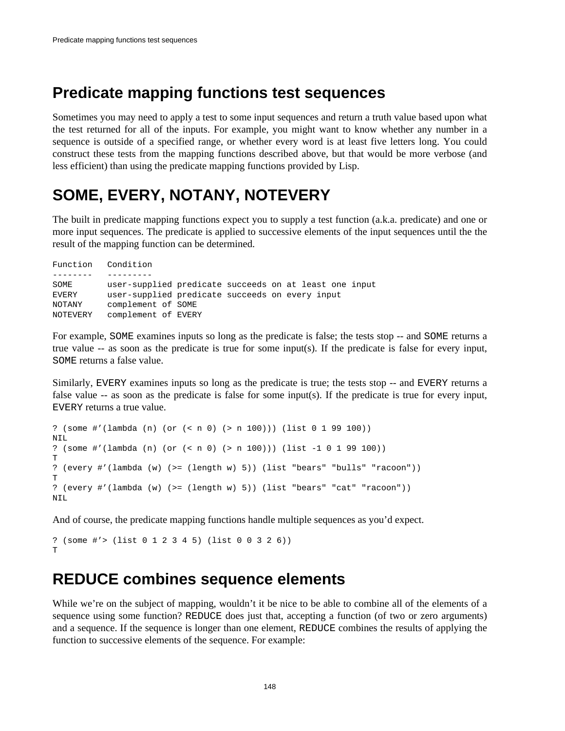# Predicate mapping functions test sequences

Sometimes you may need to apply a test to some input sequences and return a truth value based upon what the test returned for all of the inputs. For example, you might want to know whether any number in a sequence is outside of a specified range, or whether every word is at least five letters long. You could construct these tests from the mapping functions described above, but that would be more verbose (and less efficient) than using the predicate mapping functions provided by Lisp.

# SOME, EVERY, NOTANY, NOTEVERY

The built in predicate mapping functions expect you to supply a test function (a.k.a. predicate) and one or more input sequences. The predicate is applied to successive elements of the input sequences until the the result of the mapping function can be determined.

```
Function   Condition
--------   ---------
SOME       user-supplied predicate succeeds on at least one input
EVERY      user-supplied predicate succeeds on every input
NOTANY     complement of SOME
NOTEVERY   complement of EVERY
```

For example, `SOME` examines inputs so long as the predicate is false; the tests stop -- and `SOME` returns a true value -- as soon as the predicate is true for some input(s). If the predicate is false for every input, `SOME` returns a false value.

Similarly, `EVERY` examines inputs so long as the predicate is true; the tests stop -- and `EVERY` returns a false value -- as soon as the predicate is false for some input(s). If the predicate is true for every input, `EVERY` returns a true value.

```
? (some #'(lambda (n) (or (< n 0) (> n 100))) (list 0 1 99 100))
NIL
? (some #'(lambda (n) (or (< n 0) (> n 100))) (list -1 0 1 99 100))
T
? (every #'(lambda (w) (>= (length w) 5)) (list "bears" "bulls" "racoon"))
T
? (every #'(lambda (w) (>= (length w) 5)) (list "bears" "cat" "racoon"))
NIL
```

And of course, the predicate mapping functions handle multiple sequences as you'd expect.

```
? (some #'> (list 0 1 2 3 4 5) (list 0 0 3 2 6))
T
```

# REDUCE combines sequence elements

While we're on the subject of mapping, wouldn't it be nice to be able to combine all of the elements of a sequence using some function? `REDUCE` does just that, accepting a function (of two or zero arguments) and a sequence. If the sequence is longer than one element, `REDUCE` combines the results of applying the function to successive elements of the sequence. For example: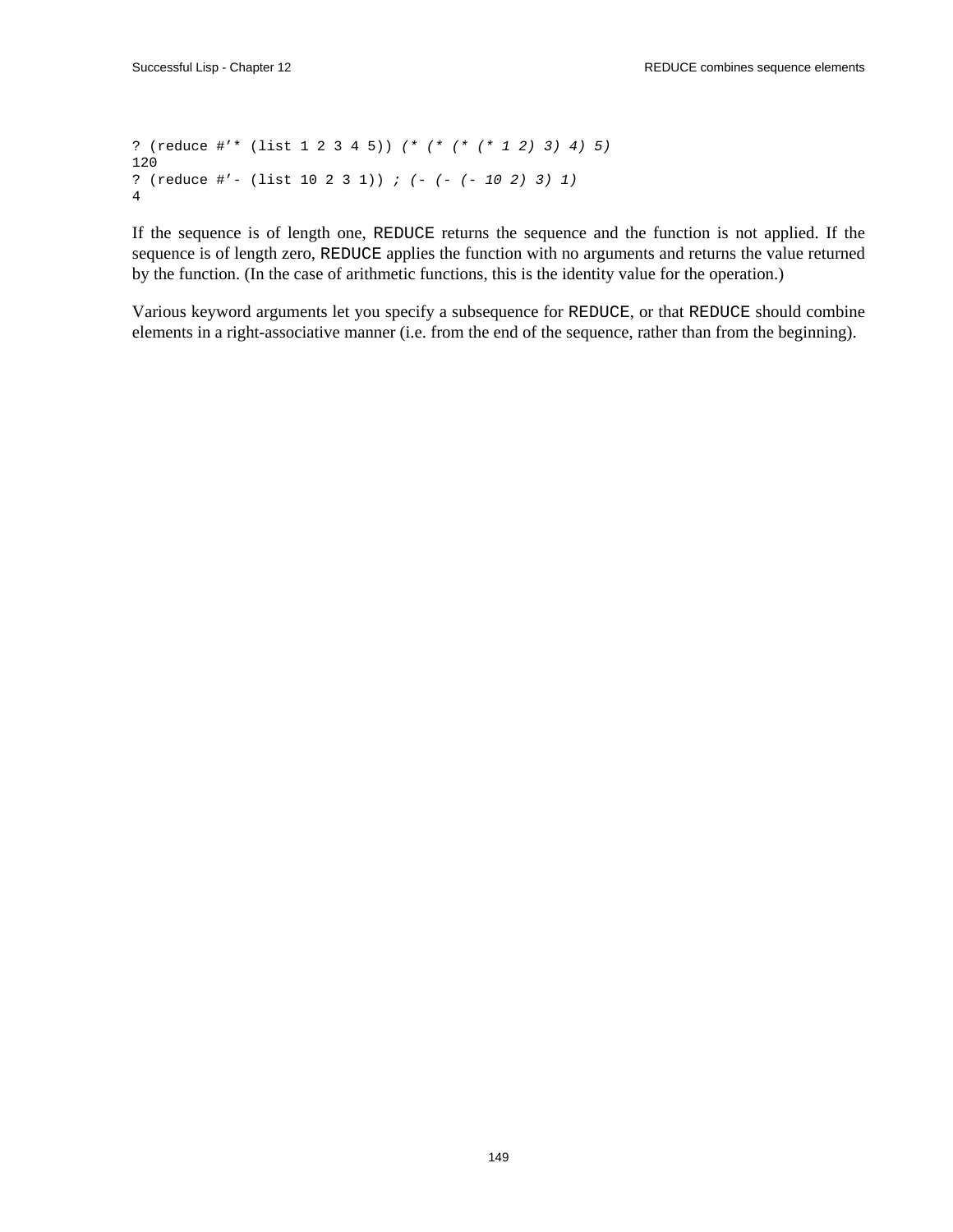```
? (reduce #'* (list 1 2 3 4 5)) (* (* (* (* 1 2) 3) 4) 5)
120
? (reduce #'- (list 10 2 3 1)) ; (- (- (- 10 2) 3) 1)
4
```

If the sequence is of length one, `REDUCE` returns the sequence and the function is not applied. If the sequence is of length zero, `REDUCE` applies the function with no arguments and returns the value returned by the function. (In the case of arithmetic functions, this is the identity value for the operation.)

Various keyword arguments let you specify a subsequence for `REDUCE`, or that `REDUCE` should combine elements in a right-associative manner (i.e. from the end of the sequence, rather than from the beginning).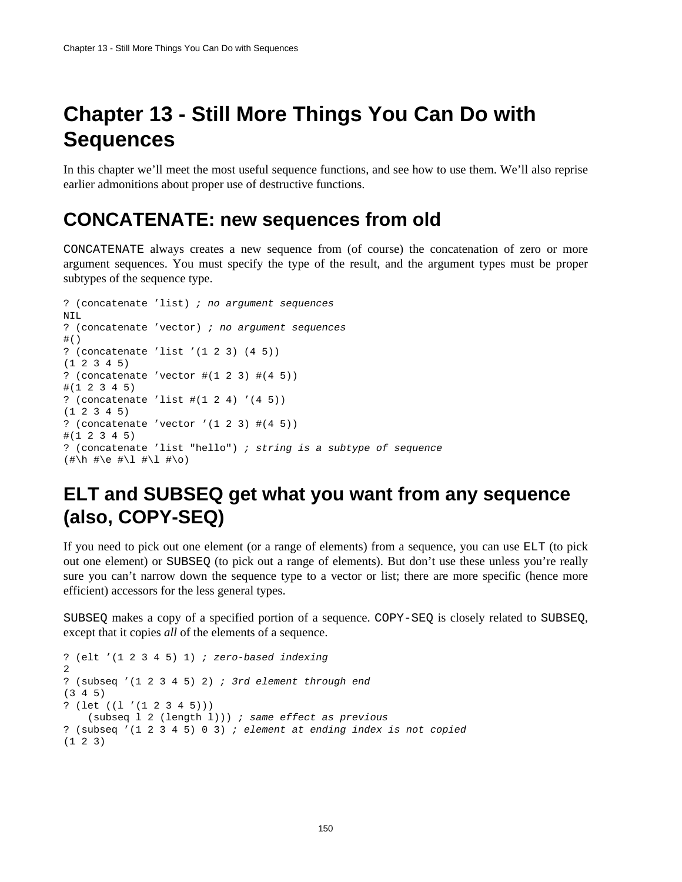# Chapter 13 - Still More Things You Can Do with Sequences

In this chapter we'll meet the most useful sequence functions, and see how to use them. We'll also reprise earlier admonitions about proper use of destructive functions.

## CONCATENATE: new sequences from old

CONCATENATE always creates a new sequence from (of course) the concatenation of zero or more argument sequences. You must specify the type of the result, and the argument types must be proper subtypes of the sequence type.

```
? (concatenate ’list) ; no argument sequences
NIL
? (concatenate ’vector) ; no argument sequences
#()
? (concatenate ’list ’(1 2 3) (4 5))
(1 2 3 4 5)
? (concatenate ’vector #(1 2 3) #(4 5))
#(1 2 3 4 5)
? (concatenate ’list #(1 2 4) ’(4 5))
(1 2 3 4 5)
? (concatenate ’vector ’(1 2 3) #(4 5))
#(1 2 3 4 5)
? (concatenate ’list "hello") ; string is a subtype of sequence
(#\h #\e #\l #\l #\o)
```

## ELT and SUBSEQ get what you want from any sequence (also, COPY-SEQ)

If you need to pick out one element (or a range of elements) from a sequence, you can use ELT (to pick out one element) or SUBSEQ (to pick out a range of elements). But don't use these unless you're really sure you can't narrow down the sequence type to a vector or list; there are more specific (hence more efficient) accessors for the less general types.

SUBSEQ makes a copy of a specified portion of a sequence. COPY-SEQ is closely related to SUBSEQ, except that it copies *all* of the elements of a sequence.

```
? (elt ’(1 2 3 4 5) 1) ; zero-based indexing
2
? (subseq ’(1 2 3 4 5) 2) ; 3rd element through end
(3 4 5)
? (let ((l ’(1 2 3 4 5)))
    (subseq l 2 (length l))) ; same effect as previous
? (subseq ’(1 2 3 4 5) 0 3) ; element at ending index is not copied
(1 2 3)
```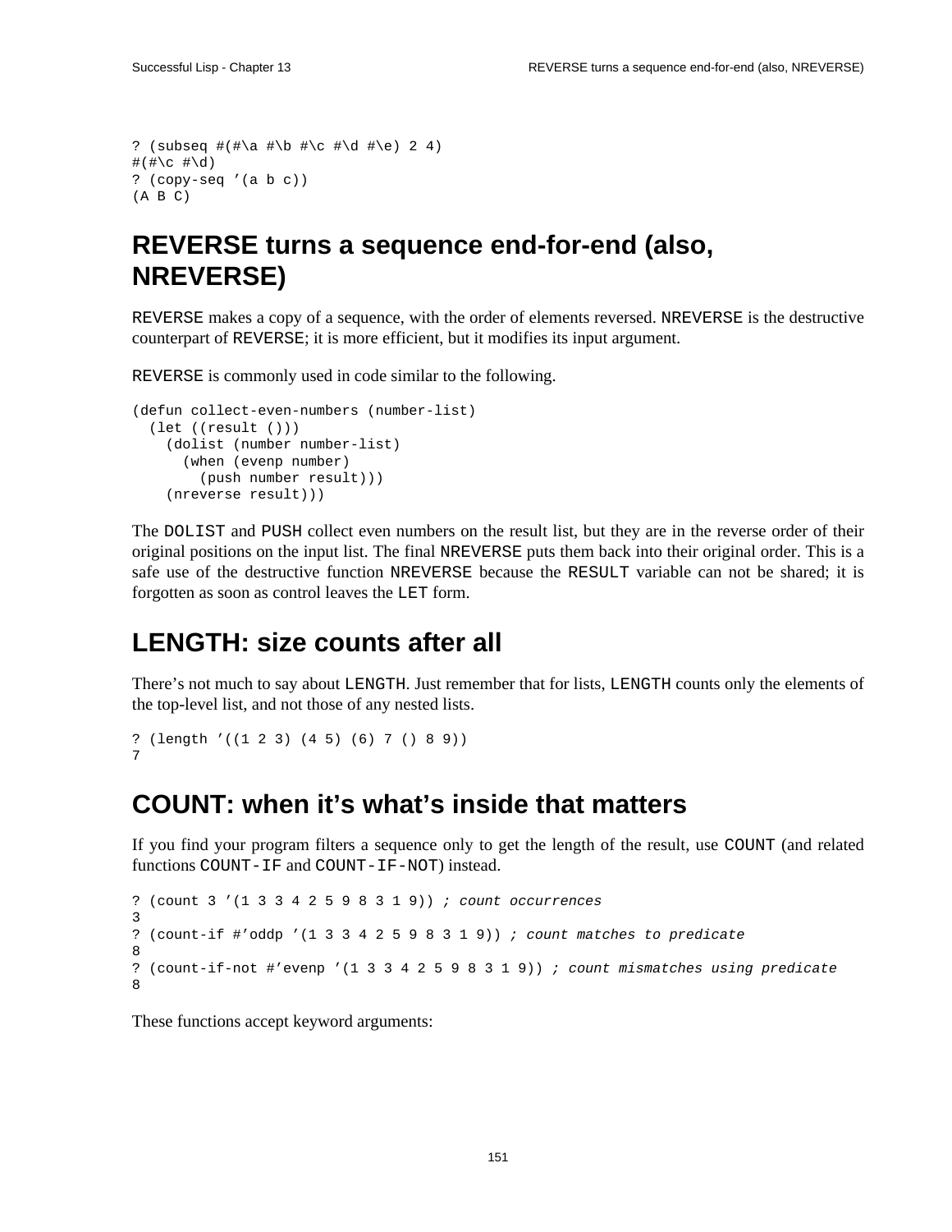```
? (subseq #(#\a #\b #\c #\d #\e) 2 4)
#(#\c #\d)
? (copy-seq '(a b c))
(A B C)
```

## REVERSE turns a sequence end-for-end (also, NREVERSE)

`REVERSE` makes a copy of a sequence, with the order of elements reversed. `NREVERSE` is the destructive counterpart of `REVERSE`; it is more efficient, but it modifies its input argument.

`REVERSE` is commonly used in code similar to the following.

```
(defun collect-even-numbers (number-list)
  (let ((result ()))
    (dolist (number number-list)
      (when (evenp number)
        (push number result)))
    (nreverse result)))
```

The `DOLIST` and `PUSH` collect even numbers on the result list, but they are in the reverse order of their original positions on the input list. The final `NREVERSE` puts them back into their original order. This is a safe use of the destructive function `NREVERSE` because the `RESULT` variable can not be shared; it is forgotten as soon as control leaves the `LET` form.

## LENGTH: size counts after all

There's not much to say about `LENGTH`. Just remember that for lists, `LENGTH` counts only the elements of the top-level list, and not those of any nested lists.

```
? (length '((1 2 3) (4 5) (6) 7 () 8 9))
7
```

## COUNT: when it's what's inside that matters

If you find your program filters a sequence only to get the length of the result, use `COUNT` (and related functions `COUNT-IF` and `COUNT-IF-NOT`) instead.

```
? (count 3 '(1 3 3 4 2 5 9 8 3 1 9)) ; count occurrences
3
? (count-if #'oddp '(1 3 3 4 2 5 9 8 3 1 9)) ; count matches to predicate
8
? (count-if-not #'evenp '(1 3 3 4 2 5 9 8 3 1 9)) ; count mismatches using predicate
8
```

These functions accept keyword arguments: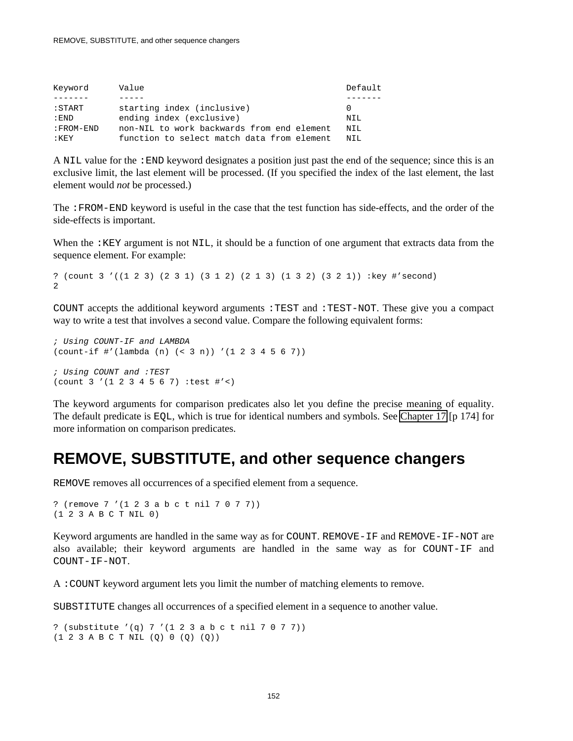```
Keyword       Value                                      Default
-------       -----                                      -------
:START        starting index (inclusive)                 0
:END          ending index (exclusive)                   NIL
:FROM-END     non-NIL to work backwards from end element NIL
:KEY          function to select match data from element NIL
```

A `NIL` value for the `:END` keyword designates a position just past the end of the sequence; since this is an exclusive limit, the last element will be processed. (If you specified the index of the last element, the last element would *not* be processed.)

The `:FROM-END` keyword is useful in the case that the test function has side-effects, and the order of the side-effects is important.

When the `:KEY` argument is not `NIL`, it should be a function of one argument that extracts data from the sequence element. For example:

```
? (count 3 '((1 2 3) (2 3 1) (3 1 2) (2 1 3) (1 3 2) (3 2 1)) :key #'second)
2
```

`COUNT` accepts the additional keyword arguments `:TEST` and `:TEST-NOT`. These give you a compact way to write a test that involves a second value. Compare the following equivalent forms:

```
; Using COUNT-IF and LAMBDA
(count-if #'(lambda (n) (< 3 n)) '(1 2 3 4 5 6 7))

; Using COUNT and :TEST
(count 3 '(1 2 3 4 5 6 7) :test #'<)
```

The keyword arguments for comparison predicates also let you define the precise meaning of equality. The default predicate is `EQL`, which is true for identical numbers and symbols. See Chapter 17 [p 174] for more information on comparison predicates.

## REMOVE, SUBSTITUTE, and other sequence changers

`REMOVE` removes all occurrences of a specified element from a sequence.

```
? (remove 7 '(1 2 3 a b c t nil 7 0 7 7))
(1 2 3 A B C T NIL 0)
```

Keyword arguments are handled in the same way as for `COUNT`. `REMOVE-IF` and `REMOVE-IF-NOT` are also available; their keyword arguments are handled in the same way as for `COUNT-IF` and `COUNT-IF-NOT`.

A `:COUNT` keyword argument lets you limit the number of matching elements to remove.

`SUBSTITUTE` changes all occurrences of a specified element in a sequence to another value.

```
? (substitute '(q) 7 '(1 2 3 a b c t nil 7 0 7 7))
(1 2 3 A B C T NIL (Q) 0 (Q) (Q))
```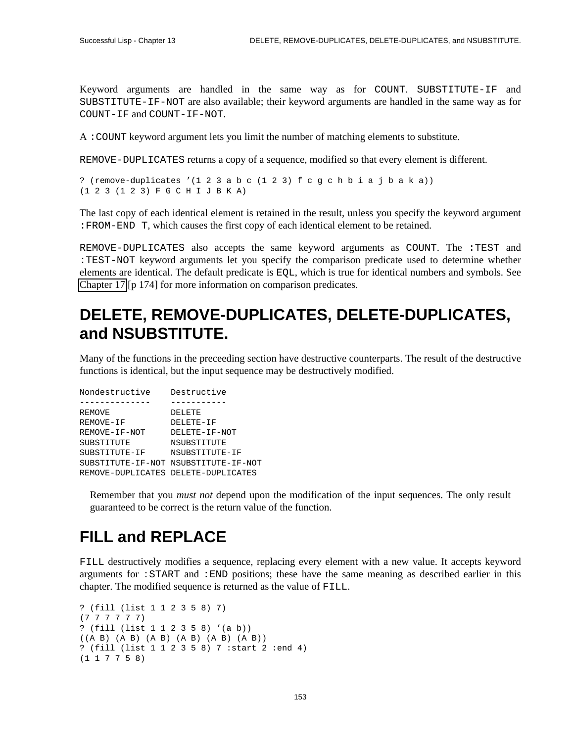Keyword arguments are handled in the same way as for COUNT. SUBSTITUTE-IF and SUBSTITUTE-IF-NOT are also available; their keyword arguments are handled in the same way as for COUNT-IF and COUNT-IF-NOT.

A :COUNT keyword argument lets you limit the number of matching elements to substitute.

REMOVE-DUPLICATES returns a copy of a sequence, modified so that every element is different.

```
? (remove-duplicates '(1 2 3 a b c (1 2 3) f c g c h b i a j b a k a))
(1 2 3 (1 2 3) F G C H I J B K A)
```

The last copy of each identical element is retained in the result, unless you specify the keyword argument :FROM-END T, which causes the first copy of each identical element to be retained.

REMOVE-DUPLICATES also accepts the same keyword arguments as COUNT. The :TEST and :TEST-NOT keyword arguments let you specify the comparison predicate used to determine whether elements are identical. The default predicate is EQL, which is true for identical numbers and symbols. See Chapter 17 [p 174] for more information on comparison predicates.

## DELETE, REMOVE-DUPLICATES, DELETE-DUPLICATES, and NSUBSTITUTE.

Many of the functions in the preceeding section have destructive counterparts. The result of the destructive functions is identical, but the input sequence may be destructively modified.

```
Nondestructive    Destructive
--------------    -----------
REMOVE            DELETE
REMOVE-IF         DELETE-IF
REMOVE-IF-NOT     DELETE-IF-NOT
SUBSTITUTE        NSUBSTITUTE
SUBSTITUTE-IF     NSUBSTITUTE-IF
SUBSTITUTE-IF-NOT NSUBSTITUTE-IF-NOT
REMOVE-DUPLICATES DELETE-DUPLICATES
```

> Remember that you *must not* depend upon the modification of the input sequences. The only result guaranteed to be correct is the return value of the function.

## FILL and REPLACE

FILL destructively modifies a sequence, replacing every element with a new value. It accepts keyword arguments for :START and :END positions; these have the same meaning as described earlier in this chapter. The modified sequence is returned as the value of FILL.

```
? (fill (list 1 1 2 3 5 8) 7)
(7 7 7 7 7 7)
? (fill (list 1 1 2 3 5 8) '(a b))
((A B) (A B) (A B) (A B) (A B) (A B))
? (fill (list 1 1 2 3 5 8) 7 :start 2 :end 4)
(1 1 7 7 5 8)
```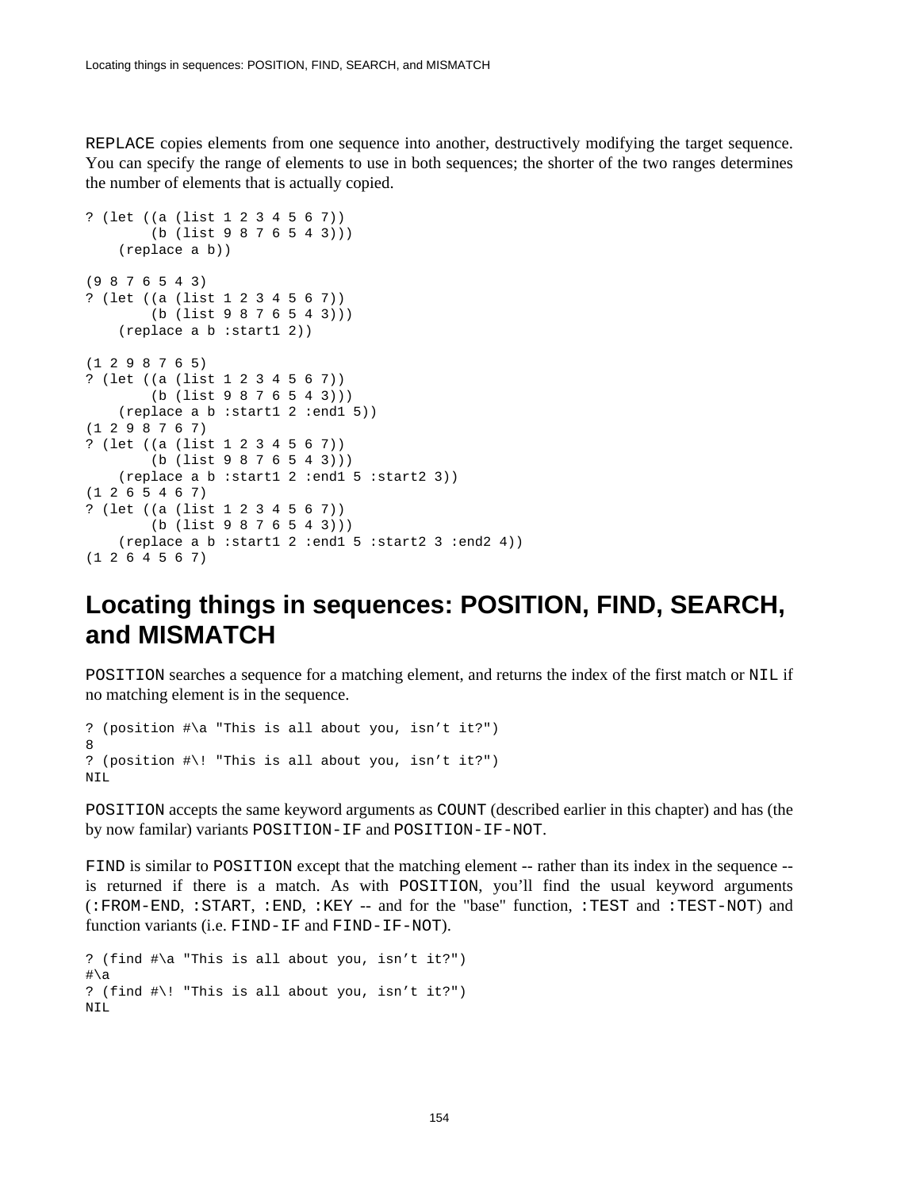REPLACE copies elements from one sequence into another, destructively modifying the target sequence. You can specify the range of elements to use in both sequences; the shorter of the two ranges determines the number of elements that is actually copied.

```
? (let ((a (list 1 2 3 4 5 6 7))
        (b (list 9 8 7 6 5 4 3)))
    (replace a b))

(9 8 7 6 5 4 3)
? (let ((a (list 1 2 3 4 5 6 7))
        (b (list 9 8 7 6 5 4 3)))
    (replace a b :start1 2))

(1 2 9 8 7 6 5)
? (let ((a (list 1 2 3 4 5 6 7))
        (b (list 9 8 7 6 5 4 3)))
    (replace a b :start1 2 :end1 5))
(1 2 9 8 7 6 7)
? (let ((a (list 1 2 3 4 5 6 7))
        (b (list 9 8 7 6 5 4 3)))
    (replace a b :start1 2 :end1 5 :start2 3))
(1 2 6 5 4 6 7)
? (let ((a (list 1 2 3 4 5 6 7))
        (b (list 9 8 7 6 5 4 3)))
    (replace a b :start1 2 :end1 5 :start2 3 :end2 4))
(1 2 6 4 5 6 7)
```

# Locating things in sequences: POSITION, FIND, SEARCH, and MISMATCH

POSITION searches a sequence for a matching element, and returns the index of the first match or NIL if no matching element is in the sequence.

```
? (position #\a "This is all about you, isn't it?")
8
? (position #\! "This is all about you, isn't it?")
NIL
```

POSITION accepts the same keyword arguments as COUNT (described earlier in this chapter) and has (the by now familar) variants POSITION-IF and POSITION-IF-NOT.

FIND is similar to POSITION except that the matching element -- rather than its index in the sequence -- is returned if there is a match. As with POSITION, you'll find the usual keyword arguments (:FROM-END, :START, :END, :KEY -- and for the "base" function, :TEST and :TEST-NOT) and function variants (i.e. FIND-IF and FIND-IF-NOT).

```
? (find #\a "This is all about you, isn't it?")
#\a
? (find #\! "This is all about you, isn't it?")
NIL
```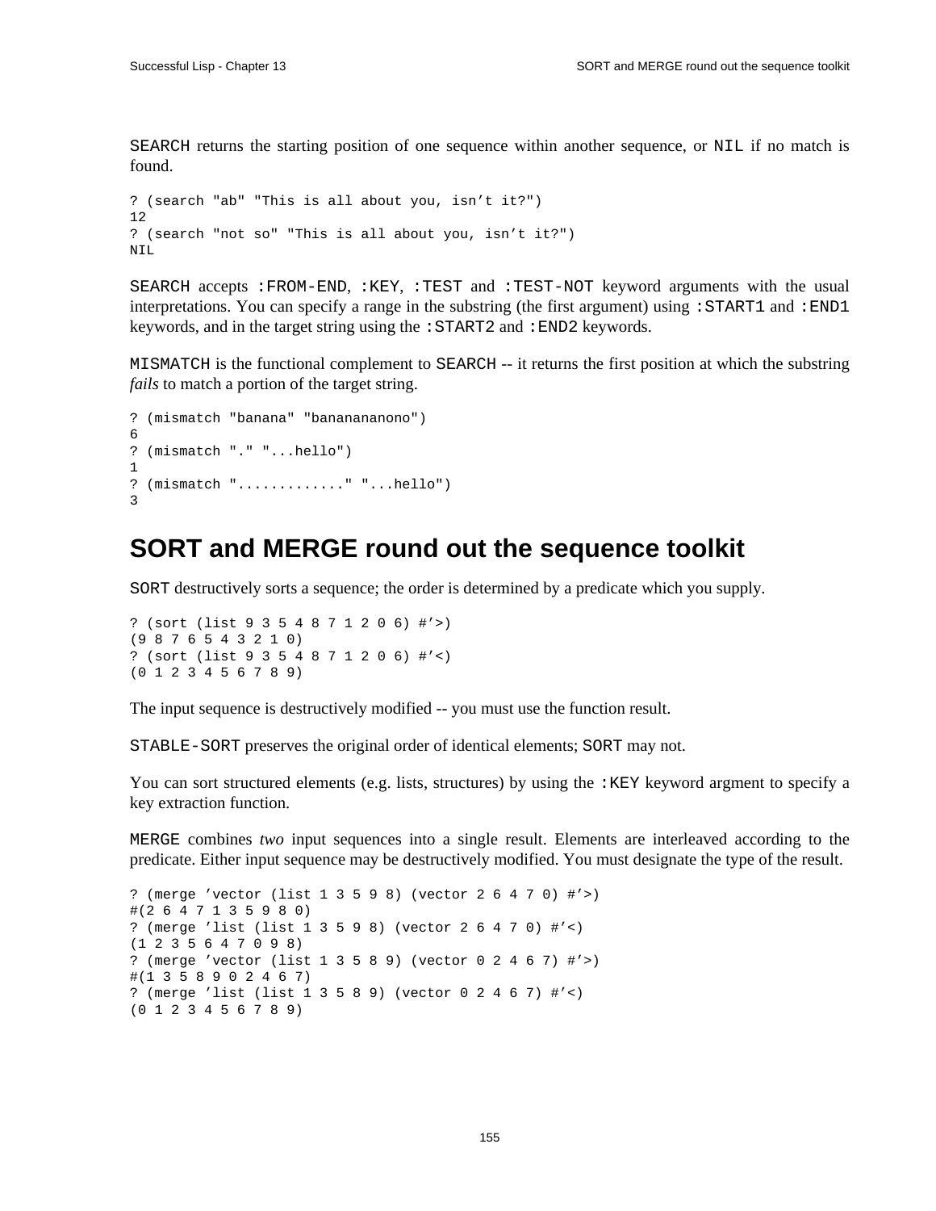SEARCH returns the starting position of one sequence within another sequence, or NIL if no match is found.

```
? (search "ab" "This is all about you, isn’t it?")
12
? (search "not so" "This is all about you, isn’t it?")
NIL
```

SEARCH accepts :FROM-END, :KEY, :TEST and :TEST-NOT keyword arguments with the usual interpretations. You can specify a range in the substring (the first argument) using :START1 and :END1 keywords, and in the target string using the :START2 and :END2 keywords.

MISMATCH is the functional complement to SEARCH -- it returns the first position at which the substring *fails* to match a portion of the target string.

```
? (mismatch "banana" "bananananono")
6
? (mismatch "." "...hello")
1
? (mismatch "............" "...hello")
3
```

## SORT and MERGE round out the sequence toolkit

SORT destructively sorts a sequence; the order is determined by a predicate which you supply.

```
? (sort (list 9 3 5 4 8 7 1 2 0 6) #’>)
(9 8 7 6 5 4 3 2 1 0)
? (sort (list 9 3 5 4 8 7 1 2 0 6) #’<)
(0 1 2 3 4 5 6 7 8 9)
```

The input sequence is destructively modified -- you must use the function result.

STABLE-SORT preserves the original order of identical elements; SORT may not.

You can sort structured elements (e.g. lists, structures) by using the :KEY keyword argment to specify a key extraction function.

MERGE combines *two* input sequences into a single result. Elements are interleaved according to the predicate. Either input sequence may be destructively modified. You must designate the type of the result.

```
? (merge ’vector (list 1 3 5 9 8) (vector 2 6 4 7 0) #’>)
#(2 6 4 7 1 3 5 9 8 0)
? (merge ’list (list 1 3 5 9 8) (vector 2 6 4 7 0) #’<)
(1 2 3 5 6 4 7 0 9 8)
? (merge ’vector (list 1 3 5 8 9) (vector 0 2 4 6 7) #’>)
#(1 3 5 8 9 0 2 4 6 7)
? (merge ’list (list 1 3 5 8 9) (vector 0 2 4 6 7) #’<)
(0 1 2 3 4 5 6 7 8 9)
```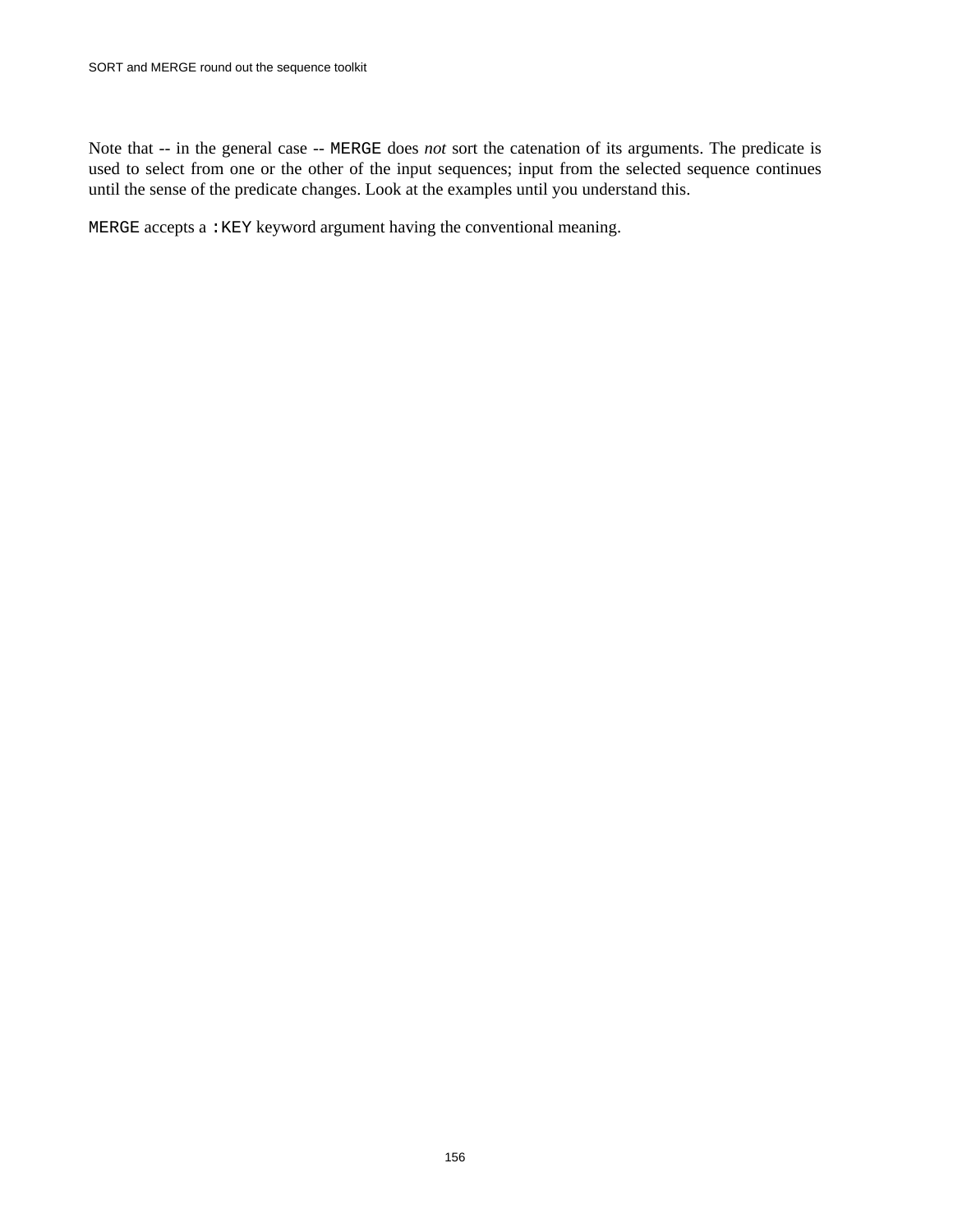Note that -- in the general case -- `MERGE` does *not* sort the catenation of its arguments. The predicate is used to select from one or the other of the input sequences; input from the selected sequence continues until the sense of the predicate changes. Look at the examples until you understand this.

`MERGE` accepts a `:KEY` keyword argument having the conventional meaning.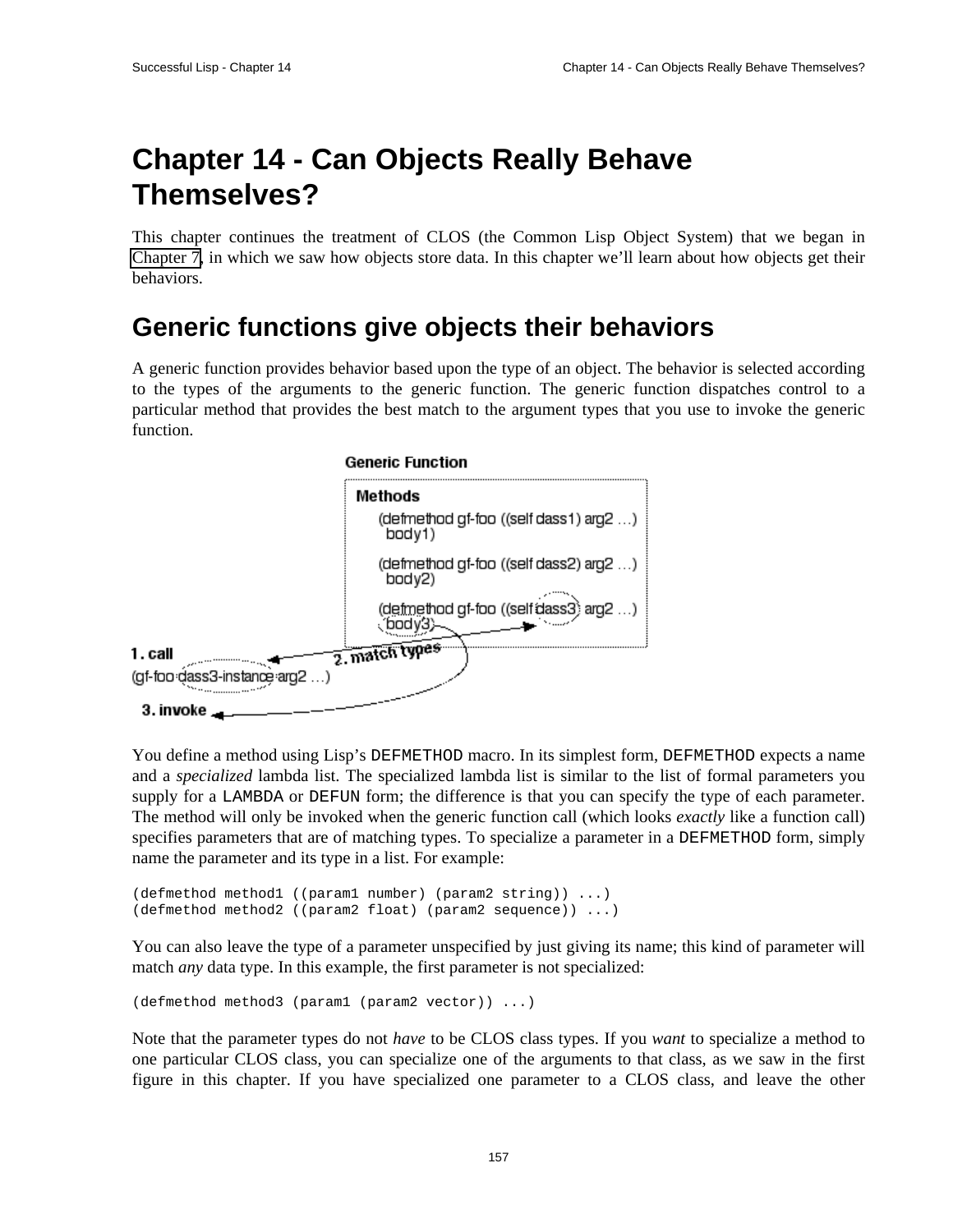# Chapter 14 - Can Objects Really Behave Themselves?

This chapter continues the treatment of CLOS (the Common Lisp Object System) that we began in Chapter 7, in which we saw how objects store data. In this chapter we'll learn about how objects get their behaviors.

## Generic functions give objects their behaviors

A generic function provides behavior based upon the type of an object. The behavior is selected according to the types of the arguments to the generic function. The generic function dispatches control to a particular method that provides the best match to the argument types that you use to invoke the generic function.

Generic Function

Methods

(defmethod gf-foo ((self class1) arg2 …)
body1)

(defmethod gf-foo ((self class2) arg2 …)
body2)

(defmethod gf-foo ((self class3) arg2 …)
body3)

1. call

(gf-foo class3-instance arg2 …)

2. match types

3. invoke

You define a method using Lisp's `DEFMETHOD` macro. In its simplest form, `DEFMETHOD` expects a name and a *specialized* lambda list. The specialized lambda list is similar to the list of formal parameters you supply for a `LAMBDA` or `DEFUN` form; the difference is that you can specify the type of each parameter. The method will only be invoked when the generic function call (which looks *exactly* like a function call) specifies parameters that are of matching types. To specialize a parameter in a `DEFMETHOD` form, simply name the parameter and its type in a list. For example:

```
(defmethod method1 ((param1 number) (param2 string)) ...)
(defmethod method2 ((param2 float) (param2 sequence)) ...)
```

You can also leave the type of a parameter unspecified by just giving its name; this kind of parameter will match *any* data type. In this example, the first parameter is not specialized:

```
(defmethod method3 (param1 (param2 vector)) ...)
```

Note that the parameter types do not *have* to be CLOS class types. If you *want* to specialize a method to one particular CLOS class, you can specialize one of the arguments to that class, as we saw in the first figure in this chapter. If you have specialized one parameter to a CLOS class, and leave the other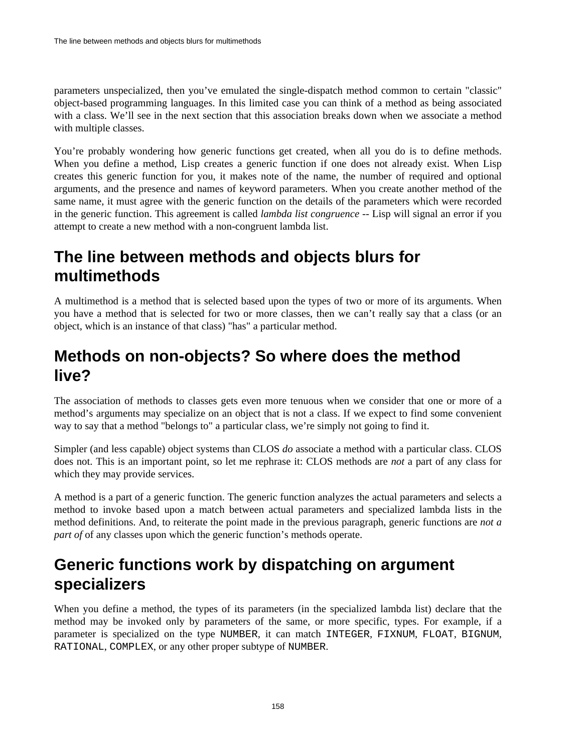parameters unspecialized, then you've emulated the single-dispatch method common to certain "classic" object-based programming languages. In this limited case you can think of a method as being associated with a class. We'll see in the next section that this association breaks down when we associate a method with multiple classes.

You're probably wondering how generic functions get created, when all you do is to define methods. When you define a method, Lisp creates a generic function if one does not already exist. When Lisp creates this generic function for you, it makes note of the name, the number of required and optional arguments, and the presence and names of keyword parameters. When you create another method of the same name, it must agree with the generic function on the details of the parameters which were recorded in the generic function. This agreement is called *lambda list congruence* -- Lisp will signal an error if you attempt to create a new method with a non-congruent lambda list.

## The line between methods and objects blurs for multimethods

A multimethod is a method that is selected based upon the types of two or more of its arguments. When you have a method that is selected for two or more classes, then we can't really say that a class (or an object, which is an instance of that class) "has" a particular method.

## Methods on non-objects? So where does the method live?

The association of methods to classes gets even more tenuous when we consider that one or more of a method's arguments may specialize on an object that is not a class. If we expect to find some convenient way to say that a method "belongs to" a particular class, we're simply not going to find it.

Simpler (and less capable) object systems than CLOS *do* associate a method with a particular class. CLOS does not. This is an important point, so let me rephrase it: CLOS methods are *not* a part of any class for which they may provide services.

A method is a part of a generic function. The generic function analyzes the actual parameters and selects a method to invoke based upon a match between actual parameters and specialized lambda lists in the method definitions. And, to reiterate the point made in the previous paragraph, generic functions are *not a part of* of any classes upon which the generic function's methods operate.

## Generic functions work by dispatching on argument specializers

When you define a method, the types of its parameters (in the specialized lambda list) declare that the method may be invoked only by parameters of the same, or more specific, types. For example, if a parameter is specialized on the type `NUMBER`, it can match `INTEGER`, `FIXNUM`, `FLOAT`, `BIGNUM`, `RATIONAL`, `COMPLEX`, or any other proper subtype of `NUMBER`.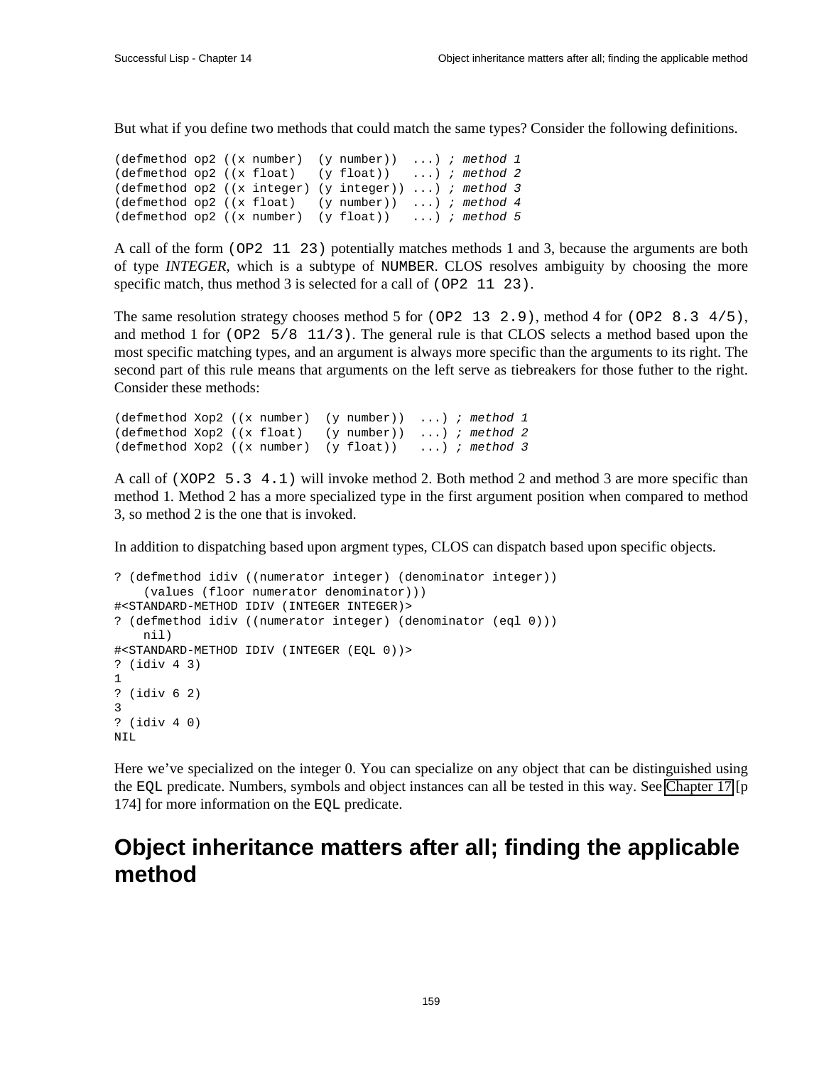But what if you define two methods that could match the same types? Consider the following definitions.

```
(defmethod op2 ((x number)  (y number))  ...) ; method 1
(defmethod op2 ((x float)   (y float))   ...) ; method 2
(defmethod op2 ((x integer) (y integer)) ...) ; method 3
(defmethod op2 ((x float)   (y number))  ...) ; method 4
(defmethod op2 ((x number)  (y float))   ...) ; method 5
```

A call of the form `(OP2 11 23)` potentially matches methods 1 and 3, because the arguments are both of type *INTEGER*, which is a subtype of `NUMBER`. CLOS resolves ambiguity by choosing the more specific match, thus method 3 is selected for a call of `(OP2 11 23)`.

The same resolution strategy chooses method 5 for `(OP2 13 2.9)`, method 4 for `(OP2 8.3 4/5)`, and method 1 for `(OP2 5/8 11/3)`. The general rule is that CLOS selects a method based upon the most specific matching types, and an argument is always more specific than the arguments to its right. The second part of this rule means that arguments on the left serve as tiebreakers for those futher to the right. Consider these methods:

```
(defmethod Xop2 ((x number)  (y number))  ...) ; method 1
(defmethod Xop2 ((x float)   (y number))  ...) ; method 2
(defmethod Xop2 ((x number)  (y float))   ...) ; method 3
```

A call of `(XOP2 5.3 4.1)` will invoke method 2. Both method 2 and method 3 are more specific than method 1. Method 2 has a more specialized type in the first argument position when compared to method 3, so method 2 is the one that is invoked.

In addition to dispatching based upon argment types, CLOS can dispatch based upon specific objects.

```
? (defmethod idiv ((numerator integer) (denominator integer))
    (values (floor numerator denominator)))
#<STANDARD-METHOD IDIV (INTEGER INTEGER)>
? (defmethod idiv ((numerator integer) (denominator (eql 0)))
    nil)
#<STANDARD-METHOD IDIV (INTEGER (EQL 0))>
? (idiv 4 3)
1
? (idiv 6 2)
3
? (idiv 4 0)
NIL
```

Here we've specialized on the integer 0. You can specialize on any object that can be distinguished using the `EQL` predicate. Numbers, symbols and object instances can all be tested in this way. See Chapter 17 [p 174] for more information on the `EQL` predicate.

## Object inheritance matters after all; finding the applicable method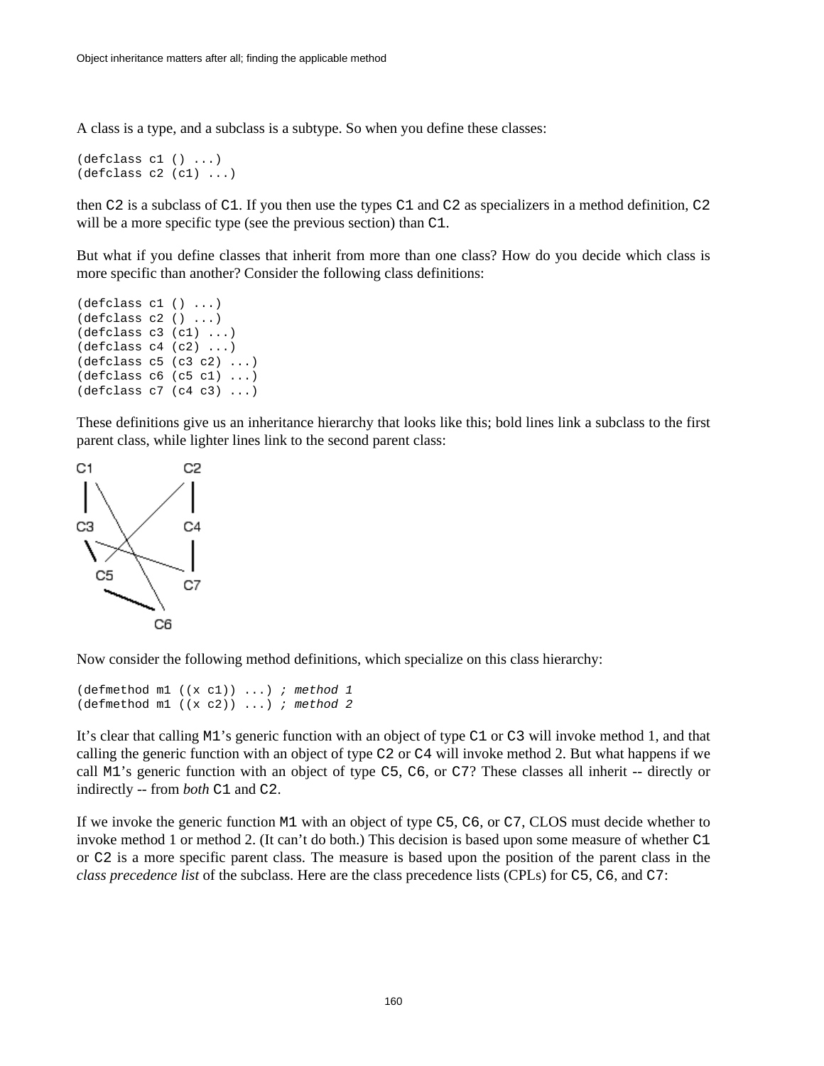A class is a type, and a subclass is a subtype. So when you define these classes:

```
(defclass c1 () ...)
(defclass c2 (c1) ...)
```

then `C2` is a subclass of `C1`. If you then use the types `C1` and `C2` as specializers in a method definition, `C2` will be a more specific type (see the previous section) than `C1`.

But what if you define classes that inherit from more than one class? How do you decide which class is more specific than another? Consider the following class definitions:

```
(defclass c1 () ...)
(defclass c2 () ...)
(defclass c3 (c1) ...)
(defclass c4 (c2) ...)
(defclass c5 (c3 c2) ...)
(defclass c6 (c5 c1) ...)
(defclass c7 (c4 c3) ...)
```

These definitions give us an inheritance hierarchy that looks like this; bold lines link a subclass to the first parent class, while lighter lines link to the second parent class:

Now consider the following method definitions, which specialize on this class hierarchy:

```
(defmethod m1 ((x c1)) ...) ; method 1
(defmethod m1 ((x c2)) ...) ; method 2
```

It's clear that calling `M1`'s generic function with an object of type `C1` or `C3` will invoke method 1, and that calling the generic function with an object of type `C2` or `C4` will invoke method 2. But what happens if we call `M1`'s generic function with an object of type `C5`, `C6`, or `C7`? These classes all inherit -- directly or indirectly -- from *both* `C1` and `C2`.

If we invoke the generic function `M1` with an object of type `C5`, `C6`, or `C7`, CLOS must decide whether to invoke method 1 or method 2. (It can't do both.) This decision is based upon some measure of whether `C1` or `C2` is a more specific parent class. The measure is based upon the position of the parent class in the *class precedence list* of the subclass. Here are the class precedence lists (CPLs) for `C5`, `C6`, and `C7`: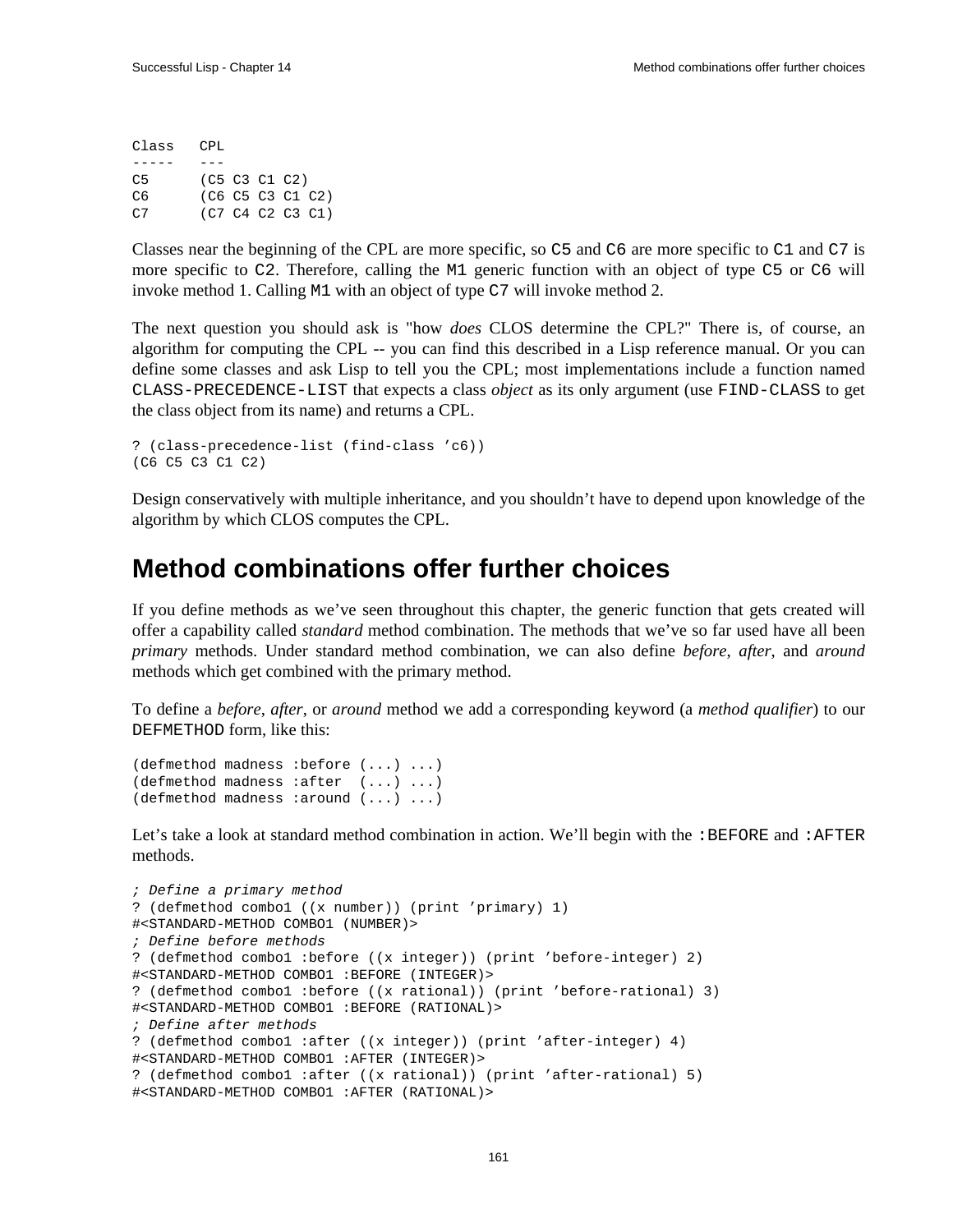```
Class   CPL
-----   ---
C5      (C5 C3 C1 C2)
C6      (C6 C5 C3 C1 C2)
C7      (C7 C4 C2 C3 C1)
```

Classes near the beginning of the CPL are more specific, so `C5` and `C6` are more specific to `C1` and `C7` is more specific to `C2`. Therefore, calling the `M1` generic function with an object of type `C5` or `C6` will invoke method 1. Calling `M1` with an object of type `C7` will invoke method 2.

The next question you should ask is "how *does* CLOS determine the CPL?" There is, of course, an algorithm for computing the CPL -- you can find this described in a Lisp reference manual. Or you can define some classes and ask Lisp to tell you the CPL; most implementations include a function named `CLASS-PRECEDENCE-LIST` that expects a class *object* as its only argument (use `FIND-CLASS` to get the class object from its name) and returns a CPL.

```
? (class-precedence-list (find-class 'c6))
(C6 C5 C3 C1 C2)
```

Design conservatively with multiple inheritance, and you shouldn't have to depend upon knowledge of the algorithm by which CLOS computes the CPL.

# Method combinations offer further choices

If you define methods as we've seen throughout this chapter, the generic function that gets created will offer a capability called *standard* method combination. The methods that we've so far used have all been *primary* methods. Under standard method combination, we can also define *before*, *after*, and *around* methods which get combined with the primary method.

To define a *before*, *after*, or *around* method we add a corresponding keyword (a *method qualifier*) to our `DEFMETHOD` form, like this:

```
(defmethod madness :before (...) ...)
(defmethod madness :after  (...) ...)
(defmethod madness :around (...) ...)
```

Let's take a look at standard method combination in action. We'll begin with the `:BEFORE` and `:AFTER` methods.

```
; Define a primary method
? (defmethod combo1 ((x number)) (print 'primary) 1)
#<STANDARD-METHOD COMBO1 (NUMBER)>
; Define before methods
? (defmethod combo1 :before ((x integer)) (print 'before-integer) 2)
#<STANDARD-METHOD COMBO1 :BEFORE (INTEGER)>
? (defmethod combo1 :before ((x rational)) (print 'before-rational) 3)
#<STANDARD-METHOD COMBO1 :BEFORE (RATIONAL)>
; Define after methods
? (defmethod combo1 :after ((x integer)) (print 'after-integer) 4)
#<STANDARD-METHOD COMBO1 :AFTER (INTEGER)>
? (defmethod combo1 :after ((x rational)) (print 'after-rational) 5)
#<STANDARD-METHOD COMBO1 :AFTER (RATIONAL)>
```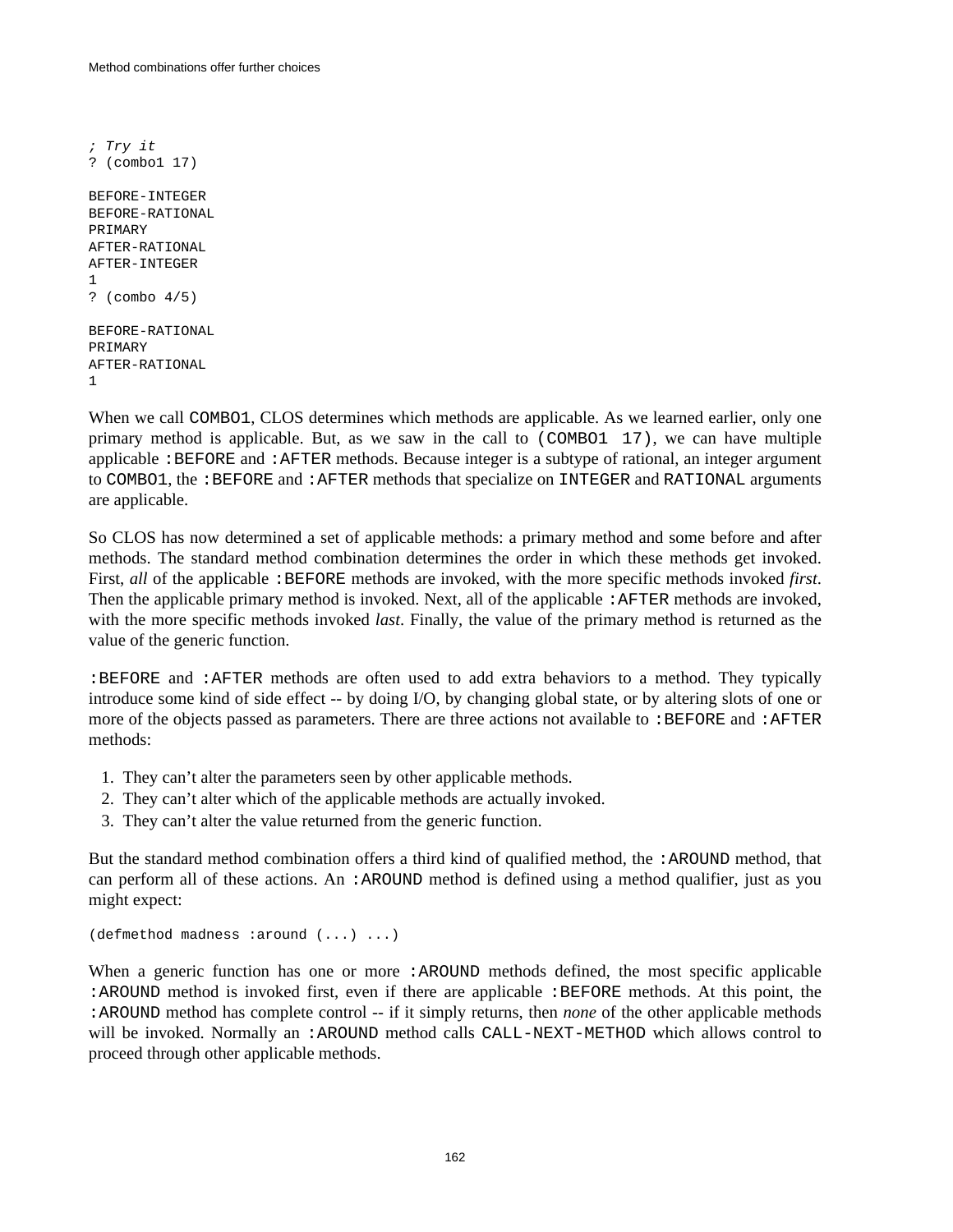```
; Try it
? (combo1 17)

BEFORE-INTEGER
BEFORE-RATIONAL
PRIMARY
AFTER-RATIONAL
AFTER-INTEGER
1
? (combo 4/5)

BEFORE-RATIONAL
PRIMARY
AFTER-RATIONAL
1
```

When we call COMBO1, CLOS determines which methods are applicable. As we learned earlier, only one primary method is applicable. But, as we saw in the call to (COMBO1 17), we can have multiple applicable :BEFORE and :AFTER methods. Because integer is a subtype of rational, an integer argument to COMBO1, the :BEFORE and :AFTER methods that specialize on INTEGER and RATIONAL arguments are applicable.

So CLOS has now determined a set of applicable methods: a primary method and some before and after methods. The standard method combination determines the order in which these methods get invoked. First, *all* of the applicable :BEFORE methods are invoked, with the more specific methods invoked *first*. Then the applicable primary method is invoked. Next, all of the applicable :AFTER methods are invoked, with the more specific methods invoked *last*. Finally, the value of the primary method is returned as the value of the generic function.

:BEFORE and :AFTER methods are often used to add extra behaviors to a method. They typically introduce some kind of side effect -- by doing I/O, by changing global state, or by altering slots of one or more of the objects passed as parameters. There are three actions not available to :BEFORE and :AFTER methods:

1. They can't alter the parameters seen by other applicable methods.
2. They can't alter which of the applicable methods are actually invoked.
3. They can't alter the value returned from the generic function.

But the standard method combination offers a third kind of qualified method, the :AROUND method, that can perform all of these actions. An :AROUND method is defined using a method qualifier, just as you might expect:

```
(defmethod madness :around (...) ...)
```

When a generic function has one or more :AROUND methods defined, the most specific applicable :AROUND method is invoked first, even if there are applicable :BEFORE methods. At this point, the :AROUND method has complete control -- if it simply returns, then *none* of the other applicable methods will be invoked. Normally an :AROUND method calls CALL-NEXT-METHOD which allows control to proceed through other applicable methods.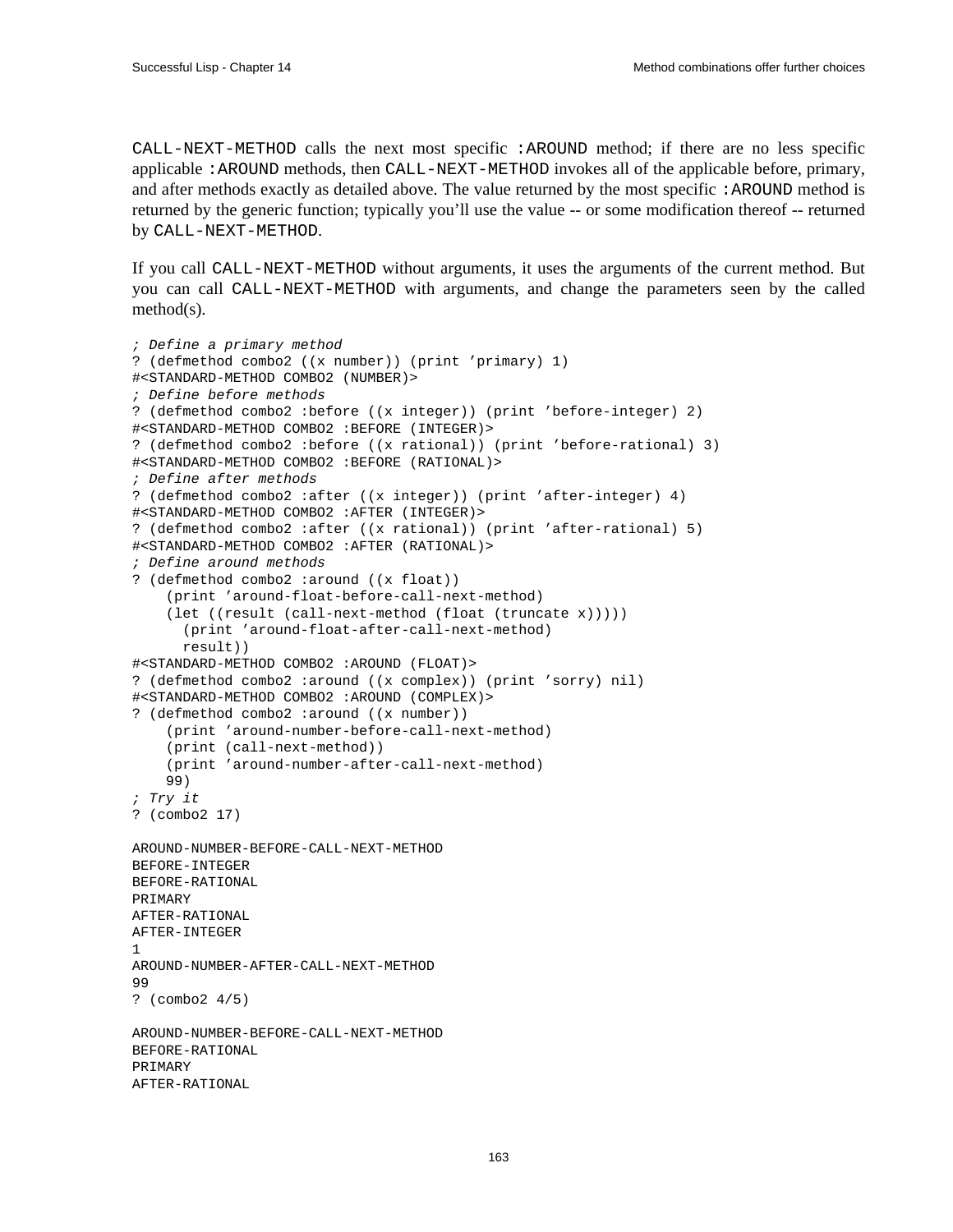CALL-NEXT-METHOD calls the next most specific :AROUND method; if there are no less specific applicable :AROUND methods, then CALL-NEXT-METHOD invokes all of the applicable before, primary, and after methods exactly as detailed above. The value returned by the most specific :AROUND method is returned by the generic function; typically you'll use the value -- or some modification thereof -- returned by CALL-NEXT-METHOD.

If you call CALL-NEXT-METHOD without arguments, it uses the arguments of the current method. But you can call CALL-NEXT-METHOD with arguments, and change the parameters seen by the called method(s).

```
; Define a primary method
? (defmethod combo2 ((x number)) (print 'primary) 1)
#<STANDARD-METHOD COMBO2 (NUMBER)>
; Define before methods
? (defmethod combo2 :before ((x integer)) (print 'before-integer) 2)
#<STANDARD-METHOD COMBO2 :BEFORE (INTEGER)>
? (defmethod combo2 :before ((x rational)) (print 'before-rational) 3)
#<STANDARD-METHOD COMBO2 :BEFORE (RATIONAL)>
; Define after methods
? (defmethod combo2 :after ((x integer)) (print 'after-integer) 4)
#<STANDARD-METHOD COMBO2 :AFTER (INTEGER)>
? (defmethod combo2 :after ((x rational)) (print 'after-rational) 5)
#<STANDARD-METHOD COMBO2 :AFTER (RATIONAL)>
; Define around methods
? (defmethod combo2 :around ((x float))
    (print 'around-float-before-call-next-method)
    (let ((result (call-next-method (float (truncate x)))))
      (print 'around-float-after-call-next-method)
      result))
#<STANDARD-METHOD COMBO2 :AROUND (FLOAT)>
? (defmethod combo2 :around ((x complex)) (print 'sorry) nil)
#<STANDARD-METHOD COMBO2 :AROUND (COMPLEX)>
? (defmethod combo2 :around ((x number))
    (print 'around-number-before-call-next-method)
    (print (call-next-method))
    (print 'around-number-after-call-next-method)
    99)
; Try it
? (combo2 17)

AROUND-NUMBER-BEFORE-CALL-NEXT-METHOD
BEFORE-INTEGER
BEFORE-RATIONAL
PRIMARY
AFTER-RATIONAL
AFTER-INTEGER
1
AROUND-NUMBER-AFTER-CALL-NEXT-METHOD
99
? (combo2 4/5)

AROUND-NUMBER-BEFORE-CALL-NEXT-METHOD
BEFORE-RATIONAL
PRIMARY
AFTER-RATIONAL
```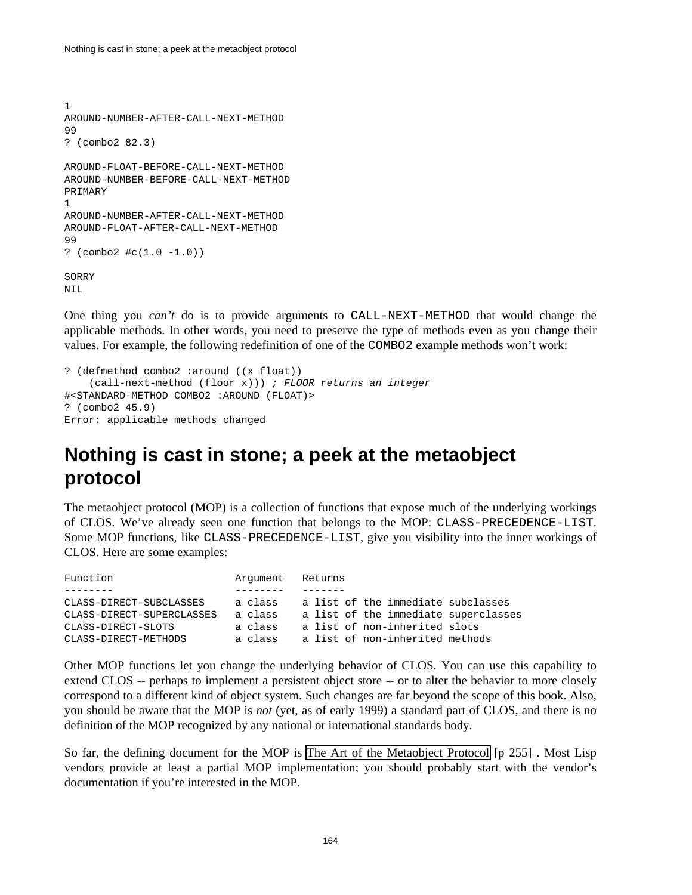```
1
AROUND-NUMBER-AFTER-CALL-NEXT-METHOD
99
? (combo2 82.3)

AROUND-FLOAT-BEFORE-CALL-NEXT-METHOD
AROUND-NUMBER-BEFORE-CALL-NEXT-METHOD
PRIMARY
1
AROUND-NUMBER-AFTER-CALL-NEXT-METHOD
AROUND-FLOAT-AFTER-CALL-NEXT-METHOD
99
? (combo2 #c(1.0 -1.0))

SORRY
NIL
```

One thing you *can't* do is to provide arguments to `CALL-NEXT-METHOD` that would change the applicable methods. In other words, you need to preserve the type of methods even as you change their values. For example, the following redefinition of one of the `COMBO2` example methods won't work:

```
? (defmethod combo2 :around ((x float))
    (call-next-method (floor x))) ; FLOOR returns an integer
#<STANDARD-METHOD COMBO2 :AROUND (FLOAT)>
? (combo2 45.9)
Error: applicable methods changed
```

## Nothing is cast in stone; a peek at the metaobject protocol

The metaobject protocol (MOP) is a collection of functions that expose much of the underlying workings of CLOS. We've already seen one function that belongs to the MOP: `CLASS-PRECEDENCE-LIST`. Some MOP functions, like `CLASS-PRECEDENCE-LIST`, give you visibility into the inner workings of CLOS. Here are some examples:

```
Function                   Argument   Returns
--------                   --------   -------
CLASS-DIRECT-SUBCLASSES    a class    a list of the immediate subclasses
CLASS-DIRECT-SUPERCLASSES  a class    a list of the immediate superclasses
CLASS-DIRECT-SLOTS         a class    a list of non-inherited slots
CLASS-DIRECT-METHODS       a class    a list of non-inherited methods
```

Other MOP functions let you change the underlying behavior of CLOS. You can use this capability to extend CLOS -- perhaps to implement a persistent object store -- or to alter the behavior to more closely correspond to a different kind of object system. Such changes are far beyond the scope of this book. Also, you should be aware that the MOP is *not* (yet, as of early 1999) a standard part of CLOS, and there is no definition of the MOP recognized by any national or international standards body.

So far, the defining document for the MOP is The Art of the Metaobject Protocol [p 255] . Most Lisp vendors provide at least a partial MOP implementation; you should probably start with the vendor's documentation if you're interested in the MOP.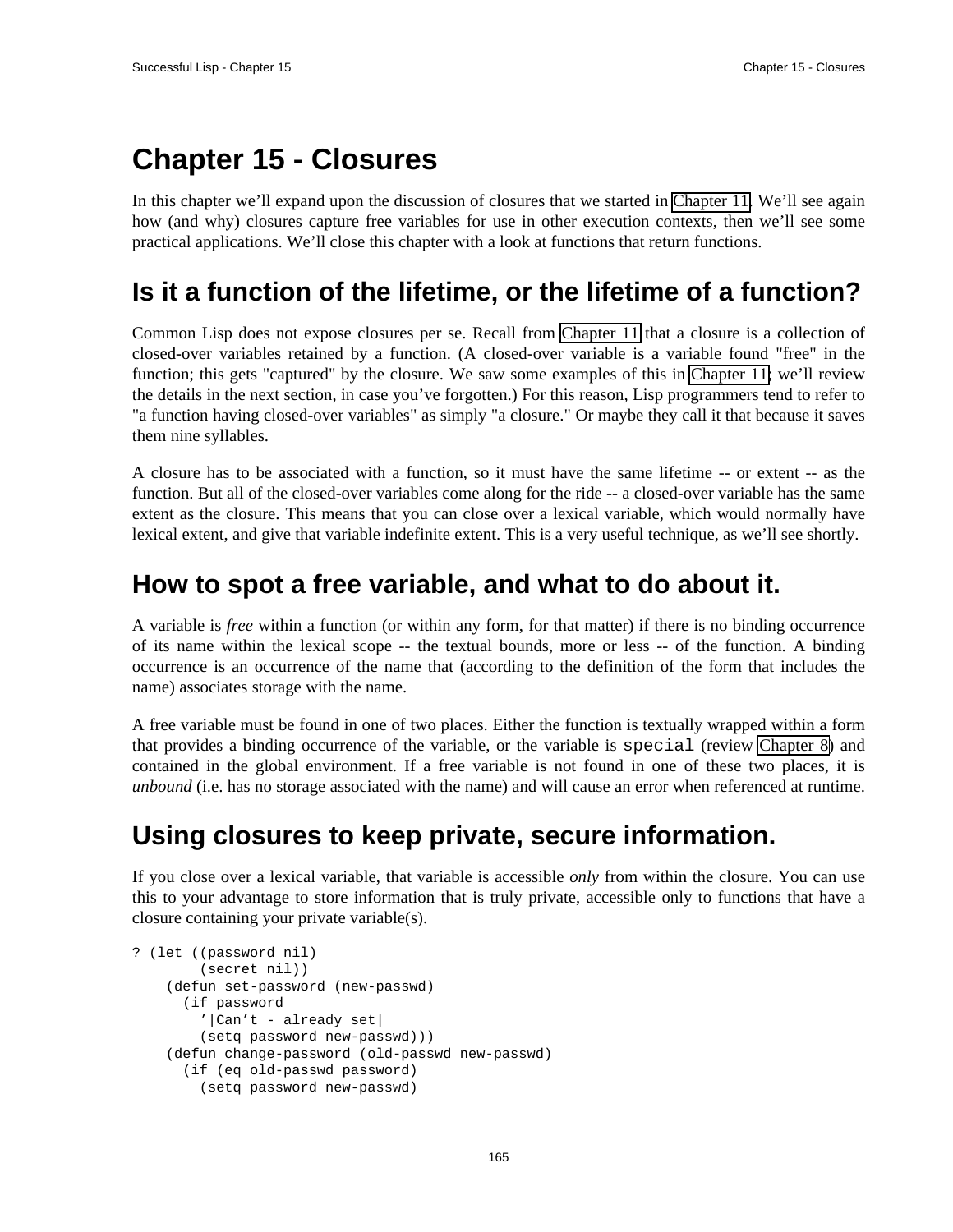# Chapter 15 - Closures

In this chapter we'll expand upon the discussion of closures that we started in Chapter 11. We'll see again how (and why) closures capture free variables for use in other execution contexts, then we'll see some practical applications. We'll close this chapter with a look at functions that return functions.

## Is it a function of the lifetime, or the lifetime of a function?

Common Lisp does not expose closures per se. Recall from Chapter 11 that a closure is a collection of closed-over variables retained by a function. (A closed-over variable is a variable found "free" in the function; this gets "captured" by the closure. We saw some examples of this in Chapter 11; we'll review the details in the next section, in case you've forgotten.) For this reason, Lisp programmers tend to refer to "a function having closed-over variables" as simply "a closure." Or maybe they call it that because it saves them nine syllables.

A closure has to be associated with a function, so it must have the same lifetime -- or extent -- as the function. But all of the closed-over variables come along for the ride -- a closed-over variable has the same extent as the closure. This means that you can close over a lexical variable, which would normally have lexical extent, and give that variable indefinite extent. This is a very useful technique, as we'll see shortly.

## How to spot a free variable, and what to do about it.

A variable is *free* within a function (or within any form, for that matter) if there is no binding occurrence of its name within the lexical scope -- the textual bounds, more or less -- of the function. A binding occurrence is an occurrence of the name that (according to the definition of the form that includes the name) associates storage with the name.

A free variable must be found in one of two places. Either the function is textually wrapped within a form that provides a binding occurrence of the variable, or the variable is `special` (review Chapter 8) and contained in the global environment. If a free variable is not found in one of these two places, it is *unbound* (i.e. has no storage associated with the name) and will cause an error when referenced at runtime.

## Using closures to keep private, secure information.

If you close over a lexical variable, that variable is accessible *only* from within the closure. You can use this to your advantage to store information that is truly private, accessible only to functions that have a closure containing your private variable(s).

```
? (let ((password nil)
        (secret nil))
    (defun set-password (new-passwd)
      (if password
        '|Can't - already set|
        (setq password new-passwd)))
    (defun change-password (old-passwd new-passwd)
      (if (eq old-passwd password)
        (setq password new-passwd)
```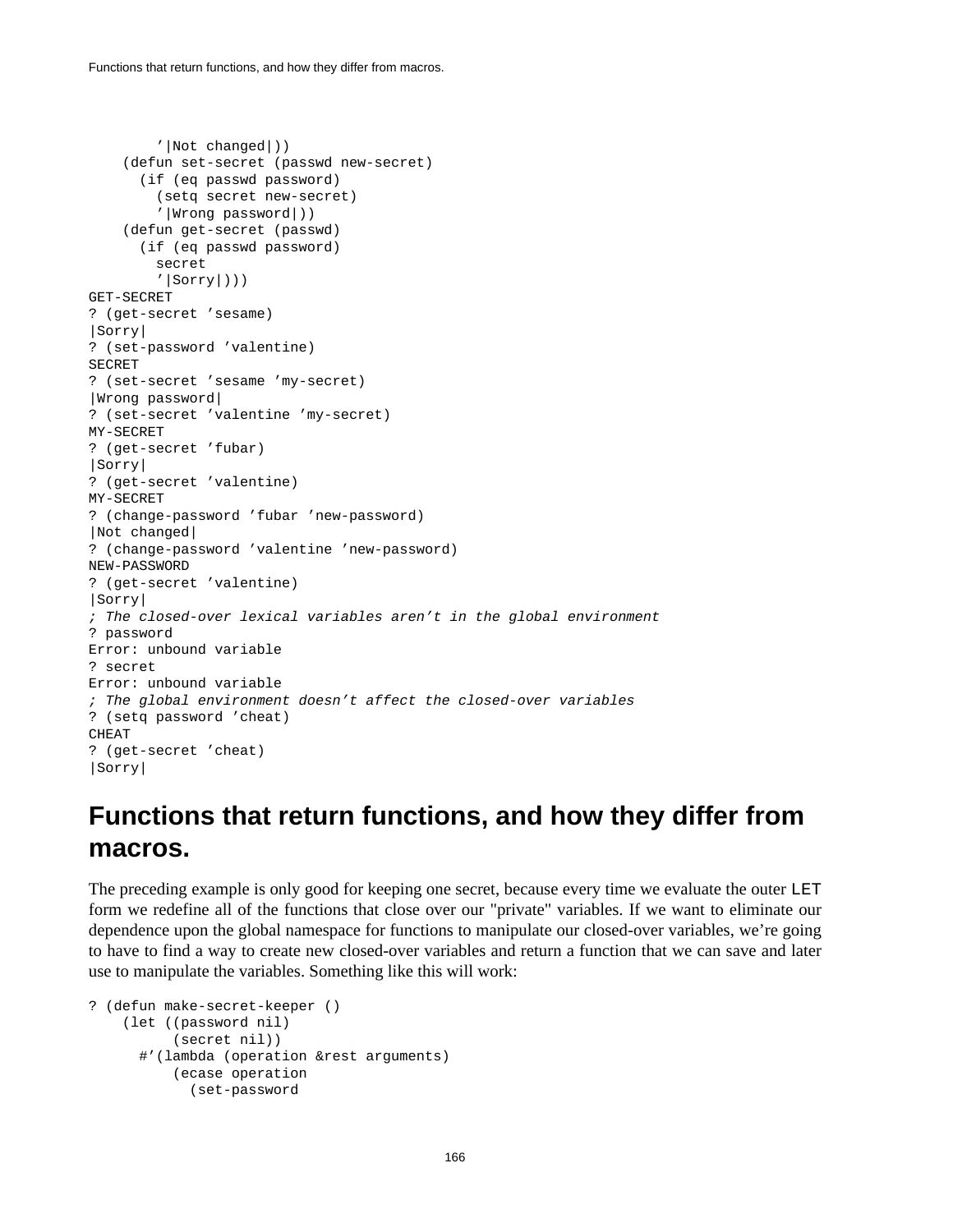```
        '|Not changed|))
    (defun set-secret (passwd new-secret)
      (if (eq passwd password)
        (setq secret new-secret)
        '|Wrong password|))
    (defun get-secret (passwd)
      (if (eq passwd password)
        secret
        '|Sorry|)))
GET-SECRET
? (get-secret 'sesame)
|Sorry|
? (set-password 'valentine)
SECRET
? (set-secret 'sesame 'my-secret)
|Wrong password|
? (set-secret 'valentine 'my-secret)
MY-SECRET
? (get-secret 'fubar)
|Sorry|
? (get-secret 'valentine)
MY-SECRET
? (change-password 'fubar 'new-password)
|Not changed|
? (change-password 'valentine 'new-password)
NEW-PASSWORD
? (get-secret 'valentine)
|Sorry|
; The closed-over lexical variables aren't in the global environment
? password
Error: unbound variable
? secret
Error: unbound variable
; The global environment doesn't affect the closed-over variables
? (setq password 'cheat)
CHEAT
? (get-secret 'cheat)
|Sorry|
```

## Functions that return functions, and how they differ from macros.

The preceding example is only good for keeping one secret, because every time we evaluate the outer `LET` form we redefine all of the functions that close over our "private" variables. If we want to eliminate our dependence upon the global namespace for functions to manipulate our closed-over variables, we're going to have to find a way to create new closed-over variables and return a function that we can save and later use to manipulate the variables. Something like this will work:

```
? (defun make-secret-keeper ()
    (let ((password nil)
          (secret nil))
      #'(lambda (operation &rest arguments)
          (ecase operation
            (set-password
```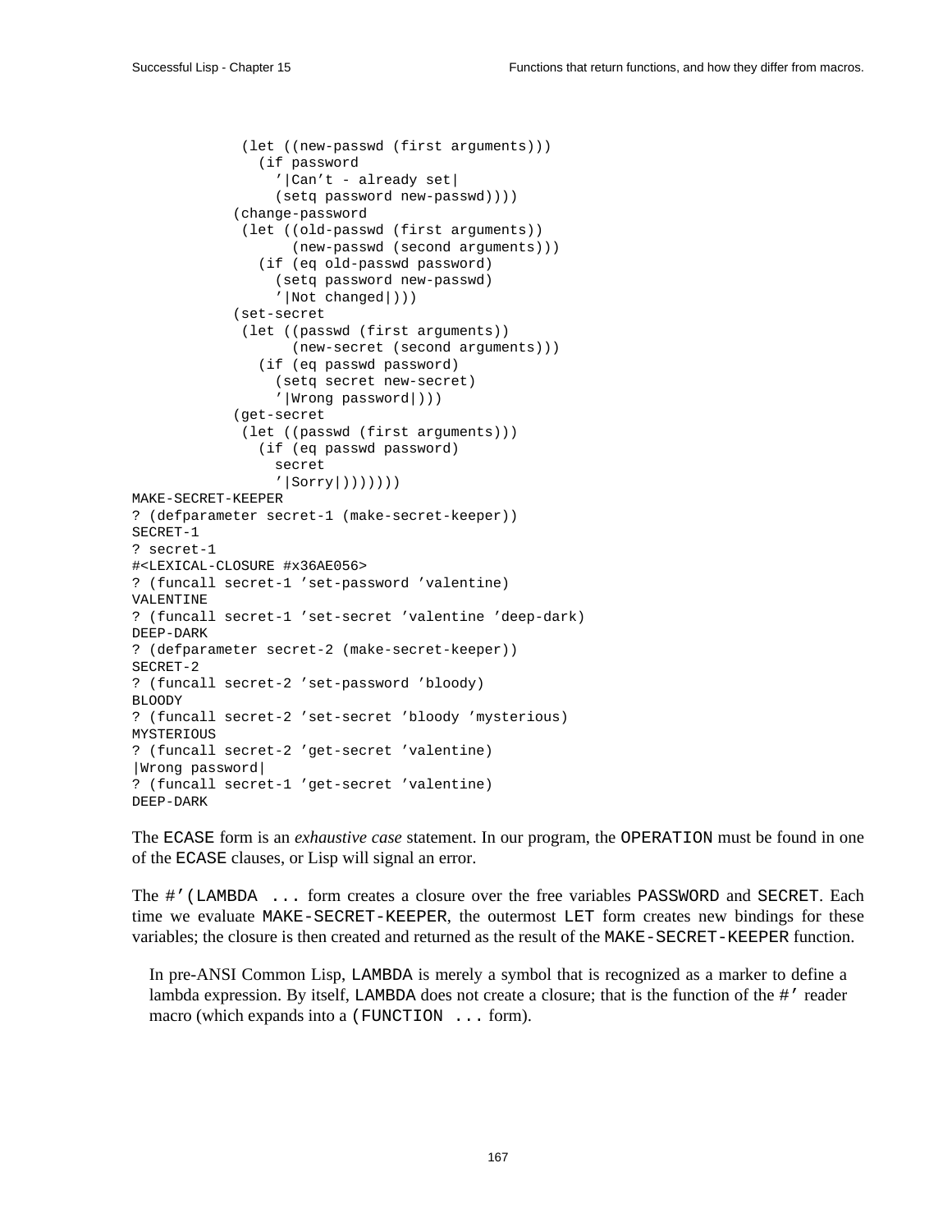```
             (let ((new-passwd (first arguments)))
               (if password
                 '|Can't - already set|
                 (setq password new-passwd))))
            (change-password
             (let ((old-passwd (first arguments))
                   (new-passwd (second arguments)))
               (if (eq old-passwd password)
                 (setq password new-passwd)
                 '|Not changed|)))
            (set-secret
             (let ((passwd (first arguments))
                   (new-secret (second arguments)))
               (if (eq passwd password)
                 (setq secret new-secret)
                 '|Wrong password|)))
            (get-secret
             (let ((passwd (first arguments)))
               (if (eq passwd password)
                 secret
                 '|Sorry|)))))))
MAKE-SECRET-KEEPER
? (defparameter secret-1 (make-secret-keeper))
SECRET-1
? secret-1
#<LEXICAL-CLOSURE #x36AE056>
? (funcall secret-1 'set-password 'valentine)
VALENTINE
? (funcall secret-1 'set-secret 'valentine 'deep-dark)
DEEP-DARK
? (defparameter secret-2 (make-secret-keeper))
SECRET-2
? (funcall secret-2 'set-password 'bloody)
BLOODY
? (funcall secret-2 'set-secret 'bloody 'mysterious)
MYSTERIOUS
? (funcall secret-2 'get-secret 'valentine)
|Wrong password|
? (funcall secret-1 'get-secret 'valentine)
DEEP-DARK
```

The `ECASE` form is an *exhaustive case* statement. In our program, the `OPERATION` must be found in one of the `ECASE` clauses, or Lisp will signal an error.

The `#'(LAMBDA ...` form creates a closure over the free variables `PASSWORD` and `SECRET`. Each time we evaluate `MAKE-SECRET-KEEPER`, the outermost `LET` form creates new bindings for these variables; the closure is then created and returned as the result of the `MAKE-SECRET-KEEPER` function.

> In pre-ANSI Common Lisp, `LAMBDA` is merely a symbol that is recognized as a marker to define a lambda expression. By itself, `LAMBDA` does not create a closure; that is the function of the `#'` reader macro (which expands into a `(FUNCTION ...` form).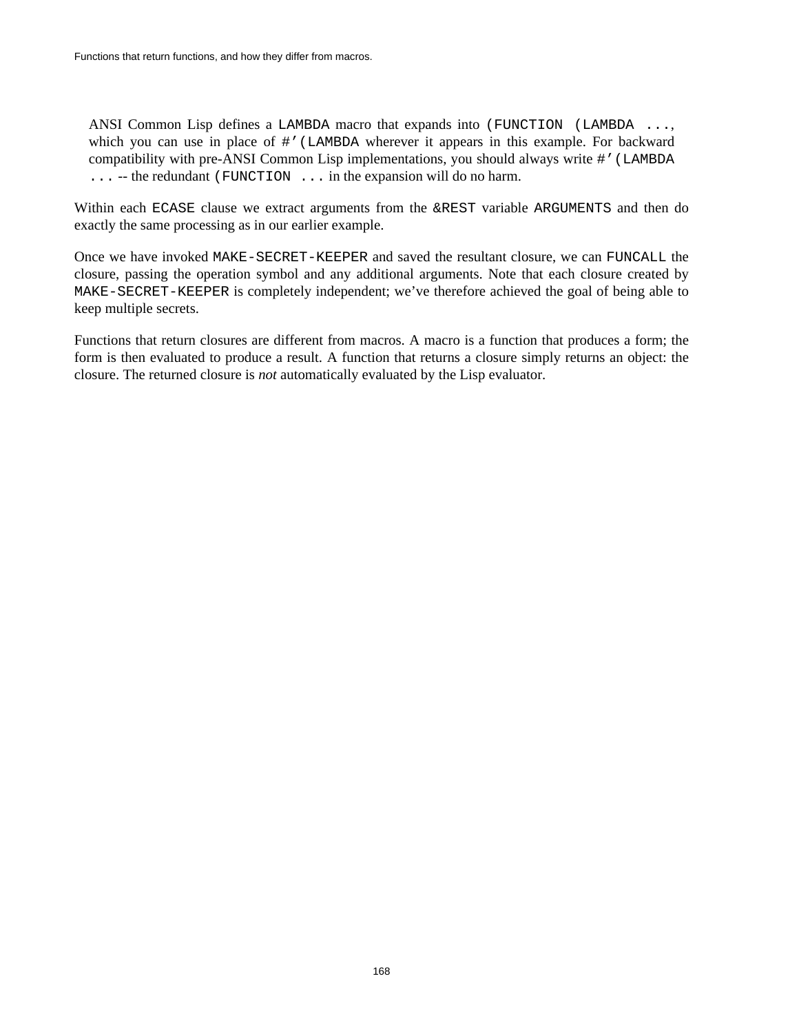> ANSI Common Lisp defines a `LAMBDA` macro that expands into `(FUNCTION (LAMBDA ...`, which you can use in place of `#'(LAMBDA` wherever it appears in this example. For backward compatibility with pre-ANSI Common Lisp implementations, you should always write `#'(LAMBDA ...` -- the redundant `(FUNCTION ...` in the expansion will do no harm.

Within each `ECASE` clause we extract arguments from the `&REST` variable `ARGUMENTS` and then do exactly the same processing as in our earlier example.

Once we have invoked `MAKE-SECRET-KEEPER` and saved the resultant closure, we can `FUNCALL` the closure, passing the operation symbol and any additional arguments. Note that each closure created by `MAKE-SECRET-KEEPER` is completely independent; we've therefore achieved the goal of being able to keep multiple secrets.

Functions that return closures are different from macros. A macro is a function that produces a form; the form is then evaluated to produce a result. A function that returns a closure simply returns an object: the closure. The returned closure is *not* automatically evaluated by the Lisp evaluator.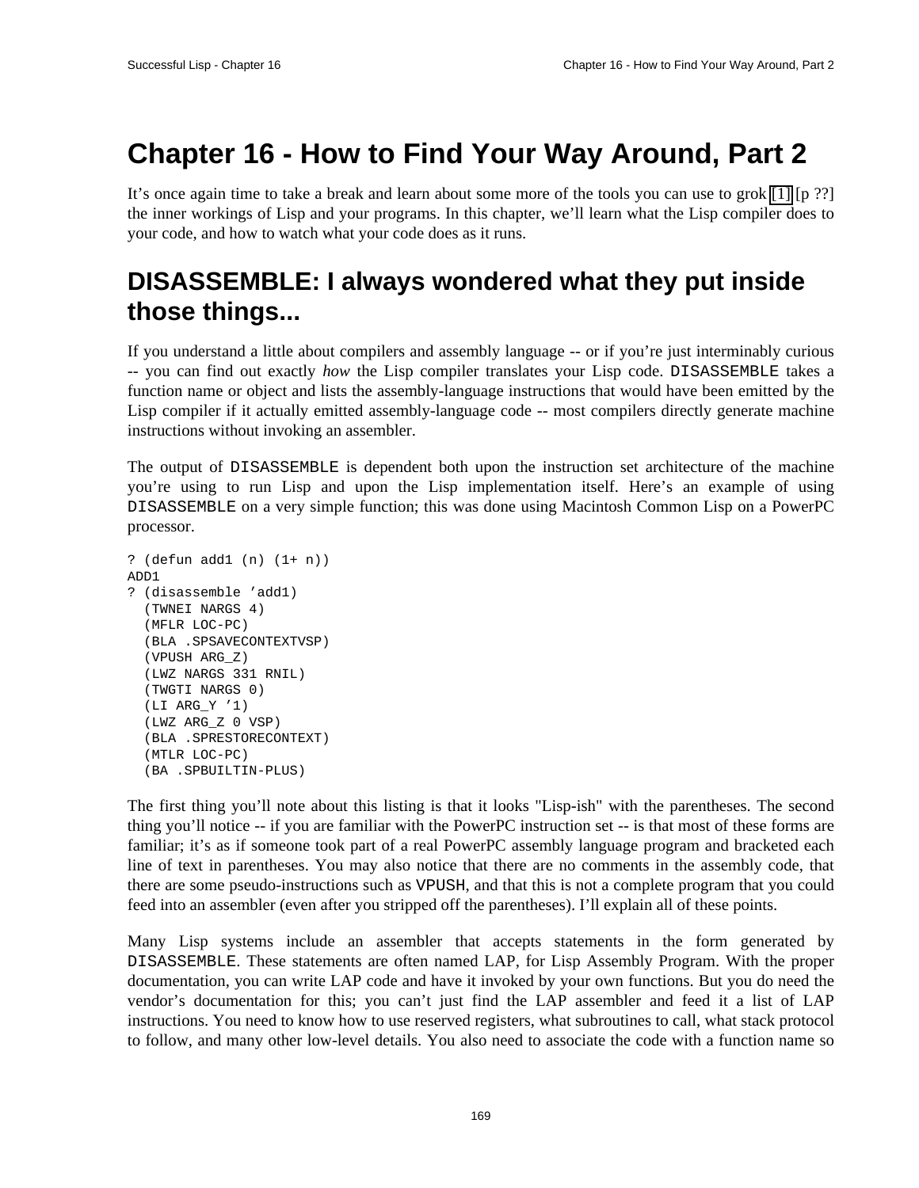# Chapter 16 - How to Find Your Way Around, Part 2

It’s once again time to take a break and learn about some more of the tools you can use to grok [1] [p ??] the inner workings of Lisp and your programs. In this chapter, we’ll learn what the Lisp compiler does to your code, and how to watch what your code does as it runs.

## DISASSEMBLE: I always wondered what they put inside those things...

If you understand a little about compilers and assembly language -- or if you’re just interminably curious -- you can find out exactly *how* the Lisp compiler translates your Lisp code. DISASSEMBLE takes a function name or object and lists the assembly-language instructions that would have been emitted by the Lisp compiler if it actually emitted assembly-language code -- most compilers directly generate machine instructions without invoking an assembler.

The output of DISASSEMBLE is dependent both upon the instruction set architecture of the machine you’re using to run Lisp and upon the Lisp implementation itself. Here’s an example of using DISASSEMBLE on a very simple function; this was done using Macintosh Common Lisp on a PowerPC processor.

```
? (defun add1 (n) (1+ n))
ADD1
? (disassemble 'add1)
  (TWNEI NARGS 4)
  (MFLR LOC-PC)
  (BLA .SPSAVECONTEXTVSP)
  (VPUSH ARG_Z)
  (LWZ NARGS 331 RNIL)
  (TWGTI NARGS 0)
  (LI ARG_Y '1)
  (LWZ ARG_Z 0 VSP)
  (BLA .SPRESTORECONTEXT)
  (MTLR LOC-PC)
  (BA .SPBUILTIN-PLUS)
```

The first thing you’ll note about this listing is that it looks "Lisp-ish" with the parentheses. The second thing you’ll notice -- if you are familiar with the PowerPC instruction set -- is that most of these forms are familiar; it’s as if someone took part of a real PowerPC assembly language program and bracketed each line of text in parentheses. You may also notice that there are no comments in the assembly code, that there are some pseudo-instructions such as VPUSH, and that this is not a complete program that you could feed into an assembler (even after you stripped off the parentheses). I’ll explain all of these points.

Many Lisp systems include an assembler that accepts statements in the form generated by DISASSEMBLE. These statements are often named LAP, for Lisp Assembly Program. With the proper documentation, you can write LAP code and have it invoked by your own functions. But you do need the vendor’s documentation for this; you can’t just find the LAP assembler and feed it a list of LAP instructions. You need to know how to use reserved registers, what subroutines to call, what stack protocol to follow, and many other low-level details. You also need to associate the code with a function name so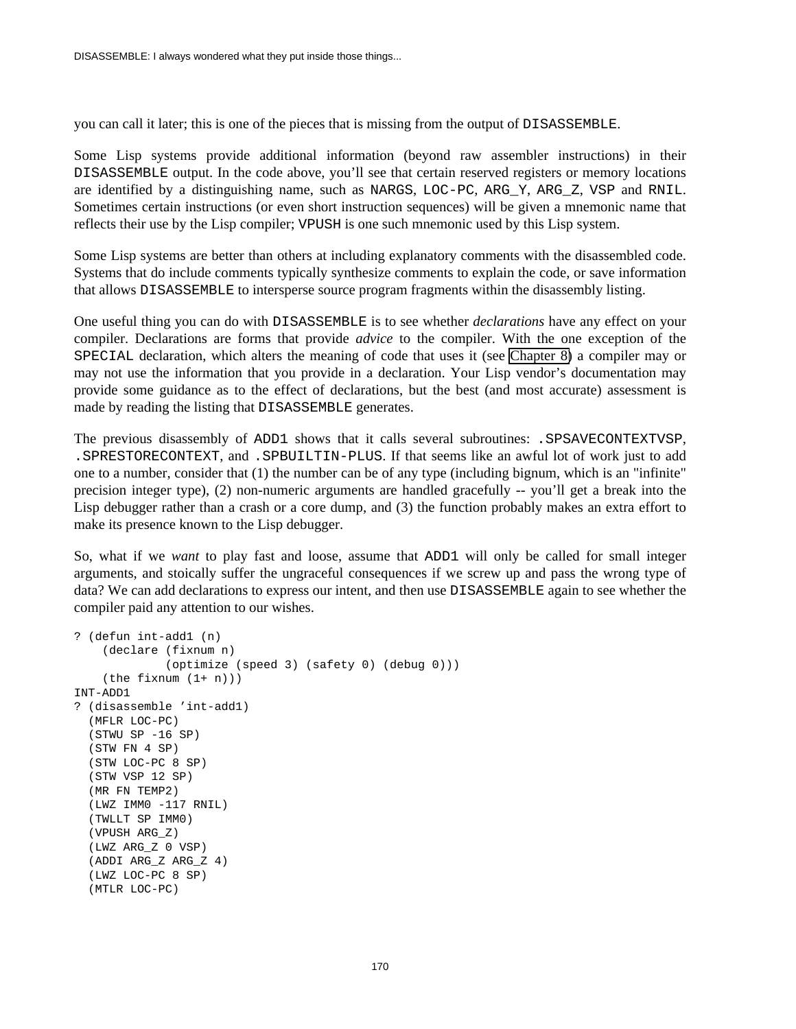you can call it later; this is one of the pieces that is missing from the output of `DISASSEMBLE`.

Some Lisp systems provide additional information (beyond raw assembler instructions) in their `DISASSEMBLE` output. In the code above, you'll see that certain reserved registers or memory locations are identified by a distinguishing name, such as `NARGS`, `LOC-PC`, `ARG_Y`, `ARG_Z`, `VSP` and `RNIL`. Sometimes certain instructions (or even short instruction sequences) will be given a mnemonic name that reflects their use by the Lisp compiler; `VPUSH` is one such mnemonic used by this Lisp system.

Some Lisp systems are better than others at including explanatory comments with the disassembled code. Systems that do include comments typically synthesize comments to explain the code, or save information that allows `DISASSEMBLE` to intersperse source program fragments within the disassembly listing.

One useful thing you can do with `DISASSEMBLE` is to see whether *declarations* have any effect on your compiler. Declarations are forms that provide *advice* to the compiler. With the one exception of the `SPECIAL` declaration, which alters the meaning of code that uses it (see Chapter 8) a compiler may or may not use the information that you provide in a declaration. Your Lisp vendor's documentation may provide some guidance as to the effect of declarations, but the best (and most accurate) assessment is made by reading the listing that `DISASSEMBLE` generates.

The previous disassembly of `ADD1` shows that it calls several subroutines: `.SPSAVECONTEXTVSP`, `.SPRESTORECONTEXT`, and `.SPBUILTIN-PLUS`. If that seems like an awful lot of work just to add one to a number, consider that (1) the number can be of any type (including bignum, which is an "infinite" precision integer type), (2) non-numeric arguments are handled gracefully -- you'll get a break into the Lisp debugger rather than a crash or a core dump, and (3) the function probably makes an extra effort to make its presence known to the Lisp debugger.

So, what if we *want* to play fast and loose, assume that `ADD1` will only be called for small integer arguments, and stoically suffer the ungraceful consequences if we screw up and pass the wrong type of data? We can add declarations to express our intent, and then use `DISASSEMBLE` again to see whether the compiler paid any attention to our wishes.

```
? (defun int-add1 (n)
    (declare (fixnum n)
             (optimize (speed 3) (safety 0) (debug 0)))
    (the fixnum (1+ n)))
INT-ADD1
? (disassemble 'int-add1)
  (MFLR LOC-PC)
  (STWU SP -16 SP)
  (STW FN 4 SP)
  (STW LOC-PC 8 SP)
  (STW VSP 12 SP)
  (MR FN TEMP2)
  (LWZ IMM0 -117 RNIL)
  (TWLLT SP IMM0)
  (VPUSH ARG_Z)
  (LWZ ARG_Z 0 VSP)
  (ADDI ARG_Z ARG_Z 4)
  (LWZ LOC-PC 8 SP)
  (MTLR LOC-PC)
```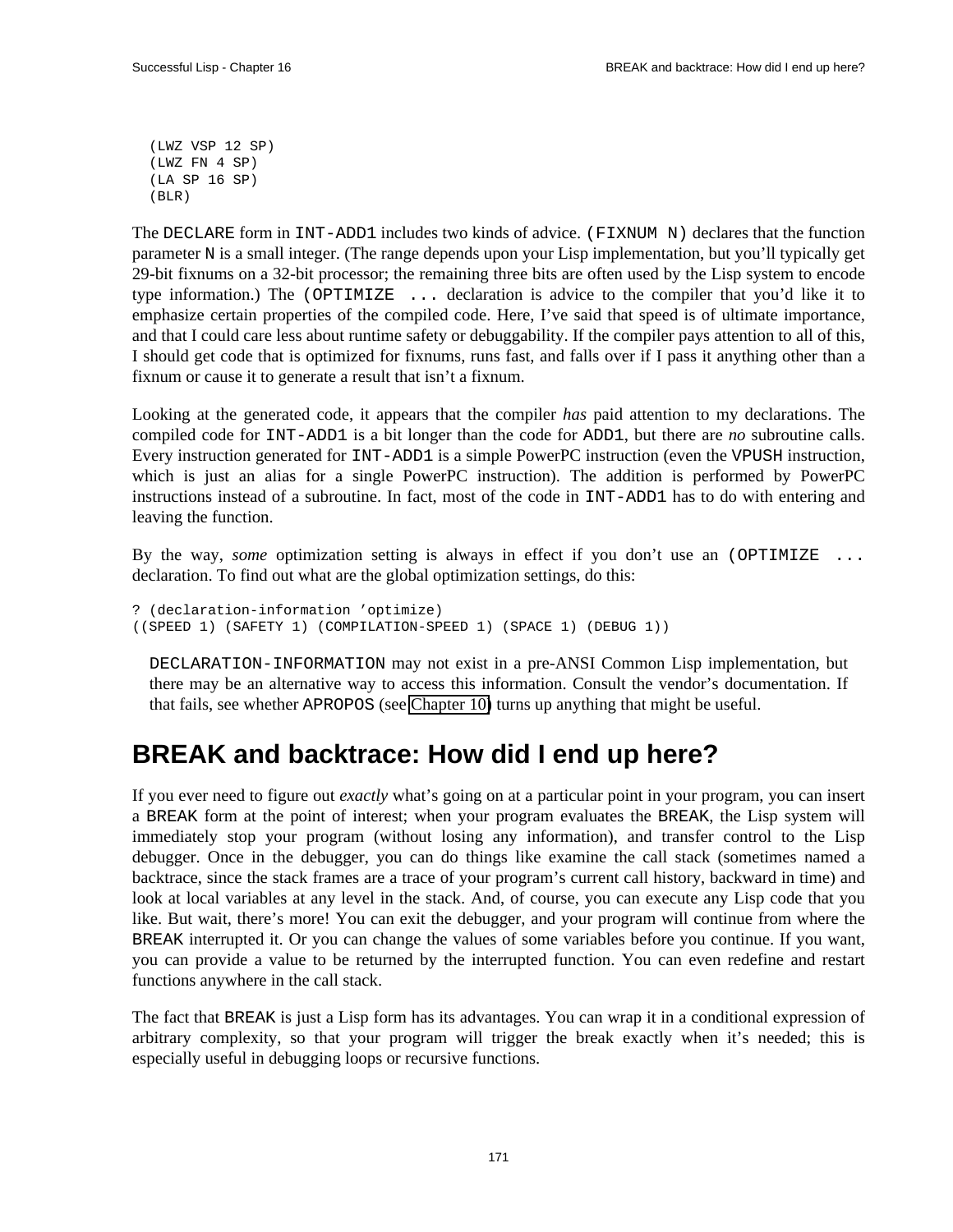```
(LWZ VSP 12 SP)
(LWZ FN 4 SP)
(LA SP 16 SP)
(BLR)
```

The `DECLARE` form in `INT-ADD1` includes two kinds of advice. `(FIXNUM N)` declares that the function parameter `N` is a small integer. (The range depends upon your Lisp implementation, but you'll typically get 29-bit fixnums on a 32-bit processor; the remaining three bits are often used by the Lisp system to encode type information.) The `(OPTIMIZE ...` declaration is advice to the compiler that you'd like it to emphasize certain properties of the compiled code. Here, I've said that speed is of ultimate importance, and that I could care less about runtime safety or debuggability. If the compiler pays attention to all of this, I should get code that is optimized for fixnums, runs fast, and falls over if I pass it anything other than a fixnum or cause it to generate a result that isn't a fixnum.

Looking at the generated code, it appears that the compiler *has* paid attention to my declarations. The compiled code for `INT-ADD1` is a bit longer than the code for `ADD1`, but there are *no* subroutine calls. Every instruction generated for `INT-ADD1` is a simple PowerPC instruction (even the `VPUSH` instruction, which is just an alias for a single PowerPC instruction). The addition is performed by PowerPC instructions instead of a subroutine. In fact, most of the code in `INT-ADD1` has to do with entering and leaving the function.

By the way, *some* optimization setting is always in effect if you don't use an `(OPTIMIZE ...` declaration. To find out what are the global optimization settings, do this:

```
? (declaration-information 'optimize)
((SPEED 1) (SAFETY 1) (COMPILATION-SPEED 1) (SPACE 1) (DEBUG 1))
```

> `DECLARATION-INFORMATION` may not exist in a pre-ANSI Common Lisp implementation, but there may be an alternative way to access this information. Consult the vendor's documentation. If that fails, see whether `APROPOS` (see Chapter 10) turns up anything that might be useful.

## BREAK and backtrace: How did I end up here?

If you ever need to figure out *exactly* what's going on at a particular point in your program, you can insert a `BREAK` form at the point of interest; when your program evaluates the `BREAK`, the Lisp system will immediately stop your program (without losing any information), and transfer control to the Lisp debugger. Once in the debugger, you can do things like examine the call stack (sometimes named a backtrace, since the stack frames are a trace of your program's current call history, backward in time) and look at local variables at any level in the stack. And, of course, you can execute any Lisp code that you like. But wait, there's more! You can exit the debugger, and your program will continue from where the `BREAK` interrupted it. Or you can change the values of some variables before you continue. If you want, you can provide a value to be returned by the interrupted function. You can even redefine and restart functions anywhere in the call stack.

The fact that `BREAK` is just a Lisp form has its advantages. You can wrap it in a conditional expression of arbitrary complexity, so that your program will trigger the break exactly when it's needed; this is especially useful in debugging loops or recursive functions.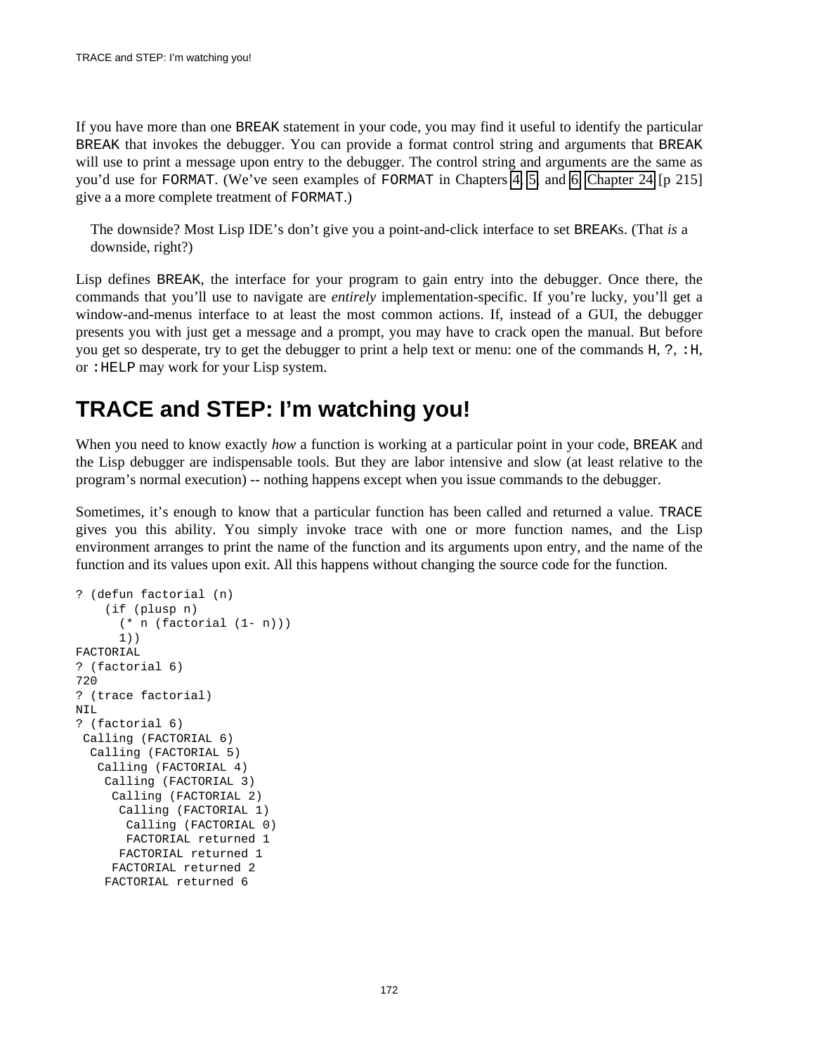If you have more than one BREAK statement in your code, you may find it useful to identify the particular BREAK that invokes the debugger. You can provide a format control string and arguments that BREAK will use to print a message upon entry to the debugger. The control string and arguments are the same as you'd use for FORMAT. (We've seen examples of FORMAT in Chapters 4, 5, and 6. Chapter 24 [p 215] give a a more complete treatment of FORMAT.)

> The downside? Most Lisp IDE's don't give you a point-and-click interface to set BREAKs. (That *is* a downside, right?)

Lisp defines BREAK, the interface for your program to gain entry into the debugger. Once there, the commands that you'll use to navigate are *entirely* implementation-specific. If you're lucky, you'll get a window-and-menus interface to at least the most common actions. If, instead of a GUI, the debugger presents you with just get a message and a prompt, you may have to crack open the manual. But before you get so desperate, try to get the debugger to print a help text or menu: one of the commands H, ?, :H, or :HELP may work for your Lisp system.

# TRACE and STEP: I'm watching you!

When you need to know exactly *how* a function is working at a particular point in your code, BREAK and the Lisp debugger are indispensable tools. But they are labor intensive and slow (at least relative to the program's normal execution) -- nothing happens except when you issue commands to the debugger.

Sometimes, it's enough to know that a particular function has been called and returned a value. TRACE gives you this ability. You simply invoke trace with one or more function names, and the Lisp environment arranges to print the name of the function and its arguments upon entry, and the name of the function and its values upon exit. All this happens without changing the source code for the function.

```
? (defun factorial (n)
    (if (plusp n)
      (* n (factorial (1- n)))
      1))
FACTORIAL
? (factorial 6)
720
? (trace factorial)
NIL
? (factorial 6)
 Calling (FACTORIAL 6)
  Calling (FACTORIAL 5)
   Calling (FACTORIAL 4)
    Calling (FACTORIAL 3)
     Calling (FACTORIAL 2)
      Calling (FACTORIAL 1)
       Calling (FACTORIAL 0)
       FACTORIAL returned 1
      FACTORIAL returned 1
     FACTORIAL returned 2
    FACTORIAL returned 6
```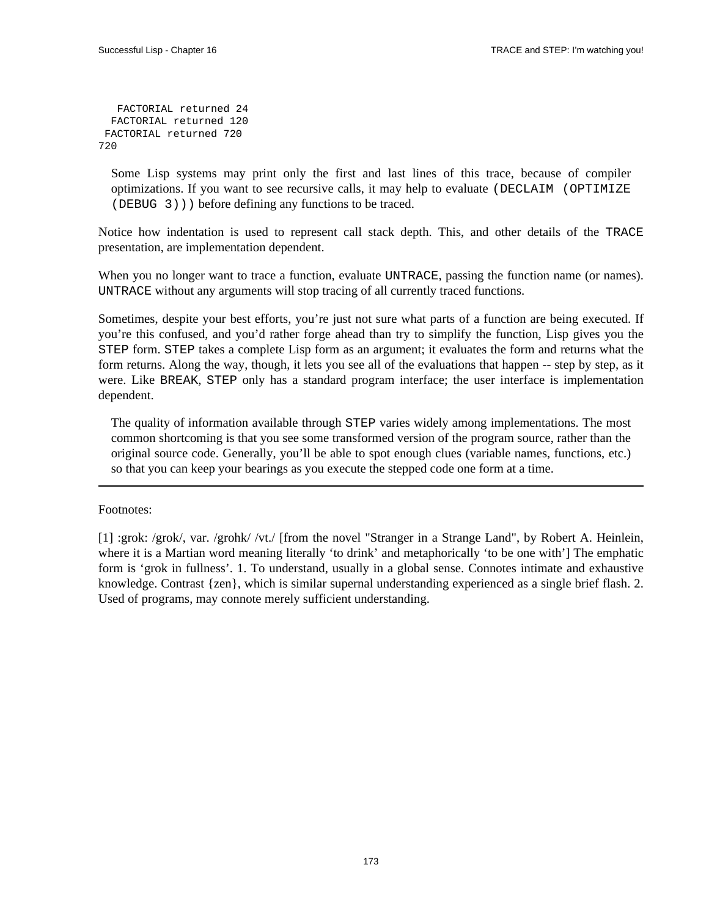```
   FACTORIAL returned 24
  FACTORIAL returned 120
 FACTORIAL returned 720
720
```

> Some Lisp systems may print only the first and last lines of this trace, because of compiler optimizations. If you want to see recursive calls, it may help to evaluate `(DECLAIM (OPTIMIZE (DEBUG 3)))` before defining any functions to be traced.

Notice how indentation is used to represent call stack depth. This, and other details of the `TRACE` presentation, are implementation dependent.

When you no longer want to trace a function, evaluate `UNTRACE`, passing the function name (or names). `UNTRACE` without any arguments will stop tracing of all currently traced functions.

Sometimes, despite your best efforts, you're just not sure what parts of a function are being executed. If you're this confused, and you'd rather forge ahead than try to simplify the function, Lisp gives you the `STEP` form. `STEP` takes a complete Lisp form as an argument; it evaluates the form and returns what the form returns. Along the way, though, it lets you see all of the evaluations that happen -- step by step, as it were. Like `BREAK`, `STEP` only has a standard program interface; the user interface is implementation dependent.

> The quality of information available through `STEP` varies widely among implementations. The most common shortcoming is that you see some transformed version of the program source, rather than the original source code. Generally, you'll be able to spot enough clues (variable names, functions, etc.) so that you can keep your bearings as you execute the stepped code one form at a time.

---

Footnotes:

[1] :grok: /grok/, var. /grohk/ /vt./ [from the novel "Stranger in a Strange Land", by Robert A. Heinlein, where it is a Martian word meaning literally 'to drink' and metaphorically 'to be one with'] The emphatic form is 'grok in fullness'. 1. To understand, usually in a global sense. Connotes intimate and exhaustive knowledge. Contrast {zen}, which is similar supernal understanding experienced as a single brief flash. 2. Used of programs, may connote merely sufficient understanding.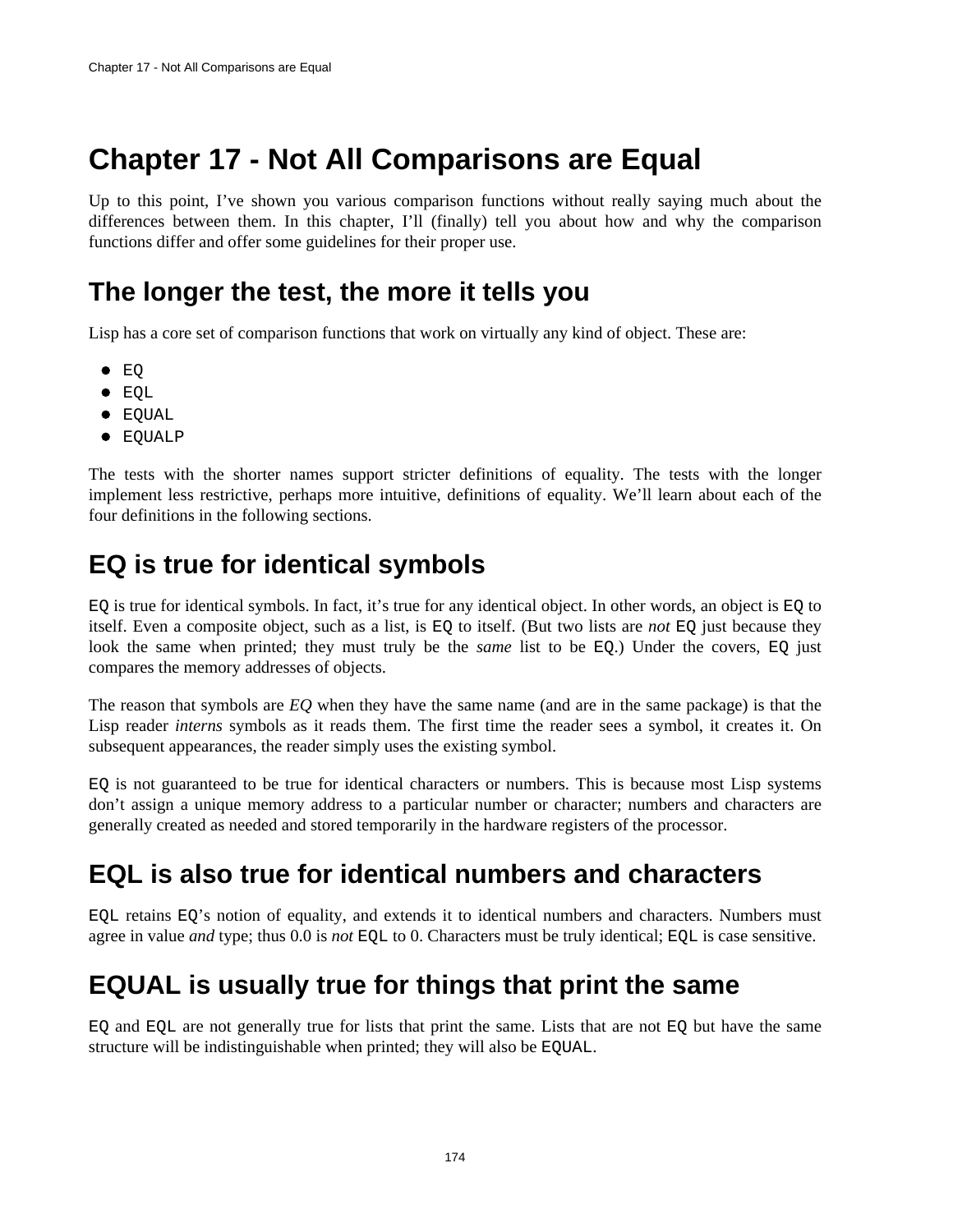# Chapter 17 - Not All Comparisons are Equal

Up to this point, I've shown you various comparison functions without really saying much about the differences between them. In this chapter, I'll (finally) tell you about how and why the comparison functions differ and offer some guidelines for their proper use.

## The longer the test, the more it tells you

Lisp has a core set of comparison functions that work on virtually any kind of object. These are:

- `EQ`
- `EQL`
- `EQUAL`
- `EQUALP`

The tests with the shorter names support stricter definitions of equality. The tests with the longer implement less restrictive, perhaps more intuitive, definitions of equality. We'll learn about each of the four definitions in the following sections.

## EQ is true for identical symbols

`EQ` is true for identical symbols. In fact, it's true for any identical object. In other words, an object is `EQ` to itself. Even a composite object, such as a list, is `EQ` to itself. (But two lists are *not* `EQ` just because they look the same when printed; they must truly be the *same* list to be `EQ`.) Under the covers, `EQ` just compares the memory addresses of objects.

The reason that symbols are *EQ* when they have the same name (and are in the same package) is that the Lisp reader *interns* symbols as it reads them. The first time the reader sees a symbol, it creates it. On subsequent appearances, the reader simply uses the existing symbol.

`EQ` is not guaranteed to be true for identical characters or numbers. This is because most Lisp systems don't assign a unique memory address to a particular number or character; numbers and characters are generally created as needed and stored temporarily in the hardware registers of the processor.

## EQL is also true for identical numbers and characters

`EQL` retains `EQ`'s notion of equality, and extends it to identical numbers and characters. Numbers must agree in value *and* type; thus 0.0 is *not* `EQL` to 0. Characters must be truly identical; `EQL` is case sensitive.

## EQUAL is usually true for things that print the same

`EQ` and `EQL` are not generally true for lists that print the same. Lists that are not `EQ` but have the same structure will be indistinguishable when printed; they will also be `EQUAL`.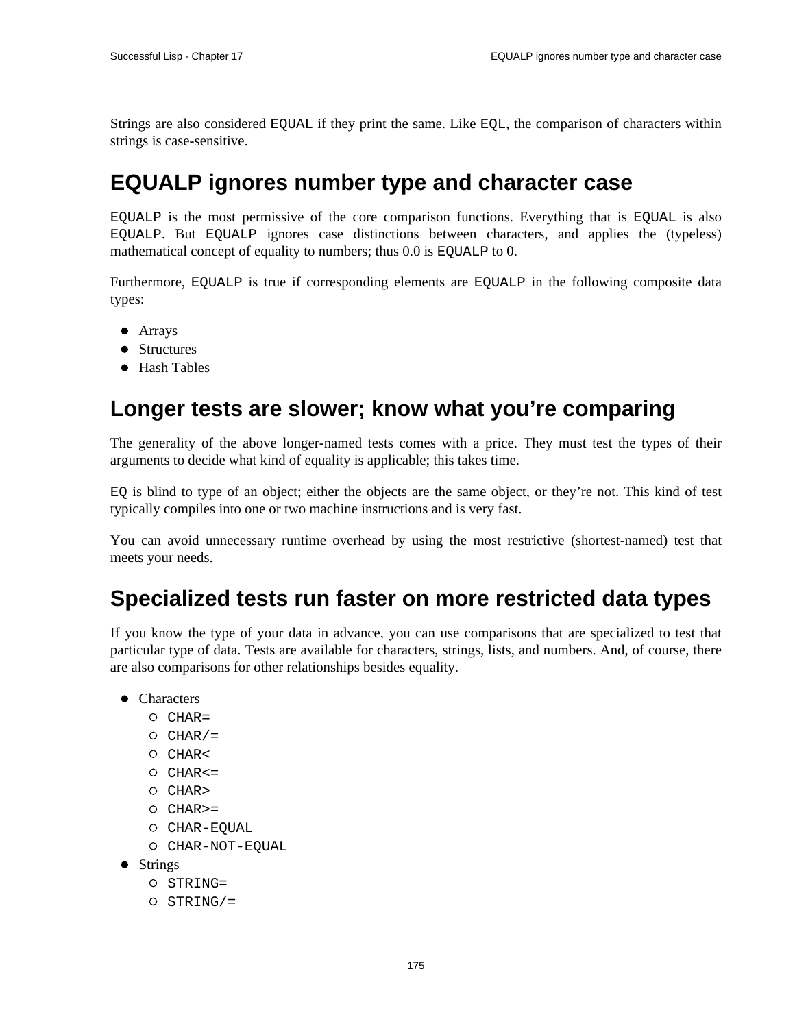Strings are also considered `EQUAL` if they print the same. Like `EQL`, the comparison of characters within strings is case-sensitive.

## EQUALP ignores number type and character case

`EQUALP` is the most permissive of the core comparison functions. Everything that is `EQUAL` is also `EQUALP`. But `EQUALP` ignores case distinctions between characters, and applies the (typeless) mathematical concept of equality to numbers; thus 0.0 is `EQUALP` to 0.

Furthermore, `EQUALP` is true if corresponding elements are `EQUALP` in the following composite data types:

- Arrays
- Structures
- Hash Tables

## Longer tests are slower; know what you're comparing

The generality of the above longer-named tests comes with a price. They must test the types of their arguments to decide what kind of equality is applicable; this takes time.

`EQ` is blind to type of an object; either the objects are the same object, or they're not. This kind of test typically compiles into one or two machine instructions and is very fast.

You can avoid unnecessary runtime overhead by using the most restrictive (shortest-named) test that meets your needs.

## Specialized tests run faster on more restricted data types

If you know the type of your data in advance, you can use comparisons that are specialized to test that particular type of data. Tests are available for characters, strings, lists, and numbers. And, of course, there are also comparisons for other relationships besides equality.

- Characters
  - `CHAR=`
  - `CHAR/=`
  - `CHAR<`
  - `CHAR<=`
  - `CHAR>`
  - `CHAR>=`
  - `CHAR-EQUAL`
  - `CHAR-NOT-EQUAL`
- Strings
  - `STRING=`
  - `STRING/=`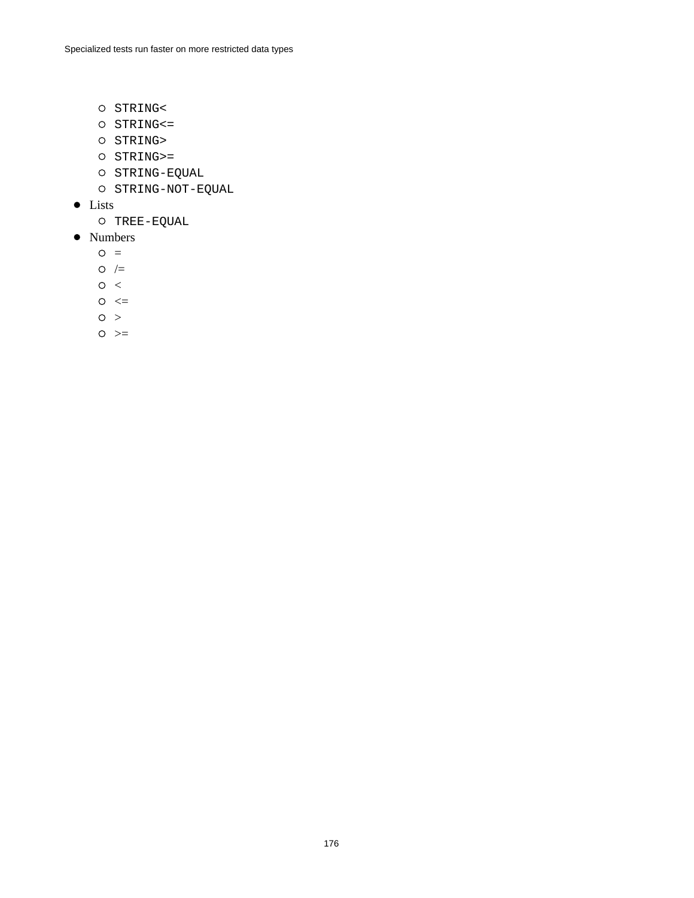- `STRING<`
  - `STRING<=`
  - `STRING>`
  - `STRING>=`
  - `STRING-EQUAL`
  - `STRING-NOT-EQUAL`
- Lists
  - `TREE-EQUAL`
- Numbers
  - =
  - /=
  - <
  - <=
  - >
  - >=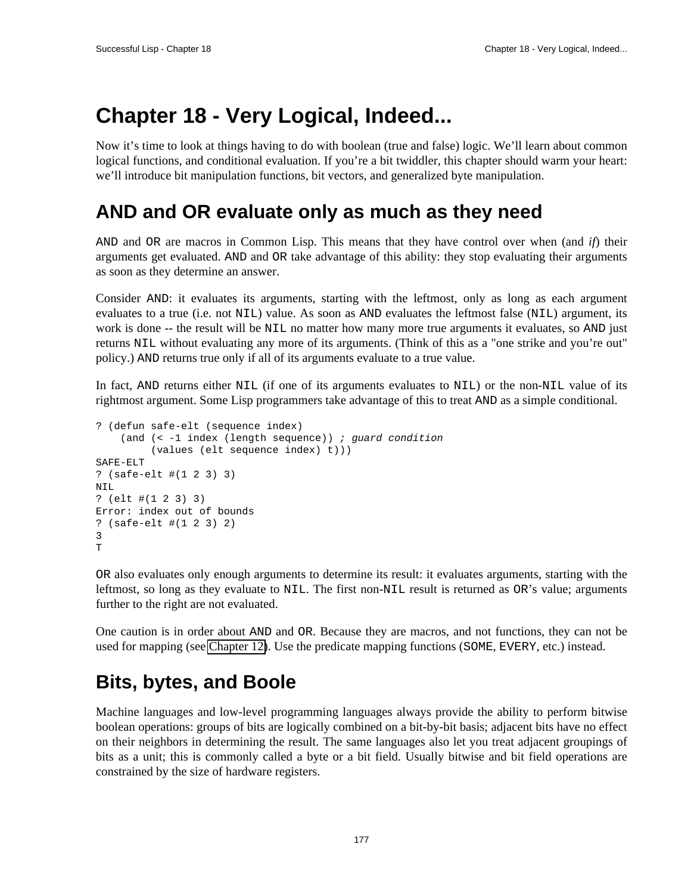# Chapter 18 - Very Logical, Indeed...

Now it's time to look at things having to do with boolean (true and false) logic. We'll learn about common logical functions, and conditional evaluation. If you're a bit twiddler, this chapter should warm your heart: we'll introduce bit manipulation functions, bit vectors, and generalized byte manipulation.

## AND and OR evaluate only as much as they need

AND and OR are macros in Common Lisp. This means that they have control over when (and *if*) their arguments get evaluated. AND and OR take advantage of this ability: they stop evaluating their arguments as soon as they determine an answer.

Consider AND: it evaluates its arguments, starting with the leftmost, only as long as each argument evaluates to a true (i.e. not NIL) value. As soon as AND evaluates the leftmost false (NIL) argument, its work is done -- the result will be NIL no matter how many more true arguments it evaluates, so AND just returns NIL without evaluating any more of its arguments. (Think of this as a "one strike and you're out" policy.) AND returns true only if all of its arguments evaluate to a true value.

In fact, AND returns either NIL (if one of its arguments evaluates to NIL) or the non-NIL value of its rightmost argument. Some Lisp programmers take advantage of this to treat AND as a simple conditional.

```
? (defun safe-elt (sequence index)
    (and (< -1 index (length sequence)) ; guard condition
         (values (elt sequence index) t)))
SAFE-ELT
? (safe-elt #(1 2 3) 3)
NIL
? (elt #(1 2 3) 3)
Error: index out of bounds
? (safe-elt #(1 2 3) 2)
3
T
```

OR also evaluates only enough arguments to determine its result: it evaluates arguments, starting with the leftmost, so long as they evaluate to NIL. The first non-NIL result is returned as OR's value; arguments further to the right are not evaluated.

One caution is in order about AND and OR. Because they are macros, and not functions, they can not be used for mapping (see Chapter 12). Use the predicate mapping functions (SOME, EVERY, etc.) instead.

## Bits, bytes, and Boole

Machine languages and low-level programming languages always provide the ability to perform bitwise boolean operations: groups of bits are logically combined on a bit-by-bit basis; adjacent bits have no effect on their neighbors in determining the result. The same languages also let you treat adjacent groupings of bits as a unit; this is commonly called a byte or a bit field. Usually bitwise and bit field operations are constrained by the size of hardware registers.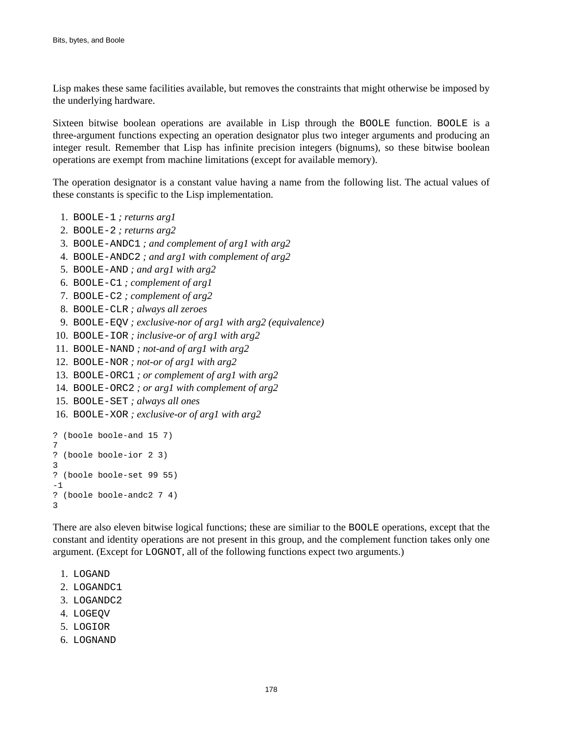Lisp makes these same facilities available, but removes the constraints that might otherwise be imposed by the underlying hardware.

Sixteen bitwise boolean operations are available in Lisp through the `BOOLE` function. `BOOLE` is a three-argument functions expecting an operation designator plus two integer arguments and producing an integer result. Remember that Lisp has infinite precision integers (bignums), so these bitwise boolean operations are exempt from machine limitations (except for available memory).

The operation designator is a constant value having a name from the following list. The actual values of these constants is specific to the Lisp implementation.

1. `BOOLE-1` *; returns arg1*
2. `BOOLE-2` *; returns arg2*
3. `BOOLE-ANDC1` *; and complement of arg1 with arg2*
4. `BOOLE-ANDC2` *; and arg1 with complement of arg2*
5. `BOOLE-AND` *; and arg1 with arg2*
6. `BOOLE-C1` *; complement of arg1*
7. `BOOLE-C2` *; complement of arg2*
8. `BOOLE-CLR` *; always all zeroes*
9. `BOOLE-EQV` *; exclusive-nor of arg1 with arg2 (equivalence)*
10. `BOOLE-IOR` *; inclusive-or of arg1 with arg2*
11. `BOOLE-NAND` *; not-and of arg1 with arg2*
12. `BOOLE-NOR` *; not-or of arg1 with arg2*
13. `BOOLE-ORC1` *; or complement of arg1 with arg2*
14. `BOOLE-ORC2` *; or arg1 with complement of arg2*
15. `BOOLE-SET` *; always all ones*
16. `BOOLE-XOR` *; exclusive-or of arg1 with arg2*

```
? (boole boole-and 15 7)
7
? (boole boole-ior 2 3)
3
? (boole boole-set 99 55)
-1
? (boole boole-andc2 7 4)
3
```

There are also eleven bitwise logical functions; these are similiar to the `BOOLE` operations, except that the constant and identity operations are not present in this group, and the complement function takes only one argument. (Except for `LOGNOT`, all of the following functions expect two arguments.)

1. `LOGAND`
2. `LOGANDC1`
3. `LOGANDC2`
4. `LOGEQV`
5. `LOGIOR`
6. `LOGNAND`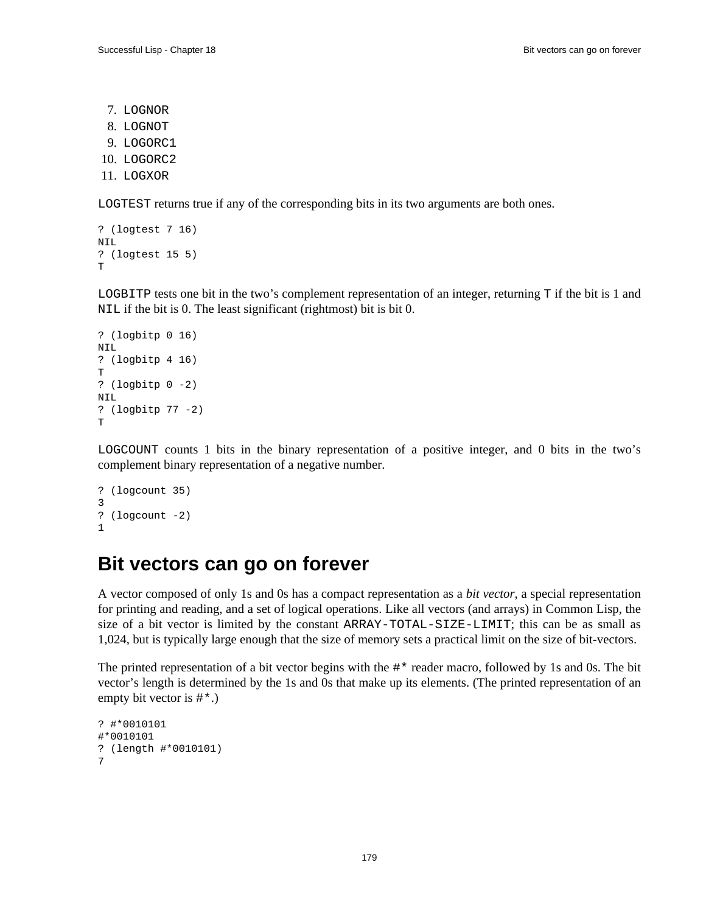7. `LOGNOR`
8. `LOGNOT`
9. `LOGORC1`
10. `LOGORC2`
11. `LOGXOR`

`LOGTEST` returns true if any of the corresponding bits in its two arguments are both ones.

```
? (logtest 7 16)
NIL
? (logtest 15 5)
T
```

`LOGBITP` tests one bit in the two's complement representation of an integer, returning `T` if the bit is 1 and `NIL` if the bit is 0. The least significant (rightmost) bit is bit 0.

```
? (logbitp 0 16)
NIL
? (logbitp 4 16)
T
? (logbitp 0 -2)
NIL
? (logbitp 77 -2)
T
```

`LOGCOUNT` counts 1 bits in the binary representation of a positive integer, and 0 bits in the two's complement binary representation of a negative number.

```
? (logcount 35)
3
? (logcount -2)
1
```

## Bit vectors can go on forever

A vector composed of only 1s and 0s has a compact representation as a *bit vector*, a special representation for printing and reading, and a set of logical operations. Like all vectors (and arrays) in Common Lisp, the size of a bit vector is limited by the constant `ARRAY-TOTAL-SIZE-LIMIT`; this can be as small as 1,024, but is typically large enough that the size of memory sets a practical limit on the size of bit-vectors.

The printed representation of a bit vector begins with the `#*` reader macro, followed by 1s and 0s. The bit vector's length is determined by the 1s and 0s that make up its elements. (The printed representation of an empty bit vector is `#*`.)

```
? #*0010101
#*0010101
? (length #*0010101)
7
```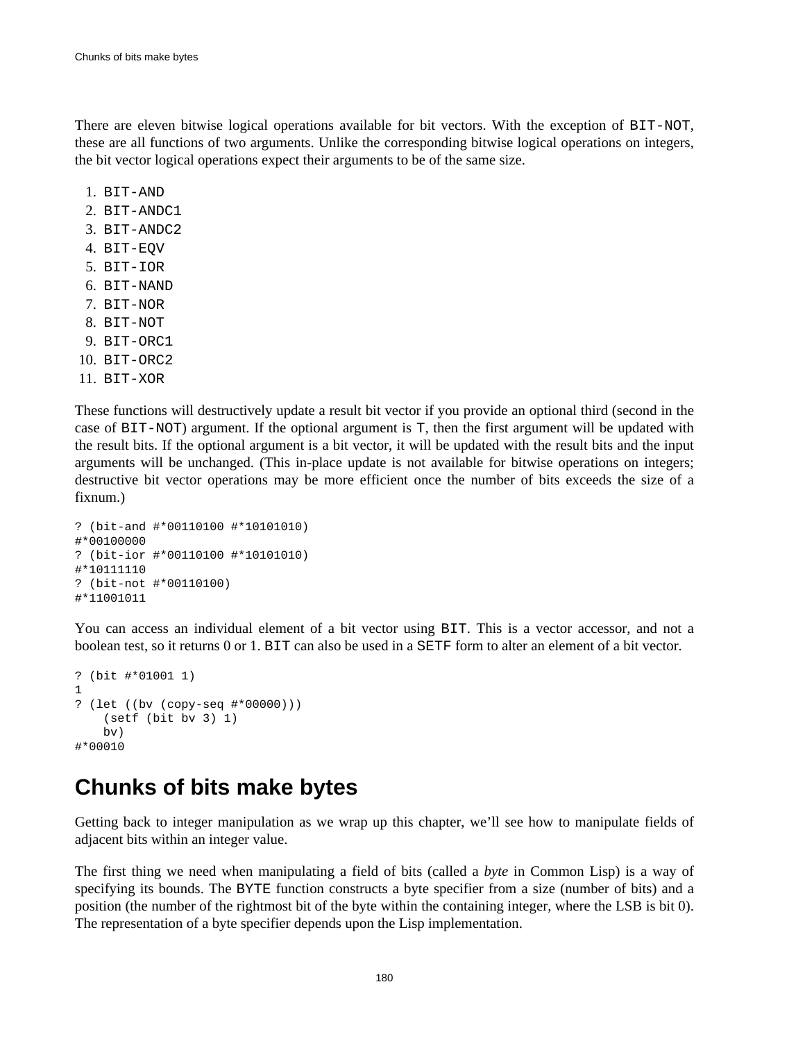There are eleven bitwise logical operations available for bit vectors. With the exception of `BIT-NOT`, these are all functions of two arguments. Unlike the corresponding bitwise logical operations on integers, the bit vector logical operations expect their arguments to be of the same size.

1. `BIT-AND`
2. `BIT-ANDC1`
3. `BIT-ANDC2`
4. `BIT-EQV`
5. `BIT-IOR`
6. `BIT-NAND`
7. `BIT-NOR`
8. `BIT-NOT`
9. `BIT-ORC1`
10. `BIT-ORC2`
11. `BIT-XOR`

These functions will destructively update a result bit vector if you provide an optional third (second in the case of `BIT-NOT`) argument. If the optional argument is `T`, then the first argument will be updated with the result bits. If the optional argument is a bit vector, it will be updated with the result bits and the input arguments will be unchanged. (This in-place update is not available for bitwise operations on integers; destructive bit vector operations may be more efficient once the number of bits exceeds the size of a fixnum.)

```
? (bit-and #*00110100 #*10101010)
#*00100000
? (bit-ior #*00110100 #*10101010)
#*10111110
? (bit-not #*00110100)
#*11001011
```

You can access an individual element of a bit vector using `BIT`. This is a vector accessor, and not a boolean test, so it returns 0 or 1. `BIT` can also be used in a `SETF` form to alter an element of a bit vector.

```
? (bit #*01001 1)
1
? (let ((bv (copy-seq #*00000)))
    (setf (bit bv 3) 1)
    bv)
#*00010
```

## Chunks of bits make bytes

Getting back to integer manipulation as we wrap up this chapter, we'll see how to manipulate fields of adjacent bits within an integer value.

The first thing we need when manipulating a field of bits (called a *byte* in Common Lisp) is a way of specifying its bounds. The `BYTE` function constructs a byte specifier from a size (number of bits) and a position (the number of the rightmost bit of the byte within the containing integer, where the LSB is bit 0). The representation of a byte specifier depends upon the Lisp implementation.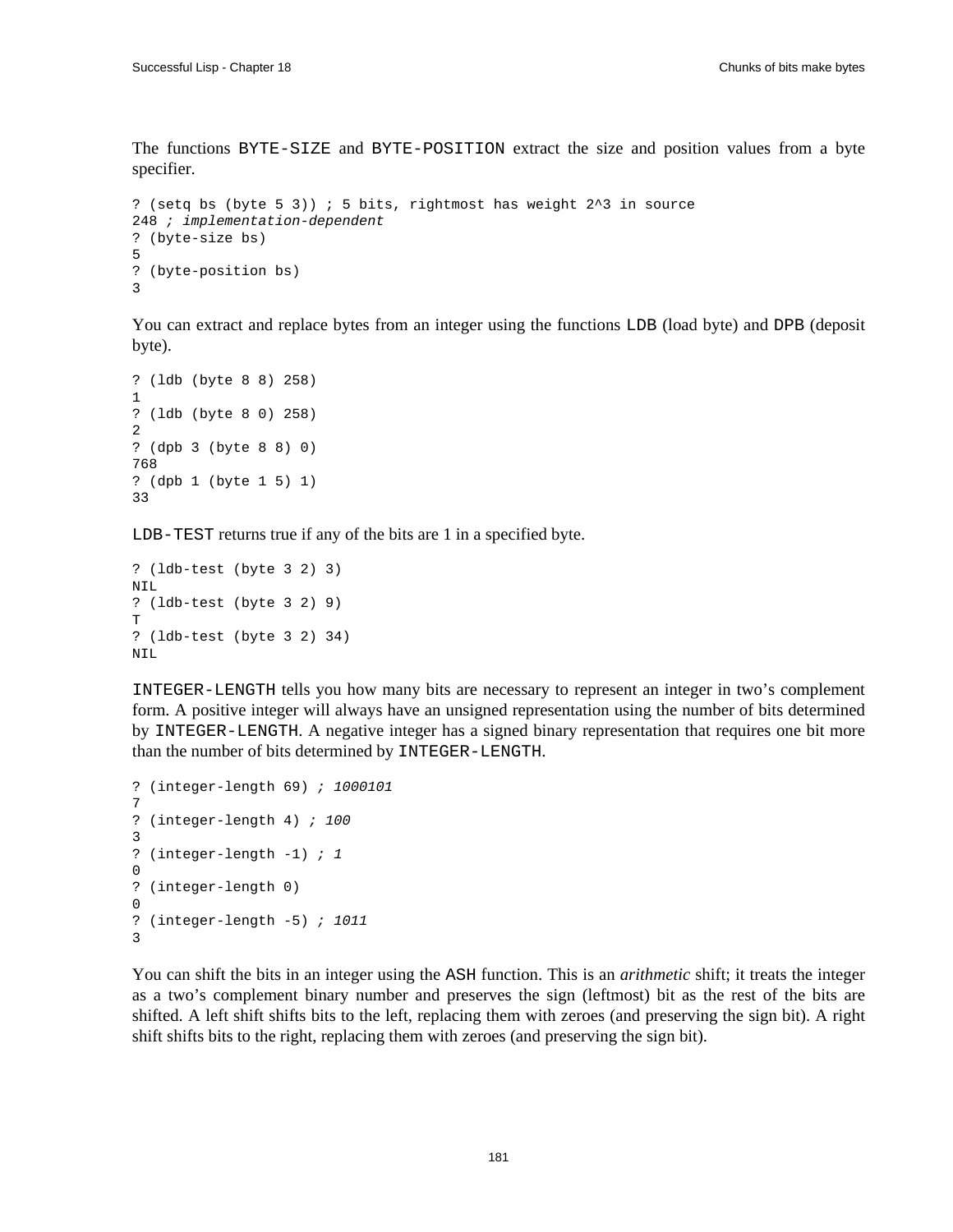The functions `BYTE-SIZE` and `BYTE-POSITION` extract the size and position values from a byte specifier.

```
? (setq bs (byte 5 3)) ; 5 bits, rightmost has weight 2^3 in source
248 ; implementation-dependent
? (byte-size bs)
5
? (byte-position bs)
3
```

You can extract and replace bytes from an integer using the functions `LDB` (load byte) and `DPB` (deposit byte).

```
? (ldb (byte 8 8) 258)
1
? (ldb (byte 8 0) 258)
2
? (dpb 3 (byte 8 8) 0)
768
? (dpb 1 (byte 1 5) 1)
33
```

`LDB-TEST` returns true if any of the bits are 1 in a specified byte.

```
? (ldb-test (byte 3 2) 3)
NIL
? (ldb-test (byte 3 2) 9)
T
? (ldb-test (byte 3 2) 34)
NIL
```

`INTEGER-LENGTH` tells you how many bits are necessary to represent an integer in two's complement form. A positive integer will always have an unsigned representation using the number of bits determined by `INTEGER-LENGTH`. A negative integer has a signed binary representation that requires one bit more than the number of bits determined by `INTEGER-LENGTH`.

```
? (integer-length 69) ; 1000101
7
? (integer-length 4) ; 100
3
? (integer-length -1) ; 1
0
? (integer-length 0)
0
? (integer-length -5) ; 1011
3
```

You can shift the bits in an integer using the `ASH` function. This is an *arithmetic* shift; it treats the integer as a two's complement binary number and preserves the sign (leftmost) bit as the rest of the bits are shifted. A left shift shifts bits to the left, replacing them with zeroes (and preserving the sign bit). A right shift shifts bits to the right, replacing them with zeroes (and preserving the sign bit).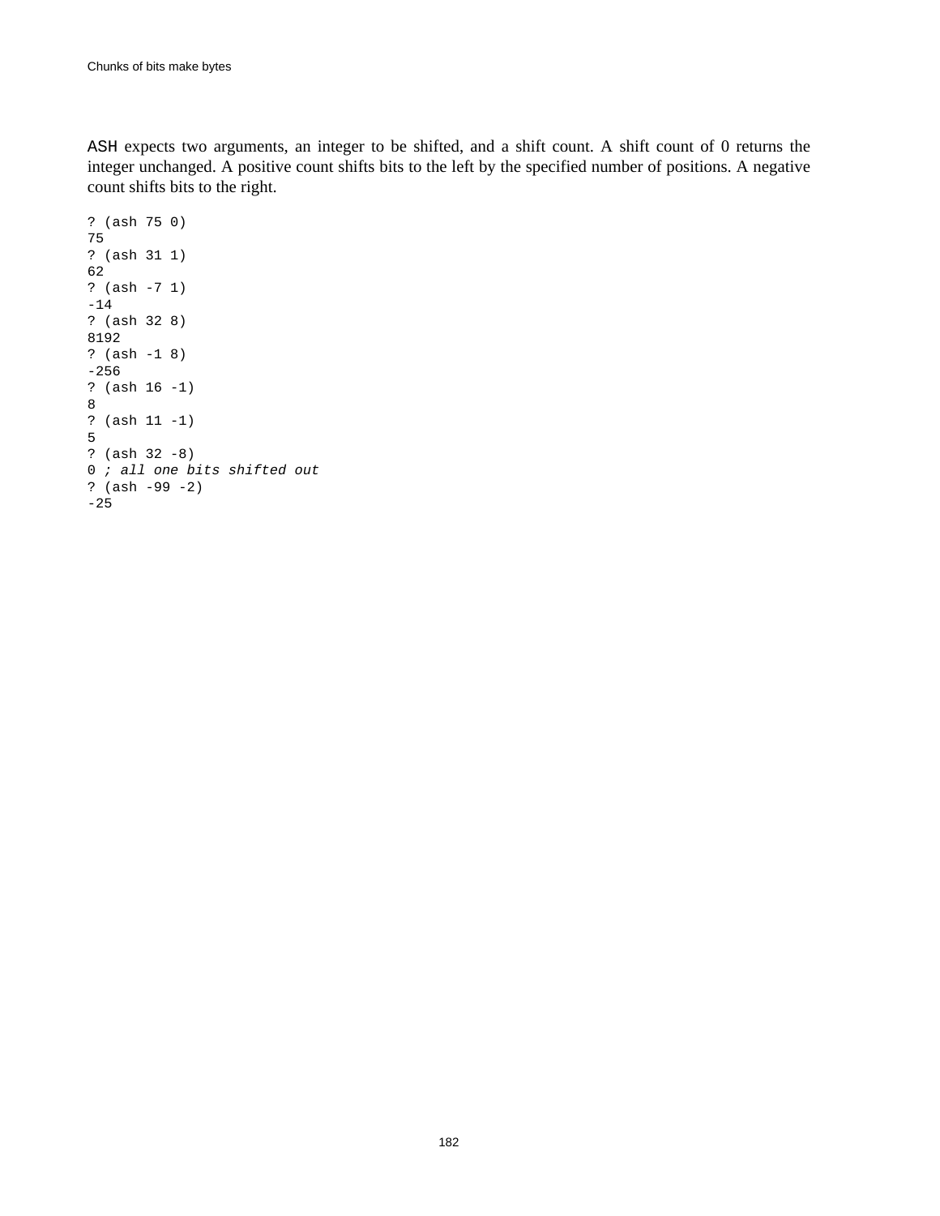ASH expects two arguments, an integer to be shifted, and a shift count. A shift count of 0 returns the integer unchanged. A positive count shifts bits to the left by the specified number of positions. A negative count shifts bits to the right.

```
? (ash 75 0)
75
? (ash 31 1)
62
? (ash -7 1)
-14
? (ash 32 8)
8192
? (ash -1 8)
-256
? (ash 16 -1)
8
? (ash 11 -1)
5
? (ash 32 -8)
0 ; all one bits shifted out
? (ash -99 -2)
-25
```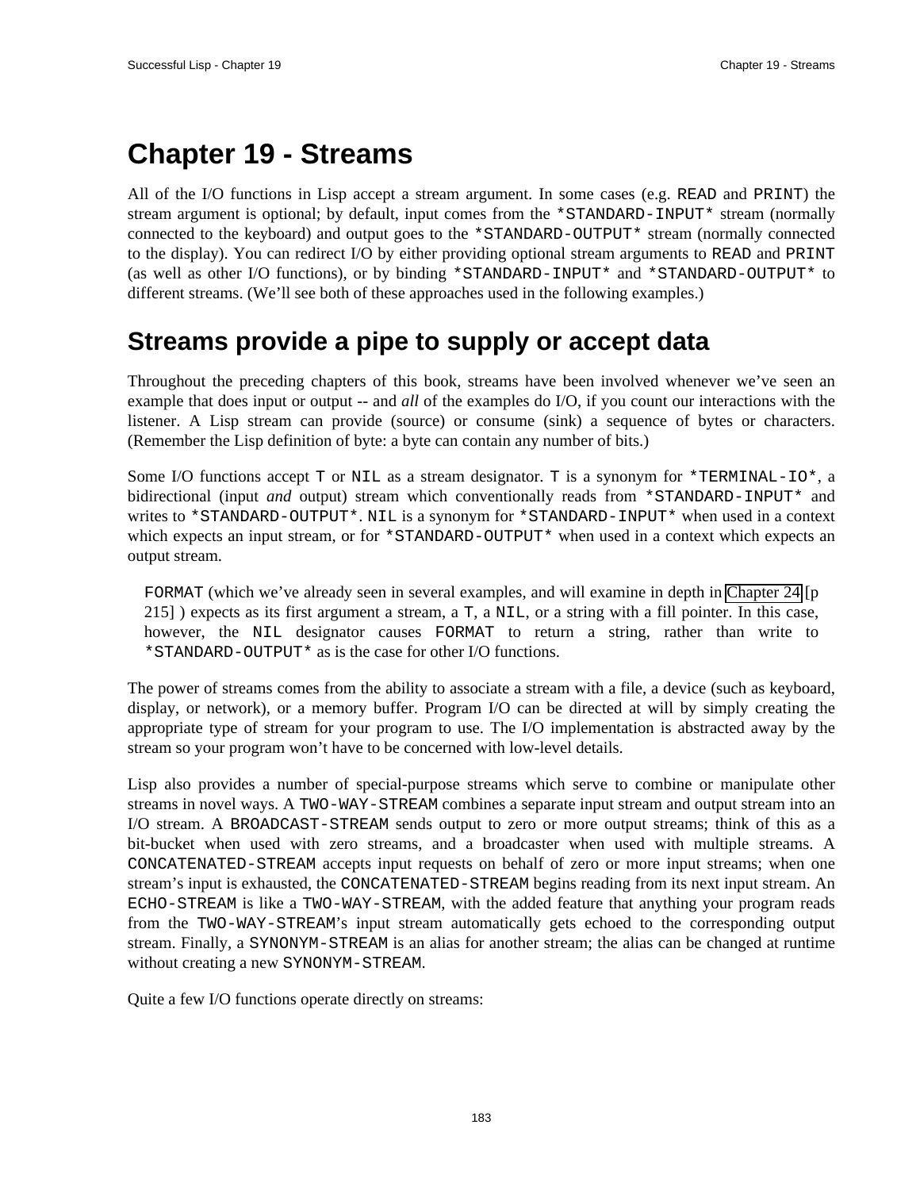# Chapter 19 - Streams

All of the I/O functions in Lisp accept a stream argument. In some cases (e.g. `READ` and `PRINT`) the stream argument is optional; by default, input comes from the `*STANDARD-INPUT*` stream (normally connected to the keyboard) and output goes to the `*STANDARD-OUTPUT*` stream (normally connected to the display). You can redirect I/O by either providing optional stream arguments to `READ` and `PRINT` (as well as other I/O functions), or by binding `*STANDARD-INPUT*` and `*STANDARD-OUTPUT*` to different streams. (We'll see both of these approaches used in the following examples.)

## Streams provide a pipe to supply or accept data

Throughout the preceding chapters of this book, streams have been involved whenever we've seen an example that does input or output -- and *all* of the examples do I/O, if you count our interactions with the listener. A Lisp stream can provide (source) or consume (sink) a sequence of bytes or characters. (Remember the Lisp definition of byte: a byte can contain any number of bits.)

Some I/O functions accept `T` or `NIL` as a stream designator. `T` is a synonym for `*TERMINAL-IO*`, a bidirectional (input *and* output) stream which conventionally reads from `*STANDARD-INPUT*` and writes to `*STANDARD-OUTPUT*`. `NIL` is a synonym for `*STANDARD-INPUT*` when used in a context which expects an input stream, or for `*STANDARD-OUTPUT*` when used in a context which expects an output stream.

> `FORMAT` (which we've already seen in several examples, and will examine in depth in Chapter 24 [p 215] ) expects as its first argument a stream, a `T`, a `NIL`, or a string with a fill pointer. In this case, however, the `NIL` designator causes `FORMAT` to return a string, rather than write to `*STANDARD-OUTPUT*` as is the case for other I/O functions.

The power of streams comes from the ability to associate a stream with a file, a device (such as keyboard, display, or network), or a memory buffer. Program I/O can be directed at will by simply creating the appropriate type of stream for your program to use. The I/O implementation is abstracted away by the stream so your program won't have to be concerned with low-level details.

Lisp also provides a number of special-purpose streams which serve to combine or manipulate other streams in novel ways. A `TWO-WAY-STREAM` combines a separate input stream and output stream into an I/O stream. A `BROADCAST-STREAM` sends output to zero or more output streams; think of this as a bit-bucket when used with zero streams, and a broadcaster when used with multiple streams. A `CONCATENATED-STREAM` accepts input requests on behalf of zero or more input streams; when one stream's input is exhausted, the `CONCATENATED-STREAM` begins reading from its next input stream. An `ECHO-STREAM` is like a `TWO-WAY-STREAM`, with the added feature that anything your program reads from the `TWO-WAY-STREAM`'s input stream automatically gets echoed to the corresponding output stream. Finally, a `SYNONYM-STREAM` is an alias for another stream; the alias can be changed at runtime without creating a new `SYNONYM-STREAM`.

Quite a few I/O functions operate directly on streams: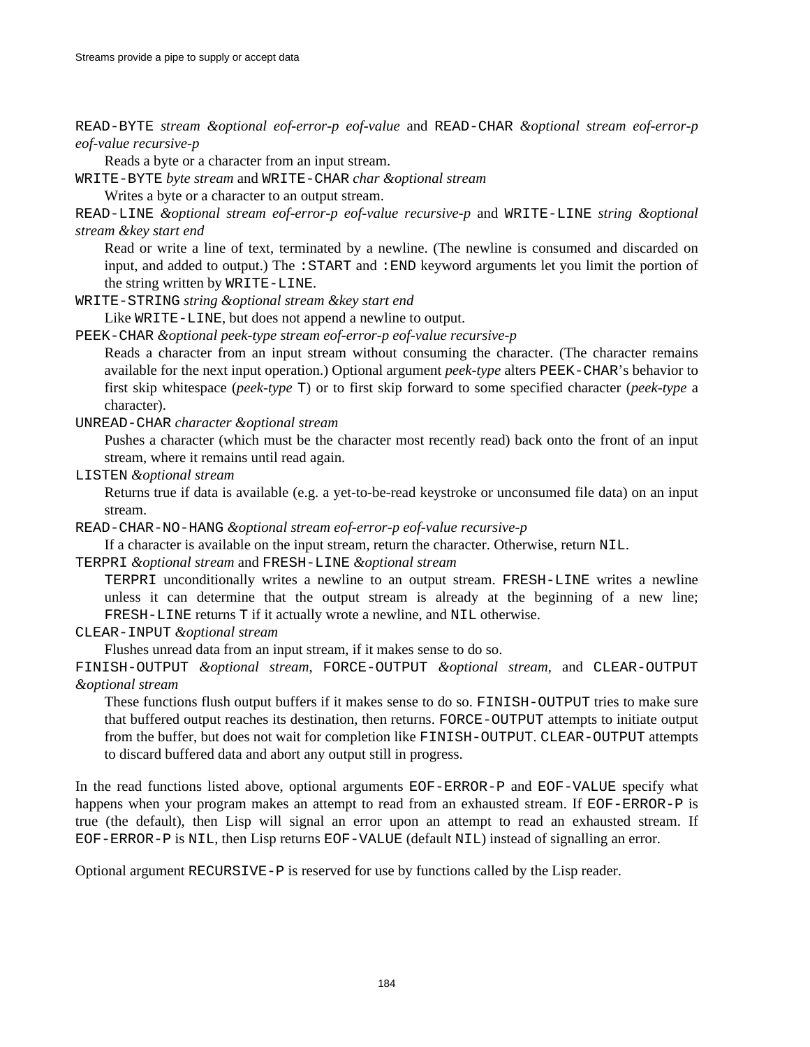`READ-BYTE` *stream &optional eof-error-p eof-value* and `READ-CHAR` *&optional stream eof-error-p eof-value recursive-p*

: Reads a byte or a character from an input stream.

`WRITE-BYTE` *byte stream* and `WRITE-CHAR` *char &optional stream*

: Writes a byte or a character to an output stream.

`READ-LINE` *&optional stream eof-error-p eof-value recursive-p* and `WRITE-LINE` *string &optional stream &key start end*

: Read or write a line of text, terminated by a newline. (The newline is consumed and discarded on input, and added to output.) The `:START` and `:END` keyword arguments let you limit the portion of the string written by `WRITE-LINE`.

`WRITE-STRING` *string &optional stream &key start end*

: Like `WRITE-LINE`, but does not append a newline to output.

`PEEK-CHAR` *&optional peek-type stream eof-error-p eof-value recursive-p*

: Reads a character from an input stream without consuming the character. (The character remains available for the next input operation.) Optional argument *peek-type* alters `PEEK-CHAR`'s behavior to first skip whitespace (*peek-type* `T`) or to first skip forward to some specified character (*peek-type* a character).

`UNREAD-CHAR` *character &optional stream*

: Pushes a character (which must be the character most recently read) back onto the front of an input stream, where it remains until read again.

`LISTEN` *&optional stream*

: Returns true if data is available (e.g. a yet-to-be-read keystroke or unconsumed file data) on an input stream.

`READ-CHAR-NO-HANG` *&optional stream eof-error-p eof-value recursive-p*

: If a character is available on the input stream, return the character. Otherwise, return `NIL`.

`TERPRI` *&optional stream* and `FRESH-LINE` *&optional stream*

: `TERPRI` unconditionally writes a newline to an output stream. `FRESH-LINE` writes a newline unless it can determine that the output stream is already at the beginning of a new line; `FRESH-LINE` returns `T` if it actually wrote a newline, and `NIL` otherwise.

`CLEAR-INPUT` *&optional stream*

: Flushes unread data from an input stream, if it makes sense to do so.

`FINISH-OUTPUT` *&optional stream*, `FORCE-OUTPUT` *&optional stream*, and `CLEAR-OUTPUT` *&optional stream*

: These functions flush output buffers if it makes sense to do so. `FINISH-OUTPUT` tries to make sure that buffered output reaches its destination, then returns. `FORCE-OUTPUT` attempts to initiate output from the buffer, but does not wait for completion like `FINISH-OUTPUT`. `CLEAR-OUTPUT` attempts to discard buffered data and abort any output still in progress.

In the read functions listed above, optional arguments `EOF-ERROR-P` and `EOF-VALUE` specify what happens when your program makes an attempt to read from an exhausted stream. If `EOF-ERROR-P` is true (the default), then Lisp will signal an error upon an attempt to read an exhausted stream. If `EOF-ERROR-P` is `NIL`, then Lisp returns `EOF-VALUE` (default `NIL`) instead of signalling an error.

Optional argument `RECURSIVE-P` is reserved for use by functions called by the Lisp reader.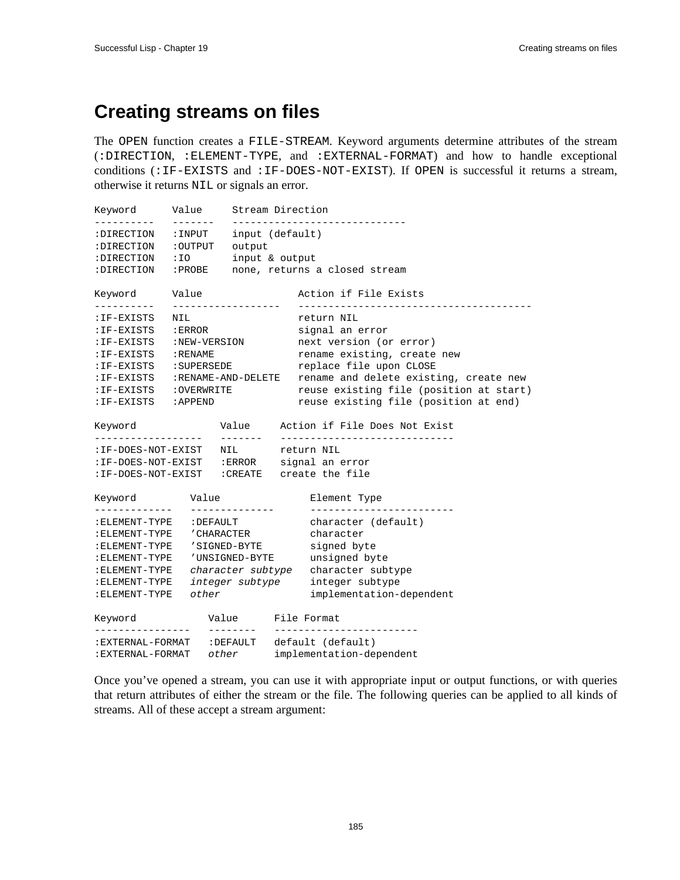# Creating streams on files

The `OPEN` function creates a `FILE-STREAM`. Keyword arguments determine attributes of the stream (`:DIRECTION`, `:ELEMENT-TYPE`, and `:EXTERNAL-FORMAT`) and how to handle exceptional conditions (`:IF-EXISTS` and `:IF-DOES-NOT-EXIST`). If `OPEN` is successful it returns a stream, otherwise it returns `NIL` or signals an error.

```
Keyword      Value     Stream Direction
----------   -------   -----------------------------
:DIRECTION   :INPUT    input (default)
:DIRECTION   :OUTPUT   output
:DIRECTION   :IO       input & output
:DIRECTION   :PROBE    none, returns a closed stream

Keyword      Value                Action if File Exists
----------   ------------------   --------------------------------------
:IF-EXISTS   NIL                  return NIL
:IF-EXISTS   :ERROR               signal an error
:IF-EXISTS   :NEW-VERSION         next version (or error)
:IF-EXISTS   :RENAME              rename existing, create new
:IF-EXISTS   :SUPERSEDE           replace file upon CLOSE
:IF-EXISTS   :RENAME-AND-DELETE   rename and delete existing, create new
:IF-EXISTS   :OVERWRITE           reuse existing file (position at start)
:IF-EXISTS   :APPEND              reuse existing file (position at end)

Keyword              Value     Action if File Does Not Exist
------------------   -------   -----------------------------
:IF-DOES-NOT-EXIST   NIL       return NIL
:IF-DOES-NOT-EXIST   :ERROR    signal an error
:IF-DOES-NOT-EXIST   :CREATE   create the file

Keyword         Value               Element Type
-------------   --------------      ------------------------
:ELEMENT-TYPE   :DEFAULT            character (default)
:ELEMENT-TYPE   'CHARACTER          character
:ELEMENT-TYPE   'SIGNED-BYTE        signed byte
:ELEMENT-TYPE   'UNSIGNED-BYTE      unsigned byte
:ELEMENT-TYPE   character subtype   character subtype
:ELEMENT-TYPE   integer subtype     integer subtype
:ELEMENT-TYPE   other               implementation-dependent

Keyword            Value      File Format
----------------   --------   -----------------------
:EXTERNAL-FORMAT   :DEFAULT   default (default)
:EXTERNAL-FORMAT   other      implementation-dependent
```

Once you've opened a stream, you can use it with appropriate input or output functions, or with queries that return attributes of either the stream or the file. The following queries can be applied to all kinds of streams. All of these accept a stream argument: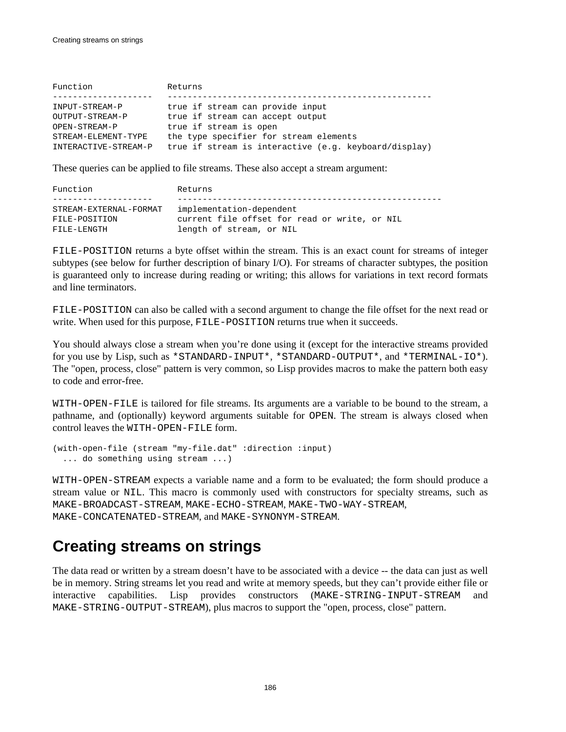| Function | Returns |
|---|---|
| INPUT-STREAM-P | true if stream can provide input |
| OUTPUT-STREAM-P | true if stream can accept output |
| OPEN-STREAM-P | true if stream is open |
| STREAM-ELEMENT-TYPE | the type specifier for stream elements |
| INTERACTIVE-STREAM-P | true if stream is interactive (e.g. keyboard/display) |

These queries can be applied to file streams. These also accept a stream argument:

| Function | Returns |
|---|---|
| STREAM-EXTERNAL-FORMAT | implementation-dependent |
| FILE-POSITION | current file offset for read or write, or NIL |
| FILE-LENGTH | length of stream, or NIL |

`FILE-POSITION` returns a byte offset within the stream. This is an exact count for streams of integer subtypes (see below for further description of binary I/O). For streams of character subtypes, the position is guaranteed only to increase during reading or writing; this allows for variations in text record formats and line terminators.

`FILE-POSITION` can also be called with a second argument to change the file offset for the next read or write. When used for this purpose, `FILE-POSITION` returns true when it succeeds.

You should always close a stream when you're done using it (except for the interactive streams provided for you use by Lisp, such as `*STANDARD-INPUT*`, `*STANDARD-OUTPUT*`, and `*TERMINAL-IO*`). The "open, process, close" pattern is very common, so Lisp provides macros to make the pattern both easy to code and error-free.

`WITH-OPEN-FILE` is tailored for file streams. Its arguments are a variable to be bound to the stream, a pathname, and (optionally) keyword arguments suitable for `OPEN`. The stream is always closed when control leaves the `WITH-OPEN-FILE` form.

```
(with-open-file (stream "my-file.dat" :direction :input)
  ... do something using stream ...)
```

`WITH-OPEN-STREAM` expects a variable name and a form to be evaluated; the form should produce a stream value or `NIL`. This macro is commonly used with constructors for specialty streams, such as `MAKE-BROADCAST-STREAM`, `MAKE-ECHO-STREAM`, `MAKE-TWO-WAY-STREAM`, `MAKE-CONCATENATED-STREAM`, and `MAKE-SYNONYM-STREAM`.

## Creating streams on strings

The data read or written by a stream doesn't have to be associated with a device -- the data can just as well be in memory. String streams let you read and write at memory speeds, but they can't provide either file or interactive capabilities. Lisp provides constructors (`MAKE-STRING-INPUT-STREAM` and `MAKE-STRING-OUTPUT-STREAM`), plus macros to support the "open, process, close" pattern.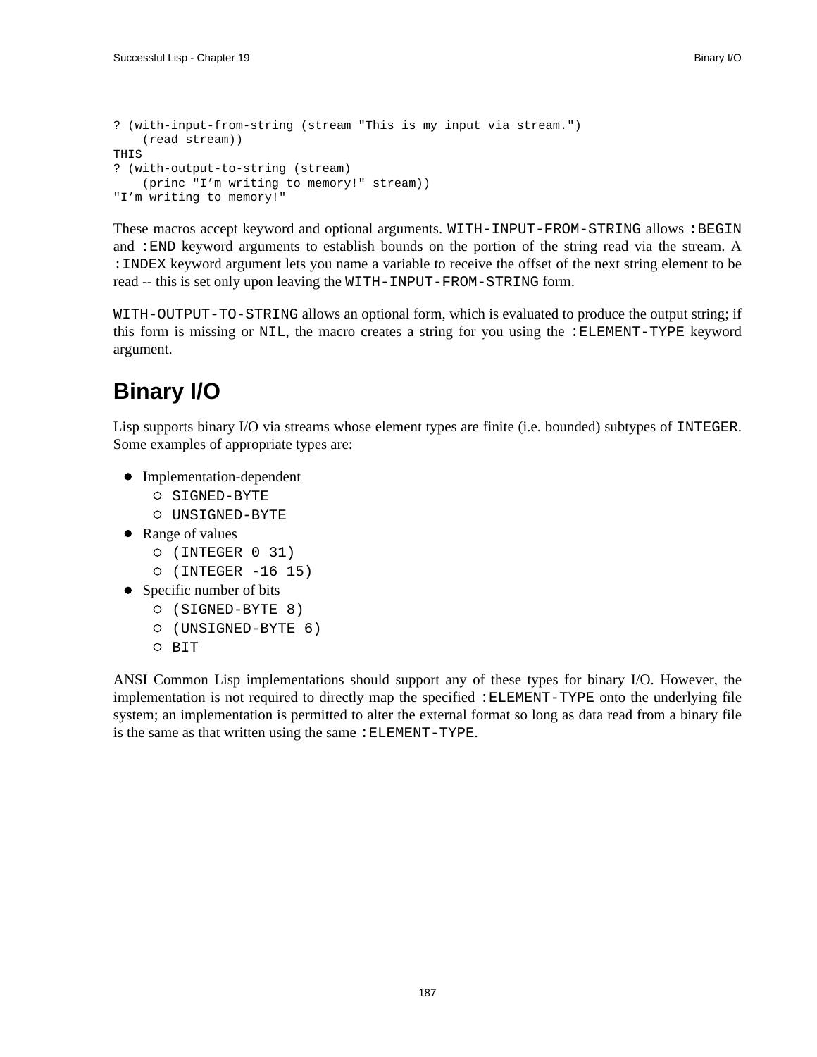```
? (with-input-from-string (stream "This is my input via stream.")
    (read stream))
THIS
? (with-output-to-string (stream)
    (princ "I’m writing to memory!" stream))
"I’m writing to memory!"
```

These macros accept keyword and optional arguments. `WITH-INPUT-FROM-STRING` allows `:BEGIN` and `:END` keyword arguments to establish bounds on the portion of the string read via the stream. A `:INDEX` keyword argument lets you name a variable to receive the offset of the next string element to be read -- this is set only upon leaving the `WITH-INPUT-FROM-STRING` form.

`WITH-OUTPUT-TO-STRING` allows an optional form, which is evaluated to produce the output string; if this form is missing or `NIL`, the macro creates a string for you using the `:ELEMENT-TYPE` keyword argument.

## Binary I/O

Lisp supports binary I/O via streams whose element types are finite (i.e. bounded) subtypes of `INTEGER`. Some examples of appropriate types are:

- Implementation-dependent
  - `SIGNED-BYTE`
  - `UNSIGNED-BYTE`
- Range of values
  - `(INTEGER 0 31)`
  - `(INTEGER -16 15)`
- Specific number of bits
  - `(SIGNED-BYTE 8)`
  - `(UNSIGNED-BYTE 6)`
  - `BIT`

ANSI Common Lisp implementations should support any of these types for binary I/O. However, the implementation is not required to directly map the specified `:ELEMENT-TYPE` onto the underlying file system; an implementation is permitted to alter the external format so long as data read from a binary file is the same as that written using the same `:ELEMENT-TYPE`.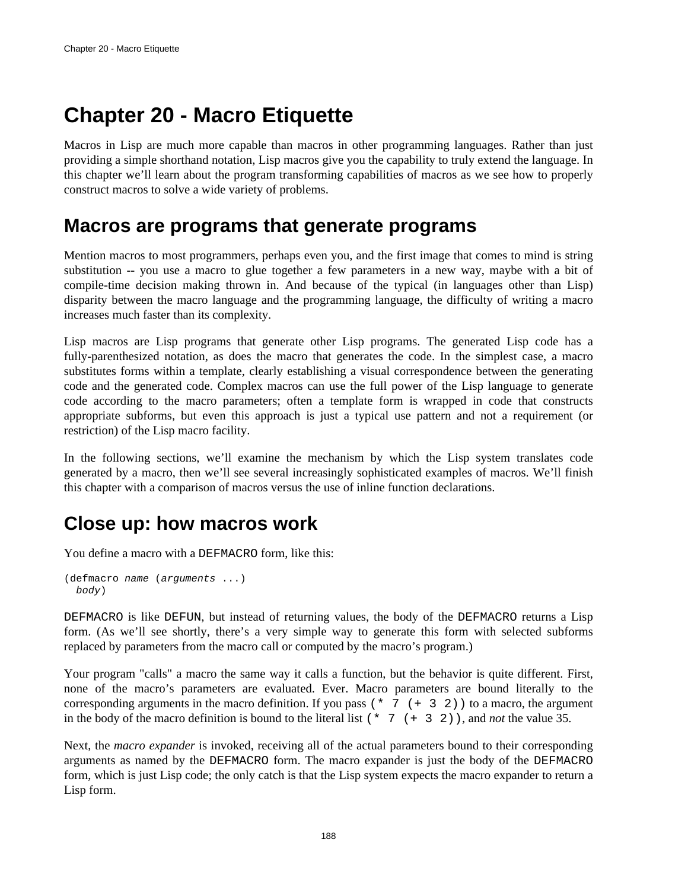# Chapter 20 - Macro Etiquette

Macros in Lisp are much more capable than macros in other programming languages. Rather than just providing a simple shorthand notation, Lisp macros give you the capability to truly extend the language. In this chapter we'll learn about the program transforming capabilities of macros as we see how to properly construct macros to solve a wide variety of problems.

## Macros are programs that generate programs

Mention macros to most programmers, perhaps even you, and the first image that comes to mind is string substitution -- you use a macro to glue together a few parameters in a new way, maybe with a bit of compile-time decision making thrown in. And because of the typical (in languages other than Lisp) disparity between the macro language and the programming language, the difficulty of writing a macro increases much faster than its complexity.

Lisp macros are Lisp programs that generate other Lisp programs. The generated Lisp code has a fully-parenthesized notation, as does the macro that generates the code. In the simplest case, a macro substitutes forms within a template, clearly establishing a visual correspondence between the generating code and the generated code. Complex macros can use the full power of the Lisp language to generate code according to the macro parameters; often a template form is wrapped in code that constructs appropriate subforms, but even this approach is just a typical use pattern and not a requirement (or restriction) of the Lisp macro facility.

In the following sections, we'll examine the mechanism by which the Lisp system translates code generated by a macro, then we'll see several increasingly sophisticated examples of macros. We'll finish this chapter with a comparison of macros versus the use of inline function declarations.

## Close up: how macros work

You define a macro with a `DEFMACRO` form, like this:

```
(defmacro name (arguments ...)
  body)
```

`DEFMACRO` is like `DEFUN`, but instead of returning values, the body of the `DEFMACRO` returns a Lisp form. (As we'll see shortly, there's a very simple way to generate this form with selected subforms replaced by parameters from the macro call or computed by the macro's program.)

Your program "calls" a macro the same way it calls a function, but the behavior is quite different. First, none of the macro's parameters are evaluated. Ever. Macro parameters are bound literally to the corresponding arguments in the macro definition. If you pass `(* 7 (+ 3 2))` to a macro, the argument in the body of the macro definition is bound to the literal list `(* 7 (+ 3 2))`, and *not* the value 35.

Next, the *macro expander* is invoked, receiving all of the actual parameters bound to their corresponding arguments as named by the `DEFMACRO` form. The macro expander is just the body of the `DEFMACRO` form, which is just Lisp code; the only catch is that the Lisp system expects the macro expander to return a Lisp form.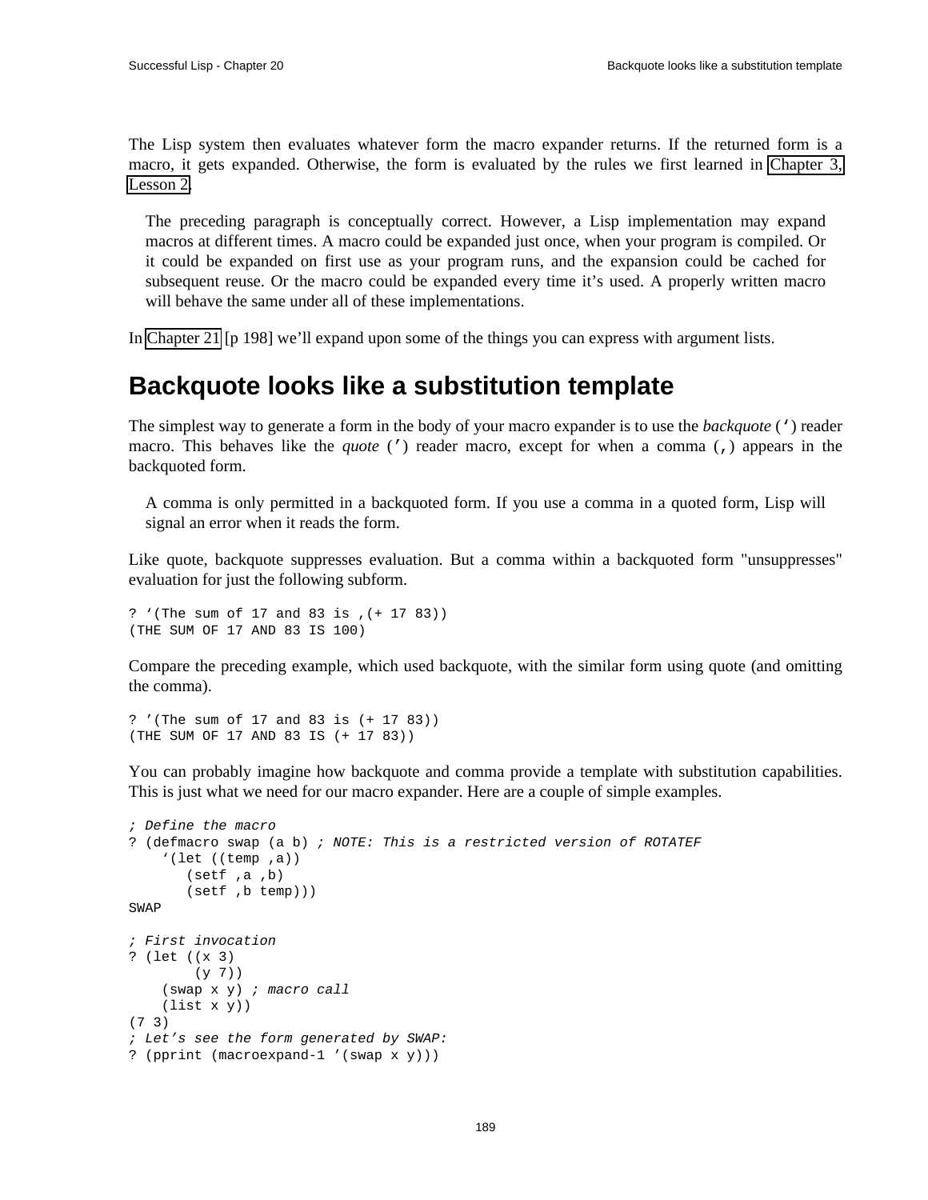The Lisp system then evaluates whatever form the macro expander returns. If the returned form is a macro, it gets expanded. Otherwise, the form is evaluated by the rules we first learned in Chapter 3, Lesson 2.

> The preceding paragraph is conceptually correct. However, a Lisp implementation may expand macros at different times. A macro could be expanded just once, when your program is compiled. Or it could be expanded on first use as your program runs, and the expansion could be cached for subsequent reuse. Or the macro could be expanded every time it's used. A properly written macro will behave the same under all of these implementations.

In Chapter 21 [p 198] we'll expand upon some of the things you can express with argument lists.

## Backquote looks like a substitution template

The simplest way to generate a form in the body of your macro expander is to use the *backquote* (`‘`) reader macro. This behaves like the *quote* (`’`) reader macro, except for when a comma (`,`) appears in the backquoted form.

> A comma is only permitted in a backquoted form. If you use a comma in a quoted form, Lisp will signal an error when it reads the form.

Like quote, backquote suppresses evaluation. But a comma within a backquoted form "unsuppresses" evaluation for just the following subform.

```
? ‘(The sum of 17 and 83 is ,(+ 17 83))
(THE SUM OF 17 AND 83 IS 100)
```

Compare the preceding example, which used backquote, with the similar form using quote (and omitting the comma).

```
? ’(The sum of 17 and 83 is (+ 17 83))
(THE SUM OF 17 AND 83 IS (+ 17 83))
```

You can probably imagine how backquote and comma provide a template with substitution capabilities. This is just what we need for our macro expander. Here are a couple of simple examples.

```
; Define the macro
? (defmacro swap (a b) ; NOTE: This is a restricted version of ROTATEF
    ‘(let ((temp ,a))
       (setf ,a ,b)
       (setf ,b temp)))
SWAP

; First invocation
? (let ((x 3)
        (y 7))
    (swap x y) ; macro call
    (list x y))
(7 3)
; Let’s see the form generated by SWAP:
? (pprint (macroexpand-1 ’(swap x y)))
```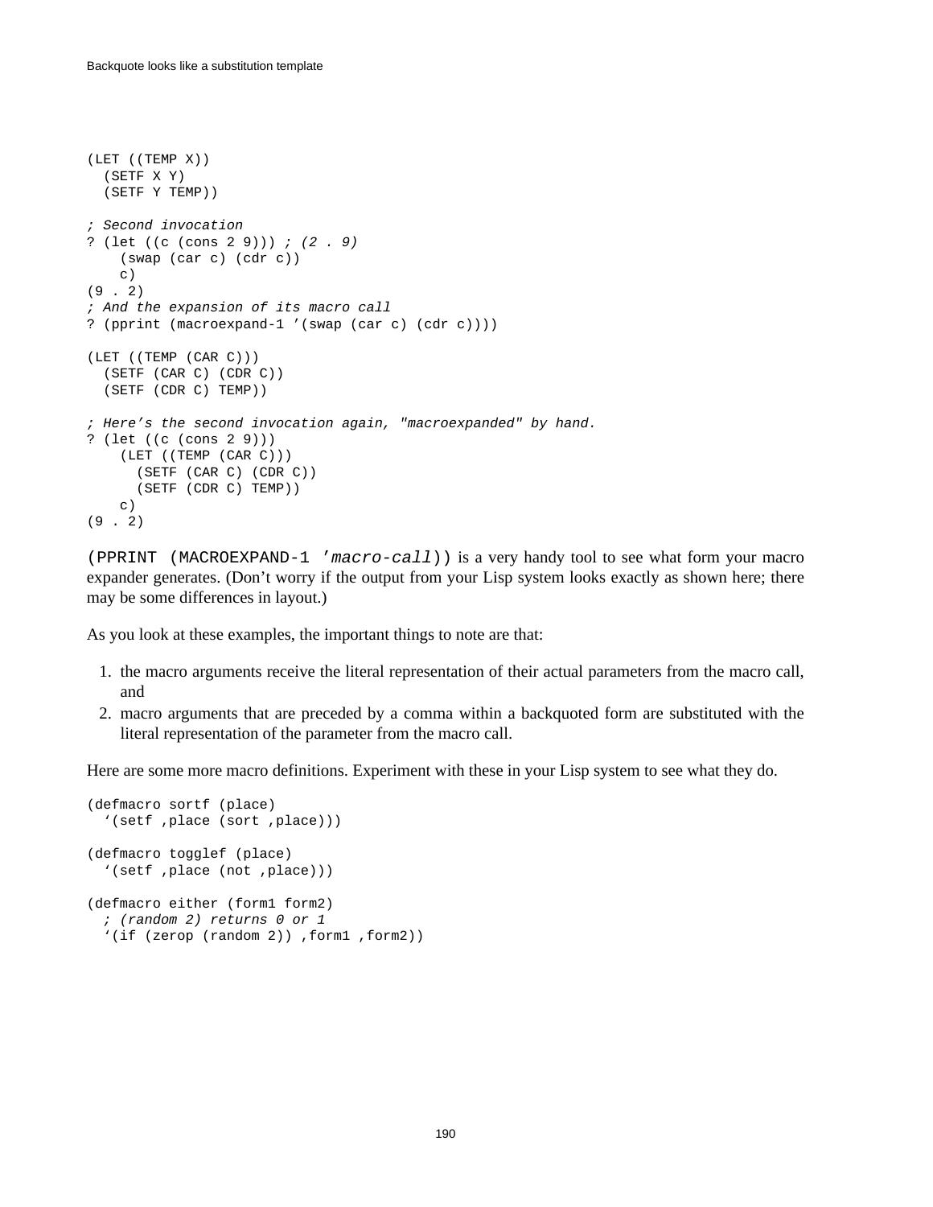```
(LET ((TEMP X))
  (SETF X Y)
  (SETF Y TEMP))

; Second invocation
? (let ((c (cons 2 9))) ; (2 . 9)
    (swap (car c) (cdr c))
    c)
(9 . 2)
; And the expansion of its macro call
? (pprint (macroexpand-1 '(swap (car c) (cdr c))))

(LET ((TEMP (CAR C)))
  (SETF (CAR C) (CDR C))
  (SETF (CDR C) TEMP))

; Here's the second invocation again, "macroexpanded" by hand.
? (let ((c (cons 2 9)))
    (LET ((TEMP (CAR C)))
      (SETF (CAR C) (CDR C))
      (SETF (CDR C) TEMP))
    c)
(9 . 2)
```

`(PPRINT (MACROEXPAND-1 '`*`macro-call`*`))` is a very handy tool to see what form your macro expander generates. (Don't worry if the output from your Lisp system looks exactly as shown here; there may be some differences in layout.)

As you look at these examples, the important things to note are that:

1. the macro arguments receive the literal representation of their actual parameters from the macro call, and
2. macro arguments that are preceded by a comma within a backquoted form are substituted with the literal representation of the parameter from the macro call.

Here are some more macro definitions. Experiment with these in your Lisp system to see what they do.

```
(defmacro sortf (place)
  `(setf ,place (sort ,place)))

(defmacro togglef (place)
  `(setf ,place (not ,place)))

(defmacro either (form1 form2)
  ; (random 2) returns 0 or 1
  `(if (zerop (random 2)) ,form1 ,form2))
```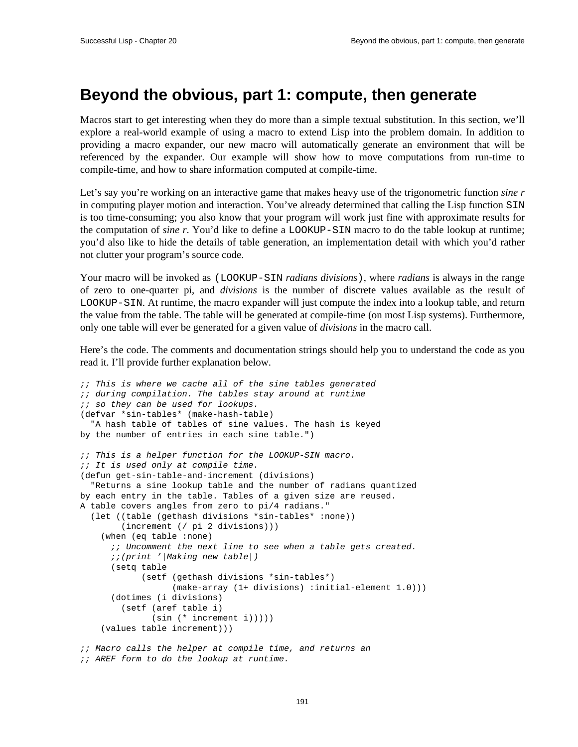# Beyond the obvious, part 1: compute, then generate

Macros start to get interesting when they do more than a simple textual substitution. In this section, we'll explore a real-world example of using a macro to extend Lisp into the problem domain. In addition to providing a macro expander, our new macro will automatically generate an environment that will be referenced by the expander. Our example will show how to move computations from run-time to compile-time, and how to share information computed at compile-time.

Let's say you're working on an interactive game that makes heavy use of the trigonometric function *sine r* in computing player motion and interaction. You've already determined that calling the Lisp function `SIN` is too time-consuming; you also know that your program will work just fine with approximate results for the computation of *sine r*. You'd like to define a `LOOKUP-SIN` macro to do the table lookup at runtime; you'd also like to hide the details of table generation, an implementation detail with which you'd rather not clutter your program's source code.

Your macro will be invoked as `(LOOKUP-SIN` *radians divisions*`)`, where *radians* is always in the range of zero to one-quarter pi, and *divisions* is the number of discrete values available as the result of `LOOKUP-SIN`. At runtime, the macro expander will just compute the index into a lookup table, and return the value from the table. The table will be generated at compile-time (on most Lisp systems). Furthermore, only one table will ever be generated for a given value of *divisions* in the macro call.

Here's the code. The comments and documentation strings should help you to understand the code as you read it. I'll provide further explanation below.

```
;; This is where we cache all of the sine tables generated
;; during compilation. The tables stay around at runtime
;; so they can be used for lookups.
(defvar *sin-tables* (make-hash-table)
  "A hash table of tables of sine values. The hash is keyed
by the number of entries in each sine table.")

;; This is a helper function for the LOOKUP-SIN macro.
;; It is used only at compile time.
(defun get-sin-table-and-increment (divisions)
  "Returns a sine lookup table and the number of radians quantized
by each entry in the table. Tables of a given size are reused.
A table covers angles from zero to pi/4 radians."
  (let ((table (gethash divisions *sin-tables* :none))
        (increment (/ pi 2 divisions)))
    (when (eq table :none)
      ;; Uncomment the next line to see when a table gets created.
      ;;(print '|Making new table|)
      (setq table
            (setf (gethash divisions *sin-tables*)
                  (make-array (1+ divisions) :initial-element 1.0)))
      (dotimes (i divisions)
        (setf (aref table i)
              (sin (* increment i)))))
    (values table increment)))

;; Macro calls the helper at compile time, and returns an
;; AREF form to do the lookup at runtime.
```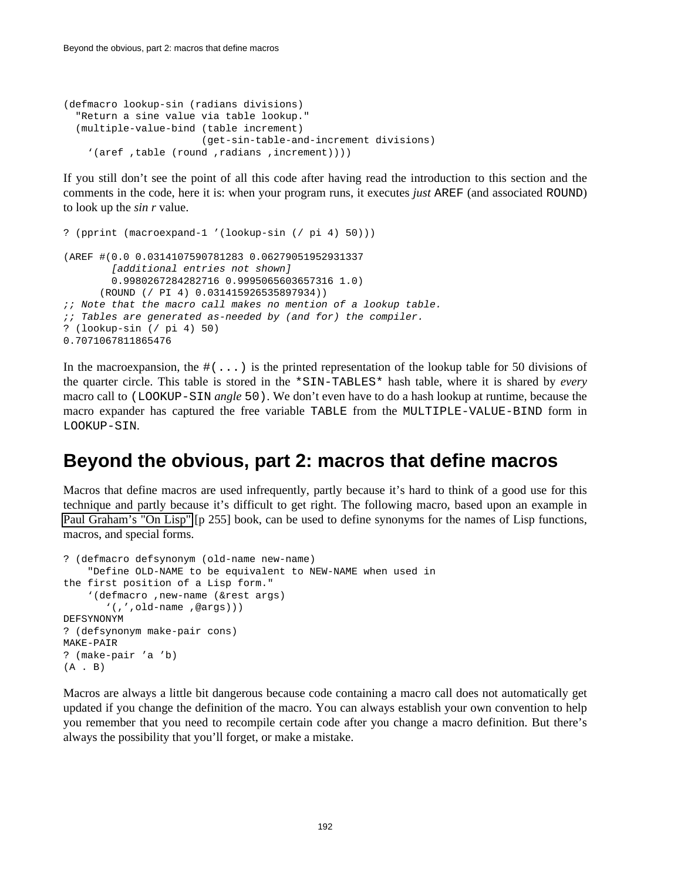```
(defmacro lookup-sin (radians divisions)
  "Return a sine value via table lookup."
  (multiple-value-bind (table increment)
                       (get-sin-table-and-increment divisions)
    `(aref ,table (round ,radians ,increment))))
```

If you still don't see the point of all this code after having read the introduction to this section and the comments in the code, here it is: when your program runs, it executes *just* `AREF` (and associated `ROUND`) to look up the *sin r* value.

```
? (pprint (macroexpand-1 '(lookup-sin (/ pi 4) 50)))

(AREF #(0.0 0.0314107590781283 0.06279051952931337
        [additional entries not shown]
        0.9980267284282716 0.9995065603657316 1.0)
      (ROUND (/ PI 4) 0.031415926535897934))
;; Note that the macro call makes no mention of a lookup table.
;; Tables are generated as-needed by (and for) the compiler.
? (lookup-sin (/ pi 4) 50)
0.7071067811865476
```

In the macroexpansion, the `#(...)` is the printed representation of the lookup table for 50 divisions of the quarter circle. This table is stored in the `*SIN-TABLES*` hash table, where it is shared by *every* macro call to `(LOOKUP-SIN` *angle* `50)`. We don't even have to do a hash lookup at runtime, because the macro expander has captured the free variable `TABLE` from the `MULTIPLE-VALUE-BIND` form in `LOOKUP-SIN`.

## Beyond the obvious, part 2: macros that define macros

Macros that define macros are used infrequently, partly because it's hard to think of a good use for this technique and partly because it's difficult to get right. The following macro, based upon an example in Paul Graham's "On Lisp" [p 255] book, can be used to define synonyms for the names of Lisp functions, macros, and special forms.

```
? (defmacro defsynonym (old-name new-name)
    "Define OLD-NAME to be equivalent to NEW-NAME when used in
the first position of a Lisp form."
    `(defmacro ,new-name (&rest args)
       `(,',old-name ,@args)))
DEFSYNONYM
? (defsynonym make-pair cons)
MAKE-PAIR
? (make-pair 'a 'b)
(A . B)
```

Macros are always a little bit dangerous because code containing a macro call does not automatically get updated if you change the definition of the macro. You can always establish your own convention to help you remember that you need to recompile certain code after you change a macro definition. But there's always the possibility that you'll forget, or make a mistake.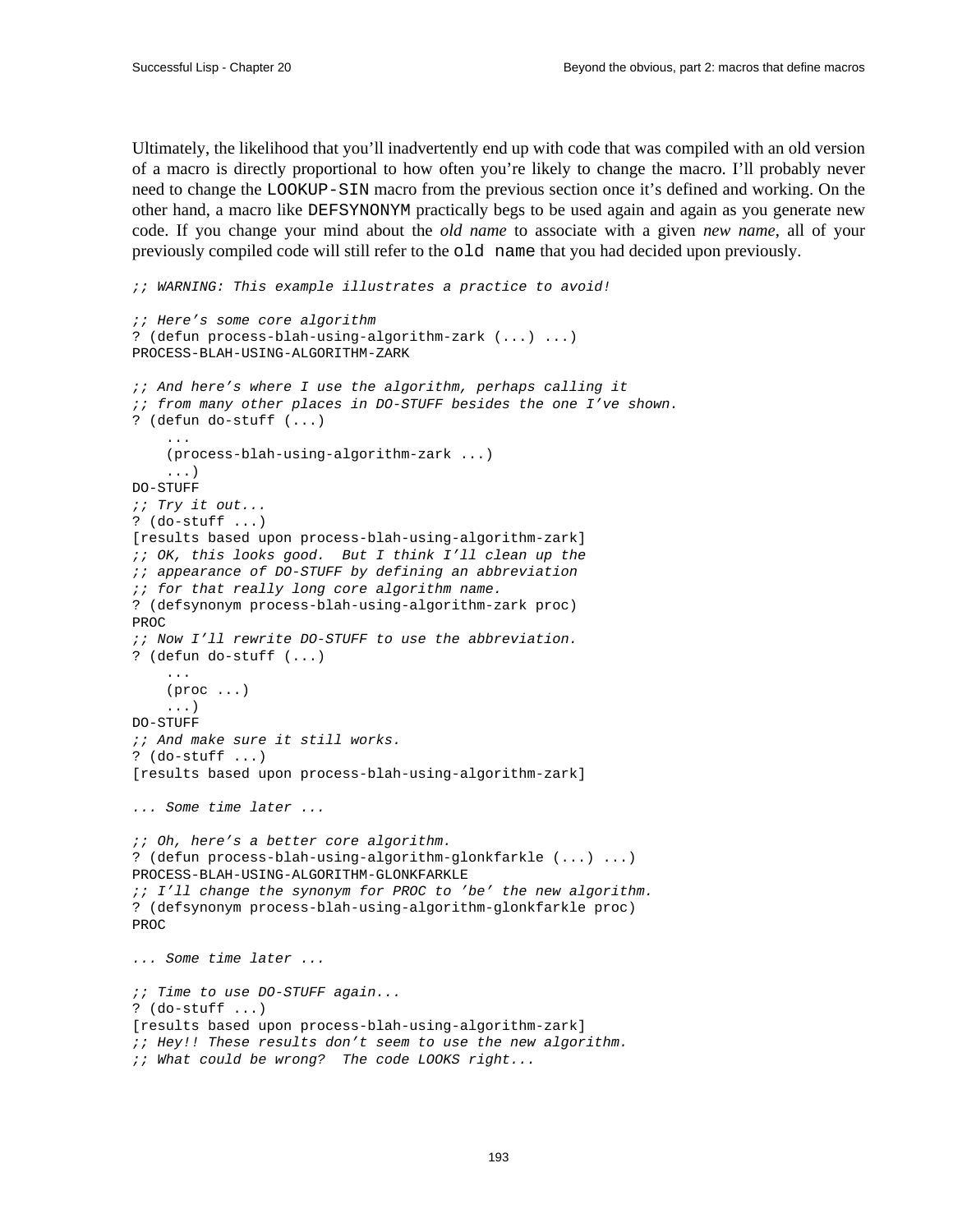Ultimately, the likelihood that you'll inadvertently end up with code that was compiled with an old version of a macro is directly proportional to how often you're likely to change the macro. I'll probably never need to change the `LOOKUP-SIN` macro from the previous section once it's defined and working. On the other hand, a macro like `DEFSYNONYM` practically begs to be used again and again as you generate new code. If you change your mind about the *old name* to associate with a given *new name*, all of your previously compiled code will still refer to the `old name` that you had decided upon previously.

```
;; WARNING: This example illustrates a practice to avoid!

;; Here's some core algorithm
? (defun process-blah-using-algorithm-zark (...) ...)
PROCESS-BLAH-USING-ALGORITHM-ZARK

;; And here's where I use the algorithm, perhaps calling it
;; from many other places in DO-STUFF besides the one I've shown.
? (defun do-stuff (...)
    ...
    (process-blah-using-algorithm-zark ...)
    ...)
DO-STUFF
;; Try it out...
? (do-stuff ...)
[results based upon process-blah-using-algorithm-zark]
;; OK, this looks good.  But I think I'll clean up the
;; appearance of DO-STUFF by defining an abbreviation
;; for that really long core algorithm name.
? (defsynonym process-blah-using-algorithm-zark proc)
PROC
;; Now I'll rewrite DO-STUFF to use the abbreviation.
? (defun do-stuff (...)
    ...
    (proc ...)
    ...)
DO-STUFF
;; And make sure it still works.
? (do-stuff ...)
[results based upon process-blah-using-algorithm-zark]

... Some time later ...

;; Oh, here's a better core algorithm.
? (defun process-blah-using-algorithm-glonkfarkle (...) ...)
PROCESS-BLAH-USING-ALGORITHM-GLONKFARKLE
;; I'll change the synonym for PROC to 'be' the new algorithm.
? (defsynonym process-blah-using-algorithm-glonkfarkle proc)
PROC

... Some time later ...

;; Time to use DO-STUFF again...
? (do-stuff ...)
[results based upon process-blah-using-algorithm-zark]
;; Hey!! These results don't seem to use the new algorithm.
;; What could be wrong?  The code LOOKS right...
```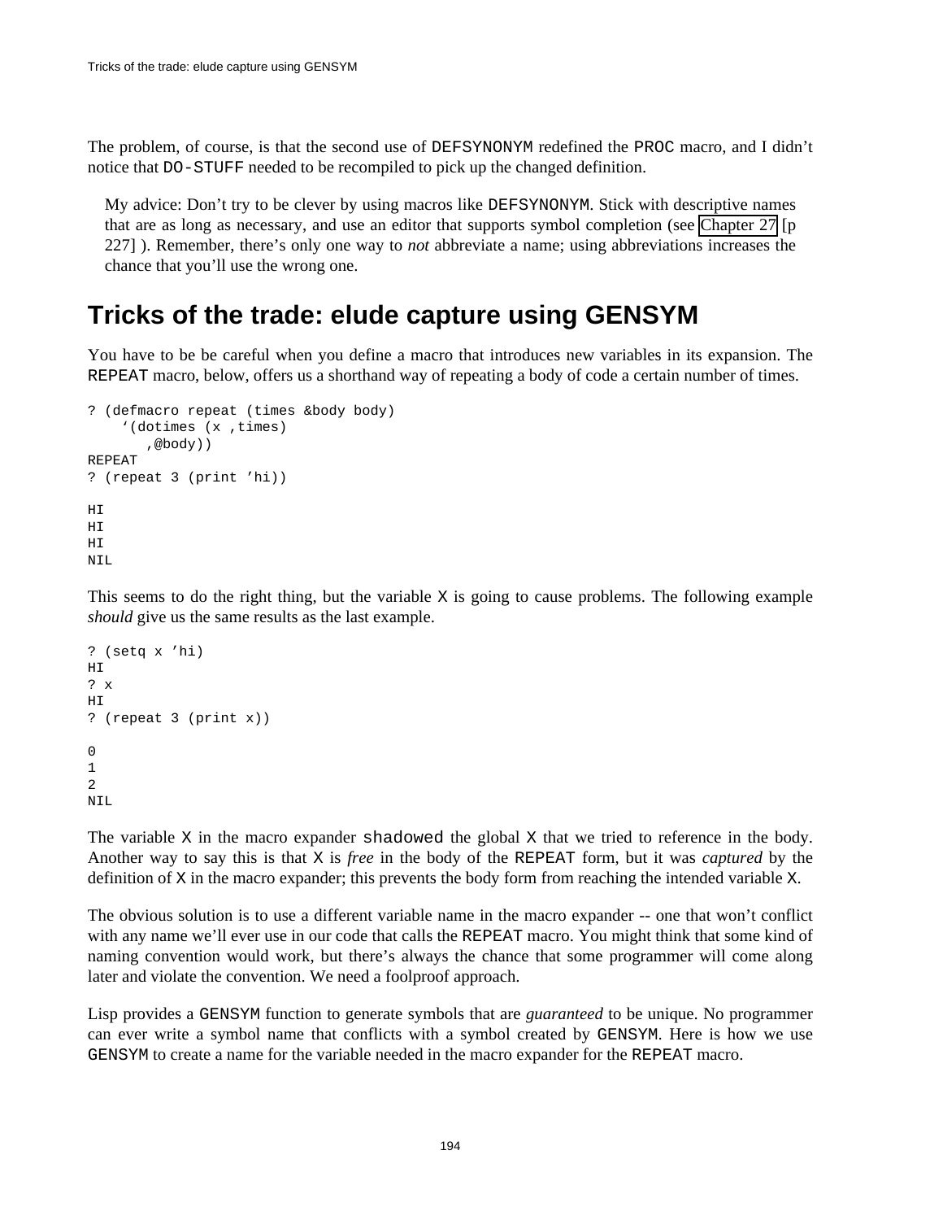The problem, of course, is that the second use of `DEFSYNONYM` redefined the `PROC` macro, and I didn't notice that `DO-STUFF` needed to be recompiled to pick up the changed definition.

> My advice: Don't try to be clever by using macros like `DEFSYNONYM`. Stick with descriptive names that are as long as necessary, and use an editor that supports symbol completion (see Chapter 27 [p 227] ). Remember, there's only one way to *not* abbreviate a name; using abbreviations increases the chance that you'll use the wrong one.

# Tricks of the trade: elude capture using GENSYM

You have to be be careful when you define a macro that introduces new variables in its expansion. The `REPEAT` macro, below, offers us a shorthand way of repeating a body of code a certain number of times.

```
? (defmacro repeat (times &body body)
    `(dotimes (x ,times)
       ,@body))
REPEAT
? (repeat 3 (print 'hi))

HI
HI
HI
NIL
```

This seems to do the right thing, but the variable `X` is going to cause problems. The following example *should* give us the same results as the last example.

```
? (setq x 'hi)
HI
? x
HI
? (repeat 3 (print x))

0
1
2
NIL
```

The variable `X` in the macro expander `shadowed` the global `X` that we tried to reference in the body. Another way to say this is that `X` is *free* in the body of the `REPEAT` form, but it was *captured* by the definition of `X` in the macro expander; this prevents the body form from reaching the intended variable `X`.

The obvious solution is to use a different variable name in the macro expander -- one that won't conflict with any name we'll ever use in our code that calls the `REPEAT` macro. You might think that some kind of naming convention would work, but there's always the chance that some programmer will come along later and violate the convention. We need a foolproof approach.

Lisp provides a `GENSYM` function to generate symbols that are *guaranteed* to be unique. No programmer can ever write a symbol name that conflicts with a symbol created by `GENSYM`. Here is how we use `GENSYM` to create a name for the variable needed in the macro expander for the `REPEAT` macro.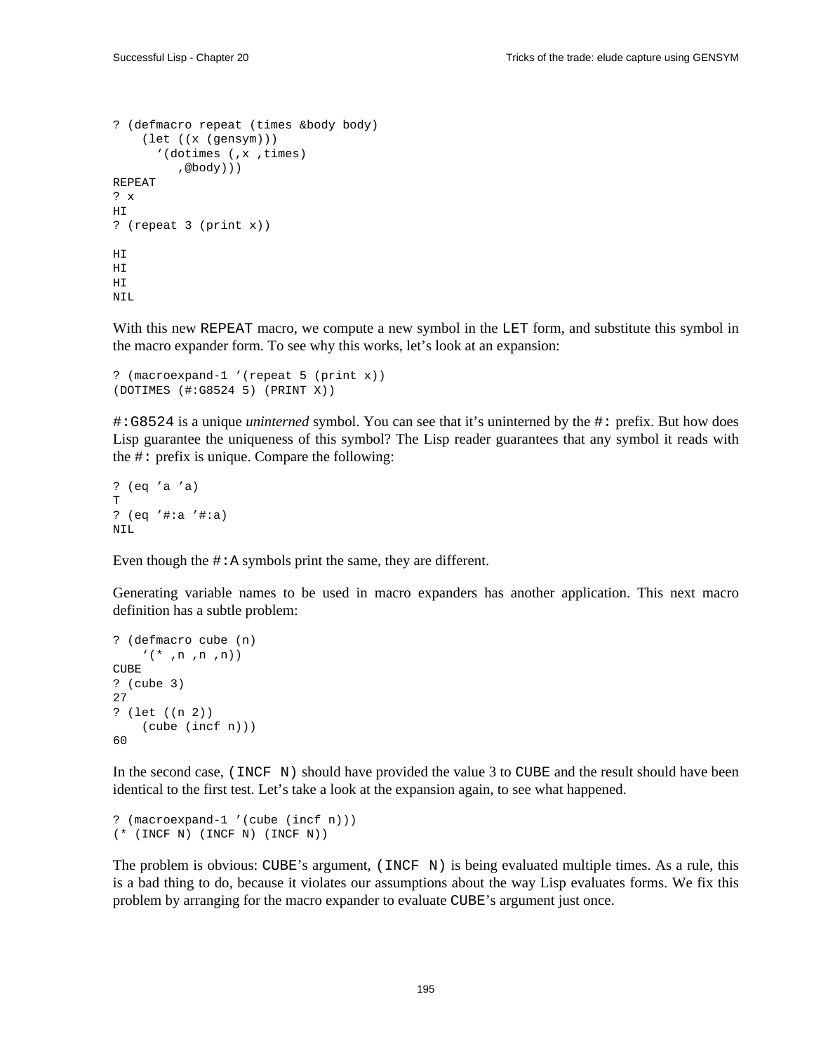```
? (defmacro repeat (times &body body)
    (let ((x (gensym)))
      `(dotimes (,x ,times)
         ,@body)))
REPEAT
? x
HI
? (repeat 3 (print x))

HI
HI
HI
NIL
```

With this new REPEAT macro, we compute a new symbol in the LET form, and substitute this symbol in the macro expander form. To see why this works, let's look at an expansion:

```
? (macroexpand-1 '(repeat 5 (print x))
(DOTIMES (#:G8524 5) (PRINT X))
```

#:G8524 is a unique *uninterned* symbol. You can see that it's uninterned by the #: prefix. But how does Lisp guarantee the uniqueness of this symbol? The Lisp reader guarantees that any symbol it reads with the #: prefix is unique. Compare the following:

```
? (eq 'a 'a)
T
? (eq '#:a '#:a)
NIL
```

Even though the #:A symbols print the same, they are different.

Generating variable names to be used in macro expanders has another application. This next macro definition has a subtle problem:

```
? (defmacro cube (n)
    `(* ,n ,n ,n))
CUBE
? (cube 3)
27
? (let ((n 2))
    (cube (incf n)))
60
```

In the second case, (INCF N) should have provided the value 3 to CUBE and the result should have been identical to the first test. Let's take a look at the expansion again, to see what happened.

```
? (macroexpand-1 '(cube (incf n)))
(* (INCF N) (INCF N) (INCF N))
```

The problem is obvious: CUBE's argument, (INCF N) is being evaluated multiple times. As a rule, this is a bad thing to do, because it violates our assumptions about the way Lisp evaluates forms. We fix this problem by arranging for the macro expander to evaluate CUBE's argument just once.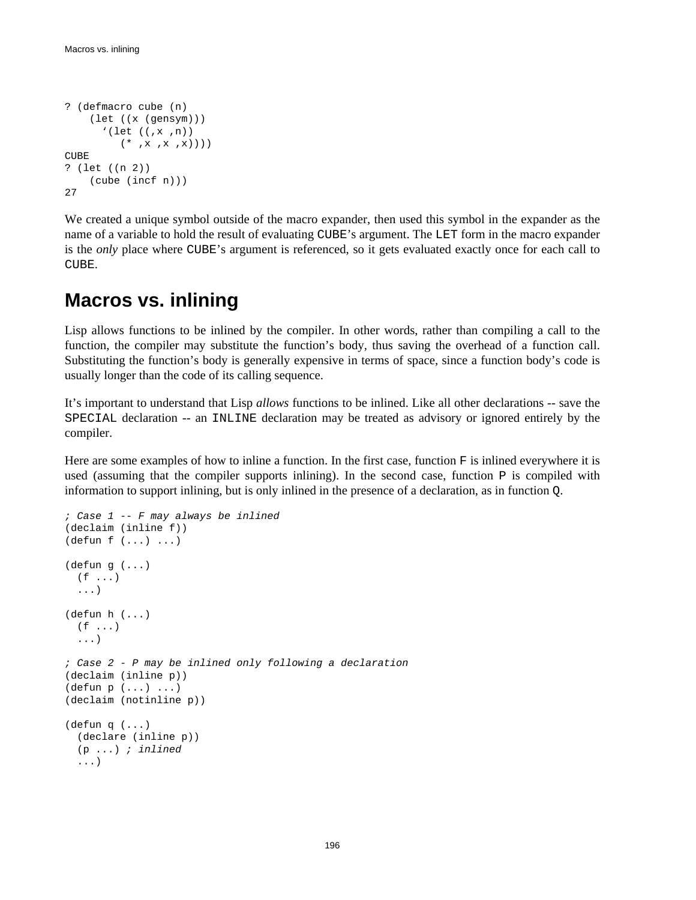```
? (defmacro cube (n)
    (let ((x (gensym)))
      `(let ((,x ,n))
         (* ,x ,x ,x))))
CUBE
? (let ((n 2))
    (cube (incf n)))
27
```

We created a unique symbol outside of the macro expander, then used this symbol in the expander as the name of a variable to hold the result of evaluating `CUBE`'s argument. The `LET` form in the macro expander is the *only* place where `CUBE`'s argument is referenced, so it gets evaluated exactly once for each call to `CUBE`.

# Macros vs. inlining

Lisp allows functions to be inlined by the compiler. In other words, rather than compiling a call to the function, the compiler may substitute the function's body, thus saving the overhead of a function call. Substituting the function's body is generally expensive in terms of space, since a function body's code is usually longer than the code of its calling sequence.

It's important to understand that Lisp *allows* functions to be inlined. Like all other declarations -- save the `SPECIAL` declaration -- an `INLINE` declaration may be treated as advisory or ignored entirely by the compiler.

Here are some examples of how to inline a function. In the first case, function `F` is inlined everywhere it is used (assuming that the compiler supports inlining). In the second case, function `P` is compiled with information to support inlining, but is only inlined in the presence of a declaration, as in function `Q`.

```
; Case 1 -- F may always be inlined
(declaim (inline f))
(defun f (...) ...)

(defun g (...)
  (f ...)
  ...)

(defun h (...)
  (f ...)
  ...)

; Case 2 - P may be inlined only following a declaration
(declaim (inline p))
(defun p (...) ...)
(declaim (notinline p))

(defun q (...)
  (declare (inline p))
  (p ...) ; inlined
  ...)
```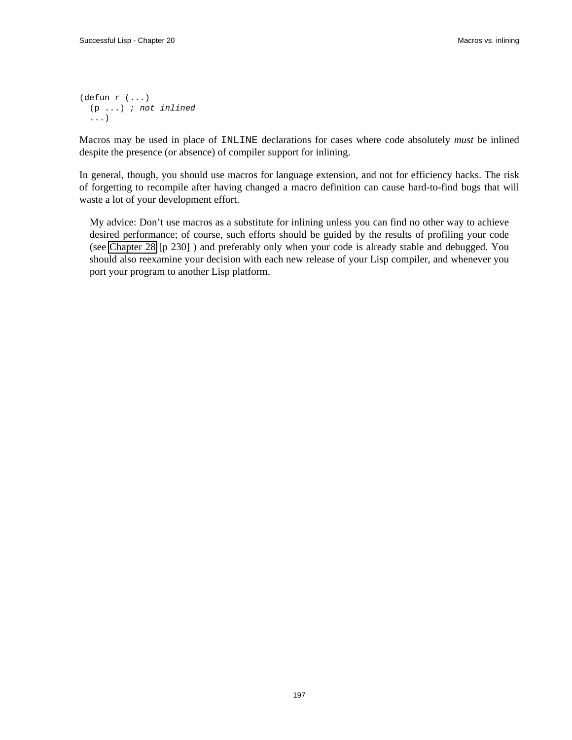```
(defun r (...)
  (p ...) ; not inlined
  ...)
```

Macros may be used in place of `INLINE` declarations for cases where code absolutely *must* be inlined despite the presence (or absence) of compiler support for inlining.

In general, though, you should use macros for language extension, and not for efficiency hacks. The risk of forgetting to recompile after having changed a macro definition can cause hard-to-find bugs that will waste a lot of your development effort.

> My advice: Don't use macros as a substitute for inlining unless you can find no other way to achieve desired performance; of course, such efforts should be guided by the results of profiling your code (see Chapter 28 [p 230] ) and preferably only when your code is already stable and debugged. You should also reexamine your decision with each new release of your Lisp compiler, and whenever you port your program to another Lisp platform.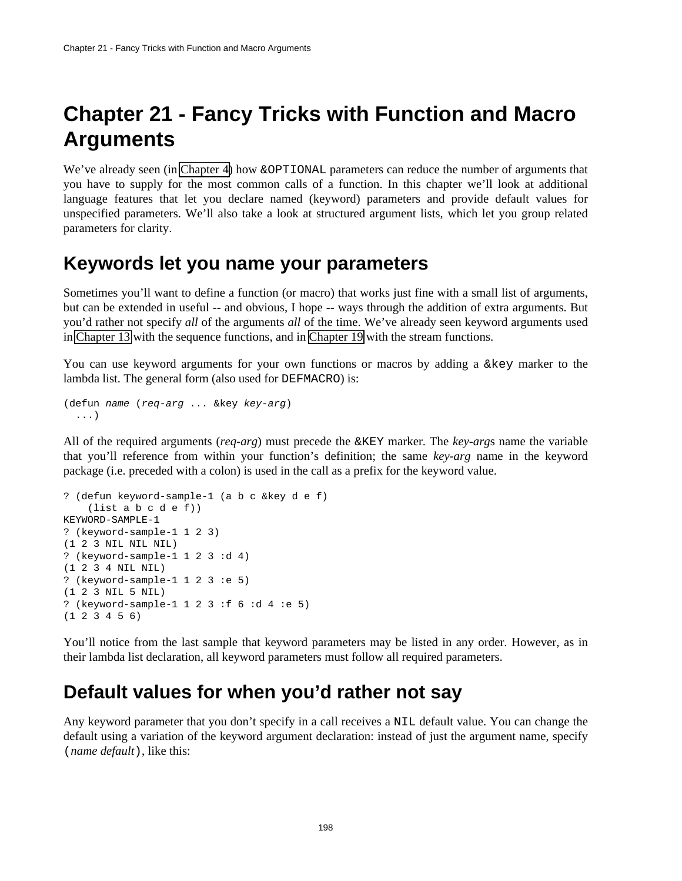# Chapter 21 - Fancy Tricks with Function and Macro Arguments

We've already seen (in Chapter 4) how `&OPTIONAL` parameters can reduce the number of arguments that you have to supply for the most common calls of a function. In this chapter we'll look at additional language features that let you declare named (keyword) parameters and provide default values for unspecified parameters. We'll also take a look at structured argument lists, which let you group related parameters for clarity.

## Keywords let you name your parameters

Sometimes you'll want to define a function (or macro) that works just fine with a small list of arguments, but can be extended in useful -- and obvious, I hope -- ways through the addition of extra arguments. But you'd rather not specify *all* of the arguments *all* of the time. We've already seen keyword arguments used in Chapter 13 with the sequence functions, and in Chapter 19 with the stream functions.

You can use keyword arguments for your own functions or macros by adding a `&key` marker to the lambda list. The general form (also used for `DEFMACRO`) is:

```
(defun name (req-arg ... &key key-arg)
  ...)
```

All of the required arguments (*req-arg*) must precede the `&KEY` marker. The *key-arg*s name the variable that you'll reference from within your function's definition; the same *key-arg* name in the keyword package (i.e. preceded with a colon) is used in the call as a prefix for the keyword value.

```
? (defun keyword-sample-1 (a b c &key d e f)
    (list a b c d e f))
KEYWORD-SAMPLE-1
? (keyword-sample-1 1 2 3)
(1 2 3 NIL NIL NIL)
? (keyword-sample-1 1 2 3 :d 4)
(1 2 3 4 NIL NIL)
? (keyword-sample-1 1 2 3 :e 5)
(1 2 3 NIL 5 NIL)
? (keyword-sample-1 1 2 3 :f 6 :d 4 :e 5)
(1 2 3 4 5 6)
```

You'll notice from the last sample that keyword parameters may be listed in any order. However, as in their lambda list declaration, all keyword parameters must follow all required parameters.

## Default values for when you'd rather not say

Any keyword parameter that you don't specify in a call receives a `NIL` default value. You can change the default using a variation of the keyword argument declaration: instead of just the argument name, specify `(`*name default*`)`, like this: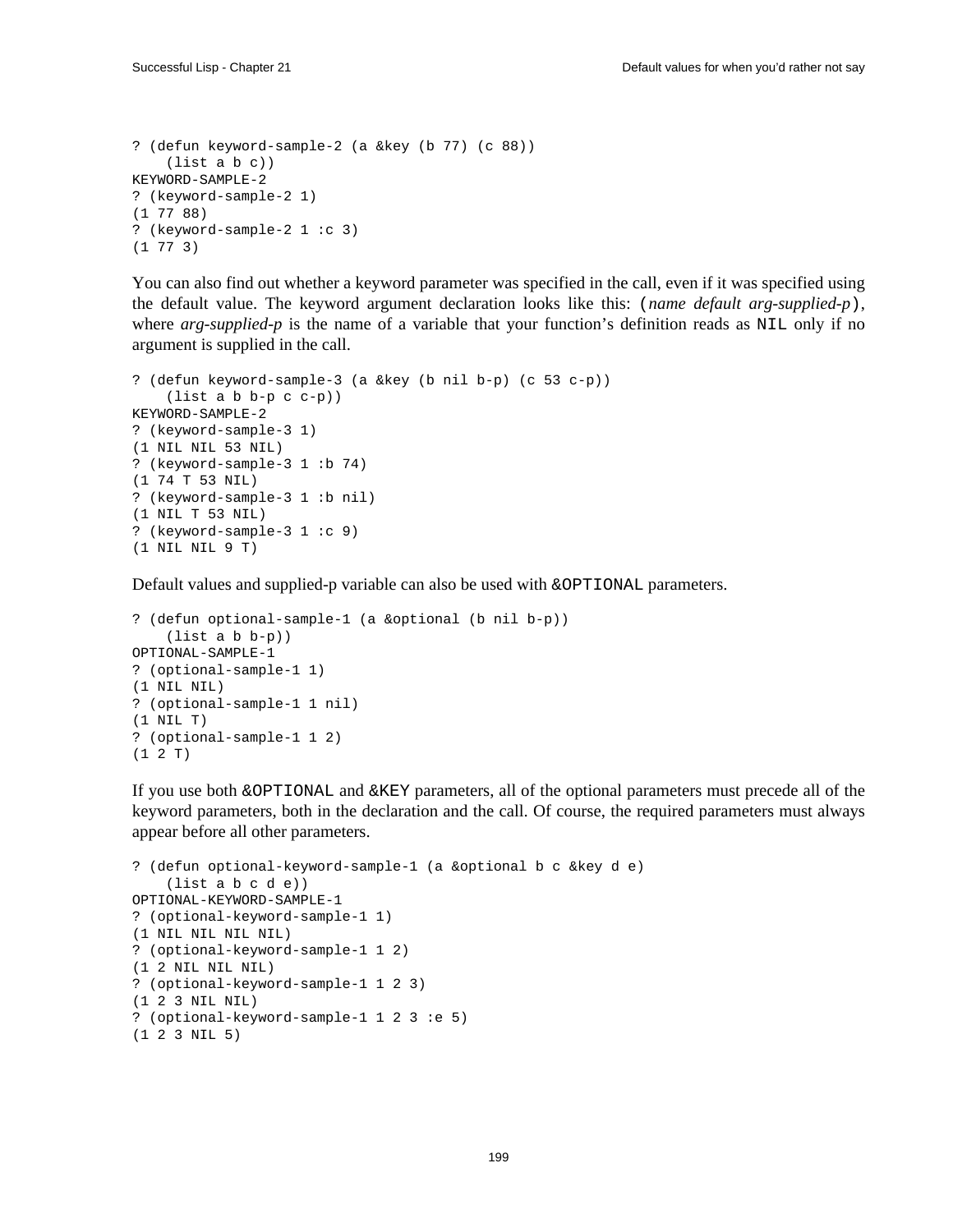```
? (defun keyword-sample-2 (a &key (b 77) (c 88))
    (list a b c))
KEYWORD-SAMPLE-2
? (keyword-sample-2 1)
(1 77 88)
? (keyword-sample-2 1 :c 3)
(1 77 3)
```

You can also find out whether a keyword parameter was specified in the call, even if it was specified using the default value. The keyword argument declaration looks like this: `(`*name default arg-supplied-p*`)`, where *arg-supplied-p* is the name of a variable that your function's definition reads as `NIL` only if no argument is supplied in the call.

```
? (defun keyword-sample-3 (a &key (b nil b-p) (c 53 c-p))
    (list a b b-p c c-p))
KEYWORD-SAMPLE-2
? (keyword-sample-3 1)
(1 NIL NIL 53 NIL)
? (keyword-sample-3 1 :b 74)
(1 74 T 53 NIL)
? (keyword-sample-3 1 :b nil)
(1 NIL T 53 NIL)
? (keyword-sample-3 1 :c 9)
(1 NIL NIL 9 T)
```

Default values and supplied-p variable can also be used with `&OPTIONAL` parameters.

```
? (defun optional-sample-1 (a &optional (b nil b-p))
    (list a b b-p))
OPTIONAL-SAMPLE-1
? (optional-sample-1 1)
(1 NIL NIL)
? (optional-sample-1 1 nil)
(1 NIL T)
? (optional-sample-1 1 2)
(1 2 T)
```

If you use both `&OPTIONAL` and `&KEY` parameters, all of the optional parameters must precede all of the keyword parameters, both in the declaration and the call. Of course, the required parameters must always appear before all other parameters.

```
? (defun optional-keyword-sample-1 (a &optional b c &key d e)
    (list a b c d e))
OPTIONAL-KEYWORD-SAMPLE-1
? (optional-keyword-sample-1 1)
(1 NIL NIL NIL NIL)
? (optional-keyword-sample-1 1 2)
(1 2 NIL NIL NIL)
? (optional-keyword-sample-1 1 2 3)
(1 2 3 NIL NIL)
? (optional-keyword-sample-1 1 2 3 :e 5)
(1 2 3 NIL 5)
```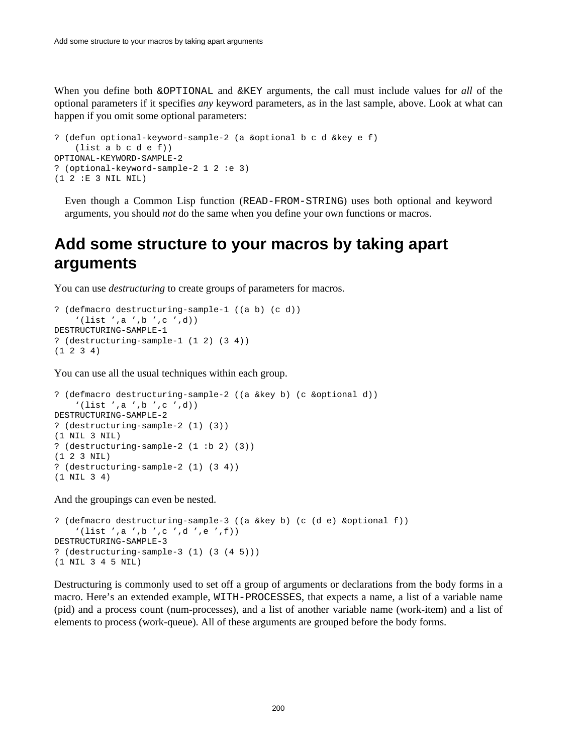When you define both `&OPTIONAL` and `&KEY` arguments, the call must include values for *all* of the optional parameters if it specifies *any* keyword parameters, as in the last sample, above. Look at what can happen if you omit some optional parameters:

```
? (defun optional-keyword-sample-2 (a &optional b c d &key e f)
    (list a b c d e f))
OPTIONAL-KEYWORD-SAMPLE-2
? (optional-keyword-sample-2 1 2 :e 3)
(1 2 :E 3 NIL NIL)
```

Even though a Common Lisp function (`READ-FROM-STRING`) uses both optional and keyword arguments, you should *not* do the same when you define your own functions or macros.

## Add some structure to your macros by taking apart arguments

You can use *destructuring* to create groups of parameters for macros.

```
? (defmacro destructuring-sample-1 ((a b) (c d))
    `(list ',a ',b ',c ',d))
DESTRUCTURING-SAMPLE-1
? (destructuring-sample-1 (1 2) (3 4))
(1 2 3 4)
```

You can use all the usual techniques within each group.

```
? (defmacro destructuring-sample-2 ((a &key b) (c &optional d))
    `(list ',a ',b ',c ',d))
DESTRUCTURING-SAMPLE-2
? (destructuring-sample-2 (1) (3))
(1 NIL 3 NIL)
? (destructuring-sample-2 (1 :b 2) (3))
(1 2 3 NIL)
? (destructuring-sample-2 (1) (3 4))
(1 NIL 3 4)
```

And the groupings can even be nested.

```
? (defmacro destructuring-sample-3 ((a &key b) (c (d e) &optional f))
    `(list ',a ',b ',c ',d ',e ',f))
DESTRUCTURING-SAMPLE-3
? (destructuring-sample-3 (1) (3 (4 5)))
(1 NIL 3 4 5 NIL)
```

Destructuring is commonly used to set off a group of arguments or declarations from the body forms in a macro. Here's an extended example, `WITH-PROCESSES`, that expects a name, a list of a variable name (pid) and a process count (num-processes), and a list of another variable name (work-item) and a list of elements to process (work-queue). All of these arguments are grouped before the body forms.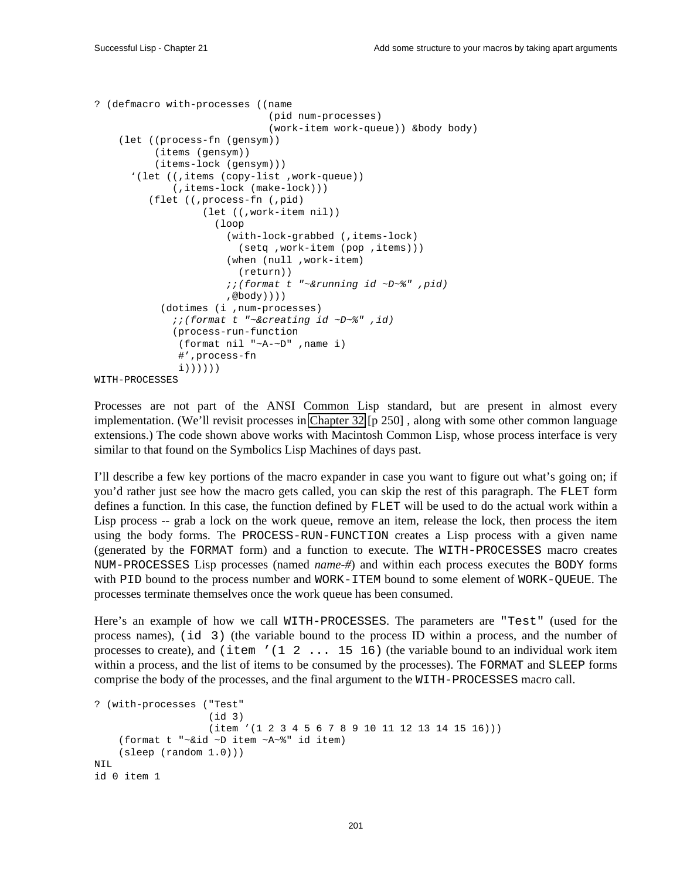```
? (defmacro with-processes ((name
                             (pid num-processes)
                             (work-item work-queue)) &body body)
    (let ((process-fn (gensym))
          (items (gensym))
          (items-lock (gensym)))
      `(let ((,items (copy-list ,work-queue))
             (,items-lock (make-lock)))
         (flet ((,process-fn (,pid)
                  (let ((,work-item nil))
                    (loop
                      (with-lock-grabbed (,items-lock)
                        (setq ,work-item (pop ,items)))
                      (when (null ,work-item)
                        (return))
                      ;;(format t "~&running id ~D~%" ,pid)
                      ,@body))))
           (dotimes (i ,num-processes)
             ;;(format t "~&creating id ~D~%" ,id)
             (process-run-function
              (format nil "~A-~D" ,name i)
              #',process-fn
              i))))))
WITH-PROCESSES
```

Processes are not part of the ANSI Common Lisp standard, but are present in almost every implementation. (We'll revisit processes in Chapter 32 [p 250] , along with some other common language extensions.) The code shown above works with Macintosh Common Lisp, whose process interface is very similar to that found on the Symbolics Lisp Machines of days past.

I'll describe a few key portions of the macro expander in case you want to figure out what's going on; if you'd rather just see how the macro gets called, you can skip the rest of this paragraph. The `FLET` form defines a function. In this case, the function defined by `FLET` will be used to do the actual work within a Lisp process -- grab a lock on the work queue, remove an item, release the lock, then process the item using the body forms. The `PROCESS-RUN-FUNCTION` creates a Lisp process with a given name (generated by the `FORMAT` form) and a function to execute. The `WITH-PROCESSES` macro creates `NUM-PROCESSES` Lisp processes (named *name-#*) and within each process executes the `BODY` forms with `PID` bound to the process number and `WORK-ITEM` bound to some element of `WORK-QUEUE`. The processes terminate themselves once the work queue has been consumed.

Here's an example of how we call `WITH-PROCESSES`. The parameters are `"Test"` (used for the process names), `(id 3)` (the variable bound to the process ID within a process, and the number of processes to create), and `(item '(1 2 ... 15 16)` (the variable bound to an individual work item within a process, and the list of items to be consumed by the processes). The `FORMAT` and `SLEEP` forms comprise the body of the processes, and the final argument to the `WITH-PROCESSES` macro call.

```
? (with-processes ("Test"
                   (id 3)
                   (item '(1 2 3 4 5 6 7 8 9 10 11 12 13 14 15 16)))
    (format t "~&id ~D item ~A~%" id item)
    (sleep (random 1.0)))
NIL
id 0 item 1
```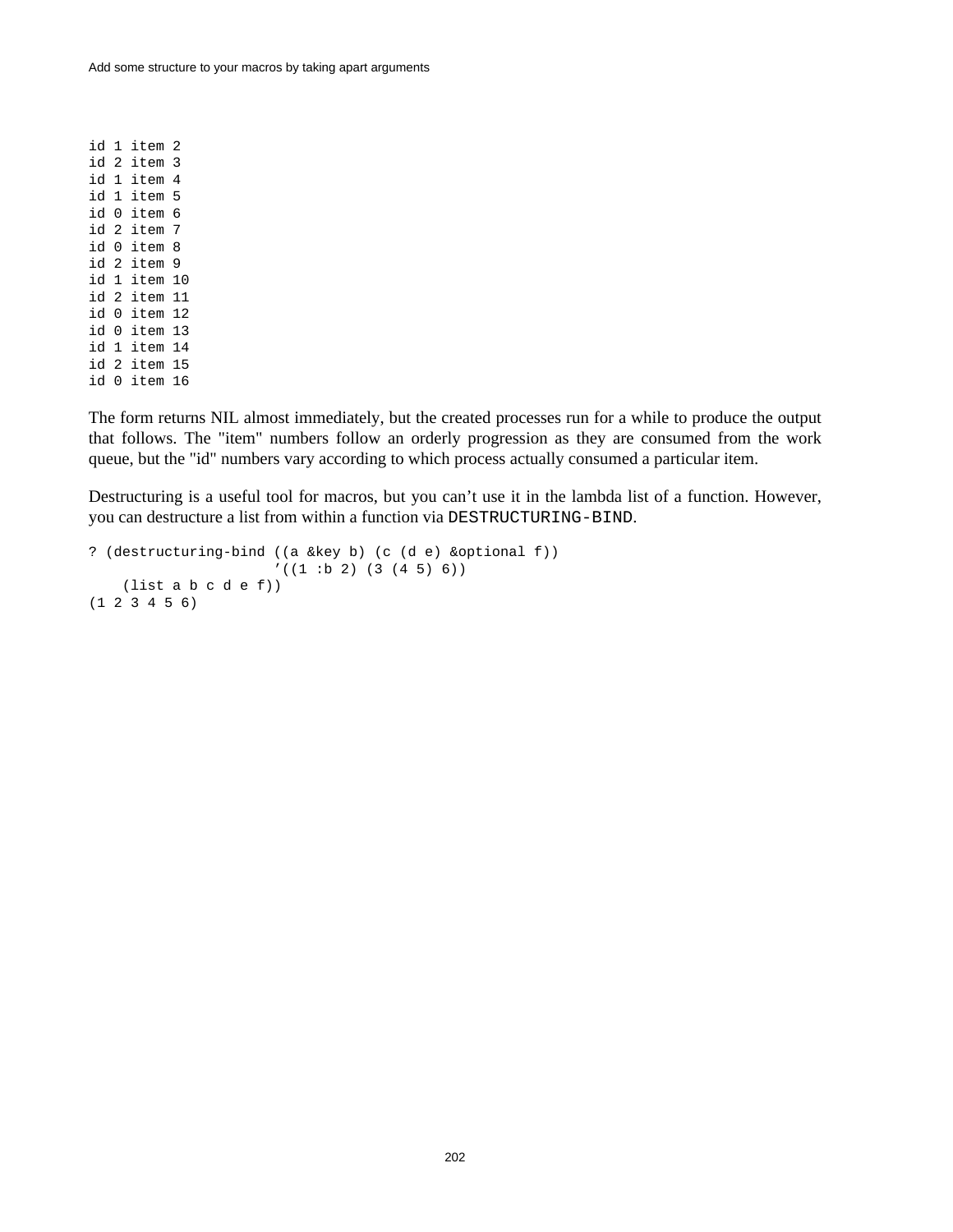```
id 1 item 2
id 2 item 3
id 1 item 4
id 1 item 5
id 0 item 6
id 2 item 7
id 0 item 8
id 2 item 9
id 1 item 10
id 2 item 11
id 0 item 12
id 0 item 13
id 1 item 14
id 2 item 15
id 0 item 16
```

The form returns NIL almost immediately, but the created processes run for a while to produce the output that follows. The "item" numbers follow an orderly progression as they are consumed from the work queue, but the "id" numbers vary according to which process actually consumed a particular item.

Destructuring is a useful tool for macros, but you can't use it in the lambda list of a function. However, you can destructure a list from within a function via `DESTRUCTURING-BIND`.

```
? (destructuring-bind ((a &key b) (c (d e) &optional f))
                     '((1 :b 2) (3 (4 5) 6))
    (list a b c d e f))
(1 2 3 4 5 6)
```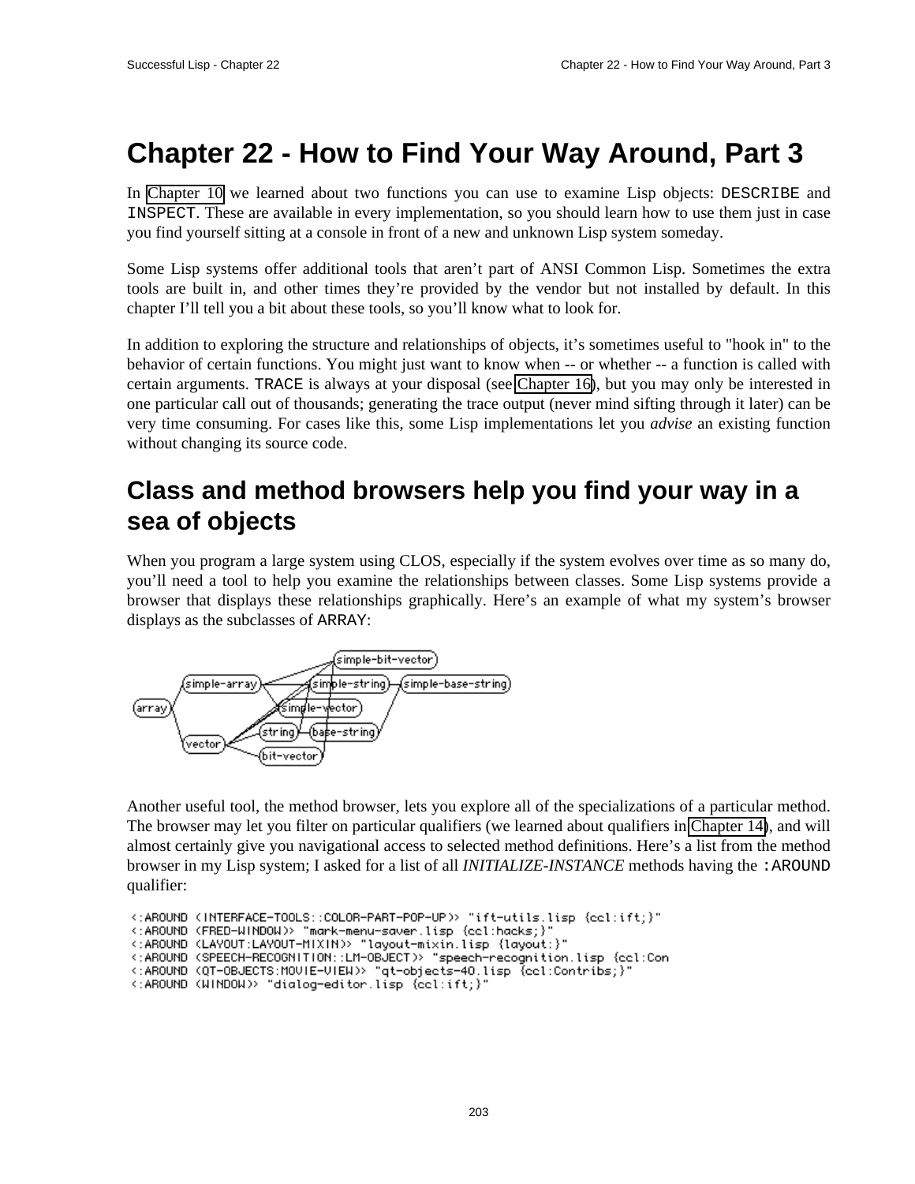# Chapter 22 - How to Find Your Way Around, Part 3

In Chapter 10 we learned about two functions you can use to examine Lisp objects: `DESCRIBE` and `INSPECT`. These are available in every implementation, so you should learn how to use them just in case you find yourself sitting at a console in front of a new and unknown Lisp system someday.

Some Lisp systems offer additional tools that aren't part of ANSI Common Lisp. Sometimes the extra tools are built in, and other times they're provided by the vendor but not installed by default. In this chapter I'll tell you a bit about these tools, so you'll know what to look for.

In addition to exploring the structure and relationships of objects, it's sometimes useful to "hook in" to the behavior of certain functions. You might just want to know when -- or whether -- a function is called with certain arguments. `TRACE` is always at your disposal (see Chapter 16), but you may only be interested in one particular call out of thousands; generating the trace output (never mind sifting through it later) can be very time consuming. For cases like this, some Lisp implementations let you *advise* an existing function without changing its source code.

## Class and method browsers help you find your way in a sea of objects

When you program a large system using CLOS, especially if the system evolves over time as so many do, you'll need a tool to help you examine the relationships between classes. Some Lisp systems provide a browser that displays these relationships graphically. Here's an example of what my system's browser displays as the subclasses of `ARRAY`:

Another useful tool, the method browser, lets you explore all of the specializations of a particular method. The browser may let you filter on particular qualifiers (we learned about qualifiers in Chapter 14), and will almost certainly give you navigational access to selected method definitions. Here's a list from the method browser in my Lisp system; I asked for a list of all *INITIALIZE-INSTANCE* methods having the `:AROUND` qualifier:

```
<:AROUND (INTERFACE-TOOLS::COLOR-PART-POP-UP)> "ift-utils.lisp {ccl:ift;}"
<:AROUND (FRED-WINDOW)> "mark-menu-saver.lisp {ccl:hacks;}"
<:AROUND (LAYOUT:LAYOUT-MIXIN)> "layout-mixin.lisp {layout:}"
<:AROUND (SPEECH-RECOGNITION::LM-OBJECT)> "speech-recognition.lisp {ccl:Con
<:AROUND (QT-OBJECTS:MOVIE-VIEW)> "qt-objects-40.lisp {ccl:Contribs;}"
<:AROUND (WINDOW)> "dialog-editor.lisp {ccl:ift;}"
```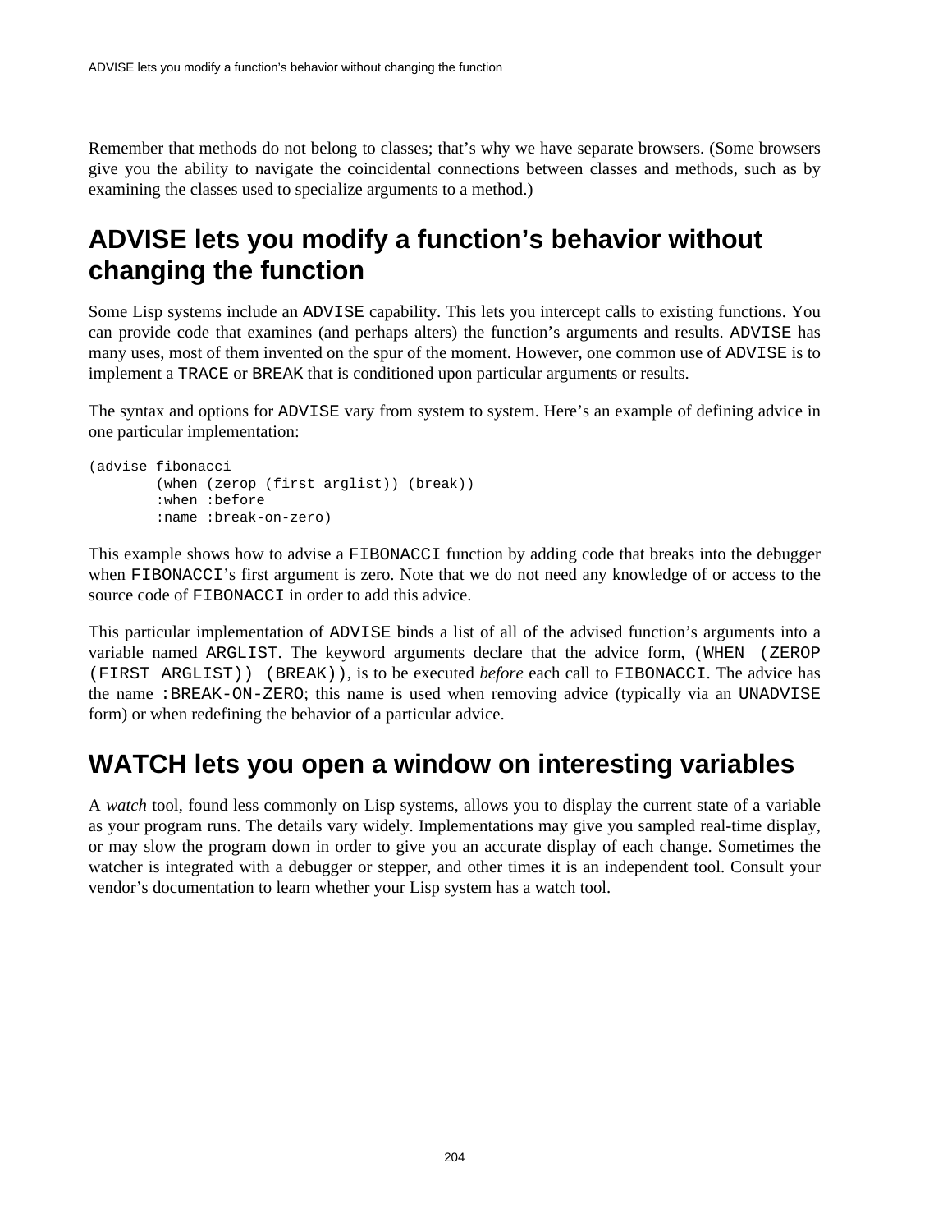Remember that methods do not belong to classes; that's why we have separate browsers. (Some browsers give you the ability to navigate the coincidental connections between classes and methods, such as by examining the classes used to specialize arguments to a method.)

## ADVISE lets you modify a function's behavior without changing the function

Some Lisp systems include an `ADVISE` capability. This lets you intercept calls to existing functions. You can provide code that examines (and perhaps alters) the function's arguments and results. `ADVISE` has many uses, most of them invented on the spur of the moment. However, one common use of `ADVISE` is to implement a `TRACE` or `BREAK` that is conditioned upon particular arguments or results.

The syntax and options for `ADVISE` vary from system to system. Here's an example of defining advice in one particular implementation:

```
(advise fibonacci
        (when (zerop (first arglist)) (break))
        :when :before
        :name :break-on-zero)
```

This example shows how to advise a `FIBONACCI` function by adding code that breaks into the debugger when `FIBONACCI`'s first argument is zero. Note that we do not need any knowledge of or access to the source code of `FIBONACCI` in order to add this advice.

This particular implementation of `ADVISE` binds a list of all of the advised function's arguments into a variable named `ARGLIST`. The keyword arguments declare that the advice form, `(WHEN (ZEROP (FIRST ARGLIST)) (BREAK))`, is to be executed *before* each call to `FIBONACCI`. The advice has the name `:BREAK-ON-ZERO`; this name is used when removing advice (typically via an `UNADVISE` form) or when redefining the behavior of a particular advice.

## WATCH lets you open a window on interesting variables

A *watch* tool, found less commonly on Lisp systems, allows you to display the current state of a variable as your program runs. The details vary widely. Implementations may give you sampled real-time display, or may slow the program down in order to give you an accurate display of each change. Sometimes the watcher is integrated with a debugger or stepper, and other times it is an independent tool. Consult your vendor's documentation to learn whether your Lisp system has a watch tool.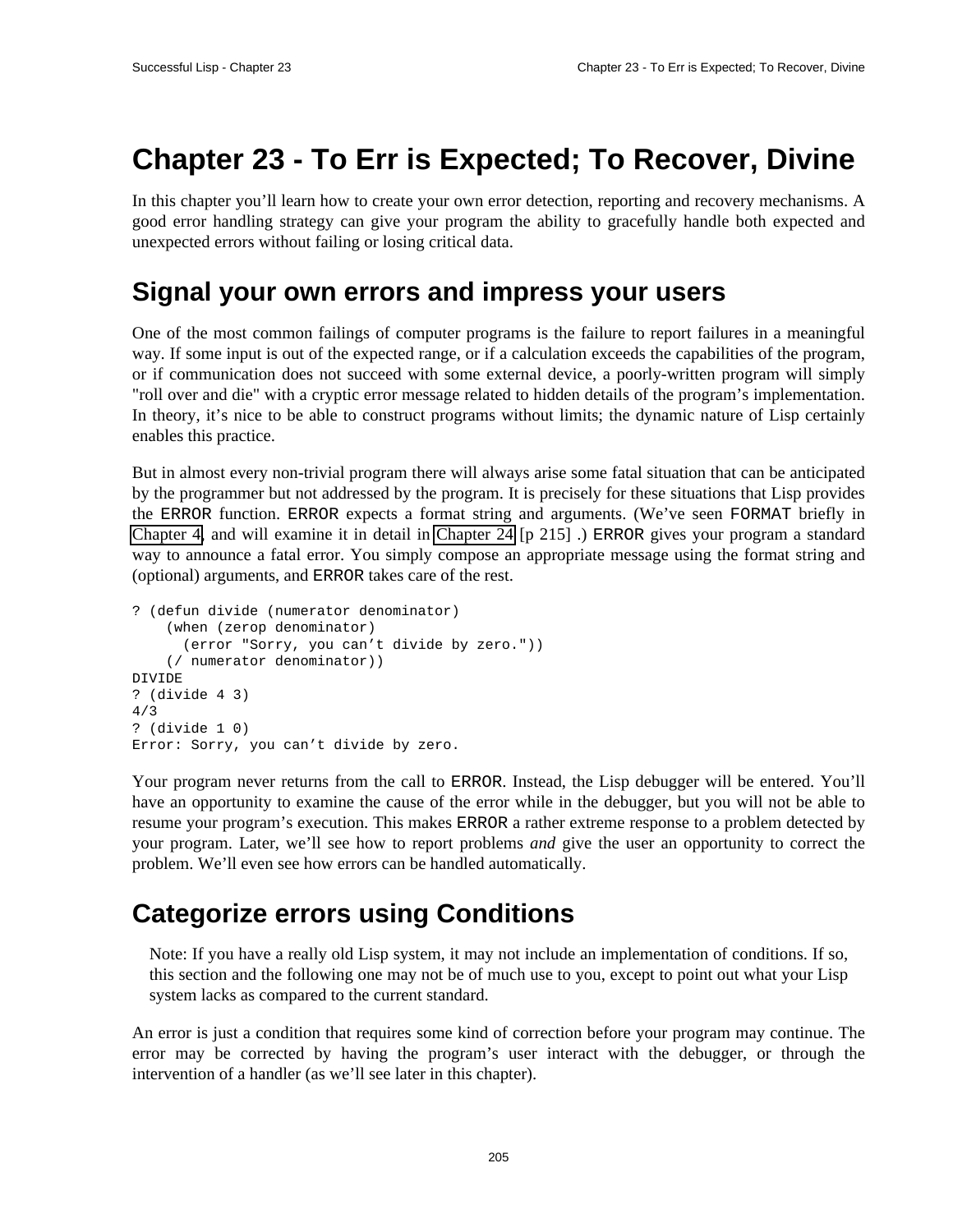# Chapter 23 - To Err is Expected; To Recover, Divine

In this chapter you'll learn how to create your own error detection, reporting and recovery mechanisms. A good error handling strategy can give your program the ability to gracefully handle both expected and unexpected errors without failing or losing critical data.

## Signal your own errors and impress your users

One of the most common failings of computer programs is the failure to report failures in a meaningful way. If some input is out of the expected range, or if a calculation exceeds the capabilities of the program, or if communication does not succeed with some external device, a poorly-written program will simply "roll over and die" with a cryptic error message related to hidden details of the program's implementation. In theory, it's nice to be able to construct programs without limits; the dynamic nature of Lisp certainly enables this practice.

But in almost every non-trivial program there will always arise some fatal situation that can be anticipated by the programmer but not addressed by the program. It is precisely for these situations that Lisp provides the `ERROR` function. `ERROR` expects a format string and arguments. (We've seen `FORMAT` briefly in Chapter 4, and will examine it in detail in Chapter 24 [p 215] .) `ERROR` gives your program a standard way to announce a fatal error. You simply compose an appropriate message using the format string and (optional) arguments, and `ERROR` takes care of the rest.

```
? (defun divide (numerator denominator)
    (when (zerop denominator)
      (error "Sorry, you can't divide by zero."))
    (/ numerator denominator))
DIVIDE
? (divide 4 3)
4/3
? (divide 1 0)
Error: Sorry, you can't divide by zero.
```

Your program never returns from the call to `ERROR`. Instead, the Lisp debugger will be entered. You'll have an opportunity to examine the cause of the error while in the debugger, but you will not be able to resume your program's execution. This makes `ERROR` a rather extreme response to a problem detected by your program. Later, we'll see how to report problems *and* give the user an opportunity to correct the problem. We'll even see how errors can be handled automatically.

## Categorize errors using Conditions

> Note: If you have a really old Lisp system, it may not include an implementation of conditions. If so, this section and the following one may not be of much use to you, except to point out what your Lisp system lacks as compared to the current standard.

An error is just a condition that requires some kind of correction before your program may continue. The error may be corrected by having the program's user interact with the debugger, or through the intervention of a handler (as we'll see later in this chapter).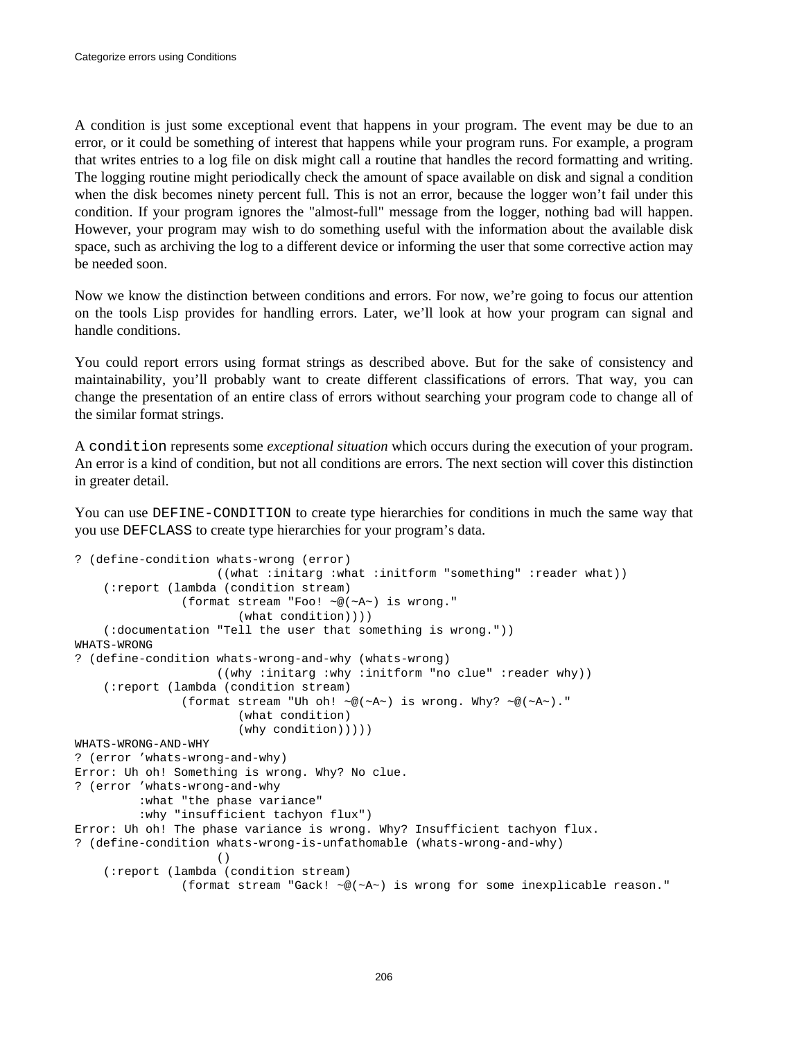A condition is just some exceptional event that happens in your program. The event may be due to an error, or it could be something of interest that happens while your program runs. For example, a program that writes entries to a log file on disk might call a routine that handles the record formatting and writing. The logging routine might periodically check the amount of space available on disk and signal a condition when the disk becomes ninety percent full. This is not an error, because the logger won't fail under this condition. If your program ignores the "almost-full" message from the logger, nothing bad will happen. However, your program may wish to do something useful with the information about the available disk space, such as archiving the log to a different device or informing the user that some corrective action may be needed soon.

Now we know the distinction between conditions and errors. For now, we're going to focus our attention on the tools Lisp provides for handling errors. Later, we'll look at how your program can signal and handle conditions.

You could report errors using format strings as described above. But for the sake of consistency and maintainability, you'll probably want to create different classifications of errors. That way, you can change the presentation of an entire class of errors without searching your program code to change all of the similar format strings.

A `condition` represents some *exceptional situation* which occurs during the execution of your program. An error is a kind of condition, but not all conditions are errors. The next section will cover this distinction in greater detail.

You can use `DEFINE-CONDITION` to create type hierarchies for conditions in much the same way that you use `DEFCLASS` to create type hierarchies for your program's data.

```
? (define-condition whats-wrong (error)
                    ((what :initarg :what :initform "something" :reader what))
    (:report (lambda (condition stream)
               (format stream "Foo! ~@(~A~) is wrong."
                       (what condition))))
    (:documentation "Tell the user that something is wrong."))
WHATS-WRONG
? (define-condition whats-wrong-and-why (whats-wrong)
                    ((why :initarg :why :initform "no clue" :reader why))
    (:report (lambda (condition stream)
               (format stream "Uh oh! ~@(~A~) is wrong. Why? ~@(~A~)."
                       (what condition)
                       (why condition)))))
WHATS-WRONG-AND-WHY
? (error 'whats-wrong-and-why)
Error: Uh oh! Something is wrong. Why? No clue.
? (error 'whats-wrong-and-why
         :what "the phase variance"
         :why "insufficient tachyon flux")
Error: Uh oh! The phase variance is wrong. Why? Insufficient tachyon flux.
? (define-condition whats-wrong-is-unfathomable (whats-wrong-and-why)
                    ()
    (:report (lambda (condition stream)
               (format stream "Gack! ~@(~A~) is wrong for some inexplicable reason."
```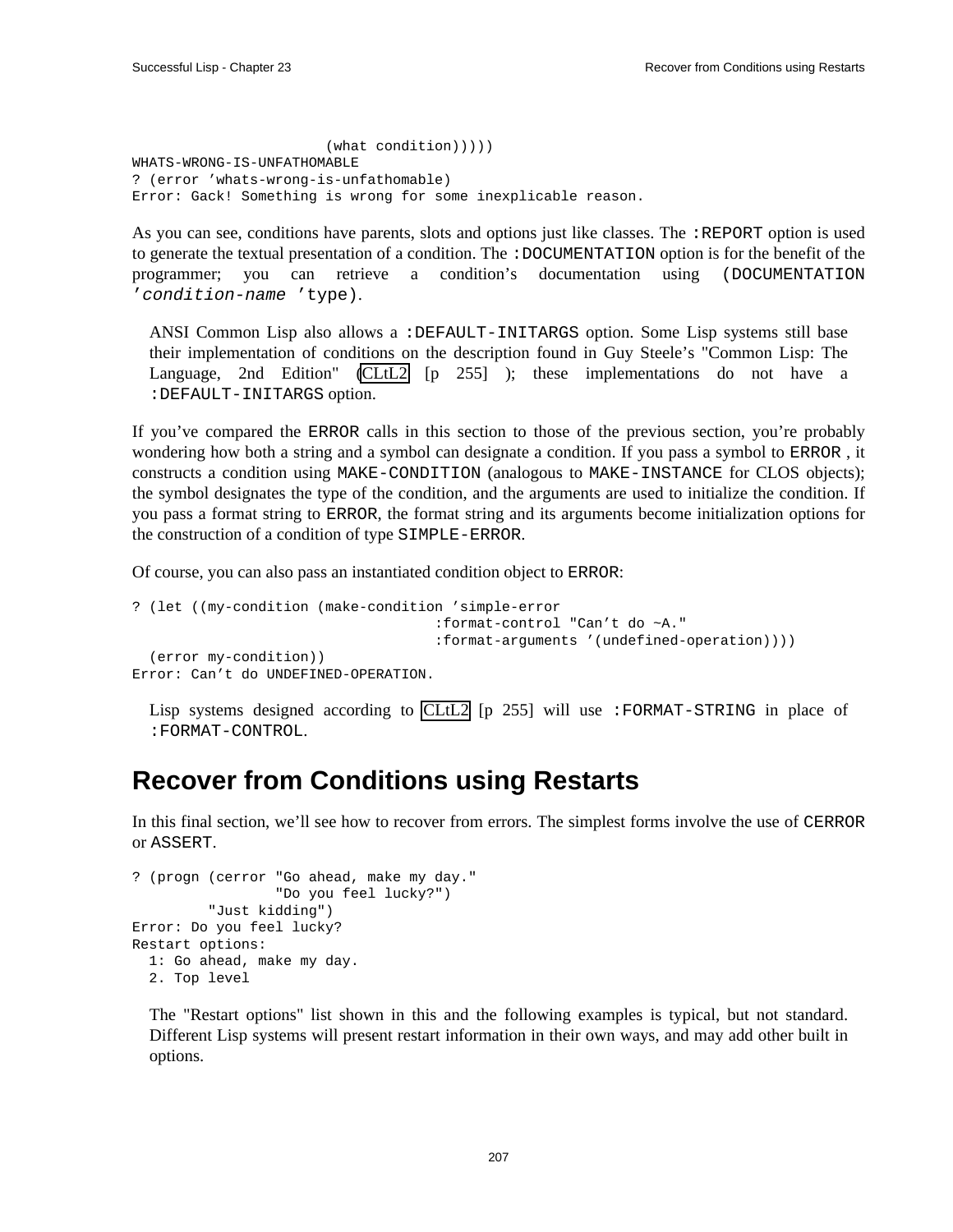```
                       (what condition)))))
WHATS-WRONG-IS-UNFATHOMABLE
? (error 'whats-wrong-is-unfathomable)
Error: Gack! Something is wrong for some inexplicable reason.
```

As you can see, conditions have parents, slots and options just like classes. The `:REPORT` option is used to generate the textual presentation of a condition. The `:DOCUMENTATION` option is for the benefit of the programmer; you can retrieve a condition's documentation using `(DOCUMENTATION 'condition-name 'type)`.

> ANSI Common Lisp also allows a `:DEFAULT-INITARGS` option. Some Lisp systems still base their implementation of conditions on the description found in Guy Steele's "Common Lisp: The Language, 2nd Edition" (CLtL2 [p 255] ); these implementations do not have a `:DEFAULT-INITARGS` option.

If you've compared the `ERROR` calls in this section to those of the previous section, you're probably wondering how both a string and a symbol can designate a condition. If you pass a symbol to `ERROR` , it constructs a condition using `MAKE-CONDITION` (analogous to `MAKE-INSTANCE` for CLOS objects); the symbol designates the type of the condition, and the arguments are used to initialize the condition. If you pass a format string to `ERROR`, the format string and its arguments become initialization options for the construction of a condition of type `SIMPLE-ERROR`.

Of course, you can also pass an instantiated condition object to `ERROR`:

```
? (let ((my-condition (make-condition 'simple-error
                                    :format-control "Can't do ~A."
                                    :format-arguments '(undefined-operation))))
  (error my-condition))
Error: Can't do UNDEFINED-OPERATION.
```

> Lisp systems designed according to CLtL2 [p 255] will use `:FORMAT-STRING` in place of `:FORMAT-CONTROL`.

# Recover from Conditions using Restarts

In this final section, we'll see how to recover from errors. The simplest forms involve the use of `CERROR` or `ASSERT`.

```
? (progn (cerror "Go ahead, make my day."
                 "Do you feel lucky?")
         "Just kidding")
Error: Do you feel lucky?
Restart options:
  1: Go ahead, make my day.
  2. Top level
```

> The "Restart options" list shown in this and the following examples is typical, but not standard. Different Lisp systems will present restart information in their own ways, and may add other built in options.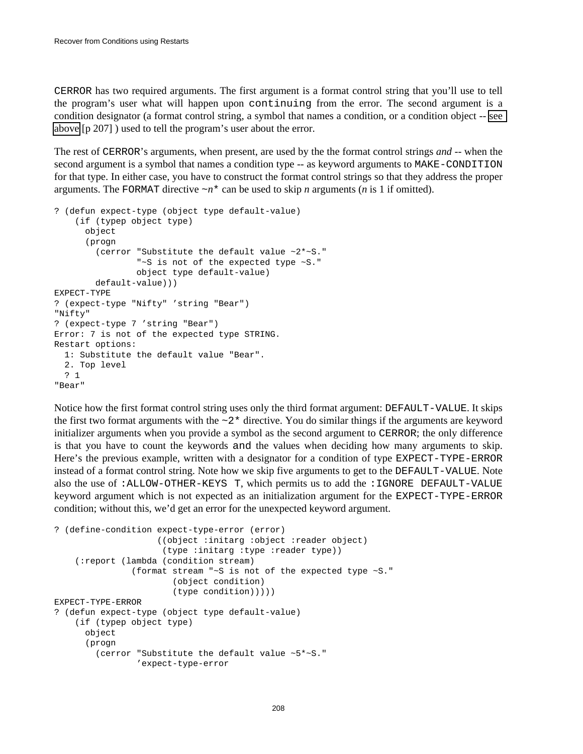CERROR has two required arguments. The first argument is a format control string that you'll use to tell the program's user what will happen upon continuing from the error. The second argument is a condition designator (a format control string, a symbol that names a condition, or a condition object -- see above [p 207] ) used to tell the program's user about the error.

The rest of CERROR's arguments, when present, are used by the the format control strings *and* -- when the second argument is a symbol that names a condition type -- as keyword arguments to MAKE-CONDITION for that type. In either case, you have to construct the format control strings so that they address the proper arguments. The FORMAT directive ~*n** can be used to skip *n* arguments (*n* is 1 if omitted).

```
? (defun expect-type (object type default-value)
    (if (typep object type)
      object
      (progn
        (cerror "Substitute the default value ~2*~S."
                "~S is not of the expected type ~S."
                object type default-value)
        default-value)))
EXPECT-TYPE
? (expect-type "Nifty" 'string "Bear")
"Nifty"
? (expect-type 7 'string "Bear")
Error: 7 is not of the expected type STRING.
Restart options:
  1: Substitute the default value "Bear".
  2. Top level
  ? 1
"Bear"
```

Notice how the first format control string uses only the third format argument: DEFAULT-VALUE. It skips the first two format arguments with the ~2* directive. You do similar things if the arguments are keyword initializer arguments when you provide a symbol as the second argument to CERROR; the only difference is that you have to count the keywords and the values when deciding how many arguments to skip. Here's the previous example, written with a designator for a condition of type EXPECT-TYPE-ERROR instead of a format control string. Note how we skip five arguments to get to the DEFAULT-VALUE. Note also the use of :ALLOW-OTHER-KEYS T, which permits us to add the :IGNORE DEFAULT-VALUE keyword argument which is not expected as an initialization argument for the EXPECT-TYPE-ERROR condition; without this, we'd get an error for the unexpected keyword argument.

```
? (define-condition expect-type-error (error)
                    ((object :initarg :object :reader object)
                     (type :initarg :type :reader type))
    (:report (lambda (condition stream)
               (format stream "~S is not of the expected type ~S."
                       (object condition)
                       (type condition)))))
EXPECT-TYPE-ERROR
? (defun expect-type (object type default-value)
    (if (typep object type)
      object
      (progn
        (cerror "Substitute the default value ~5*~S."
                'expect-type-error
```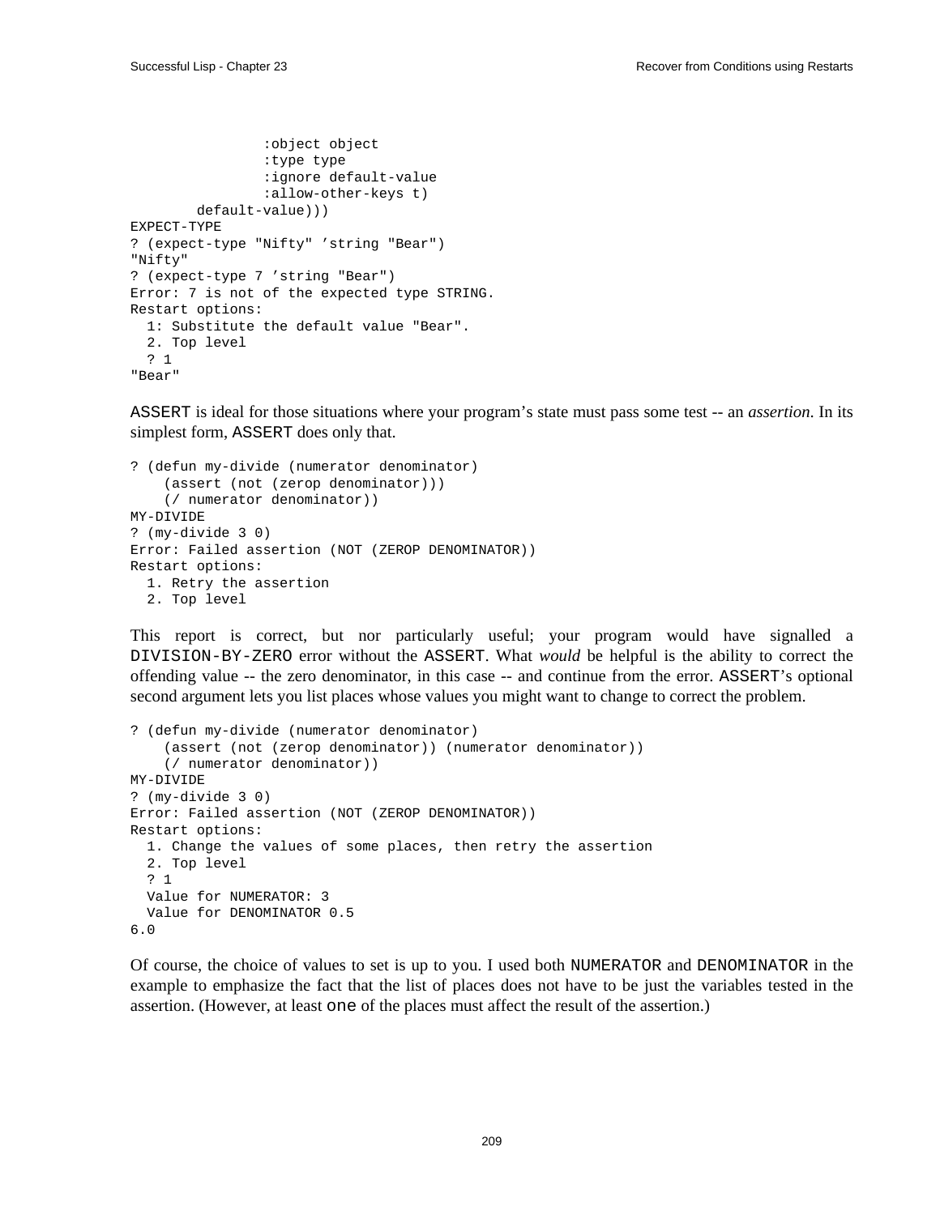```
                :object object
                :type type
                :ignore default-value
                :allow-other-keys t)
        default-value)))
EXPECT-TYPE
? (expect-type "Nifty" 'string "Bear")
"Nifty"
? (expect-type 7 'string "Bear")
Error: 7 is not of the expected type STRING.
Restart options:
  1: Substitute the default value "Bear".
  2. Top level
  ? 1
"Bear"
```

ASSERT is ideal for those situations where your program's state must pass some test -- an *assertion*. In its simplest form, ASSERT does only that.

```
? (defun my-divide (numerator denominator)
    (assert (not (zerop denominator)))
    (/ numerator denominator))
MY-DIVIDE
? (my-divide 3 0)
Error: Failed assertion (NOT (ZEROP DENOMINATOR))
Restart options:
  1. Retry the assertion
  2. Top level
```

This report is correct, but nor particularly useful; your program would have signalled a DIVISION-BY-ZERO error without the ASSERT. What *would* be helpful is the ability to correct the offending value -- the zero denominator, in this case -- and continue from the error. ASSERT's optional second argument lets you list places whose values you might want to change to correct the problem.

```
? (defun my-divide (numerator denominator)
    (assert (not (zerop denominator)) (numerator denominator))
    (/ numerator denominator))
MY-DIVIDE
? (my-divide 3 0)
Error: Failed assertion (NOT (ZEROP DENOMINATOR))
Restart options:
  1. Change the values of some places, then retry the assertion
  2. Top level
  ? 1
  Value for NUMERATOR: 3
  Value for DENOMINATOR 0.5
6.0
```

Of course, the choice of values to set is up to you. I used both NUMERATOR and DENOMINATOR in the example to emphasize the fact that the list of places does not have to be just the variables tested in the assertion. (However, at least one of the places must affect the result of the assertion.)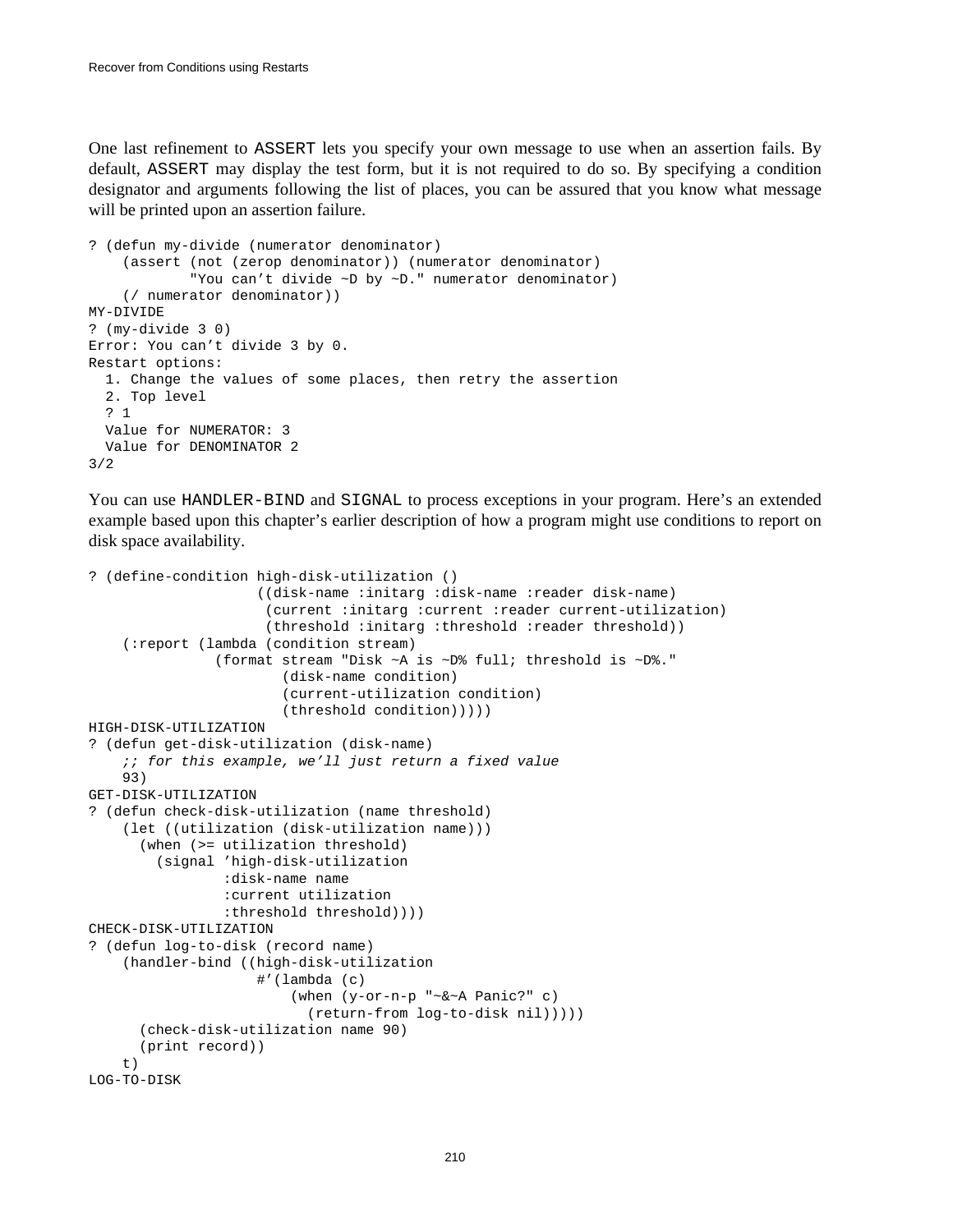One last refinement to `ASSERT` lets you specify your own message to use when an assertion fails. By default, `ASSERT` may display the test form, but it is not required to do so. By specifying a condition designator and arguments following the list of places, you can be assured that you know what message will be printed upon an assertion failure.

```
? (defun my-divide (numerator denominator)
    (assert (not (zerop denominator)) (numerator denominator)
            "You can’t divide ~D by ~D." numerator denominator)
    (/ numerator denominator))
MY-DIVIDE
? (my-divide 3 0)
Error: You can’t divide 3 by 0.
Restart options:
  1. Change the values of some places, then retry the assertion
  2. Top level
  ? 1
  Value for NUMERATOR: 3
  Value for DENOMINATOR 2
3/2
```

You can use `HANDLER-BIND` and `SIGNAL` to process exceptions in your program. Here’s an extended example based upon this chapter’s earlier description of how a program might use conditions to report on disk space availability.

```
? (define-condition high-disk-utilization ()
                    ((disk-name :initarg :disk-name :reader disk-name)
                     (current :initarg :current :reader current-utilization)
                     (threshold :initarg :threshold :reader threshold))
    (:report (lambda (condition stream)
               (format stream "Disk ~A is ~D% full; threshold is ~D%."
                       (disk-name condition)
                       (current-utilization condition)
                       (threshold condition)))))
HIGH-DISK-UTILIZATION
? (defun get-disk-utilization (disk-name)
    ;; for this example, we’ll just return a fixed value
    93)
GET-DISK-UTILIZATION
? (defun check-disk-utilization (name threshold)
    (let ((utilization (disk-utilization name)))
      (when (>= utilization threshold)
        (signal ’high-disk-utilization
                :disk-name name
                :current utilization
                :threshold threshold))))
CHECK-DISK-UTILIZATION
? (defun log-to-disk (record name)
    (handler-bind ((high-disk-utilization
                    #’(lambda (c)
                        (when (y-or-n-p "~&~A Panic?" c)
                          (return-from log-to-disk nil)))))
      (check-disk-utilization name 90)
      (print record))
    t)
LOG-TO-DISK
```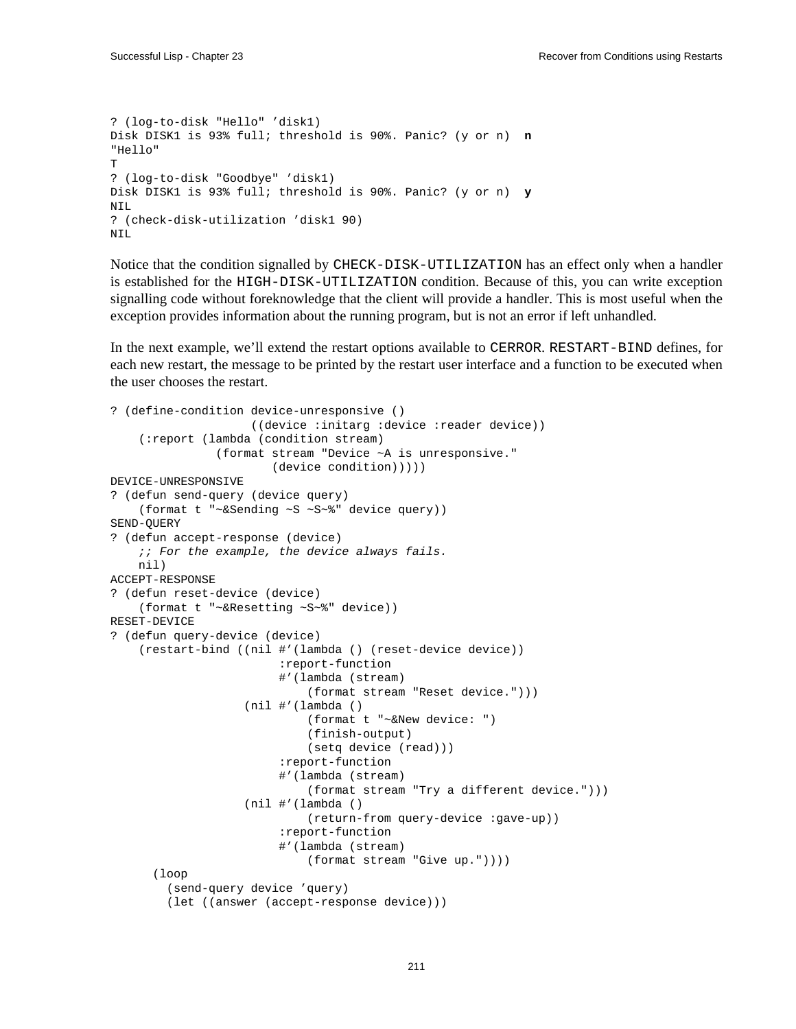```
? (log-to-disk "Hello" 'disk1)
Disk DISK1 is 93% full; threshold is 90%. Panic? (y or n)  n
"Hello"
T
? (log-to-disk "Goodbye" 'disk1)
Disk DISK1 is 93% full; threshold is 90%. Panic? (y or n)  y
NIL
? (check-disk-utilization 'disk1 90)
NIL
```

Notice that the condition signalled by `CHECK-DISK-UTILIZATION` has an effect only when a handler is established for the `HIGH-DISK-UTILIZATION` condition. Because of this, you can write exception signalling code without foreknowledge that the client will provide a handler. This is most useful when the exception provides information about the running program, but is not an error if left unhandled.

In the next example, we'll extend the restart options available to `CERROR`. `RESTART-BIND` defines, for each new restart, the message to be printed by the restart user interface and a function to be executed when the user chooses the restart.

```
? (define-condition device-unresponsive ()
                    ((device :initarg :device :reader device))
    (:report (lambda (condition stream)
               (format stream "Device ~A is unresponsive."
                       (device condition)))))
DEVICE-UNRESPONSIVE
? (defun send-query (device query)
    (format t "~&Sending ~S ~S~%" device query))
SEND-QUERY
? (defun accept-response (device)
    ;; For the example, the device always fails.
    nil)
ACCEPT-RESPONSE
? (defun reset-device (device)
    (format t "~&Resetting ~S~%" device))
RESET-DEVICE
? (defun query-device (device)
    (restart-bind ((nil #'(lambda () (reset-device device))
                        :report-function
                        #'(lambda (stream)
                            (format stream "Reset device.")))
                   (nil #'(lambda ()
                            (format t "~&New device: ")
                            (finish-output)
                            (setq device (read)))
                        :report-function
                        #'(lambda (stream)
                            (format stream "Try a different device.")))
                   (nil #'(lambda ()
                            (return-from query-device :gave-up))
                        :report-function
                        #'(lambda (stream)
                            (format stream "Give up."))))
      (loop
        (send-query device 'query)
        (let ((answer (accept-response device)))
```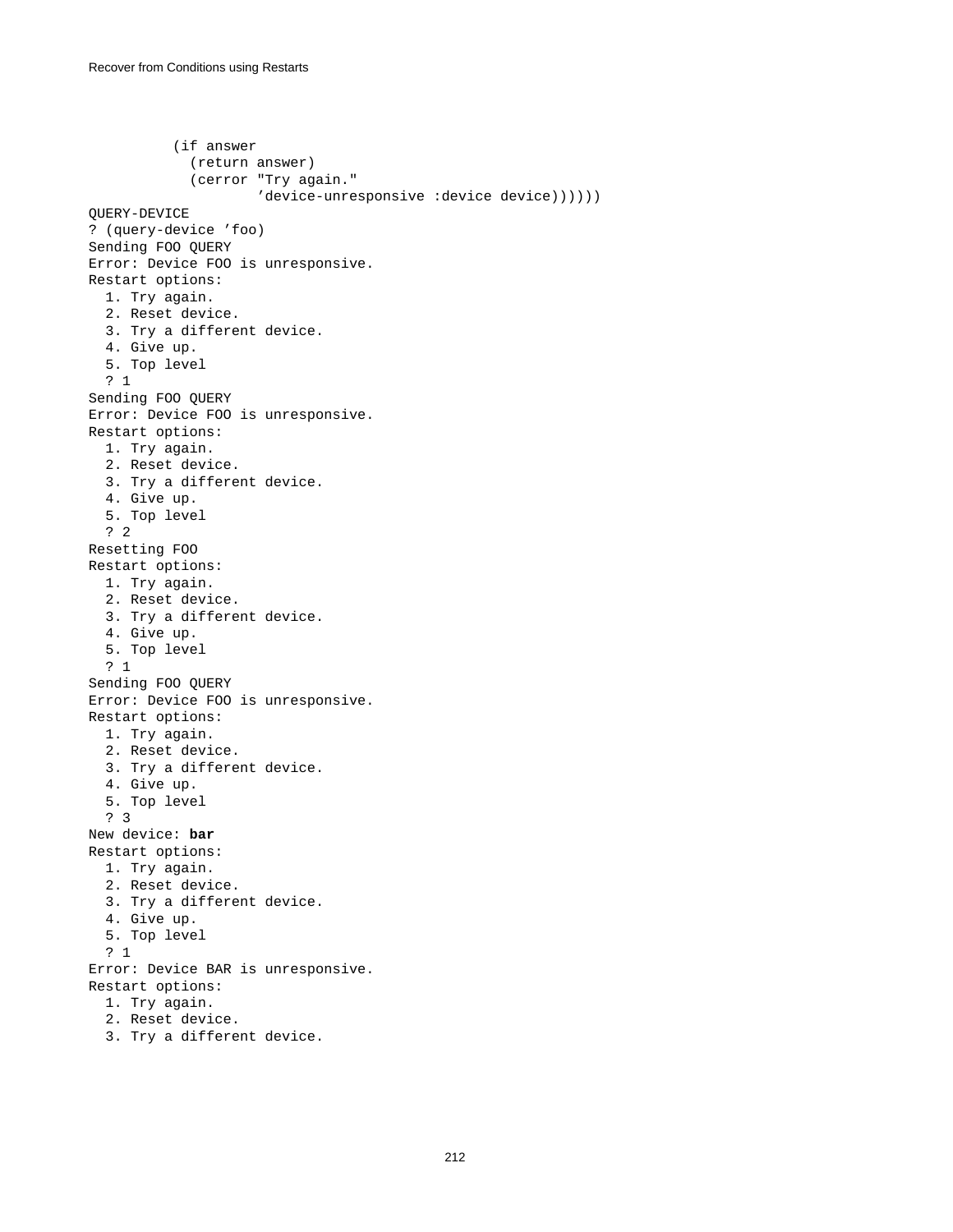```
          (if answer
            (return answer)
            (cerror "Try again."
                    'device-unresponsive :device device))))))
QUERY-DEVICE
? (query-device 'foo)
Sending FOO QUERY
Error: Device FOO is unresponsive.
Restart options:
  1. Try again.
  2. Reset device.
  3. Try a different device.
  4. Give up.
  5. Top level
  ? 1
Sending FOO QUERY
Error: Device FOO is unresponsive.
Restart options:
  1. Try again.
  2. Reset device.
  3. Try a different device.
  4. Give up.
  5. Top level
  ? 2
Resetting FOO
Restart options:
  1. Try again.
  2. Reset device.
  3. Try a different device.
  4. Give up.
  5. Top level
  ? 1
Sending FOO QUERY
Error: Device FOO is unresponsive.
Restart options:
  1. Try again.
  2. Reset device.
  3. Try a different device.
  4. Give up.
  5. Top level
  ? 3
New device: bar
Restart options:
  1. Try again.
  2. Reset device.
  3. Try a different device.
  4. Give up.
  5. Top level
  ? 1
Error: Device BAR is unresponsive.
Restart options:
  1. Try again.
  2. Reset device.
  3. Try a different device.
```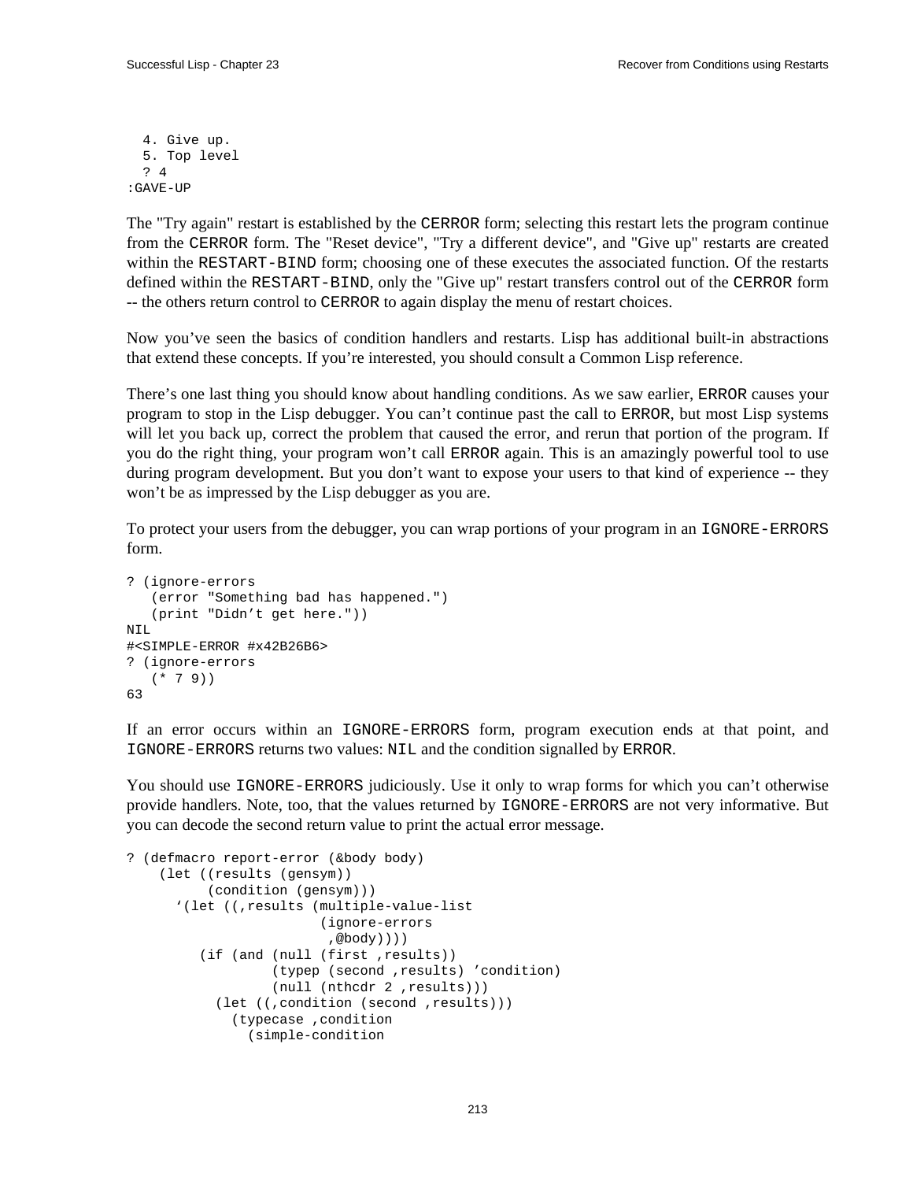```
  4. Give up.
  5. Top level
  ? 4
:GAVE-UP
```

The "Try again" restart is established by the CERROR form; selecting this restart lets the program continue from the CERROR form. The "Reset device", "Try a different device", and "Give up" restarts are created within the RESTART-BIND form; choosing one of these executes the associated function. Of the restarts defined within the RESTART-BIND, only the "Give up" restart transfers control out of the CERROR form -- the others return control to CERROR to again display the menu of restart choices.

Now you've seen the basics of condition handlers and restarts. Lisp has additional built-in abstractions that extend these concepts. If you're interested, you should consult a Common Lisp reference.

There's one last thing you should know about handling conditions. As we saw earlier, ERROR causes your program to stop in the Lisp debugger. You can't continue past the call to ERROR, but most Lisp systems will let you back up, correct the problem that caused the error, and rerun that portion of the program. If you do the right thing, your program won't call ERROR again. This is an amazingly powerful tool to use during program development. But you don't want to expose your users to that kind of experience -- they won't be as impressed by the Lisp debugger as you are.

To protect your users from the debugger, you can wrap portions of your program in an IGNORE-ERRORS form.

```
? (ignore-errors
   (error "Something bad has happened.")
   (print "Didn't get here."))
NIL
#<SIMPLE-ERROR #x42B26B6>
? (ignore-errors
   (* 7 9))
63
```

If an error occurs within an IGNORE-ERRORS form, program execution ends at that point, and IGNORE-ERRORS returns two values: NIL and the condition signalled by ERROR.

You should use IGNORE-ERRORS judiciously. Use it only to wrap forms for which you can't otherwise provide handlers. Note, too, that the values returned by IGNORE-ERRORS are not very informative. But you can decode the second return value to print the actual error message.

```
? (defmacro report-error (&body body)
    (let ((results (gensym))
          (condition (gensym)))
      `(let ((,results (multiple-value-list
                        (ignore-errors
                         ,@body))))
         (if (and (null (first ,results))
                  (typep (second ,results) 'condition)
                  (null (nthcdr 2 ,results)))
           (let ((,condition (second ,results)))
             (typecase ,condition
               (simple-condition
```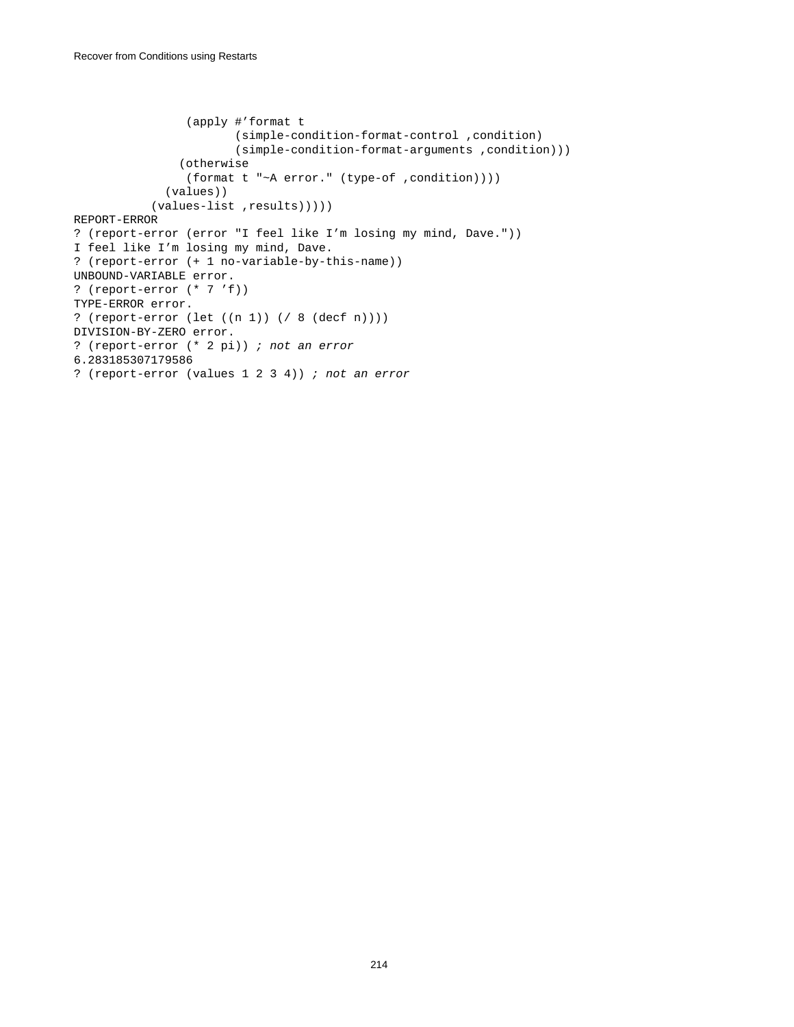```
                 (apply #'format t
                        (simple-condition-format-control ,condition)
                        (simple-condition-format-arguments ,condition)))
                (otherwise
                 (format t "~A error." (type-of ,condition))))
              (values))
            (values-list ,results)))))
REPORT-ERROR
? (report-error (error "I feel like I'm losing my mind, Dave."))
I feel like I'm losing my mind, Dave.
? (report-error (+ 1 no-variable-by-this-name))
UNBOUND-VARIABLE error.
? (report-error (* 7 'f))
TYPE-ERROR error.
? (report-error (let ((n 1)) (/ 8 (decf n))))
DIVISION-BY-ZERO error.
? (report-error (* 2 pi)) ; not an error
6.283185307179586
? (report-error (values 1 2 3 4)) ; not an error
```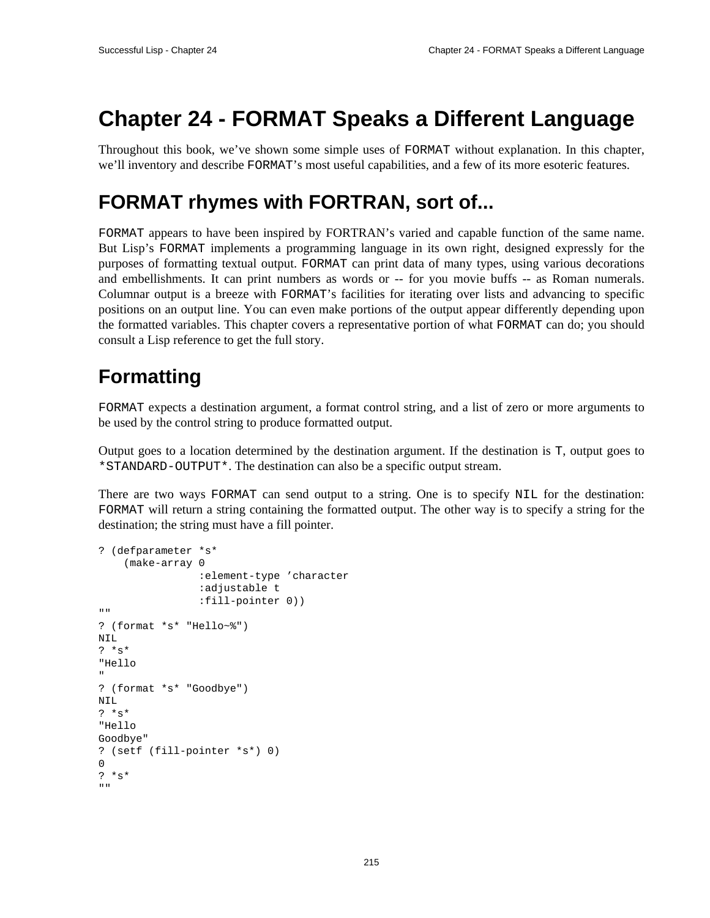# Chapter 24 - FORMAT Speaks a Different Language

Throughout this book, we've shown some simple uses of `FORMAT` without explanation. In this chapter, we'll inventory and describe `FORMAT`'s most useful capabilities, and a few of its more esoteric features.

## FORMAT rhymes with FORTRAN, sort of...

`FORMAT` appears to have been inspired by FORTRAN's varied and capable function of the same name. But Lisp's `FORMAT` implements a programming language in its own right, designed expressly for the purposes of formatting textual output. `FORMAT` can print data of many types, using various decorations and embellishments. It can print numbers as words or -- for you movie buffs -- as Roman numerals. Columnar output is a breeze with `FORMAT`'s facilities for iterating over lists and advancing to specific positions on an output line. You can even make portions of the output appear differently depending upon the formatted variables. This chapter covers a representative portion of what `FORMAT` can do; you should consult a Lisp reference to get the full story.

## Formatting

`FORMAT` expects a destination argument, a format control string, and a list of zero or more arguments to be used by the control string to produce formatted output.

Output goes to a location determined by the destination argument. If the destination is `T`, output goes to `*STANDARD-OUTPUT*`. The destination can also be a specific output stream.

There are two ways `FORMAT` can send output to a string. One is to specify `NIL` for the destination: `FORMAT` will return a string containing the formatted output. The other way is to specify a string for the destination; the string must have a fill pointer.

```
? (defparameter *s*
    (make-array 0
                :element-type 'character
                :adjustable t
                :fill-pointer 0))
""
? (format *s* "Hello~%")
NIL
? *s*
"Hello
"
? (format *s* "Goodbye")
NIL
? *s*
"Hello
Goodbye"
? (setf (fill-pointer *s*) 0)
0
? *s*
""
```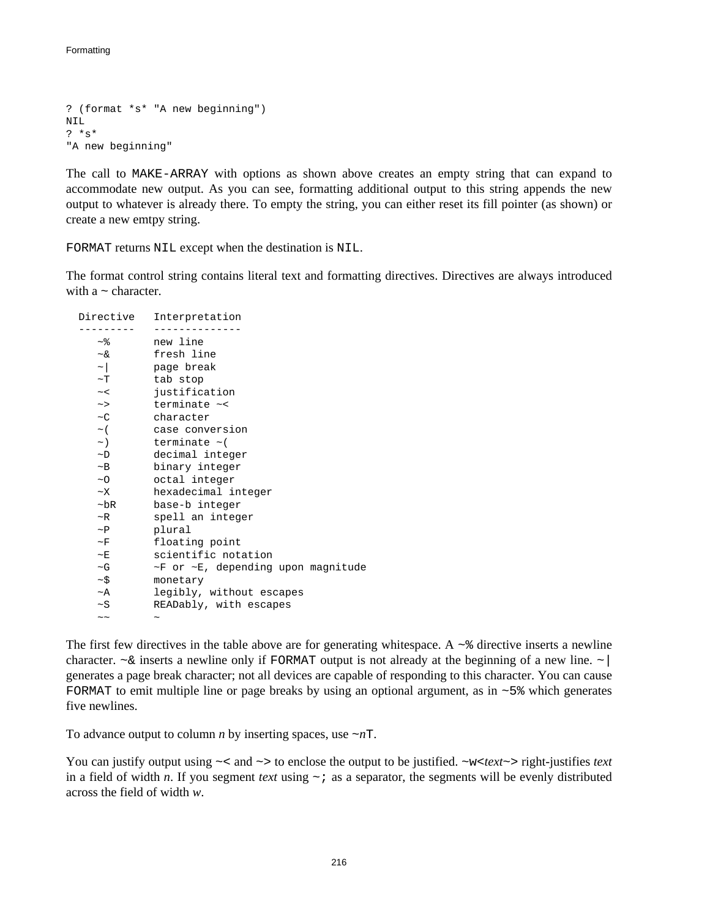```
? (format *s* "A new beginning")
NIL
? *s*
"A new beginning"
```

The call to `MAKE-ARRAY` with options as shown above creates an empty string that can expand to accommodate new output. As you can see, formatting additional output to this string appends the new output to whatever is already there. To empty the string, you can either reset its fill pointer (as shown) or create a new emtpy string.

`FORMAT` returns `NIL` except when the destination is `NIL`.

The format control string contains literal text and formatting directives. Directives are always introduced with a `~` character.

```
  Directive   Interpretation
  ---------   --------------
     ~%       new line
     ~&       fresh line
     ~|       page break
     ~T       tab stop
     ~<       justification
     ~>       terminate ~<
     ~C       character
     ~(       case conversion
     ~)       terminate ~(
     ~D       decimal integer
     ~B       binary integer
     ~O       octal integer
     ~X       hexadecimal integer
     ~bR      base-b integer
     ~R       spell an integer
     ~P       plural
     ~F       floating point
     ~E       scientific notation
     ~G       ~F or ~E, depending upon magnitude
     ~$       monetary
     ~A       legibly, without escapes
     ~S       READably, with escapes
     ~~       ~
```

The first few directives in the table above are for generating whitespace. A `~%` directive inserts a newline character. `~&` inserts a newline only if `FORMAT` output is not already at the beginning of a new line. `~|` generates a page break character; not all devices are capable of responding to this character. You can cause `FORMAT` to emit multiple line or page breaks by using an optional argument, as in `~5%` which generates five newlines.

To advance output to column *n* by inserting spaces, use `~`*n*`T`.

You can justify output using `~<` and `~>` to enclose the output to be justified. `~w<`*text*`~>` right-justifies *text* in a field of width *n*. If you segment *text* using `~;` as a separator, the segments will be evenly distributed across the field of width *w*.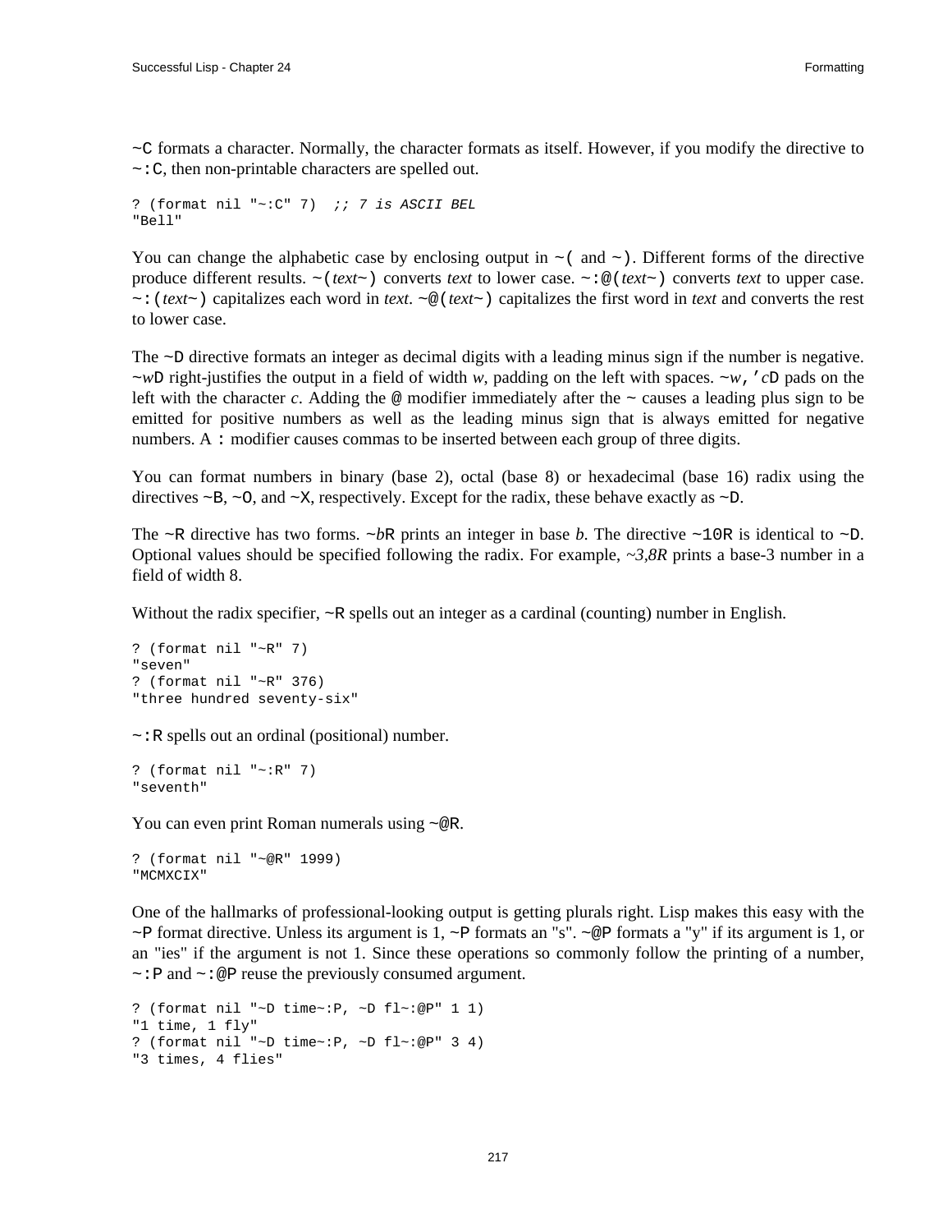`~C` formats a character. Normally, the character formats as itself. However, if you modify the directive to `~:C`, then non-printable characters are spelled out.

```
? (format nil "~:C" 7)  ;; 7 is ASCII BEL
"Bell"
```

You can change the alphabetic case by enclosing output in `~(` and `~)`. Different forms of the directive produce different results. `~(`*text*`~)` converts *text* to lower case. `~:@(`*text*`~)` converts *text* to upper case. `~:(`*text*`~)` capitalizes each word in *text*. `~@(`*text*`~)` capitalizes the first word in *text* and converts the rest to lower case.

The `~D` directive formats an integer as decimal digits with a leading minus sign if the number is negative. `~`*w*`D` right-justifies the output in a field of width *w*, padding on the left with spaces. `~`*w*`,'`*c*`D` pads on the left with the character *c*. Adding the `@` modifier immediately after the `~` causes a leading plus sign to be emitted for positive numbers as well as the leading minus sign that is always emitted for negative numbers. A `:` modifier causes commas to be inserted between each group of three digits.

You can format numbers in binary (base 2), octal (base 8) or hexadecimal (base 16) radix using the directives `~B`, `~O`, and `~X`, respectively. Except for the radix, these behave exactly as `~D`.

The `~R` directive has two forms. `~`*b*`R` prints an integer in base *b*. The directive `~10R` is identical to `~D`. Optional values should be specified following the radix. For example, *~3,8R* prints a base-3 number in a field of width 8.

Without the radix specifier, `~R` spells out an integer as a cardinal (counting) number in English.

```
? (format nil "~R" 7)
"seven"
? (format nil "~R" 376)
"three hundred seventy-six"
```

`~:R` spells out an ordinal (positional) number.

```
? (format nil "~:R" 7)
"seventh"
```

You can even print Roman numerals using `~@R`.

```
? (format nil "~@R" 1999)
"MCMXCIX"
```

One of the hallmarks of professional-looking output is getting plurals right. Lisp makes this easy with the `~P` format directive. Unless its argument is 1, `~P` formats an "s". `~@P` formats a "y" if its argument is 1, or an "ies" if the argument is not 1. Since these operations so commonly follow the printing of a number, `~:P` and `~:@P` reuse the previously consumed argument.

```
? (format nil "~D time~:P, ~D fl~:@P" 1 1)
"1 time, 1 fly"
? (format nil "~D time~:P, ~D fl~:@P" 3 4)
"3 times, 4 flies"
```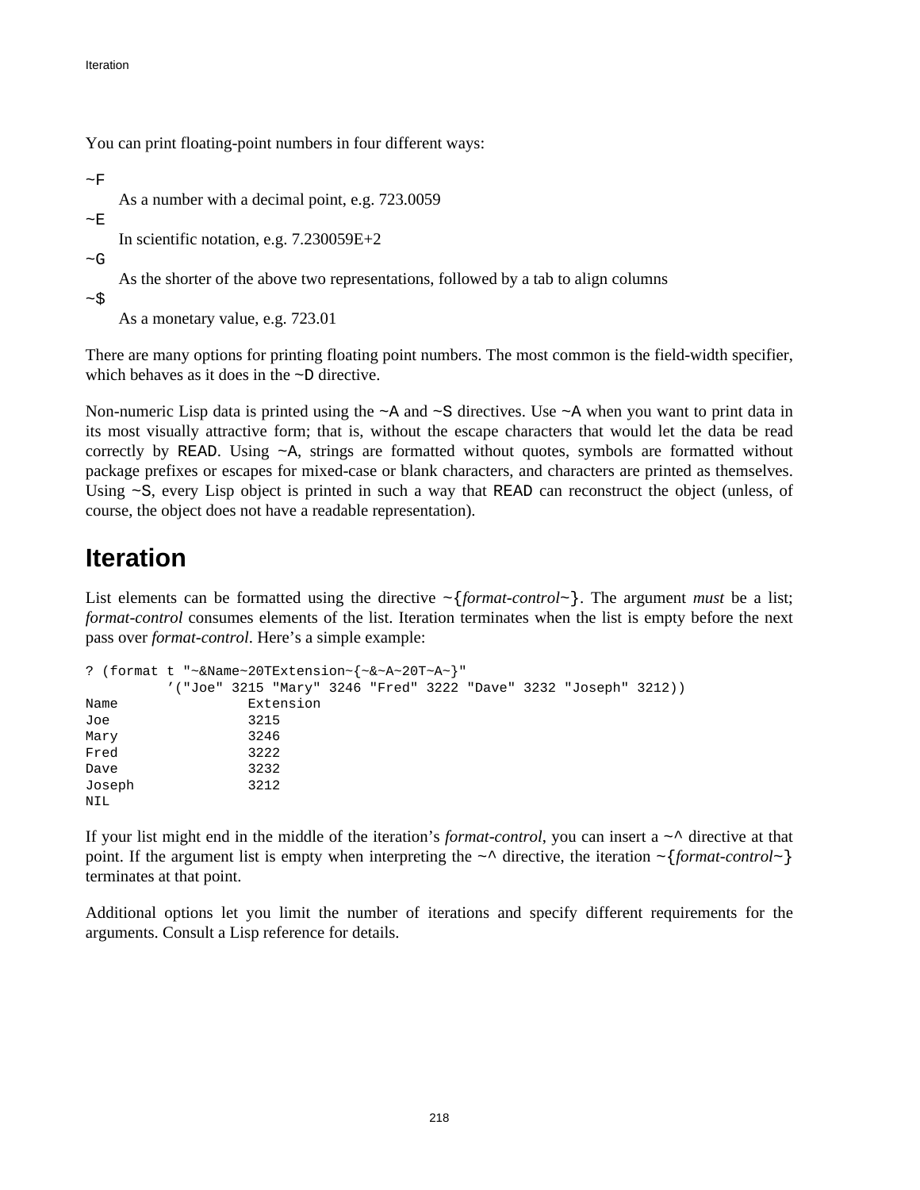You can print floating-point numbers in four different ways:

`~F`
: As a number with a decimal point, e.g. 723.0059

`~E`
: In scientific notation, e.g. 7.230059E+2

`~G`
: As the shorter of the above two representations, followed by a tab to align columns

`~$`
: As a monetary value, e.g. 723.01

There are many options for printing floating point numbers. The most common is the field-width specifier, which behaves as it does in the `~D` directive.

Non-numeric Lisp data is printed using the `~A` and `~S` directives. Use `~A` when you want to print data in its most visually attractive form; that is, without the escape characters that would let the data be read correctly by `READ`. Using `~A`, strings are formatted without quotes, symbols are formatted without package prefixes or escapes for mixed-case or blank characters, and characters are printed as themselves. Using `~S`, every Lisp object is printed in such a way that `READ` can reconstruct the object (unless, of course, the object does not have a readable representation).

# Iteration

List elements can be formatted using the directive `~{`*format-control*`~}`. The argument *must* be a list; *format-control* consumes elements of the list. Iteration terminates when the list is empty before the next pass over *format-control*. Here's a simple example:

```
? (format t "~&Name~20TExtension~{~&~A~20T~A~}"
          '("Joe" 3215 "Mary" 3246 "Fred" 3222 "Dave" 3232 "Joseph" 3212))
Name                Extension
Joe                 3215
Mary                3246
Fred                3222
Dave                3232
Joseph              3212
NIL
```

If your list might end in the middle of the iteration's *format-control*, you can insert a `~^` directive at that point. If the argument list is empty when interpreting the `~^` directive, the iteration `~{`*format-control*`~}` terminates at that point.

Additional options let you limit the number of iterations and specify different requirements for the arguments. Consult a Lisp reference for details.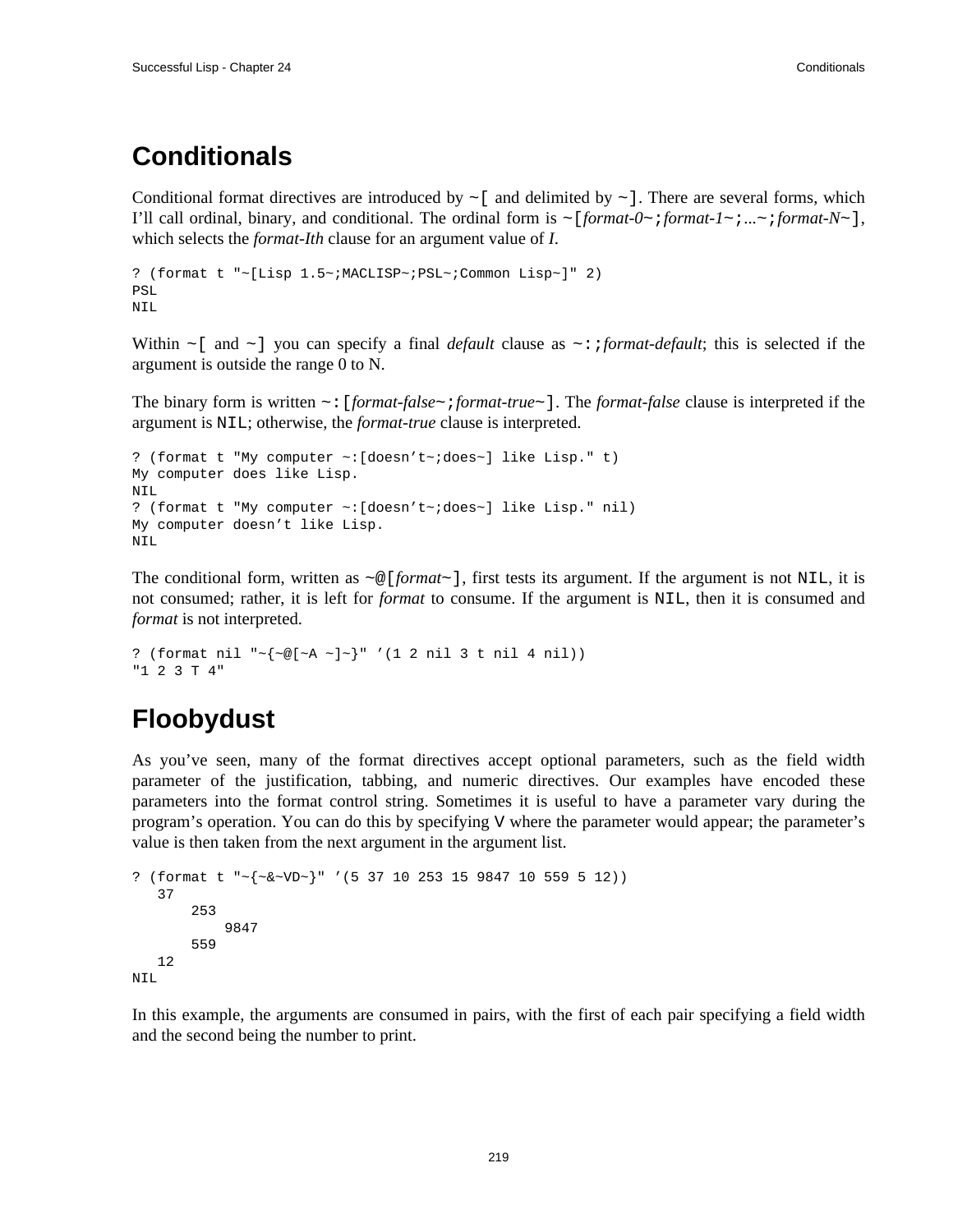## Conditionals

Conditional format directives are introduced by `~[` and delimited by `~]`. There are several forms, which I'll call ordinal, binary, and conditional. The ordinal form is `~[`*format-0*`~;`*format-1*`~;`...`~;`*format-N*`~]`, which selects the *format-Ith* clause for an argument value of *I*.

```
? (format t "~[Lisp 1.5~;MACLISP~;PSL~;Common Lisp~]" 2)
PSL
NIL
```

Within `~[` and `~]` you can specify a final *default* clause as `~:;`*format-default*; this is selected if the argument is outside the range 0 to N.

The binary form is written `~:[`*format-false*`~;`*format-true*`~]`. The *format-false* clause is interpreted if the argument is `NIL`; otherwise, the *format-true* clause is interpreted.

```
? (format t "My computer ~:[doesn't~;does~] like Lisp." t)
My computer does like Lisp.
NIL
? (format t "My computer ~:[doesn't~;does~] like Lisp." nil)
My computer doesn't like Lisp.
NIL
```

The conditional form, written as `~@[`*format*`~]`, first tests its argument. If the argument is not `NIL`, it is not consumed; rather, it is left for *format* to consume. If the argument is `NIL`, then it is consumed and *format* is not interpreted.

```
? (format nil "~{~@[~A ~]~}" '(1 2 nil 3 t nil 4 nil))
"1 2 3 T 4"
```

## Floobydust

As you've seen, many of the format directives accept optional parameters, such as the field width parameter of the justification, tabbing, and numeric directives. Our examples have encoded these parameters into the format control string. Sometimes it is useful to have a parameter vary during the program's operation. You can do this by specifying `V` where the parameter would appear; the parameter's value is then taken from the next argument in the argument list.

```
? (format t "~{~&~VD~}" '(5 37 10 253 15 9847 10 559 5 12))
   37
       253
           9847
       559
   12
NIL
```

In this example, the arguments are consumed in pairs, with the first of each pair specifying a field width and the second being the number to print.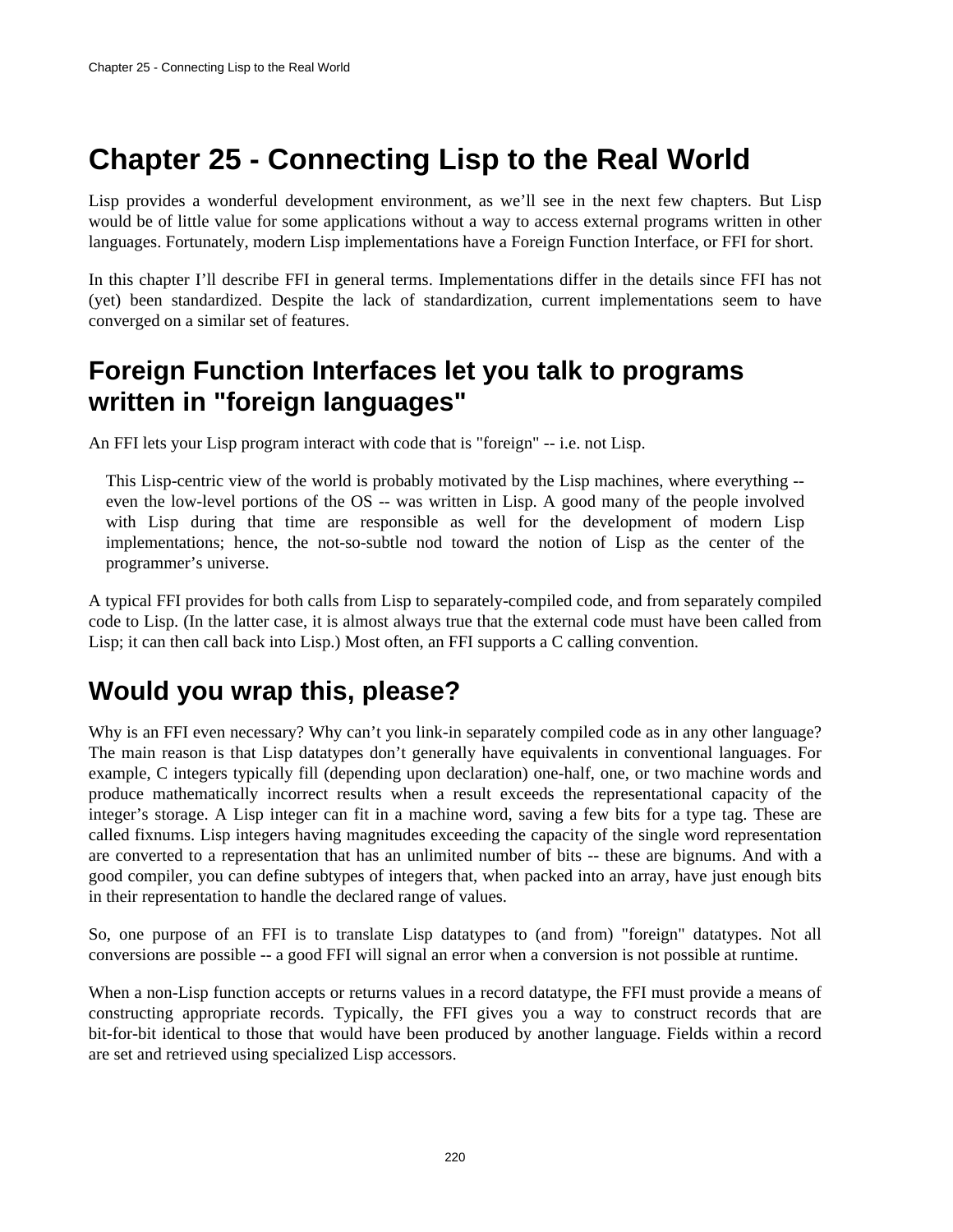# Chapter 25 - Connecting Lisp to the Real World

Lisp provides a wonderful development environment, as we'll see in the next few chapters. But Lisp would be of little value for some applications without a way to access external programs written in other languages. Fortunately, modern Lisp implementations have a Foreign Function Interface, or FFI for short.

In this chapter I'll describe FFI in general terms. Implementations differ in the details since FFI has not (yet) been standardized. Despite the lack of standardization, current implementations seem to have converged on a similar set of features.

## Foreign Function Interfaces let you talk to programs written in "foreign languages"

An FFI lets your Lisp program interact with code that is "foreign" -- i.e. not Lisp.

> This Lisp-centric view of the world is probably motivated by the Lisp machines, where everything -- even the low-level portions of the OS -- was written in Lisp. A good many of the people involved with Lisp during that time are responsible as well for the development of modern Lisp implementations; hence, the not-so-subtle nod toward the notion of Lisp as the center of the programmer's universe.

A typical FFI provides for both calls from Lisp to separately-compiled code, and from separately compiled code to Lisp. (In the latter case, it is almost always true that the external code must have been called from Lisp; it can then call back into Lisp.) Most often, an FFI supports a C calling convention.

## Would you wrap this, please?

Why is an FFI even necessary? Why can't you link-in separately compiled code as in any other language? The main reason is that Lisp datatypes don't generally have equivalents in conventional languages. For example, C integers typically fill (depending upon declaration) one-half, one, or two machine words and produce mathematically incorrect results when a result exceeds the representational capacity of the integer's storage. A Lisp integer can fit in a machine word, saving a few bits for a type tag. These are called fixnums. Lisp integers having magnitudes exceeding the capacity of the single word representation are converted to a representation that has an unlimited number of bits -- these are bignums. And with a good compiler, you can define subtypes of integers that, when packed into an array, have just enough bits in their representation to handle the declared range of values.

So, one purpose of an FFI is to translate Lisp datatypes to (and from) "foreign" datatypes. Not all conversions are possible -- a good FFI will signal an error when a conversion is not possible at runtime.

When a non-Lisp function accepts or returns values in a record datatype, the FFI must provide a means of constructing appropriate records. Typically, the FFI gives you a way to construct records that are bit-for-bit identical to those that would have been produced by another language. Fields within a record are set and retrieved using specialized Lisp accessors.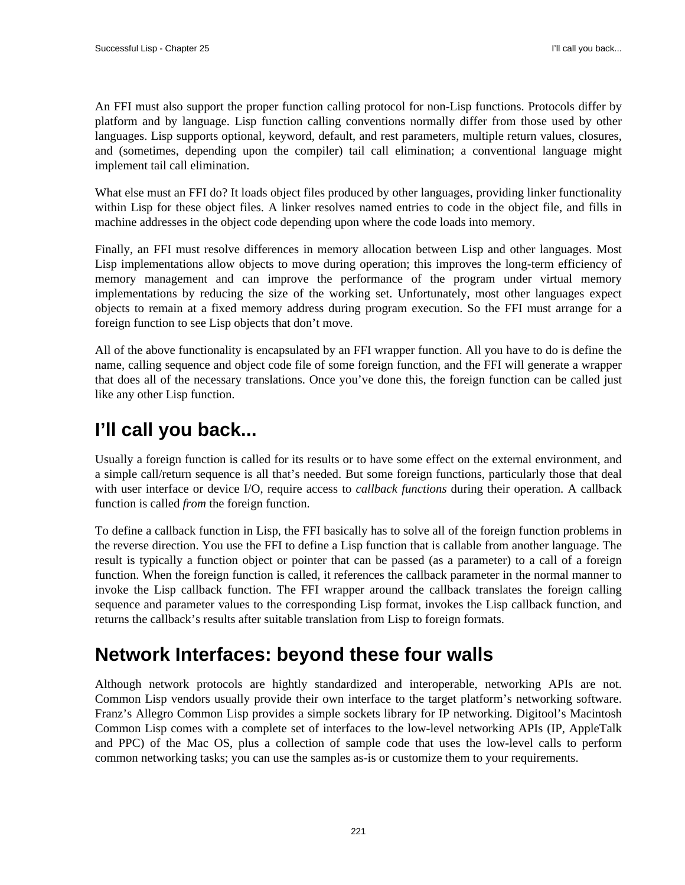An FFI must also support the proper function calling protocol for non-Lisp functions. Protocols differ by platform and by language. Lisp function calling conventions normally differ from those used by other languages. Lisp supports optional, keyword, default, and rest parameters, multiple return values, closures, and (sometimes, depending upon the compiler) tail call elimination; a conventional language might implement tail call elimination.

What else must an FFI do? It loads object files produced by other languages, providing linker functionality within Lisp for these object files. A linker resolves named entries to code in the object file, and fills in machine addresses in the object code depending upon where the code loads into memory.

Finally, an FFI must resolve differences in memory allocation between Lisp and other languages. Most Lisp implementations allow objects to move during operation; this improves the long-term efficiency of memory management and can improve the performance of the program under virtual memory implementations by reducing the size of the working set. Unfortunately, most other languages expect objects to remain at a fixed memory address during program execution. So the FFI must arrange for a foreign function to see Lisp objects that don't move.

All of the above functionality is encapsulated by an FFI wrapper function. All you have to do is define the name, calling sequence and object code file of some foreign function, and the FFI will generate a wrapper that does all of the necessary translations. Once you've done this, the foreign function can be called just like any other Lisp function.

## I'll call you back...

Usually a foreign function is called for its results or to have some effect on the external environment, and a simple call/return sequence is all that's needed. But some foreign functions, particularly those that deal with user interface or device I/O, require access to *callback functions* during their operation. A callback function is called *from* the foreign function.

To define a callback function in Lisp, the FFI basically has to solve all of the foreign function problems in the reverse direction. You use the FFI to define a Lisp function that is callable from another language. The result is typically a function object or pointer that can be passed (as a parameter) to a call of a foreign function. When the foreign function is called, it references the callback parameter in the normal manner to invoke the Lisp callback function. The FFI wrapper around the callback translates the foreign calling sequence and parameter values to the corresponding Lisp format, invokes the Lisp callback function, and returns the callback's results after suitable translation from Lisp to foreign formats.

## Network Interfaces: beyond these four walls

Although network protocols are hightly standardized and interoperable, networking APIs are not. Common Lisp vendors usually provide their own interface to the target platform's networking software. Franz's Allegro Common Lisp provides a simple sockets library for IP networking. Digitool's Macintosh Common Lisp comes with a complete set of interfaces to the low-level networking APIs (IP, AppleTalk and PPC) of the Mac OS, plus a collection of sample code that uses the low-level calls to perform common networking tasks; you can use the samples as-is or customize them to your requirements.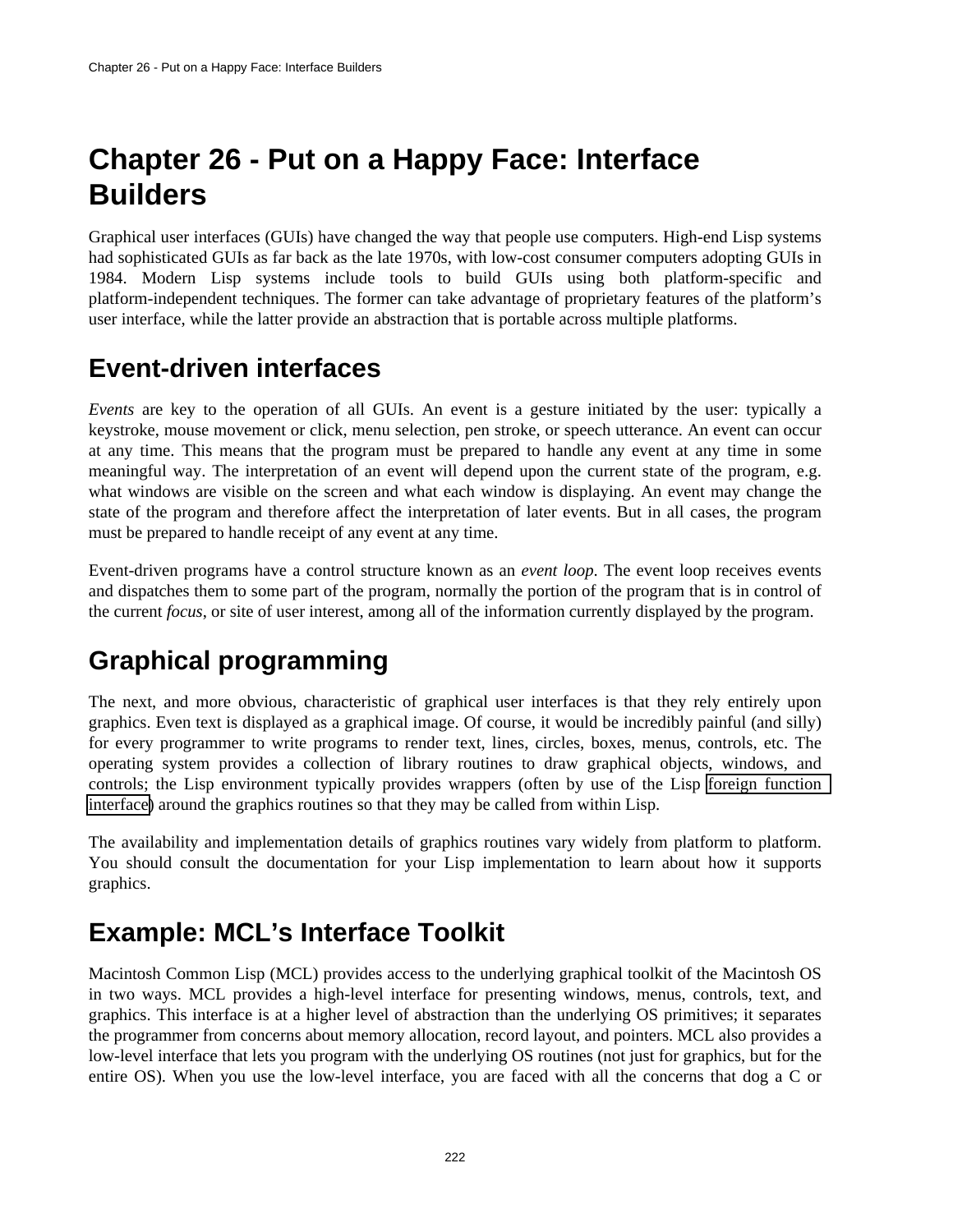# Chapter 26 - Put on a Happy Face: Interface Builders

Graphical user interfaces (GUIs) have changed the way that people use computers. High-end Lisp systems had sophisticated GUIs as far back as the late 1970s, with low-cost consumer computers adopting GUIs in 1984. Modern Lisp systems include tools to build GUIs using both platform-specific and platform-independent techniques. The former can take advantage of proprietary features of the platform's user interface, while the latter provide an abstraction that is portable across multiple platforms.

## Event-driven interfaces

*Events* are key to the operation of all GUIs. An event is a gesture initiated by the user: typically a keystroke, mouse movement or click, menu selection, pen stroke, or speech utterance. An event can occur at any time. This means that the program must be prepared to handle any event at any time in some meaningful way. The interpretation of an event will depend upon the current state of the program, e.g. what windows are visible on the screen and what each window is displaying. An event may change the state of the program and therefore affect the interpretation of later events. But in all cases, the program must be prepared to handle receipt of any event at any time.

Event-driven programs have a control structure known as an *event loop*. The event loop receives events and dispatches them to some part of the program, normally the portion of the program that is in control of the current *focus*, or site of user interest, among all of the information currently displayed by the program.

## Graphical programming

The next, and more obvious, characteristic of graphical user interfaces is that they rely entirely upon graphics. Even text is displayed as a graphical image. Of course, it would be incredibly painful (and silly) for every programmer to write programs to render text, lines, circles, boxes, menus, controls, etc. The operating system provides a collection of library routines to draw graphical objects, windows, and controls; the Lisp environment typically provides wrappers (often by use of the Lisp foreign function interface) around the graphics routines so that they may be called from within Lisp.

The availability and implementation details of graphics routines vary widely from platform to platform. You should consult the documentation for your Lisp implementation to learn about how it supports graphics.

## Example: MCL's Interface Toolkit

Macintosh Common Lisp (MCL) provides access to the underlying graphical toolkit of the Macintosh OS in two ways. MCL provides a high-level interface for presenting windows, menus, controls, text, and graphics. This interface is at a higher level of abstraction than the underlying OS primitives; it separates the programmer from concerns about memory allocation, record layout, and pointers. MCL also provides a low-level interface that lets you program with the underlying OS routines (not just for graphics, but for the entire OS). When you use the low-level interface, you are faced with all the concerns that dog a C or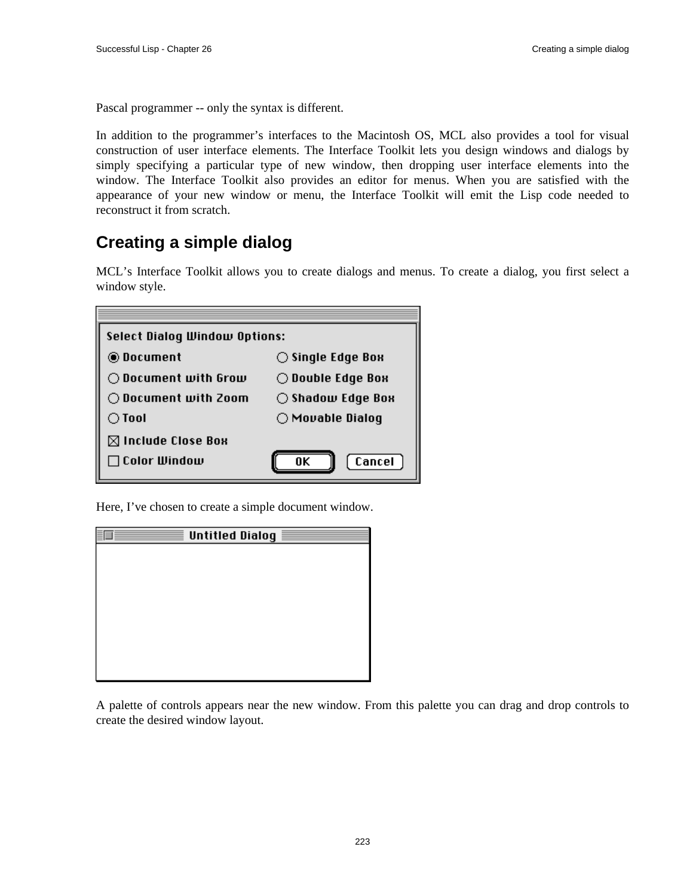Pascal programmer -- only the syntax is different.

In addition to the programmer's interfaces to the Macintosh OS, MCL also provides a tool for visual construction of user interface elements. The Interface Toolkit lets you design windows and dialogs by simply specifying a particular type of new window, then dropping user interface elements into the window. The Interface Toolkit also provides an editor for menus. When you are satisfied with the appearance of your new window or menu, the Interface Toolkit will emit the Lisp code needed to reconstruct it from scratch.

## Creating a simple dialog

MCL's Interface Toolkit allows you to create dialogs and menus. To create a dialog, you first select a window style.

Here, I've chosen to create a simple document window.

A palette of controls appears near the new window. From this palette you can drag and drop controls to create the desired window layout.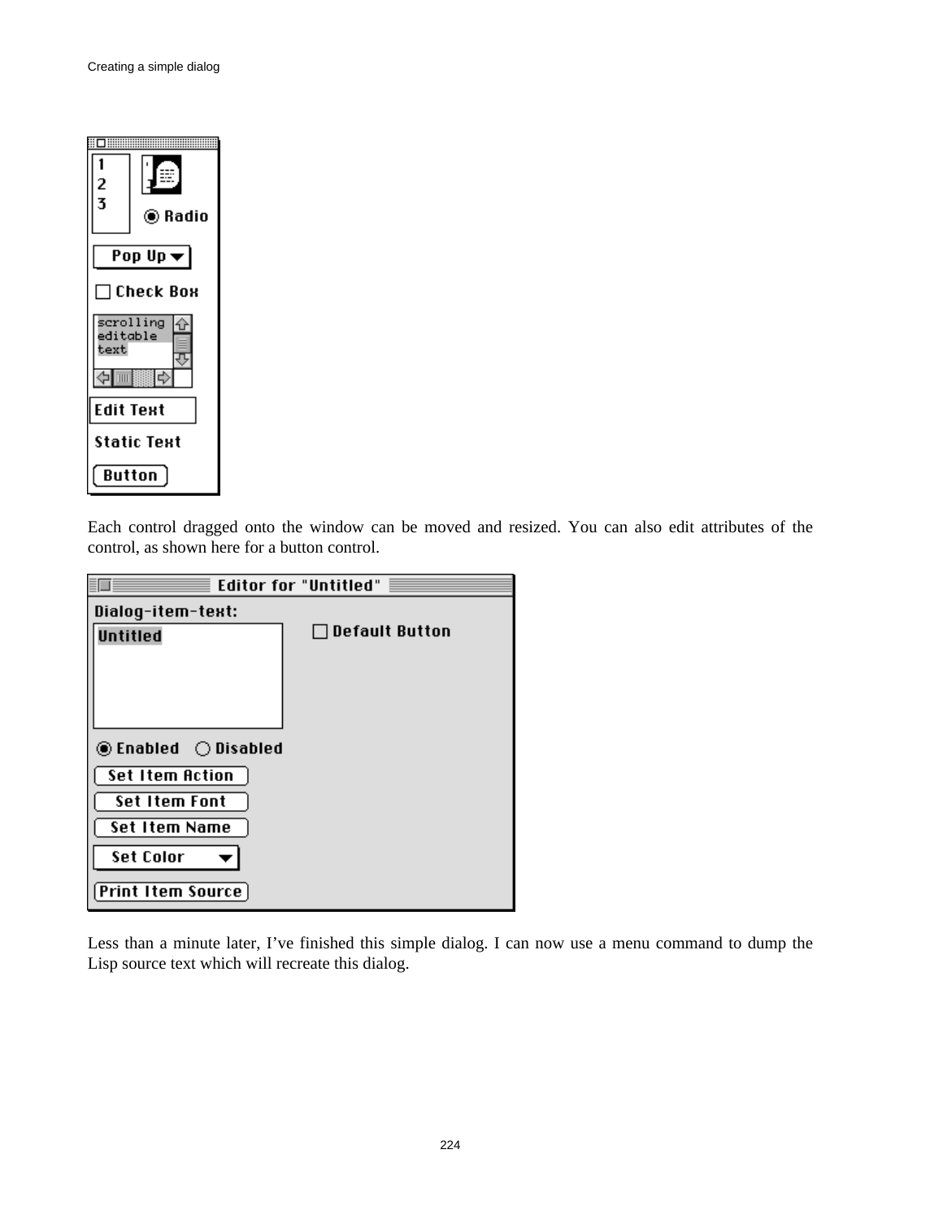Each control dragged onto the window can be moved and resized. You can also edit attributes of the control, as shown here for a button control.

Less than a minute later, I've finished this simple dialog. I can now use a menu command to dump the Lisp source text which will recreate this dialog.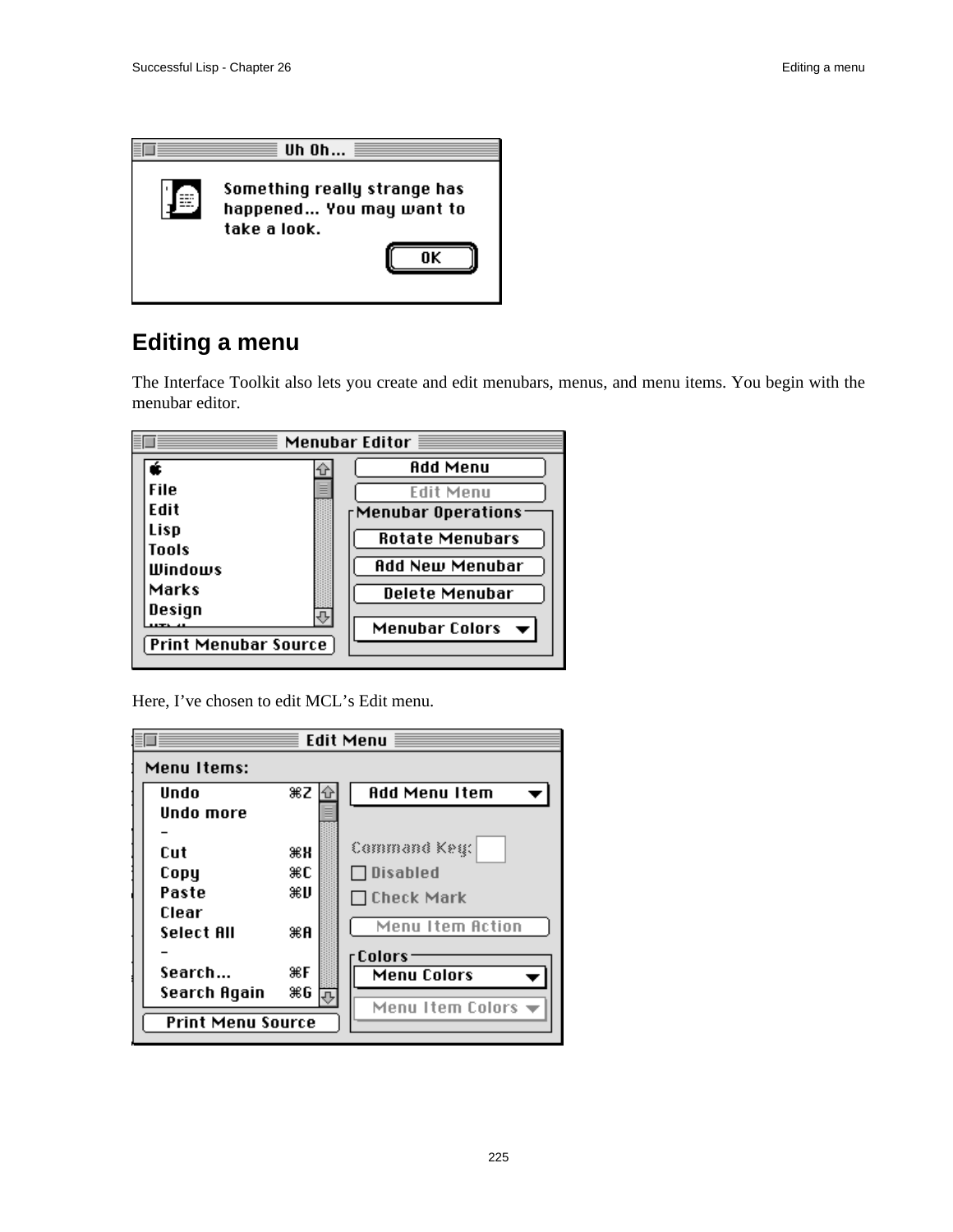## Editing a menu

The Interface Toolkit also lets you create and edit menubars, menus, and menu items. You begin with the menubar editor.

Here, I've chosen to edit MCL's Edit menu.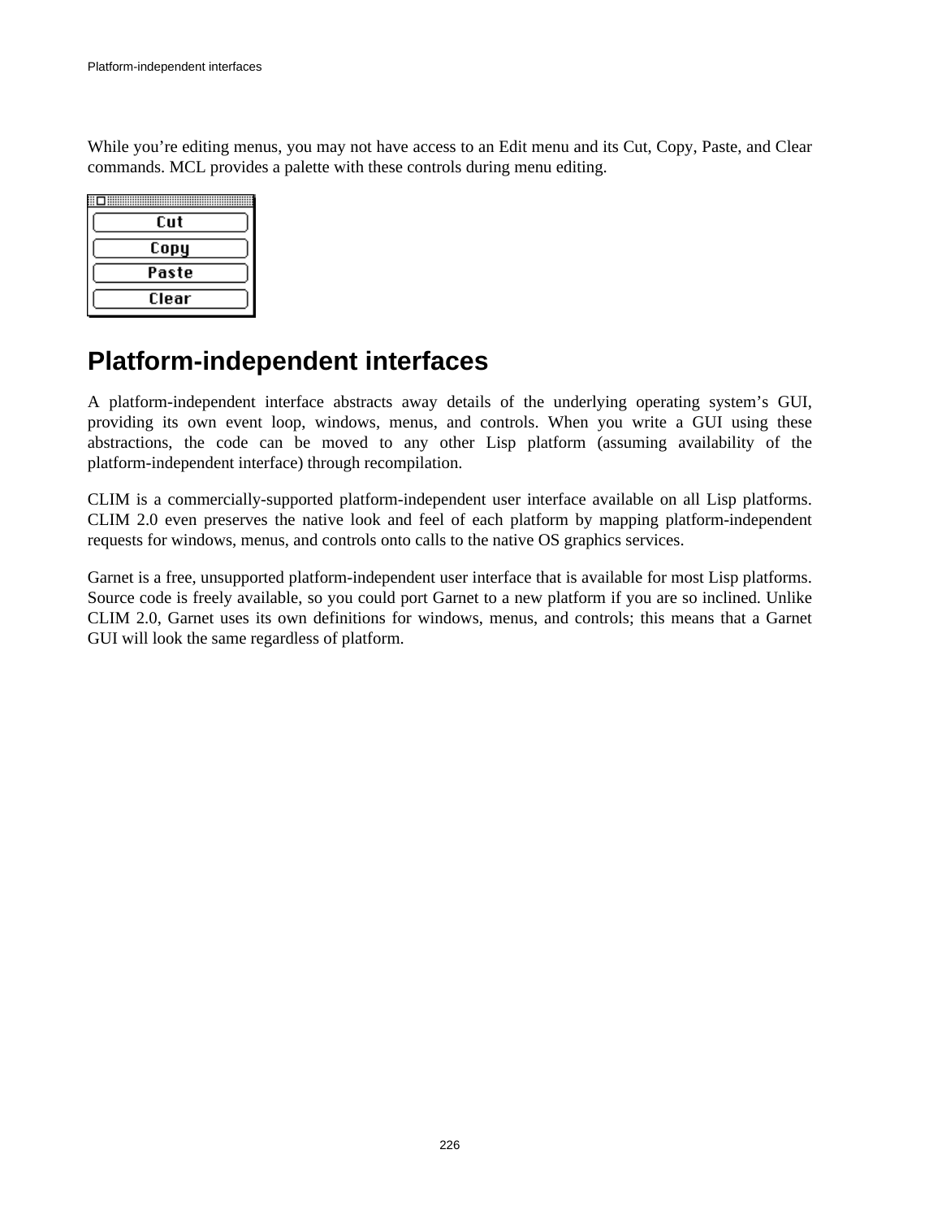While you're editing menus, you may not have access to an Edit menu and its Cut, Copy, Paste, and Clear commands. MCL provides a palette with these controls during menu editing.

## Platform-independent interfaces

A platform-independent interface abstracts away details of the underlying operating system's GUI, providing its own event loop, windows, menus, and controls. When you write a GUI using these abstractions, the code can be moved to any other Lisp platform (assuming availability of the platform-independent interface) through recompilation.

CLIM is a commercially-supported platform-independent user interface available on all Lisp platforms. CLIM 2.0 even preserves the native look and feel of each platform by mapping platform-independent requests for windows, menus, and controls onto calls to the native OS graphics services.

Garnet is a free, unsupported platform-independent user interface that is available for most Lisp platforms. Source code is freely available, so you could port Garnet to a new platform if you are so inclined. Unlike CLIM 2.0, Garnet uses its own definitions for windows, menus, and controls; this means that a Garnet GUI will look the same regardless of platform.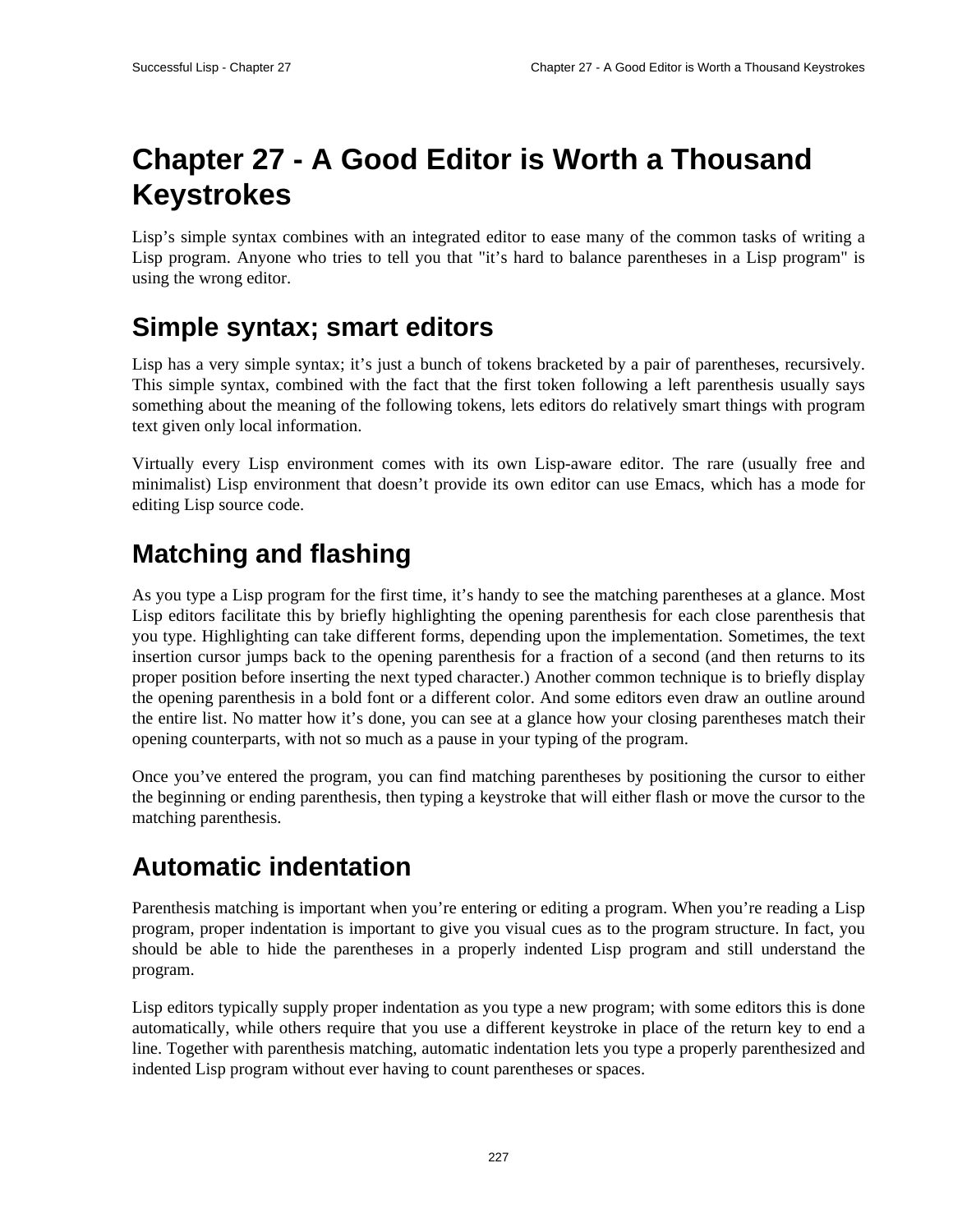# Chapter 27 - A Good Editor is Worth a Thousand Keystrokes

Lisp's simple syntax combines with an integrated editor to ease many of the common tasks of writing a Lisp program. Anyone who tries to tell you that "it's hard to balance parentheses in a Lisp program" is using the wrong editor.

## Simple syntax; smart editors

Lisp has a very simple syntax; it's just a bunch of tokens bracketed by a pair of parentheses, recursively. This simple syntax, combined with the fact that the first token following a left parenthesis usually says something about the meaning of the following tokens, lets editors do relatively smart things with program text given only local information.

Virtually every Lisp environment comes with its own Lisp-aware editor. The rare (usually free and minimalist) Lisp environment that doesn't provide its own editor can use Emacs, which has a mode for editing Lisp source code.

## Matching and flashing

As you type a Lisp program for the first time, it's handy to see the matching parentheses at a glance. Most Lisp editors facilitate this by briefly highlighting the opening parenthesis for each close parenthesis that you type. Highlighting can take different forms, depending upon the implementation. Sometimes, the text insertion cursor jumps back to the opening parenthesis for a fraction of a second (and then returns to its proper position before inserting the next typed character.) Another common technique is to briefly display the opening parenthesis in a bold font or a different color. And some editors even draw an outline around the entire list. No matter how it's done, you can see at a glance how your closing parentheses match their opening counterparts, with not so much as a pause in your typing of the program.

Once you've entered the program, you can find matching parentheses by positioning the cursor to either the beginning or ending parenthesis, then typing a keystroke that will either flash or move the cursor to the matching parenthesis.

## Automatic indentation

Parenthesis matching is important when you're entering or editing a program. When you're reading a Lisp program, proper indentation is important to give you visual cues as to the program structure. In fact, you should be able to hide the parentheses in a properly indented Lisp program and still understand the program.

Lisp editors typically supply proper indentation as you type a new program; with some editors this is done automatically, while others require that you use a different keystroke in place of the return key to end a line. Together with parenthesis matching, automatic indentation lets you type a properly parenthesized and indented Lisp program without ever having to count parentheses or spaces.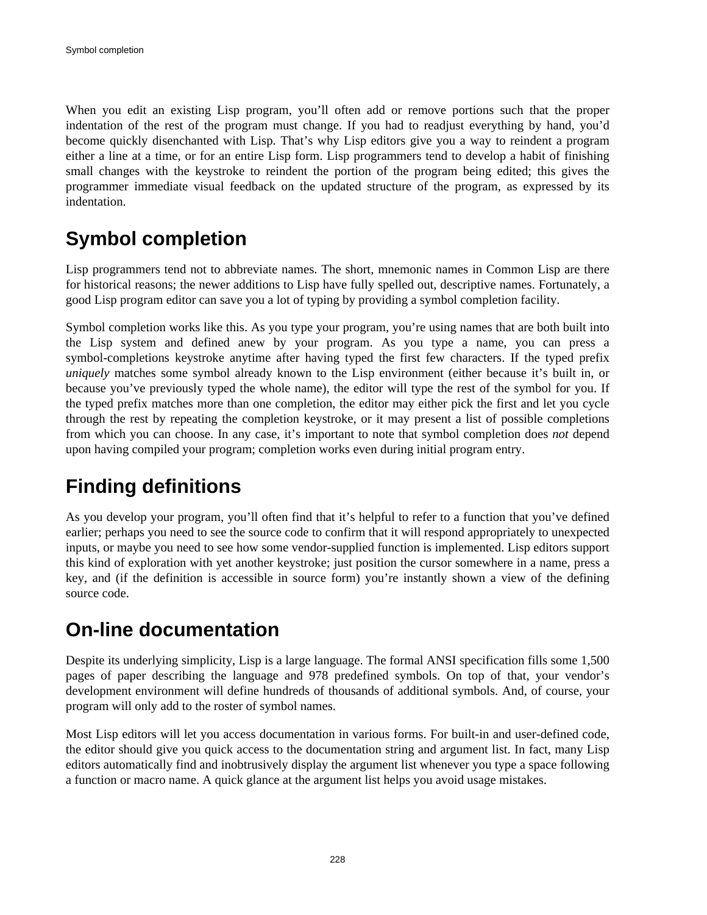When you edit an existing Lisp program, you'll often add or remove portions such that the proper indentation of the rest of the program must change. If you had to readjust everything by hand, you'd become quickly disenchanted with Lisp. That's why Lisp editors give you a way to reindent a program either a line at a time, or for an entire Lisp form. Lisp programmers tend to develop a habit of finishing small changes with the keystroke to reindent the portion of the program being edited; this gives the programmer immediate visual feedback on the updated structure of the program, as expressed by its indentation.

## Symbol completion

Lisp programmers tend not to abbreviate names. The short, mnemonic names in Common Lisp are there for historical reasons; the newer additions to Lisp have fully spelled out, descriptive names. Fortunately, a good Lisp program editor can save you a lot of typing by providing a symbol completion facility.

Symbol completion works like this. As you type your program, you're using names that are both built into the Lisp system and defined anew by your program. As you type a name, you can press a symbol-completions keystroke anytime after having typed the first few characters. If the typed prefix *uniquely* matches some symbol already known to the Lisp environment (either because it's built in, or because you've previously typed the whole name), the editor will type the rest of the symbol for you. If the typed prefix matches more than one completion, the editor may either pick the first and let you cycle through the rest by repeating the completion keystroke, or it may present a list of possible completions from which you can choose. In any case, it's important to note that symbol completion does *not* depend upon having compiled your program; completion works even during initial program entry.

## Finding definitions

As you develop your program, you'll often find that it's helpful to refer to a function that you've defined earlier; perhaps you need to see the source code to confirm that it will respond appropriately to unexpected inputs, or maybe you need to see how some vendor-supplied function is implemented. Lisp editors support this kind of exploration with yet another keystroke; just position the cursor somewhere in a name, press a key, and (if the definition is accessible in source form) you're instantly shown a view of the defining source code.

## On-line documentation

Despite its underlying simplicity, Lisp is a large language. The formal ANSI specification fills some 1,500 pages of paper describing the language and 978 predefined symbols. On top of that, your vendor's development environment will define hundreds of thousands of additional symbols. And, of course, your program will only add to the roster of symbol names.

Most Lisp editors will let you access documentation in various forms. For built-in and user-defined code, the editor should give you quick access to the documentation string and argument list. In fact, many Lisp editors automatically find and inobtrusively display the argument list whenever you type a space following a function or macro name. A quick glance at the argument list helps you avoid usage mistakes.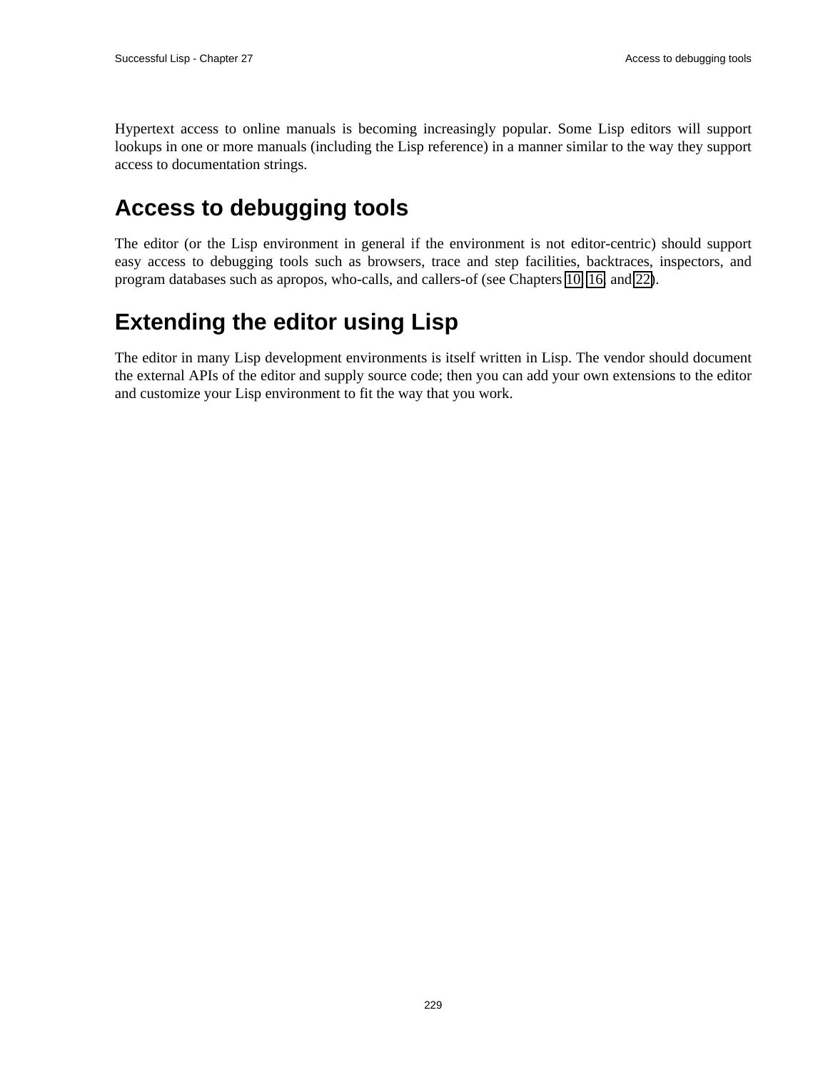Hypertext access to online manuals is becoming increasingly popular. Some Lisp editors will support lookups in one or more manuals (including the Lisp reference) in a manner similar to the way they support access to documentation strings.

## Access to debugging tools

The editor (or the Lisp environment in general if the environment is not editor-centric) should support easy access to debugging tools such as browsers, trace and step facilities, backtraces, inspectors, and program databases such as apropos, who-calls, and callers-of (see Chapters 10, 16, and 22).

## Extending the editor using Lisp

The editor in many Lisp development environments is itself written in Lisp. The vendor should document the external APIs of the editor and supply source code; then you can add your own extensions to the editor and customize your Lisp environment to fit the way that you work.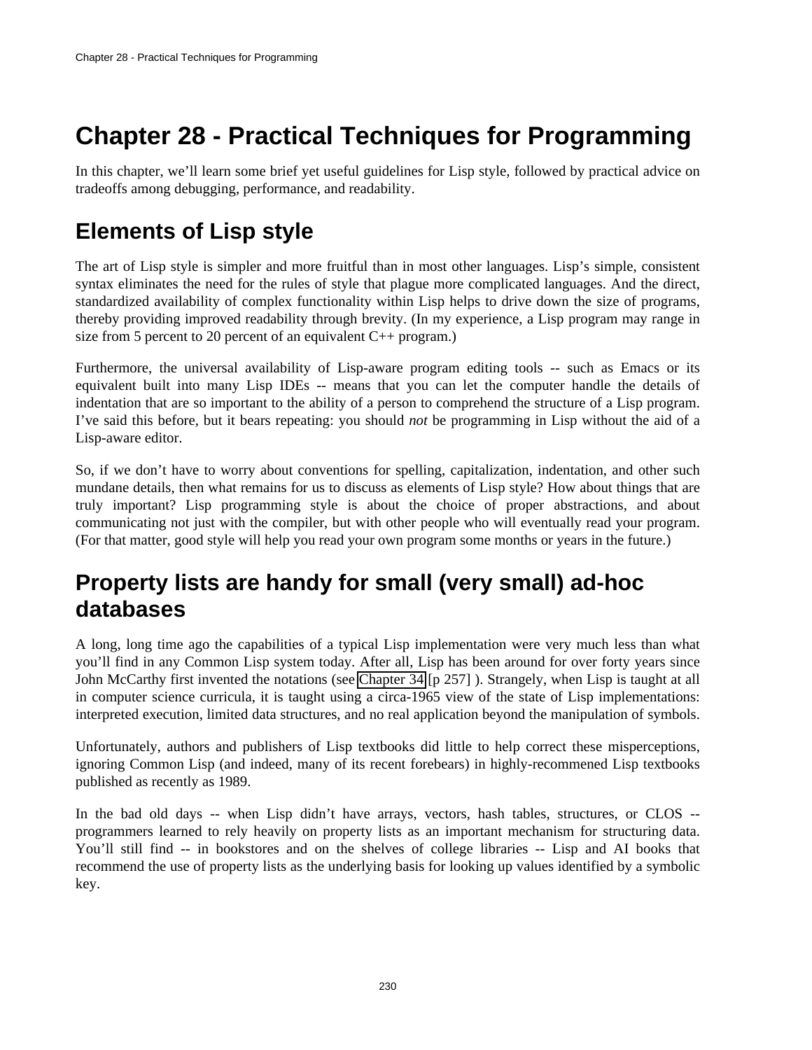# Chapter 28 - Practical Techniques for Programming

In this chapter, we'll learn some brief yet useful guidelines for Lisp style, followed by practical advice on tradeoffs among debugging, performance, and readability.

## Elements of Lisp style

The art of Lisp style is simpler and more fruitful than in most other languages. Lisp's simple, consistent syntax eliminates the need for the rules of style that plague more complicated languages. And the direct, standardized availability of complex functionality within Lisp helps to drive down the size of programs, thereby providing improved readability through brevity. (In my experience, a Lisp program may range in size from 5 percent to 20 percent of an equivalent C++ program.)

Furthermore, the universal availability of Lisp-aware program editing tools -- such as Emacs or its equivalent built into many Lisp IDEs -- means that you can let the computer handle the details of indentation that are so important to the ability of a person to comprehend the structure of a Lisp program. I've said this before, but it bears repeating: you should *not* be programming in Lisp without the aid of a Lisp-aware editor.

So, if we don't have to worry about conventions for spelling, capitalization, indentation, and other such mundane details, then what remains for us to discuss as elements of Lisp style? How about things that are truly important? Lisp programming style is about the choice of proper abstractions, and about communicating not just with the compiler, but with other people who will eventually read your program. (For that matter, good style will help you read your own program some months or years in the future.)

## Property lists are handy for small (very small) ad-hoc databases

A long, long time ago the capabilities of a typical Lisp implementation were very much less than what you'll find in any Common Lisp system today. After all, Lisp has been around for over forty years since John McCarthy first invented the notations (see Chapter 34 [p 257] ). Strangely, when Lisp is taught at all in computer science curricula, it is taught using a circa-1965 view of the state of Lisp implementations: interpreted execution, limited data structures, and no real application beyond the manipulation of symbols.

Unfortunately, authors and publishers of Lisp textbooks did little to help correct these misperceptions, ignoring Common Lisp (and indeed, many of its recent forebears) in highly-recommened Lisp textbooks published as recently as 1989.

In the bad old days -- when Lisp didn't have arrays, vectors, hash tables, structures, or CLOS -- programmers learned to rely heavily on property lists as an important mechanism for structuring data. You'll still find -- in bookstores and on the shelves of college libraries -- Lisp and AI books that recommend the use of property lists as the underlying basis for looking up values identified by a symbolic key.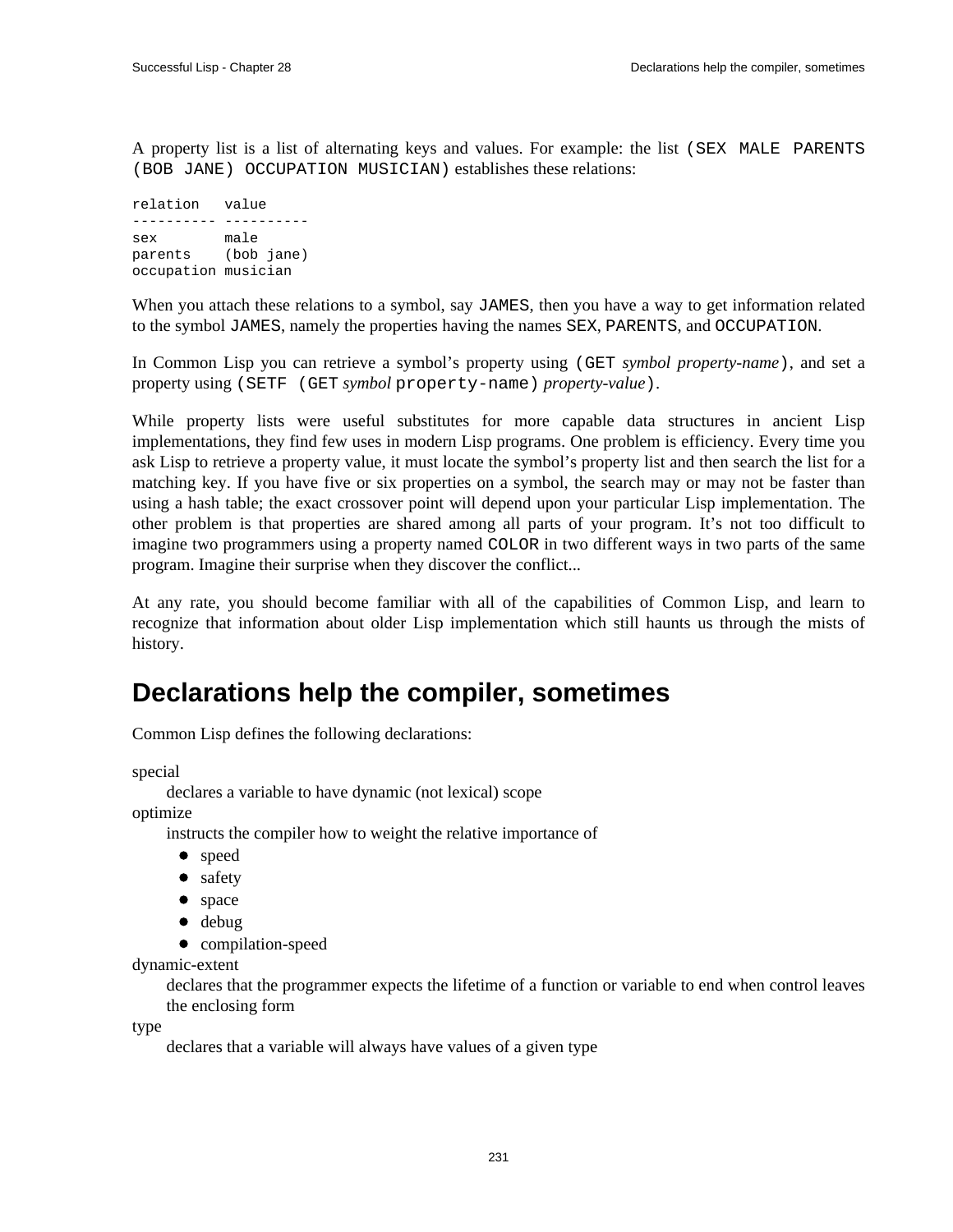A property list is a list of alternating keys and values. For example: the list `(SEX MALE PARENTS (BOB JANE) OCCUPATION MUSICIAN)` establishes these relations:

```
relation   value
---------- ----------
sex        male
parents    (bob jane)
occupation musician
```

When you attach these relations to a symbol, say `JAMES`, then you have a way to get information related to the symbol `JAMES`, namely the properties having the names `SEX`, `PARENTS`, and `OCCUPATION`.

In Common Lisp you can retrieve a symbol's property using `(GET` *symbol property-name*`)`, and set a property using `(SETF (GET` *symbol* `property-name)` *property-value*`)`.

While property lists were useful substitutes for more capable data structures in ancient Lisp implementations, they find few uses in modern Lisp programs. One problem is efficiency. Every time you ask Lisp to retrieve a property value, it must locate the symbol's property list and then search the list for a matching key. If you have five or six properties on a symbol, the search may or may not be faster than using a hash table; the exact crossover point will depend upon your particular Lisp implementation. The other problem is that properties are shared among all parts of your program. It's not too difficult to imagine two programmers using a property named `COLOR` in two different ways in two parts of the same program. Imagine their surprise when they discover the conflict...

At any rate, you should become familiar with all of the capabilities of Common Lisp, and learn to recognize that information about older Lisp implementation which still haunts us through the mists of history.

## Declarations help the compiler, sometimes

Common Lisp defines the following declarations:

special
: declares a variable to have dynamic (not lexical) scope

optimize
: instructs the compiler how to weight the relative importance of
  - speed
  - safety
  - space
  - debug
  - compilation-speed

dynamic-extent
: declares that the programmer expects the lifetime of a function or variable to end when control leaves the enclosing form

type
: declares that a variable will always have values of a given type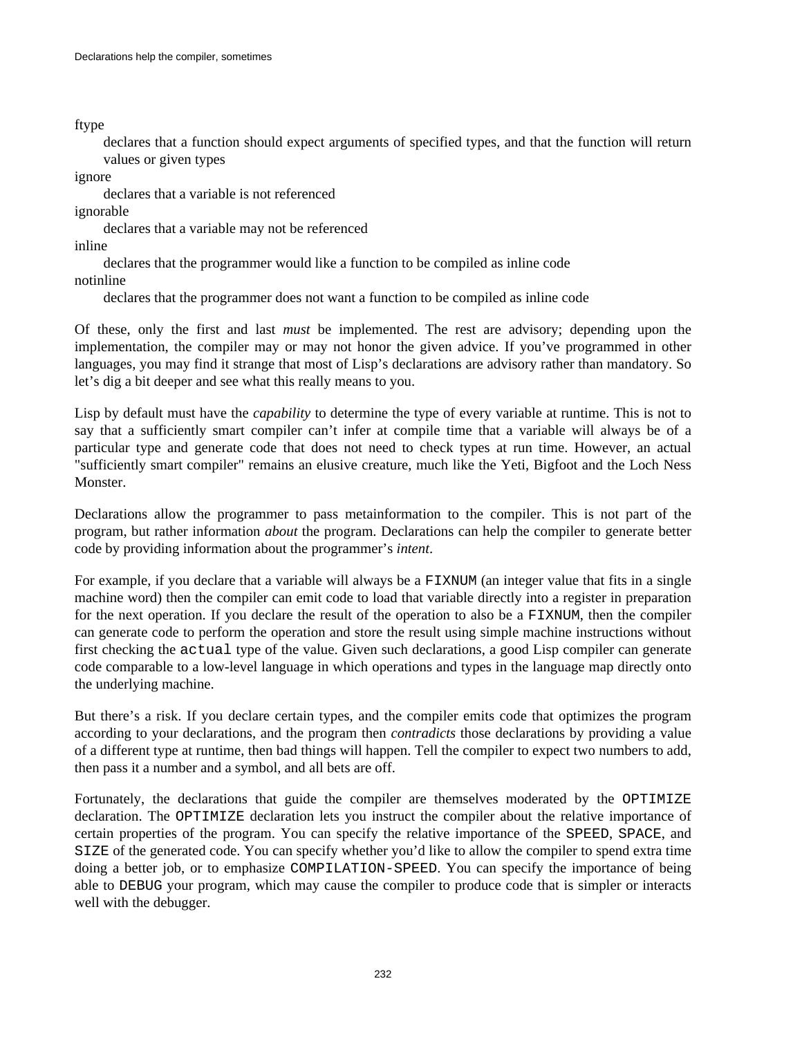ftype
: declares that a function should expect arguments of specified types, and that the function will return values or given types

ignore
: declares that a variable is not referenced

ignorable
: declares that a variable may not be referenced

inline
: declares that the programmer would like a function to be compiled as inline code

notinline
: declares that the programmer does not want a function to be compiled as inline code

Of these, only the first and last *must* be implemented. The rest are advisory; depending upon the implementation, the compiler may or may not honor the given advice. If you've programmed in other languages, you may find it strange that most of Lisp's declarations are advisory rather than mandatory. So let's dig a bit deeper and see what this really means to you.

Lisp by default must have the *capability* to determine the type of every variable at runtime. This is not to say that a sufficiently smart compiler can't infer at compile time that a variable will always be of a particular type and generate code that does not need to check types at run time. However, an actual "sufficiently smart compiler" remains an elusive creature, much like the Yeti, Bigfoot and the Loch Ness Monster.

Declarations allow the programmer to pass metainformation to the compiler. This is not part of the program, but rather information *about* the program. Declarations can help the compiler to generate better code by providing information about the programmer's *intent*.

For example, if you declare that a variable will always be a `FIXNUM` (an integer value that fits in a single machine word) then the compiler can emit code to load that variable directly into a register in preparation for the next operation. If you declare the result of the operation to also be a `FIXNUM`, then the compiler can generate code to perform the operation and store the result using simple machine instructions without first checking the `actual` type of the value. Given such declarations, a good Lisp compiler can generate code comparable to a low-level language in which operations and types in the language map directly onto the underlying machine.

But there's a risk. If you declare certain types, and the compiler emits code that optimizes the program according to your declarations, and the program then *contradicts* those declarations by providing a value of a different type at runtime, then bad things will happen. Tell the compiler to expect two numbers to add, then pass it a number and a symbol, and all bets are off.

Fortunately, the declarations that guide the compiler are themselves moderated by the `OPTIMIZE` declaration. The `OPTIMIZE` declaration lets you instruct the compiler about the relative importance of certain properties of the program. You can specify the relative importance of the `SPEED`, `SPACE`, and `SIZE` of the generated code. You can specify whether you'd like to allow the compiler to spend extra time doing a better job, or to emphasize `COMPILATION-SPEED`. You can specify the importance of being able to `DEBUG` your program, which may cause the compiler to produce code that is simpler or interacts well with the debugger.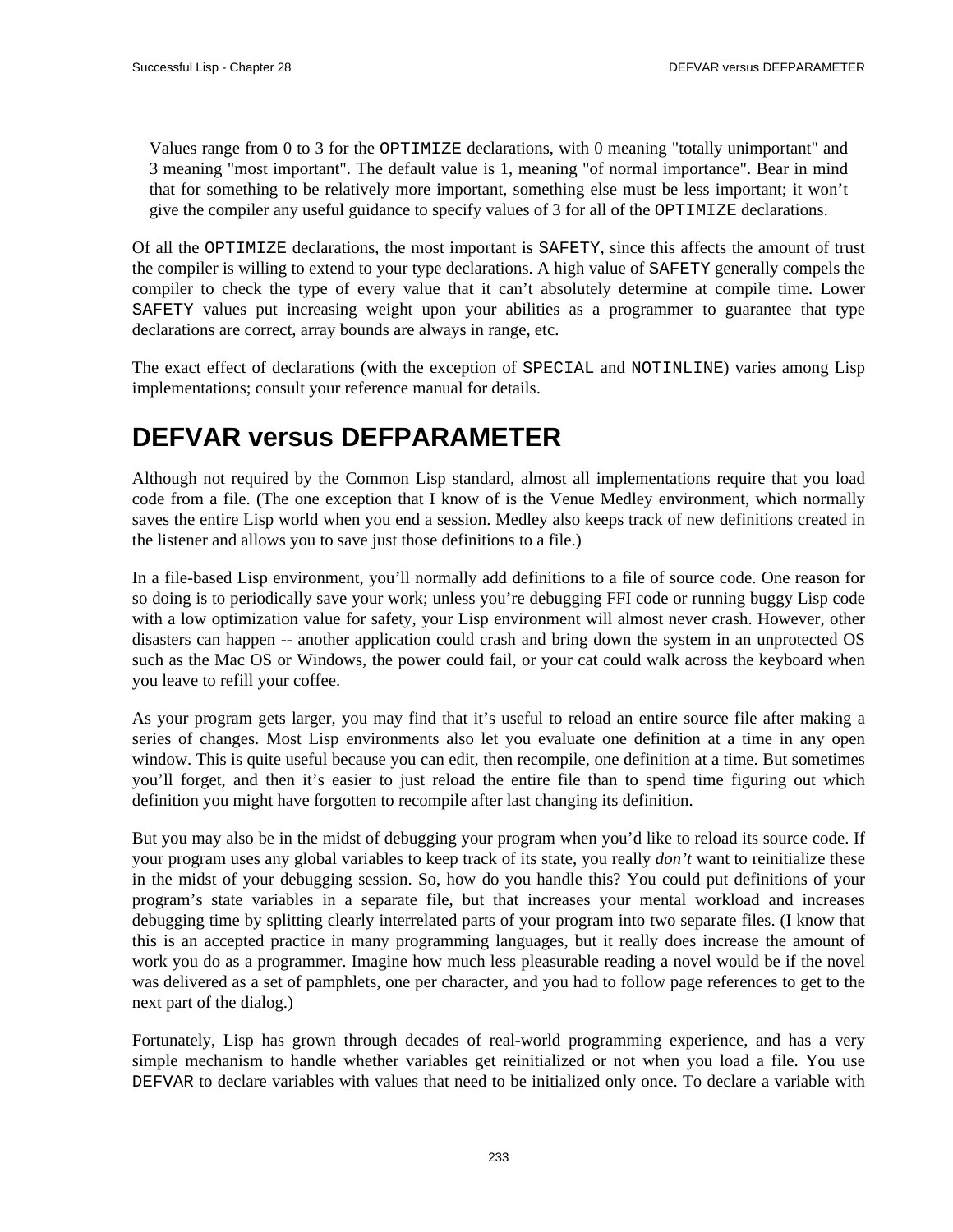> Values range from 0 to 3 for the `OPTIMIZE` declarations, with 0 meaning "totally unimportant" and 3 meaning "most important". The default value is 1, meaning "of normal importance". Bear in mind that for something to be relatively more important, something else must be less important; it won't give the compiler any useful guidance to specify values of 3 for all of the `OPTIMIZE` declarations.

Of all the `OPTIMIZE` declarations, the most important is `SAFETY`, since this affects the amount of trust the compiler is willing to extend to your type declarations. A high value of `SAFETY` generally compels the compiler to check the type of every value that it can't absolutely determine at compile time. Lower `SAFETY` values put increasing weight upon your abilities as a programmer to guarantee that type declarations are correct, array bounds are always in range, etc.

The exact effect of declarations (with the exception of `SPECIAL` and `NOTINLINE`) varies among Lisp implementations; consult your reference manual for details.

# DEFVAR versus DEFPARAMETER

Although not required by the Common Lisp standard, almost all implementations require that you load code from a file. (The one exception that I know of is the Venue Medley environment, which normally saves the entire Lisp world when you end a session. Medley also keeps track of new definitions created in the listener and allows you to save just those definitions to a file.)

In a file-based Lisp environment, you'll normally add definitions to a file of source code. One reason for so doing is to periodically save your work; unless you're debugging FFI code or running buggy Lisp code with a low optimization value for safety, your Lisp environment will almost never crash. However, other disasters can happen -- another application could crash and bring down the system in an unprotected OS such as the Mac OS or Windows, the power could fail, or your cat could walk across the keyboard when you leave to refill your coffee.

As your program gets larger, you may find that it's useful to reload an entire source file after making a series of changes. Most Lisp environments also let you evaluate one definition at a time in any open window. This is quite useful because you can edit, then recompile, one definition at a time. But sometimes you'll forget, and then it's easier to just reload the entire file than to spend time figuring out which definition you might have forgotten to recompile after last changing its definition.

But you may also be in the midst of debugging your program when you'd like to reload its source code. If your program uses any global variables to keep track of its state, you really *don't* want to reinitialize these in the midst of your debugging session. So, how do you handle this? You could put definitions of your program's state variables in a separate file, but that increases your mental workload and increases debugging time by splitting clearly interrelated parts of your program into two separate files. (I know that this is an accepted practice in many programming languages, but it really does increase the amount of work you do as a programmer. Imagine how much less pleasurable reading a novel would be if the novel was delivered as a set of pamphlets, one per character, and you had to follow page references to get to the next part of the dialog.)

Fortunately, Lisp has grown through decades of real-world programming experience, and has a very simple mechanism to handle whether variables get reinitialized or not when you load a file. You use `DEFVAR` to declare variables with values that need to be initialized only once. To declare a variable with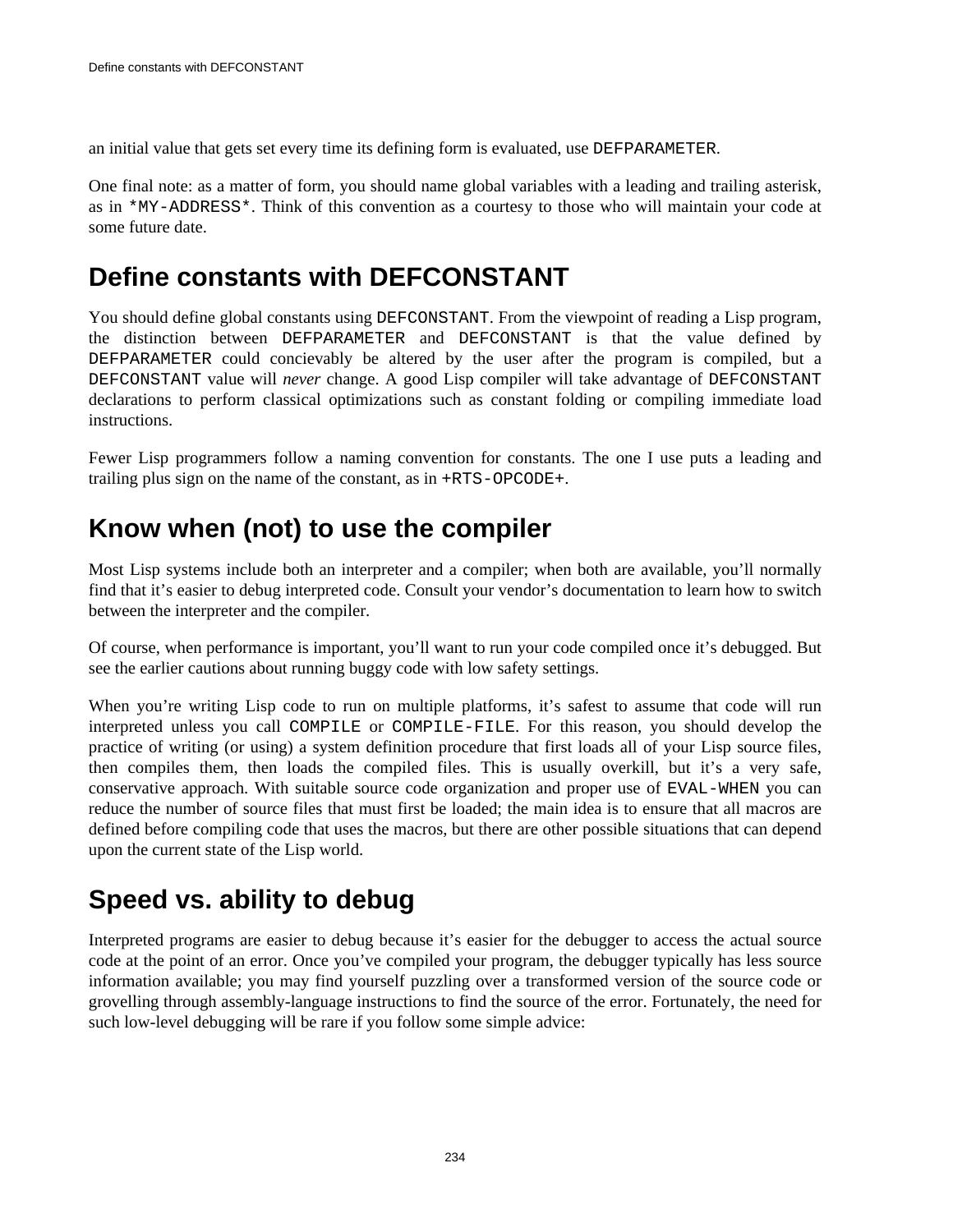an initial value that gets set every time its defining form is evaluated, use `DEFPARAMETER`.

One final note: as a matter of form, you should name global variables with a leading and trailing asterisk, as in `*MY-ADDRESS*`. Think of this convention as a courtesy to those who will maintain your code at some future date.

## Define constants with DEFCONSTANT

You should define global constants using `DEFCONSTANT`. From the viewpoint of reading a Lisp program, the distinction between `DEFPARAMETER` and `DEFCONSTANT` is that the value defined by `DEFPARAMETER` could concievably be altered by the user after the program is compiled, but a `DEFCONSTANT` value will *never* change. A good Lisp compiler will take advantage of `DEFCONSTANT` declarations to perform classical optimizations such as constant folding or compiling immediate load instructions.

Fewer Lisp programmers follow a naming convention for constants. The one I use puts a leading and trailing plus sign on the name of the constant, as in `+RTS-OPCODE+`.

## Know when (not) to use the compiler

Most Lisp systems include both an interpreter and a compiler; when both are available, you'll normally find that it's easier to debug interpreted code. Consult your vendor's documentation to learn how to switch between the interpreter and the compiler.

Of course, when performance is important, you'll want to run your code compiled once it's debugged. But see the earlier cautions about running buggy code with low safety settings.

When you're writing Lisp code to run on multiple platforms, it's safest to assume that code will run interpreted unless you call `COMPILE` or `COMPILE-FILE`. For this reason, you should develop the practice of writing (or using) a system definition procedure that first loads all of your Lisp source files, then compiles them, then loads the compiled files. This is usually overkill, but it's a very safe, conservative approach. With suitable source code organization and proper use of `EVAL-WHEN` you can reduce the number of source files that must first be loaded; the main idea is to ensure that all macros are defined before compiling code that uses the macros, but there are other possible situations that can depend upon the current state of the Lisp world.

## Speed vs. ability to debug

Interpreted programs are easier to debug because it's easier for the debugger to access the actual source code at the point of an error. Once you've compiled your program, the debugger typically has less source information available; you may find yourself puzzling over a transformed version of the source code or grovelling through assembly-language instructions to find the source of the error. Fortunately, the need for such low-level debugging will be rare if you follow some simple advice: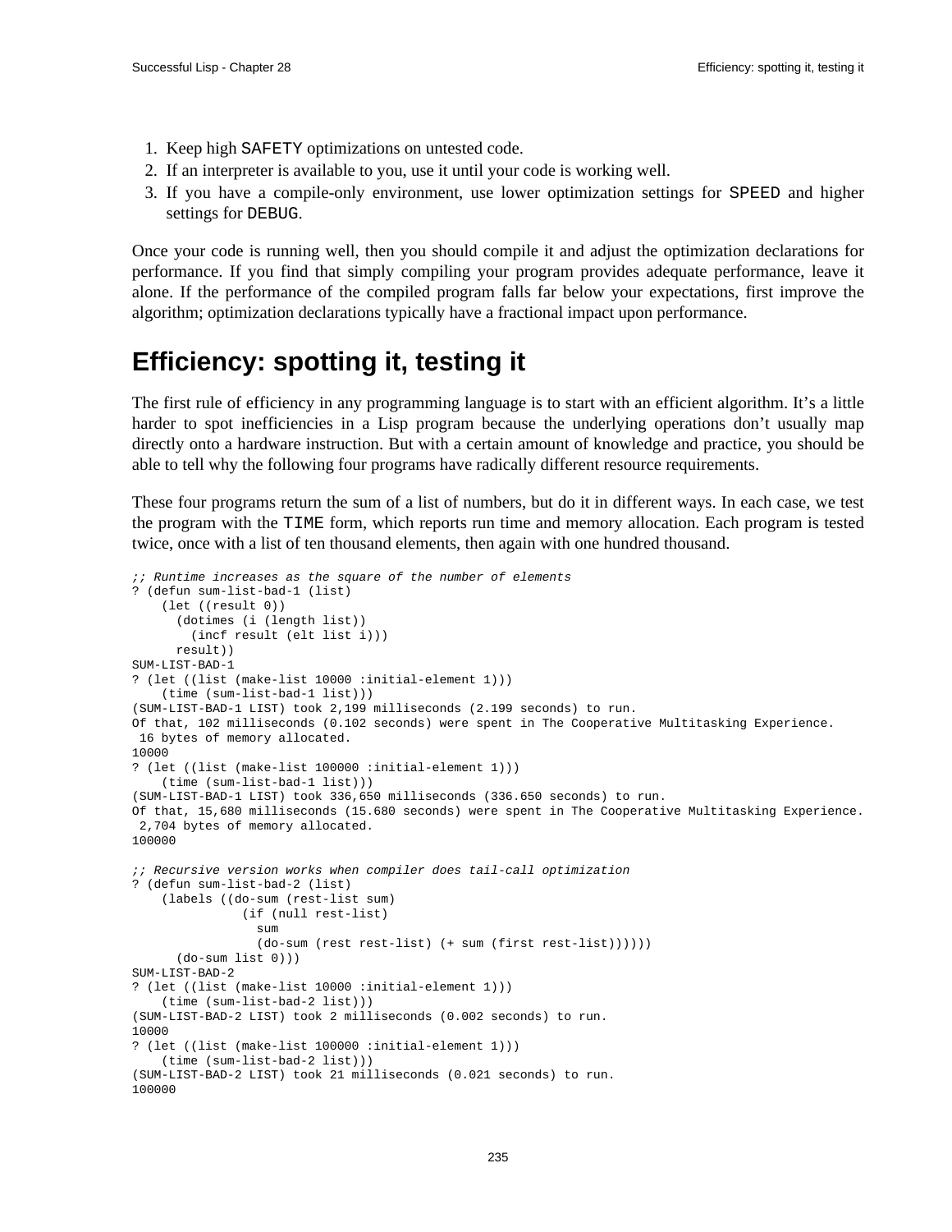1. Keep high `SAFETY` optimizations on untested code.
2. If an interpreter is available to you, use it until your code is working well.
3. If you have a compile-only environment, use lower optimization settings for `SPEED` and higher settings for `DEBUG`.

Once your code is running well, then you should compile it and adjust the optimization declarations for performance. If you find that simply compiling your program provides adequate performance, leave it alone. If the performance of the compiled program falls far below your expectations, first improve the algorithm; optimization declarations typically have a fractional impact upon performance.

# Efficiency: spotting it, testing it

The first rule of efficiency in any programming language is to start with an efficient algorithm. It's a little harder to spot inefficiencies in a Lisp program because the underlying operations don't usually map directly onto a hardware instruction. But with a certain amount of knowledge and practice, you should be able to tell why the following four programs have radically different resource requirements.

These four programs return the sum of a list of numbers, but do it in different ways. In each case, we test the program with the `TIME` form, which reports run time and memory allocation. Each program is tested twice, once with a list of ten thousand elements, then again with one hundred thousand.

```
;; Runtime increases as the square of the number of elements
? (defun sum-list-bad-1 (list)
    (let ((result 0))
      (dotimes (i (length list))
        (incf result (elt list i)))
      result))
SUM-LIST-BAD-1
? (let ((list (make-list 10000 :initial-element 1)))
    (time (sum-list-bad-1 list)))
(SUM-LIST-BAD-1 LIST) took 2,199 milliseconds (2.199 seconds) to run.
Of that, 102 milliseconds (0.102 seconds) were spent in The Cooperative Multitasking Experience.
 16 bytes of memory allocated.
10000
? (let ((list (make-list 100000 :initial-element 1)))
    (time (sum-list-bad-1 list)))
(SUM-LIST-BAD-1 LIST) took 336,650 milliseconds (336.650 seconds) to run.
Of that, 15,680 milliseconds (15.680 seconds) were spent in The Cooperative Multitasking Experience.
 2,704 bytes of memory allocated.
100000

;; Recursive version works when compiler does tail-call optimization
? (defun sum-list-bad-2 (list)
    (labels ((do-sum (rest-list sum)
               (if (null rest-list)
                 sum
                 (do-sum (rest rest-list) (+ sum (first rest-list))))))
      (do-sum list 0)))
SUM-LIST-BAD-2
? (let ((list (make-list 10000 :initial-element 1)))
    (time (sum-list-bad-2 list)))
(SUM-LIST-BAD-2 LIST) took 2 milliseconds (0.002 seconds) to run.
10000
? (let ((list (make-list 100000 :initial-element 1)))
    (time (sum-list-bad-2 list)))
(SUM-LIST-BAD-2 LIST) took 21 milliseconds (0.021 seconds) to run.
100000
```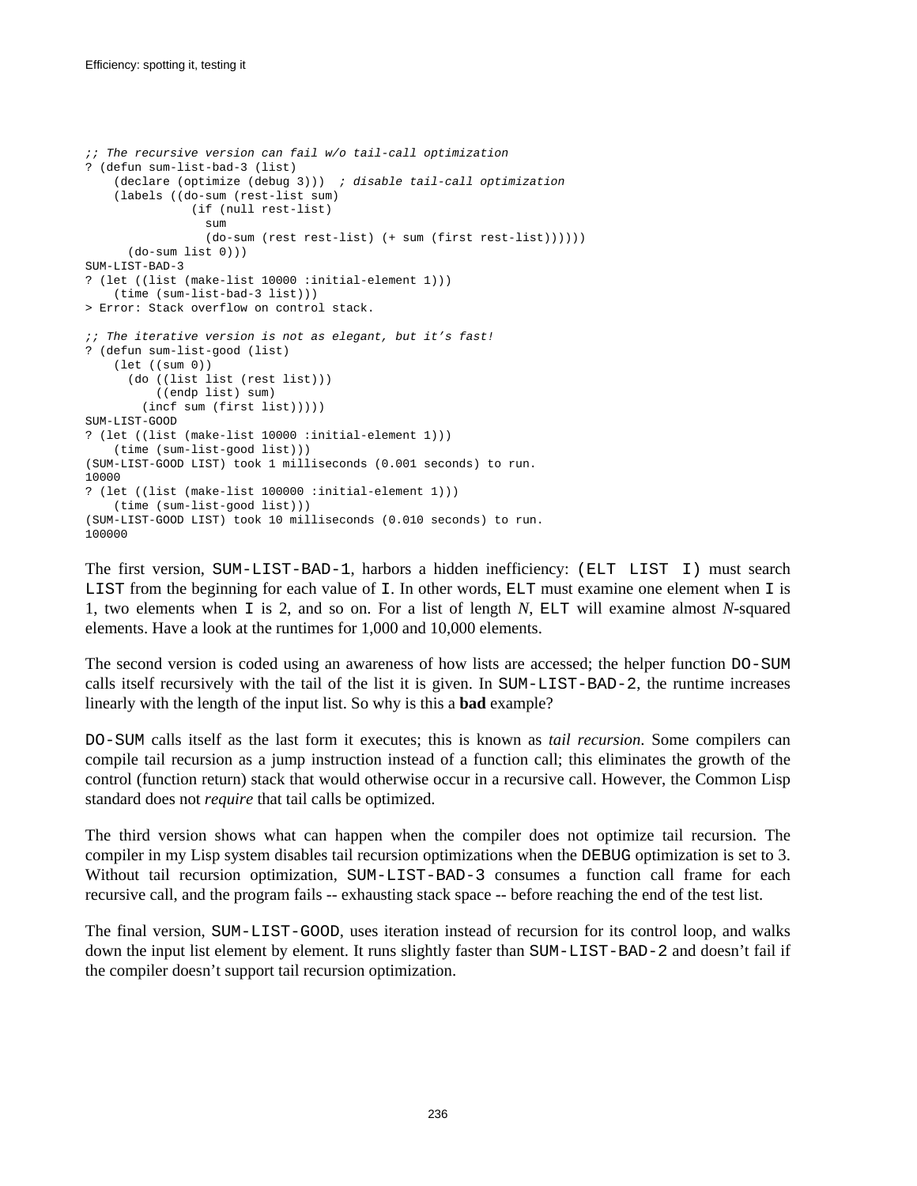```
;; The recursive version can fail w/o tail-call optimization
? (defun sum-list-bad-3 (list)
    (declare (optimize (debug 3)))  ; disable tail-call optimization
    (labels ((do-sum (rest-list sum)
               (if (null rest-list)
                 sum
                 (do-sum (rest rest-list) (+ sum (first rest-list))))))
      (do-sum list 0)))
SUM-LIST-BAD-3
? (let ((list (make-list 10000 :initial-element 1)))
    (time (sum-list-bad-3 list)))
> Error: Stack overflow on control stack.

;; The iterative version is not as elegant, but it's fast!
? (defun sum-list-good (list)
    (let ((sum 0))
      (do ((list list (rest list)))
          ((endp list) sum)
        (incf sum (first list)))))
SUM-LIST-GOOD
? (let ((list (make-list 10000 :initial-element 1)))
    (time (sum-list-good list)))
(SUM-LIST-GOOD LIST) took 1 milliseconds (0.001 seconds) to run.
10000
? (let ((list (make-list 100000 :initial-element 1)))
    (time (sum-list-good list)))
(SUM-LIST-GOOD LIST) took 10 milliseconds (0.010 seconds) to run.
100000
```

The first version, `SUM-LIST-BAD-1`, harbors a hidden inefficiency: `(ELT LIST I)` must search `LIST` from the beginning for each value of `I`. In other words, `ELT` must examine one element when `I` is 1, two elements when `I` is 2, and so on. For a list of length *N*, `ELT` will examine almost *N*-squared elements. Have a look at the runtimes for 1,000 and 10,000 elements.

The second version is coded using an awareness of how lists are accessed; the helper function `DO-SUM` calls itself recursively with the tail of the list it is given. In `SUM-LIST-BAD-2`, the runtime increases linearly with the length of the input list. So why is this a **bad** example?

`DO-SUM` calls itself as the last form it executes; this is known as *tail recursion*. Some compilers can compile tail recursion as a jump instruction instead of a function call; this eliminates the growth of the control (function return) stack that would otherwise occur in a recursive call. However, the Common Lisp standard does not *require* that tail calls be optimized.

The third version shows what can happen when the compiler does not optimize tail recursion. The compiler in my Lisp system disables tail recursion optimizations when the `DEBUG` optimization is set to 3. Without tail recursion optimization, `SUM-LIST-BAD-3` consumes a function call frame for each recursive call, and the program fails -- exhausting stack space -- before reaching the end of the test list.

The final version, `SUM-LIST-GOOD`, uses iteration instead of recursion for its control loop, and walks down the input list element by element. It runs slightly faster than `SUM-LIST-BAD-2` and doesn't fail if the compiler doesn't support tail recursion optimization.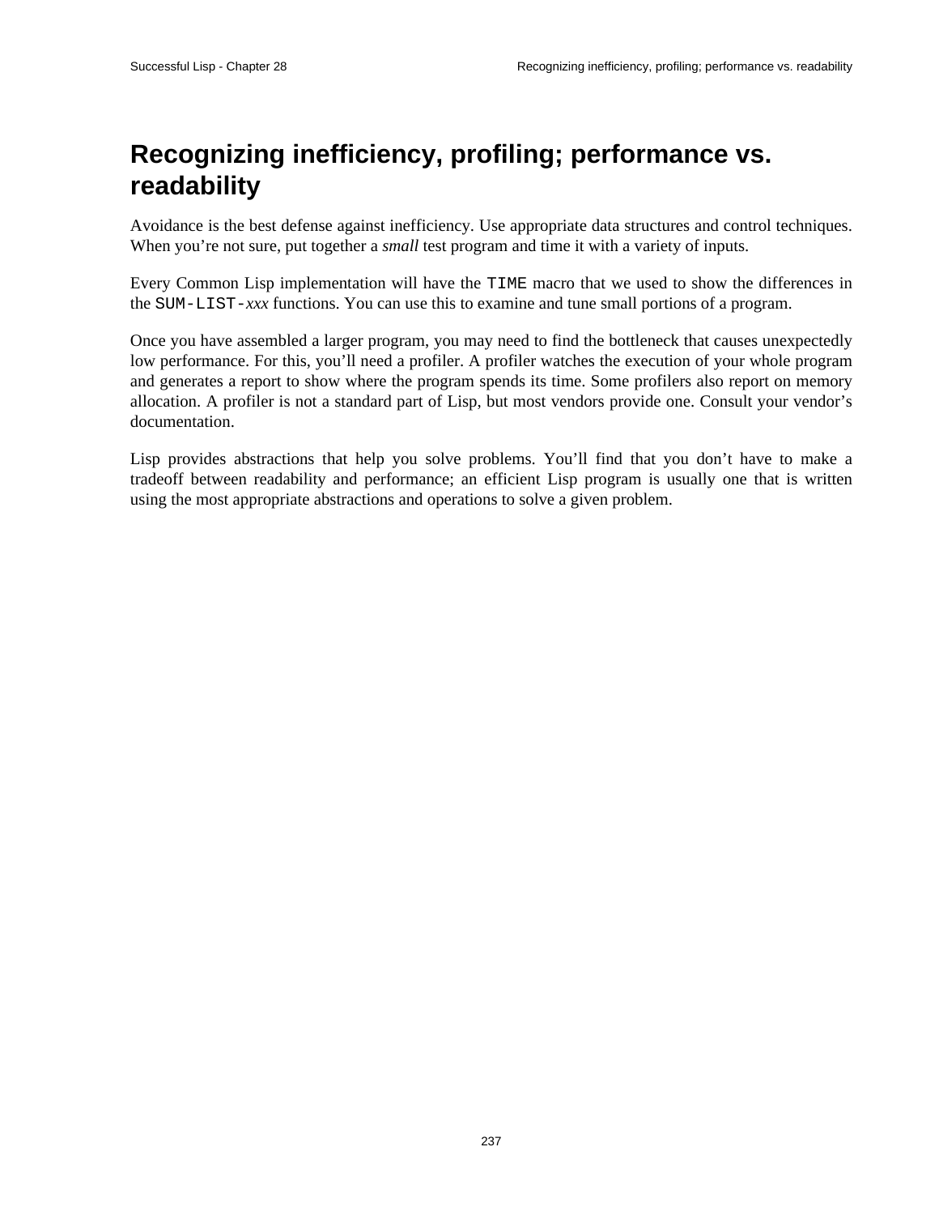# Recognizing inefficiency, profiling; performance vs. readability

Avoidance is the best defense against inefficiency. Use appropriate data structures and control techniques. When you're not sure, put together a *small* test program and time it with a variety of inputs.

Every Common Lisp implementation will have the `TIME` macro that we used to show the differences in the `SUM-LIST-`*xxx* functions. You can use this to examine and tune small portions of a program.

Once you have assembled a larger program, you may need to find the bottleneck that causes unexpectedly low performance. For this, you'll need a profiler. A profiler watches the execution of your whole program and generates a report to show where the program spends its time. Some profilers also report on memory allocation. A profiler is not a standard part of Lisp, but most vendors provide one. Consult your vendor's documentation.

Lisp provides abstractions that help you solve problems. You'll find that you don't have to make a tradeoff between readability and performance; an efficient Lisp program is usually one that is written using the most appropriate abstractions and operations to solve a given problem.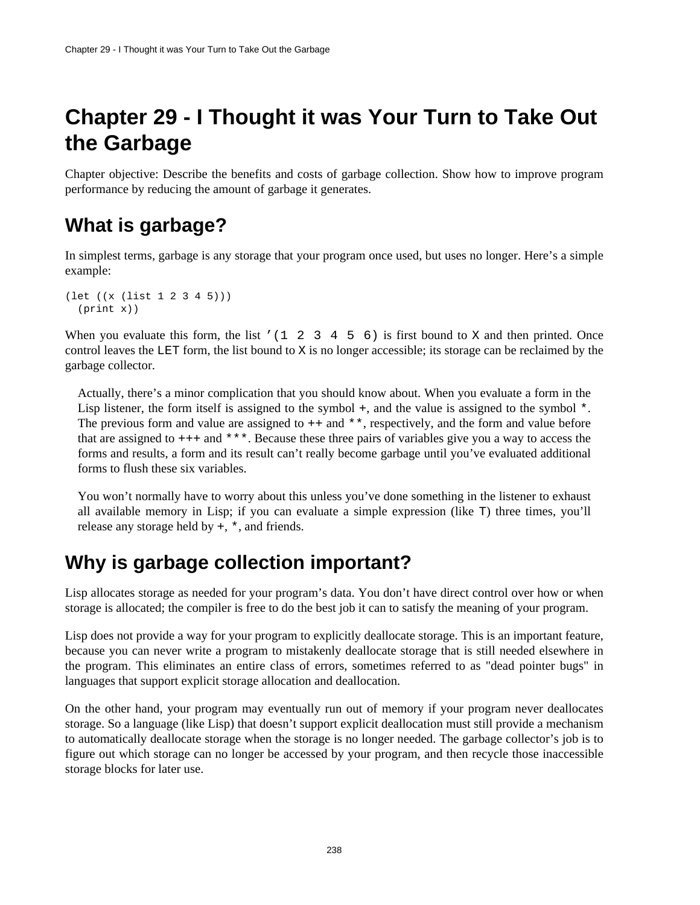# Chapter 29 - I Thought it was Your Turn to Take Out the Garbage

Chapter objective: Describe the benefits and costs of garbage collection. Show how to improve program performance by reducing the amount of garbage it generates.

## What is garbage?

In simplest terms, garbage is any storage that your program once used, but uses no longer. Here's a simple example:

```
(let ((x (list 1 2 3 4 5)))
  (print x))
```

When you evaluate this form, the list `'(1 2 3 4 5 6)` is first bound to `X` and then printed. Once control leaves the `LET` form, the list bound to `X` is no longer accessible; its storage can be reclaimed by the garbage collector.

> Actually, there's a minor complication that you should know about. When you evaluate a form in the Lisp listener, the form itself is assigned to the symbol `+`, and the value is assigned to the symbol `*`. The previous form and value are assigned to `++` and `**`, respectively, and the form and value before that are assigned to `+++` and `***`. Because these three pairs of variables give you a way to access the forms and results, a form and its result can't really become garbage until you've evaluated additional forms to flush these six variables.
>
> You won't normally have to worry about this unless you've done something in the listener to exhaust all available memory in Lisp; if you can evaluate a simple expression (like `T`) three times, you'll release any storage held by `+`, `*`, and friends.

## Why is garbage collection important?

Lisp allocates storage as needed for your program's data. You don't have direct control over how or when storage is allocated; the compiler is free to do the best job it can to satisfy the meaning of your program.

Lisp does not provide a way for your program to explicitly deallocate storage. This is an important feature, because you can never write a program to mistakenly deallocate storage that is still needed elsewhere in the program. This eliminates an entire class of errors, sometimes referred to as "dead pointer bugs" in languages that support explicit storage allocation and deallocation.

On the other hand, your program may eventually run out of memory if your program never deallocates storage. So a language (like Lisp) that doesn't support explicit deallocation must still provide a mechanism to automatically deallocate storage when the storage is no longer needed. The garbage collector's job is to figure out which storage can no longer be accessed by your program, and then recycle those inaccessible storage blocks for later use.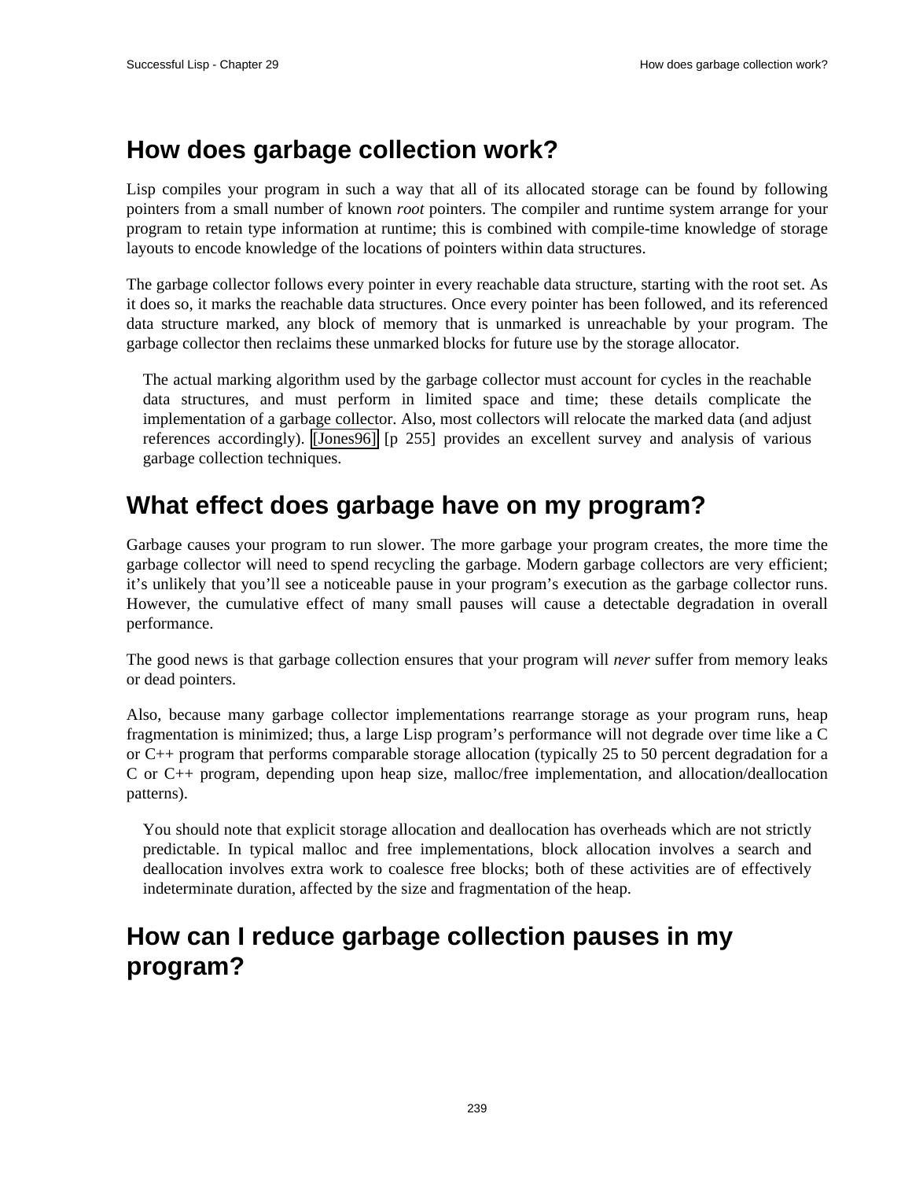## How does garbage collection work?

Lisp compiles your program in such a way that all of its allocated storage can be found by following pointers from a small number of known *root* pointers. The compiler and runtime system arrange for your program to retain type information at runtime; this is combined with compile-time knowledge of storage layouts to encode knowledge of the locations of pointers within data structures.

The garbage collector follows every pointer in every reachable data structure, starting with the root set. As it does so, it marks the reachable data structures. Once every pointer has been followed, and its referenced data structure marked, any block of memory that is unmarked is unreachable by your program. The garbage collector then reclaims these unmarked blocks for future use by the storage allocator.

> The actual marking algorithm used by the garbage collector must account for cycles in the reachable data structures, and must perform in limited space and time; these details complicate the implementation of a garbage collector. Also, most collectors will relocate the marked data (and adjust references accordingly). [Jones96] [p 255] provides an excellent survey and analysis of various garbage collection techniques.

## What effect does garbage have on my program?

Garbage causes your program to run slower. The more garbage your program creates, the more time the garbage collector will need to spend recycling the garbage. Modern garbage collectors are very efficient; it's unlikely that you'll see a noticeable pause in your program's execution as the garbage collector runs. However, the cumulative effect of many small pauses will cause a detectable degradation in overall performance.

The good news is that garbage collection ensures that your program will *never* suffer from memory leaks or dead pointers.

Also, because many garbage collector implementations rearrange storage as your program runs, heap fragmentation is minimized; thus, a large Lisp program's performance will not degrade over time like a C or C++ program that performs comparable storage allocation (typically 25 to 50 percent degradation for a C or C++ program, depending upon heap size, malloc/free implementation, and allocation/deallocation patterns).

> You should note that explicit storage allocation and deallocation has overheads which are not strictly predictable. In typical malloc and free implementations, block allocation involves a search and deallocation involves extra work to coalesce free blocks; both of these activities are of effectively indeterminate duration, affected by the size and fragmentation of the heap.

## How can I reduce garbage collection pauses in my program?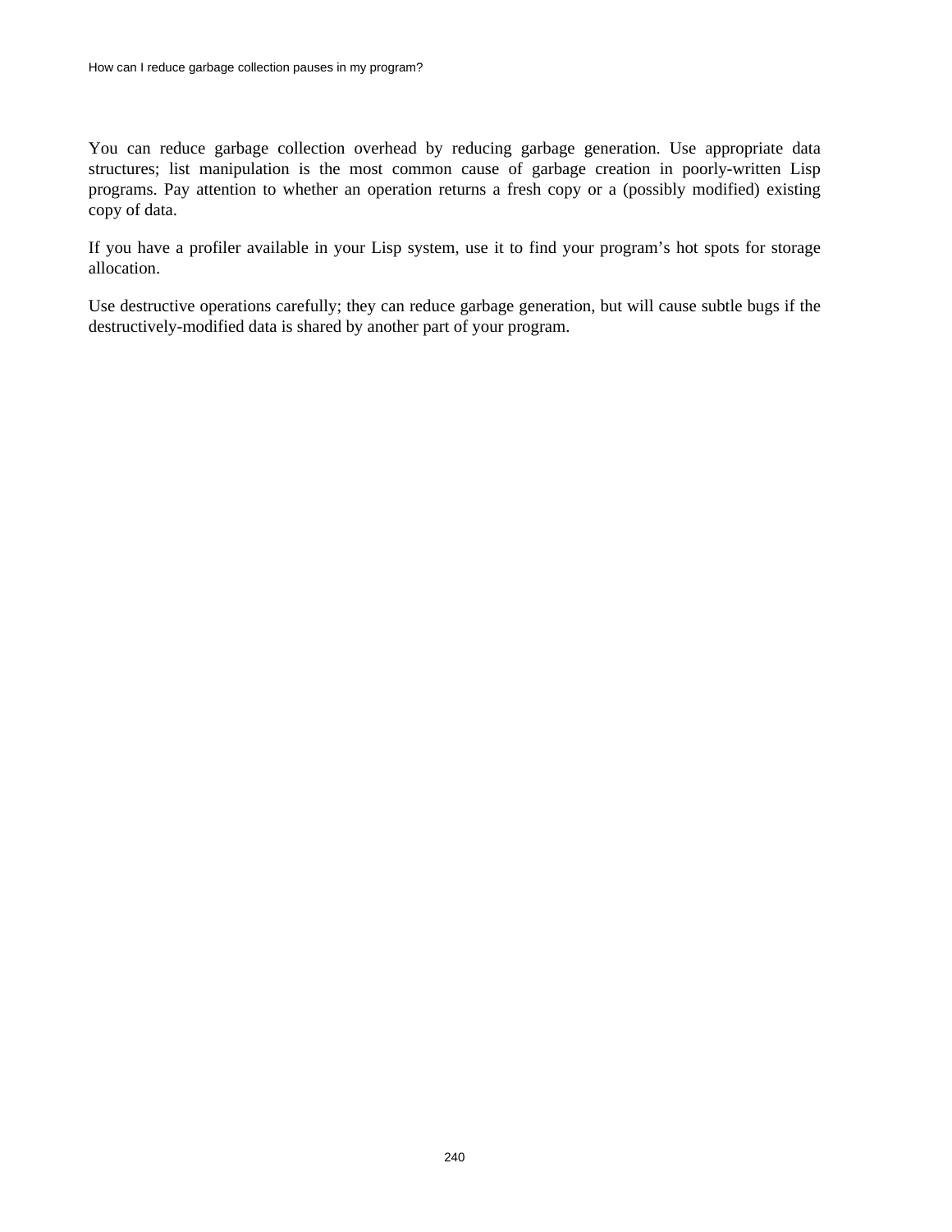You can reduce garbage collection overhead by reducing garbage generation. Use appropriate data structures; list manipulation is the most common cause of garbage creation in poorly-written Lisp programs. Pay attention to whether an operation returns a fresh copy or a (possibly modified) existing copy of data.

If you have a profiler available in your Lisp system, use it to find your program's hot spots for storage allocation.

Use destructive operations carefully; they can reduce garbage generation, but will cause subtle bugs if the destructively-modified data is shared by another part of your program.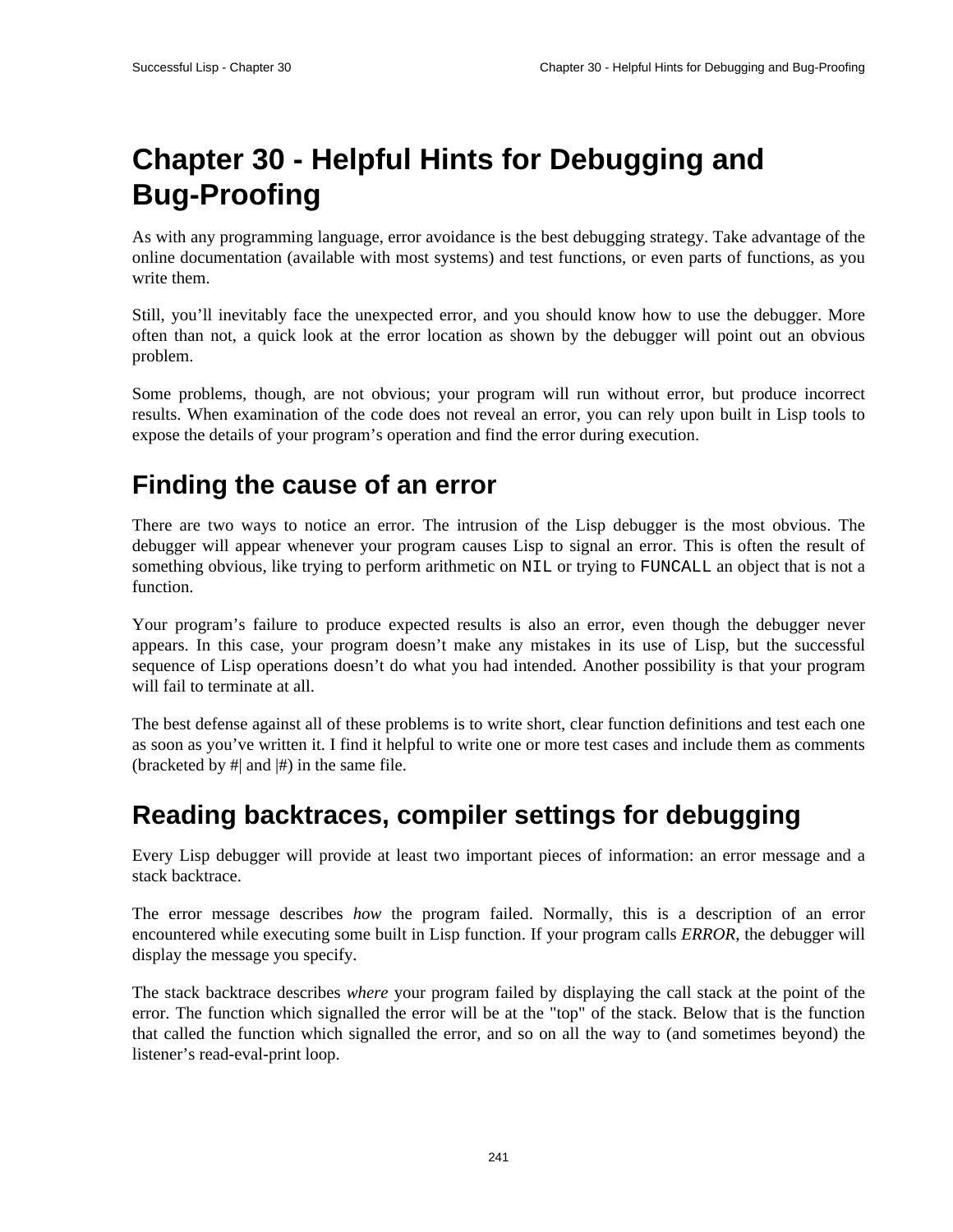# Chapter 30 - Helpful Hints for Debugging and Bug-Proofing

As with any programming language, error avoidance is the best debugging strategy. Take advantage of the online documentation (available with most systems) and test functions, or even parts of functions, as you write them.

Still, you'll inevitably face the unexpected error, and you should know how to use the debugger. More often than not, a quick look at the error location as shown by the debugger will point out an obvious problem.

Some problems, though, are not obvious; your program will run without error, but produce incorrect results. When examination of the code does not reveal an error, you can rely upon built in Lisp tools to expose the details of your program's operation and find the error during execution.

## Finding the cause of an error

There are two ways to notice an error. The intrusion of the Lisp debugger is the most obvious. The debugger will appear whenever your program causes Lisp to signal an error. This is often the result of something obvious, like trying to perform arithmetic on `NIL` or trying to `FUNCALL` an object that is not a function.

Your program's failure to produce expected results is also an error, even though the debugger never appears. In this case, your program doesn't make any mistakes in its use of Lisp, but the successful sequence of Lisp operations doesn't do what you had intended. Another possibility is that your program will fail to terminate at all.

The best defense against all of these problems is to write short, clear function definitions and test each one as soon as you've written it. I find it helpful to write one or more test cases and include them as comments (bracketed by #| and |#) in the same file.

## Reading backtraces, compiler settings for debugging

Every Lisp debugger will provide at least two important pieces of information: an error message and a stack backtrace.

The error message describes *how* the program failed. Normally, this is a description of an error encountered while executing some built in Lisp function. If your program calls *ERROR*, the debugger will display the message you specify.

The stack backtrace describes *where* your program failed by displaying the call stack at the point of the error. The function which signalled the error will be at the "top" of the stack. Below that is the function that called the function which signalled the error, and so on all the way to (and sometimes beyond) the listener's read-eval-print loop.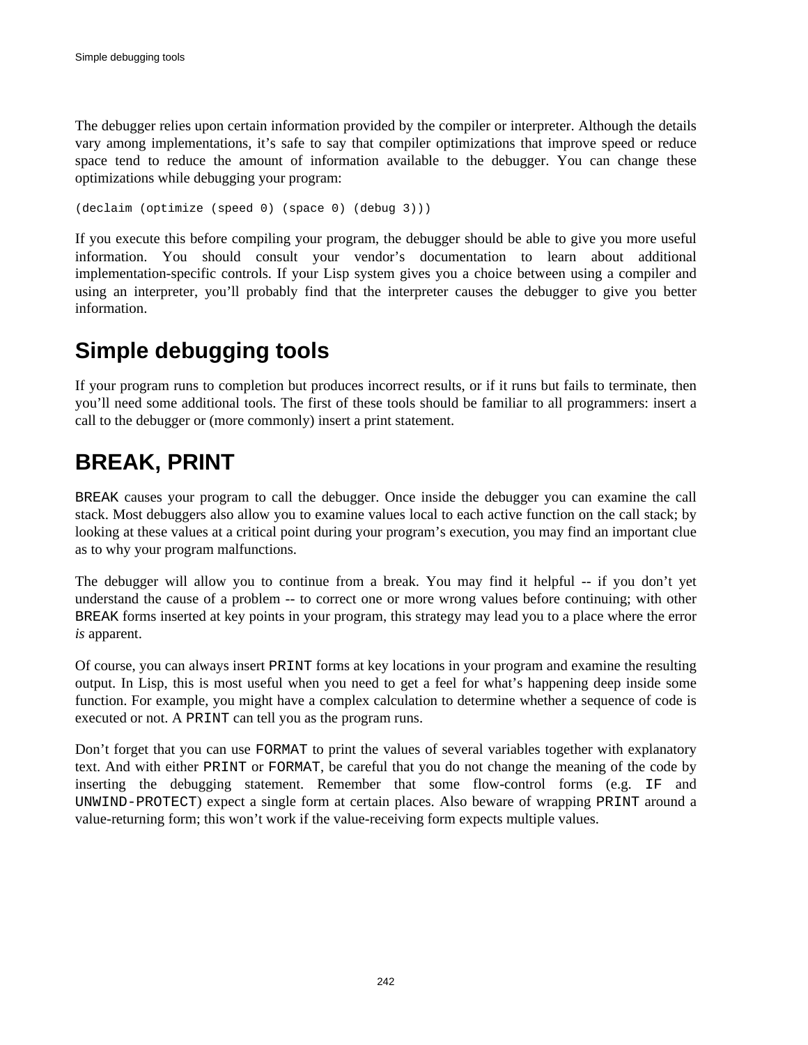The debugger relies upon certain information provided by the compiler or interpreter. Although the details vary among implementations, it's safe to say that compiler optimizations that improve speed or reduce space tend to reduce the amount of information available to the debugger. You can change these optimizations while debugging your program:

```
(declaim (optimize (speed 0) (space 0) (debug 3)))
```

If you execute this before compiling your program, the debugger should be able to give you more useful information. You should consult your vendor's documentation to learn about additional implementation-specific controls. If your Lisp system gives you a choice between using a compiler and using an interpreter, you'll probably find that the interpreter causes the debugger to give you better information.

# Simple debugging tools

If your program runs to completion but produces incorrect results, or if it runs but fails to terminate, then you'll need some additional tools. The first of these tools should be familiar to all programmers: insert a call to the debugger or (more commonly) insert a print statement.

# BREAK, PRINT

`BREAK` causes your program to call the debugger. Once inside the debugger you can examine the call stack. Most debuggers also allow you to examine values local to each active function on the call stack; by looking at these values at a critical point during your program's execution, you may find an important clue as to why your program malfunctions.

The debugger will allow you to continue from a break. You may find it helpful -- if you don't yet understand the cause of a problem -- to correct one or more wrong values before continuing; with other `BREAK` forms inserted at key points in your program, this strategy may lead you to a place where the error *is* apparent.

Of course, you can always insert `PRINT` forms at key locations in your program and examine the resulting output. In Lisp, this is most useful when you need to get a feel for what's happening deep inside some function. For example, you might have a complex calculation to determine whether a sequence of code is executed or not. A `PRINT` can tell you as the program runs.

Don't forget that you can use `FORMAT` to print the values of several variables together with explanatory text. And with either `PRINT` or `FORMAT`, be careful that you do not change the meaning of the code by inserting the debugging statement. Remember that some flow-control forms (e.g. `IF` and `UNWIND-PROTECT`) expect a single form at certain places. Also beware of wrapping `PRINT` around a value-returning form; this won't work if the value-receiving form expects multiple values.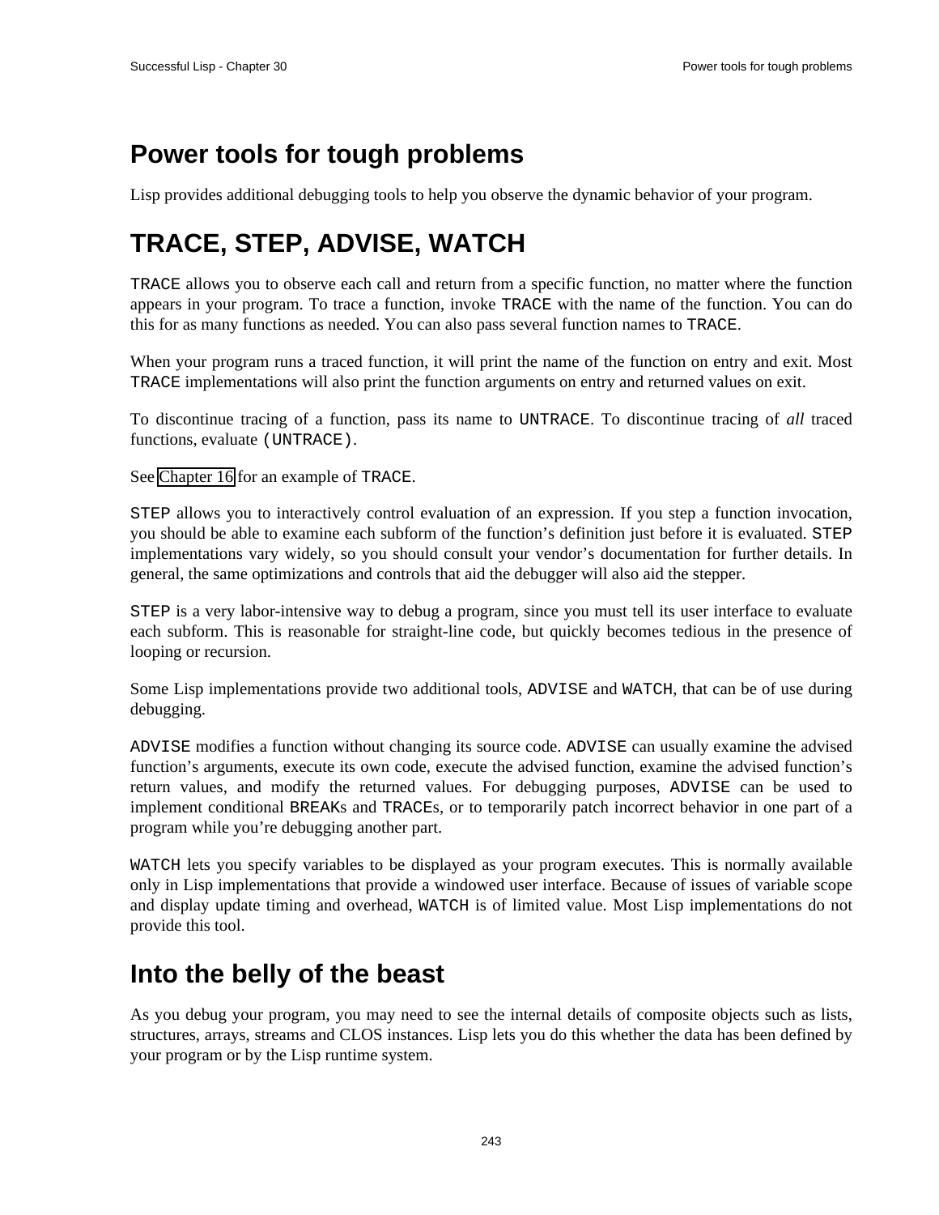# Power tools for tough problems

Lisp provides additional debugging tools to help you observe the dynamic behavior of your program.

## TRACE, STEP, ADVISE, WATCH

`TRACE` allows you to observe each call and return from a specific function, no matter where the function appears in your program. To trace a function, invoke `TRACE` with the name of the function. You can do this for as many functions as needed. You can also pass several function names to `TRACE`.

When your program runs a traced function, it will print the name of the function on entry and exit. Most `TRACE` implementations will also print the function arguments on entry and returned values on exit.

To discontinue tracing of a function, pass its name to `UNTRACE`. To discontinue tracing of *all* traced functions, evaluate `(UNTRACE)`.

See Chapter 16 for an example of `TRACE`.

`STEP` allows you to interactively control evaluation of an expression. If you step a function invocation, you should be able to examine each subform of the function's definition just before it is evaluated. `STEP` implementations vary widely, so you should consult your vendor's documentation for further details. In general, the same optimizations and controls that aid the debugger will also aid the stepper.

`STEP` is a very labor-intensive way to debug a program, since you must tell its user interface to evaluate each subform. This is reasonable for straight-line code, but quickly becomes tedious in the presence of looping or recursion.

Some Lisp implementations provide two additional tools, `ADVISE` and `WATCH`, that can be of use during debugging.

`ADVISE` modifies a function without changing its source code. `ADVISE` can usually examine the advised function's arguments, execute its own code, execute the advised function, examine the advised function's return values, and modify the returned values. For debugging purposes, `ADVISE` can be used to implement conditional `BREAK`s and `TRACE`s, or to temporarily patch incorrect behavior in one part of a program while you're debugging another part.

`WATCH` lets you specify variables to be displayed as your program executes. This is normally available only in Lisp implementations that provide a windowed user interface. Because of issues of variable scope and display update timing and overhead, `WATCH` is of limited value. Most Lisp implementations do not provide this tool.

## Into the belly of the beast

As you debug your program, you may need to see the internal details of composite objects such as lists, structures, arrays, streams and CLOS instances. Lisp lets you do this whether the data has been defined by your program or by the Lisp runtime system.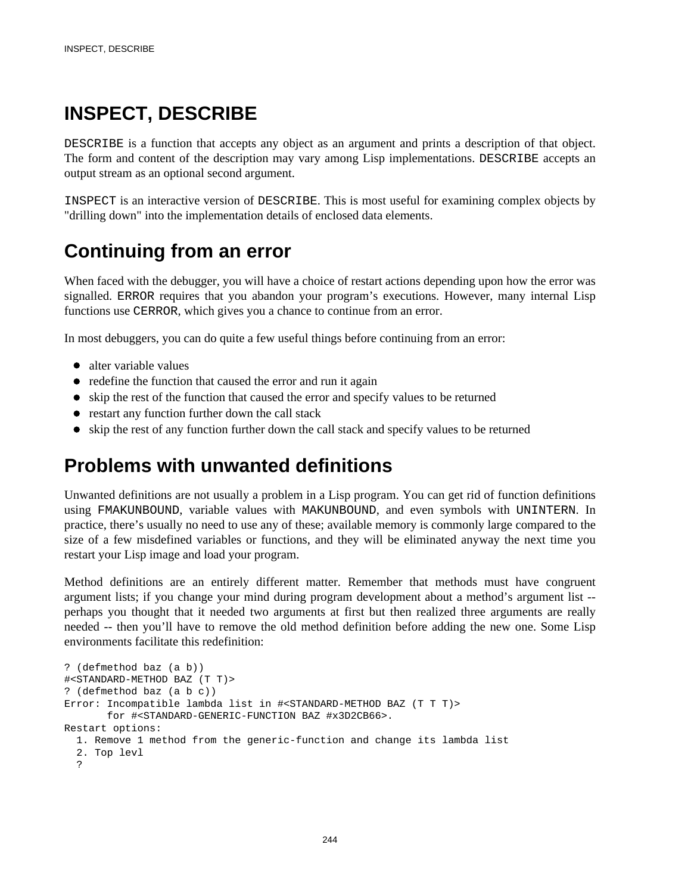# INSPECT, DESCRIBE

`DESCRIBE` is a function that accepts any object as an argument and prints a description of that object. The form and content of the description may vary among Lisp implementations. `DESCRIBE` accepts an output stream as an optional second argument.

`INSPECT` is an interactive version of `DESCRIBE`. This is most useful for examining complex objects by "drilling down" into the implementation details of enclosed data elements.

# Continuing from an error

When faced with the debugger, you will have a choice of restart actions depending upon how the error was signalled. `ERROR` requires that you abandon your program’s executions. However, many internal Lisp functions use `CERROR`, which gives you a chance to continue from an error.

In most debuggers, you can do quite a few useful things before continuing from an error:

- alter variable values
- redefine the function that caused the error and run it again
- skip the rest of the function that caused the error and specify values to be returned
- restart any function further down the call stack
- skip the rest of any function further down the call stack and specify values to be returned

# Problems with unwanted definitions

Unwanted definitions are not usually a problem in a Lisp program. You can get rid of function definitions using `FMAKUNBOUND`, variable values with `MAKUNBOUND`, and even symbols with `UNINTERN`. In practice, there’s usually no need to use any of these; available memory is commonly large compared to the size of a few misdefined variables or functions, and they will be eliminated anyway the next time you restart your Lisp image and load your program.

Method definitions are an entirely different matter. Remember that methods must have congruent argument lists; if you change your mind during program development about a method’s argument list -- perhaps you thought that it needed two arguments at first but then realized three arguments are really needed -- then you’ll have to remove the old method definition before adding the new one. Some Lisp environments facilitate this redefinition:

```
? (defmethod baz (a b))
#<STANDARD-METHOD BAZ (T T)>
? (defmethod baz (a b c))
Error: Incompatible lambda list in #<STANDARD-METHOD BAZ (T T T)>
       for #<STANDARD-GENERIC-FUNCTION BAZ #x3D2CB66>.
Restart options:
  1. Remove 1 method from the generic-function and change its lambda list
  2. Top levl
  ?
```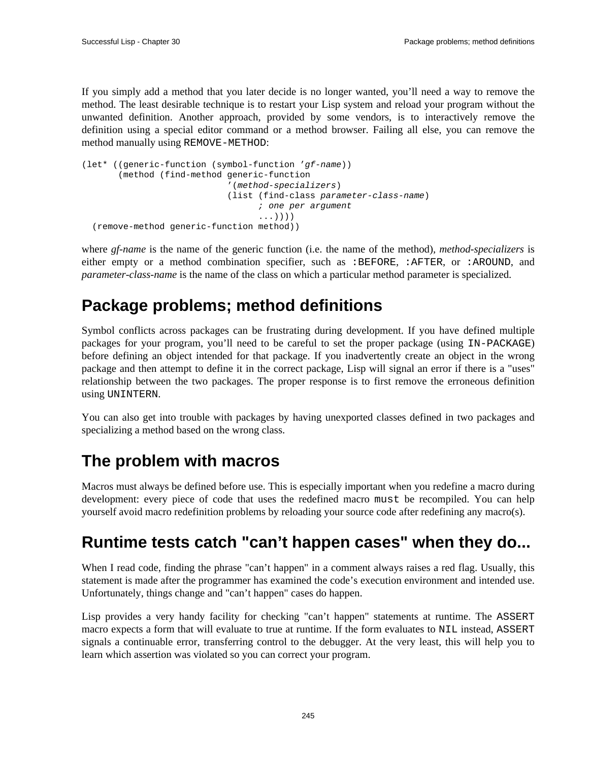If you simply add a method that you later decide is no longer wanted, you'll need a way to remove the method. The least desirable technique is to restart your Lisp system and reload your program without the unwanted definition. Another approach, provided by some vendors, is to interactively remove the definition using a special editor command or a method browser. Failing all else, you can remove the method manually using `REMOVE-METHOD`:

```
(let* ((generic-function (symbol-function 'gf-name))
       (method (find-method generic-function
                            '(method-specializers)
                            (list (find-class parameter-class-name)
                                  ; one per argument
                                  ...))))
  (remove-method generic-function method))
```

where *gf-name* is the name of the generic function (i.e. the name of the method), *method-specializers* is either empty or a method combination specifier, such as `:BEFORE`, `:AFTER`, or `:AROUND`, and *parameter-class-name* is the name of the class on which a particular method parameter is specialized.

## Package problems; method definitions

Symbol conflicts across packages can be frustrating during development. If you have defined multiple packages for your program, you'll need to be careful to set the proper package (using `IN-PACKAGE`) before defining an object intended for that package. If you inadvertently create an object in the wrong package and then attempt to define it in the correct package, Lisp will signal an error if there is a "uses" relationship between the two packages. The proper response is to first remove the erroneous definition using `UNINTERN`.

You can also get into trouble with packages by having unexported classes defined in two packages and specializing a method based on the wrong class.

## The problem with macros

Macros must always be defined before use. This is especially important when you redefine a macro during development: every piece of code that uses the redefined macro `must` be recompiled. You can help yourself avoid macro redefinition problems by reloading your source code after redefining any macro(s).

## Runtime tests catch "can't happen cases" when they do...

When I read code, finding the phrase "can't happen" in a comment always raises a red flag. Usually, this statement is made after the programmer has examined the code's execution environment and intended use. Unfortunately, things change and "can't happen" cases do happen.

Lisp provides a very handy facility for checking "can't happen" statements at runtime. The `ASSERT` macro expects a form that will evaluate to true at runtime. If the form evaluates to `NIL` instead, `ASSERT` signals a continuable error, transferring control to the debugger. At the very least, this will help you to learn which assertion was violated so you can correct your program.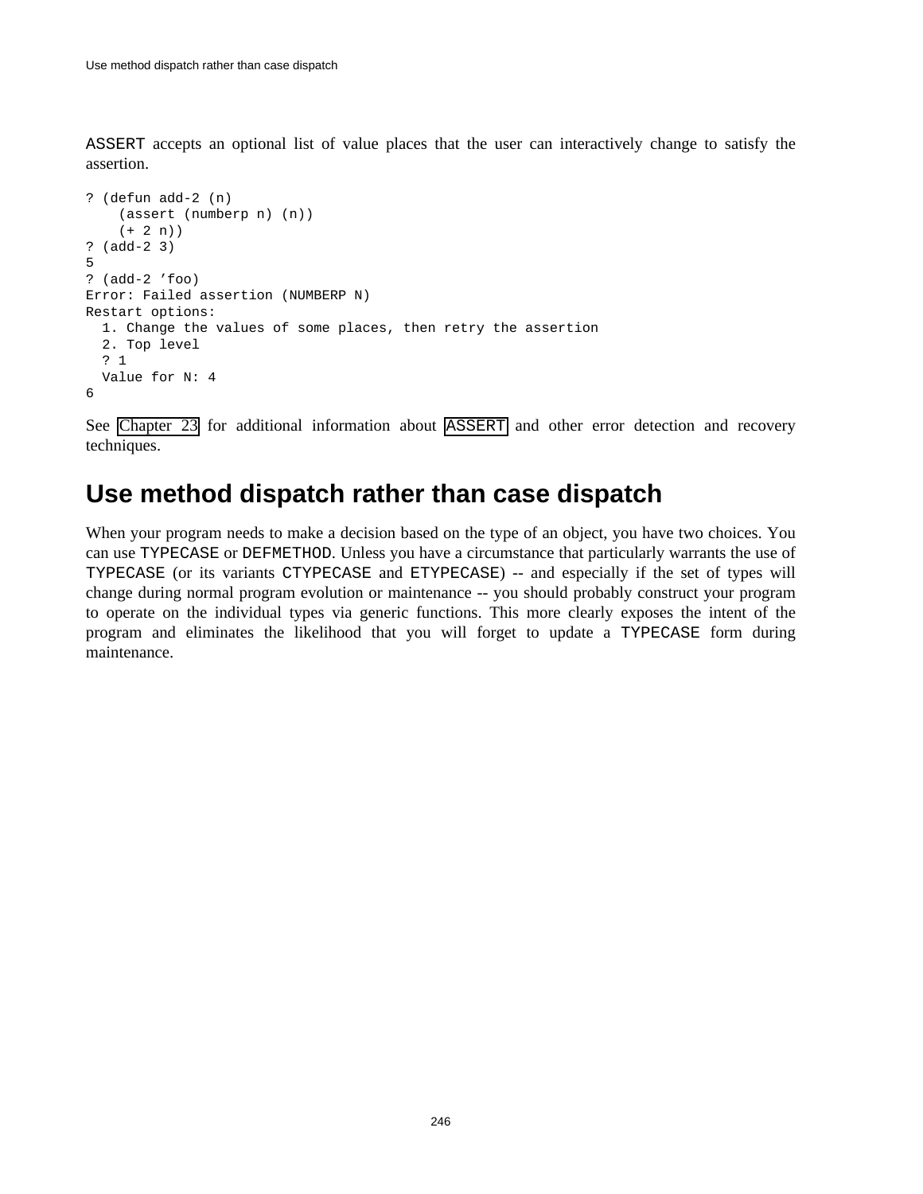ASSERT accepts an optional list of value places that the user can interactively change to satisfy the assertion.

```
? (defun add-2 (n)
    (assert (numberp n) (n))
    (+ 2 n))
? (add-2 3)
5
? (add-2 ’foo)
Error: Failed assertion (NUMBERP N)
Restart options:
  1. Change the values of some places, then retry the assertion
  2. Top level
  ? 1
  Value for N: 4
6
```

See Chapter 23 for additional information about ASSERT and other error detection and recovery techniques.

## Use method dispatch rather than case dispatch

When your program needs to make a decision based on the type of an object, you have two choices. You can use TYPECASE or DEFMETHOD. Unless you have a circumstance that particularly warrants the use of TYPECASE (or its variants CTYPECASE and ETYPECASE) -- and especially if the set of types will change during normal program evolution or maintenance -- you should probably construct your program to operate on the individual types via generic functions. This more clearly exposes the intent of the program and eliminates the likelihood that you will forget to update a TYPECASE form during maintenance.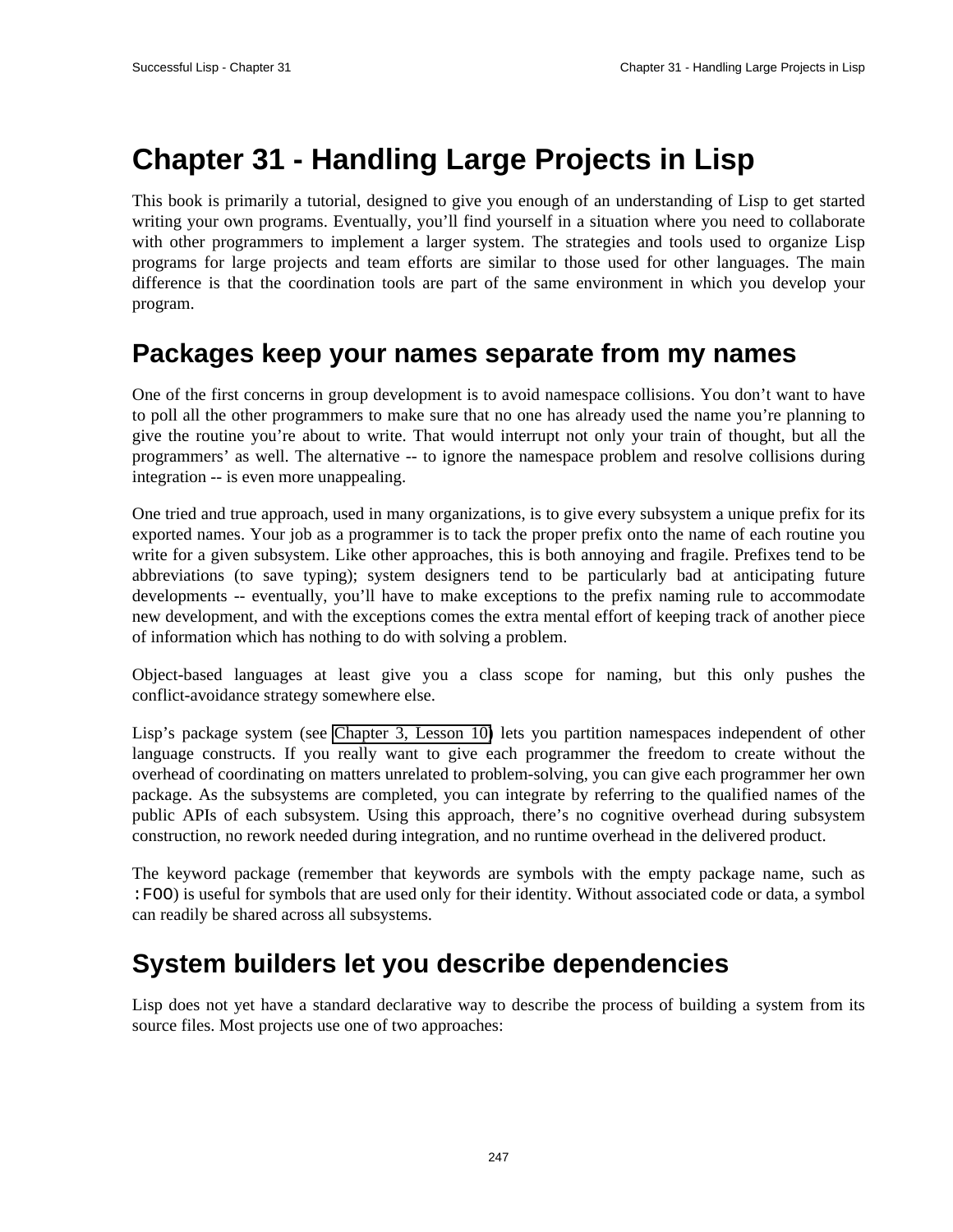# Chapter 31 - Handling Large Projects in Lisp

This book is primarily a tutorial, designed to give you enough of an understanding of Lisp to get started writing your own programs. Eventually, you'll find yourself in a situation where you need to collaborate with other programmers to implement a larger system. The strategies and tools used to organize Lisp programs for large projects and team efforts are similar to those used for other languages. The main difference is that the coordination tools are part of the same environment in which you develop your program.

## Packages keep your names separate from my names

One of the first concerns in group development is to avoid namespace collisions. You don't want to have to poll all the other programmers to make sure that no one has already used the name you're planning to give the routine you're about to write. That would interrupt not only your train of thought, but all the programmers' as well. The alternative -- to ignore the namespace problem and resolve collisions during integration -- is even more unappealing.

One tried and true approach, used in many organizations, is to give every subsystem a unique prefix for its exported names. Your job as a programmer is to tack the proper prefix onto the name of each routine you write for a given subsystem. Like other approaches, this is both annoying and fragile. Prefixes tend to be abbreviations (to save typing); system designers tend to be particularly bad at anticipating future developments -- eventually, you'll have to make exceptions to the prefix naming rule to accommodate new development, and with the exceptions comes the extra mental effort of keeping track of another piece of information which has nothing to do with solving a problem.

Object-based languages at least give you a class scope for naming, but this only pushes the conflict-avoidance strategy somewhere else.

Lisp's package system (see Chapter 3, Lesson 10) lets you partition namespaces independent of other language constructs. If you really want to give each programmer the freedom to create without the overhead of coordinating on matters unrelated to problem-solving, you can give each programmer her own package. As the subsystems are completed, you can integrate by referring to the qualified names of the public APIs of each subsystem. Using this approach, there's no cognitive overhead during subsystem construction, no rework needed during integration, and no runtime overhead in the delivered product.

The keyword package (remember that keywords are symbols with the empty package name, such as `:FOO`) is useful for symbols that are used only for their identity. Without associated code or data, a symbol can readily be shared across all subsystems.

## System builders let you describe dependencies

Lisp does not yet have a standard declarative way to describe the process of building a system from its source files. Most projects use one of two approaches: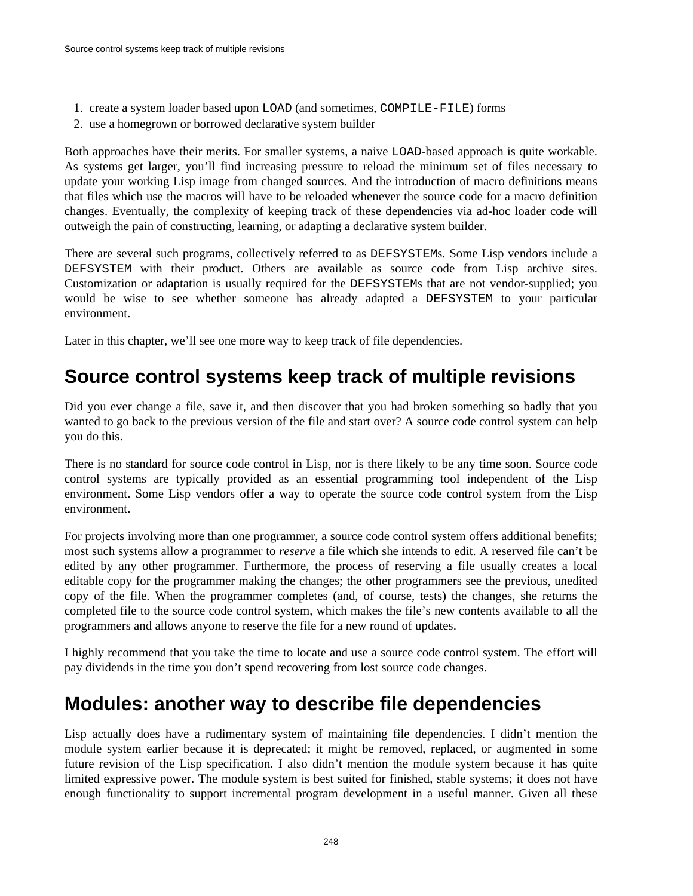1. create a system loader based upon `LOAD` (and sometimes, `COMPILE-FILE`) forms
2. use a homegrown or borrowed declarative system builder

Both approaches have their merits. For smaller systems, a naive `LOAD`-based approach is quite workable. As systems get larger, you'll find increasing pressure to reload the minimum set of files necessary to update your working Lisp image from changed sources. And the introduction of macro definitions means that files which use the macros will have to be reloaded whenever the source code for a macro definition changes. Eventually, the complexity of keeping track of these dependencies via ad-hoc loader code will outweigh the pain of constructing, learning, or adapting a declarative system builder.

There are several such programs, collectively referred to as `DEFSYSTEM`s. Some Lisp vendors include a `DEFSYSTEM` with their product. Others are available as source code from Lisp archive sites. Customization or adaptation is usually required for the `DEFSYSTEM`s that are not vendor-supplied; you would be wise to see whether someone has already adapted a `DEFSYSTEM` to your particular environment.

Later in this chapter, we'll see one more way to keep track of file dependencies.

## Source control systems keep track of multiple revisions

Did you ever change a file, save it, and then discover that you had broken something so badly that you wanted to go back to the previous version of the file and start over? A source code control system can help you do this.

There is no standard for source code control in Lisp, nor is there likely to be any time soon. Source code control systems are typically provided as an essential programming tool independent of the Lisp environment. Some Lisp vendors offer a way to operate the source code control system from the Lisp environment.

For projects involving more than one programmer, a source code control system offers additional benefits; most such systems allow a programmer to *reserve* a file which she intends to edit. A reserved file can't be edited by any other programmer. Furthermore, the process of reserving a file usually creates a local editable copy for the programmer making the changes; the other programmers see the previous, unedited copy of the file. When the programmer completes (and, of course, tests) the changes, she returns the completed file to the source code control system, which makes the file's new contents available to all the programmers and allows anyone to reserve the file for a new round of updates.

I highly recommend that you take the time to locate and use a source code control system. The effort will pay dividends in the time you don't spend recovering from lost source code changes.

## Modules: another way to describe file dependencies

Lisp actually does have a rudimentary system of maintaining file dependencies. I didn't mention the module system earlier because it is deprecated; it might be removed, replaced, or augmented in some future revision of the Lisp specification. I also didn't mention the module system because it has quite limited expressive power. The module system is best suited for finished, stable systems; it does not have enough functionality to support incremental program development in a useful manner. Given all these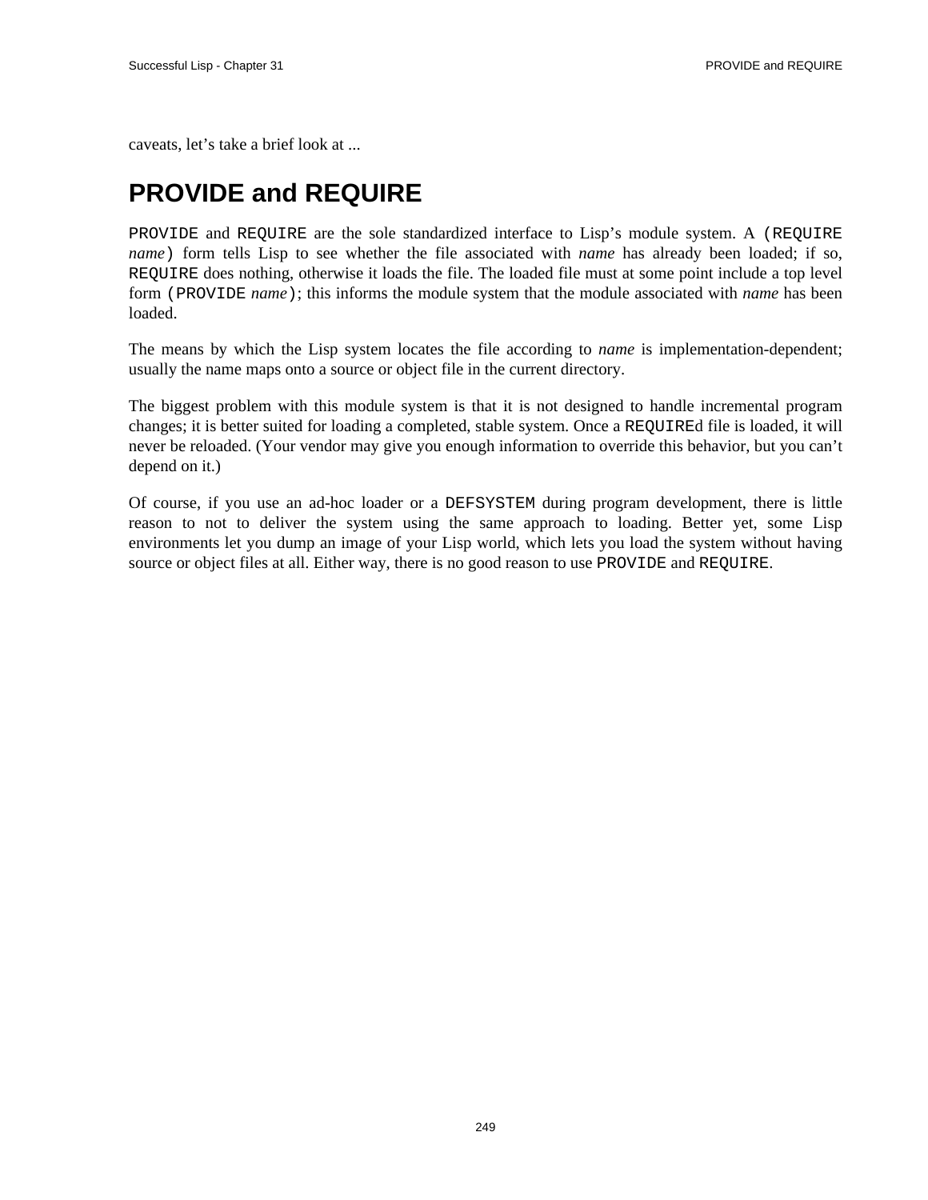caveats, let's take a brief look at ...

# PROVIDE and REQUIRE

`PROVIDE` and `REQUIRE` are the sole standardized interface to Lisp's module system. A `(REQUIRE` *name*`)` form tells Lisp to see whether the file associated with *name* has already been loaded; if so, `REQUIRE` does nothing, otherwise it loads the file. The loaded file must at some point include a top level form `(PROVIDE` *name*`)`; this informs the module system that the module associated with *name* has been loaded.

The means by which the Lisp system locates the file according to *name* is implementation-dependent; usually the name maps onto a source or object file in the current directory.

The biggest problem with this module system is that it is not designed to handle incremental program changes; it is better suited for loading a completed, stable system. Once a `REQUIRE`d file is loaded, it will never be reloaded. (Your vendor may give you enough information to override this behavior, but you can't depend on it.)

Of course, if you use an ad-hoc loader or a `DEFSYSTEM` during program development, there is little reason to not to deliver the system using the same approach to loading. Better yet, some Lisp environments let you dump an image of your Lisp world, which lets you load the system without having source or object files at all. Either way, there is no good reason to use `PROVIDE` and `REQUIRE`.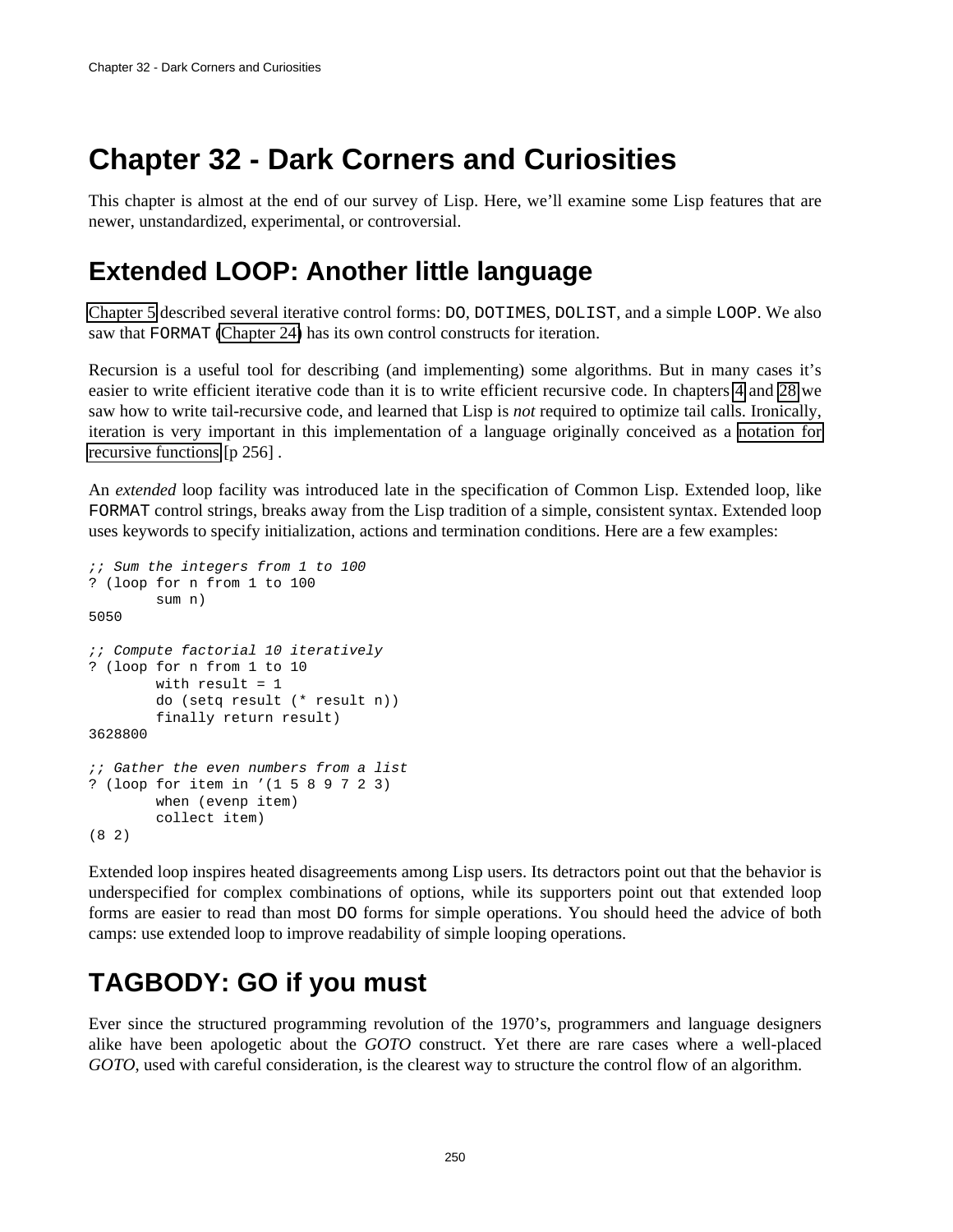# Chapter 32 - Dark Corners and Curiosities

This chapter is almost at the end of our survey of Lisp. Here, we'll examine some Lisp features that are newer, unstandardized, experimental, or controversial.

## Extended LOOP: Another little language

Chapter 5 described several iterative control forms: `DO`, `DOTIMES`, `DOLIST`, and a simple `LOOP`. We also saw that `FORMAT` (Chapter 24) has its own control constructs for iteration.

Recursion is a useful tool for describing (and implementing) some algorithms. But in many cases it's easier to write efficient iterative code than it is to write efficient recursive code. In chapters 4 and 28 we saw how to write tail-recursive code, and learned that Lisp is *not* required to optimize tail calls. Ironically, iteration is very important in this implementation of a language originally conceived as a notation for recursive functions [p 256] .

An *extended* loop facility was introduced late in the specification of Common Lisp. Extended loop, like `FORMAT` control strings, breaks away from the Lisp tradition of a simple, consistent syntax. Extended loop uses keywords to specify initialization, actions and termination conditions. Here are a few examples:

```
;; Sum the integers from 1 to 100
? (loop for n from 1 to 100
        sum n)
5050

;; Compute factorial 10 iteratively
? (loop for n from 1 to 10
        with result = 1
        do (setq result (* result n))
        finally return result)
3628800

;; Gather the even numbers from a list
? (loop for item in '(1 5 8 9 7 2 3)
        when (evenp item)
        collect item)
(8 2)
```

Extended loop inspires heated disagreements among Lisp users. Its detractors point out that the behavior is underspecified for complex combinations of options, while its supporters point out that extended loop forms are easier to read than most `DO` forms for simple operations. You should heed the advice of both camps: use extended loop to improve readability of simple looping operations.

## TAGBODY: GO if you must

Ever since the structured programming revolution of the 1970's, programmers and language designers alike have been apologetic about the *GOTO* construct. Yet there are rare cases where a well-placed *GOTO*, used with careful consideration, is the clearest way to structure the control flow of an algorithm.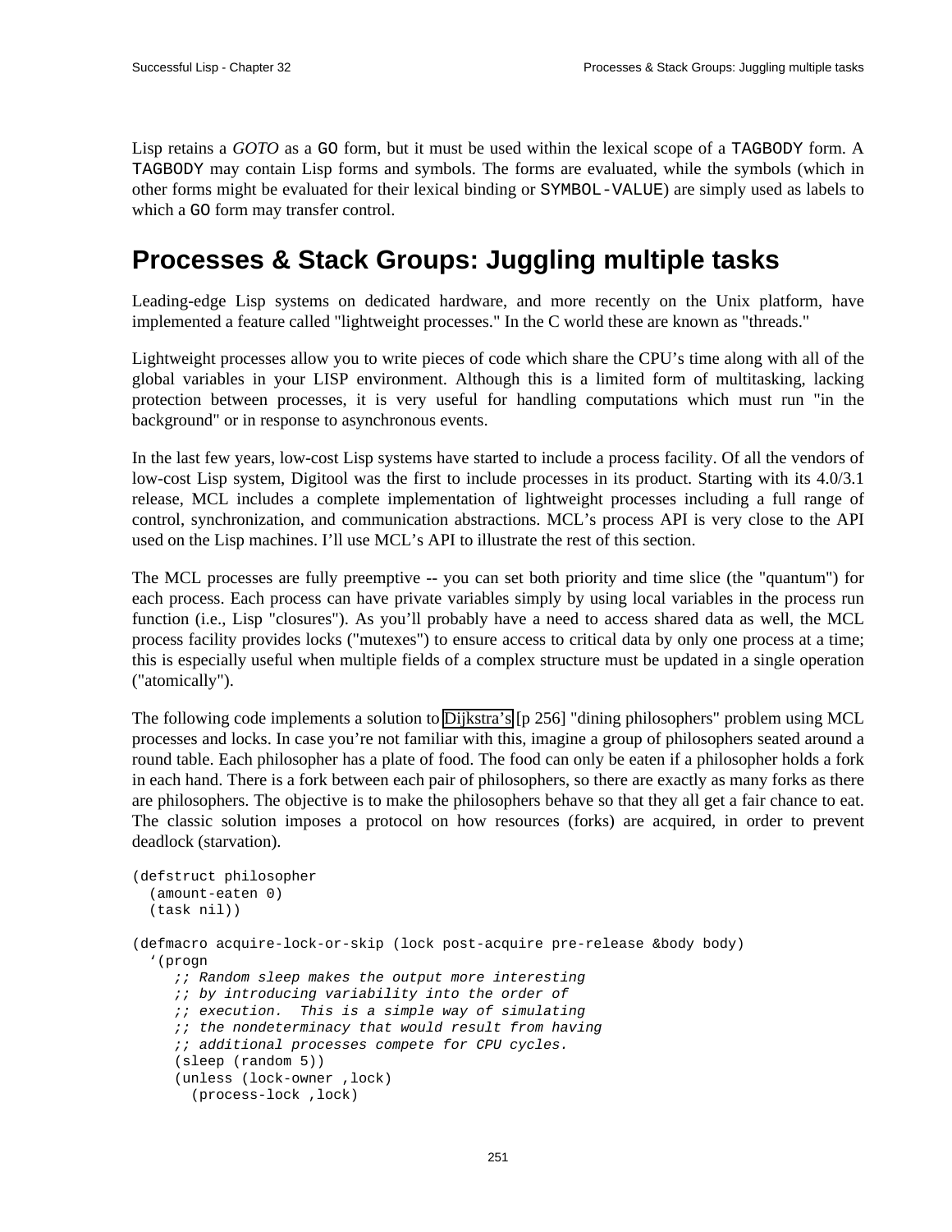Lisp retains a *GOTO* as a `GO` form, but it must be used within the lexical scope of a `TAGBODY` form. A `TAGBODY` may contain Lisp forms and symbols. The forms are evaluated, while the symbols (which in other forms might be evaluated for their lexical binding or `SYMBOL-VALUE`) are simply used as labels to which a `GO` form may transfer control.

# Processes & Stack Groups: Juggling multiple tasks

Leading-edge Lisp systems on dedicated hardware, and more recently on the Unix platform, have implemented a feature called "lightweight processes." In the C world these are known as "threads."

Lightweight processes allow you to write pieces of code which share the CPU’s time along with all of the global variables in your LISP environment. Although this is a limited form of multitasking, lacking protection between processes, it is very useful for handling computations which must run "in the background" or in response to asynchronous events.

In the last few years, low-cost Lisp systems have started to include a process facility. Of all the vendors of low-cost Lisp system, Digitool was the first to include processes in its product. Starting with its 4.0/3.1 release, MCL includes a complete implementation of lightweight processes including a full range of control, synchronization, and communication abstractions. MCL’s process API is very close to the API used on the Lisp machines. I’ll use MCL’s API to illustrate the rest of this section.

The MCL processes are fully preemptive -- you can set both priority and time slice (the "quantum") for each process. Each process can have private variables simply by using local variables in the process run function (i.e., Lisp "closures"). As you’ll probably have a need to access shared data as well, the MCL process facility provides locks ("mutexes") to ensure access to critical data by only one process at a time; this is especially useful when multiple fields of a complex structure must be updated in a single operation ("atomically").

The following code implements a solution to Dijkstra’s [p 256] "dining philosophers" problem using MCL processes and locks. In case you’re not familiar with this, imagine a group of philosophers seated around a round table. Each philosopher has a plate of food. The food can only be eaten if a philosopher holds a fork in each hand. There is a fork between each pair of philosophers, so there are exactly as many forks as there are philosophers. The objective is to make the philosophers behave so that they all get a fair chance to eat. The classic solution imposes a protocol on how resources (forks) are acquired, in order to prevent deadlock (starvation).

```
(defstruct philosopher
  (amount-eaten 0)
  (task nil))

(defmacro acquire-lock-or-skip (lock post-acquire pre-release &body body)
  `(progn
     ;; Random sleep makes the output more interesting
     ;; by introducing variability into the order of
     ;; execution.  This is a simple way of simulating
     ;; the nondeterminacy that would result from having
     ;; additional processes compete for CPU cycles.
     (sleep (random 5))
     (unless (lock-owner ,lock)
       (process-lock ,lock)
```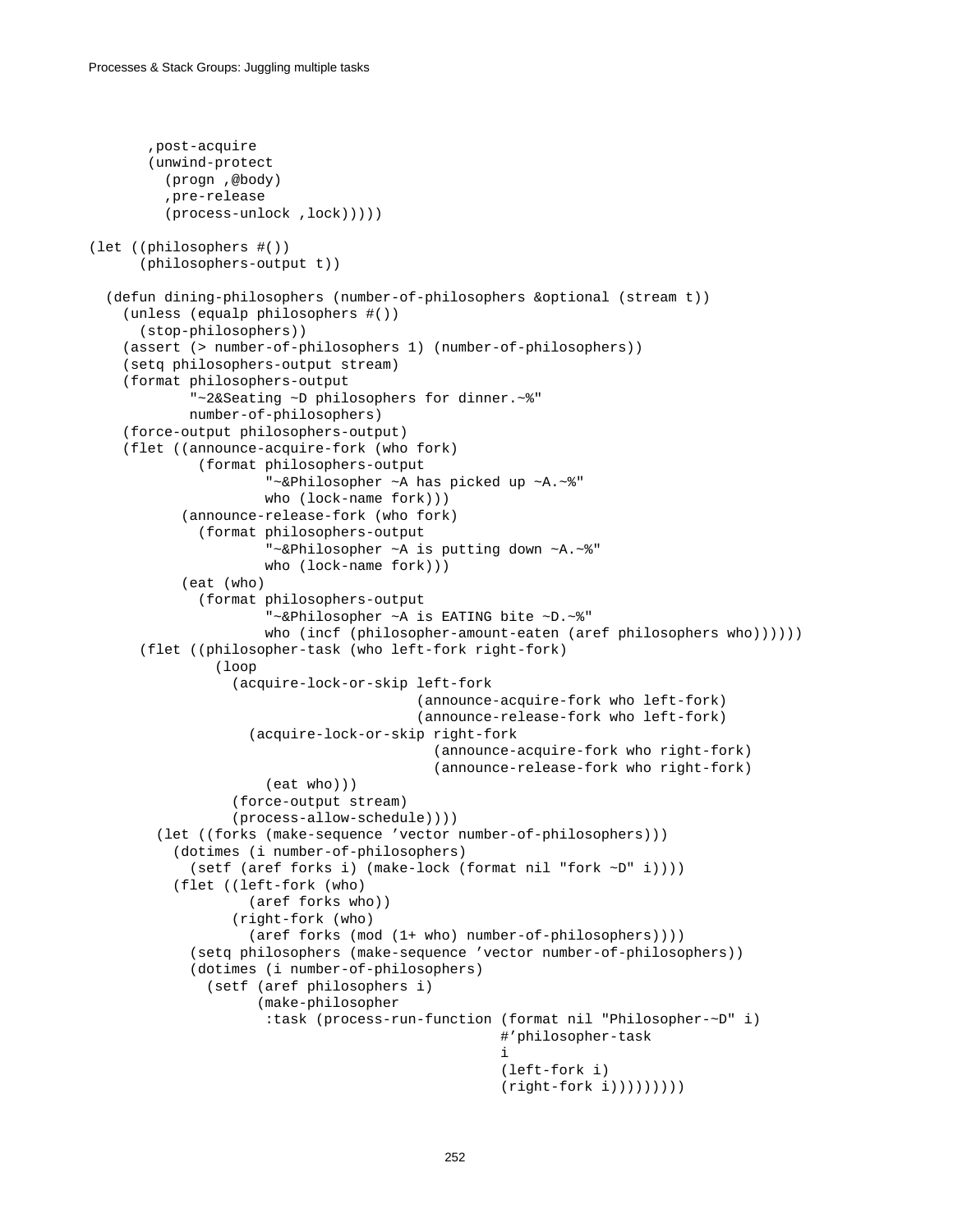```
       ,post-acquire
       (unwind-protect
         (progn ,@body)
         ,pre-release
         (process-unlock ,lock)))))

(let ((philosophers #())
      (philosophers-output t))

  (defun dining-philosophers (number-of-philosophers &optional (stream t))
    (unless (equalp philosophers #())
      (stop-philosophers))
    (assert (> number-of-philosophers 1) (number-of-philosophers))
    (setq philosophers-output stream)
    (format philosophers-output
            "~2&Seating ~D philosophers for dinner.~%"
            number-of-philosophers)
    (force-output philosophers-output)
    (flet ((announce-acquire-fork (who fork)
             (format philosophers-output
                     "~&Philosopher ~A has picked up ~A.~%"
                     who (lock-name fork)))
           (announce-release-fork (who fork)
             (format philosophers-output
                     "~&Philosopher ~A is putting down ~A.~%"
                     who (lock-name fork)))
           (eat (who)
             (format philosophers-output
                     "~&Philosopher ~A is EATING bite ~D.~%"
                     who (incf (philosopher-amount-eaten (aref philosophers who))))))
      (flet ((philosopher-task (who left-fork right-fork)
               (loop
                 (acquire-lock-or-skip left-fork
                                       (announce-acquire-fork who left-fork)
                                       (announce-release-fork who left-fork)
                   (acquire-lock-or-skip right-fork
                                         (announce-acquire-fork who right-fork)
                                         (announce-release-fork who right-fork)
                     (eat who)))
                 (force-output stream)
                 (process-allow-schedule))))
        (let ((forks (make-sequence 'vector number-of-philosophers)))
          (dotimes (i number-of-philosophers)
            (setf (aref forks i) (make-lock (format nil "fork ~D" i))))
          (flet ((left-fork (who)
                   (aref forks who))
                 (right-fork (who)
                   (aref forks (mod (1+ who) number-of-philosophers))))
            (setq philosophers (make-sequence 'vector number-of-philosophers))
            (dotimes (i number-of-philosophers)
              (setf (aref philosophers i)
                    (make-philosopher
                     :task (process-run-function (format nil "Philosopher-~D" i)
                                                 #'philosopher-task
                                                 i
                                                 (left-fork i)
                                                 (right-fork i)))))))))
```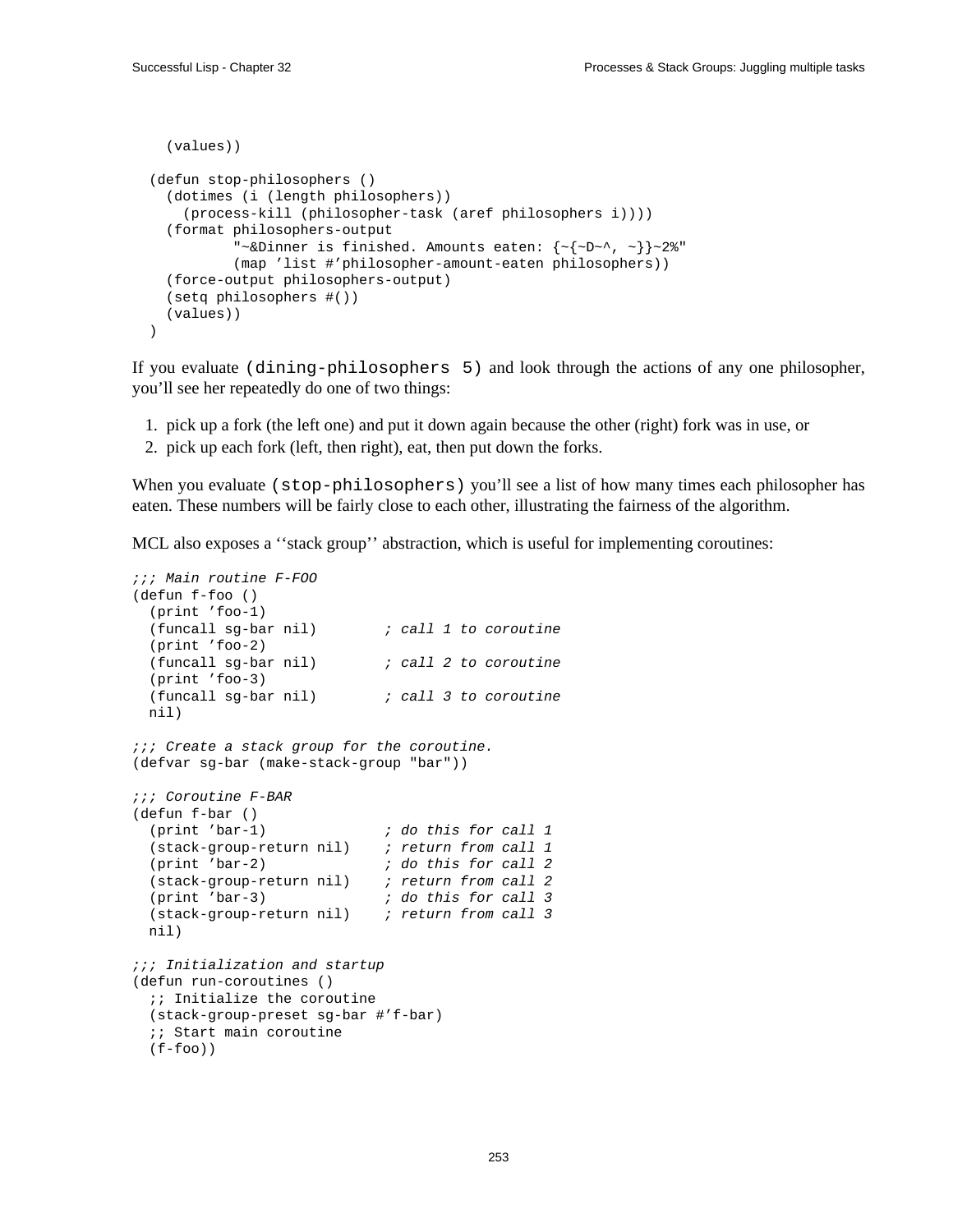```
    (values))

  (defun stop-philosophers ()
    (dotimes (i (length philosophers))
      (process-kill (philosopher-task (aref philosophers i))))
    (format philosophers-output
            "~&Dinner is finished. Amounts eaten: {~{~D~^, ~}}~2%"
            (map 'list #'philosopher-amount-eaten philosophers))
    (force-output philosophers-output)
    (setq philosophers #())
    (values))
  )
```

If you evaluate `(dining-philosophers 5)` and look through the actions of any one philosopher, you'll see her repeatedly do one of two things:

1. pick up a fork (the left one) and put it down again because the other (right) fork was in use, or
2. pick up each fork (left, then right), eat, then put down the forks.

When you evaluate `(stop-philosophers)` you'll see a list of how many times each philosopher has eaten. These numbers will be fairly close to each other, illustrating the fairness of the algorithm.

MCL also exposes a ''stack group'' abstraction, which is useful for implementing coroutines:

```
;;; Main routine F-FOO
(defun f-foo ()
  (print 'foo-1)
  (funcall sg-bar nil)        ; call 1 to coroutine
  (print 'foo-2)
  (funcall sg-bar nil)        ; call 2 to coroutine
  (print 'foo-3)
  (funcall sg-bar nil)        ; call 3 to coroutine
  nil)

;;; Create a stack group for the coroutine.
(defvar sg-bar (make-stack-group "bar"))

;;; Coroutine F-BAR
(defun f-bar ()
  (print 'bar-1)              ; do this for call 1
  (stack-group-return nil)    ; return from call 1
  (print 'bar-2)              ; do this for call 2
  (stack-group-return nil)    ; return from call 2
  (print 'bar-3)              ; do this for call 3
  (stack-group-return nil)    ; return from call 3
  nil)

;;; Initialization and startup
(defun run-coroutines ()
  ;; Initialize the coroutine
  (stack-group-preset sg-bar #'f-bar)
  ;; Start main coroutine
  (f-foo))
```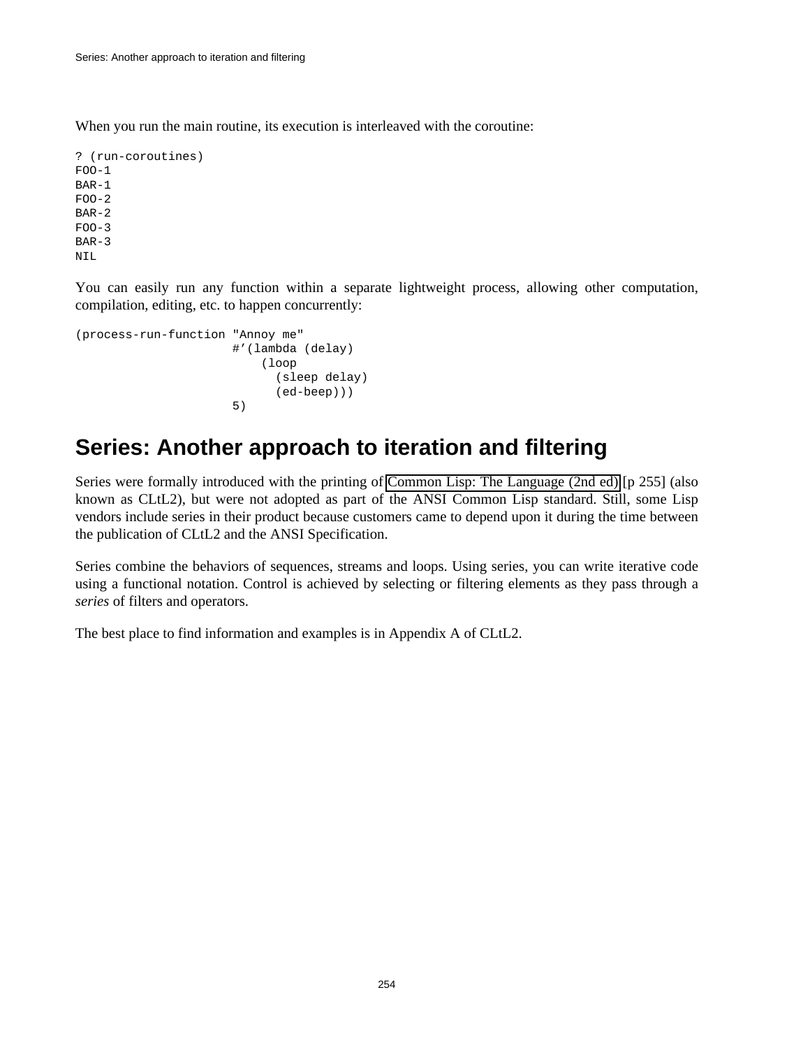When you run the main routine, its execution is interleaved with the coroutine:

```
? (run-coroutines)
FOO-1
BAR-1
FOO-2
BAR-2
FOO-3
BAR-3
NIL
```

You can easily run any function within a separate lightweight process, allowing other computation, compilation, editing, etc. to happen concurrently:

```
(process-run-function "Annoy me"
                      #'(lambda (delay)
                          (loop
                            (sleep delay)
                            (ed-beep)))
                      5)
```

## Series: Another approach to iteration and filtering

Series were formally introduced with the printing of Common Lisp: The Language (2nd ed) [p 255] (also known as CLtL2), but were not adopted as part of the ANSI Common Lisp standard. Still, some Lisp vendors include series in their product because customers came to depend upon it during the time between the publication of CLtL2 and the ANSI Specification.

Series combine the behaviors of sequences, streams and loops. Using series, you can write iterative code using a functional notation. Control is achieved by selecting or filtering elements as they pass through a *series* of filters and operators.

The best place to find information and examples is in Appendix A of CLtL2.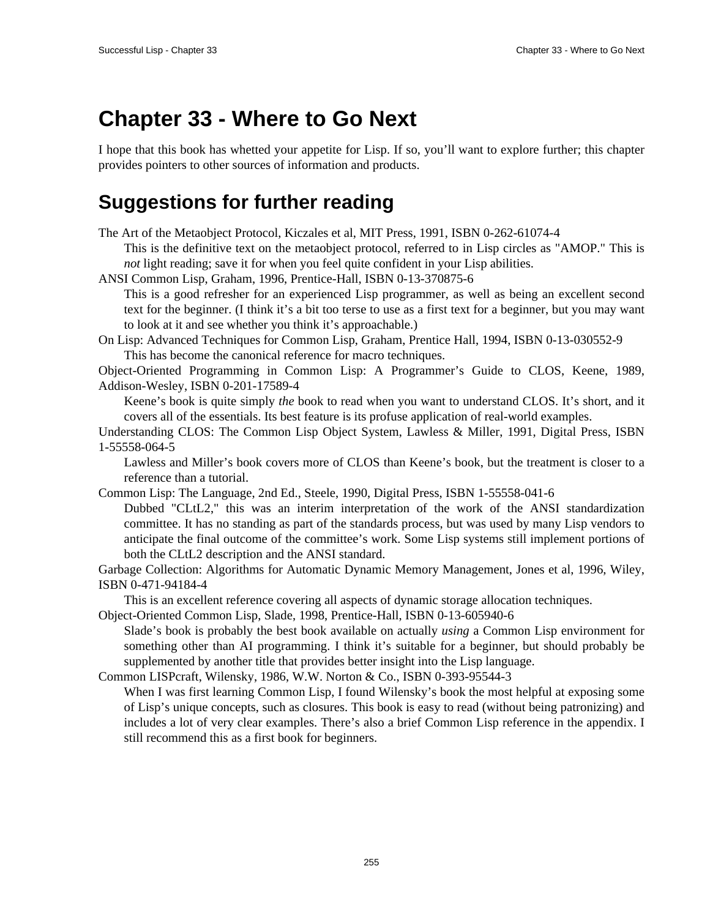# Chapter 33 - Where to Go Next

I hope that this book has whetted your appetite for Lisp. If so, you'll want to explore further; this chapter provides pointers to other sources of information and products.

## Suggestions for further reading

The Art of the Metaobject Protocol, Kiczales et al, MIT Press, 1991, ISBN 0-262-61074-4

> This is the definitive text on the metaobject protocol, referred to in Lisp circles as "AMOP." This is *not* light reading; save it for when you feel quite confident in your Lisp abilities.

ANSI Common Lisp, Graham, 1996, Prentice-Hall, ISBN 0-13-370875-6

> This is a good refresher for an experienced Lisp programmer, as well as being an excellent second text for the beginner. (I think it's a bit too terse to use as a first text for a beginner, but you may want to look at it and see whether you think it's approachable.)

On Lisp: Advanced Techniques for Common Lisp, Graham, Prentice Hall, 1994, ISBN 0-13-030552-9

> This has become the canonical reference for macro techniques.

Object-Oriented Programming in Common Lisp: A Programmer's Guide to CLOS, Keene, 1989, Addison-Wesley, ISBN 0-201-17589-4

> Keene's book is quite simply *the* book to read when you want to understand CLOS. It's short, and it covers all of the essentials. Its best feature is its profuse application of real-world examples.

Understanding CLOS: The Common Lisp Object System, Lawless & Miller, 1991, Digital Press, ISBN 1-55558-064-5

> Lawless and Miller's book covers more of CLOS than Keene's book, but the treatment is closer to a reference than a tutorial.

Common Lisp: The Language, 2nd Ed., Steele, 1990, Digital Press, ISBN 1-55558-041-6

> Dubbed "CLtL2," this was an interim interpretation of the work of the ANSI standardization committee. It has no standing as part of the standards process, but was used by many Lisp vendors to anticipate the final outcome of the committee's work. Some Lisp systems still implement portions of both the CLtL2 description and the ANSI standard.

Garbage Collection: Algorithms for Automatic Dynamic Memory Management, Jones et al, 1996, Wiley, ISBN 0-471-94184-4

> This is an excellent reference covering all aspects of dynamic storage allocation techniques.

Object-Oriented Common Lisp, Slade, 1998, Prentice-Hall, ISBN 0-13-605940-6

> Slade's book is probably the best book available on actually *using* a Common Lisp environment for something other than AI programming. I think it's suitable for a beginner, but should probably be supplemented by another title that provides better insight into the Lisp language.

Common LISPcraft, Wilensky, 1986, W.W. Norton & Co., ISBN 0-393-95544-3

> When I was first learning Common Lisp, I found Wilensky's book the most helpful at exposing some of Lisp's unique concepts, such as closures. This book is easy to read (without being patronizing) and includes a lot of very clear examples. There's also a brief Common Lisp reference in the appendix. I still recommend this as a first book for beginners.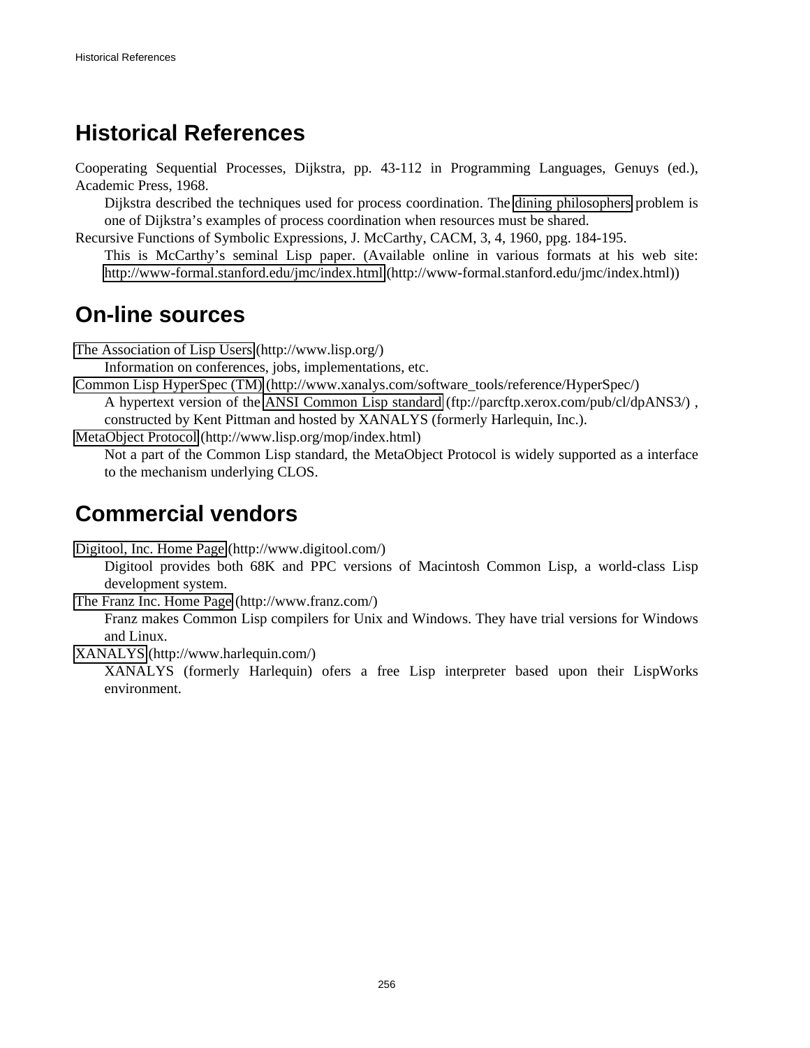# Historical References

Cooperating Sequential Processes, Dijkstra, pp. 43-112 in Programming Languages, Genuys (ed.), Academic Press, 1968.

> Dijkstra described the techniques used for process coordination. The dining philosophers problem is one of Dijkstra's examples of process coordination when resources must be shared.

Recursive Functions of Symbolic Expressions, J. McCarthy, CACM, 3, 4, 1960, ppg. 184-195.

> This is McCarthy's seminal Lisp paper. (Available online in various formats at his web site: http://www-formal.stanford.edu/jmc/index.html (http://www-formal.stanford.edu/jmc/index.html))

# On-line sources

The Association of Lisp Users (http://www.lisp.org/)

> Information on conferences, jobs, implementations, etc.

Common Lisp HyperSpec (TM) (http://www.xanalys.com/software_tools/reference/HyperSpec/)

> A hypertext version of the ANSI Common Lisp standard (ftp://parcftp.xerox.com/pub/cl/dpANS3/) , constructed by Kent Pittman and hosted by XANALYS (formerly Harlequin, Inc.).

MetaObject Protocol (http://www.lisp.org/mop/index.html)

> Not a part of the Common Lisp standard, the MetaObject Protocol is widely supported as a interface to the mechanism underlying CLOS.

# Commercial vendors

Digitool, Inc. Home Page (http://www.digitool.com/)

> Digitool provides both 68K and PPC versions of Macintosh Common Lisp, a world-class Lisp development system.

The Franz Inc. Home Page (http://www.franz.com/)

> Franz makes Common Lisp compilers for Unix and Windows. They have trial versions for Windows and Linux.

XANALYS (http://www.harlequin.com/)

> XANALYS (formerly Harlequin) ofers a free Lisp interpreter based upon their LispWorks environment.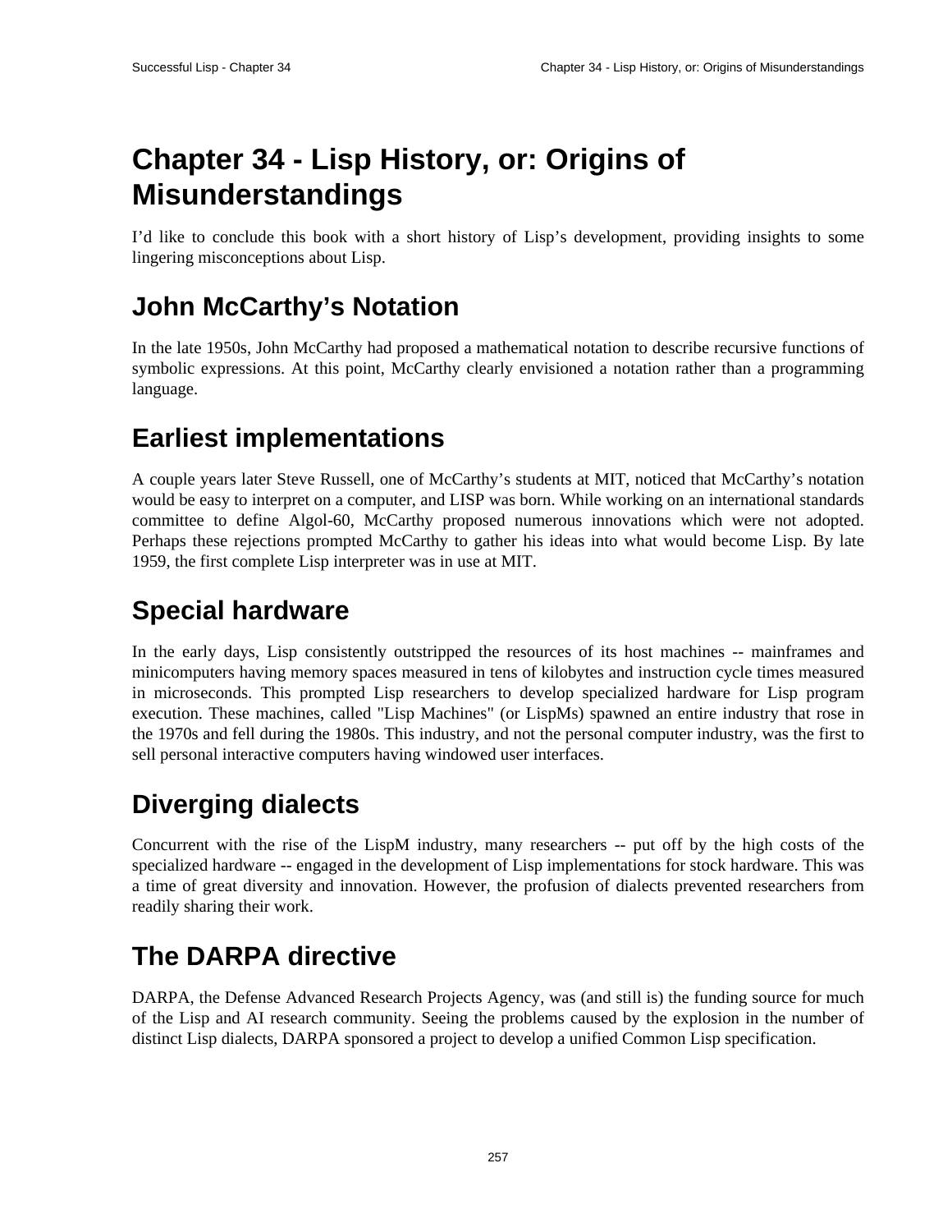# Chapter 34 - Lisp History, or: Origins of Misunderstandings

I'd like to conclude this book with a short history of Lisp's development, providing insights to some lingering misconceptions about Lisp.

## John McCarthy's Notation

In the late 1950s, John McCarthy had proposed a mathematical notation to describe recursive functions of symbolic expressions. At this point, McCarthy clearly envisioned a notation rather than a programming language.

## Earliest implementations

A couple years later Steve Russell, one of McCarthy's students at MIT, noticed that McCarthy's notation would be easy to interpret on a computer, and LISP was born. While working on an international standards committee to define Algol-60, McCarthy proposed numerous innovations which were not adopted. Perhaps these rejections prompted McCarthy to gather his ideas into what would become Lisp. By late 1959, the first complete Lisp interpreter was in use at MIT.

## Special hardware

In the early days, Lisp consistently outstripped the resources of its host machines -- mainframes and minicomputers having memory spaces measured in tens of kilobytes and instruction cycle times measured in microseconds. This prompted Lisp researchers to develop specialized hardware for Lisp program execution. These machines, called "Lisp Machines" (or LispMs) spawned an entire industry that rose in the 1970s and fell during the 1980s. This industry, and not the personal computer industry, was the first to sell personal interactive computers having windowed user interfaces.

## Diverging dialects

Concurrent with the rise of the LispM industry, many researchers -- put off by the high costs of the specialized hardware -- engaged in the development of Lisp implementations for stock hardware. This was a time of great diversity and innovation. However, the profusion of dialects prevented researchers from readily sharing their work.

## The DARPA directive

DARPA, the Defense Advanced Research Projects Agency, was (and still is) the funding source for much of the Lisp and AI research community. Seeing the problems caused by the explosion in the number of distinct Lisp dialects, DARPA sponsored a project to develop a unified Common Lisp specification.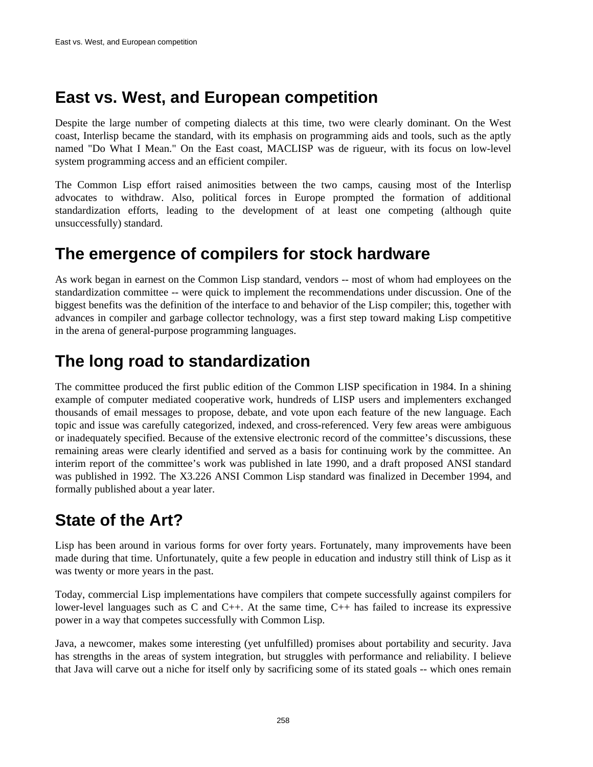## East vs. West, and European competition

Despite the large number of competing dialects at this time, two were clearly dominant. On the West coast, Interlisp became the standard, with its emphasis on programming aids and tools, such as the aptly named "Do What I Mean." On the East coast, MACLISP was de rigueur, with its focus on low-level system programming access and an efficient compiler.

The Common Lisp effort raised animosities between the two camps, causing most of the Interlisp advocates to withdraw. Also, political forces in Europe prompted the formation of additional standardization efforts, leading to the development of at least one competing (although quite unsuccessfully) standard.

## The emergence of compilers for stock hardware

As work began in earnest on the Common Lisp standard, vendors -- most of whom had employees on the standardization committee -- were quick to implement the recommendations under discussion. One of the biggest benefits was the definition of the interface to and behavior of the Lisp compiler; this, together with advances in compiler and garbage collector technology, was a first step toward making Lisp competitive in the arena of general-purpose programming languages.

## The long road to standardization

The committee produced the first public edition of the Common LISP specification in 1984. In a shining example of computer mediated cooperative work, hundreds of LISP users and implementers exchanged thousands of email messages to propose, debate, and vote upon each feature of the new language. Each topic and issue was carefully categorized, indexed, and cross-referenced. Very few areas were ambiguous or inadequately specified. Because of the extensive electronic record of the committee's discussions, these remaining areas were clearly identified and served as a basis for continuing work by the committee. An interim report of the committee's work was published in late 1990, and a draft proposed ANSI standard was published in 1992. The X3.226 ANSI Common Lisp standard was finalized in December 1994, and formally published about a year later.

## State of the Art?

Lisp has been around in various forms for over forty years. Fortunately, many improvements have been made during that time. Unfortunately, quite a few people in education and industry still think of Lisp as it was twenty or more years in the past.

Today, commercial Lisp implementations have compilers that compete successfully against compilers for lower-level languages such as C and C++. At the same time, C++ has failed to increase its expressive power in a way that competes successfully with Common Lisp.

Java, a newcomer, makes some interesting (yet unfulfilled) promises about portability and security. Java has strengths in the areas of system integration, but struggles with performance and reliability. I believe that Java will carve out a niche for itself only by sacrificing some of its stated goals -- which ones remain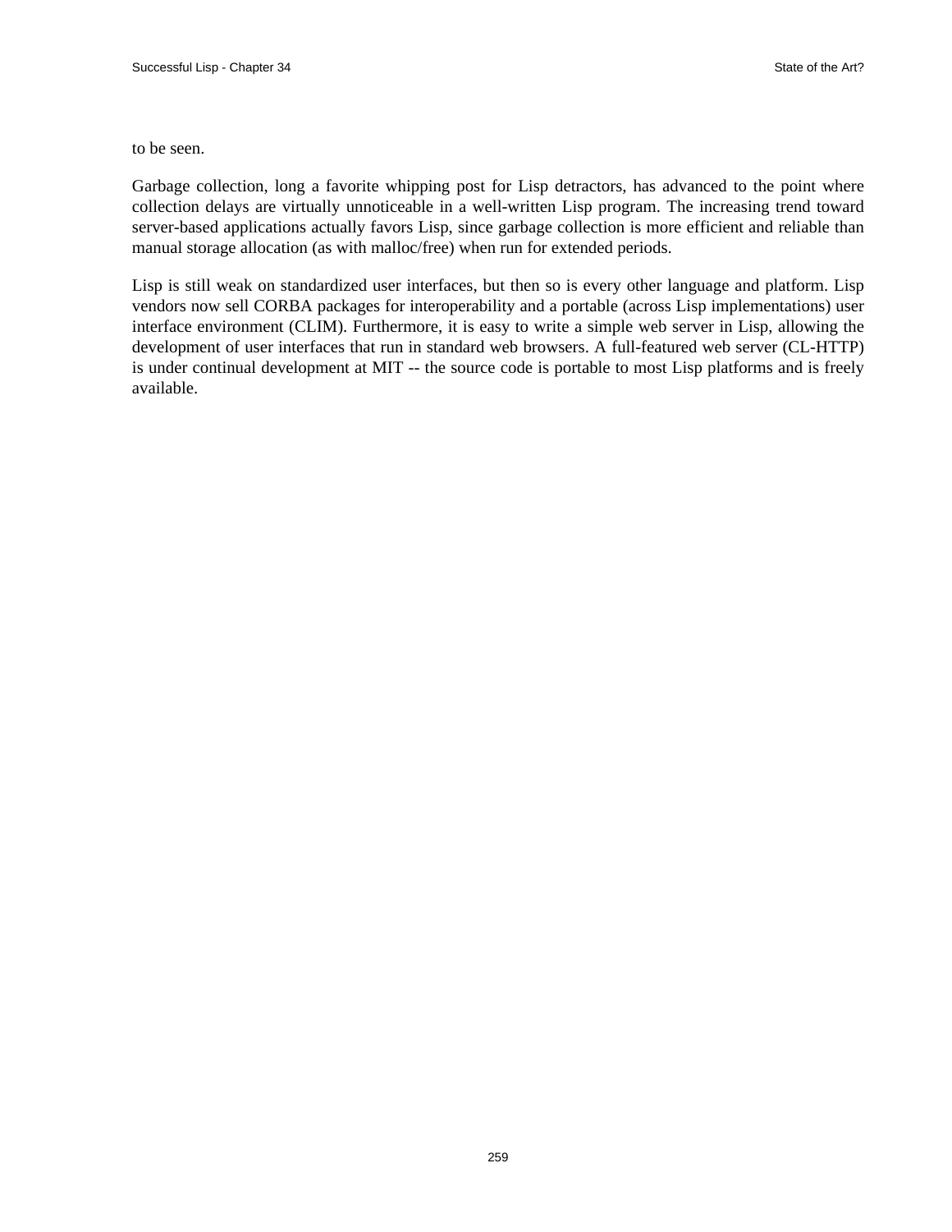to be seen.

Garbage collection, long a favorite whipping post for Lisp detractors, has advanced to the point where collection delays are virtually unnoticeable in a well-written Lisp program. The increasing trend toward server-based applications actually favors Lisp, since garbage collection is more efficient and reliable than manual storage allocation (as with malloc/free) when run for extended periods.

Lisp is still weak on standardized user interfaces, but then so is every other language and platform. Lisp vendors now sell CORBA packages for interoperability and a portable (across Lisp implementations) user interface environment (CLIM). Furthermore, it is easy to write a simple web server in Lisp, allowing the development of user interfaces that run in standard web browsers. A full-featured web server (CL-HTTP) is under continual development at MIT -- the source code is portable to most Lisp platforms and is freely available.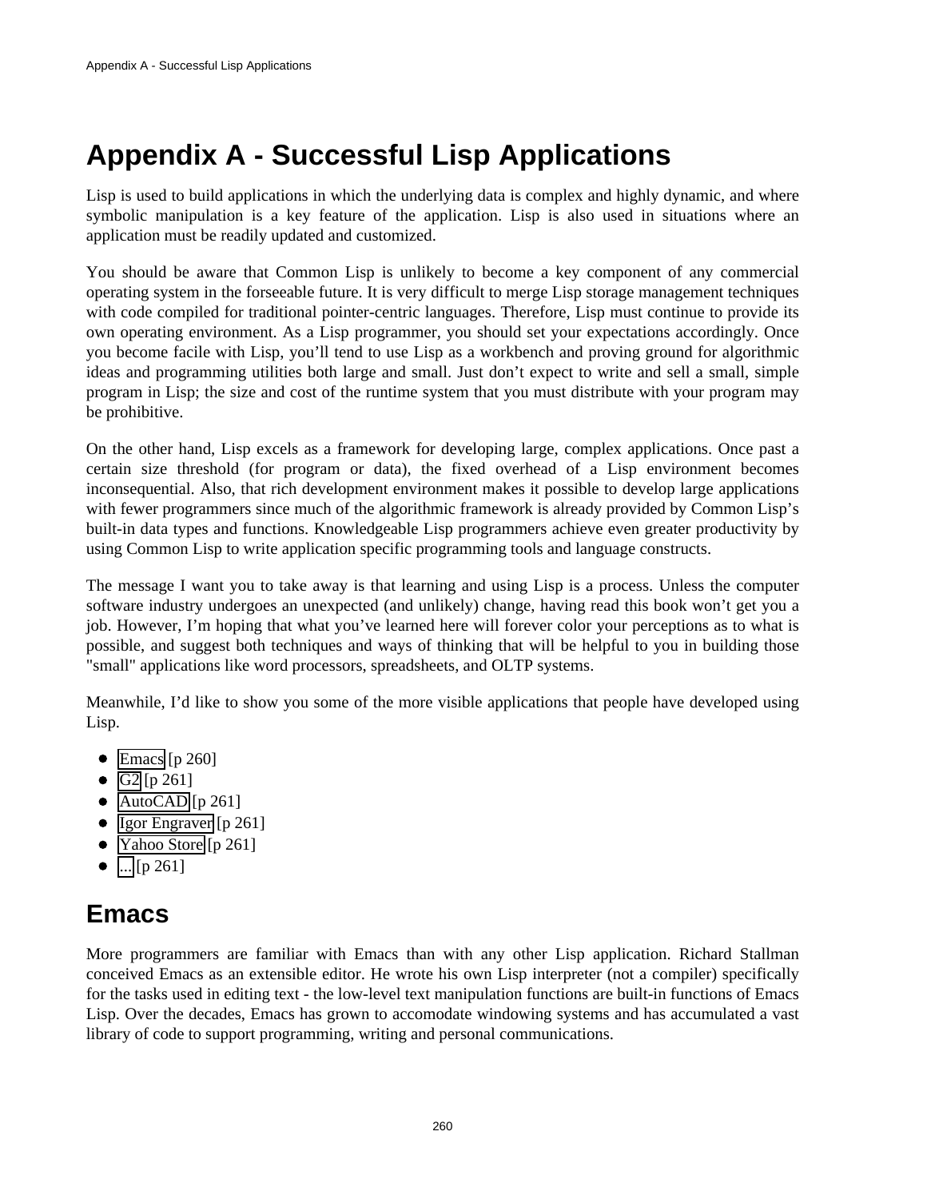# Appendix A - Successful Lisp Applications

Lisp is used to build applications in which the underlying data is complex and highly dynamic, and where symbolic manipulation is a key feature of the application. Lisp is also used in situations where an application must be readily updated and customized.

You should be aware that Common Lisp is unlikely to become a key component of any commercial operating system in the forseeable future. It is very difficult to merge Lisp storage management techniques with code compiled for traditional pointer-centric languages. Therefore, Lisp must continue to provide its own operating environment. As a Lisp programmer, you should set your expectations accordingly. Once you become facile with Lisp, you'll tend to use Lisp as a workbench and proving ground for algorithmic ideas and programming utilities both large and small. Just don't expect to write and sell a small, simple program in Lisp; the size and cost of the runtime system that you must distribute with your program may be prohibitive.

On the other hand, Lisp excels as a framework for developing large, complex applications. Once past a certain size threshold (for program or data), the fixed overhead of a Lisp environment becomes inconsequential. Also, that rich development environment makes it possible to develop large applications with fewer programmers since much of the algorithmic framework is already provided by Common Lisp's built-in data types and functions. Knowledgeable Lisp programmers achieve even greater productivity by using Common Lisp to write application specific programming tools and language constructs.

The message I want you to take away is that learning and using Lisp is a process. Unless the computer software industry undergoes an unexpected (and unlikely) change, having read this book won't get you a job. However, I'm hoping that what you've learned here will forever color your perceptions as to what is possible, and suggest both techniques and ways of thinking that will be helpful to you in building those "small" applications like word processors, spreadsheets, and OLTP systems.

Meanwhile, I'd like to show you some of the more visible applications that people have developed using Lisp.

- Emacs [p 260]
- G2 [p 261]
- AutoCAD [p 261]
- Igor Engraver [p 261]
- Yahoo Store [p 261]
- ... [p 261]

## Emacs

More programmers are familiar with Emacs than with any other Lisp application. Richard Stallman conceived Emacs as an extensible editor. He wrote his own Lisp interpreter (not a compiler) specifically for the tasks used in editing text - the low-level text manipulation functions are built-in functions of Emacs Lisp. Over the decades, Emacs has grown to accomodate windowing systems and has accumulated a vast library of code to support programming, writing and personal communications.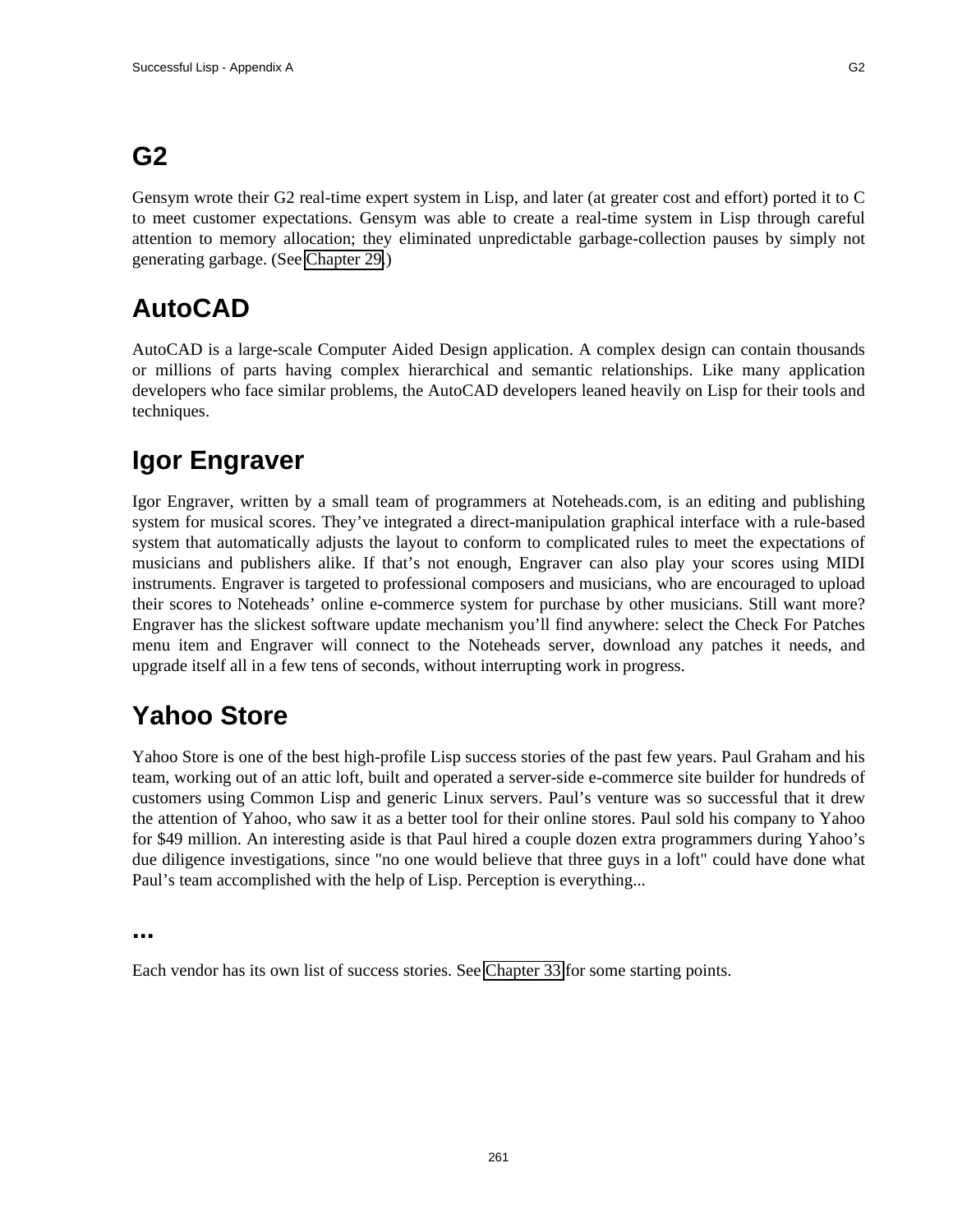## G2

Gensym wrote their G2 real-time expert system in Lisp, and later (at greater cost and effort) ported it to C to meet customer expectations. Gensym was able to create a real-time system in Lisp through careful attention to memory allocation; they eliminated unpredictable garbage-collection pauses by simply not generating garbage. (See Chapter 29.)

## AutoCAD

AutoCAD is a large-scale Computer Aided Design application. A complex design can contain thousands or millions of parts having complex hierarchical and semantic relationships. Like many application developers who face similar problems, the AutoCAD developers leaned heavily on Lisp for their tools and techniques.

## Igor Engraver

Igor Engraver, written by a small team of programmers at Noteheads.com, is an editing and publishing system for musical scores. They've integrated a direct-manipulation graphical interface with a rule-based system that automatically adjusts the layout to conform to complicated rules to meet the expectations of musicians and publishers alike. If that's not enough, Engraver can also play your scores using MIDI instruments. Engraver is targeted to professional composers and musicians, who are encouraged to upload their scores to Noteheads' online e-commerce system for purchase by other musicians. Still want more? Engraver has the slickest software update mechanism you'll find anywhere: select the Check For Patches menu item and Engraver will connect to the Noteheads server, download any patches it needs, and upgrade itself all in a few tens of seconds, without interrupting work in progress.

## Yahoo Store

Yahoo Store is one of the best high-profile Lisp success stories of the past few years. Paul Graham and his team, working out of an attic loft, built and operated a server-side e-commerce site builder for hundreds of customers using Common Lisp and generic Linux servers. Paul's venture was so successful that it drew the attention of Yahoo, who saw it as a better tool for their online stores. Paul sold his company to Yahoo for $49 million. An interesting aside is that Paul hired a couple dozen extra programmers during Yahoo's due diligence investigations, since "no one would believe that three guys in a loft" could have done what Paul's team accomplished with the help of Lisp. Perception is everything...

## ...

Each vendor has its own list of success stories. See Chapter 33 for some starting points.